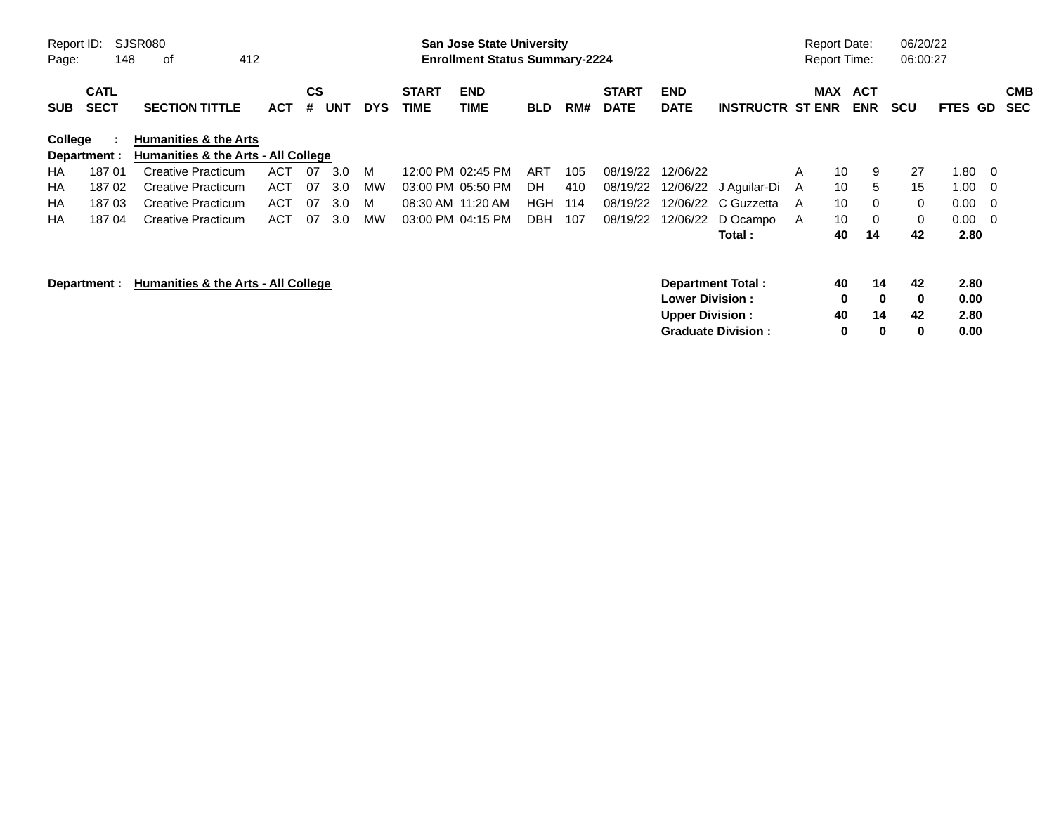Report ID: SJSR080

**San Jose State University**
**Enrollment Status Summary-2224**

Report Date: 06/20/22
Report Time: 06:00:27

**College : Humanities & the Arts**
**Department : Humanities & the Arts - All College**

| SUB | CATL SECT | SECTION TITTLE | ACT | CS # | UNT | DYS | START TIME | END TIME | BLD | RM# | START DATE | END DATE | INSTRUCTR | ST | MAX ENR | ACT ENR | SCU | FTES | GD | CMB SEC |
|---|---|---|---|---|---|---|---|---|---|---|---|---|---|---|---|---|---|---|---|---|
| HA | 187 01 | Creative Practicum | ACT | 07 | 3.0 | M | 12:00 PM | 02:45 PM | ART | 105 | 08/19/22 | 12/06/22 | | A | 10 | 9 | 27 | 1.80 | 0 | |
| HA | 187 02 | Creative Practicum | ACT | 07 | 3.0 | MW | 03:00 PM | 05:50 PM | DH | 410 | 08/19/22 | 12/06/22 | J Aguilar-Di | A | 10 | 5 | 15 | 1.00 | 0 | |
| HA | 187 03 | Creative Practicum | ACT | 07 | 3.0 | M | 08:30 AM | 11:20 AM | HGH | 114 | 08/19/22 | 12/06/22 | C Guzzetta | A | 10 | 0 | 0 | 0.00 | 0 | |
| HA | 187 04 | Creative Practicum | ACT | 07 | 3.0 | MW | 03:00 PM | 04:15 PM | DBH | 107 | 08/19/22 | 12/06/22 | D Ocampo | A | 10 | 0 | 0 | 0.00 | 0 | |
| | | | | | | | | | | | | | **Total :** | | **40** | **14** | **42** | **2.80** | | |

**Department : Humanities & the Arts - All College**

| | MAX ENR | ACT ENR | SCU | FTES |
|---|---|---|---|---|
| **Department Total :** | **40** | **14** | **42** | **2.80** |
| **Lower Division :** | **0** | **0** | **0** | **0.00** |
| **Upper Division :** | **40** | **14** | **42** | **2.80** |
| **Graduate Division :** | **0** | **0** | **0** | **0.00** |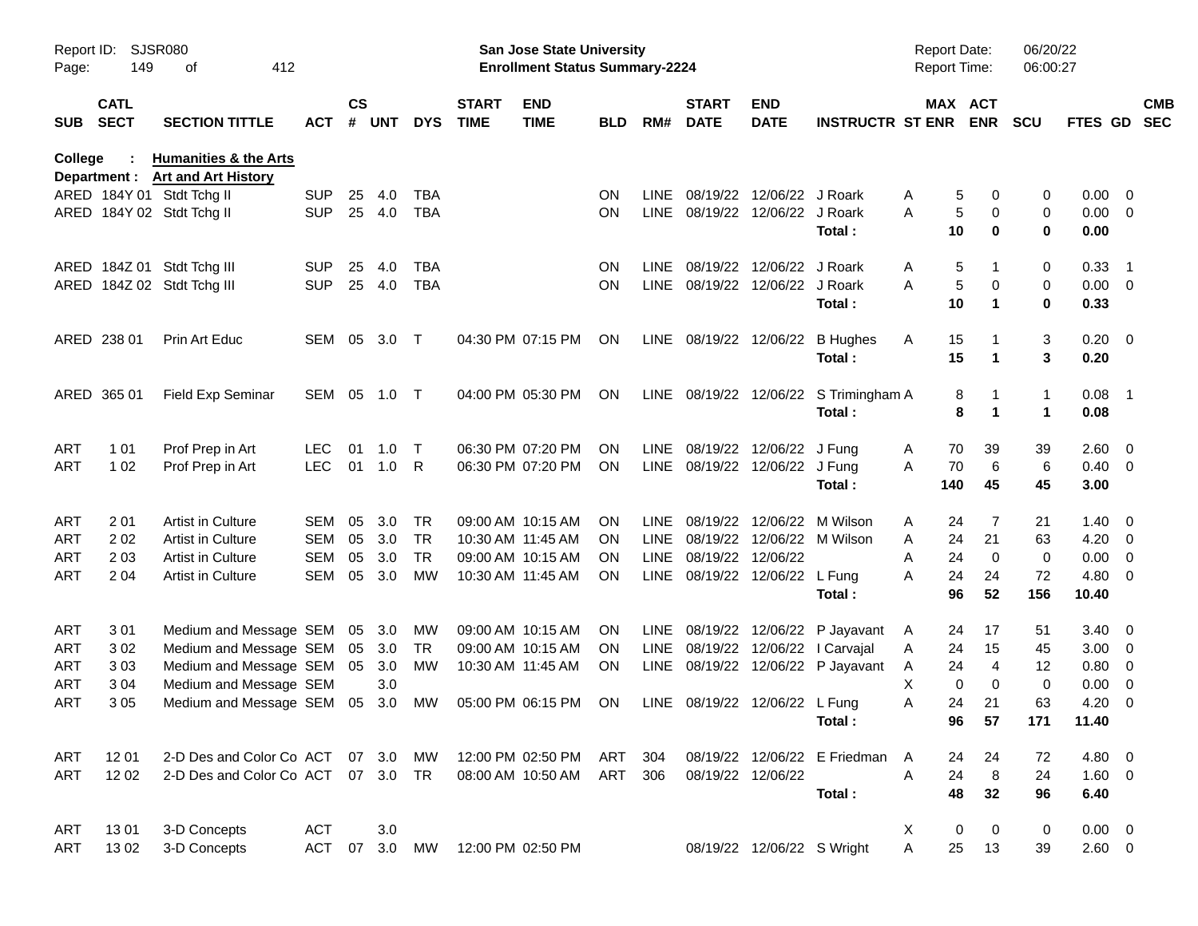**San Jose State University**
**Enrollment Status Summary-2224**

Report ID: SJSR080 | Report Date: 06/20/22 | Report Time: 06:00:27

**College : Humanities & the Arts**
**Department : Art and Art History**

| SUB | CATL SECT | SECTION TITTLE | ACT | CS # | UNT | DYS | START TIME | END TIME | BLD | RM# | START DATE | END DATE | INSTRUCTR | ST | MAX ENR | ACT ENR | SCU | FTES | GD | CMB SEC |
|---|---|---|---|---|---|---|---|---|---|---|---|---|---|---|---|---|---|---|---|---|
| ARED | 184Y 01 | Stdt Tchg II | SUP | 25 | 4.0 | TBA | | | ON | LINE | 08/19/22 | 12/06/22 | J Roark | A | 5 | 0 | 0 | 0.00 | 0 | |
| ARED | 184Y 02 | Stdt Tchg II | SUP | 25 | 4.0 | TBA | | | ON | LINE | 08/19/22 | 12/06/22 | J Roark | A | 5 | 0 | 0 | 0.00 | 0 | |
| | | | | | | | | | | | | | **Total :** | | **10** | **0** | **0** | **0.00** | | |
| ARED | 184Z 01 | Stdt Tchg III | SUP | 25 | 4.0 | TBA | | | ON | LINE | 08/19/22 | 12/06/22 | J Roark | A | 5 | 1 | 0 | 0.33 | 1 | |
| ARED | 184Z 02 | Stdt Tchg III | SUP | 25 | 4.0 | TBA | | | ON | LINE | 08/19/22 | 12/06/22 | J Roark | A | 5 | 0 | 0 | 0.00 | 0 | |
| | | | | | | | | | | | | | **Total :** | | **10** | **1** | **0** | **0.33** | | |
| ARED | 238 01 | Prin Art Educ | SEM | 05 | 3.0 | T | 04:30 PM | 07:15 PM | ON | LINE | 08/19/22 | 12/06/22 | B Hughes | A | 15 | 1 | 3 | 0.20 | 0 | |
| | | | | | | | | | | | | | **Total :** | | **15** | **1** | **3** | **0.20** | | |
| ARED | 365 01 | Field Exp Seminar | SEM | 05 | 1.0 | T | 04:00 PM | 05:30 PM | ON | LINE | 08/19/22 | 12/06/22 | S Trimingham | A | 8 | 1 | 1 | 0.08 | 1 | |
| | | | | | | | | | | | | | **Total :** | | **8** | **1** | **1** | **0.08** | | |
| ART | 1 01 | Prof Prep in Art | LEC | 01 | 1.0 | T | 06:30 PM | 07:20 PM | ON | LINE | 08/19/22 | 12/06/22 | J Fung | A | 70 | 39 | 39 | 2.60 | 0 | |
| ART | 1 02 | Prof Prep in Art | LEC | 01 | 1.0 | R | 06:30 PM | 07:20 PM | ON | LINE | 08/19/22 | 12/06/22 | J Fung | A | 70 | 6 | 6 | 0.40 | 0 | |
| | | | | | | | | | | | | | **Total :** | | **140** | **45** | **45** | **3.00** | | |
| ART | 2 01 | Artist in Culture | SEM | 05 | 3.0 | TR | 09:00 AM | 10:15 AM | ON | LINE | 08/19/22 | 12/06/22 | M Wilson | A | 24 | 7 | 21 | 1.40 | 0 | |
| ART | 2 02 | Artist in Culture | SEM | 05 | 3.0 | TR | 10:30 AM | 11:45 AM | ON | LINE | 08/19/22 | 12/06/22 | M Wilson | A | 24 | 21 | 63 | 4.20 | 0 | |
| ART | 2 03 | Artist in Culture | SEM | 05 | 3.0 | TR | 09:00 AM | 10:15 AM | ON | LINE | 08/19/22 | 12/06/22 | | A | 24 | 0 | 0 | 0.00 | 0 | |
| ART | 2 04 | Artist in Culture | SEM | 05 | 3.0 | MW | 10:30 AM | 11:45 AM | ON | LINE | 08/19/22 | 12/06/22 | L Fung | A | 24 | 24 | 72 | 4.80 | 0 | |
| | | | | | | | | | | | | | **Total :** | | **96** | **52** | **156** | **10.40** | | |
| ART | 3 01 | Medium and Message | SEM | 05 | 3.0 | MW | 09:00 AM | 10:15 AM | ON | LINE | 08/19/22 | 12/06/22 | P Jayavant | A | 24 | 17 | 51 | 3.40 | 0 | |
| ART | 3 02 | Medium and Message | SEM | 05 | 3.0 | TR | 09:00 AM | 10:15 AM | ON | LINE | 08/19/22 | 12/06/22 | I Carvajal | A | 24 | 15 | 45 | 3.00 | 0 | |
| ART | 3 03 | Medium and Message | SEM | 05 | 3.0 | MW | 10:30 AM | 11:45 AM | ON | LINE | 08/19/22 | 12/06/22 | P Jayavant | A | 24 | 4 | 12 | 0.80 | 0 | |
| ART | 3 04 | Medium and Message | SEM | | 3.0 | | | | | | | | | X | 0 | 0 | 0 | 0.00 | 0 | |
| ART | 3 05 | Medium and Message | SEM | 05 | 3.0 | MW | 05:00 PM | 06:15 PM | ON | LINE | 08/19/22 | 12/06/22 | L Fung | A | 24 | 21 | 63 | 4.20 | 0 | |
| | | | | | | | | | | | | | **Total :** | | **96** | **57** | **171** | **11.40** | | |
| ART | 12 01 | 2-D Des and Color Co | ACT | 07 | 3.0 | MW | 12:00 PM | 02:50 PM | ART | 304 | 08/19/22 | 12/06/22 | E Friedman | A | 24 | 24 | 72 | 4.80 | 0 | |
| ART | 12 02 | 2-D Des and Color Co | ACT | 07 | 3.0 | TR | 08:00 AM | 10:50 AM | ART | 306 | 08/19/22 | 12/06/22 | | A | 24 | 8 | 24 | 1.60 | 0 | |
| | | | | | | | | | | | | | **Total :** | | **48** | **32** | **96** | **6.40** | | |
| ART | 13 01 | 3-D Concepts | ACT | | 3.0 | | | | | | | | | X | 0 | 0 | 0 | 0.00 | 0 | |
| ART | 13 02 | 3-D Concepts | ACT | 07 | 3.0 | MW | 12:00 PM | 02:50 PM | | | 08/19/22 | 12/06/22 | S Wright | A | 25 | 13 | 39 | 2.60 | 0 | |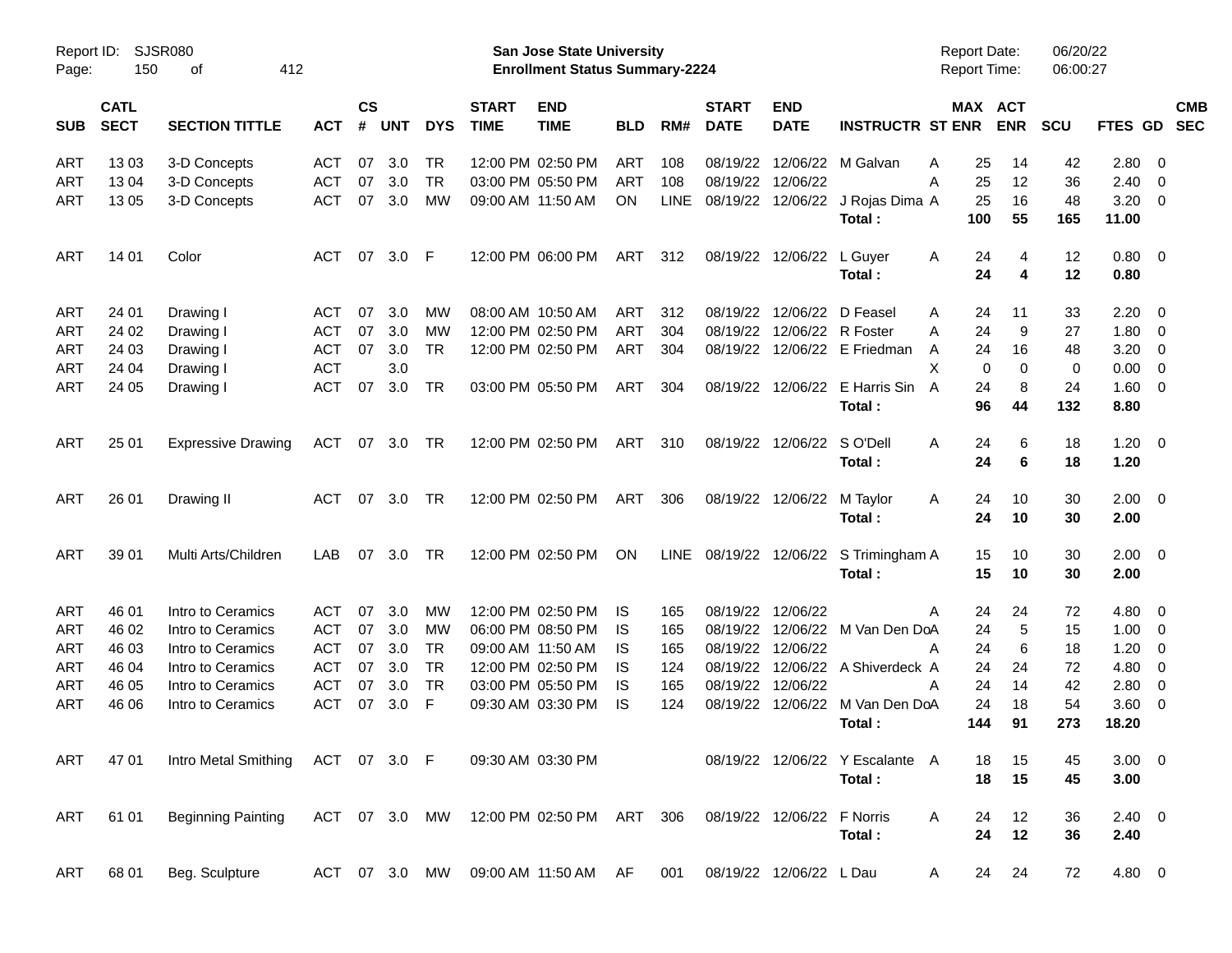Report ID: SJSR080
San Jose State University
Enrollment Status Summary-2224
Report Date: 06/20/22
Report Time: 06:00:27

| SUB | CATL SECT | SECTION TITTLE | ACT | CS # | UNT | DYS | START TIME | END TIME | BLD | RM# | START DATE | END DATE | INSTRUCTR | ST | MAX ENR | ACT ENR | SCU | FTES | GD | CMB SEC |
|---|---|---|---|---|---|---|---|---|---|---|---|---|---|---|---|---|---|---|---|---|
| ART | 13 03 | 3-D Concepts | ACT | 07 | 3.0 | TR | 12:00 PM | 02:50 PM | ART | 108 | 08/19/22 | 12/06/22 | M Galvan | A | 25 | 14 | 42 | 2.80 | 0 | |
| ART | 13 04 | 3-D Concepts | ACT | 07 | 3.0 | TR | 03:00 PM | 05:50 PM | ART | 108 | 08/19/22 | 12/06/22 | | A | 25 | 12 | 36 | 2.40 | 0 | |
| ART | 13 05 | 3-D Concepts | ACT | 07 | 3.0 | MW | 09:00 AM | 11:50 AM | ON | LINE | 08/19/22 | 12/06/22 | J Rojas Dima | A | 25 | 16 | 48 | 3.20 | 0 | |
| | | | | | | | | | | | | | **Total :** | | **100** | **55** | **165** | **11.00** | | |
| ART | 14 01 | Color | ACT | 07 | 3.0 | F | 12:00 PM | 06:00 PM | ART | 312 | 08/19/22 | 12/06/22 | L Guyer | A | 24 | 4 | 12 | 0.80 | 0 | |
| | | | | | | | | | | | | | **Total :** | | **24** | **4** | **12** | **0.80** | | |
| ART | 24 01 | Drawing I | ACT | 07 | 3.0 | MW | 08:00 AM | 10:50 AM | ART | 312 | 08/19/22 | 12/06/22 | D Feasel | A | 24 | 11 | 33 | 2.20 | 0 | |
| ART | 24 02 | Drawing I | ACT | 07 | 3.0 | MW | 12:00 PM | 02:50 PM | ART | 304 | 08/19/22 | 12/06/22 | R Foster | A | 24 | 9 | 27 | 1.80 | 0 | |
| ART | 24 03 | Drawing I | ACT | 07 | 3.0 | TR | 12:00 PM | 02:50 PM | ART | 304 | 08/19/22 | 12/06/22 | E Friedman | A | 24 | 16 | 48 | 3.20 | 0 | |
| ART | 24 04 | Drawing I | ACT | | 3.0 | | | | | | | | | X | 0 | 0 | 0 | 0.00 | 0 | |
| ART | 24 05 | Drawing I | ACT | 07 | 3.0 | TR | 03:00 PM | 05:50 PM | ART | 304 | 08/19/22 | 12/06/22 | E Harris Sin | A | 24 | 8 | 24 | 1.60 | 0 | |
| | | | | | | | | | | | | | **Total :** | | **96** | **44** | **132** | **8.80** | | |
| ART | 25 01 | Expressive Drawing | ACT | 07 | 3.0 | TR | 12:00 PM | 02:50 PM | ART | 310 | 08/19/22 | 12/06/22 | S O'Dell | A | 24 | 6 | 18 | 1.20 | 0 | |
| | | | | | | | | | | | | | **Total :** | | **24** | **6** | **18** | **1.20** | | |
| ART | 26 01 | Drawing II | ACT | 07 | 3.0 | TR | 12:00 PM | 02:50 PM | ART | 306 | 08/19/22 | 12/06/22 | M Taylor | A | 24 | 10 | 30 | 2.00 | 0 | |
| | | | | | | | | | | | | | **Total :** | | **24** | **10** | **30** | **2.00** | | |
| ART | 39 01 | Multi Arts/Children | LAB | 07 | 3.0 | TR | 12:00 PM | 02:50 PM | ON | LINE | 08/19/22 | 12/06/22 | S Trimingham | A | 15 | 10 | 30 | 2.00 | 0 | |
| | | | | | | | | | | | | | **Total :** | | **15** | **10** | **30** | **2.00** | | |
| ART | 46 01 | Intro to Ceramics | ACT | 07 | 3.0 | MW | 12:00 PM | 02:50 PM | IS | 165 | 08/19/22 | 12/06/22 | | A | 24 | 24 | 72 | 4.80 | 0 | |
| ART | 46 02 | Intro to Ceramics | ACT | 07 | 3.0 | MW | 06:00 PM | 08:50 PM | IS | 165 | 08/19/22 | 12/06/22 | M Van Den Do | A | 24 | 5 | 15 | 1.00 | 0 | |
| ART | 46 03 | Intro to Ceramics | ACT | 07 | 3.0 | TR | 09:00 AM | 11:50 AM | IS | 165 | 08/19/22 | 12/06/22 | | A | 24 | 6 | 18 | 1.20 | 0 | |
| ART | 46 04 | Intro to Ceramics | ACT | 07 | 3.0 | TR | 12:00 PM | 02:50 PM | IS | 124 | 08/19/22 | 12/06/22 | A Shiverdeck | A | 24 | 24 | 72 | 4.80 | 0 | |
| ART | 46 05 | Intro to Ceramics | ACT | 07 | 3.0 | TR | 03:00 PM | 05:50 PM | IS | 165 | 08/19/22 | 12/06/22 | | A | 24 | 14 | 42 | 2.80 | 0 | |
| ART | 46 06 | Intro to Ceramics | ACT | 07 | 3.0 | F | 09:30 AM | 03:30 PM | IS | 124 | 08/19/22 | 12/06/22 | M Van Den Do | A | 24 | 18 | 54 | 3.60 | 0 | |
| | | | | | | | | | | | | | **Total :** | | **144** | **91** | **273** | **18.20** | | |
| ART | 47 01 | Intro Metal Smithing | ACT | 07 | 3.0 | F | 09:30 AM | 03:30 PM | | | 08/19/22 | 12/06/22 | Y Escalante | A | 18 | 15 | 45 | 3.00 | 0 | |
| | | | | | | | | | | | | | **Total :** | | **18** | **15** | **45** | **3.00** | | |
| ART | 61 01 | Beginning Painting | ACT | 07 | 3.0 | MW | 12:00 PM | 02:50 PM | ART | 306 | 08/19/22 | 12/06/22 | F Norris | A | 24 | 12 | 36 | 2.40 | 0 | |
| | | | | | | | | | | | | | **Total :** | | **24** | **12** | **36** | **2.40** | | |
| ART | 68 01 | Beg. Sculpture | ACT | 07 | 3.0 | MW | 09:00 AM | 11:50 AM | AF | 001 | 08/19/22 | 12/06/22 | L Dau | A | 24 | 24 | 72 | 4.80 | 0 | |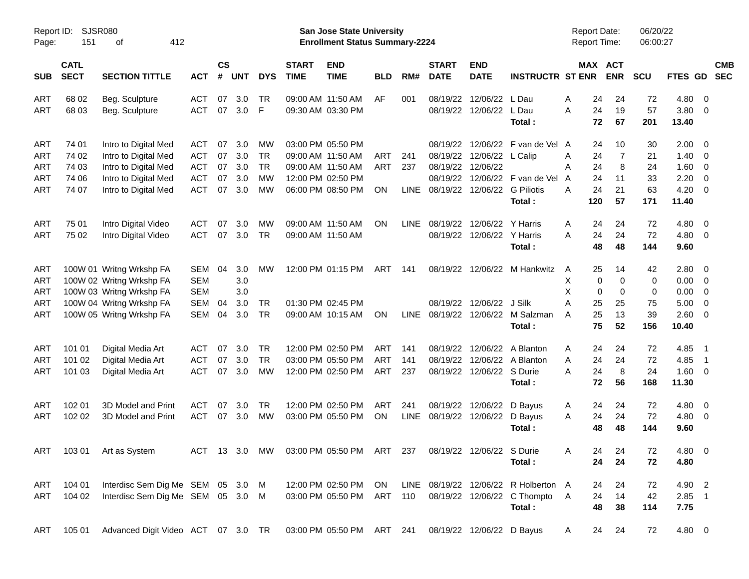Report ID: SJSR080
Page: 151 of 412

**San Jose State University**
**Enrollment Status Summary-2224**

Report Date: 06/20/22
Report Time: 06:00:27

| SUB | CATL SECT | SECTION TITTLE | ACT | CS # | UNT | DYS | START TIME | END TIME | BLD | RM# | START DATE | END DATE | INSTRUCTR | ST | MAX ENR | ACT ENR | SCU | FTES | GD | CMB SEC |
|---|---|---|---|---|---|---|---|---|---|---|---|---|---|---|---|---|---|---|---|---|
| ART | 68 02 | Beg. Sculpture | ACT | 07 | 3.0 | TR | 09:00 AM | 11:50 AM | AF | 001 | 08/19/22 | 12/06/22 | L Dau | A | 24 | 24 | 72 | 4.80 | 0 | |
| ART | 68 03 | Beg. Sculpture | ACT | 07 | 3.0 | F | 09:30 AM | 03:30 PM | | | 08/19/22 | 12/06/22 | L Dau | A | 24 | 19 | 57 | 3.80 | 0 | |
| | | | | | | | | | | | | | **Total :** | | **72** | **67** | **201** | **13.40** | | |
| ART | 74 01 | Intro to Digital Med | ACT | 07 | 3.0 | MW | 03:00 PM | 05:50 PM | | | 08/19/22 | 12/06/22 | F van de Vel | A | 24 | 10 | 30 | 2.00 | 0 | |
| ART | 74 02 | Intro to Digital Med | ACT | 07 | 3.0 | TR | 09:00 AM | 11:50 AM | ART | 241 | 08/19/22 | 12/06/22 | L Calip | A | 24 | 7 | 21 | 1.40 | 0 | |
| ART | 74 03 | Intro to Digital Med | ACT | 07 | 3.0 | TR | 09:00 AM | 11:50 AM | ART | 237 | 08/19/22 | 12/06/22 | | A | 24 | 8 | 24 | 1.60 | 0 | |
| ART | 74 06 | Intro to Digital Med | ACT | 07 | 3.0 | MW | 12:00 PM | 02:50 PM | | | 08/19/22 | 12/06/22 | F van de Vel | A | 24 | 11 | 33 | 2.20 | 0 | |
| ART | 74 07 | Intro to Digital Med | ACT | 07 | 3.0 | MW | 06:00 PM | 08:50 PM | ON | LINE | 08/19/22 | 12/06/22 | G Piliotis | A | 24 | 21 | 63 | 4.20 | 0 | |
| | | | | | | | | | | | | | **Total :** | | **120** | **57** | **171** | **11.40** | | |
| ART | 75 01 | Intro Digital Video | ACT | 07 | 3.0 | MW | 09:00 AM | 11:50 AM | ON | LINE | 08/19/22 | 12/06/22 | Y Harris | A | 24 | 24 | 72 | 4.80 | 0 | |
| ART | 75 02 | Intro Digital Video | ACT | 07 | 3.0 | TR | 09:00 AM | 11:50 AM | | | 08/19/22 | 12/06/22 | Y Harris | A | 24 | 24 | 72 | 4.80 | 0 | |
| | | | | | | | | | | | | | **Total :** | | **48** | **48** | **144** | **9.60** | | |
| ART | 100W 01 | Writng Wrkshp FA | SEM | 04 | 3.0 | MW | 12:00 PM | 01:15 PM | ART | 141 | 08/19/22 | 12/06/22 | M Hankwitz | A | 25 | 14 | 42 | 2.80 | 0 | |
| ART | 100W 02 | Writng Wrkshp FA | SEM | | 3.0 | | | | | | | | | X | 0 | 0 | 0 | 0.00 | 0 | |
| ART | 100W 03 | Writng Wrkshp FA | SEM | | 3.0 | | | | | | | | | X | 0 | 0 | 0 | 0.00 | 0 | |
| ART | 100W 04 | Writng Wrkshp FA | SEM | 04 | 3.0 | TR | 01:30 PM | 02:45 PM | | | 08/19/22 | 12/06/22 | J Silk | A | 25 | 25 | 75 | 5.00 | 0 | |
| ART | 100W 05 | Writng Wrkshp FA | SEM | 04 | 3.0 | TR | 09:00 AM | 10:15 AM | ON | LINE | 08/19/22 | 12/06/22 | M Salzman | A | 25 | 13 | 39 | 2.60 | 0 | |
| | | | | | | | | | | | | | **Total :** | | **75** | **52** | **156** | **10.40** | | |
| ART | 101 01 | Digital Media Art | ACT | 07 | 3.0 | TR | 12:00 PM | 02:50 PM | ART | 141 | 08/19/22 | 12/06/22 | A Blanton | A | 24 | 24 | 72 | 4.85 | 1 | |
| ART | 101 02 | Digital Media Art | ACT | 07 | 3.0 | TR | 03:00 PM | 05:50 PM | ART | 141 | 08/19/22 | 12/06/22 | A Blanton | A | 24 | 24 | 72 | 4.85 | 1 | |
| ART | 101 03 | Digital Media Art | ACT | 07 | 3.0 | MW | 12:00 PM | 02:50 PM | ART | 237 | 08/19/22 | 12/06/22 | S Durie | A | 24 | 8 | 24 | 1.60 | 0 | |
| | | | | | | | | | | | | | **Total :** | | **72** | **56** | **168** | **11.30** | | |
| ART | 102 01 | 3D Model and Print | ACT | 07 | 3.0 | TR | 12:00 PM | 02:50 PM | ART | 241 | 08/19/22 | 12/06/22 | D Bayus | A | 24 | 24 | 72 | 4.80 | 0 | |
| ART | 102 02 | 3D Model and Print | ACT | 07 | 3.0 | MW | 03:00 PM | 05:50 PM | ON | LINE | 08/19/22 | 12/06/22 | D Bayus | A | 24 | 24 | 72 | 4.80 | 0 | |
| | | | | | | | | | | | | | **Total :** | | **48** | **48** | **144** | **9.60** | | |
| ART | 103 01 | Art as System | ACT | 13 | 3.0 | MW | 03:00 PM | 05:50 PM | ART | 237 | 08/19/22 | 12/06/22 | S Durie | A | 24 | 24 | 72 | 4.80 | 0 | |
| | | | | | | | | | | | | | **Total :** | | **24** | **24** | **72** | **4.80** | | |
| ART | 104 01 | Interdisc Sem Dig Me | SEM | 05 | 3.0 | M | 12:00 PM | 02:50 PM | ON | LINE | 08/19/22 | 12/06/22 | R Holberton | A | 24 | 24 | 72 | 4.90 | 2 | |
| ART | 104 02 | Interdisc Sem Dig Me | SEM | 05 | 3.0 | M | 03:00 PM | 05:50 PM | ART | 110 | 08/19/22 | 12/06/22 | C Thompto | A | 24 | 14 | 42 | 2.85 | 1 | |
| | | | | | | | | | | | | | **Total :** | | **48** | **38** | **114** | **7.75** | | |
| ART | 105 01 | Advanced Digit Video | ACT | 07 | 3.0 | TR | 03:00 PM | 05:50 PM | ART | 241 | 08/19/22 | 12/06/22 | D Bayus | A | 24 | 24 | 72 | 4.80 | 0 | |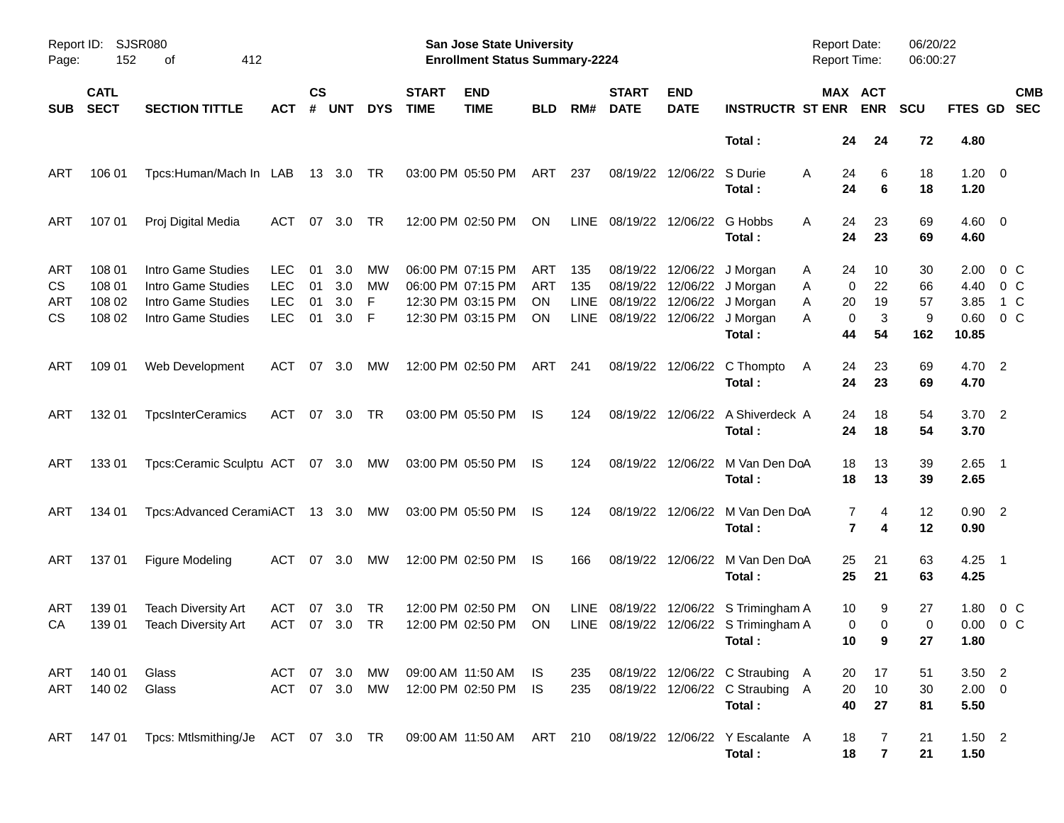| SUB | CATL SECT | SECTION TITTLE | ACT | CS # | UNT | DYS | START TIME | END TIME | BLD | RM# | START DATE | END DATE | INSTRUCTR | ST | MAX ENR | ACT ENR | SCU | FTES | GD | CMB SEC |
|---|---|---|---|---|---|---|---|---|---|---|---|---|---|---|---|---|---|---|---|---|
| | | | | | | | | | | | | | **Total :** | | **24** | **24** | **72** | **4.80** | | |
| ART | 106 01 | Tpcs:Human/Mach In | LAB | 13 | 3.0 | TR | 03:00 PM | 05:50 PM | ART | 237 | 08/19/22 | 12/06/22 | S Durie | A | 24 | 6 | 18 | 1.20 | 0 | |
| | | | | | | | | | | | | | **Total :** | | **24** | **6** | **18** | **1.20** | | |
| ART | 107 01 | Proj Digital Media | ACT | 07 | 3.0 | TR | 12:00 PM | 02:50 PM | ON | LINE | 08/19/22 | 12/06/22 | G Hobbs | A | 24 | 23 | 69 | 4.60 | 0 | |
| | | | | | | | | | | | | | **Total :** | | **24** | **23** | **69** | **4.60** | | |
| ART | 108 01 | Intro Game Studies | LEC | 01 | 3.0 | MW | 06:00 PM | 07:15 PM | ART | 135 | 08/19/22 | 12/06/22 | J Morgan | A | 24 | 10 | 30 | 2.00 | 0 | C |
| CS | 108 01 | Intro Game Studies | LEC | 01 | 3.0 | MW | 06:00 PM | 07:15 PM | ART | 135 | 08/19/22 | 12/06/22 | J Morgan | A | 0 | 22 | 66 | 4.40 | 0 | C |
| ART | 108 02 | Intro Game Studies | LEC | 01 | 3.0 | F | 12:30 PM | 03:15 PM | ON | LINE | 08/19/22 | 12/06/22 | J Morgan | A | 20 | 19 | 57 | 3.85 | 1 | C |
| CS | 108 02 | Intro Game Studies | LEC | 01 | 3.0 | F | 12:30 PM | 03:15 PM | ON | LINE | 08/19/22 | 12/06/22 | J Morgan | A | 0 | 3 | 9 | 0.60 | 0 | C |
| | | | | | | | | | | | | | **Total :** | | **44** | **54** | **162** | **10.85** | | |
| ART | 109 01 | Web Development | ACT | 07 | 3.0 | MW | 12:00 PM | 02:50 PM | ART | 241 | 08/19/22 | 12/06/22 | C Thompto | A | 24 | 23 | 69 | 4.70 | 2 | |
| | | | | | | | | | | | | | **Total :** | | **24** | **23** | **69** | **4.70** | | |
| ART | 132 01 | TpcsInterCeramics | ACT | 07 | 3.0 | TR | 03:00 PM | 05:50 PM | IS | 124 | 08/19/22 | 12/06/22 | A Shiverdeck | A | 24 | 18 | 54 | 3.70 | 2 | |
| | | | | | | | | | | | | | **Total :** | | **24** | **18** | **54** | **3.70** | | |
| ART | 133 01 | Tpcs:Ceramic Sculptu | ACT | 07 | 3.0 | MW | 03:00 PM | 05:50 PM | IS | 124 | 08/19/22 | 12/06/22 | M Van Den Do | A | 18 | 13 | 39 | 2.65 | 1 | |
| | | | | | | | | | | | | | **Total :** | | **18** | **13** | **39** | **2.65** | | |
| ART | 134 01 | Tpcs:Advanced Cerami | ACT | 13 | 3.0 | MW | 03:00 PM | 05:50 PM | IS | 124 | 08/19/22 | 12/06/22 | M Van Den Do | A | 7 | 4 | 12 | 0.90 | 2 | |
| | | | | | | | | | | | | | **Total :** | | **7** | **4** | **12** | **0.90** | | |
| ART | 137 01 | Figure Modeling | ACT | 07 | 3.0 | MW | 12:00 PM | 02:50 PM | IS | 166 | 08/19/22 | 12/06/22 | M Van Den Do | A | 25 | 21 | 63 | 4.25 | 1 | |
| | | | | | | | | | | | | | **Total :** | | **25** | **21** | **63** | **4.25** | | |
| ART | 139 01 | Teach Diversity Art | ACT | 07 | 3.0 | TR | 12:00 PM | 02:50 PM | ON | LINE | 08/19/22 | 12/06/22 | S Trimingham | A | 10 | 9 | 27 | 1.80 | 0 | C |
| CA | 139 01 | Teach Diversity Art | ACT | 07 | 3.0 | TR | 12:00 PM | 02:50 PM | ON | LINE | 08/19/22 | 12/06/22 | S Trimingham | A | 0 | 0 | 0 | 0.00 | 0 | C |
| | | | | | | | | | | | | | **Total :** | | **10** | **9** | **27** | **1.80** | | |
| ART | 140 01 | Glass | ACT | 07 | 3.0 | MW | 09:00 AM | 11:50 AM | IS | 235 | 08/19/22 | 12/06/22 | C Straubing | A | 20 | 17 | 51 | 3.50 | 2 | |
| ART | 140 02 | Glass | ACT | 07 | 3.0 | MW | 12:00 PM | 02:50 PM | IS | 235 | 08/19/22 | 12/06/22 | C Straubing | A | 20 | 10 | 30 | 2.00 | 0 | |
| | | | | | | | | | | | | | **Total :** | | **40** | **27** | **81** | **5.50** | | |
| ART | 147 01 | Tpcs: Mtlsmithing/Je | ACT | 07 | 3.0 | TR | 09:00 AM | 11:50 AM | ART | 210 | 08/19/22 | 12/06/22 | Y Escalante | A | 18 | 7 | 21 | 1.50 | 2 | |
| | | | | | | | | | | | | | **Total :** | | **18** | **7** | **21** | **1.50** | | |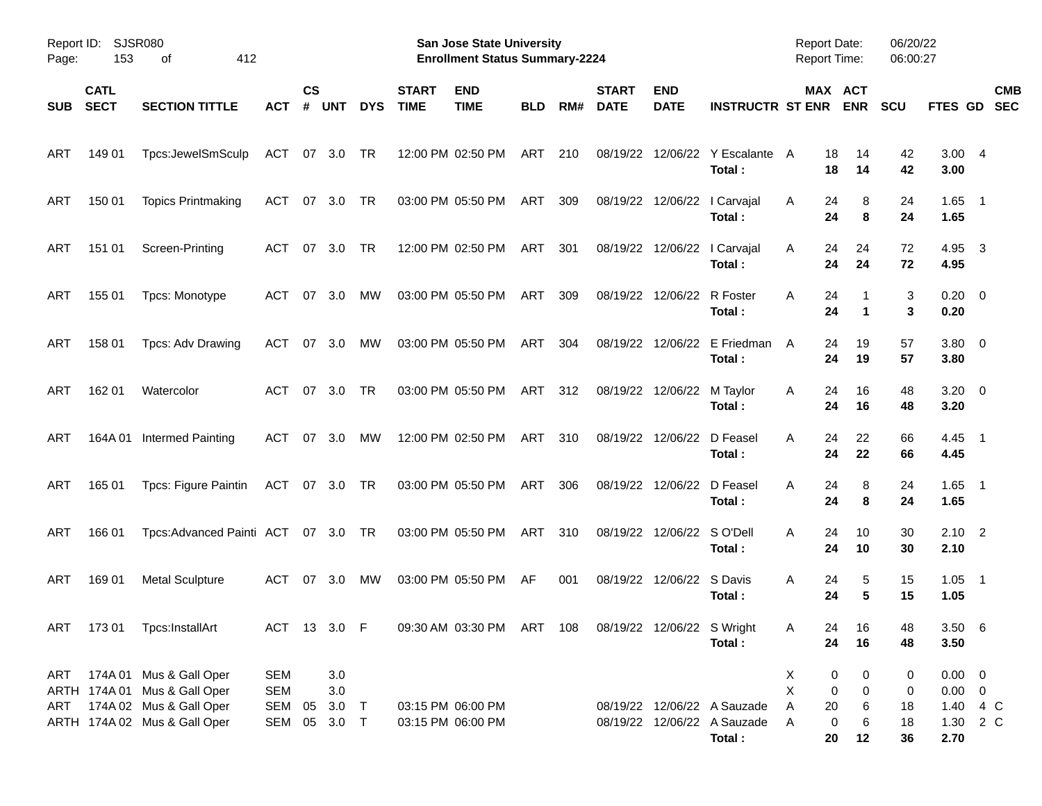Report ID: SJSR080
Page: 153 of 412

**San Jose State University**
**Enrollment Status Summary-2224**

Report Date: 06/20/22
Report Time: 06:00:27

| SUB | CATL SECT | SECTION TITTLE | ACT | CS # | UNT | DYS | START TIME | END TIME | BLD | RM# | START DATE | END DATE | INSTRUCTR | ST | MAX ENR | ACT ENR | SCU | FTES | GD | CMB SEC |
|---|---|---|---|---|---|---|---|---|---|---|---|---|---|---|---|---|---|---|---|---|
| ART | 149 01 | Tpcs:JewelSmSculp | ACT | 07 | 3.0 | TR | 12:00 PM | 02:50 PM | ART | 210 | 08/19/22 | 12/06/22 | Y Escalante | A | 18 | 14 | 42 | 3.00 | 4 | |
| | | | | | | | | | | | | | **Total :** | | **18** | **14** | **42** | **3.00** | | |
| ART | 150 01 | Topics Printmaking | ACT | 07 | 3.0 | TR | 03:00 PM | 05:50 PM | ART | 309 | 08/19/22 | 12/06/22 | I Carvajal | A | 24 | 8 | 24 | 1.65 | 1 | |
| | | | | | | | | | | | | | **Total :** | | **24** | **8** | **24** | **1.65** | | |
| ART | 151 01 | Screen-Printing | ACT | 07 | 3.0 | TR | 12:00 PM | 02:50 PM | ART | 301 | 08/19/22 | 12/06/22 | I Carvajal | A | 24 | 24 | 72 | 4.95 | 3 | |
| | | | | | | | | | | | | | **Total :** | | **24** | **24** | **72** | **4.95** | | |
| ART | 155 01 | Tpcs: Monotype | ACT | 07 | 3.0 | MW | 03:00 PM | 05:50 PM | ART | 309 | 08/19/22 | 12/06/22 | R Foster | A | 24 | 1 | 3 | 0.20 | 0 | |
| | | | | | | | | | | | | | **Total :** | | **24** | **1** | **3** | **0.20** | | |
| ART | 158 01 | Tpcs: Adv Drawing | ACT | 07 | 3.0 | MW | 03:00 PM | 05:50 PM | ART | 304 | 08/19/22 | 12/06/22 | E Friedman | A | 24 | 19 | 57 | 3.80 | 0 | |
| | | | | | | | | | | | | | **Total :** | | **24** | **19** | **57** | **3.80** | | |
| ART | 162 01 | Watercolor | ACT | 07 | 3.0 | TR | 03:00 PM | 05:50 PM | ART | 312 | 08/19/22 | 12/06/22 | M Taylor | A | 24 | 16 | 48 | 3.20 | 0 | |
| | | | | | | | | | | | | | **Total :** | | **24** | **16** | **48** | **3.20** | | |
| ART | 164A 01 | Intermed Painting | ACT | 07 | 3.0 | MW | 12:00 PM | 02:50 PM | ART | 310 | 08/19/22 | 12/06/22 | D Feasel | A | 24 | 22 | 66 | 4.45 | 1 | |
| | | | | | | | | | | | | | **Total :** | | **24** | **22** | **66** | **4.45** | | |
| ART | 165 01 | Tpcs: Figure Paintin | ACT | 07 | 3.0 | TR | 03:00 PM | 05:50 PM | ART | 306 | 08/19/22 | 12/06/22 | D Feasel | A | 24 | 8 | 24 | 1.65 | 1 | |
| | | | | | | | | | | | | | **Total :** | | **24** | **8** | **24** | **1.65** | | |
| ART | 166 01 | Tpcs:Advanced Painti | ACT | 07 | 3.0 | TR | 03:00 PM | 05:50 PM | ART | 310 | 08/19/22 | 12/06/22 | S O'Dell | A | 24 | 10 | 30 | 2.10 | 2 | |
| | | | | | | | | | | | | | **Total :** | | **24** | **10** | **30** | **2.10** | | |
| ART | 169 01 | Metal Sculpture | ACT | 07 | 3.0 | MW | 03:00 PM | 05:50 PM | AF | 001 | 08/19/22 | 12/06/22 | S Davis | A | 24 | 5 | 15 | 1.05 | 1 | |
| | | | | | | | | | | | | | **Total :** | | **24** | **5** | **15** | **1.05** | | |
| ART | 173 01 | Tpcs:InstallArt | ACT | 13 | 3.0 | F | 09:30 AM | 03:30 PM | ART | 108 | 08/19/22 | 12/06/22 | S Wright | A | 24 | 16 | 48 | 3.50 | 6 | |
| | | | | | | | | | | | | | **Total :** | | **24** | **16** | **48** | **3.50** | | |
| ART | 174A 01 | Mus & Gall Oper | SEM | | 3.0 | | | | | | | | | X | 0 | 0 | 0 | 0.00 | 0 | |
| ARTH | 174A 01 | Mus & Gall Oper | SEM | | 3.0 | | | | | | | | | X | 0 | 0 | 0 | 0.00 | 0 | |
| ART | 174A 02 | Mus & Gall Oper | SEM | 05 | 3.0 | T | 03:15 PM | 06:00 PM | | | 08/19/22 | 12/06/22 | A Sauzade | A | 20 | 6 | 18 | 1.40 | 4 | C |
| ARTH | 174A 02 | Mus & Gall Oper | SEM | 05 | 3.0 | T | 03:15 PM | 06:00 PM | | | 08/19/22 | 12/06/22 | A Sauzade | A | 0 | 6 | 18 | 1.30 | 2 | C |
| | | | | | | | | | | | | | **Total :** | | **20** | **12** | **36** | **2.70** | | |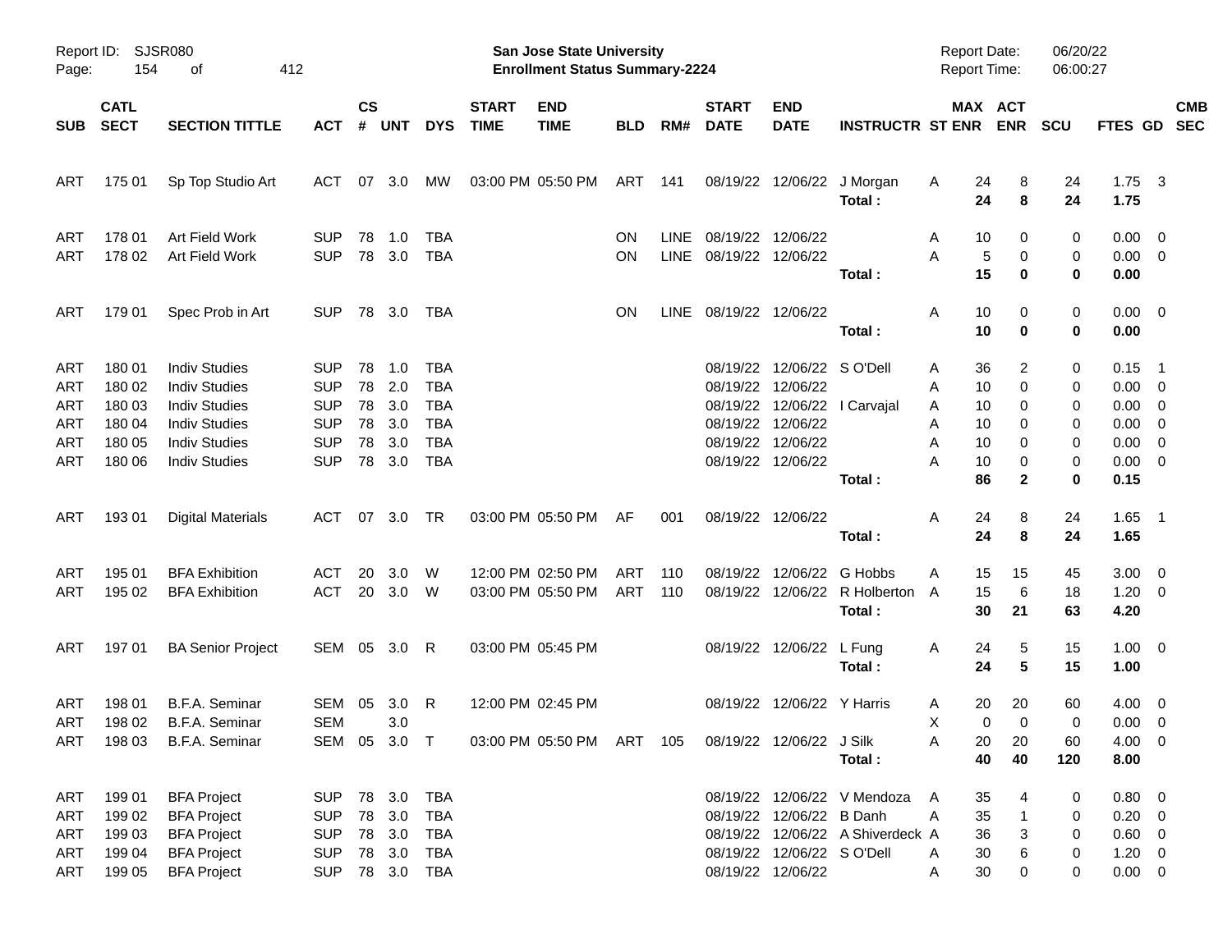Report ID: SJSR080
Page: 154 of 412

**San Jose State University**
**Enrollment Status Summary-2224**

Report Date: 06/20/22
Report Time: 06:00:27

| SUB | CATL SECT | SECTION TITTLE | ACT | CS # | UNT | DYS | START TIME | END TIME | BLD | RM# | START DATE | END DATE | INSTRUCTR | ST | MAX ENR | ACT ENR | SCU | FTES | GD | CMB SEC |
|---|---|---|---|---|---|---|---|---|---|---|---|---|---|---|---|---|---|---|---|---|
| ART | 175 01 | Sp Top Studio Art | ACT | 07 | 3.0 | MW | 03:00 PM | 05:50 PM | ART | 141 | 08/19/22 | 12/06/22 | J Morgan | A | 24 | 8 | 24 | 1.75 | 3 | |
| | | | | | | | | | | | | | **Total :** | | **24** | **8** | **24** | **1.75** | | |
| ART | 178 01 | Art Field Work | SUP | 78 | 1.0 | TBA | | | ON | LINE | 08/19/22 | 12/06/22 | | A | 10 | 0 | 0 | 0.00 | 0 | |
| ART | 178 02 | Art Field Work | SUP | 78 | 3.0 | TBA | | | ON | LINE | 08/19/22 | 12/06/22 | | A | 5 | 0 | 0 | 0.00 | 0 | |
| | | | | | | | | | | | | | **Total :** | | **15** | **0** | **0** | **0.00** | | |
| ART | 179 01 | Spec Prob in Art | SUP | 78 | 3.0 | TBA | | | ON | LINE | 08/19/22 | 12/06/22 | | A | 10 | 0 | 0 | 0.00 | 0 | |
| | | | | | | | | | | | | | **Total :** | | **10** | **0** | **0** | **0.00** | | |
| ART | 180 01 | Indiv Studies | SUP | 78 | 1.0 | TBA | | | | | 08/19/22 | 12/06/22 | S O'Dell | A | 36 | 2 | 0 | 0.15 | 1 | |
| ART | 180 02 | Indiv Studies | SUP | 78 | 2.0 | TBA | | | | | 08/19/22 | 12/06/22 | | A | 10 | 0 | 0 | 0.00 | 0 | |
| ART | 180 03 | Indiv Studies | SUP | 78 | 3.0 | TBA | | | | | 08/19/22 | 12/06/22 | I Carvajal | A | 10 | 0 | 0 | 0.00 | 0 | |
| ART | 180 04 | Indiv Studies | SUP | 78 | 3.0 | TBA | | | | | 08/19/22 | 12/06/22 | | A | 10 | 0 | 0 | 0.00 | 0 | |
| ART | 180 05 | Indiv Studies | SUP | 78 | 3.0 | TBA | | | | | 08/19/22 | 12/06/22 | | A | 10 | 0 | 0 | 0.00 | 0 | |
| ART | 180 06 | Indiv Studies | SUP | 78 | 3.0 | TBA | | | | | 08/19/22 | 12/06/22 | | A | 10 | 0 | 0 | 0.00 | 0 | |
| | | | | | | | | | | | | | **Total :** | | **86** | **2** | **0** | **0.15** | | |
| ART | 193 01 | Digital Materials | ACT | 07 | 3.0 | TR | 03:00 PM | 05:50 PM | AF | 001 | 08/19/22 | 12/06/22 | | A | 24 | 8 | 24 | 1.65 | 1 | |
| | | | | | | | | | | | | | **Total :** | | **24** | **8** | **24** | **1.65** | | |
| ART | 195 01 | BFA Exhibition | ACT | 20 | 3.0 | W | 12:00 PM | 02:50 PM | ART | 110 | 08/19/22 | 12/06/22 | G Hobbs | A | 15 | 15 | 45 | 3.00 | 0 | |
| ART | 195 02 | BFA Exhibition | ACT | 20 | 3.0 | W | 03:00 PM | 05:50 PM | ART | 110 | 08/19/22 | 12/06/22 | R Holberton | A | 15 | 6 | 18 | 1.20 | 0 | |
| | | | | | | | | | | | | | **Total :** | | **30** | **21** | **63** | **4.20** | | |
| ART | 197 01 | BA Senior Project | SEM | 05 | 3.0 | R | 03:00 PM | 05:45 PM | | | 08/19/22 | 12/06/22 | L Fung | A | 24 | 5 | 15 | 1.00 | 0 | |
| | | | | | | | | | | | | | **Total :** | | **24** | **5** | **15** | **1.00** | | |
| ART | 198 01 | B.F.A. Seminar | SEM | 05 | 3.0 | R | 12:00 PM | 02:45 PM | | | 08/19/22 | 12/06/22 | Y Harris | A | 20 | 20 | 60 | 4.00 | 0 | |
| ART | 198 02 | B.F.A. Seminar | SEM | | 3.0 | | | | | | | | | X | 0 | 0 | 0 | 0.00 | 0 | |
| ART | 198 03 | B.F.A. Seminar | SEM | 05 | 3.0 | T | 03:00 PM | 05:50 PM | ART | 105 | 08/19/22 | 12/06/22 | J Silk | A | 20 | 20 | 60 | 4.00 | 0 | |
| | | | | | | | | | | | | | **Total :** | | **40** | **40** | **120** | **8.00** | | |
| ART | 199 01 | BFA Project | SUP | 78 | 3.0 | TBA | | | | | 08/19/22 | 12/06/22 | V Mendoza | A | 35 | 4 | 0 | 0.80 | 0 | |
| ART | 199 02 | BFA Project | SUP | 78 | 3.0 | TBA | | | | | 08/19/22 | 12/06/22 | B Danh | A | 35 | 1 | 0 | 0.20 | 0 | |
| ART | 199 03 | BFA Project | SUP | 78 | 3.0 | TBA | | | | | 08/19/22 | 12/06/22 | A Shiverdeck | A | 36 | 3 | 0 | 0.60 | 0 | |
| ART | 199 04 | BFA Project | SUP | 78 | 3.0 | TBA | | | | | 08/19/22 | 12/06/22 | S O'Dell | A | 30 | 6 | 0 | 1.20 | 0 | |
| ART | 199 05 | BFA Project | SUP | 78 | 3.0 | TBA | | | | | 08/19/22 | 12/06/22 | | A | 30 | 0 | 0 | 0.00 | 0 | |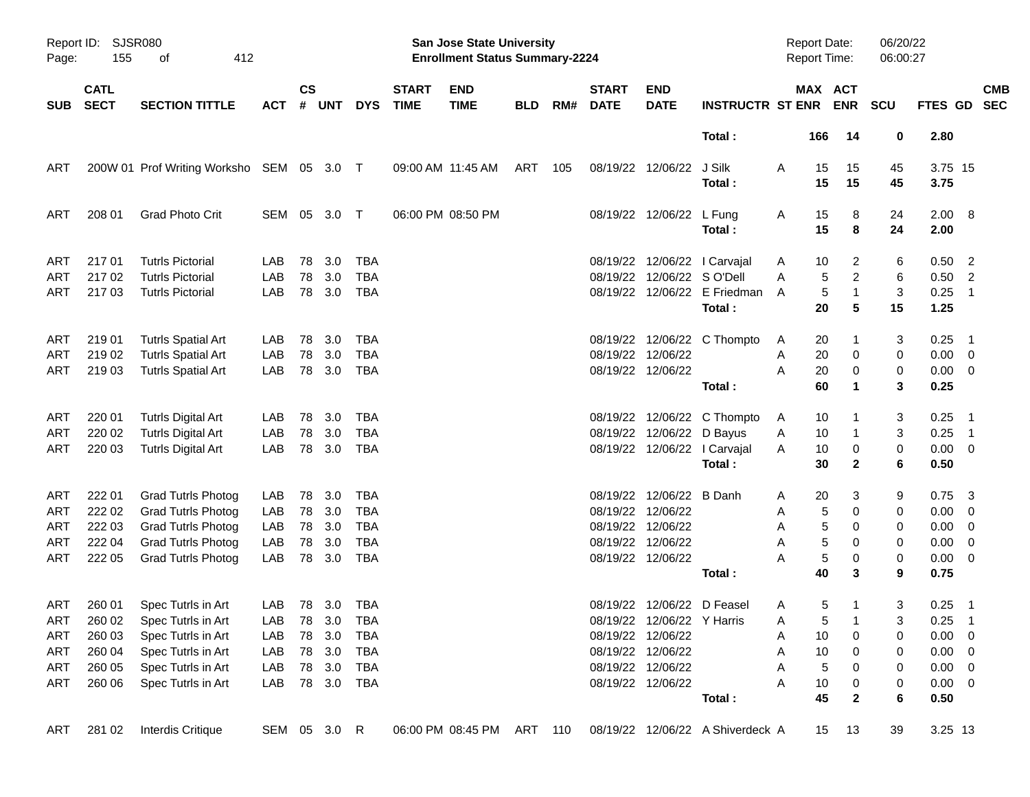| SUB | CATL SECT | SECTION TITTLE | ACT | CS # | UNT | DYS | START TIME | END TIME | BLD | RM# | START DATE | END DATE | INSTRUCTR | ST | MAX ENR | ACT ENR | SCU | FTES | GD | CMB SEC |
|---|---|---|---|---|---|---|---|---|---|---|---|---|---|---|---|---|---|---|---|---|
| | | | | | | | | | | | | | **Total :** | | **166** | **14** | **0** | **2.80** | | |
| ART | 200W 01 | Prof Writing Worksho | SEM | 05 | 3.0 | T | 09:00 AM | 11:45 AM | ART | 105 | 08/19/22 | 12/06/22 | J Silk | A | 15 | 15 | 45 | 3.75 | 15 | |
| | | | | | | | | | | | | | **Total :** | | **15** | **15** | **45** | **3.75** | | |
| ART | 208 01 | Grad Photo Crit | SEM | 05 | 3.0 | T | 06:00 PM | 08:50 PM | | | 08/19/22 | 12/06/22 | L Fung | A | 15 | 8 | 24 | 2.00 | 8 | |
| | | | | | | | | | | | | | **Total :** | | **15** | **8** | **24** | **2.00** | | |
| ART | 217 01 | Tutrls Pictorial | LAB | 78 | 3.0 | TBA | | | | | 08/19/22 | 12/06/22 | I Carvajal | A | 10 | 2 | 6 | 0.50 | 2 | |
| ART | 217 02 | Tutrls Pictorial | LAB | 78 | 3.0 | TBA | | | | | 08/19/22 | 12/06/22 | S O'Dell | A | 5 | 2 | 6 | 0.50 | 2 | |
| ART | 217 03 | Tutrls Pictorial | LAB | 78 | 3.0 | TBA | | | | | 08/19/22 | 12/06/22 | E Friedman | A | 5 | 1 | 3 | 0.25 | 1 | |
| | | | | | | | | | | | | | **Total :** | | **20** | **5** | **15** | **1.25** | | |
| ART | 219 01 | Tutrls Spatial Art | LAB | 78 | 3.0 | TBA | | | | | 08/19/22 | 12/06/22 | C Thompto | A | 20 | 1 | 3 | 0.25 | 1 | |
| ART | 219 02 | Tutrls Spatial Art | LAB | 78 | 3.0 | TBA | | | | | 08/19/22 | 12/06/22 | | A | 20 | 0 | 0 | 0.00 | 0 | |
| ART | 219 03 | Tutrls Spatial Art | LAB | 78 | 3.0 | TBA | | | | | 08/19/22 | 12/06/22 | | A | 20 | 0 | 0 | 0.00 | 0 | |
| | | | | | | | | | | | | | **Total :** | | **60** | **1** | **3** | **0.25** | | |
| ART | 220 01 | Tutrls Digital Art | LAB | 78 | 3.0 | TBA | | | | | 08/19/22 | 12/06/22 | C Thompto | A | 10 | 1 | 3 | 0.25 | 1 | |
| ART | 220 02 | Tutrls Digital Art | LAB | 78 | 3.0 | TBA | | | | | 08/19/22 | 12/06/22 | D Bayus | A | 10 | 1 | 3 | 0.25 | 1 | |
| ART | 220 03 | Tutrls Digital Art | LAB | 78 | 3.0 | TBA | | | | | 08/19/22 | 12/06/22 | I Carvajal | A | 10 | 0 | 0 | 0.00 | 0 | |
| | | | | | | | | | | | | | **Total :** | | **30** | **2** | **6** | **0.50** | | |
| ART | 222 01 | Grad Tutrls Photog | LAB | 78 | 3.0 | TBA | | | | | 08/19/22 | 12/06/22 | B Danh | A | 20 | 3 | 9 | 0.75 | 3 | |
| ART | 222 02 | Grad Tutrls Photog | LAB | 78 | 3.0 | TBA | | | | | 08/19/22 | 12/06/22 | | A | 5 | 0 | 0 | 0.00 | 0 | |
| ART | 222 03 | Grad Tutrls Photog | LAB | 78 | 3.0 | TBA | | | | | 08/19/22 | 12/06/22 | | A | 5 | 0 | 0 | 0.00 | 0 | |
| ART | 222 04 | Grad Tutrls Photog | LAB | 78 | 3.0 | TBA | | | | | 08/19/22 | 12/06/22 | | A | 5 | 0 | 0 | 0.00 | 0 | |
| ART | 222 05 | Grad Tutrls Photog | LAB | 78 | 3.0 | TBA | | | | | 08/19/22 | 12/06/22 | | A | 5 | 0 | 0 | 0.00 | 0 | |
| | | | | | | | | | | | | | **Total :** | | **40** | **3** | **9** | **0.75** | | |
| ART | 260 01 | Spec Tutrls in Art | LAB | 78 | 3.0 | TBA | | | | | 08/19/22 | 12/06/22 | D Feasel | A | 5 | 1 | 3 | 0.25 | 1 | |
| ART | 260 02 | Spec Tutrls in Art | LAB | 78 | 3.0 | TBA | | | | | 08/19/22 | 12/06/22 | Y Harris | A | 5 | 1 | 3 | 0.25 | 1 | |
| ART | 260 03 | Spec Tutrls in Art | LAB | 78 | 3.0 | TBA | | | | | 08/19/22 | 12/06/22 | | A | 10 | 0 | 0 | 0.00 | 0 | |
| ART | 260 04 | Spec Tutrls in Art | LAB | 78 | 3.0 | TBA | | | | | 08/19/22 | 12/06/22 | | A | 10 | 0 | 0 | 0.00 | 0 | |
| ART | 260 05 | Spec Tutrls in Art | LAB | 78 | 3.0 | TBA | | | | | 08/19/22 | 12/06/22 | | A | 5 | 0 | 0 | 0.00 | 0 | |
| ART | 260 06 | Spec Tutrls in Art | LAB | 78 | 3.0 | TBA | | | | | 08/19/22 | 12/06/22 | | A | 10 | 0 | 0 | 0.00 | 0 | |
| | | | | | | | | | | | | | **Total :** | | **45** | **2** | **6** | **0.50** | | |
| ART | 281 02 | Interdis Critique | SEM | 05 | 3.0 | R | 06:00 PM | 08:45 PM | ART | 110 | 08/19/22 | 12/06/22 | A Shiverdeck | A | 15 | 13 | 39 | 3.25 | 13 | |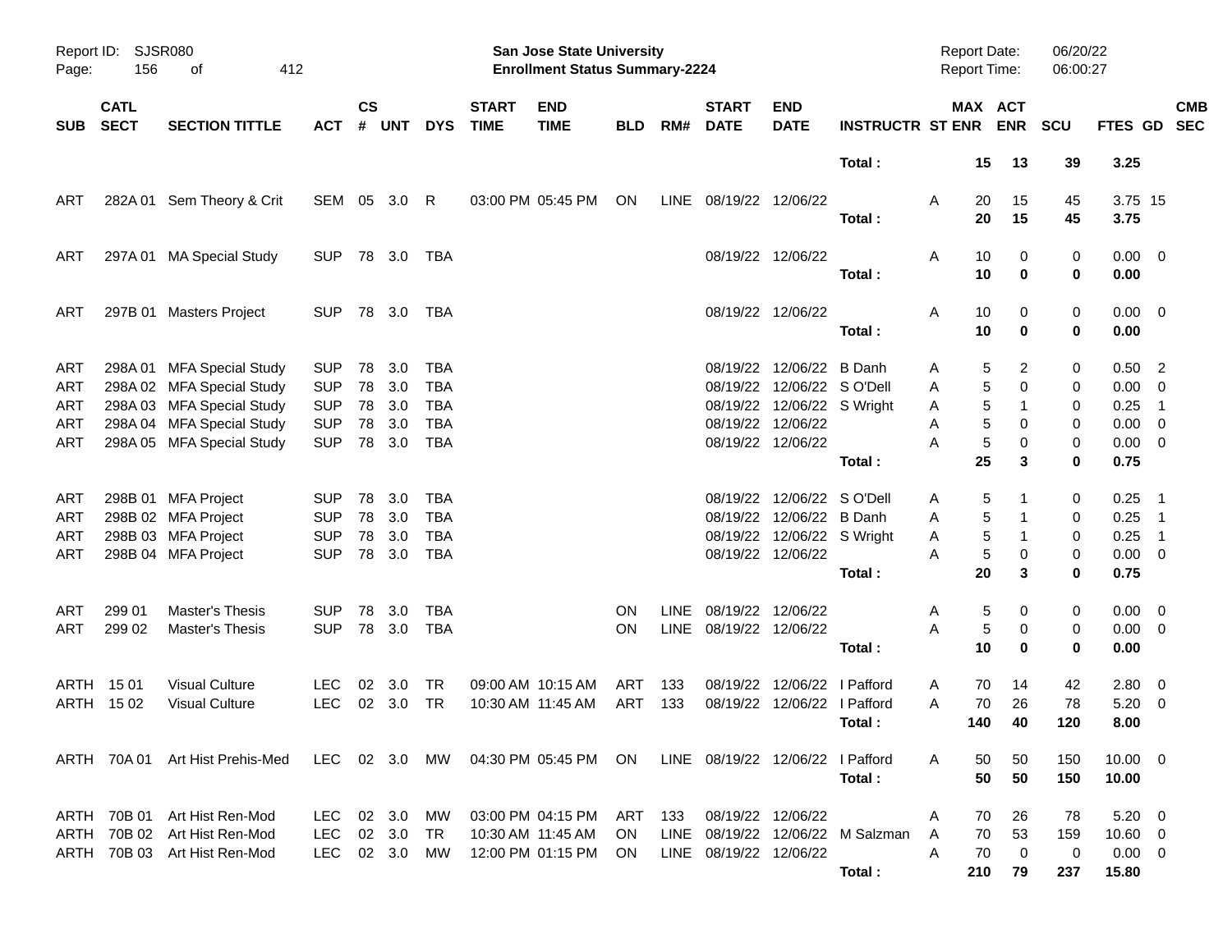| SUB | CATL SECT | SECTION TITTLE | ACT | CS # | UNT | DYS | START TIME | END TIME | BLD | RM# | START DATE | END DATE | INSTRUCTR | ST | MAX ENR | ACT ENR | SCU | FTES | GD | CMB SEC |
|---|---|---|---|---|---|---|---|---|---|---|---|---|---|---|---|---|---|---|---|---|
| | | | | | | | | | | | | | **Total :** | | **15** | **13** | **39** | **3.25** | | |
| ART | 282A 01 | Sem Theory & Crit | SEM | 05 | 3.0 | R | 03:00 PM | 05:45 PM | ON | LINE | 08/19/22 | 12/06/22 | | A | 20 | 15 | 45 | 3.75 | 15 | |
| | | | | | | | | | | | | | **Total :** | | **20** | **15** | **45** | **3.75** | | |
| ART | 297A 01 | MA Special Study | SUP | 78 | 3.0 | TBA | | | | | 08/19/22 | 12/06/22 | | A | 10 | 0 | 0 | 0.00 | 0 | |
| | | | | | | | | | | | | | **Total :** | | **10** | **0** | **0** | **0.00** | | |
| ART | 297B 01 | Masters Project | SUP | 78 | 3.0 | TBA | | | | | 08/19/22 | 12/06/22 | | A | 10 | 0 | 0 | 0.00 | 0 | |
| | | | | | | | | | | | | | **Total :** | | **10** | **0** | **0** | **0.00** | | |
| ART | 298A 01 | MFA Special Study | SUP | 78 | 3.0 | TBA | | | | | 08/19/22 | 12/06/22 | B Danh | A | 5 | 2 | 0 | 0.50 | 2 | |
| ART | 298A 02 | MFA Special Study | SUP | 78 | 3.0 | TBA | | | | | 08/19/22 | 12/06/22 | S O'Dell | A | 5 | 0 | 0 | 0.00 | 0 | |
| ART | 298A 03 | MFA Special Study | SUP | 78 | 3.0 | TBA | | | | | 08/19/22 | 12/06/22 | S Wright | A | 5 | 1 | 0 | 0.25 | 1 | |
| ART | 298A 04 | MFA Special Study | SUP | 78 | 3.0 | TBA | | | | | 08/19/22 | 12/06/22 | | A | 5 | 0 | 0 | 0.00 | 0 | |
| ART | 298A 05 | MFA Special Study | SUP | 78 | 3.0 | TBA | | | | | 08/19/22 | 12/06/22 | | A | 5 | 0 | 0 | 0.00 | 0 | |
| | | | | | | | | | | | | | **Total :** | | **25** | **3** | **0** | **0.75** | | |
| ART | 298B 01 | MFA Project | SUP | 78 | 3.0 | TBA | | | | | 08/19/22 | 12/06/22 | S O'Dell | A | 5 | 1 | 0 | 0.25 | 1 | |
| ART | 298B 02 | MFA Project | SUP | 78 | 3.0 | TBA | | | | | 08/19/22 | 12/06/22 | B Danh | A | 5 | 1 | 0 | 0.25 | 1 | |
| ART | 298B 03 | MFA Project | SUP | 78 | 3.0 | TBA | | | | | 08/19/22 | 12/06/22 | S Wright | A | 5 | 1 | 0 | 0.25 | 1 | |
| ART | 298B 04 | MFA Project | SUP | 78 | 3.0 | TBA | | | | | 08/19/22 | 12/06/22 | | A | 5 | 0 | 0 | 0.00 | 0 | |
| | | | | | | | | | | | | | **Total :** | | **20** | **3** | **0** | **0.75** | | |
| ART | 299 01 | Master's Thesis | SUP | 78 | 3.0 | TBA | | | ON | LINE | 08/19/22 | 12/06/22 | | A | 5 | 0 | 0 | 0.00 | 0 | |
| ART | 299 02 | Master's Thesis | SUP | 78 | 3.0 | TBA | | | ON | LINE | 08/19/22 | 12/06/22 | | A | 5 | 0 | 0 | 0.00 | 0 | |
| | | | | | | | | | | | | | **Total :** | | **10** | **0** | **0** | **0.00** | | |
| ARTH | 15 01 | Visual Culture | LEC | 02 | 3.0 | TR | 09:00 AM | 10:15 AM | ART | 133 | 08/19/22 | 12/06/22 | I Pafford | A | 70 | 14 | 42 | 2.80 | 0 | |
| ARTH | 15 02 | Visual Culture | LEC | 02 | 3.0 | TR | 10:30 AM | 11:45 AM | ART | 133 | 08/19/22 | 12/06/22 | I Pafford | A | 70 | 26 | 78 | 5.20 | 0 | |
| | | | | | | | | | | | | | **Total :** | | **140** | **40** | **120** | **8.00** | | |
| ARTH | 70A 01 | Art Hist Prehis-Med | LEC | 02 | 3.0 | MW | 04:30 PM | 05:45 PM | ON | LINE | 08/19/22 | 12/06/22 | I Pafford | A | 50 | 50 | 150 | 10.00 | 0 | |
| | | | | | | | | | | | | | **Total :** | | **50** | **50** | **150** | **10.00** | | |
| ARTH | 70B 01 | Art Hist Ren-Mod | LEC | 02 | 3.0 | MW | 03:00 PM | 04:15 PM | ART | 133 | 08/19/22 | 12/06/22 | | A | 70 | 26 | 78 | 5.20 | 0 | |
| ARTH | 70B 02 | Art Hist Ren-Mod | LEC | 02 | 3.0 | TR | 10:30 AM | 11:45 AM | ON | LINE | 08/19/22 | 12/06/22 | M Salzman | A | 70 | 53 | 159 | 10.60 | 0 | |
| ARTH | 70B 03 | Art Hist Ren-Mod | LEC | 02 | 3.0 | MW | 12:00 PM | 01:15 PM | ON | LINE | 08/19/22 | 12/06/22 | | A | 70 | 0 | 0 | 0.00 | 0 | |
| | | | | | | | | | | | | | **Total :** | | **210** | **79** | **237** | **15.80** | | |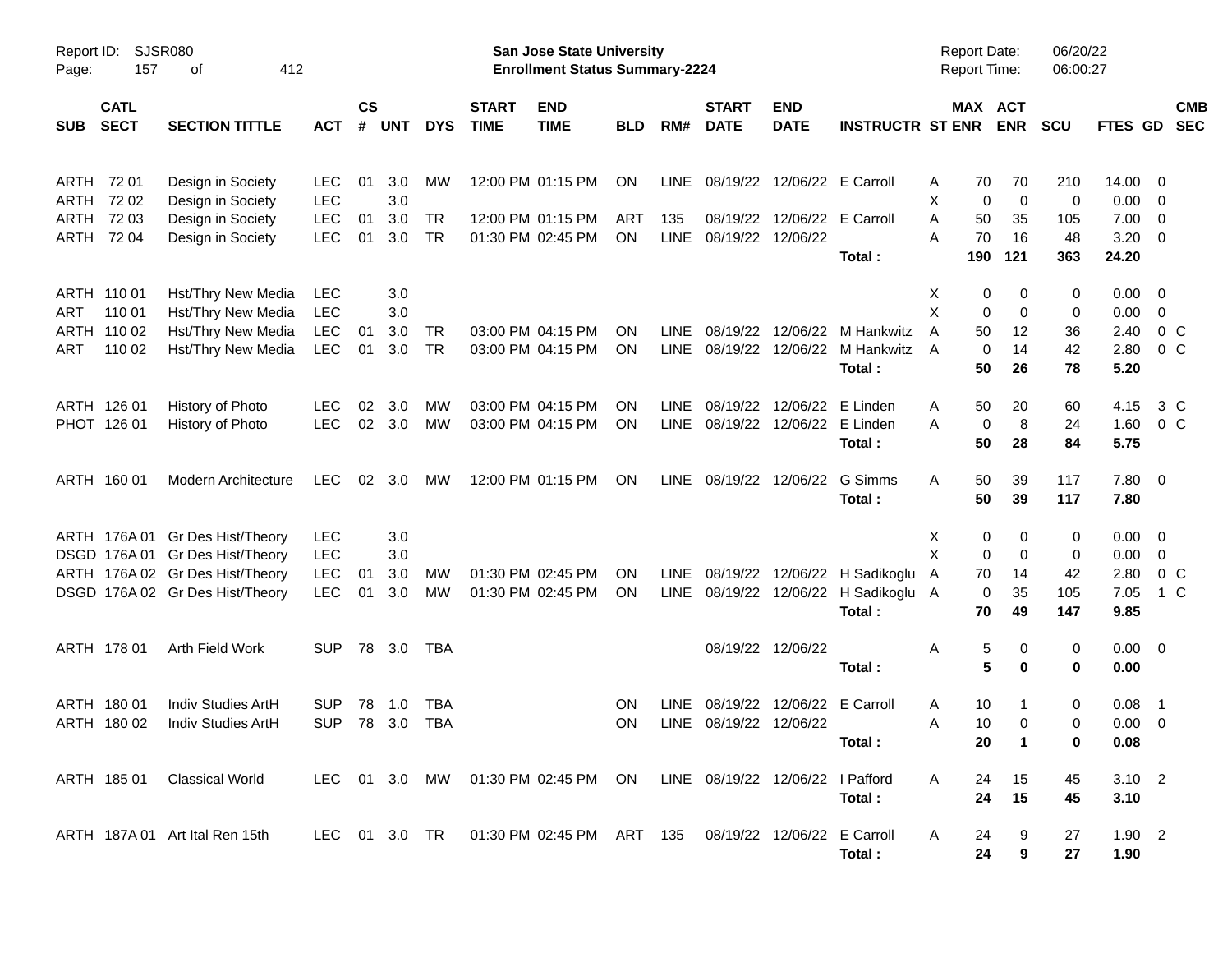# San Jose State University
## Enrollment Status Summary-2224

| SUB | CATL SECT | SECTION TITTLE | ACT | CS # | UNT | DYS | START TIME | END TIME | BLD | RM# | START DATE | END DATE | INSTRUCTR | ST | MAX ENR | ACT ENR | SCU | FTES | GD | CMB SEC |
|---|---|---|---|---|---|---|---|---|---|---|---|---|---|---|---|---|---|---|---|---|
| ARTH | 72 01 | Design in Society | LEC | 01 | 3.0 | MW | 12:00 PM | 01:15 PM | ON | LINE | 08/19/22 | 12/06/22 | E Carroll | A | 70 | 70 | 210 | 14.00 | 0 | |
| ARTH | 72 02 | Design in Society | LEC | | 3.0 | | | | | | | | | X | 0 | 0 | 0 | 0.00 | 0 | |
| ARTH | 72 03 | Design in Society | LEC | 01 | 3.0 | TR | 12:00 PM | 01:15 PM | ART | 135 | 08/19/22 | 12/06/22 | E Carroll | A | 50 | 35 | 105 | 7.00 | 0 | |
| ARTH | 72 04 | Design in Society | LEC | 01 | 3.0 | TR | 01:30 PM | 02:45 PM | ON | LINE | 08/19/22 | 12/06/22 | | A | 70 | 16 | 48 | 3.20 | 0 | |
| | | | | | | | | | | | | | **Total :** | | **190** | **121** | **363** | **24.20** | | |
| ARTH | 110 01 | Hst/Thry New Media | LEC | | 3.0 | | | | | | | | | X | 0 | 0 | 0 | 0.00 | 0 | |
| ART | 110 01 | Hst/Thry New Media | LEC | | 3.0 | | | | | | | | | X | 0 | 0 | 0 | 0.00 | 0 | |
| ARTH | 110 02 | Hst/Thry New Media | LEC | 01 | 3.0 | TR | 03:00 PM | 04:15 PM | ON | LINE | 08/19/22 | 12/06/22 | M Hankwitz | A | 50 | 12 | 36 | 2.40 | 0 | C |
| ART | 110 02 | Hst/Thry New Media | LEC | 01 | 3.0 | TR | 03:00 PM | 04:15 PM | ON | LINE | 08/19/22 | 12/06/22 | M Hankwitz | A | 0 | 14 | 42 | 2.80 | 0 | C |
| | | | | | | | | | | | | | **Total :** | | **50** | **26** | **78** | **5.20** | | |
| ARTH | 126 01 | History of Photo | LEC | 02 | 3.0 | MW | 03:00 PM | 04:15 PM | ON | LINE | 08/19/22 | 12/06/22 | E Linden | A | 50 | 20 | 60 | 4.15 | 3 | C |
| PHOT | 126 01 | History of Photo | LEC | 02 | 3.0 | MW | 03:00 PM | 04:15 PM | ON | LINE | 08/19/22 | 12/06/22 | E Linden | A | 0 | 8 | 24 | 1.60 | 0 | C |
| | | | | | | | | | | | | | **Total :** | | **50** | **28** | **84** | **5.75** | | |
| ARTH | 160 01 | Modern Architecture | LEC | 02 | 3.0 | MW | 12:00 PM | 01:15 PM | ON | LINE | 08/19/22 | 12/06/22 | G Simms | A | 50 | 39 | 117 | 7.80 | 0 | |
| | | | | | | | | | | | | | **Total :** | | **50** | **39** | **117** | **7.80** | | |
| ARTH | 176A 01 | Gr Des Hist/Theory | LEC | | 3.0 | | | | | | | | | X | 0 | 0 | 0 | 0.00 | 0 | |
| DSGD | 176A 01 | Gr Des Hist/Theory | LEC | | 3.0 | | | | | | | | | X | 0 | 0 | 0 | 0.00 | 0 | |
| ARTH | 176A 02 | Gr Des Hist/Theory | LEC | 01 | 3.0 | MW | 01:30 PM | 02:45 PM | ON | LINE | 08/19/22 | 12/06/22 | H Sadikoglu | A | 70 | 14 | 42 | 2.80 | 0 | C |
| DSGD | 176A 02 | Gr Des Hist/Theory | LEC | 01 | 3.0 | MW | 01:30 PM | 02:45 PM | ON | LINE | 08/19/22 | 12/06/22 | H Sadikoglu | A | 0 | 35 | 105 | 7.05 | 1 | C |
| | | | | | | | | | | | | | **Total :** | | **70** | **49** | **147** | **9.85** | | |
| ARTH | 178 01 | Arth Field Work | SUP | 78 | 3.0 | TBA | | | | | 08/19/22 | 12/06/22 | | A | 5 | 0 | 0 | 0.00 | 0 | |
| | | | | | | | | | | | | | **Total :** | | **5** | **0** | **0** | **0.00** | | |
| ARTH | 180 01 | Indiv Studies ArtH | SUP | 78 | 1.0 | TBA | | | ON | LINE | 08/19/22 | 12/06/22 | E Carroll | A | 10 | 1 | 0 | 0.08 | 1 | |
| ARTH | 180 02 | Indiv Studies ArtH | SUP | 78 | 3.0 | TBA | | | ON | LINE | 08/19/22 | 12/06/22 | | A | 10 | 0 | 0 | 0.00 | 0 | |
| | | | | | | | | | | | | | **Total :** | | **20** | **1** | **0** | **0.08** | | |
| ARTH | 185 01 | Classical World | LEC | 01 | 3.0 | MW | 01:30 PM | 02:45 PM | ON | LINE | 08/19/22 | 12/06/22 | I Pafford | A | 24 | 15 | 45 | 3.10 | 2 | |
| | | | | | | | | | | | | | **Total :** | | **24** | **15** | **45** | **3.10** | | |
| ARTH | 187A 01 | Art Ital Ren 15th | LEC | 01 | 3.0 | TR | 01:30 PM | 02:45 PM | ART | 135 | 08/19/22 | 12/06/22 | E Carroll | A | 24 | 9 | 27 | 1.90 | 2 | |
| | | | | | | | | | | | | | **Total :** | | **24** | **9** | **27** | **1.90** | | |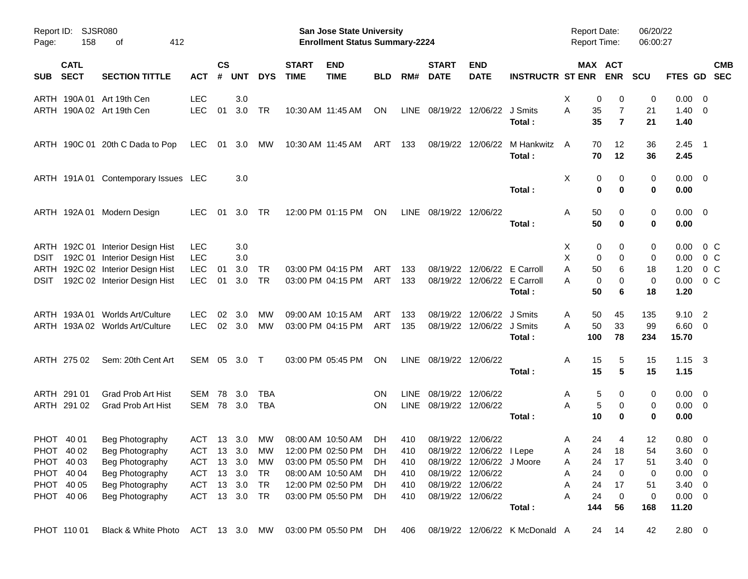Report ID: SJSR080
Page: 158 of 412

**San Jose State University**
**Enrollment Status Summary-2224**

Report Date: 06/20/22
Report Time: 06:00:27

| SUB | CATL SECT | SECTION TITTLE | ACT | CS # | UNT | DYS | START TIME | END TIME | BLD | RM# | START DATE | END DATE | INSTRUCTR | ST | MAX ENR | ACT ENR | SCU | FTES | GD | CMB SEC |
|---|---|---|---|---|---|---|---|---|---|---|---|---|---|---|---|---|---|---|---|---|
| ARTH | 190A 01 | Art 19th Cen | LEC | | 3.0 | | | | | | | | | X | 0 | 0 | 0 | 0.00 | 0 | |
| ARTH | 190A 02 | Art 19th Cen | LEC | 01 | 3.0 | TR | 10:30 AM | 11:45 AM | ON | LINE | 08/19/22 | 12/06/22 | J Smits | A | 35 | 7 | 21 | 1.40 | 0 | |
| | | | | | | | | | | | | | **Total :** | | **35** | **7** | **21** | **1.40** | | |
| ARTH | 190C 01 | 20th C Dada to Pop | LEC | 01 | 3.0 | MW | 10:30 AM | 11:45 AM | ART | 133 | 08/19/22 | 12/06/22 | M Hankwitz | A | 70 | 12 | 36 | 2.45 | 1 | |
| | | | | | | | | | | | | | **Total :** | | **70** | **12** | **36** | **2.45** | | |
| ARTH | 191A 01 | Contemporary Issues | LEC | | 3.0 | | | | | | | | | X | 0 | 0 | 0 | 0.00 | 0 | |
| | | | | | | | | | | | | | **Total :** | | **0** | **0** | **0** | **0.00** | | |
| ARTH | 192A 01 | Modern Design | LEC | 01 | 3.0 | TR | 12:00 PM | 01:15 PM | ON | LINE | 08/19/22 | 12/06/22 | | A | 50 | 0 | 0 | 0.00 | 0 | |
| | | | | | | | | | | | | | **Total :** | | **50** | **0** | **0** | **0.00** | | |
| ARTH | 192C 01 | Interior Design Hist | LEC | | 3.0 | | | | | | | | | X | 0 | 0 | 0 | 0.00 | 0 | C |
| DSIT | 192C 01 | Interior Design Hist | LEC | | 3.0 | | | | | | | | | X | 0 | 0 | 0 | 0.00 | 0 | C |
| ARTH | 192C 02 | Interior Design Hist | LEC | 01 | 3.0 | TR | 03:00 PM | 04:15 PM | ART | 133 | 08/19/22 | 12/06/22 | E Carroll | A | 50 | 6 | 18 | 1.20 | 0 | C |
| DSIT | 192C 02 | Interior Design Hist | LEC | 01 | 3.0 | TR | 03:00 PM | 04:15 PM | ART | 133 | 08/19/22 | 12/06/22 | E Carroll | A | 0 | 0 | 0 | 0.00 | 0 | C |
| | | | | | | | | | | | | | **Total :** | | **50** | **6** | **18** | **1.20** | | |
| ARTH | 193A 01 | Worlds Art/Culture | LEC | 02 | 3.0 | MW | 09:00 AM | 10:15 AM | ART | 133 | 08/19/22 | 12/06/22 | J Smits | A | 50 | 45 | 135 | 9.10 | 2 | |
| ARTH | 193A 02 | Worlds Art/Culture | LEC | 02 | 3.0 | MW | 03:00 PM | 04:15 PM | ART | 135 | 08/19/22 | 12/06/22 | J Smits | A | 50 | 33 | 99 | 6.60 | 0 | |
| | | | | | | | | | | | | | **Total :** | | **100** | **78** | **234** | **15.70** | | |
| ARTH | 275 02 | Sem: 20th Cent Art | SEM | 05 | 3.0 | T | 03:00 PM | 05:45 PM | ON | LINE | 08/19/22 | 12/06/22 | | A | 15 | 5 | 15 | 1.15 | 3 | |
| | | | | | | | | | | | | | **Total :** | | **15** | **5** | **15** | **1.15** | | |
| ARTH | 291 01 | Grad Prob Art Hist | SEM | 78 | 3.0 | TBA | | | ON | LINE | 08/19/22 | 12/06/22 | | A | 5 | 0 | 0 | 0.00 | 0 | |
| ARTH | 291 02 | Grad Prob Art Hist | SEM | 78 | 3.0 | TBA | | | ON | LINE | 08/19/22 | 12/06/22 | | A | 5 | 0 | 0 | 0.00 | 0 | |
| | | | | | | | | | | | | | **Total :** | | **10** | **0** | **0** | **0.00** | | |
| PHOT | 40 01 | Beg Photography | ACT | 13 | 3.0 | MW | 08:00 AM | 10:50 AM | DH | 410 | 08/19/22 | 12/06/22 | | A | 24 | 4 | 12 | 0.80 | 0 | |
| PHOT | 40 02 | Beg Photography | ACT | 13 | 3.0 | MW | 12:00 PM | 02:50 PM | DH | 410 | 08/19/22 | 12/06/22 | I Lepe | A | 24 | 18 | 54 | 3.60 | 0 | |
| PHOT | 40 03 | Beg Photography | ACT | 13 | 3.0 | MW | 03:00 PM | 05:50 PM | DH | 410 | 08/19/22 | 12/06/22 | J Moore | A | 24 | 17 | 51 | 3.40 | 0 | |
| PHOT | 40 04 | Beg Photography | ACT | 13 | 3.0 | TR | 08:00 AM | 10:50 AM | DH | 410 | 08/19/22 | 12/06/22 | | A | 24 | 0 | 0 | 0.00 | 0 | |
| PHOT | 40 05 | Beg Photography | ACT | 13 | 3.0 | TR | 12:00 PM | 02:50 PM | DH | 410 | 08/19/22 | 12/06/22 | | A | 24 | 17 | 51 | 3.40 | 0 | |
| PHOT | 40 06 | Beg Photography | ACT | 13 | 3.0 | TR | 03:00 PM | 05:50 PM | DH | 410 | 08/19/22 | 12/06/22 | | A | 24 | 0 | 0 | 0.00 | 0 | |
| | | | | | | | | | | | | | **Total :** | | **144** | **56** | **168** | **11.20** | | |
| PHOT | 110 01 | Black & White Photo | ACT | 13 | 3.0 | MW | 03:00 PM | 05:50 PM | DH | 406 | 08/19/22 | 12/06/22 | K McDonald | A | 24 | 14 | 42 | 2.80 | 0 | |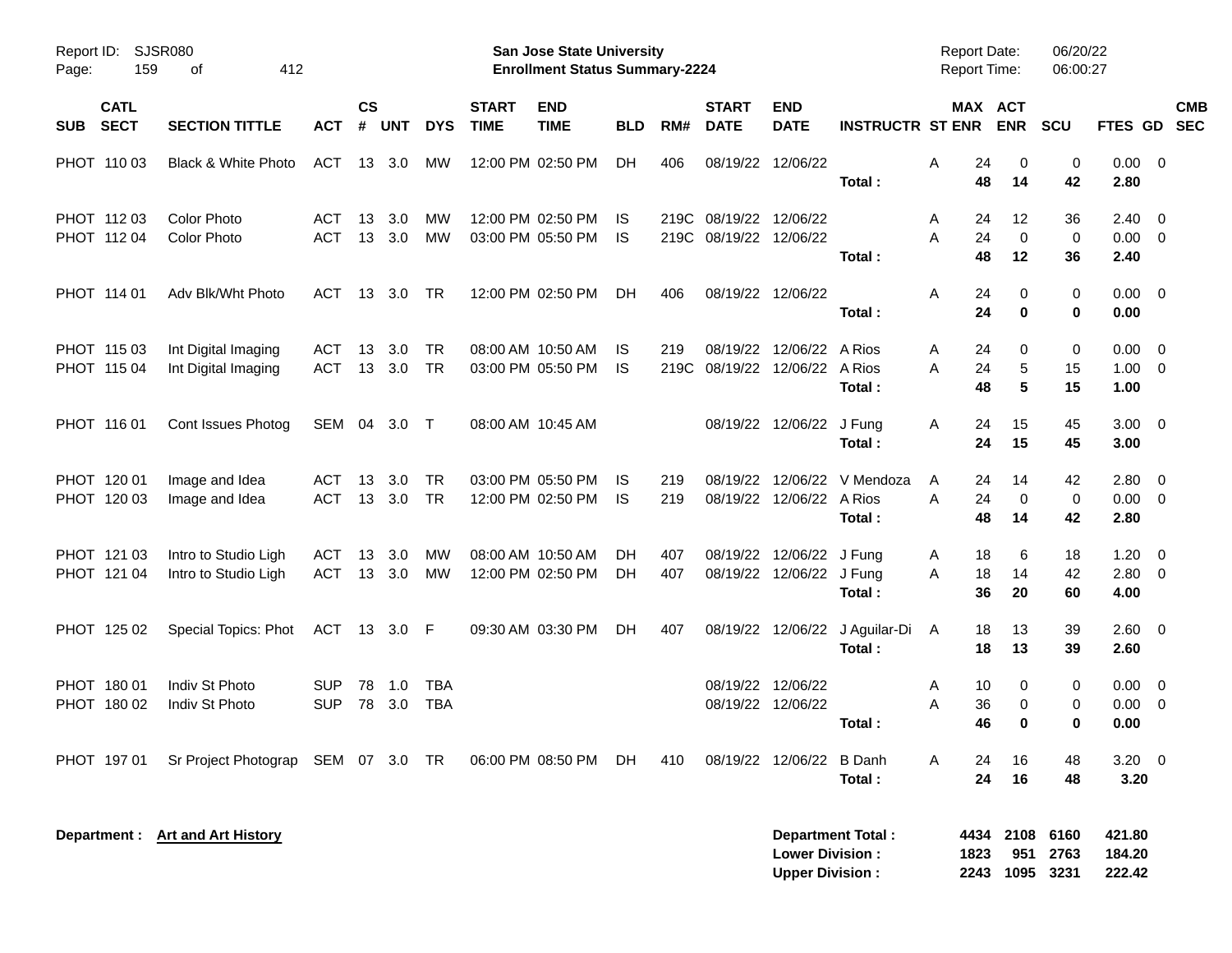Report ID: SJSR080

**San Jose State University**
**Enrollment Status Summary-2224**

Report Date: 06/20/22
Report Time: 06:00:27

| SUB | CATL SECT | SECTION TITTLE | ACT | CS # | UNT | DYS | START TIME | END TIME | BLD | RM# | START DATE | END DATE | INSTRUCTR | ST | MAX ENR | ACT ENR | SCU | FTES | GD | CMB SEC |
|---|---|---|---|---|---|---|---|---|---|---|---|---|---|---|---|---|---|---|---|---|
| PHOT | 110 03 | Black & White Photo | ACT | 13 | 3.0 | MW | 12:00 PM | 02:50 PM | DH | 406 | 08/19/22 | 12/06/22 | | A | 24 | 0 | 0 | 0.00 | 0 | |
| | | | | | | | | | | | | | **Total :** | | **48** | **14** | **42** | **2.80** | | |
| PHOT | 112 03 | Color Photo | ACT | 13 | 3.0 | MW | 12:00 PM | 02:50 PM | IS | 219C | 08/19/22 | 12/06/22 | | A | 24 | 12 | 36 | 2.40 | 0 | |
| PHOT | 112 04 | Color Photo | ACT | 13 | 3.0 | MW | 03:00 PM | 05:50 PM | IS | 219C | 08/19/22 | 12/06/22 | | A | 24 | 0 | 0 | 0.00 | 0 | |
| | | | | | | | | | | | | | **Total :** | | **48** | **12** | **36** | **2.40** | | |
| PHOT | 114 01 | Adv Blk/Wht Photo | ACT | 13 | 3.0 | TR | 12:00 PM | 02:50 PM | DH | 406 | 08/19/22 | 12/06/22 | | A | 24 | 0 | 0 | 0.00 | 0 | |
| | | | | | | | | | | | | | **Total :** | | **24** | **0** | **0** | **0.00** | | |
| PHOT | 115 03 | Int Digital Imaging | ACT | 13 | 3.0 | TR | 08:00 AM | 10:50 AM | IS | 219 | 08/19/22 | 12/06/22 | A Rios | A | 24 | 0 | 0 | 0.00 | 0 | |
| PHOT | 115 04 | Int Digital Imaging | ACT | 13 | 3.0 | TR | 03:00 PM | 05:50 PM | IS | 219C | 08/19/22 | 12/06/22 | A Rios | A | 24 | 5 | 15 | 1.00 | 0 | |
| | | | | | | | | | | | | | **Total :** | | **48** | **5** | **15** | **1.00** | | |
| PHOT | 116 01 | Cont Issues Photog | SEM | 04 | 3.0 | T | 08:00 AM | 10:45 AM | | | 08/19/22 | 12/06/22 | J Fung | A | 24 | 15 | 45 | 3.00 | 0 | |
| | | | | | | | | | | | | | **Total :** | | **24** | **15** | **45** | **3.00** | | |
| PHOT | 120 01 | Image and Idea | ACT | 13 | 3.0 | TR | 03:00 PM | 05:50 PM | IS | 219 | 08/19/22 | 12/06/22 | V Mendoza | A | 24 | 14 | 42 | 2.80 | 0 | |
| PHOT | 120 03 | Image and Idea | ACT | 13 | 3.0 | TR | 12:00 PM | 02:50 PM | IS | 219 | 08/19/22 | 12/06/22 | A Rios | A | 24 | 0 | 0 | 0.00 | 0 | |
| | | | | | | | | | | | | | **Total :** | | **48** | **14** | **42** | **2.80** | | |
| PHOT | 121 03 | Intro to Studio Ligh | ACT | 13 | 3.0 | MW | 08:00 AM | 10:50 AM | DH | 407 | 08/19/22 | 12/06/22 | J Fung | A | 18 | 6 | 18 | 1.20 | 0 | |
| PHOT | 121 04 | Intro to Studio Ligh | ACT | 13 | 3.0 | MW | 12:00 PM | 02:50 PM | DH | 407 | 08/19/22 | 12/06/22 | J Fung | A | 18 | 14 | 42 | 2.80 | 0 | |
| | | | | | | | | | | | | | **Total :** | | **36** | **20** | **60** | **4.00** | | |
| PHOT | 125 02 | Special Topics: Phot | ACT | 13 | 3.0 | F | 09:30 AM | 03:30 PM | DH | 407 | 08/19/22 | 12/06/22 | J Aguilar-Di | A | 18 | 13 | 39 | 2.60 | 0 | |
| | | | | | | | | | | | | | **Total :** | | **18** | **13** | **39** | **2.60** | | |
| PHOT | 180 01 | Indiv St Photo | SUP | 78 | 1.0 | TBA | | | | | 08/19/22 | 12/06/22 | | A | 10 | 0 | 0 | 0.00 | 0 | |
| PHOT | 180 02 | Indiv St Photo | SUP | 78 | 3.0 | TBA | | | | | 08/19/22 | 12/06/22 | | A | 36 | 0 | 0 | 0.00 | 0 | |
| | | | | | | | | | | | | | **Total :** | | **46** | **0** | **0** | **0.00** | | |
| PHOT | 197 01 | Sr Project Photograp | SEM | 07 | 3.0 | TR | 06:00 PM | 08:50 PM | DH | 410 | 08/19/22 | 12/06/22 | B Danh | A | 24 | 16 | 48 | 3.20 | 0 | |
| | | | | | | | | | | | | | **Total :** | | **24** | **16** | **48** | **3.20** | | |

**Department : Art and Art History**

| | MAX ENR | ACT ENR | SCU | FTES |
|---|---|---|---|---|
| **Department Total :** | **4434** | **2108** | **6160** | **421.80** |
| **Lower Division :** | **1823** | **951** | **2763** | **184.20** |
| **Upper Division :** | **2243** | **1095** | **3231** | **222.42** |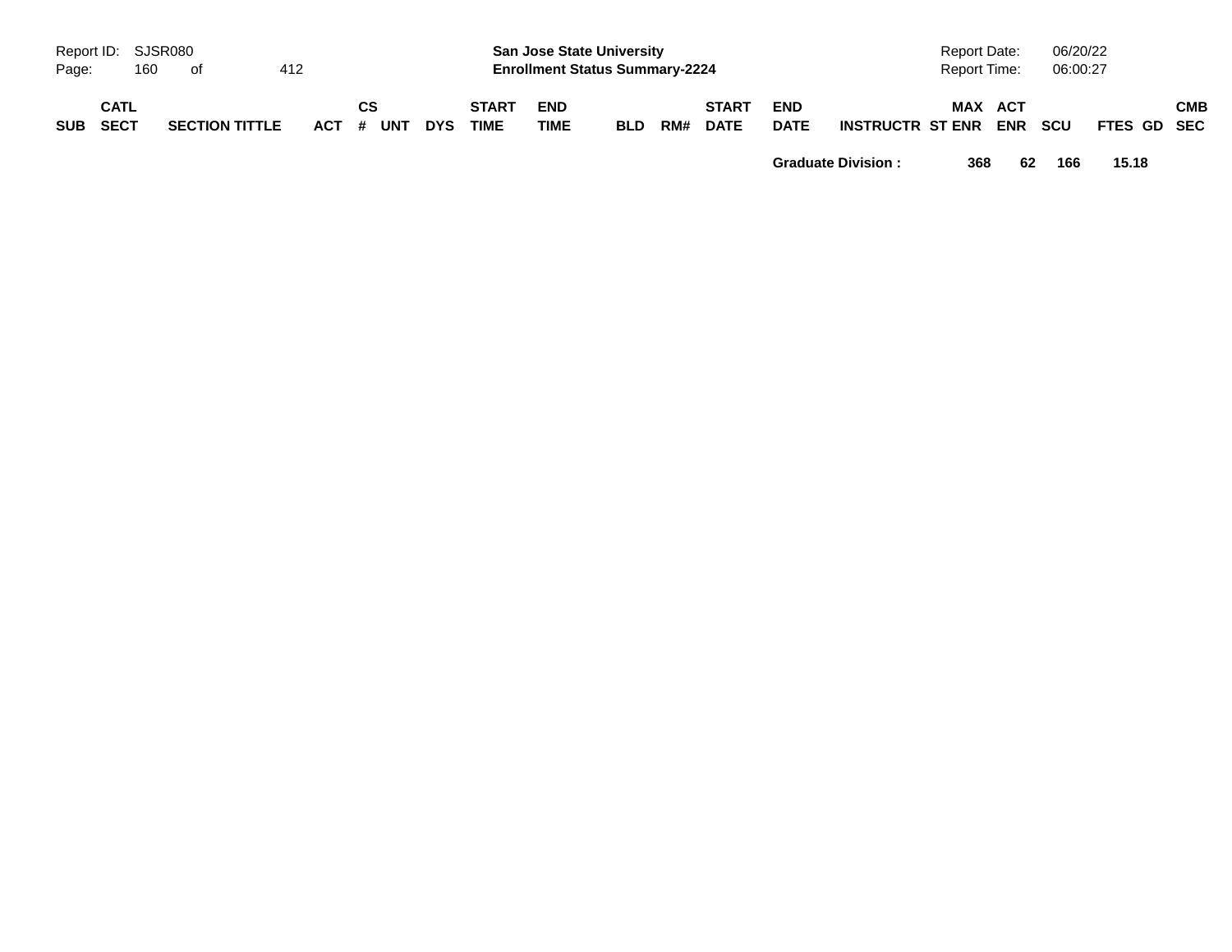| SUB | CATL SECT | SECTION TITTLE | ACT | CS # | UNT | DYS | START TIME | END TIME | BLD | RM# | START DATE | END DATE | INSTRUCTR | ST | MAX ENR | ACT ENR | SCU | FTES | GD | CMB SEC |
|---|---|---|---|---|---|---|---|---|---|---|---|---|---|---|---|---|---|---|---|---|
| | | | | | | | | | | | | | Graduate Division : | | 368 | 62 | 166 | 15.18 | | |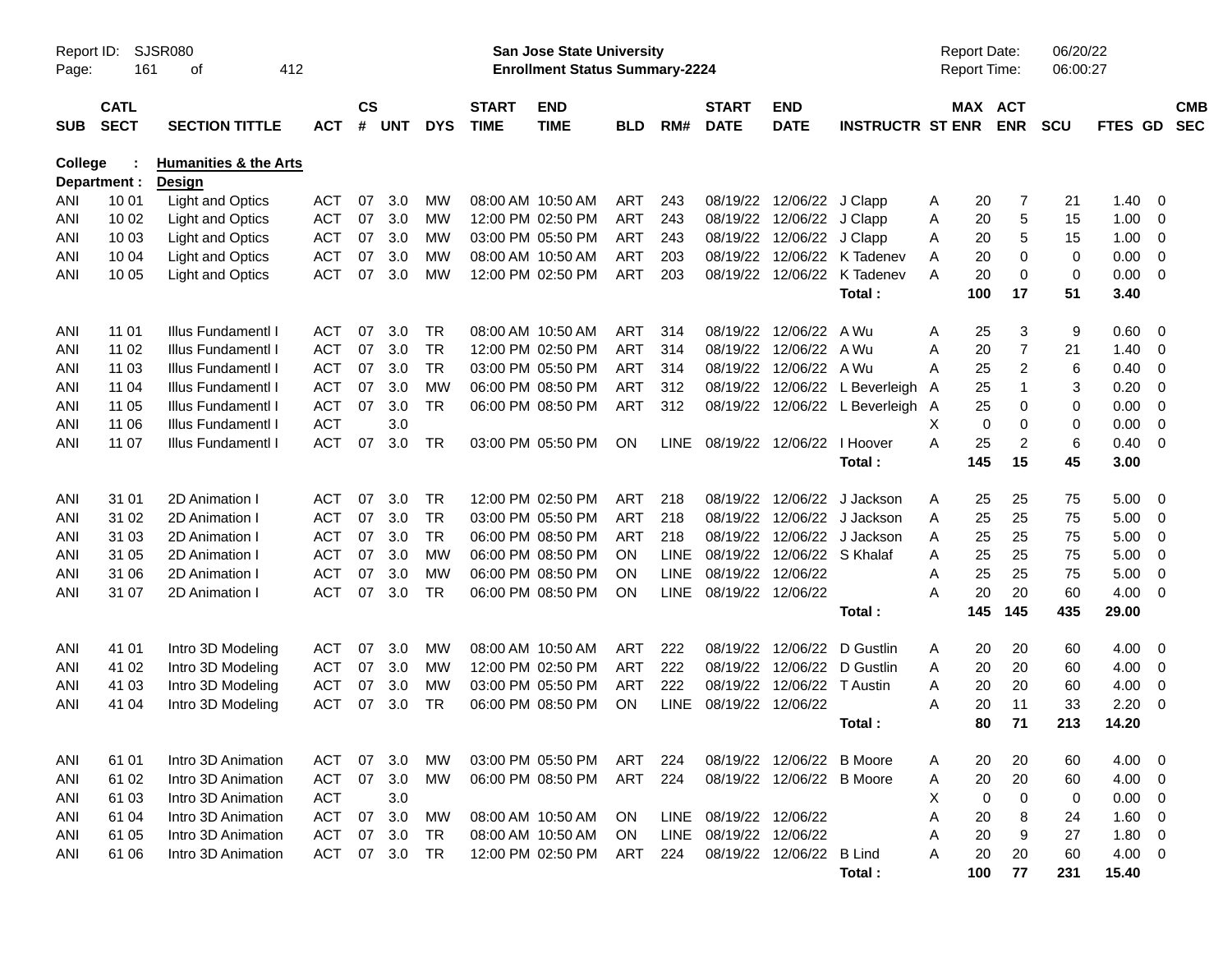Report ID: SJSR080
Page: 161 of 412

**San Jose State University**
**Enrollment Status Summary-2224**

Report Date: 06/20/22
Report Time: 06:00:27

**College : Humanities & the Arts**
**Department : Design**

| SUB | CATL SECT | SECTION TITTLE | ACT | CS # | UNT | DYS | START TIME | END TIME | BLD | RM# | START DATE | END DATE | INSTRUCTR | ST | MAX ENR | ACT ENR | SCU | FTES | GD | CMB SEC |
|---|---|---|---|---|---|---|---|---|---|---|---|---|---|---|---|---|---|---|---|---|
| ANI | 10 01 | Light and Optics | ACT | 07 | 3.0 | MW | 08:00 AM | 10:50 AM | ART | 243 | 08/19/22 | 12/06/22 | J Clapp | A | 20 | 7 | 21 | 1.40 | 0 | |
| ANI | 10 02 | Light and Optics | ACT | 07 | 3.0 | MW | 12:00 PM | 02:50 PM | ART | 243 | 08/19/22 | 12/06/22 | J Clapp | A | 20 | 5 | 15 | 1.00 | 0 | |
| ANI | 10 03 | Light and Optics | ACT | 07 | 3.0 | MW | 03:00 PM | 05:50 PM | ART | 243 | 08/19/22 | 12/06/22 | J Clapp | A | 20 | 5 | 15 | 1.00 | 0 | |
| ANI | 10 04 | Light and Optics | ACT | 07 | 3.0 | MW | 08:00 AM | 10:50 AM | ART | 203 | 08/19/22 | 12/06/22 | K Tadenev | A | 20 | 0 | 0 | 0.00 | 0 | |
| ANI | 10 05 | Light and Optics | ACT | 07 | 3.0 | MW | 12:00 PM | 02:50 PM | ART | 203 | 08/19/22 | 12/06/22 | K Tadenev | A | 20 | 0 | 0 | 0.00 | 0 | |
| | | | | | | | | | | | | | **Total :** | | **100** | **17** | **51** | **3.40** | | |
| ANI | 11 01 | Illus Fundamentl I | ACT | 07 | 3.0 | TR | 08:00 AM | 10:50 AM | ART | 314 | 08/19/22 | 12/06/22 | A Wu | A | 25 | 3 | 9 | 0.60 | 0 | |
| ANI | 11 02 | Illus Fundamentl I | ACT | 07 | 3.0 | TR | 12:00 PM | 02:50 PM | ART | 314 | 08/19/22 | 12/06/22 | A Wu | A | 20 | 7 | 21 | 1.40 | 0 | |
| ANI | 11 03 | Illus Fundamentl I | ACT | 07 | 3.0 | TR | 03:00 PM | 05:50 PM | ART | 314 | 08/19/22 | 12/06/22 | A Wu | A | 25 | 2 | 6 | 0.40 | 0 | |
| ANI | 11 04 | Illus Fundamentl I | ACT | 07 | 3.0 | MW | 06:00 PM | 08:50 PM | ART | 312 | 08/19/22 | 12/06/22 | L Beverleigh | A | 25 | 1 | 3 | 0.20 | 0 | |
| ANI | 11 05 | Illus Fundamentl I | ACT | 07 | 3.0 | TR | 06:00 PM | 08:50 PM | ART | 312 | 08/19/22 | 12/06/22 | L Beverleigh | A | 25 | 0 | 0 | 0.00 | 0 | |
| ANI | 11 06 | Illus Fundamentl I | ACT | | 3.0 | | | | | | | | | X | 0 | 0 | 0 | 0.00 | 0 | |
| ANI | 11 07 | Illus Fundamentl I | ACT | 07 | 3.0 | TR | 03:00 PM | 05:50 PM | ON | LINE | 08/19/22 | 12/06/22 | I Hoover | A | 25 | 2 | 6 | 0.40 | 0 | |
| | | | | | | | | | | | | | **Total :** | | **145** | **15** | **45** | **3.00** | | |
| ANI | 31 01 | 2D Animation I | ACT | 07 | 3.0 | TR | 12:00 PM | 02:50 PM | ART | 218 | 08/19/22 | 12/06/22 | J Jackson | A | 25 | 25 | 75 | 5.00 | 0 | |
| ANI | 31 02 | 2D Animation I | ACT | 07 | 3.0 | TR | 03:00 PM | 05:50 PM | ART | 218 | 08/19/22 | 12/06/22 | J Jackson | A | 25 | 25 | 75 | 5.00 | 0 | |
| ANI | 31 03 | 2D Animation I | ACT | 07 | 3.0 | TR | 06:00 PM | 08:50 PM | ART | 218 | 08/19/22 | 12/06/22 | J Jackson | A | 25 | 25 | 75 | 5.00 | 0 | |
| ANI | 31 05 | 2D Animation I | ACT | 07 | 3.0 | MW | 06:00 PM | 08:50 PM | ON | LINE | 08/19/22 | 12/06/22 | S Khalaf | A | 25 | 25 | 75 | 5.00 | 0 | |
| ANI | 31 06 | 2D Animation I | ACT | 07 | 3.0 | MW | 06:00 PM | 08:50 PM | ON | LINE | 08/19/22 | 12/06/22 | | A | 25 | 25 | 75 | 5.00 | 0 | |
| ANI | 31 07 | 2D Animation I | ACT | 07 | 3.0 | TR | 06:00 PM | 08:50 PM | ON | LINE | 08/19/22 | 12/06/22 | | A | 20 | 20 | 60 | 4.00 | 0 | |
| | | | | | | | | | | | | | **Total :** | | **145** | **145** | **435** | **29.00** | | |
| ANI | 41 01 | Intro 3D Modeling | ACT | 07 | 3.0 | MW | 08:00 AM | 10:50 AM | ART | 222 | 08/19/22 | 12/06/22 | D Gustlin | A | 20 | 20 | 60 | 4.00 | 0 | |
| ANI | 41 02 | Intro 3D Modeling | ACT | 07 | 3.0 | MW | 12:00 PM | 02:50 PM | ART | 222 | 08/19/22 | 12/06/22 | D Gustlin | A | 20 | 20 | 60 | 4.00 | 0 | |
| ANI | 41 03 | Intro 3D Modeling | ACT | 07 | 3.0 | MW | 03:00 PM | 05:50 PM | ART | 222 | 08/19/22 | 12/06/22 | T Austin | A | 20 | 20 | 60 | 4.00 | 0 | |
| ANI | 41 04 | Intro 3D Modeling | ACT | 07 | 3.0 | TR | 06:00 PM | 08:50 PM | ON | LINE | 08/19/22 | 12/06/22 | | A | 20 | 11 | 33 | 2.20 | 0 | |
| | | | | | | | | | | | | | **Total :** | | **80** | **71** | **213** | **14.20** | | |
| ANI | 61 01 | Intro 3D Animation | ACT | 07 | 3.0 | MW | 03:00 PM | 05:50 PM | ART | 224 | 08/19/22 | 12/06/22 | B Moore | A | 20 | 20 | 60 | 4.00 | 0 | |
| ANI | 61 02 | Intro 3D Animation | ACT | 07 | 3.0 | MW | 06:00 PM | 08:50 PM | ART | 224 | 08/19/22 | 12/06/22 | B Moore | A | 20 | 20 | 60 | 4.00 | 0 | |
| ANI | 61 03 | Intro 3D Animation | ACT | | 3.0 | | | | | | | | | X | 0 | 0 | 0 | 0.00 | 0 | |
| ANI | 61 04 | Intro 3D Animation | ACT | 07 | 3.0 | MW | 08:00 AM | 10:50 AM | ON | LINE | 08/19/22 | 12/06/22 | | A | 20 | 8 | 24 | 1.60 | 0 | |
| ANI | 61 05 | Intro 3D Animation | ACT | 07 | 3.0 | TR | 08:00 AM | 10:50 AM | ON | LINE | 08/19/22 | 12/06/22 | | A | 20 | 9 | 27 | 1.80 | 0 | |
| ANI | 61 06 | Intro 3D Animation | ACT | 07 | 3.0 | TR | 12:00 PM | 02:50 PM | ART | 224 | 08/19/22 | 12/06/22 | B Lind | A | 20 | 20 | 60 | 4.00 | 0 | |
| | | | | | | | | | | | | | **Total :** | | **100** | **77** | **231** | **15.40** | | |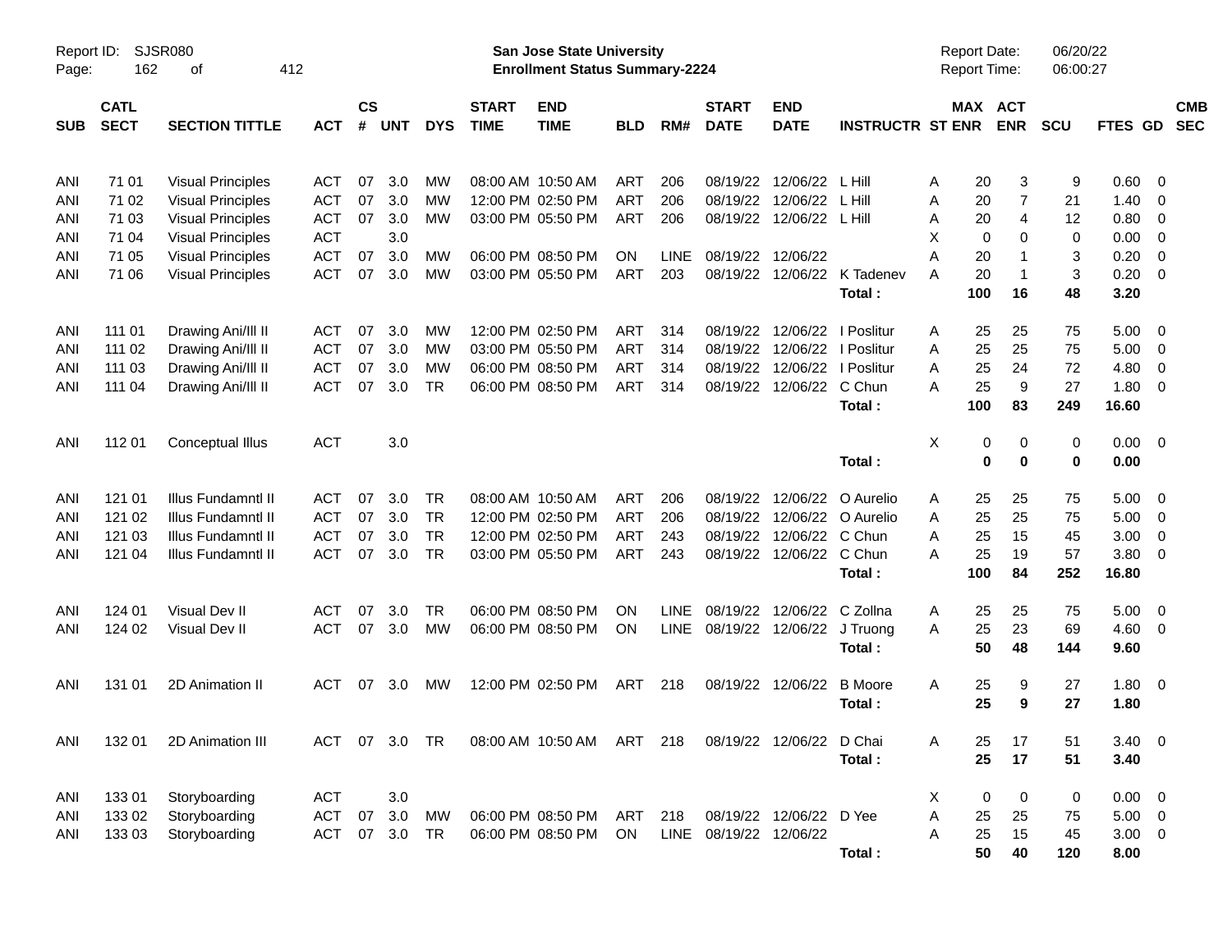# San Jose State University
## Enrollment Status Summary-2224

Report ID: SJSR080
Report Date: 06/20/22
Report Time: 06:00:27

| SUB | CATL SECT | SECTION TITTLE | ACT | CS # | UNT | DYS | START TIME | END TIME | BLD | RM# | START DATE | END DATE | INSTRUCTR | ST | MAX ENR | ACT ENR | SCU | FTES | GD | CMB SEC |
|---|---|---|---|---|---|---|---|---|---|---|---|---|---|---|---|---|---|---|---|---|
| ANI | 71 01 | Visual Principles | ACT | 07 | 3.0 | MW | 08:00 AM | 10:50 AM | ART | 206 | 08/19/22 | 12/06/22 | L Hill | A | 20 | 3 | 9 | 0.60 | 0 | |
| ANI | 71 02 | Visual Principles | ACT | 07 | 3.0 | MW | 12:00 PM | 02:50 PM | ART | 206 | 08/19/22 | 12/06/22 | L Hill | A | 20 | 7 | 21 | 1.40 | 0 | |
| ANI | 71 03 | Visual Principles | ACT | 07 | 3.0 | MW | 03:00 PM | 05:50 PM | ART | 206 | 08/19/22 | 12/06/22 | L Hill | A | 20 | 4 | 12 | 0.80 | 0 | |
| ANI | 71 04 | Visual Principles | ACT | | 3.0 | | | | | | | | | X | 0 | 0 | 0 | 0.00 | 0 | |
| ANI | 71 05 | Visual Principles | ACT | 07 | 3.0 | MW | 06:00 PM | 08:50 PM | ON | LINE | 08/19/22 | 12/06/22 | | A | 20 | 1 | 3 | 0.20 | 0 | |
| ANI | 71 06 | Visual Principles | ACT | 07 | 3.0 | MW | 03:00 PM | 05:50 PM | ART | 203 | 08/19/22 | 12/06/22 | K Tadenev | A | 20 | 1 | 3 | 0.20 | 0 | |
| | | | | | | | | | | | | | **Total :** | | **100** | **16** | **48** | **3.20** | | |
| ANI | 111 01 | Drawing Ani/Ill II | ACT | 07 | 3.0 | MW | 12:00 PM | 02:50 PM | ART | 314 | 08/19/22 | 12/06/22 | I Poslitur | A | 25 | 25 | 75 | 5.00 | 0 | |
| ANI | 111 02 | Drawing Ani/Ill II | ACT | 07 | 3.0 | MW | 03:00 PM | 05:50 PM | ART | 314 | 08/19/22 | 12/06/22 | I Poslitur | A | 25 | 25 | 75 | 5.00 | 0 | |
| ANI | 111 03 | Drawing Ani/Ill II | ACT | 07 | 3.0 | MW | 06:00 PM | 08:50 PM | ART | 314 | 08/19/22 | 12/06/22 | I Poslitur | A | 25 | 24 | 72 | 4.80 | 0 | |
| ANI | 111 04 | Drawing Ani/Ill II | ACT | 07 | 3.0 | TR | 06:00 PM | 08:50 PM | ART | 314 | 08/19/22 | 12/06/22 | C Chun | A | 25 | 9 | 27 | 1.80 | 0 | |
| | | | | | | | | | | | | | **Total :** | | **100** | **83** | **249** | **16.60** | | |
| ANI | 112 01 | Conceptual Illus | ACT | | 3.0 | | | | | | | | | X | 0 | 0 | 0 | 0.00 | 0 | |
| | | | | | | | | | | | | | **Total :** | | **0** | **0** | **0** | **0.00** | | |
| ANI | 121 01 | Illus Fundamntl II | ACT | 07 | 3.0 | TR | 08:00 AM | 10:50 AM | ART | 206 | 08/19/22 | 12/06/22 | O Aurelio | A | 25 | 25 | 75 | 5.00 | 0 | |
| ANI | 121 02 | Illus Fundamntl II | ACT | 07 | 3.0 | TR | 12:00 PM | 02:50 PM | ART | 206 | 08/19/22 | 12/06/22 | O Aurelio | A | 25 | 25 | 75 | 5.00 | 0 | |
| ANI | 121 03 | Illus Fundamntl II | ACT | 07 | 3.0 | TR | 12:00 PM | 02:50 PM | ART | 243 | 08/19/22 | 12/06/22 | C Chun | A | 25 | 15 | 45 | 3.00 | 0 | |
| ANI | 121 04 | Illus Fundamntl II | ACT | 07 | 3.0 | TR | 03:00 PM | 05:50 PM | ART | 243 | 08/19/22 | 12/06/22 | C Chun | A | 25 | 19 | 57 | 3.80 | 0 | |
| | | | | | | | | | | | | | **Total :** | | **100** | **84** | **252** | **16.80** | | |
| ANI | 124 01 | Visual Dev II | ACT | 07 | 3.0 | TR | 06:00 PM | 08:50 PM | ON | LINE | 08/19/22 | 12/06/22 | C Zollna | A | 25 | 25 | 75 | 5.00 | 0 | |
| ANI | 124 02 | Visual Dev II | ACT | 07 | 3.0 | MW | 06:00 PM | 08:50 PM | ON | LINE | 08/19/22 | 12/06/22 | J Truong | A | 25 | 23 | 69 | 4.60 | 0 | |
| | | | | | | | | | | | | | **Total :** | | **50** | **48** | **144** | **9.60** | | |
| ANI | 131 01 | 2D Animation II | ACT | 07 | 3.0 | MW | 12:00 PM | 02:50 PM | ART | 218 | 08/19/22 | 12/06/22 | B Moore | A | 25 | 9 | 27 | 1.80 | 0 | |
| | | | | | | | | | | | | | **Total :** | | **25** | **9** | **27** | **1.80** | | |
| ANI | 132 01 | 2D Animation III | ACT | 07 | 3.0 | TR | 08:00 AM | 10:50 AM | ART | 218 | 08/19/22 | 12/06/22 | D Chai | A | 25 | 17 | 51 | 3.40 | 0 | |
| | | | | | | | | | | | | | **Total :** | | **25** | **17** | **51** | **3.40** | | |
| ANI | 133 01 | Storyboarding | ACT | | 3.0 | | | | | | | | | X | 0 | 0 | 0 | 0.00 | 0 | |
| ANI | 133 02 | Storyboarding | ACT | 07 | 3.0 | MW | 06:00 PM | 08:50 PM | ART | 218 | 08/19/22 | 12/06/22 | D Yee | A | 25 | 25 | 75 | 5.00 | 0 | |
| ANI | 133 03 | Storyboarding | ACT | 07 | 3.0 | TR | 06:00 PM | 08:50 PM | ON | LINE | 08/19/22 | 12/06/22 | | A | 25 | 15 | 45 | 3.00 | 0 | |
| | | | | | | | | | | | | | **Total :** | | **50** | **40** | **120** | **8.00** | | |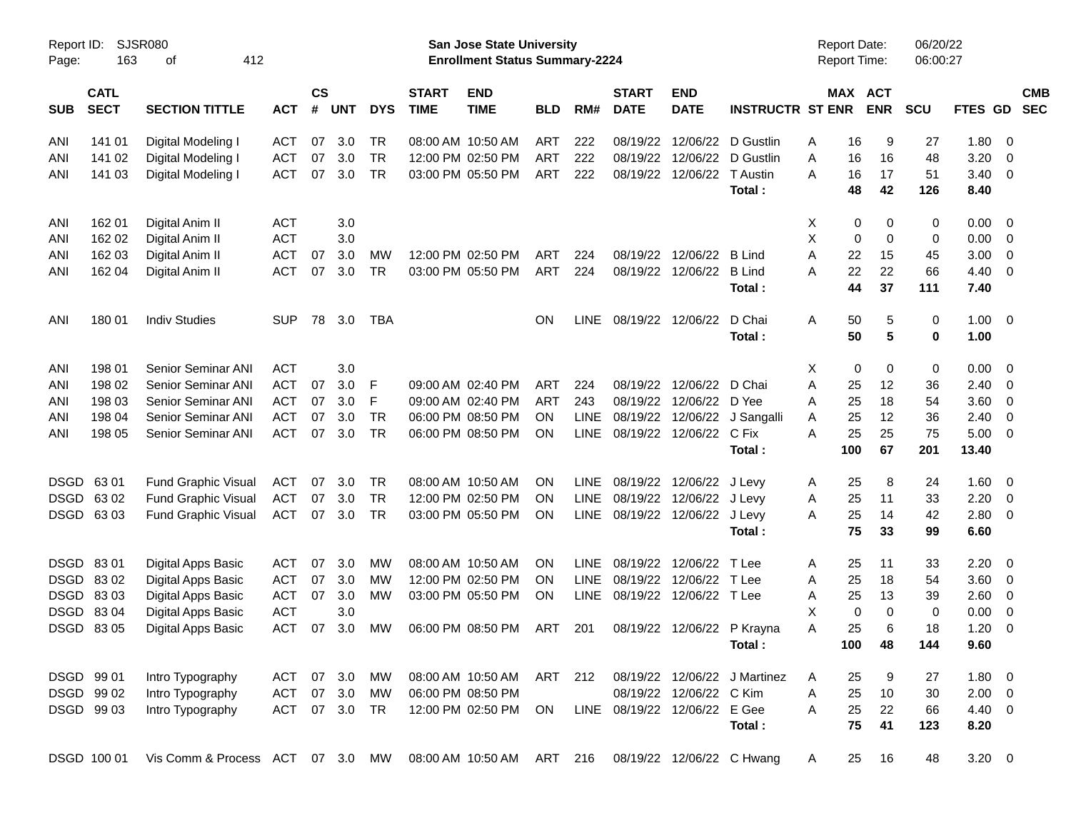Report ID: SJSR080 — San Jose State University — Enrollment Status Summary-2224 — Report Date: 06/20/22 — Report Time: 06:00:27

| SUB | CATL SECT | SECTION TITTLE | ACT | CS # | UNT | DYS | START TIME | END TIME | BLD | RM# | START DATE | END DATE | INSTRUCTR | ST | MAX ENR | ACT ENR | SCU | FTES | GD | CMB SEC |
|---|---|---|---|---|---|---|---|---|---|---|---|---|---|---|---|---|---|---|---|---|
| ANI | 141 01 | Digital Modeling I | ACT | 07 | 3.0 | TR | 08:00 AM | 10:50 AM | ART | 222 | 08/19/22 | 12/06/22 | D Gustlin | A | 16 | 9 | 27 | 1.80 | 0 | |
| ANI | 141 02 | Digital Modeling I | ACT | 07 | 3.0 | TR | 12:00 PM | 02:50 PM | ART | 222 | 08/19/22 | 12/06/22 | D Gustlin | A | 16 | 16 | 48 | 3.20 | 0 | |
| ANI | 141 03 | Digital Modeling I | ACT | 07 | 3.0 | TR | 03:00 PM | 05:50 PM | ART | 222 | 08/19/22 | 12/06/22 | T Austin | A | 16 | 17 | 51 | 3.40 | 0 | |
| | | | | | | | | | | | | | **Total :** | | **48** | **42** | **126** | **8.40** | | |
| ANI | 162 01 | Digital Anim II | ACT | | 3.0 | | | | | | | | | X | 0 | 0 | 0 | 0.00 | 0 | |
| ANI | 162 02 | Digital Anim II | ACT | | 3.0 | | | | | | | | | X | 0 | 0 | 0 | 0.00 | 0 | |
| ANI | 162 03 | Digital Anim II | ACT | 07 | 3.0 | MW | 12:00 PM | 02:50 PM | ART | 224 | 08/19/22 | 12/06/22 | B Lind | A | 22 | 15 | 45 | 3.00 | 0 | |
| ANI | 162 04 | Digital Anim II | ACT | 07 | 3.0 | TR | 03:00 PM | 05:50 PM | ART | 224 | 08/19/22 | 12/06/22 | B Lind | A | 22 | 22 | 66 | 4.40 | 0 | |
| | | | | | | | | | | | | | **Total :** | | **44** | **37** | **111** | **7.40** | | |
| ANI | 180 01 | Indiv Studies | SUP | 78 | 3.0 | TBA | | | ON | LINE | 08/19/22 | 12/06/22 | D Chai | A | 50 | 5 | 0 | 1.00 | 0 | |
| | | | | | | | | | | | | | **Total :** | | **50** | **5** | **0** | **1.00** | | |
| ANI | 198 01 | Senior Seminar ANI | ACT | | 3.0 | | | | | | | | | X | 0 | 0 | 0 | 0.00 | 0 | |
| ANI | 198 02 | Senior Seminar ANI | ACT | 07 | 3.0 | F | 09:00 AM | 02:40 PM | ART | 224 | 08/19/22 | 12/06/22 | D Chai | A | 25 | 12 | 36 | 2.40 | 0 | |
| ANI | 198 03 | Senior Seminar ANI | ACT | 07 | 3.0 | F | 09:00 AM | 02:40 PM | ART | 243 | 08/19/22 | 12/06/22 | D Yee | A | 25 | 18 | 54 | 3.60 | 0 | |
| ANI | 198 04 | Senior Seminar ANI | ACT | 07 | 3.0 | TR | 06:00 PM | 08:50 PM | ON | LINE | 08/19/22 | 12/06/22 | J Sangalli | A | 25 | 12 | 36 | 2.40 | 0 | |
| ANI | 198 05 | Senior Seminar ANI | ACT | 07 | 3.0 | TR | 06:00 PM | 08:50 PM | ON | LINE | 08/19/22 | 12/06/22 | C Fix | A | 25 | 25 | 75 | 5.00 | 0 | |
| | | | | | | | | | | | | | **Total :** | | **100** | **67** | **201** | **13.40** | | |
| DSGD | 63 01 | Fund Graphic Visual | ACT | 07 | 3.0 | TR | 08:00 AM | 10:50 AM | ON | LINE | 08/19/22 | 12/06/22 | J Levy | A | 25 | 8 | 24 | 1.60 | 0 | |
| DSGD | 63 02 | Fund Graphic Visual | ACT | 07 | 3.0 | TR | 12:00 PM | 02:50 PM | ON | LINE | 08/19/22 | 12/06/22 | J Levy | A | 25 | 11 | 33 | 2.20 | 0 | |
| DSGD | 63 03 | Fund Graphic Visual | ACT | 07 | 3.0 | TR | 03:00 PM | 05:50 PM | ON | LINE | 08/19/22 | 12/06/22 | J Levy | A | 25 | 14 | 42 | 2.80 | 0 | |
| | | | | | | | | | | | | | **Total :** | | **75** | **33** | **99** | **6.60** | | |
| DSGD | 83 01 | Digital Apps Basic | ACT | 07 | 3.0 | MW | 08:00 AM | 10:50 AM | ON | LINE | 08/19/22 | 12/06/22 | T Lee | A | 25 | 11 | 33 | 2.20 | 0 | |
| DSGD | 83 02 | Digital Apps Basic | ACT | 07 | 3.0 | MW | 12:00 PM | 02:50 PM | ON | LINE | 08/19/22 | 12/06/22 | T Lee | A | 25 | 18 | 54 | 3.60 | 0 | |
| DSGD | 83 03 | Digital Apps Basic | ACT | 07 | 3.0 | MW | 03:00 PM | 05:50 PM | ON | LINE | 08/19/22 | 12/06/22 | T Lee | A | 25 | 13 | 39 | 2.60 | 0 | |
| DSGD | 83 04 | Digital Apps Basic | ACT | | 3.0 | | | | | | | | | X | 0 | 0 | 0 | 0.00 | 0 | |
| DSGD | 83 05 | Digital Apps Basic | ACT | 07 | 3.0 | MW | 06:00 PM | 08:50 PM | ART | 201 | 08/19/22 | 12/06/22 | P Krayna | A | 25 | 6 | 18 | 1.20 | 0 | |
| | | | | | | | | | | | | | **Total :** | | **100** | **48** | **144** | **9.60** | | |
| DSGD | 99 01 | Intro Typography | ACT | 07 | 3.0 | MW | 08:00 AM | 10:50 AM | ART | 212 | 08/19/22 | 12/06/22 | J Martinez | A | 25 | 9 | 27 | 1.80 | 0 | |
| DSGD | 99 02 | Intro Typography | ACT | 07 | 3.0 | MW | 06:00 PM | 08:50 PM | | | 08/19/22 | 12/06/22 | C Kim | A | 25 | 10 | 30 | 2.00 | 0 | |
| DSGD | 99 03 | Intro Typography | ACT | 07 | 3.0 | TR | 12:00 PM | 02:50 PM | ON | LINE | 08/19/22 | 12/06/22 | E Gee | A | 25 | 22 | 66 | 4.40 | 0 | |
| | | | | | | | | | | | | | **Total :** | | **75** | **41** | **123** | **8.20** | | |
| DSGD | 100 01 | Vis Comm & Process | ACT | 07 | 3.0 | MW | 08:00 AM | 10:50 AM | ART | 216 | 08/19/22 | 12/06/22 | C Hwang | A | 25 | 16 | 48 | 3.20 | 0 | |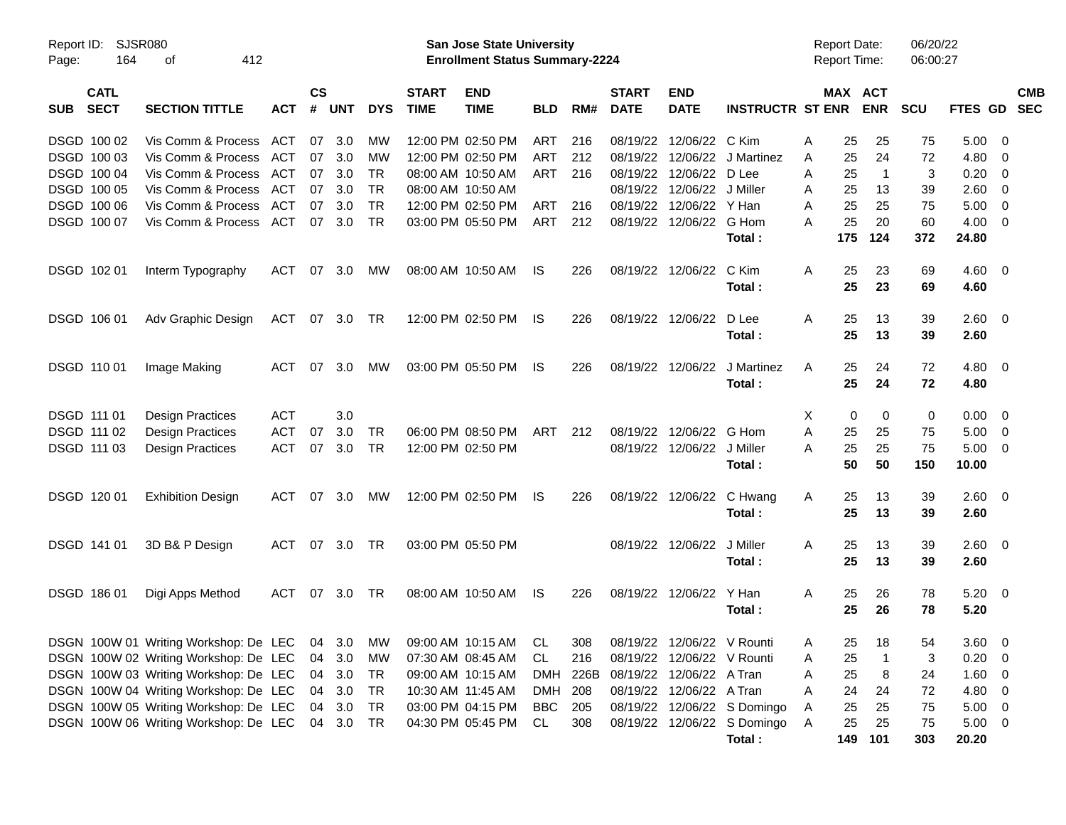Report ID: SJSR080 San Jose State University Report Date: 06/20/22
Page: 164 of 412 **Enrollment Status Summary-2224** Report Time: 06:00:27

| SUB | CATL SECT | SECTION TITTLE | ACT | CS # | UNT | DYS | START TIME | END TIME | BLD | RM# | START DATE | END DATE | INSTRUCTR | ST | MAX ENR | ACT ENR | SCU | FTES | GD | CMB SEC |
|---|---|---|---|---|---|---|---|---|---|---|---|---|---|---|---|---|---|---|---|---|
| DSGD | 100 02 | Vis Comm & Process | ACT | 07 | 3.0 | MW | 12:00 PM | 02:50 PM | ART | 216 | 08/19/22 | 12/06/22 | C Kim | A | 25 | 25 | 75 | 5.00 | 0 | |
| DSGD | 100 03 | Vis Comm & Process | ACT | 07 | 3.0 | MW | 12:00 PM | 02:50 PM | ART | 212 | 08/19/22 | 12/06/22 | J Martinez | A | 25 | 24 | 72 | 4.80 | 0 | |
| DSGD | 100 04 | Vis Comm & Process | ACT | 07 | 3.0 | TR | 08:00 AM | 10:50 AM | ART | 216 | 08/19/22 | 12/06/22 | D Lee | A | 25 | 1 | 3 | 0.20 | 0 | |
| DSGD | 100 05 | Vis Comm & Process | ACT | 07 | 3.0 | TR | 08:00 AM | 10:50 AM | | | 08/19/22 | 12/06/22 | J Miller | A | 25 | 13 | 39 | 2.60 | 0 | |
| DSGD | 100 06 | Vis Comm & Process | ACT | 07 | 3.0 | TR | 12:00 PM | 02:50 PM | ART | 216 | 08/19/22 | 12/06/22 | Y Han | A | 25 | 25 | 75 | 5.00 | 0 | |
| DSGD | 100 07 | Vis Comm & Process | ACT | 07 | 3.0 | TR | 03:00 PM | 05:50 PM | ART | 212 | 08/19/22 | 12/06/22 | G Hom | A | 25 | 20 | 60 | 4.00 | 0 | |
| | | | | | | | | | | | | | **Total :** | | **175** | **124** | **372** | **24.80** | | |
| DSGD | 102 01 | Interm Typography | ACT | 07 | 3.0 | MW | 08:00 AM | 10:50 AM | IS | 226 | 08/19/22 | 12/06/22 | C Kim | A | 25 | 23 | 69 | 4.60 | 0 | |
| | | | | | | | | | | | | | **Total :** | | **25** | **23** | **69** | **4.60** | | |
| DSGD | 106 01 | Adv Graphic Design | ACT | 07 | 3.0 | TR | 12:00 PM | 02:50 PM | IS | 226 | 08/19/22 | 12/06/22 | D Lee | A | 25 | 13 | 39 | 2.60 | 0 | |
| | | | | | | | | | | | | | **Total :** | | **25** | **13** | **39** | **2.60** | | |
| DSGD | 110 01 | Image Making | ACT | 07 | 3.0 | MW | 03:00 PM | 05:50 PM | IS | 226 | 08/19/22 | 12/06/22 | J Martinez | A | 25 | 24 | 72 | 4.80 | 0 | |
| | | | | | | | | | | | | | **Total :** | | **25** | **24** | **72** | **4.80** | | |
| DSGD | 111 01 | Design Practices | ACT | | 3.0 | | | | | | | | | X | 0 | 0 | 0 | 0.00 | 0 | |
| DSGD | 111 02 | Design Practices | ACT | 07 | 3.0 | TR | 06:00 PM | 08:50 PM | ART | 212 | 08/19/22 | 12/06/22 | G Hom | A | 25 | 25 | 75 | 5.00 | 0 | |
| DSGD | 111 03 | Design Practices | ACT | 07 | 3.0 | TR | 12:00 PM | 02:50 PM | | | 08/19/22 | 12/06/22 | J Miller | A | 25 | 25 | 75 | 5.00 | 0 | |
| | | | | | | | | | | | | | **Total :** | | **50** | **50** | **150** | **10.00** | | |
| DSGD | 120 01 | Exhibition Design | ACT | 07 | 3.0 | MW | 12:00 PM | 02:50 PM | IS | 226 | 08/19/22 | 12/06/22 | C Hwang | A | 25 | 13 | 39 | 2.60 | 0 | |
| | | | | | | | | | | | | | **Total :** | | **25** | **13** | **39** | **2.60** | | |
| DSGD | 141 01 | 3D B& P Design | ACT | 07 | 3.0 | TR | 03:00 PM | 05:50 PM | | | 08/19/22 | 12/06/22 | J Miller | A | 25 | 13 | 39 | 2.60 | 0 | |
| | | | | | | | | | | | | | **Total :** | | **25** | **13** | **39** | **2.60** | | |
| DSGD | 186 01 | Digi Apps Method | ACT | 07 | 3.0 | TR | 08:00 AM | 10:50 AM | IS | 226 | 08/19/22 | 12/06/22 | Y Han | A | 25 | 26 | 78 | 5.20 | 0 | |
| | | | | | | | | | | | | | **Total :** | | **25** | **26** | **78** | **5.20** | | |
| DSGN | 100W 01 | Writing Workshop: De | LEC | 04 | 3.0 | MW | 09:00 AM | 10:15 AM | CL | 308 | 08/19/22 | 12/06/22 | V Rounti | A | 25 | 18 | 54 | 3.60 | 0 | |
| DSGN | 100W 02 | Writing Workshop: De | LEC | 04 | 3.0 | MW | 07:30 AM | 08:45 AM | CL | 216 | 08/19/22 | 12/06/22 | V Rounti | A | 25 | 1 | 3 | 0.20 | 0 | |
| DSGN | 100W 03 | Writing Workshop: De | LEC | 04 | 3.0 | TR | 09:00 AM | 10:15 AM | DMH | 226B | 08/19/22 | 12/06/22 | A Tran | A | 25 | 8 | 24 | 1.60 | 0 | |
| DSGN | 100W 04 | Writing Workshop: De | LEC | 04 | 3.0 | TR | 10:30 AM | 11:45 AM | DMH | 208 | 08/19/22 | 12/06/22 | A Tran | A | 24 | 24 | 72 | 4.80 | 0 | |
| DSGN | 100W 05 | Writing Workshop: De | LEC | 04 | 3.0 | TR | 03:00 PM | 04:15 PM | BBC | 205 | 08/19/22 | 12/06/22 | S Domingo | A | 25 | 25 | 75 | 5.00 | 0 | |
| DSGN | 100W 06 | Writing Workshop: De | LEC | 04 | 3.0 | TR | 04:30 PM | 05:45 PM | CL | 308 | 08/19/22 | 12/06/22 | S Domingo | A | 25 | 25 | 75 | 5.00 | 0 | |
| | | | | | | | | | | | | | **Total :** | | **149** | **101** | **303** | **20.20** | | |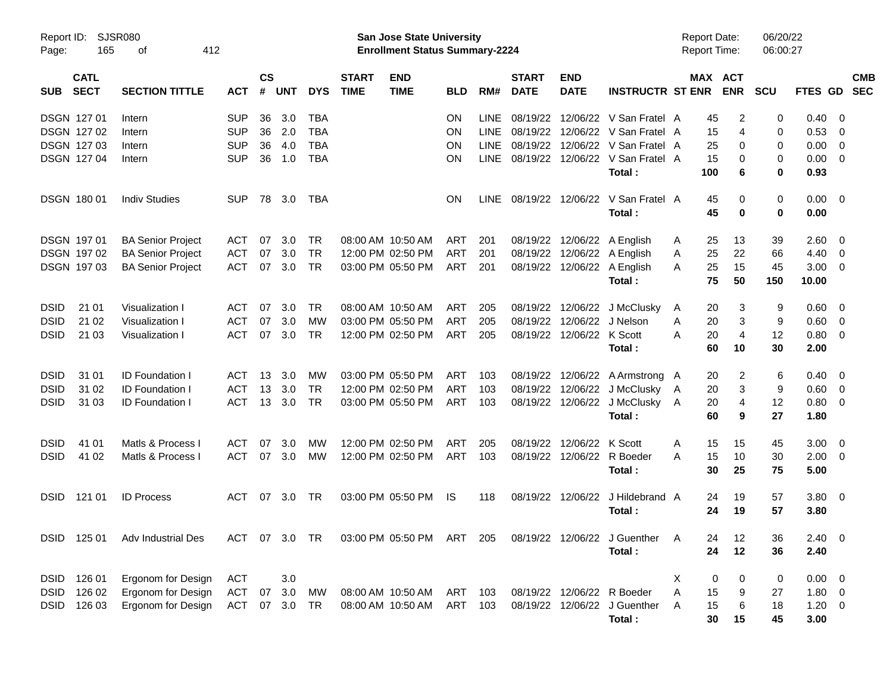Report ID: SJSR080
Page: 165 of 412

**San Jose State University**
**Enrollment Status Summary-2224**

Report Date: 06/20/22
Report Time: 06:00:27

| SUB | CATL SECT | SECTION TITTLE | ACT | CS # | UNT | DYS | START TIME | END TIME | BLD | RM# | START DATE | END DATE | INSTRUCTR | ST | MAX ENR | ACT ENR | SCU | FTES | GD | CMB SEC |
|---|---|---|---|---|---|---|---|---|---|---|---|---|---|---|---|---|---|---|---|---|
| DSGN | 127 01 | Intern | SUP | 36 | 3.0 | TBA | | | ON | LINE | 08/19/22 | 12/06/22 | V San Fratel | A | 45 | 2 | 0 | 0.40 | 0 | |
| DSGN | 127 02 | Intern | SUP | 36 | 2.0 | TBA | | | ON | LINE | 08/19/22 | 12/06/22 | V San Fratel | A | 15 | 4 | 0 | 0.53 | 0 | |
| DSGN | 127 03 | Intern | SUP | 36 | 4.0 | TBA | | | ON | LINE | 08/19/22 | 12/06/22 | V San Fratel | A | 25 | 0 | 0 | 0.00 | 0 | |
| DSGN | 127 04 | Intern | SUP | 36 | 1.0 | TBA | | | ON | LINE | 08/19/22 | 12/06/22 | V San Fratel | A | 15 | 0 | 0 | 0.00 | 0 | |
| | | | | | | | | | | | | | **Total :** | | **100** | **6** | **0** | **0.93** | | |
| DSGN | 180 01 | Indiv Studies | SUP | 78 | 3.0 | TBA | | | ON | LINE | 08/19/22 | 12/06/22 | V San Fratel | A | 45 | 0 | 0 | 0.00 | 0 | |
| | | | | | | | | | | | | | **Total :** | | **45** | **0** | **0** | **0.00** | | |
| DSGN | 197 01 | BA Senior Project | ACT | 07 | 3.0 | TR | 08:00 AM | 10:50 AM | ART | 201 | 08/19/22 | 12/06/22 | A English | A | 25 | 13 | 39 | 2.60 | 0 | |
| DSGN | 197 02 | BA Senior Project | ACT | 07 | 3.0 | TR | 12:00 PM | 02:50 PM | ART | 201 | 08/19/22 | 12/06/22 | A English | A | 25 | 22 | 66 | 4.40 | 0 | |
| DSGN | 197 03 | BA Senior Project | ACT | 07 | 3.0 | TR | 03:00 PM | 05:50 PM | ART | 201 | 08/19/22 | 12/06/22 | A English | A | 25 | 15 | 45 | 3.00 | 0 | |
| | | | | | | | | | | | | | **Total :** | | **75** | **50** | **150** | **10.00** | | |
| DSID | 21 01 | Visualization I | ACT | 07 | 3.0 | TR | 08:00 AM | 10:50 AM | ART | 205 | 08/19/22 | 12/06/22 | J McClusky | A | 20 | 3 | 9 | 0.60 | 0 | |
| DSID | 21 02 | Visualization I | ACT | 07 | 3.0 | MW | 03:00 PM | 05:50 PM | ART | 205 | 08/19/22 | 12/06/22 | J Nelson | A | 20 | 3 | 9 | 0.60 | 0 | |
| DSID | 21 03 | Visualization I | ACT | 07 | 3.0 | TR | 12:00 PM | 02:50 PM | ART | 205 | 08/19/22 | 12/06/22 | K Scott | A | 20 | 4 | 12 | 0.80 | 0 | |
| | | | | | | | | | | | | | **Total :** | | **60** | **10** | **30** | **2.00** | | |
| DSID | 31 01 | ID Foundation I | ACT | 13 | 3.0 | MW | 03:00 PM | 05:50 PM | ART | 103 | 08/19/22 | 12/06/22 | A Armstrong | A | 20 | 2 | 6 | 0.40 | 0 | |
| DSID | 31 02 | ID Foundation I | ACT | 13 | 3.0 | TR | 12:00 PM | 02:50 PM | ART | 103 | 08/19/22 | 12/06/22 | J McClusky | A | 20 | 3 | 9 | 0.60 | 0 | |
| DSID | 31 03 | ID Foundation I | ACT | 13 | 3.0 | TR | 03:00 PM | 05:50 PM | ART | 103 | 08/19/22 | 12/06/22 | J McClusky | A | 20 | 4 | 12 | 0.80 | 0 | |
| | | | | | | | | | | | | | **Total :** | | **60** | **9** | **27** | **1.80** | | |
| DSID | 41 01 | Matls & Process I | ACT | 07 | 3.0 | MW | 12:00 PM | 02:50 PM | ART | 205 | 08/19/22 | 12/06/22 | K Scott | A | 15 | 15 | 45 | 3.00 | 0 | |
| DSID | 41 02 | Matls & Process I | ACT | 07 | 3.0 | MW | 12:00 PM | 02:50 PM | ART | 103 | 08/19/22 | 12/06/22 | R Boeder | A | 15 | 10 | 30 | 2.00 | 0 | |
| | | | | | | | | | | | | | **Total :** | | **30** | **25** | **75** | **5.00** | | |
| DSID | 121 01 | ID Process | ACT | 07 | 3.0 | TR | 03:00 PM | 05:50 PM | IS | 118 | 08/19/22 | 12/06/22 | J Hildebrand | A | 24 | 19 | 57 | 3.80 | 0 | |
| | | | | | | | | | | | | | **Total :** | | **24** | **19** | **57** | **3.80** | | |
| DSID | 125 01 | Adv Industrial Des | ACT | 07 | 3.0 | TR | 03:00 PM | 05:50 PM | ART | 205 | 08/19/22 | 12/06/22 | J Guenther | A | 24 | 12 | 36 | 2.40 | 0 | |
| | | | | | | | | | | | | | **Total :** | | **24** | **12** | **36** | **2.40** | | |
| DSID | 126 01 | Ergonom for Design | ACT | | 3.0 | | | | | | | | | X | 0 | 0 | 0 | 0.00 | 0 | |
| DSID | 126 02 | Ergonom for Design | ACT | 07 | 3.0 | MW | 08:00 AM | 10:50 AM | ART | 103 | 08/19/22 | 12/06/22 | R Boeder | A | 15 | 9 | 27 | 1.80 | 0 | |
| DSID | 126 03 | Ergonom for Design | ACT | 07 | 3.0 | TR | 08:00 AM | 10:50 AM | ART | 103 | 08/19/22 | 12/06/22 | J Guenther | A | 15 | 6 | 18 | 1.20 | 0 | |
| | | | | | | | | | | | | | **Total :** | | **30** | **15** | **45** | **3.00** | | |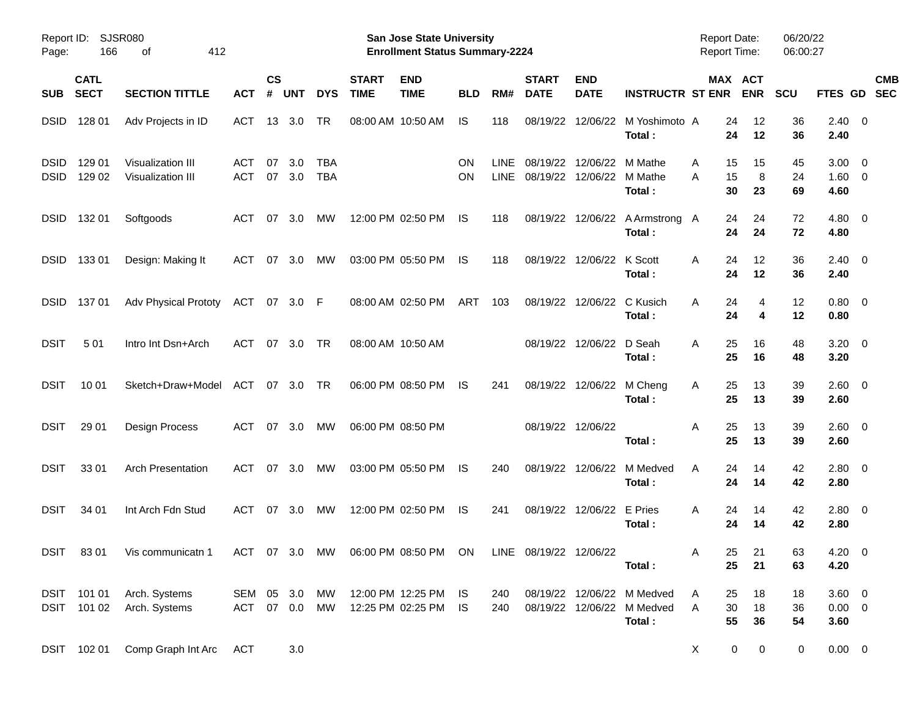Report ID: SJSR080
San Jose State University
Enrollment Status Summary-2224
Report Date: 06/20/22
Report Time: 06:00:27

| SUB | CATL SECT | SECTION TITTLE | ACT | CS # | UNT | DYS | START TIME | END TIME | BLD | RM# | START DATE | END DATE | INSTRUCTR | ST | MAX ENR | ACT ENR | SCU | FTES | GD | CMB SEC |
|---|---|---|---|---|---|---|---|---|---|---|---|---|---|---|---|---|---|---|---|---|
| DSID | 128 01 | Adv Projects in ID | ACT | 13 | 3.0 | TR | 08:00 AM | 10:50 AM | IS | 118 | 08/19/22 | 12/06/22 | M Yoshimoto | A | 24 | 12 | 36 | 2.40 | 0 | |
| | | | | | | | | | | | | | **Total :** | | **24** | **12** | **36** | **2.40** | | |
| DSID | 129 01 | Visualization III | ACT | 07 | 3.0 | TBA | | | ON | LINE | 08/19/22 | 12/06/22 | M Mathe | A | 15 | 15 | 45 | 3.00 | 0 | |
| DSID | 129 02 | Visualization III | ACT | 07 | 3.0 | TBA | | | ON | LINE | 08/19/22 | 12/06/22 | M Mathe | A | 15 | 8 | 24 | 1.60 | 0 | |
| | | | | | | | | | | | | | **Total :** | | **30** | **23** | **69** | **4.60** | | |
| DSID | 132 01 | Softgoods | ACT | 07 | 3.0 | MW | 12:00 PM | 02:50 PM | IS | 118 | 08/19/22 | 12/06/22 | A Armstrong | A | 24 | 24 | 72 | 4.80 | 0 | |
| | | | | | | | | | | | | | **Total :** | | **24** | **24** | **72** | **4.80** | | |
| DSID | 133 01 | Design: Making It | ACT | 07 | 3.0 | MW | 03:00 PM | 05:50 PM | IS | 118 | 08/19/22 | 12/06/22 | K Scott | A | 24 | 12 | 36 | 2.40 | 0 | |
| | | | | | | | | | | | | | **Total :** | | **24** | **12** | **36** | **2.40** | | |
| DSID | 137 01 | Adv Physical Prototy | ACT | 07 | 3.0 | F | 08:00 AM | 02:50 PM | ART | 103 | 08/19/22 | 12/06/22 | C Kusich | A | 24 | 4 | 12 | 0.80 | 0 | |
| | | | | | | | | | | | | | **Total :** | | **24** | **4** | **12** | **0.80** | | |
| DSIT | 5 01 | Intro Int Dsn+Arch | ACT | 07 | 3.0 | TR | 08:00 AM | 10:50 AM | | | 08/19/22 | 12/06/22 | D Seah | A | 25 | 16 | 48 | 3.20 | 0 | |
| | | | | | | | | | | | | | **Total :** | | **25** | **16** | **48** | **3.20** | | |
| DSIT | 10 01 | Sketch+Draw+Model | ACT | 07 | 3.0 | TR | 06:00 PM | 08:50 PM | IS | 241 | 08/19/22 | 12/06/22 | M Cheng | A | 25 | 13 | 39 | 2.60 | 0 | |
| | | | | | | | | | | | | | **Total :** | | **25** | **13** | **39** | **2.60** | | |
| DSIT | 29 01 | Design Process | ACT | 07 | 3.0 | MW | 06:00 PM | 08:50 PM | | | 08/19/22 | 12/06/22 | | A | 25 | 13 | 39 | 2.60 | 0 | |
| | | | | | | | | | | | | | **Total :** | | **25** | **13** | **39** | **2.60** | | |
| DSIT | 33 01 | Arch Presentation | ACT | 07 | 3.0 | MW | 03:00 PM | 05:50 PM | IS | 240 | 08/19/22 | 12/06/22 | M Medved | A | 24 | 14 | 42 | 2.80 | 0 | |
| | | | | | | | | | | | | | **Total :** | | **24** | **14** | **42** | **2.80** | | |
| DSIT | 34 01 | Int Arch Fdn Stud | ACT | 07 | 3.0 | MW | 12:00 PM | 02:50 PM | IS | 241 | 08/19/22 | 12/06/22 | E Pries | A | 24 | 14 | 42 | 2.80 | 0 | |
| | | | | | | | | | | | | | **Total :** | | **24** | **14** | **42** | **2.80** | | |
| DSIT | 83 01 | Vis communicatn 1 | ACT | 07 | 3.0 | MW | 06:00 PM | 08:50 PM | ON | LINE | 08/19/22 | 12/06/22 | | A | 25 | 21 | 63 | 4.20 | 0 | |
| | | | | | | | | | | | | | **Total :** | | **25** | **21** | **63** | **4.20** | | |
| DSIT | 101 01 | Arch. Systems | SEM | 05 | 3.0 | MW | 12:00 PM | 12:25 PM | IS | 240 | 08/19/22 | 12/06/22 | M Medved | A | 25 | 18 | 18 | 3.60 | 0 | |
| DSIT | 101 02 | Arch. Systems | ACT | 07 | 0.0 | MW | 12:25 PM | 02:25 PM | IS | 240 | 08/19/22 | 12/06/22 | M Medved | A | 30 | 18 | 36 | 0.00 | 0 | |
| | | | | | | | | | | | | | **Total :** | | **55** | **36** | **54** | **3.60** | | |
| DSIT | 102 01 | Comp Graph Int Arc | ACT | | 3.0 | | | | | | | | | X | 0 | 0 | 0 | 0.00 | 0 | |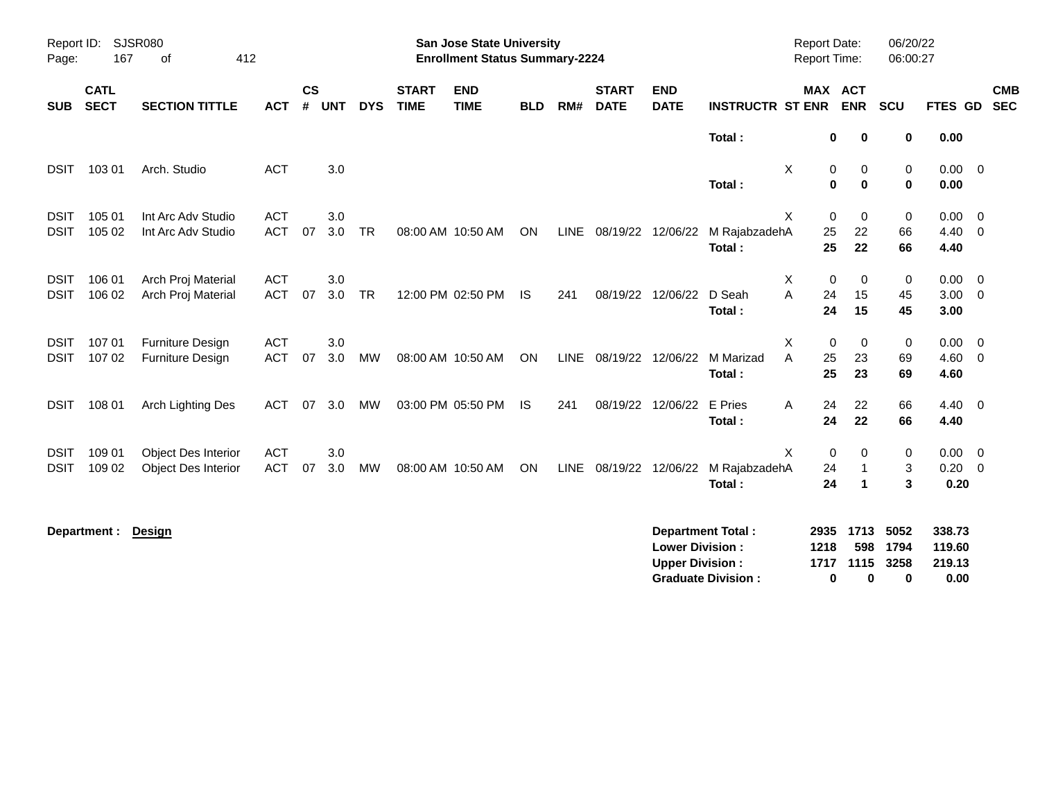| SUB | CATL SECT | SECTION TITTLE | ACT | CS # | UNT | DYS | START TIME | END TIME | BLD | RM# | START DATE | END DATE | INSTRUCTR | ST | MAX ENR | ACT ENR | SCU | FTES | GD | CMB SEC |
|---|---|---|---|---|---|---|---|---|---|---|---|---|---|---|---|---|---|---|---|---|
| | | | | | | | | | | | | | **Total :** | | **0** | **0** | **0** | **0.00** | | |
| DSIT | 103 01 | Arch. Studio | ACT | | 3.0 | | | | | | | | | X | 0 | 0 | 0 | 0.00 | 0 | |
| | | | | | | | | | | | | | **Total :** | | **0** | **0** | **0** | **0.00** | | |
| DSIT | 105 01 | Int Arc Adv Studio | ACT | | 3.0 | | | | | | | | | X | 0 | 0 | 0 | 0.00 | 0 | |
| DSIT | 105 02 | Int Arc Adv Studio | ACT | 07 | 3.0 | TR | 08:00 AM | 10:50 AM | ON | LINE | 08/19/22 | 12/06/22 | M Rajabzadeh | A | 25 | 22 | 66 | 4.40 | 0 | |
| | | | | | | | | | | | | | **Total :** | | **25** | **22** | **66** | **4.40** | | |
| DSIT | 106 01 | Arch Proj Material | ACT | | 3.0 | | | | | | | | | X | 0 | 0 | 0 | 0.00 | 0 | |
| DSIT | 106 02 | Arch Proj Material | ACT | 07 | 3.0 | TR | 12:00 PM | 02:50 PM | IS | 241 | 08/19/22 | 12/06/22 | D Seah | A | 24 | 15 | 45 | 3.00 | 0 | |
| | | | | | | | | | | | | | **Total :** | | **24** | **15** | **45** | **3.00** | | |
| DSIT | 107 01 | Furniture Design | ACT | | 3.0 | | | | | | | | | X | 0 | 0 | 0 | 0.00 | 0 | |
| DSIT | 107 02 | Furniture Design | ACT | 07 | 3.0 | MW | 08:00 AM | 10:50 AM | ON | LINE | 08/19/22 | 12/06/22 | M Marizad | A | 25 | 23 | 69 | 4.60 | 0 | |
| | | | | | | | | | | | | | **Total :** | | **25** | **23** | **69** | **4.60** | | |
| DSIT | 108 01 | Arch Lighting Des | ACT | 07 | 3.0 | MW | 03:00 PM | 05:50 PM | IS | 241 | 08/19/22 | 12/06/22 | E Pries | A | 24 | 22 | 66 | 4.40 | 0 | |
| | | | | | | | | | | | | | **Total :** | | **24** | **22** | **66** | **4.40** | | |
| DSIT | 109 01 | Object Des Interior | ACT | | 3.0 | | | | | | | | | X | 0 | 0 | 0 | 0.00 | 0 | |
| DSIT | 109 02 | Object Des Interior | ACT | 07 | 3.0 | MW | 08:00 AM | 10:50 AM | ON | LINE | 08/19/22 | 12/06/22 | M Rajabzadeh | A | 24 | 1 | 3 | 0.20 | 0 | |
| | | | | | | | | | | | | | **Total :** | | **24** | **1** | **3** | **0.20** | | |

**Department : Design**

| | MAX ENR | ACT ENR | SCU | FTES |
|---|---|---|---|---|
| **Department Total :** | **2935** | **1713** | **5052** | **338.73** |
| **Lower Division :** | **1218** | **598** | **1794** | **119.60** |
| **Upper Division :** | **1717** | **1115** | **3258** | **219.13** |
| **Graduate Division :** | **0** | **0** | **0** | **0.00** |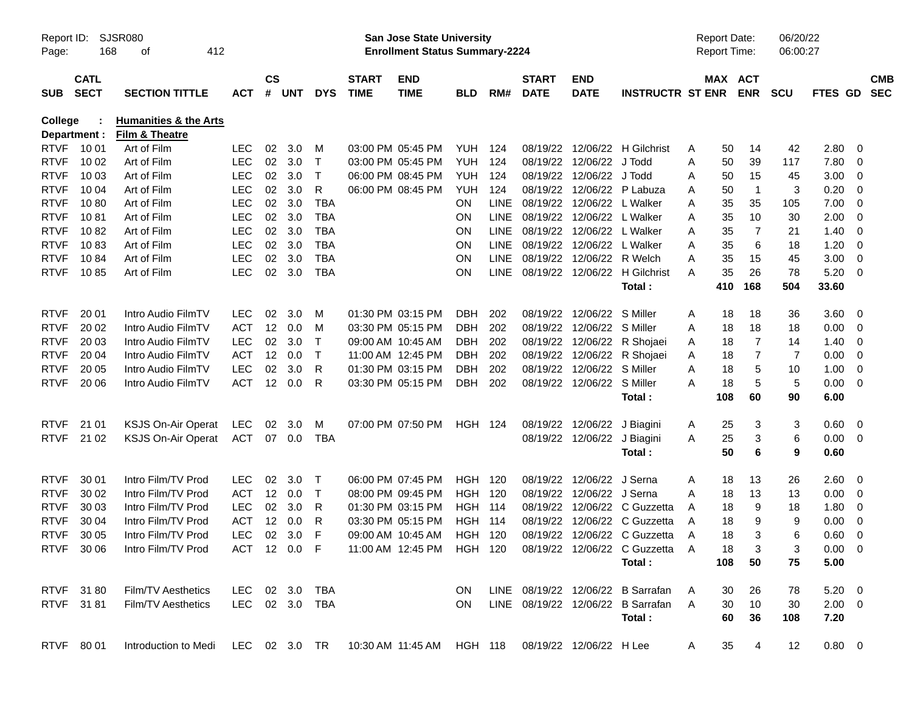Report ID: SJSR080
Page: 168 of 412

**San Jose State University**
**Enrollment Status Summary-2224**

Report Date: 06/20/22
Report Time: 06:00:27

| SUB | CATL SECT | SECTION TITTLE | ACT | CS # | UNT | DYS | START TIME | END TIME | BLD | RM# | START DATE | END DATE | INSTRUCTR | ST | MAX ENR | ACT ENR | SCU | FTES | GD | CMB SEC |
|---|---|---|---|---|---|---|---|---|---|---|---|---|---|---|---|---|---|---|---|---|
| **College :** | | **Humanities & the Arts** | | | | | | | | | | | | | | | | | | |
| **Department :** | | **Film & Theatre** | | | | | | | | | | | | | | | | | | |
| RTVF | 10 01 | Art of Film | LEC | 02 | 3.0 | M | 03:00 PM | 05:45 PM | YUH | 124 | 08/19/22 | 12/06/22 | H Gilchrist | A | 50 | 14 | 42 | 2.80 | 0 | |
| RTVF | 10 02 | Art of Film | LEC | 02 | 3.0 | T | 03:00 PM | 05:45 PM | YUH | 124 | 08/19/22 | 12/06/22 | J Todd | A | 50 | 39 | 117 | 7.80 | 0 | |
| RTVF | 10 03 | Art of Film | LEC | 02 | 3.0 | T | 06:00 PM | 08:45 PM | YUH | 124 | 08/19/22 | 12/06/22 | J Todd | A | 50 | 15 | 45 | 3.00 | 0 | |
| RTVF | 10 04 | Art of Film | LEC | 02 | 3.0 | R | 06:00 PM | 08:45 PM | YUH | 124 | 08/19/22 | 12/06/22 | P Labuza | A | 50 | 1 | 3 | 0.20 | 0 | |
| RTVF | 10 80 | Art of Film | LEC | 02 | 3.0 | TBA | | | ON | LINE | 08/19/22 | 12/06/22 | L Walker | A | 35 | 35 | 105 | 7.00 | 0 | |
| RTVF | 10 81 | Art of Film | LEC | 02 | 3.0 | TBA | | | ON | LINE | 08/19/22 | 12/06/22 | L Walker | A | 35 | 10 | 30 | 2.00 | 0 | |
| RTVF | 10 82 | Art of Film | LEC | 02 | 3.0 | TBA | | | ON | LINE | 08/19/22 | 12/06/22 | L Walker | A | 35 | 7 | 21 | 1.40 | 0 | |
| RTVF | 10 83 | Art of Film | LEC | 02 | 3.0 | TBA | | | ON | LINE | 08/19/22 | 12/06/22 | L Walker | A | 35 | 6 | 18 | 1.20 | 0 | |
| RTVF | 10 84 | Art of Film | LEC | 02 | 3.0 | TBA | | | ON | LINE | 08/19/22 | 12/06/22 | R Welch | A | 35 | 15 | 45 | 3.00 | 0 | |
| RTVF | 10 85 | Art of Film | LEC | 02 | 3.0 | TBA | | | ON | LINE | 08/19/22 | 12/06/22 | H Gilchrist | A | 35 | 26 | 78 | 5.20 | 0 | |
| | | | | | | | | | | | | | **Total :** | | **410** | **168** | **504** | **33.60** | | |
| RTVF | 20 01 | Intro Audio FilmTV | LEC | 02 | 3.0 | M | 01:30 PM | 03:15 PM | DBH | 202 | 08/19/22 | 12/06/22 | S Miller | A | 18 | 18 | 36 | 3.60 | 0 | |
| RTVF | 20 02 | Intro Audio FilmTV | ACT | 12 | 0.0 | M | 03:30 PM | 05:15 PM | DBH | 202 | 08/19/22 | 12/06/22 | S Miller | A | 18 | 18 | 18 | 0.00 | 0 | |
| RTVF | 20 03 | Intro Audio FilmTV | LEC | 02 | 3.0 | T | 09:00 AM | 10:45 AM | DBH | 202 | 08/19/22 | 12/06/22 | R Shojaei | A | 18 | 7 | 14 | 1.40 | 0 | |
| RTVF | 20 04 | Intro Audio FilmTV | ACT | 12 | 0.0 | T | 11:00 AM | 12:45 PM | DBH | 202 | 08/19/22 | 12/06/22 | R Shojaei | A | 18 | 7 | 7 | 0.00 | 0 | |
| RTVF | 20 05 | Intro Audio FilmTV | LEC | 02 | 3.0 | R | 01:30 PM | 03:15 PM | DBH | 202 | 08/19/22 | 12/06/22 | S Miller | A | 18 | 5 | 10 | 1.00 | 0 | |
| RTVF | 20 06 | Intro Audio FilmTV | ACT | 12 | 0.0 | R | 03:30 PM | 05:15 PM | DBH | 202 | 08/19/22 | 12/06/22 | S Miller | A | 18 | 5 | 5 | 0.00 | 0 | |
| | | | | | | | | | | | | | **Total :** | | **108** | **60** | **90** | **6.00** | | |
| RTVF | 21 01 | KSJS On-Air Operat | LEC | 02 | 3.0 | M | 07:00 PM | 07:50 PM | HGH | 124 | 08/19/22 | 12/06/22 | J Biagini | A | 25 | 3 | 3 | 0.60 | 0 | |
| RTVF | 21 02 | KSJS On-Air Operat | ACT | 07 | 0.0 | TBA | | | | | 08/19/22 | 12/06/22 | J Biagini | A | 25 | 3 | 6 | 0.00 | 0 | |
| | | | | | | | | | | | | | **Total :** | | **50** | **6** | **9** | **0.60** | | |
| RTVF | 30 01 | Intro Film/TV Prod | LEC | 02 | 3.0 | T | 06:00 PM | 07:45 PM | HGH | 120 | 08/19/22 | 12/06/22 | J Serna | A | 18 | 13 | 26 | 2.60 | 0 | |
| RTVF | 30 02 | Intro Film/TV Prod | ACT | 12 | 0.0 | T | 08:00 PM | 09:45 PM | HGH | 120 | 08/19/22 | 12/06/22 | J Serna | A | 18 | 13 | 13 | 0.00 | 0 | |
| RTVF | 30 03 | Intro Film/TV Prod | LEC | 02 | 3.0 | R | 01:30 PM | 03:15 PM | HGH | 114 | 08/19/22 | 12/06/22 | C Guzzetta | A | 18 | 9 | 18 | 1.80 | 0 | |
| RTVF | 30 04 | Intro Film/TV Prod | ACT | 12 | 0.0 | R | 03:30 PM | 05:15 PM | HGH | 114 | 08/19/22 | 12/06/22 | C Guzzetta | A | 18 | 9 | 9 | 0.00 | 0 | |
| RTVF | 30 05 | Intro Film/TV Prod | LEC | 02 | 3.0 | F | 09:00 AM | 10:45 AM | HGH | 120 | 08/19/22 | 12/06/22 | C Guzzetta | A | 18 | 3 | 6 | 0.60 | 0 | |
| RTVF | 30 06 | Intro Film/TV Prod | ACT | 12 | 0.0 | F | 11:00 AM | 12:45 PM | HGH | 120 | 08/19/22 | 12/06/22 | C Guzzetta | A | 18 | 3 | 3 | 0.00 | 0 | |
| | | | | | | | | | | | | | **Total :** | | **108** | **50** | **75** | **5.00** | | |
| RTVF | 31 80 | Film/TV Aesthetics | LEC | 02 | 3.0 | TBA | | | ON | LINE | 08/19/22 | 12/06/22 | B Sarrafan | A | 30 | 26 | 78 | 5.20 | 0 | |
| RTVF | 31 81 | Film/TV Aesthetics | LEC | 02 | 3.0 | TBA | | | ON | LINE | 08/19/22 | 12/06/22 | B Sarrafan | A | 30 | 10 | 30 | 2.00 | 0 | |
| | | | | | | | | | | | | | **Total :** | | **60** | **36** | **108** | **7.20** | | |
| RTVF | 80 01 | Introduction to Medi | LEC | 02 | 3.0 | TR | 10:30 AM | 11:45 AM | HGH | 118 | 08/19/22 | 12/06/22 | H Lee | A | 35 | 4 | 12 | 0.80 | 0 | |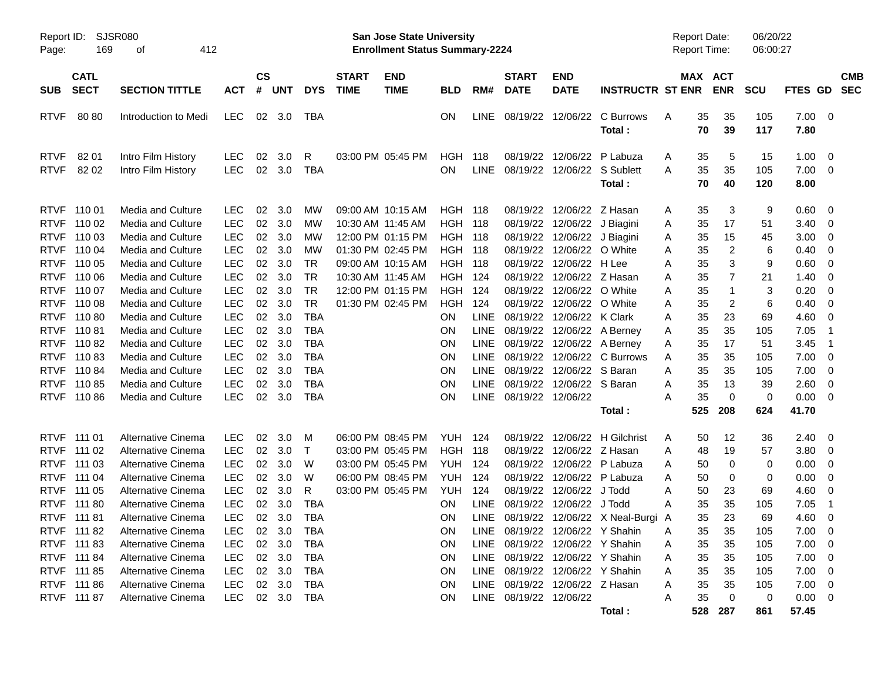Report ID: SJSR080
San Jose State University
Enrollment Status Summary-2224
Report Date: 06/20/22
Report Time: 06:00:27

| SUB | CATL SECT | SECTION TITTLE | ACT | CS # | UNT | DYS | START TIME | END TIME | BLD | RM# | START DATE | END DATE | INSTRUCTR | ST | MAX ENR | ACT ENR | SCU | FTES | GD | CMB SEC |
|---|---|---|---|---|---|---|---|---|---|---|---|---|---|---|---|---|---|---|---|---|
| RTVF | 80 80 | Introduction to Medi | LEC | 02 | 3.0 | TBA | | | ON | LINE | 08/19/22 | 12/06/22 | C Burrows | A | 35 | 35 | 105 | 7.00 | 0 | |
| | | | | | | | | | | | | | Total : | | 70 | 39 | 117 | 7.80 | | |
| RTVF | 82 01 | Intro Film History | LEC | 02 | 3.0 | R | 03:00 PM | 05:45 PM | HGH | 118 | 08/19/22 | 12/06/22 | P Labuza | A | 35 | 5 | 15 | 1.00 | 0 | |
| RTVF | 82 02 | Intro Film History | LEC | 02 | 3.0 | TBA | | | ON | LINE | 08/19/22 | 12/06/22 | S Sublett | A | 35 | 35 | 105 | 7.00 | 0 | |
| | | | | | | | | | | | | | Total : | | 70 | 40 | 120 | 8.00 | | |
| RTVF | 110 01 | Media and Culture | LEC | 02 | 3.0 | MW | 09:00 AM | 10:15 AM | HGH | 118 | 08/19/22 | 12/06/22 | Z Hasan | A | 35 | 3 | 9 | 0.60 | 0 | |
| RTVF | 110 02 | Media and Culture | LEC | 02 | 3.0 | MW | 10:30 AM | 11:45 AM | HGH | 118 | 08/19/22 | 12/06/22 | J Biagini | A | 35 | 17 | 51 | 3.40 | 0 | |
| RTVF | 110 03 | Media and Culture | LEC | 02 | 3.0 | MW | 12:00 PM | 01:15 PM | HGH | 118 | 08/19/22 | 12/06/22 | J Biagini | A | 35 | 15 | 45 | 3.00 | 0 | |
| RTVF | 110 04 | Media and Culture | LEC | 02 | 3.0 | MW | 01:30 PM | 02:45 PM | HGH | 118 | 08/19/22 | 12/06/22 | O White | A | 35 | 2 | 6 | 0.40 | 0 | |
| RTVF | 110 05 | Media and Culture | LEC | 02 | 3.0 | TR | 09:00 AM | 10:15 AM | HGH | 118 | 08/19/22 | 12/06/22 | H Lee | A | 35 | 3 | 9 | 0.60 | 0 | |
| RTVF | 110 06 | Media and Culture | LEC | 02 | 3.0 | TR | 10:30 AM | 11:45 AM | HGH | 124 | 08/19/22 | 12/06/22 | Z Hasan | A | 35 | 7 | 21 | 1.40 | 0 | |
| RTVF | 110 07 | Media and Culture | LEC | 02 | 3.0 | TR | 12:00 PM | 01:15 PM | HGH | 124 | 08/19/22 | 12/06/22 | O White | A | 35 | 1 | 3 | 0.20 | 0 | |
| RTVF | 110 08 | Media and Culture | LEC | 02 | 3.0 | TR | 01:30 PM | 02:45 PM | HGH | 124 | 08/19/22 | 12/06/22 | O White | A | 35 | 2 | 6 | 0.40 | 0 | |
| RTVF | 110 80 | Media and Culture | LEC | 02 | 3.0 | TBA | | | ON | LINE | 08/19/22 | 12/06/22 | K Clark | A | 35 | 23 | 69 | 4.60 | 0 | |
| RTVF | 110 81 | Media and Culture | LEC | 02 | 3.0 | TBA | | | ON | LINE | 08/19/22 | 12/06/22 | A Berney | A | 35 | 35 | 105 | 7.05 | 1 | |
| RTVF | 110 82 | Media and Culture | LEC | 02 | 3.0 | TBA | | | ON | LINE | 08/19/22 | 12/06/22 | A Berney | A | 35 | 17 | 51 | 3.45 | 1 | |
| RTVF | 110 83 | Media and Culture | LEC | 02 | 3.0 | TBA | | | ON | LINE | 08/19/22 | 12/06/22 | C Burrows | A | 35 | 35 | 105 | 7.00 | 0 | |
| RTVF | 110 84 | Media and Culture | LEC | 02 | 3.0 | TBA | | | ON | LINE | 08/19/22 | 12/06/22 | S Baran | A | 35 | 35 | 105 | 7.00 | 0 | |
| RTVF | 110 85 | Media and Culture | LEC | 02 | 3.0 | TBA | | | ON | LINE | 08/19/22 | 12/06/22 | S Baran | A | 35 | 13 | 39 | 2.60 | 0 | |
| RTVF | 110 86 | Media and Culture | LEC | 02 | 3.0 | TBA | | | ON | LINE | 08/19/22 | 12/06/22 | | A | 35 | 0 | 0 | 0.00 | 0 | |
| | | | | | | | | | | | | | Total : | | 525 | 208 | 624 | 41.70 | | |
| RTVF | 111 01 | Alternative Cinema | LEC | 02 | 3.0 | M | 06:00 PM | 08:45 PM | YUH | 124 | 08/19/22 | 12/06/22 | H Gilchrist | A | 50 | 12 | 36 | 2.40 | 0 | |
| RTVF | 111 02 | Alternative Cinema | LEC | 02 | 3.0 | T | 03:00 PM | 05:45 PM | HGH | 118 | 08/19/22 | 12/06/22 | Z Hasan | A | 48 | 19 | 57 | 3.80 | 0 | |
| RTVF | 111 03 | Alternative Cinema | LEC | 02 | 3.0 | W | 03:00 PM | 05:45 PM | YUH | 124 | 08/19/22 | 12/06/22 | P Labuza | A | 50 | 0 | 0 | 0.00 | 0 | |
| RTVF | 111 04 | Alternative Cinema | LEC | 02 | 3.0 | W | 06:00 PM | 08:45 PM | YUH | 124 | 08/19/22 | 12/06/22 | P Labuza | A | 50 | 0 | 0 | 0.00 | 0 | |
| RTVF | 111 05 | Alternative Cinema | LEC | 02 | 3.0 | R | 03:00 PM | 05:45 PM | YUH | 124 | 08/19/22 | 12/06/22 | J Todd | A | 50 | 23 | 69 | 4.60 | 0 | |
| RTVF | 111 80 | Alternative Cinema | LEC | 02 | 3.0 | TBA | | | ON | LINE | 08/19/22 | 12/06/22 | J Todd | A | 35 | 35 | 105 | 7.05 | 1 | |
| RTVF | 111 81 | Alternative Cinema | LEC | 02 | 3.0 | TBA | | | ON | LINE | 08/19/22 | 12/06/22 | X Neal-Burgi | A | 35 | 23 | 69 | 4.60 | 0 | |
| RTVF | 111 82 | Alternative Cinema | LEC | 02 | 3.0 | TBA | | | ON | LINE | 08/19/22 | 12/06/22 | Y Shahin | A | 35 | 35 | 105 | 7.00 | 0 | |
| RTVF | 111 83 | Alternative Cinema | LEC | 02 | 3.0 | TBA | | | ON | LINE | 08/19/22 | 12/06/22 | Y Shahin | A | 35 | 35 | 105 | 7.00 | 0 | |
| RTVF | 111 84 | Alternative Cinema | LEC | 02 | 3.0 | TBA | | | ON | LINE | 08/19/22 | 12/06/22 | Y Shahin | A | 35 | 35 | 105 | 7.00 | 0 | |
| RTVF | 111 85 | Alternative Cinema | LEC | 02 | 3.0 | TBA | | | ON | LINE | 08/19/22 | 12/06/22 | Y Shahin | A | 35 | 35 | 105 | 7.00 | 0 | |
| RTVF | 111 86 | Alternative Cinema | LEC | 02 | 3.0 | TBA | | | ON | LINE | 08/19/22 | 12/06/22 | Z Hasan | A | 35 | 35 | 105 | 7.00 | 0 | |
| RTVF | 111 87 | Alternative Cinema | LEC | 02 | 3.0 | TBA | | | ON | LINE | 08/19/22 | 12/06/22 | | A | 35 | 0 | 0 | 0.00 | 0 | |
| | | | | | | | | | | | | | Total : | | 528 | 287 | 861 | 57.45 | | |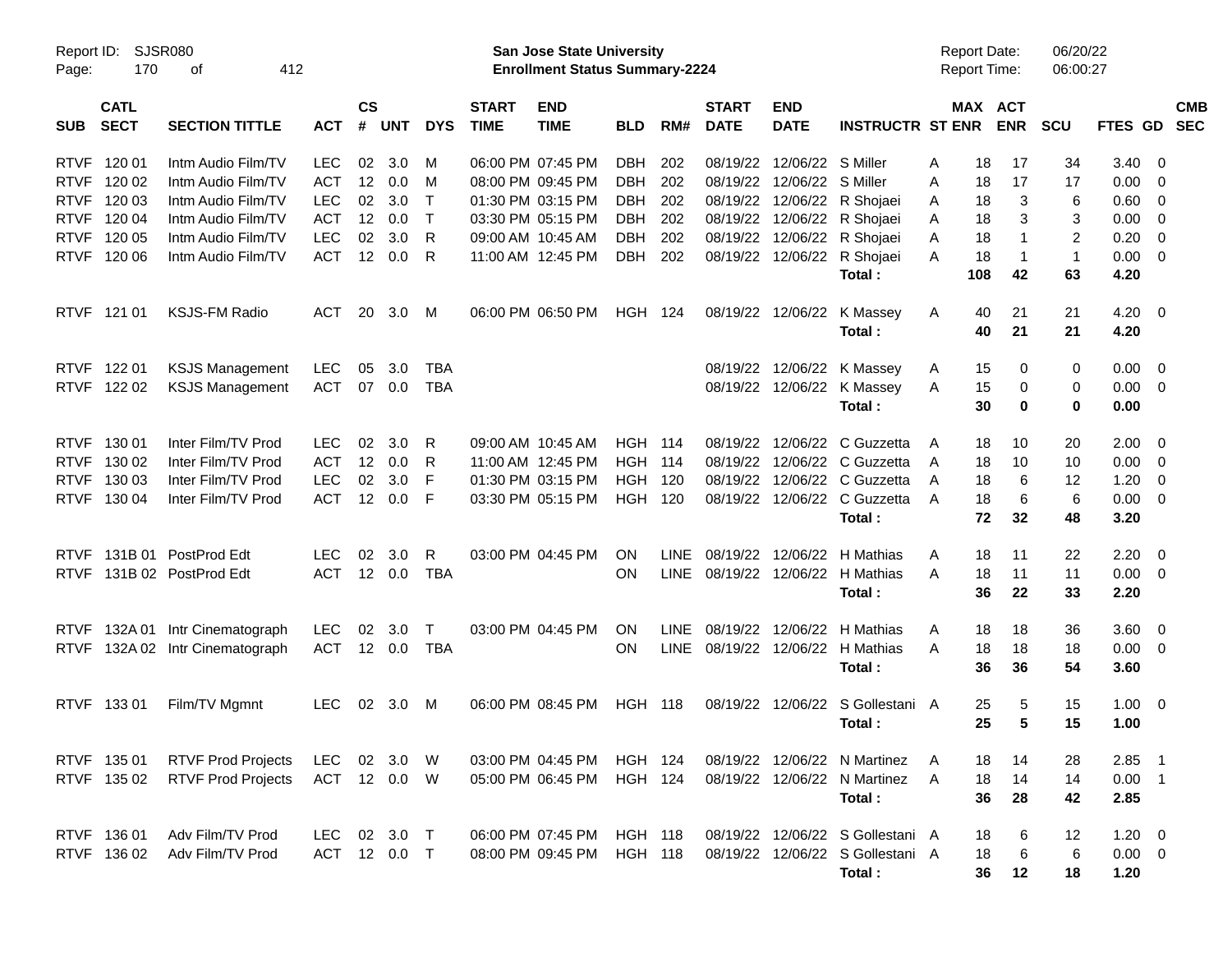Report ID: SJSR080 | San Jose State University | Report Date: 06/20/22
Page: 170 of 412 | Enrollment Status Summary-2224 | Report Time: 06:00:27

| SUB | CATL SECT | SECTION TITTLE | ACT | CS # | UNT | DYS | START TIME | END TIME | BLD | RM# | START DATE | END DATE | INSTRUCTR | ST | MAX ENR | ACT ENR | SCU | FTES | GD | CMB SEC |
|---|---|---|---|---|---|---|---|---|---|---|---|---|---|---|---|---|---|---|---|---|
| RTVF | 120 01 | Intm Audio Film/TV | LEC | 02 | 3.0 | M | 06:00 PM | 07:45 PM | DBH | 202 | 08/19/22 | 12/06/22 | S Miller | A | 18 | 17 | 34 | 3.40 | 0 | |
| RTVF | 120 02 | Intm Audio Film/TV | ACT | 12 | 0.0 | M | 08:00 PM | 09:45 PM | DBH | 202 | 08/19/22 | 12/06/22 | S Miller | A | 18 | 17 | 17 | 0.00 | 0 | |
| RTVF | 120 03 | Intm Audio Film/TV | LEC | 02 | 3.0 | T | 01:30 PM | 03:15 PM | DBH | 202 | 08/19/22 | 12/06/22 | R Shojaei | A | 18 | 3 | 6 | 0.60 | 0 | |
| RTVF | 120 04 | Intm Audio Film/TV | ACT | 12 | 0.0 | T | 03:30 PM | 05:15 PM | DBH | 202 | 08/19/22 | 12/06/22 | R Shojaei | A | 18 | 3 | 3 | 0.00 | 0 | |
| RTVF | 120 05 | Intm Audio Film/TV | LEC | 02 | 3.0 | R | 09:00 AM | 10:45 AM | DBH | 202 | 08/19/22 | 12/06/22 | R Shojaei | A | 18 | 1 | 2 | 0.20 | 0 | |
| RTVF | 120 06 | Intm Audio Film/TV | ACT | 12 | 0.0 | R | 11:00 AM | 12:45 PM | DBH | 202 | 08/19/22 | 12/06/22 | R Shojaei | A | 18 | 1 | 1 | 0.00 | 0 | |
| | | | | | | | | | | | | | **Total :** | | **108** | **42** | **63** | **4.20** | | |
| RTVF | 121 01 | KSJS-FM Radio | ACT | 20 | 3.0 | M | 06:00 PM | 06:50 PM | HGH | 124 | 08/19/22 | 12/06/22 | K Massey | A | 40 | 21 | 21 | 4.20 | 0 | |
| | | | | | | | | | | | | | **Total :** | | **40** | **21** | **21** | **4.20** | | |
| RTVF | 122 01 | KSJS Management | LEC | 05 | 3.0 | TBA | | | | | 08/19/22 | 12/06/22 | K Massey | A | 15 | 0 | 0 | 0.00 | 0 | |
| RTVF | 122 02 | KSJS Management | ACT | 07 | 0.0 | TBA | | | | | 08/19/22 | 12/06/22 | K Massey | A | 15 | 0 | 0 | 0.00 | 0 | |
| | | | | | | | | | | | | | **Total :** | | **30** | **0** | **0** | **0.00** | | |
| RTVF | 130 01 | Inter Film/TV Prod | LEC | 02 | 3.0 | R | 09:00 AM | 10:45 AM | HGH | 114 | 08/19/22 | 12/06/22 | C Guzzetta | A | 18 | 10 | 20 | 2.00 | 0 | |
| RTVF | 130 02 | Inter Film/TV Prod | ACT | 12 | 0.0 | R | 11:00 AM | 12:45 PM | HGH | 114 | 08/19/22 | 12/06/22 | C Guzzetta | A | 18 | 10 | 10 | 0.00 | 0 | |
| RTVF | 130 03 | Inter Film/TV Prod | LEC | 02 | 3.0 | F | 01:30 PM | 03:15 PM | HGH | 120 | 08/19/22 | 12/06/22 | C Guzzetta | A | 18 | 6 | 12 | 1.20 | 0 | |
| RTVF | 130 04 | Inter Film/TV Prod | ACT | 12 | 0.0 | F | 03:30 PM | 05:15 PM | HGH | 120 | 08/19/22 | 12/06/22 | C Guzzetta | A | 18 | 6 | 6 | 0.00 | 0 | |
| | | | | | | | | | | | | | **Total :** | | **72** | **32** | **48** | **3.20** | | |
| RTVF | 131B 01 | PostProd Edt | LEC | 02 | 3.0 | R | 03:00 PM | 04:45 PM | ON | LINE | 08/19/22 | 12/06/22 | H Mathias | A | 18 | 11 | 22 | 2.20 | 0 | |
| RTVF | 131B 02 | PostProd Edt | ACT | 12 | 0.0 | TBA | | | ON | LINE | 08/19/22 | 12/06/22 | H Mathias | A | 18 | 11 | 11 | 0.00 | 0 | |
| | | | | | | | | | | | | | **Total :** | | **36** | **22** | **33** | **2.20** | | |
| RTVF | 132A 01 | Intr Cinematograph | LEC | 02 | 3.0 | T | 03:00 PM | 04:45 PM | ON | LINE | 08/19/22 | 12/06/22 | H Mathias | A | 18 | 18 | 36 | 3.60 | 0 | |
| RTVF | 132A 02 | Intr Cinematograph | ACT | 12 | 0.0 | TBA | | | ON | LINE | 08/19/22 | 12/06/22 | H Mathias | A | 18 | 18 | 18 | 0.00 | 0 | |
| | | | | | | | | | | | | | **Total :** | | **36** | **36** | **54** | **3.60** | | |
| RTVF | 133 01 | Film/TV Mgmnt | LEC | 02 | 3.0 | M | 06:00 PM | 08:45 PM | HGH | 118 | 08/19/22 | 12/06/22 | S Gollestani | A | 25 | 5 | 15 | 1.00 | 0 | |
| | | | | | | | | | | | | | **Total :** | | **25** | **5** | **15** | **1.00** | | |
| RTVF | 135 01 | RTVF Prod Projects | LEC | 02 | 3.0 | W | 03:00 PM | 04:45 PM | HGH | 124 | 08/19/22 | 12/06/22 | N Martinez | A | 18 | 14 | 28 | 2.85 | 1 | |
| RTVF | 135 02 | RTVF Prod Projects | ACT | 12 | 0.0 | W | 05:00 PM | 06:45 PM | HGH | 124 | 08/19/22 | 12/06/22 | N Martinez | A | 18 | 14 | 14 | 0.00 | 1 | |
| | | | | | | | | | | | | | **Total :** | | **36** | **28** | **42** | **2.85** | | |
| RTVF | 136 01 | Adv Film/TV Prod | LEC | 02 | 3.0 | T | 06:00 PM | 07:45 PM | HGH | 118 | 08/19/22 | 12/06/22 | S Gollestani | A | 18 | 6 | 12 | 1.20 | 0 | |
| RTVF | 136 02 | Adv Film/TV Prod | ACT | 12 | 0.0 | T | 08:00 PM | 09:45 PM | HGH | 118 | 08/19/22 | 12/06/22 | S Gollestani | A | 18 | 6 | 6 | 0.00 | 0 | |
| | | | | | | | | | | | | | **Total :** | | **36** | **12** | **18** | **1.20** | | |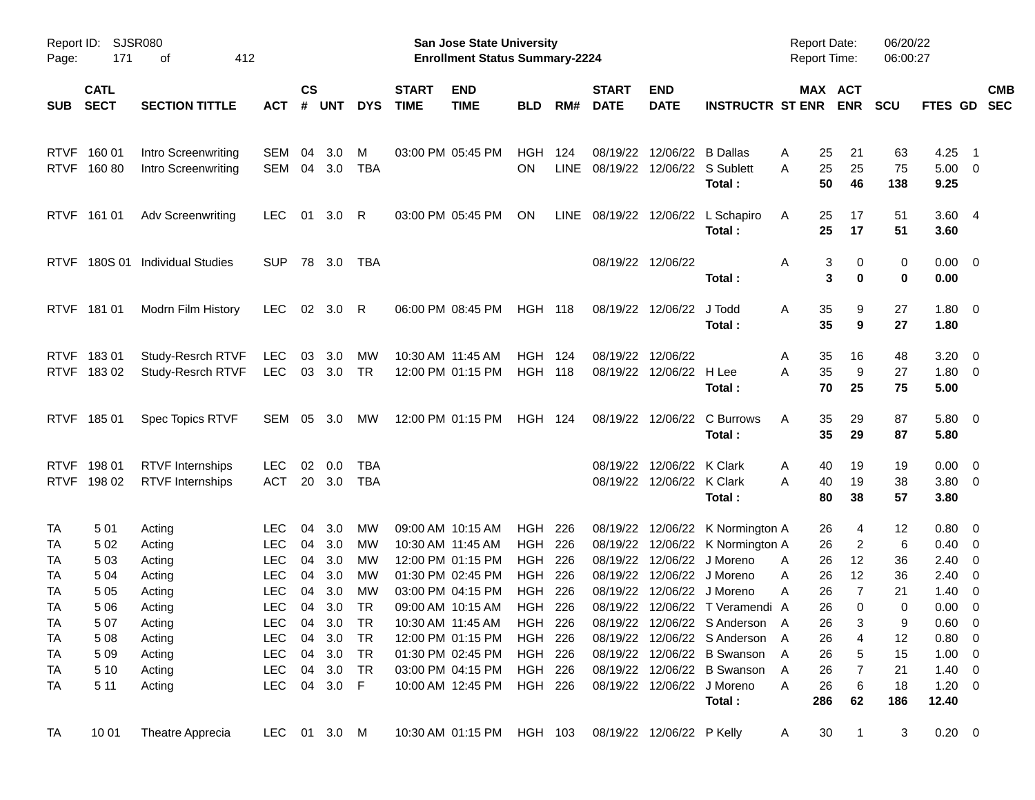Report ID: SJSR080
Page: 171 of 412

**San Jose State University**
**Enrollment Status Summary-2224**

Report Date: 06/20/22
Report Time: 06:00:27

| SUB | CATL SECT | SECTION TITTLE | ACT | CS # | UNT | DYS | START TIME | END TIME | BLD | RM# | START DATE | END DATE | INSTRUCTR | ST | MAX ENR | ACT ENR | SCU | FTES | GD | CMB SEC |
|---|---|---|---|---|---|---|---|---|---|---|---|---|---|---|---|---|---|---|---|---|
| RTVF | 160 01 | Intro Screenwriting | SEM | 04 | 3.0 | M | 03:00 PM | 05:45 PM | HGH | 124 | 08/19/22 | 12/06/22 | B Dallas | A | 25 | 21 | 63 | 4.25 | 1 | |
| RTVF | 160 80 | Intro Screenwriting | SEM | 04 | 3.0 | TBA | | | ON | LINE | 08/19/22 | 12/06/22 | S Sublett | A | 25 | 25 | 75 | 5.00 | 0 | |
| | | | | | | | | | | | | | **Total :** | | **50** | **46** | **138** | **9.25** | | |
| RTVF | 161 01 | Adv Screenwriting | LEC | 01 | 3.0 | R | 03:00 PM | 05:45 PM | ON | LINE | 08/19/22 | 12/06/22 | L Schapiro | A | 25 | 17 | 51 | 3.60 | 4 | |
| | | | | | | | | | | | | | **Total :** | | **25** | **17** | **51** | **3.60** | | |
| RTVF | 180S 01 | Individual Studies | SUP | 78 | 3.0 | TBA | | | | | 08/19/22 | 12/06/22 | | A | 3 | 0 | 0 | 0.00 | 0 | |
| | | | | | | | | | | | | | **Total :** | | **3** | **0** | **0** | **0.00** | | |
| RTVF | 181 01 | Modrn Film History | LEC | 02 | 3.0 | R | 06:00 PM | 08:45 PM | HGH | 118 | 08/19/22 | 12/06/22 | J Todd | A | 35 | 9 | 27 | 1.80 | 0 | |
| | | | | | | | | | | | | | **Total :** | | **35** | **9** | **27** | **1.80** | | |
| RTVF | 183 01 | Study-Resrch RTVF | LEC | 03 | 3.0 | MW | 10:30 AM | 11:45 AM | HGH | 124 | 08/19/22 | 12/06/22 | | A | 35 | 16 | 48 | 3.20 | 0 | |
| RTVF | 183 02 | Study-Resrch RTVF | LEC | 03 | 3.0 | TR | 12:00 PM | 01:15 PM | HGH | 118 | 08/19/22 | 12/06/22 | H Lee | A | 35 | 9 | 27 | 1.80 | 0 | |
| | | | | | | | | | | | | | **Total :** | | **70** | **25** | **75** | **5.00** | | |
| RTVF | 185 01 | Spec Topics RTVF | SEM | 05 | 3.0 | MW | 12:00 PM | 01:15 PM | HGH | 124 | 08/19/22 | 12/06/22 | C Burrows | A | 35 | 29 | 87 | 5.80 | 0 | |
| | | | | | | | | | | | | | **Total :** | | **35** | **29** | **87** | **5.80** | | |
| RTVF | 198 01 | RTVF Internships | LEC | 02 | 0.0 | TBA | | | | | 08/19/22 | 12/06/22 | K Clark | A | 40 | 19 | 19 | 0.00 | 0 | |
| RTVF | 198 02 | RTVF Internships | ACT | 20 | 3.0 | TBA | | | | | 08/19/22 | 12/06/22 | K Clark | A | 40 | 19 | 38 | 3.80 | 0 | |
| | | | | | | | | | | | | | **Total :** | | **80** | **38** | **57** | **3.80** | | |
| TA | 5 01 | Acting | LEC | 04 | 3.0 | MW | 09:00 AM | 10:15 AM | HGH | 226 | 08/19/22 | 12/06/22 | K Normington | A | 26 | 4 | 12 | 0.80 | 0 | |
| TA | 5 02 | Acting | LEC | 04 | 3.0 | MW | 10:30 AM | 11:45 AM | HGH | 226 | 08/19/22 | 12/06/22 | K Normington | A | 26 | 2 | 6 | 0.40 | 0 | |
| TA | 5 03 | Acting | LEC | 04 | 3.0 | MW | 12:00 PM | 01:15 PM | HGH | 226 | 08/19/22 | 12/06/22 | J Moreno | A | 26 | 12 | 36 | 2.40 | 0 | |
| TA | 5 04 | Acting | LEC | 04 | 3.0 | MW | 01:30 PM | 02:45 PM | HGH | 226 | 08/19/22 | 12/06/22 | J Moreno | A | 26 | 12 | 36 | 2.40 | 0 | |
| TA | 5 05 | Acting | LEC | 04 | 3.0 | MW | 03:00 PM | 04:15 PM | HGH | 226 | 08/19/22 | 12/06/22 | J Moreno | A | 26 | 7 | 21 | 1.40 | 0 | |
| TA | 5 06 | Acting | LEC | 04 | 3.0 | TR | 09:00 AM | 10:15 AM | HGH | 226 | 08/19/22 | 12/06/22 | T Veramendi | A | 26 | 0 | 0 | 0.00 | 0 | |
| TA | 5 07 | Acting | LEC | 04 | 3.0 | TR | 10:30 AM | 11:45 AM | HGH | 226 | 08/19/22 | 12/06/22 | S Anderson | A | 26 | 3 | 9 | 0.60 | 0 | |
| TA | 5 08 | Acting | LEC | 04 | 3.0 | TR | 12:00 PM | 01:15 PM | HGH | 226 | 08/19/22 | 12/06/22 | S Anderson | A | 26 | 4 | 12 | 0.80 | 0 | |
| TA | 5 09 | Acting | LEC | 04 | 3.0 | TR | 01:30 PM | 02:45 PM | HGH | 226 | 08/19/22 | 12/06/22 | B Swanson | A | 26 | 5 | 15 | 1.00 | 0 | |
| TA | 5 10 | Acting | LEC | 04 | 3.0 | TR | 03:00 PM | 04:15 PM | HGH | 226 | 08/19/22 | 12/06/22 | B Swanson | A | 26 | 7 | 21 | 1.40 | 0 | |
| TA | 5 11 | Acting | LEC | 04 | 3.0 | F | 10:00 AM | 12:45 PM | HGH | 226 | 08/19/22 | 12/06/22 | J Moreno | A | 26 | 6 | 18 | 1.20 | 0 | |
| | | | | | | | | | | | | | **Total :** | | **286** | **62** | **186** | **12.40** | | |
| TA | 10 01 | Theatre Apprecia | LEC | 01 | 3.0 | M | 10:30 AM | 01:15 PM | HGH | 103 | 08/19/22 | 12/06/22 | P Kelly | A | 30 | 1 | 3 | 0.20 | 0 | |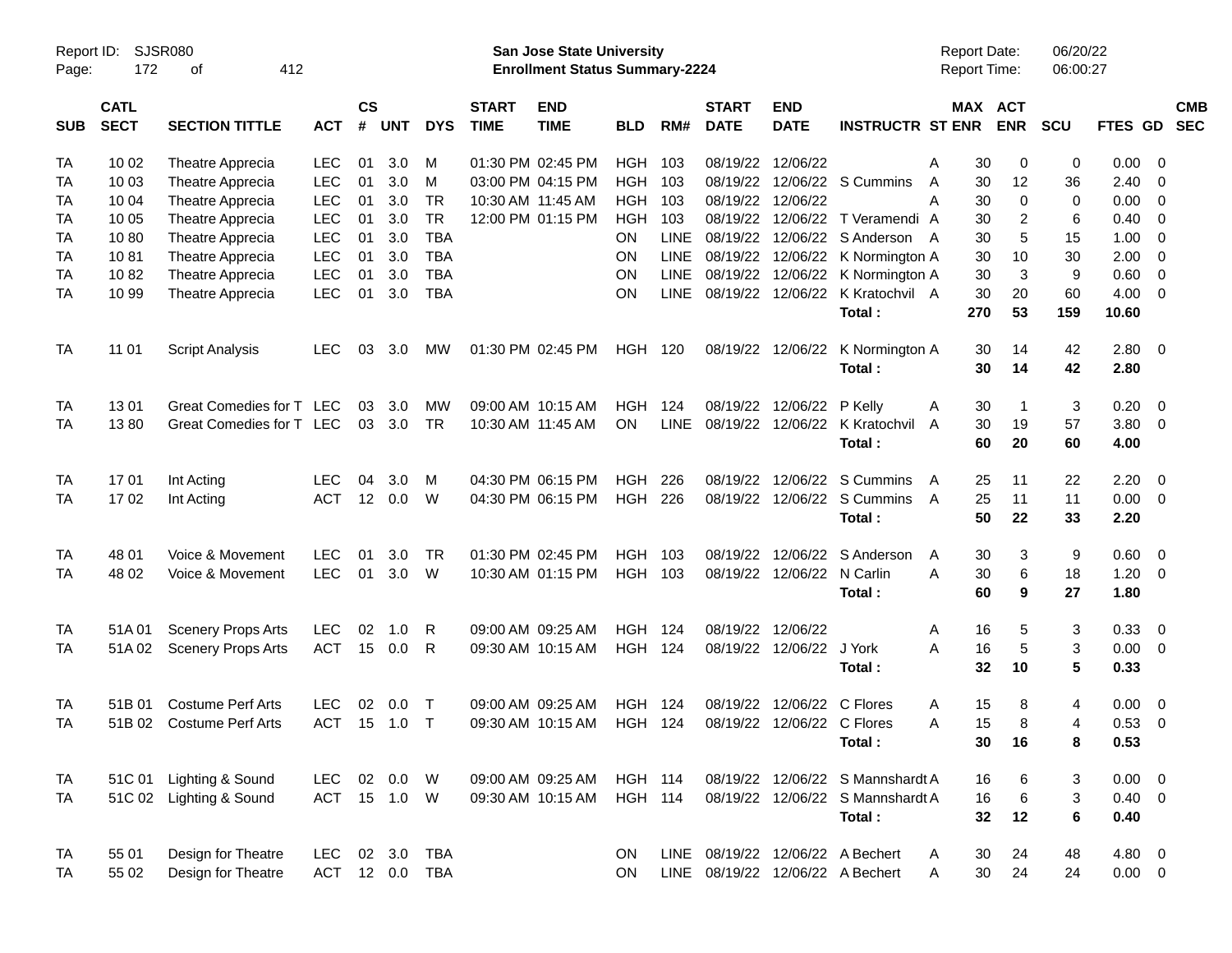Report ID: SJSR080
San Jose State University
Enrollment Status Summary-2224
Report Date: 06/20/22
Report Time: 06:00:27

| SUB | CATL SECT | SECTION TITTLE | ACT | CS # | UNT | DYS | START TIME | END TIME | BLD | RM# | START DATE | END DATE | INSTRUCTR | ST | MAX ENR | ACT ENR | SCU | FTES | GD | CMB SEC |
|---|---|---|---|---|---|---|---|---|---|---|---|---|---|---|---|---|---|---|---|---|
| TA | 10 02 | Theatre Apprecia | LEC | 01 | 3.0 | M | 01:30 PM | 02:45 PM | HGH | 103 | 08/19/22 | 12/06/22 | | A | 30 | 0 | 0 | 0.00 | 0 | |
| TA | 10 03 | Theatre Apprecia | LEC | 01 | 3.0 | M | 03:00 PM | 04:15 PM | HGH | 103 | 08/19/22 | 12/06/22 | S Cummins | A | 30 | 12 | 36 | 2.40 | 0 | |
| TA | 10 04 | Theatre Apprecia | LEC | 01 | 3.0 | TR | 10:30 AM | 11:45 AM | HGH | 103 | 08/19/22 | 12/06/22 | | A | 30 | 0 | 0 | 0.00 | 0 | |
| TA | 10 05 | Theatre Apprecia | LEC | 01 | 3.0 | TR | 12:00 PM | 01:15 PM | HGH | 103 | 08/19/22 | 12/06/22 | T Veramendi | A | 30 | 2 | 6 | 0.40 | 0 | |
| TA | 10 80 | Theatre Apprecia | LEC | 01 | 3.0 | TBA | | | ON | LINE | 08/19/22 | 12/06/22 | S Anderson | A | 30 | 5 | 15 | 1.00 | 0 | |
| TA | 10 81 | Theatre Apprecia | LEC | 01 | 3.0 | TBA | | | ON | LINE | 08/19/22 | 12/06/22 | K Normington | A | 30 | 10 | 30 | 2.00 | 0 | |
| TA | 10 82 | Theatre Apprecia | LEC | 01 | 3.0 | TBA | | | ON | LINE | 08/19/22 | 12/06/22 | K Normington | A | 30 | 3 | 9 | 0.60 | 0 | |
| TA | 10 99 | Theatre Apprecia | LEC | 01 | 3.0 | TBA | | | ON | LINE | 08/19/22 | 12/06/22 | K Kratochvil | A | 30 | 20 | 60 | 4.00 | 0 | |
| | | | | | | | | | | | | | **Total :** | | **270** | **53** | **159** | **10.60** | | |
| TA | 11 01 | Script Analysis | LEC | 03 | 3.0 | MW | 01:30 PM | 02:45 PM | HGH | 120 | 08/19/22 | 12/06/22 | K Normington | A | 30 | 14 | 42 | 2.80 | 0 | |
| | | | | | | | | | | | | | **Total :** | | **30** | **14** | **42** | **2.80** | | |
| TA | 13 01 | Great Comedies for T | LEC | 03 | 3.0 | MW | 09:00 AM | 10:15 AM | HGH | 124 | 08/19/22 | 12/06/22 | P Kelly | A | 30 | 1 | 3 | 0.20 | 0 | |
| TA | 13 80 | Great Comedies for T | LEC | 03 | 3.0 | TR | 10:30 AM | 11:45 AM | ON | LINE | 08/19/22 | 12/06/22 | K Kratochvil | A | 30 | 19 | 57 | 3.80 | 0 | |
| | | | | | | | | | | | | | **Total :** | | **60** | **20** | **60** | **4.00** | | |
| TA | 17 01 | Int Acting | LEC | 04 | 3.0 | M | 04:30 PM | 06:15 PM | HGH | 226 | 08/19/22 | 12/06/22 | S Cummins | A | 25 | 11 | 22 | 2.20 | 0 | |
| TA | 17 02 | Int Acting | ACT | 12 | 0.0 | W | 04:30 PM | 06:15 PM | HGH | 226 | 08/19/22 | 12/06/22 | S Cummins | A | 25 | 11 | 11 | 0.00 | 0 | |
| | | | | | | | | | | | | | **Total :** | | **50** | **22** | **33** | **2.20** | | |
| TA | 48 01 | Voice & Movement | LEC | 01 | 3.0 | TR | 01:30 PM | 02:45 PM | HGH | 103 | 08/19/22 | 12/06/22 | S Anderson | A | 30 | 3 | 9 | 0.60 | 0 | |
| TA | 48 02 | Voice & Movement | LEC | 01 | 3.0 | W | 10:30 AM | 01:15 PM | HGH | 103 | 08/19/22 | 12/06/22 | N Carlin | A | 30 | 6 | 18 | 1.20 | 0 | |
| | | | | | | | | | | | | | **Total :** | | **60** | **9** | **27** | **1.80** | | |
| TA | 51A 01 | Scenery Props Arts | LEC | 02 | 1.0 | R | 09:00 AM | 09:25 AM | HGH | 124 | 08/19/22 | 12/06/22 | | A | 16 | 5 | 3 | 0.33 | 0 | |
| TA | 51A 02 | Scenery Props Arts | ACT | 15 | 0.0 | R | 09:30 AM | 10:15 AM | HGH | 124 | 08/19/22 | 12/06/22 | J York | A | 16 | 5 | 3 | 0.00 | 0 | |
| | | | | | | | | | | | | | **Total :** | | **32** | **10** | **5** | **0.33** | | |
| TA | 51B 01 | Costume Perf Arts | LEC | 02 | 0.0 | T | 09:00 AM | 09:25 AM | HGH | 124 | 08/19/22 | 12/06/22 | C Flores | A | 15 | 8 | 4 | 0.00 | 0 | |
| TA | 51B 02 | Costume Perf Arts | ACT | 15 | 1.0 | T | 09:30 AM | 10:15 AM | HGH | 124 | 08/19/22 | 12/06/22 | C Flores | A | 15 | 8 | 4 | 0.53 | 0 | |
| | | | | | | | | | | | | | **Total :** | | **30** | **16** | **8** | **0.53** | | |
| TA | 51C 01 | Lighting & Sound | LEC | 02 | 0.0 | W | 09:00 AM | 09:25 AM | HGH | 114 | 08/19/22 | 12/06/22 | S Mannshardt | A | 16 | 6 | 3 | 0.00 | 0 | |
| TA | 51C 02 | Lighting & Sound | ACT | 15 | 1.0 | W | 09:30 AM | 10:15 AM | HGH | 114 | 08/19/22 | 12/06/22 | S Mannshardt | A | 16 | 6 | 3 | 0.40 | 0 | |
| | | | | | | | | | | | | | **Total :** | | **32** | **12** | **6** | **0.40** | | |
| TA | 55 01 | Design for Theatre | LEC | 02 | 3.0 | TBA | | | ON | LINE | 08/19/22 | 12/06/22 | A Bechert | A | 30 | 24 | 48 | 4.80 | 0 | |
| TA | 55 02 | Design for Theatre | ACT | 12 | 0.0 | TBA | | | ON | LINE | 08/19/22 | 12/06/22 | A Bechert | A | 30 | 24 | 24 | 0.00 | 0 | |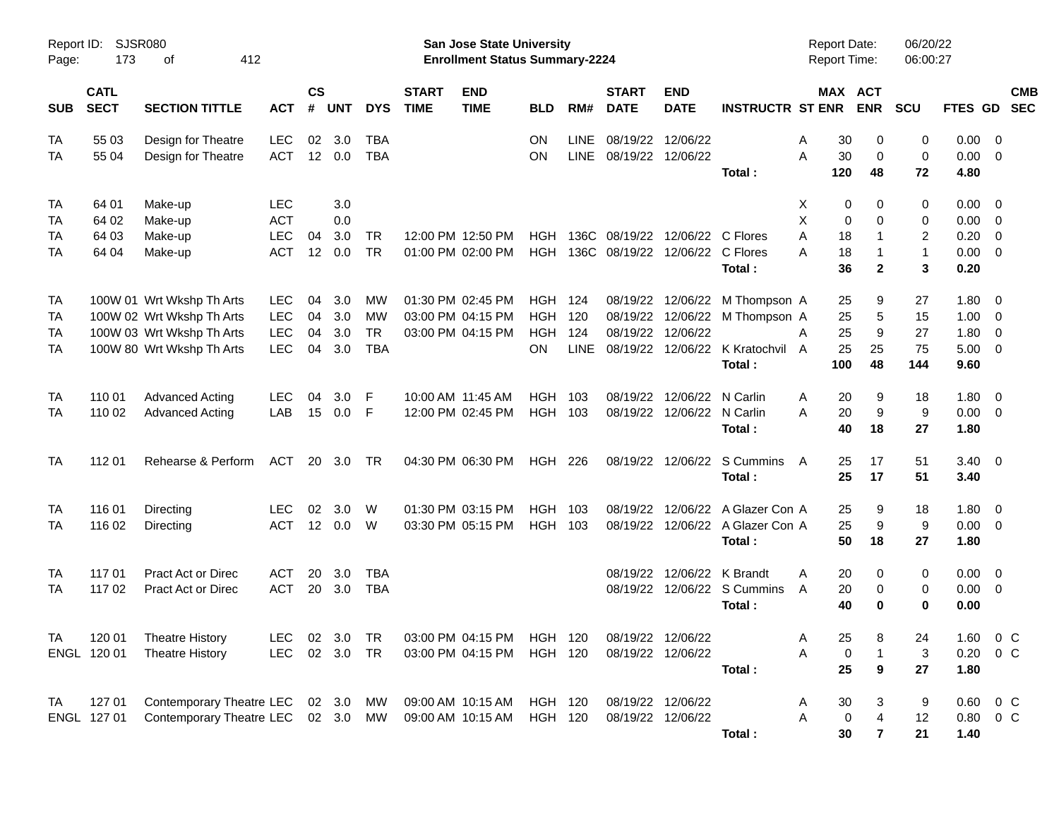**San Jose State University**
**Enrollment Status Summary-2224**

Report ID: SJSR080
Report Date: 06/20/22
Report Time: 06:00:27

| SUB | CATL SECT | SECTION TITTLE | ACT | CS # | UNT | DYS | START TIME | END TIME | BLD | RM# | START DATE | END DATE | INSTRUCTR | ST | MAX ENR | ACT ENR | SCU | FTES | GD | CMB SEC |
|---|---|---|---|---|---|---|---|---|---|---|---|---|---|---|---|---|---|---|---|---|
| TA | 55 03 | Design for Theatre | LEC | 02 | 3.0 | TBA | | | ON | LINE | 08/19/22 | 12/06/22 | | A | 30 | 0 | 0 | 0.00 | 0 | |
| TA | 55 04 | Design for Theatre | ACT | 12 | 0.0 | TBA | | | ON | LINE | 08/19/22 | 12/06/22 | | A | 30 | 0 | 0 | 0.00 | 0 | |
| | | | | | | | | | | | | | **Total :** | | **120** | **48** | **72** | **4.80** | | |
| TA | 64 01 | Make-up | LEC | | 3.0 | | | | | | | | | X | 0 | 0 | 0 | 0.00 | 0 | |
| TA | 64 02 | Make-up | ACT | | 0.0 | | | | | | | | | X | 0 | 0 | 0 | 0.00 | 0 | |
| TA | 64 03 | Make-up | LEC | 04 | 3.0 | TR | 12:00 PM | 12:50 PM | HGH | 136C | 08/19/22 | 12/06/22 | C Flores | A | 18 | 1 | 2 | 0.20 | 0 | |
| TA | 64 04 | Make-up | ACT | 12 | 0.0 | TR | 01:00 PM | 02:00 PM | HGH | 136C | 08/19/22 | 12/06/22 | C Flores | A | 18 | 1 | 1 | 0.00 | 0 | |
| | | | | | | | | | | | | | **Total :** | | **36** | **2** | **3** | **0.20** | | |
| TA | 100W 01 | Wrt Wkshp Th Arts | LEC | 04 | 3.0 | MW | 01:30 PM | 02:45 PM | HGH | 124 | 08/19/22 | 12/06/22 | M Thompson | A | 25 | 9 | 27 | 1.80 | 0 | |
| TA | 100W 02 | Wrt Wkshp Th Arts | LEC | 04 | 3.0 | MW | 03:00 PM | 04:15 PM | HGH | 120 | 08/19/22 | 12/06/22 | M Thompson | A | 25 | 5 | 15 | 1.00 | 0 | |
| TA | 100W 03 | Wrt Wkshp Th Arts | LEC | 04 | 3.0 | TR | 03:00 PM | 04:15 PM | HGH | 124 | 08/19/22 | 12/06/22 | | A | 25 | 9 | 27 | 1.80 | 0 | |
| TA | 100W 80 | Wrt Wkshp Th Arts | LEC | 04 | 3.0 | TBA | | | ON | LINE | 08/19/22 | 12/06/22 | K Kratochvil | A | 25 | 25 | 75 | 5.00 | 0 | |
| | | | | | | | | | | | | | **Total :** | | **100** | **48** | **144** | **9.60** | | |
| TA | 110 01 | Advanced Acting | LEC | 04 | 3.0 | F | 10:00 AM | 11:45 AM | HGH | 103 | 08/19/22 | 12/06/22 | N Carlin | A | 20 | 9 | 18 | 1.80 | 0 | |
| TA | 110 02 | Advanced Acting | LAB | 15 | 0.0 | F | 12:00 PM | 02:45 PM | HGH | 103 | 08/19/22 | 12/06/22 | N Carlin | A | 20 | 9 | 9 | 0.00 | 0 | |
| | | | | | | | | | | | | | **Total :** | | **40** | **18** | **27** | **1.80** | | |
| TA | 112 01 | Rehearse & Perform | ACT | 20 | 3.0 | TR | 04:30 PM | 06:30 PM | HGH | 226 | 08/19/22 | 12/06/22 | S Cummins | A | 25 | 17 | 51 | 3.40 | 0 | |
| | | | | | | | | | | | | | **Total :** | | **25** | **17** | **51** | **3.40** | | |
| TA | 116 01 | Directing | LEC | 02 | 3.0 | W | 01:30 PM | 03:15 PM | HGH | 103 | 08/19/22 | 12/06/22 | A Glazer Con | A | 25 | 9 | 18 | 1.80 | 0 | |
| TA | 116 02 | Directing | ACT | 12 | 0.0 | W | 03:30 PM | 05:15 PM | HGH | 103 | 08/19/22 | 12/06/22 | A Glazer Con | A | 25 | 9 | 9 | 0.00 | 0 | |
| | | | | | | | | | | | | | **Total :** | | **50** | **18** | **27** | **1.80** | | |
| TA | 117 01 | Pract Act or Direc | ACT | 20 | 3.0 | TBA | | | | | 08/19/22 | 12/06/22 | K Brandt | A | 20 | 0 | 0 | 0.00 | 0 | |
| TA | 117 02 | Pract Act or Direc | ACT | 20 | 3.0 | TBA | | | | | 08/19/22 | 12/06/22 | S Cummins | A | 20 | 0 | 0 | 0.00 | 0 | |
| | | | | | | | | | | | | | **Total :** | | **40** | **0** | **0** | **0.00** | | |
| TA | 120 01 | Theatre History | LEC | 02 | 3.0 | TR | 03:00 PM | 04:15 PM | HGH | 120 | 08/19/22 | 12/06/22 | | A | 25 | 8 | 24 | 1.60 | 0 | C |
| ENGL | 120 01 | Theatre History | LEC | 02 | 3.0 | TR | 03:00 PM | 04:15 PM | HGH | 120 | 08/19/22 | 12/06/22 | | A | 0 | 1 | 3 | 0.20 | 0 | C |
| | | | | | | | | | | | | | **Total :** | | **25** | **9** | **27** | **1.80** | | |
| TA | 127 01 | Contemporary Theatre | LEC | 02 | 3.0 | MW | 09:00 AM | 10:15 AM | HGH | 120 | 08/19/22 | 12/06/22 | | A | 30 | 3 | 9 | 0.60 | 0 | C |
| ENGL | 127 01 | Contemporary Theatre | LEC | 02 | 3.0 | MW | 09:00 AM | 10:15 AM | HGH | 120 | 08/19/22 | 12/06/22 | | A | 0 | 4 | 12 | 0.80 | 0 | C |
| | | | | | | | | | | | | | **Total :** | | **30** | **7** | **21** | **1.40** | | |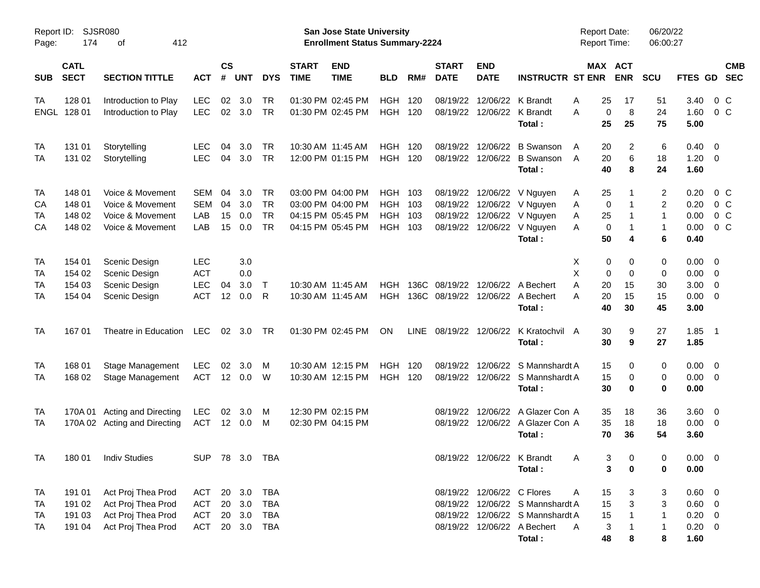Report ID: SJSR080
San Jose State University
Enrollment Status Summary-2224
Report Date: 06/20/22
Report Time: 06:00:27

| SUB | CATL SECT | SECTION TITTLE | ACT | CS # | UNT | DYS | START TIME | END TIME | BLD | RM# | START DATE | END DATE | INSTRUCTR | ST | MAX ENR | ACT ENR | SCU | FTES | GD | CMB SEC |
|---|---|---|---|---|---|---|---|---|---|---|---|---|---|---|---|---|---|---|---|---|
| TA | 128 01 | Introduction to Play | LEC | 02 | 3.0 | TR | 01:30 PM | 02:45 PM | HGH | 120 | 08/19/22 | 12/06/22 | K Brandt | A | 25 | 17 | 51 | 3.40 | 0 | C |
| ENGL | 128 01 | Introduction to Play | LEC | 02 | 3.0 | TR | 01:30 PM | 02:45 PM | HGH | 120 | 08/19/22 | 12/06/22 | K Brandt | A | 0 | 8 | 24 | 1.60 | 0 | C |
| | | | | | | | | | | | | | **Total :** | | **25** | **25** | **75** | **5.00** | | |
| TA | 131 01 | Storytelling | LEC | 04 | 3.0 | TR | 10:30 AM | 11:45 AM | HGH | 120 | 08/19/22 | 12/06/22 | B Swanson | A | 20 | 2 | 6 | 0.40 | 0 | |
| TA | 131 02 | Storytelling | LEC | 04 | 3.0 | TR | 12:00 PM | 01:15 PM | HGH | 120 | 08/19/22 | 12/06/22 | B Swanson | A | 20 | 6 | 18 | 1.20 | 0 | |
| | | | | | | | | | | | | | **Total :** | | **40** | **8** | **24** | **1.60** | | |
| TA | 148 01 | Voice & Movement | SEM | 04 | 3.0 | TR | 03:00 PM | 04:00 PM | HGH | 103 | 08/19/22 | 12/06/22 | V Nguyen | A | 25 | 1 | 2 | 0.20 | 0 | C |
| CA | 148 01 | Voice & Movement | SEM | 04 | 3.0 | TR | 03:00 PM | 04:00 PM | HGH | 103 | 08/19/22 | 12/06/22 | V Nguyen | A | 0 | 1 | 2 | 0.20 | 0 | C |
| TA | 148 02 | Voice & Movement | LAB | 15 | 0.0 | TR | 04:15 PM | 05:45 PM | HGH | 103 | 08/19/22 | 12/06/22 | V Nguyen | A | 25 | 1 | 1 | 0.00 | 0 | C |
| CA | 148 02 | Voice & Movement | LAB | 15 | 0.0 | TR | 04:15 PM | 05:45 PM | HGH | 103 | 08/19/22 | 12/06/22 | V Nguyen | A | 0 | 1 | 1 | 0.00 | 0 | C |
| | | | | | | | | | | | | | **Total :** | | **50** | **4** | **6** | **0.40** | | |
| TA | 154 01 | Scenic Design | LEC | | 3.0 | | | | | | | | | X | 0 | 0 | 0 | 0.00 | 0 | |
| TA | 154 02 | Scenic Design | ACT | | 0.0 | | | | | | | | | X | 0 | 0 | 0 | 0.00 | 0 | |
| TA | 154 03 | Scenic Design | LEC | 04 | 3.0 | T | 10:30 AM | 11:45 AM | HGH | 136C | 08/19/22 | 12/06/22 | A Bechert | A | 20 | 15 | 30 | 3.00 | 0 | |
| TA | 154 04 | Scenic Design | ACT | 12 | 0.0 | R | 10:30 AM | 11:45 AM | HGH | 136C | 08/19/22 | 12/06/22 | A Bechert | A | 20 | 15 | 15 | 0.00 | 0 | |
| | | | | | | | | | | | | | **Total :** | | **40** | **30** | **45** | **3.00** | | |
| TA | 167 01 | Theatre in Education | LEC | 02 | 3.0 | TR | 01:30 PM | 02:45 PM | ON | LINE | 08/19/22 | 12/06/22 | K Kratochvil | A | 30 | 9 | 27 | 1.85 | 1 | |
| | | | | | | | | | | | | | **Total :** | | **30** | **9** | **27** | **1.85** | | |
| TA | 168 01 | Stage Management | LEC | 02 | 3.0 | M | 10:30 AM | 12:15 PM | HGH | 120 | 08/19/22 | 12/06/22 | S Mannshardt | A | 15 | 0 | 0 | 0.00 | 0 | |
| TA | 168 02 | Stage Management | ACT | 12 | 0.0 | W | 10:30 AM | 12:15 PM | HGH | 120 | 08/19/22 | 12/06/22 | S Mannshardt | A | 15 | 0 | 0 | 0.00 | 0 | |
| | | | | | | | | | | | | | **Total :** | | **30** | **0** | **0** | **0.00** | | |
| TA | 170A 01 | Acting and Directing | LEC | 02 | 3.0 | M | 12:30 PM | 02:15 PM | | | 08/19/22 | 12/06/22 | A Glazer Con | A | 35 | 18 | 36 | 3.60 | 0 | |
| TA | 170A 02 | Acting and Directing | ACT | 12 | 0.0 | M | 02:30 PM | 04:15 PM | | | 08/19/22 | 12/06/22 | A Glazer Con | A | 35 | 18 | 18 | 0.00 | 0 | |
| | | | | | | | | | | | | | **Total :** | | **70** | **36** | **54** | **3.60** | | |
| TA | 180 01 | Indiv Studies | SUP | 78 | 3.0 | TBA | | | | | 08/19/22 | 12/06/22 | K Brandt | A | 3 | 0 | 0 | 0.00 | 0 | |
| | | | | | | | | | | | | | **Total :** | | **3** | **0** | **0** | **0.00** | | |
| TA | 191 01 | Act Proj Thea Prod | ACT | 20 | 3.0 | TBA | | | | | 08/19/22 | 12/06/22 | C Flores | A | 15 | 3 | 3 | 0.60 | 0 | |
| TA | 191 02 | Act Proj Thea Prod | ACT | 20 | 3.0 | TBA | | | | | 08/19/22 | 12/06/22 | S Mannshardt | A | 15 | 3 | 3 | 0.60 | 0 | |
| TA | 191 03 | Act Proj Thea Prod | ACT | 20 | 3.0 | TBA | | | | | 08/19/22 | 12/06/22 | S Mannshardt | A | 15 | 1 | 1 | 0.20 | 0 | |
| TA | 191 04 | Act Proj Thea Prod | ACT | 20 | 3.0 | TBA | | | | | 08/19/22 | 12/06/22 | A Bechert | A | 3 | 1 | 1 | 0.20 | 0 | |
| | | | | | | | | | | | | | **Total :** | | **48** | **8** | **8** | **1.60** | | |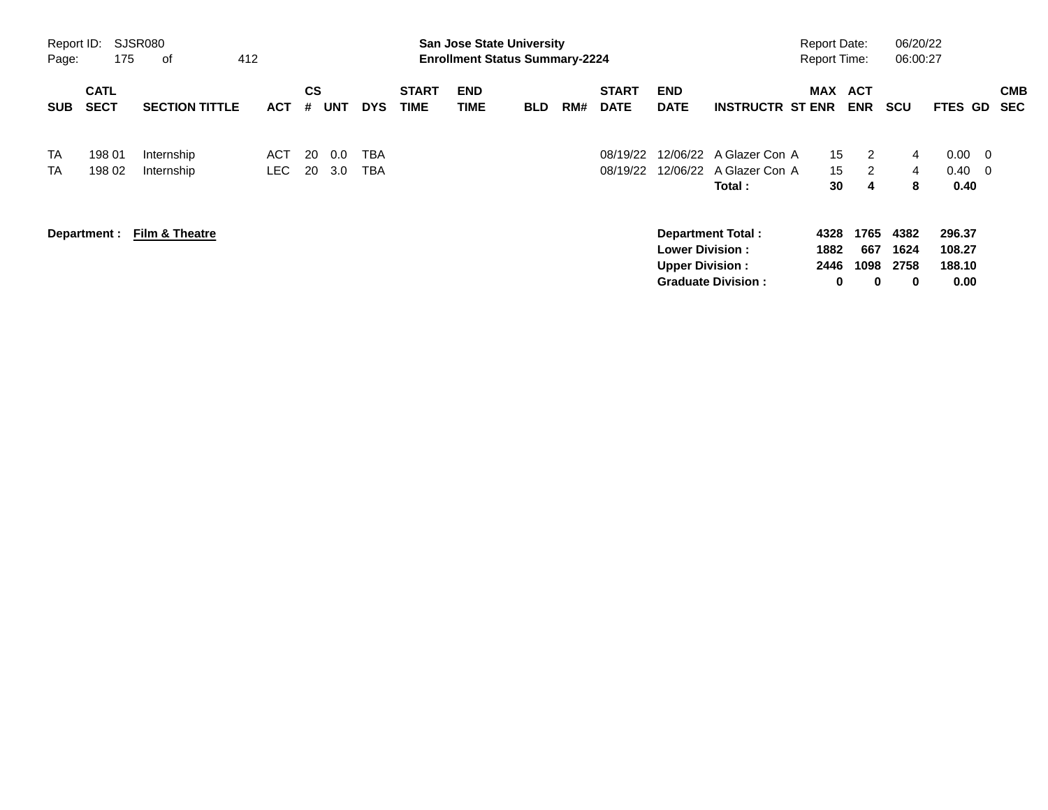**San Jose State University**
**Enrollment Status Summary-2224**

Report ID: SJSR080
Report Date: 06/20/22
Report Time: 06:00:27

| SUB | CATL SECT | SECTION TITTLE | ACT | CS # | UNT | DYS | START TIME | END TIME | BLD | RM# | START DATE | END DATE | INSTRUCTR | ST | MAX ENR | ACT ENR | SCU | FTES | GD | CMB SEC |
|---|---|---|---|---|---|---|---|---|---|---|---|---|---|---|---|---|---|---|---|---|
| TA | 198 01 | Internship | ACT | 20 | 0.0 | TBA | | | | | 08/19/22 | 12/06/22 | A Glazer Con | A | 15 | 2 | 4 | 0.00 | 0 | |
| TA | 198 02 | Internship | LEC | 20 | 3.0 | TBA | | | | | 08/19/22 | 12/06/22 | A Glazer Con | A | 15 | 2 | 4 | 0.40 | 0 | |
| | | | | | | | | | | | | | **Total :** | | **30** | **4** | **8** | **0.40** | | |

**Department :** **Film & Theatre**

| | MAX ENR | ACT ENR | SCU | FTES |
|---|---|---|---|---|
| **Department Total :** | **4328** | **1765** | **4382** | **296.37** |
| **Lower Division :** | **1882** | **667** | **1624** | **108.27** |
| **Upper Division :** | **2446** | **1098** | **2758** | **188.10** |
| **Graduate Division :** | **0** | **0** | **0** | **0.00** |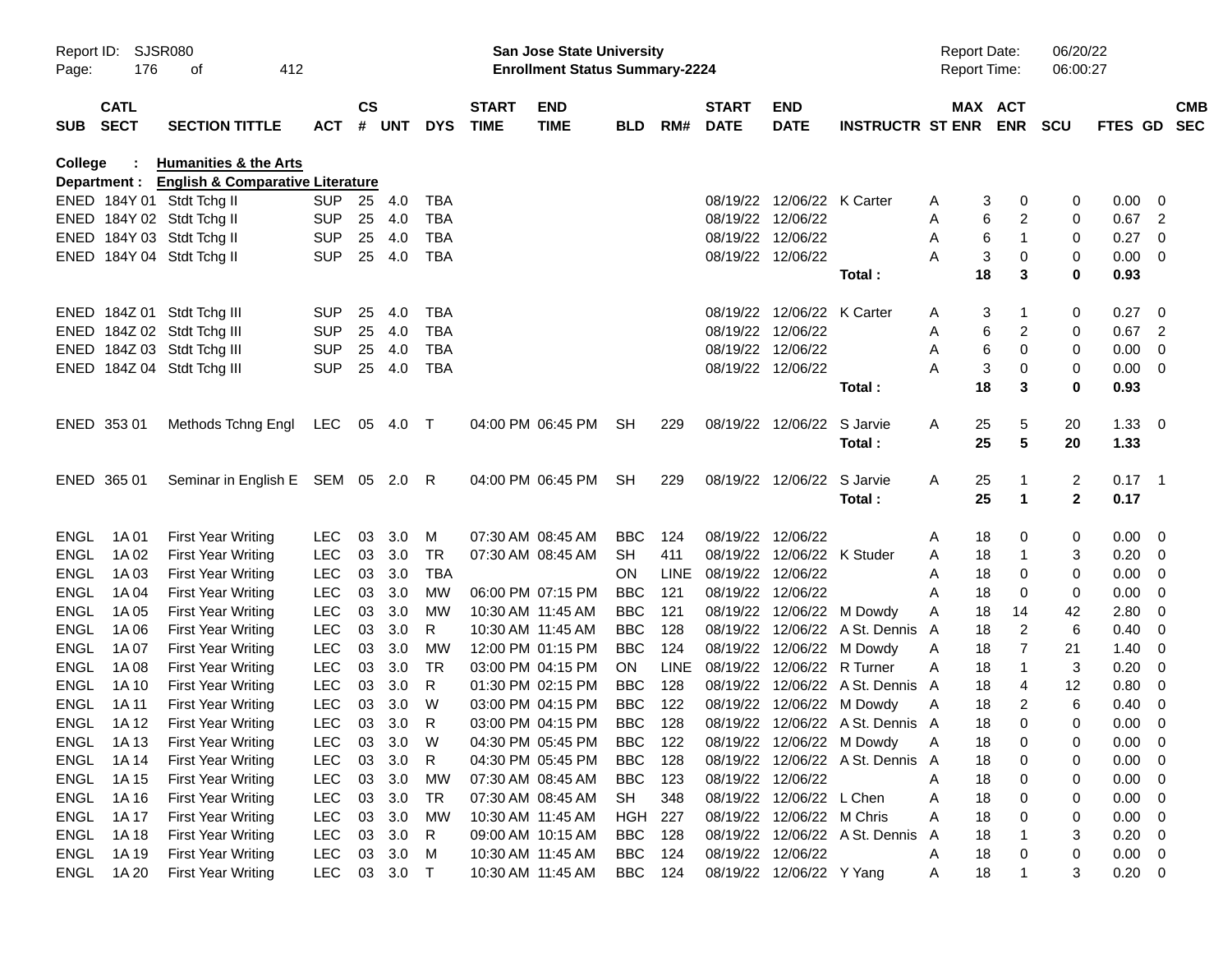Report ID: SJSR080
San Jose State University
Enrollment Status Summary-2224
Report Date: 06/20/22
Report Time: 06:00:27

| SUB | CATL SECT | SECTION TITTLE | ACT | CS # | UNT | DYS | START TIME | END TIME | BLD | RM# | START DATE | END DATE | INSTRUCTR | ST | MAX ENR | ACT ENR | SCU | FTES | GD | CMB SEC |
|---|---|---|---|---|---|---|---|---|---|---|---|---|---|---|---|---|---|---|---|---|
| **College :** | | **Humanities & the Arts** | | | | | | | | | | | | | | | | | | |
| **Department :** | | **English & Comparative Literature** | | | | | | | | | | | | | | | | | | |
| ENED | 184Y 01 | Stdt Tchg II | SUP | 25 | 4.0 | TBA | | | | | 08/19/22 | 12/06/22 | K Carter | A | 3 | 0 | 0 | 0.00 | 0 | |
| ENED | 184Y 02 | Stdt Tchg II | SUP | 25 | 4.0 | TBA | | | | | 08/19/22 | 12/06/22 | | A | 6 | 2 | 0 | 0.67 | 2 | |
| ENED | 184Y 03 | Stdt Tchg II | SUP | 25 | 4.0 | TBA | | | | | 08/19/22 | 12/06/22 | | A | 6 | 1 | 0 | 0.27 | 0 | |
| ENED | 184Y 04 | Stdt Tchg II | SUP | 25 | 4.0 | TBA | | | | | 08/19/22 | 12/06/22 | | A | 3 | 0 | 0 | 0.00 | 0 | |
| | | | | | | | | | | | | | **Total :** | | **18** | **3** | **0** | **0.93** | | |
| ENED | 184Z 01 | Stdt Tchg III | SUP | 25 | 4.0 | TBA | | | | | 08/19/22 | 12/06/22 | K Carter | A | 3 | 1 | 0 | 0.27 | 0 | |
| ENED | 184Z 02 | Stdt Tchg III | SUP | 25 | 4.0 | TBA | | | | | 08/19/22 | 12/06/22 | | A | 6 | 2 | 0 | 0.67 | 2 | |
| ENED | 184Z 03 | Stdt Tchg III | SUP | 25 | 4.0 | TBA | | | | | 08/19/22 | 12/06/22 | | A | 6 | 0 | 0 | 0.00 | 0 | |
| ENED | 184Z 04 | Stdt Tchg III | SUP | 25 | 4.0 | TBA | | | | | 08/19/22 | 12/06/22 | | A | 3 | 0 | 0 | 0.00 | 0 | |
| | | | | | | | | | | | | | **Total :** | | **18** | **3** | **0** | **0.93** | | |
| ENED | 353 01 | Methods Tchng Engl | LEC | 05 | 4.0 | T | 04:00 PM | 06:45 PM | SH | 229 | 08/19/22 | 12/06/22 | S Jarvie | A | 25 | 5 | 20 | 1.33 | 0 | |
| | | | | | | | | | | | | | **Total :** | | **25** | **5** | **20** | **1.33** | | |
| ENED | 365 01 | Seminar in English E | SEM | 05 | 2.0 | R | 04:00 PM | 06:45 PM | SH | 229 | 08/19/22 | 12/06/22 | S Jarvie | A | 25 | 1 | 2 | 0.17 | 1 | |
| | | | | | | | | | | | | | **Total :** | | **25** | **1** | **2** | **0.17** | | |
| ENGL | 1A 01 | First Year Writing | LEC | 03 | 3.0 | M | 07:30 AM | 08:45 AM | BBC | 124 | 08/19/22 | 12/06/22 | | A | 18 | 0 | 0 | 0.00 | 0 | |
| ENGL | 1A 02 | First Year Writing | LEC | 03 | 3.0 | TR | 07:30 AM | 08:45 AM | SH | 411 | 08/19/22 | 12/06/22 | K Studer | A | 18 | 1 | 3 | 0.20 | 0 | |
| ENGL | 1A 03 | First Year Writing | LEC | 03 | 3.0 | TBA | | | ON | LINE | 08/19/22 | 12/06/22 | | A | 18 | 0 | 0 | 0.00 | 0 | |
| ENGL | 1A 04 | First Year Writing | LEC | 03 | 3.0 | MW | 06:00 PM | 07:15 PM | BBC | 121 | 08/19/22 | 12/06/22 | | A | 18 | 0 | 0 | 0.00 | 0 | |
| ENGL | 1A 05 | First Year Writing | LEC | 03 | 3.0 | MW | 10:30 AM | 11:45 AM | BBC | 121 | 08/19/22 | 12/06/22 | M Dowdy | A | 18 | 14 | 42 | 2.80 | 0 | |
| ENGL | 1A 06 | First Year Writing | LEC | 03 | 3.0 | R | 10:30 AM | 11:45 AM | BBC | 128 | 08/19/22 | 12/06/22 | A St. Dennis | A | 18 | 2 | 6 | 0.40 | 0 | |
| ENGL | 1A 07 | First Year Writing | LEC | 03 | 3.0 | MW | 12:00 PM | 01:15 PM | BBC | 124 | 08/19/22 | 12/06/22 | M Dowdy | A | 18 | 7 | 21 | 1.40 | 0 | |
| ENGL | 1A 08 | First Year Writing | LEC | 03 | 3.0 | TR | 03:00 PM | 04:15 PM | ON | LINE | 08/19/22 | 12/06/22 | R Turner | A | 18 | 1 | 3 | 0.20 | 0 | |
| ENGL | 1A 10 | First Year Writing | LEC | 03 | 3.0 | R | 01:30 PM | 02:15 PM | BBC | 128 | 08/19/22 | 12/06/22 | A St. Dennis | A | 18 | 4 | 12 | 0.80 | 0 | |
| ENGL | 1A 11 | First Year Writing | LEC | 03 | 3.0 | W | 03:00 PM | 04:15 PM | BBC | 122 | 08/19/22 | 12/06/22 | M Dowdy | A | 18 | 2 | 6 | 0.40 | 0 | |
| ENGL | 1A 12 | First Year Writing | LEC | 03 | 3.0 | R | 03:00 PM | 04:15 PM | BBC | 128 | 08/19/22 | 12/06/22 | A St. Dennis | A | 18 | 0 | 0 | 0.00 | 0 | |
| ENGL | 1A 13 | First Year Writing | LEC | 03 | 3.0 | W | 04:30 PM | 05:45 PM | BBC | 122 | 08/19/22 | 12/06/22 | M Dowdy | A | 18 | 0 | 0 | 0.00 | 0 | |
| ENGL | 1A 14 | First Year Writing | LEC | 03 | 3.0 | R | 04:30 PM | 05:45 PM | BBC | 128 | 08/19/22 | 12/06/22 | A St. Dennis | A | 18 | 0 | 0 | 0.00 | 0 | |
| ENGL | 1A 15 | First Year Writing | LEC | 03 | 3.0 | MW | 07:30 AM | 08:45 AM | BBC | 123 | 08/19/22 | 12/06/22 | | A | 18 | 0 | 0 | 0.00 | 0 | |
| ENGL | 1A 16 | First Year Writing | LEC | 03 | 3.0 | TR | 07:30 AM | 08:45 AM | SH | 348 | 08/19/22 | 12/06/22 | L Chen | A | 18 | 0 | 0 | 0.00 | 0 | |
| ENGL | 1A 17 | First Year Writing | LEC | 03 | 3.0 | MW | 10:30 AM | 11:45 AM | HGH | 227 | 08/19/22 | 12/06/22 | M Chris | A | 18 | 0 | 0 | 0.00 | 0 | |
| ENGL | 1A 18 | First Year Writing | LEC | 03 | 3.0 | R | 09:00 AM | 10:15 AM | BBC | 128 | 08/19/22 | 12/06/22 | A St. Dennis | A | 18 | 1 | 3 | 0.20 | 0 | |
| ENGL | 1A 19 | First Year Writing | LEC | 03 | 3.0 | M | 10:30 AM | 11:45 AM | BBC | 124 | 08/19/22 | 12/06/22 | | A | 18 | 0 | 0 | 0.00 | 0 | |
| ENGL | 1A 20 | First Year Writing | LEC | 03 | 3.0 | T | 10:30 AM | 11:45 AM | BBC | 124 | 08/19/22 | 12/06/22 | Y Yang | A | 18 | 1 | 3 | 0.20 | 0 | |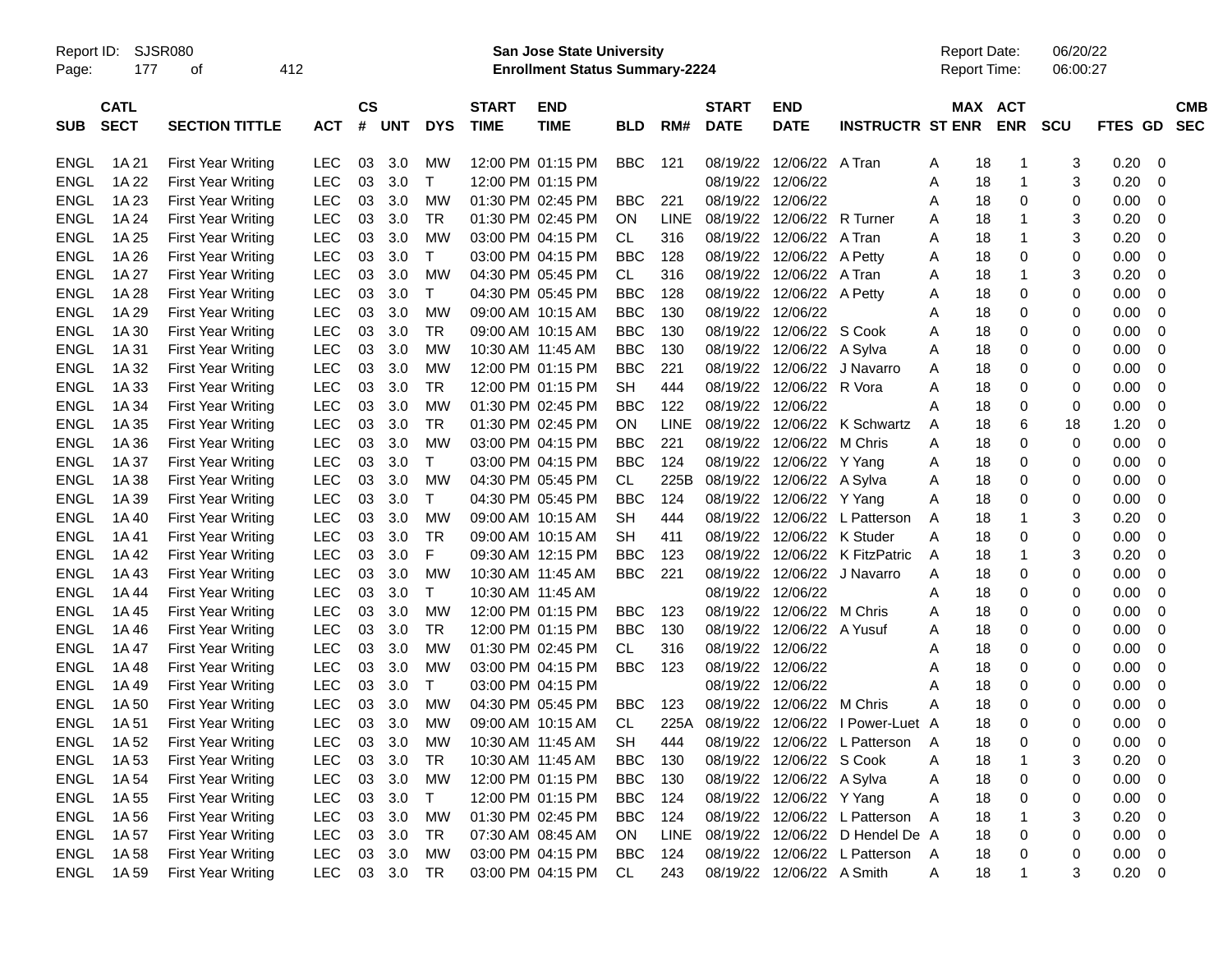| SUB | CATL SECT | SECTION TITTLE | ACT | CS # | UNT | DYS | START TIME | END TIME | BLD | RM# | START DATE | END DATE | INSTRUCTR | ST | MAX ENR | ACT ENR | SCU | FTES | GD | CMB SEC |
|---|---|---|---|---|---|---|---|---|---|---|---|---|---|---|---|---|---|---|---|---|
| ENGL | 1A 21 | First Year Writing | LEC | 03 | 3.0 | MW | 12:00 PM | 01:15 PM | BBC | 121 | 08/19/22 | 12/06/22 | A Tran | A | 18 | 1 | 3 | 0.20 | 0 | |
| ENGL | 1A 22 | First Year Writing | LEC | 03 | 3.0 | T | 12:00 PM | 01:15 PM | | | 08/19/22 | 12/06/22 | | A | 18 | 1 | 3 | 0.20 | 0 | |
| ENGL | 1A 23 | First Year Writing | LEC | 03 | 3.0 | MW | 01:30 PM | 02:45 PM | BBC | 221 | 08/19/22 | 12/06/22 | | A | 18 | 0 | 0 | 0.00 | 0 | |
| ENGL | 1A 24 | First Year Writing | LEC | 03 | 3.0 | TR | 01:30 PM | 02:45 PM | ON | LINE | 08/19/22 | 12/06/22 | R Turner | A | 18 | 1 | 3 | 0.20 | 0 | |
| ENGL | 1A 25 | First Year Writing | LEC | 03 | 3.0 | MW | 03:00 PM | 04:15 PM | CL | 316 | 08/19/22 | 12/06/22 | A Tran | A | 18 | 1 | 3 | 0.20 | 0 | |
| ENGL | 1A 26 | First Year Writing | LEC | 03 | 3.0 | T | 03:00 PM | 04:15 PM | BBC | 128 | 08/19/22 | 12/06/22 | A Petty | A | 18 | 0 | 0 | 0.00 | 0 | |
| ENGL | 1A 27 | First Year Writing | LEC | 03 | 3.0 | MW | 04:30 PM | 05:45 PM | CL | 316 | 08/19/22 | 12/06/22 | A Tran | A | 18 | 1 | 3 | 0.20 | 0 | |
| ENGL | 1A 28 | First Year Writing | LEC | 03 | 3.0 | T | 04:30 PM | 05:45 PM | BBC | 128 | 08/19/22 | 12/06/22 | A Petty | A | 18 | 0 | 0 | 0.00 | 0 | |
| ENGL | 1A 29 | First Year Writing | LEC | 03 | 3.0 | MW | 09:00 AM | 10:15 AM | BBC | 130 | 08/19/22 | 12/06/22 | | A | 18 | 0 | 0 | 0.00 | 0 | |
| ENGL | 1A 30 | First Year Writing | LEC | 03 | 3.0 | TR | 09:00 AM | 10:15 AM | BBC | 130 | 08/19/22 | 12/06/22 | S Cook | A | 18 | 0 | 0 | 0.00 | 0 | |
| ENGL | 1A 31 | First Year Writing | LEC | 03 | 3.0 | MW | 10:30 AM | 11:45 AM | BBC | 130 | 08/19/22 | 12/06/22 | A Sylva | A | 18 | 0 | 0 | 0.00 | 0 | |
| ENGL | 1A 32 | First Year Writing | LEC | 03 | 3.0 | MW | 12:00 PM | 01:15 PM | BBC | 221 | 08/19/22 | 12/06/22 | J Navarro | A | 18 | 0 | 0 | 0.00 | 0 | |
| ENGL | 1A 33 | First Year Writing | LEC | 03 | 3.0 | TR | 12:00 PM | 01:15 PM | SH | 444 | 08/19/22 | 12/06/22 | R Vora | A | 18 | 0 | 0 | 0.00 | 0 | |
| ENGL | 1A 34 | First Year Writing | LEC | 03 | 3.0 | MW | 01:30 PM | 02:45 PM | BBC | 122 | 08/19/22 | 12/06/22 | | A | 18 | 0 | 0 | 0.00 | 0 | |
| ENGL | 1A 35 | First Year Writing | LEC | 03 | 3.0 | TR | 01:30 PM | 02:45 PM | ON | LINE | 08/19/22 | 12/06/22 | K Schwartz | A | 18 | 6 | 18 | 1.20 | 0 | |
| ENGL | 1A 36 | First Year Writing | LEC | 03 | 3.0 | MW | 03:00 PM | 04:15 PM | BBC | 221 | 08/19/22 | 12/06/22 | M Chris | A | 18 | 0 | 0 | 0.00 | 0 | |
| ENGL | 1A 37 | First Year Writing | LEC | 03 | 3.0 | T | 03:00 PM | 04:15 PM | BBC | 124 | 08/19/22 | 12/06/22 | Y Yang | A | 18 | 0 | 0 | 0.00 | 0 | |
| ENGL | 1A 38 | First Year Writing | LEC | 03 | 3.0 | MW | 04:30 PM | 05:45 PM | CL | 225B | 08/19/22 | 12/06/22 | A Sylva | A | 18 | 0 | 0 | 0.00 | 0 | |
| ENGL | 1A 39 | First Year Writing | LEC | 03 | 3.0 | T | 04:30 PM | 05:45 PM | BBC | 124 | 08/19/22 | 12/06/22 | Y Yang | A | 18 | 0 | 0 | 0.00 | 0 | |
| ENGL | 1A 40 | First Year Writing | LEC | 03 | 3.0 | MW | 09:00 AM | 10:15 AM | SH | 444 | 08/19/22 | 12/06/22 | L Patterson | A | 18 | 1 | 3 | 0.20 | 0 | |
| ENGL | 1A 41 | First Year Writing | LEC | 03 | 3.0 | TR | 09:00 AM | 10:15 AM | SH | 411 | 08/19/22 | 12/06/22 | K Studer | A | 18 | 0 | 0 | 0.00 | 0 | |
| ENGL | 1A 42 | First Year Writing | LEC | 03 | 3.0 | F | 09:30 AM | 12:15 PM | BBC | 123 | 08/19/22 | 12/06/22 | K FitzPatric | A | 18 | 1 | 3 | 0.20 | 0 | |
| ENGL | 1A 43 | First Year Writing | LEC | 03 | 3.0 | MW | 10:30 AM | 11:45 AM | BBC | 221 | 08/19/22 | 12/06/22 | J Navarro | A | 18 | 0 | 0 | 0.00 | 0 | |
| ENGL | 1A 44 | First Year Writing | LEC | 03 | 3.0 | T | 10:30 AM | 11:45 AM | | | 08/19/22 | 12/06/22 | | A | 18 | 0 | 0 | 0.00 | 0 | |
| ENGL | 1A 45 | First Year Writing | LEC | 03 | 3.0 | MW | 12:00 PM | 01:15 PM | BBC | 123 | 08/19/22 | 12/06/22 | M Chris | A | 18 | 0 | 0 | 0.00 | 0 | |
| ENGL | 1A 46 | First Year Writing | LEC | 03 | 3.0 | TR | 12:00 PM | 01:15 PM | BBC | 130 | 08/19/22 | 12/06/22 | A Yusuf | A | 18 | 0 | 0 | 0.00 | 0 | |
| ENGL | 1A 47 | First Year Writing | LEC | 03 | 3.0 | MW | 01:30 PM | 02:45 PM | CL | 316 | 08/19/22 | 12/06/22 | | A | 18 | 0 | 0 | 0.00 | 0 | |
| ENGL | 1A 48 | First Year Writing | LEC | 03 | 3.0 | MW | 03:00 PM | 04:15 PM | BBC | 123 | 08/19/22 | 12/06/22 | | A | 18 | 0 | 0 | 0.00 | 0 | |
| ENGL | 1A 49 | First Year Writing | LEC | 03 | 3.0 | T | 03:00 PM | 04:15 PM | | | 08/19/22 | 12/06/22 | | A | 18 | 0 | 0 | 0.00 | 0 | |
| ENGL | 1A 50 | First Year Writing | LEC | 03 | 3.0 | MW | 04:30 PM | 05:45 PM | BBC | 123 | 08/19/22 | 12/06/22 | M Chris | A | 18 | 0 | 0 | 0.00 | 0 | |
| ENGL | 1A 51 | First Year Writing | LEC | 03 | 3.0 | MW | 09:00 AM | 10:15 AM | CL | 225A | 08/19/22 | 12/06/22 | I Power-Luet | A | 18 | 0 | 0 | 0.00 | 0 | |
| ENGL | 1A 52 | First Year Writing | LEC | 03 | 3.0 | MW | 10:30 AM | 11:45 AM | SH | 444 | 08/19/22 | 12/06/22 | L Patterson | A | 18 | 0 | 0 | 0.00 | 0 | |
| ENGL | 1A 53 | First Year Writing | LEC | 03 | 3.0 | TR | 10:30 AM | 11:45 AM | BBC | 130 | 08/19/22 | 12/06/22 | S Cook | A | 18 | 1 | 3 | 0.20 | 0 | |
| ENGL | 1A 54 | First Year Writing | LEC | 03 | 3.0 | MW | 12:00 PM | 01:15 PM | BBC | 130 | 08/19/22 | 12/06/22 | A Sylva | A | 18 | 0 | 0 | 0.00 | 0 | |
| ENGL | 1A 55 | First Year Writing | LEC | 03 | 3.0 | T | 12:00 PM | 01:15 PM | BBC | 124 | 08/19/22 | 12/06/22 | Y Yang | A | 18 | 0 | 0 | 0.00 | 0 | |
| ENGL | 1A 56 | First Year Writing | LEC | 03 | 3.0 | MW | 01:30 PM | 02:45 PM | BBC | 124 | 08/19/22 | 12/06/22 | L Patterson | A | 18 | 1 | 3 | 0.20 | 0 | |
| ENGL | 1A 57 | First Year Writing | LEC | 03 | 3.0 | TR | 07:30 AM | 08:45 AM | ON | LINE | 08/19/22 | 12/06/22 | D Hendel De | A | 18 | 0 | 0 | 0.00 | 0 | |
| ENGL | 1A 58 | First Year Writing | LEC | 03 | 3.0 | MW | 03:00 PM | 04:15 PM | BBC | 124 | 08/19/22 | 12/06/22 | L Patterson | A | 18 | 0 | 0 | 0.00 | 0 | |
| ENGL | 1A 59 | First Year Writing | LEC | 03 | 3.0 | TR | 03:00 PM | 04:15 PM | CL | 243 | 08/19/22 | 12/06/22 | A Smith | A | 18 | 1 | 3 | 0.20 | 0 | |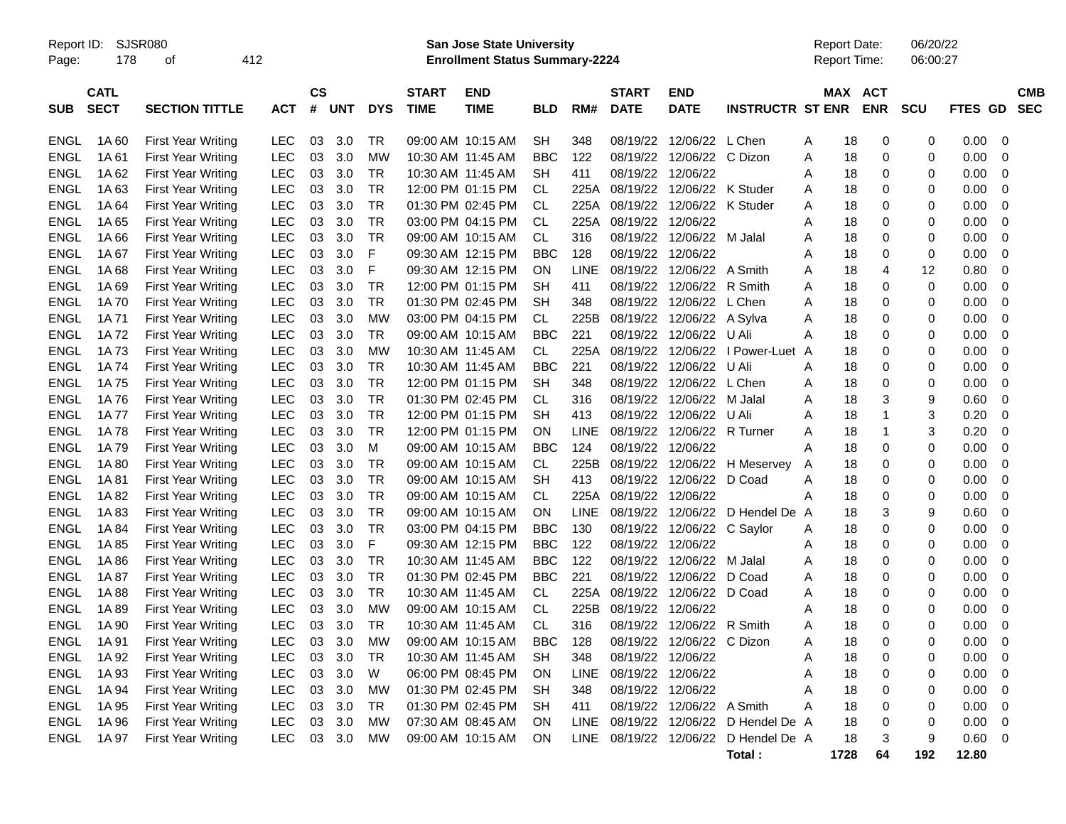Report ID: SJSR080
San Jose State University
Enrollment Status Summary-2224
Report Date: 06/20/22
Report Time: 06:00:27

| SUB | CATL SECT | SECTION TITTLE | ACT | CS # | UNT | DYS | START TIME | END TIME | BLD | RM# | START DATE | END DATE | INSTRUCTR | ST | MAX ENR | ACT ENR | SCU | FTES | GD | CMB SEC |
|---|---|---|---|---|---|---|---|---|---|---|---|---|---|---|---|---|---|---|---|---|
| ENGL | 1A 60 | First Year Writing | LEC | 03 | 3.0 | TR | 09:00 AM | 10:15 AM | SH | 348 | 08/19/22 | 12/06/22 | L Chen | A | 18 | 0 | 0 | 0.00 | 0 | |
| ENGL | 1A 61 | First Year Writing | LEC | 03 | 3.0 | MW | 10:30 AM | 11:45 AM | BBC | 122 | 08/19/22 | 12/06/22 | C Dizon | A | 18 | 0 | 0 | 0.00 | 0 | |
| ENGL | 1A 62 | First Year Writing | LEC | 03 | 3.0 | TR | 10:30 AM | 11:45 AM | SH | 411 | 08/19/22 | 12/06/22 | | A | 18 | 0 | 0 | 0.00 | 0 | |
| ENGL | 1A 63 | First Year Writing | LEC | 03 | 3.0 | TR | 12:00 PM | 01:15 PM | CL | 225A | 08/19/22 | 12/06/22 | K Studer | A | 18 | 0 | 0 | 0.00 | 0 | |
| ENGL | 1A 64 | First Year Writing | LEC | 03 | 3.0 | TR | 01:30 PM | 02:45 PM | CL | 225A | 08/19/22 | 12/06/22 | K Studer | A | 18 | 0 | 0 | 0.00 | 0 | |
| ENGL | 1A 65 | First Year Writing | LEC | 03 | 3.0 | TR | 03:00 PM | 04:15 PM | CL | 225A | 08/19/22 | 12/06/22 | | A | 18 | 0 | 0 | 0.00 | 0 | |
| ENGL | 1A 66 | First Year Writing | LEC | 03 | 3.0 | TR | 09:00 AM | 10:15 AM | CL | 316 | 08/19/22 | 12/06/22 | M Jalal | A | 18 | 0 | 0 | 0.00 | 0 | |
| ENGL | 1A 67 | First Year Writing | LEC | 03 | 3.0 | F | 09:30 AM | 12:15 PM | BBC | 128 | 08/19/22 | 12/06/22 | | A | 18 | 0 | 0 | 0.00 | 0 | |
| ENGL | 1A 68 | First Year Writing | LEC | 03 | 3.0 | F | 09:30 AM | 12:15 PM | ON | LINE | 08/19/22 | 12/06/22 | A Smith | A | 18 | 4 | 12 | 0.80 | 0 | |
| ENGL | 1A 69 | First Year Writing | LEC | 03 | 3.0 | TR | 12:00 PM | 01:15 PM | SH | 411 | 08/19/22 | 12/06/22 | R Smith | A | 18 | 0 | 0 | 0.00 | 0 | |
| ENGL | 1A 70 | First Year Writing | LEC | 03 | 3.0 | TR | 01:30 PM | 02:45 PM | SH | 348 | 08/19/22 | 12/06/22 | L Chen | A | 18 | 0 | 0 | 0.00 | 0 | |
| ENGL | 1A 71 | First Year Writing | LEC | 03 | 3.0 | MW | 03:00 PM | 04:15 PM | CL | 225B | 08/19/22 | 12/06/22 | A Sylva | A | 18 | 0 | 0 | 0.00 | 0 | |
| ENGL | 1A 72 | First Year Writing | LEC | 03 | 3.0 | TR | 09:00 AM | 10:15 AM | BBC | 221 | 08/19/22 | 12/06/22 | U Ali | A | 18 | 0 | 0 | 0.00 | 0 | |
| ENGL | 1A 73 | First Year Writing | LEC | 03 | 3.0 | MW | 10:30 AM | 11:45 AM | CL | 225A | 08/19/22 | 12/06/22 | I Power-Luet | A | 18 | 0 | 0 | 0.00 | 0 | |
| ENGL | 1A 74 | First Year Writing | LEC | 03 | 3.0 | TR | 10:30 AM | 11:45 AM | BBC | 221 | 08/19/22 | 12/06/22 | U Ali | A | 18 | 0 | 0 | 0.00 | 0 | |
| ENGL | 1A 75 | First Year Writing | LEC | 03 | 3.0 | TR | 12:00 PM | 01:15 PM | SH | 348 | 08/19/22 | 12/06/22 | L Chen | A | 18 | 0 | 0 | 0.00 | 0 | |
| ENGL | 1A 76 | First Year Writing | LEC | 03 | 3.0 | TR | 01:30 PM | 02:45 PM | CL | 316 | 08/19/22 | 12/06/22 | M Jalal | A | 18 | 3 | 9 | 0.60 | 0 | |
| ENGL | 1A 77 | First Year Writing | LEC | 03 | 3.0 | TR | 12:00 PM | 01:15 PM | SH | 413 | 08/19/22 | 12/06/22 | U Ali | A | 18 | 1 | 3 | 0.20 | 0 | |
| ENGL | 1A 78 | First Year Writing | LEC | 03 | 3.0 | TR | 12:00 PM | 01:15 PM | ON | LINE | 08/19/22 | 12/06/22 | R Turner | A | 18 | 1 | 3 | 0.20 | 0 | |
| ENGL | 1A 79 | First Year Writing | LEC | 03 | 3.0 | M | 09:00 AM | 10:15 AM | BBC | 124 | 08/19/22 | 12/06/22 | | A | 18 | 0 | 0 | 0.00 | 0 | |
| ENGL | 1A 80 | First Year Writing | LEC | 03 | 3.0 | TR | 09:00 AM | 10:15 AM | CL | 225B | 08/19/22 | 12/06/22 | H Meservey | A | 18 | 0 | 0 | 0.00 | 0 | |
| ENGL | 1A 81 | First Year Writing | LEC | 03 | 3.0 | TR | 09:00 AM | 10:15 AM | SH | 413 | 08/19/22 | 12/06/22 | D Coad | A | 18 | 0 | 0 | 0.00 | 0 | |
| ENGL | 1A 82 | First Year Writing | LEC | 03 | 3.0 | TR | 09:00 AM | 10:15 AM | CL | 225A | 08/19/22 | 12/06/22 | | A | 18 | 0 | 0 | 0.00 | 0 | |
| ENGL | 1A 83 | First Year Writing | LEC | 03 | 3.0 | TR | 09:00 AM | 10:15 AM | ON | LINE | 08/19/22 | 12/06/22 | D Hendel De | A | 18 | 3 | 9 | 0.60 | 0 | |
| ENGL | 1A 84 | First Year Writing | LEC | 03 | 3.0 | TR | 03:00 PM | 04:15 PM | BBC | 130 | 08/19/22 | 12/06/22 | C Saylor | A | 18 | 0 | 0 | 0.00 | 0 | |
| ENGL | 1A 85 | First Year Writing | LEC | 03 | 3.0 | F | 09:30 AM | 12:15 PM | BBC | 122 | 08/19/22 | 12/06/22 | | A | 18 | 0 | 0 | 0.00 | 0 | |
| ENGL | 1A 86 | First Year Writing | LEC | 03 | 3.0 | TR | 10:30 AM | 11:45 AM | BBC | 122 | 08/19/22 | 12/06/22 | M Jalal | A | 18 | 0 | 0 | 0.00 | 0 | |
| ENGL | 1A 87 | First Year Writing | LEC | 03 | 3.0 | TR | 01:30 PM | 02:45 PM | BBC | 221 | 08/19/22 | 12/06/22 | D Coad | A | 18 | 0 | 0 | 0.00 | 0 | |
| ENGL | 1A 88 | First Year Writing | LEC | 03 | 3.0 | TR | 10:30 AM | 11:45 AM | CL | 225A | 08/19/22 | 12/06/22 | D Coad | A | 18 | 0 | 0 | 0.00 | 0 | |
| ENGL | 1A 89 | First Year Writing | LEC | 03 | 3.0 | MW | 09:00 AM | 10:15 AM | CL | 225B | 08/19/22 | 12/06/22 | | A | 18 | 0 | 0 | 0.00 | 0 | |
| ENGL | 1A 90 | First Year Writing | LEC | 03 | 3.0 | TR | 10:30 AM | 11:45 AM | CL | 316 | 08/19/22 | 12/06/22 | R Smith | A | 18 | 0 | 0 | 0.00 | 0 | |
| ENGL | 1A 91 | First Year Writing | LEC | 03 | 3.0 | MW | 09:00 AM | 10:15 AM | BBC | 128 | 08/19/22 | 12/06/22 | C Dizon | A | 18 | 0 | 0 | 0.00 | 0 | |
| ENGL | 1A 92 | First Year Writing | LEC | 03 | 3.0 | TR | 10:30 AM | 11:45 AM | SH | 348 | 08/19/22 | 12/06/22 | | A | 18 | 0 | 0 | 0.00 | 0 | |
| ENGL | 1A 93 | First Year Writing | LEC | 03 | 3.0 | W | 06:00 PM | 08:45 PM | ON | LINE | 08/19/22 | 12/06/22 | | A | 18 | 0 | 0 | 0.00 | 0 | |
| ENGL | 1A 94 | First Year Writing | LEC | 03 | 3.0 | MW | 01:30 PM | 02:45 PM | SH | 348 | 08/19/22 | 12/06/22 | | A | 18 | 0 | 0 | 0.00 | 0 | |
| ENGL | 1A 95 | First Year Writing | LEC | 03 | 3.0 | TR | 01:30 PM | 02:45 PM | SH | 411 | 08/19/22 | 12/06/22 | A Smith | A | 18 | 0 | 0 | 0.00 | 0 | |
| ENGL | 1A 96 | First Year Writing | LEC | 03 | 3.0 | MW | 07:30 AM | 08:45 AM | ON | LINE | 08/19/22 | 12/06/22 | D Hendel De | A | 18 | 0 | 0 | 0.00 | 0 | |
| ENGL | 1A 97 | First Year Writing | LEC | 03 | 3.0 | MW | 09:00 AM | 10:15 AM | ON | LINE | 08/19/22 | 12/06/22 | D Hendel De | A | 18 | 3 | 9 | 0.60 | 0 | |
| | | | | | | | | | | | | | **Total :** | | **1728** | **64** | **192** | **12.80** | | |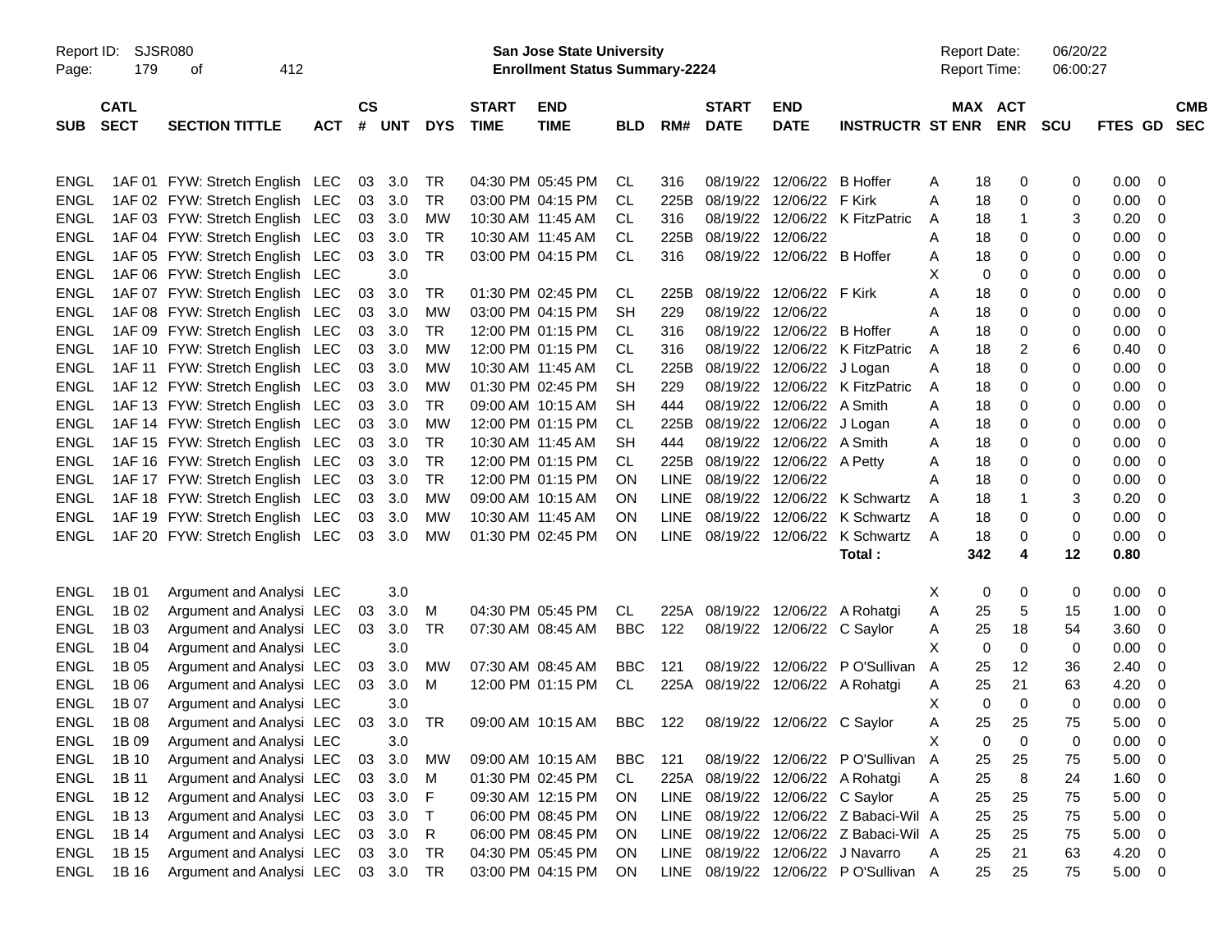Report ID: SJSR080 | San Jose State University | Report Date: 06/20/22
Page: 179 of 412 | Enrollment Status Summary-2224 | Report Time: 06:00:27

| SUB | CATL SECT | SECTION TITTLE | ACT | CS # | UNT | DYS | START TIME | END TIME | BLD | RM# | START DATE | END DATE | INSTRUCTR | ST | MAX ENR | ACT ENR | SCU | FTES | GD | CMB SEC |
|---|---|---|---|---|---|---|---|---|---|---|---|---|---|---|---|---|---|---|---|---|
| ENGL | 1AF 01 | FYW: Stretch English | LEC | 03 | 3.0 | TR | 04:30 PM | 05:45 PM | CL | 316 | 08/19/22 | 12/06/22 | B Hoffer | A | 18 | 0 | 0 | 0.00 | 0 | |
| ENGL | 1AF 02 | FYW: Stretch English | LEC | 03 | 3.0 | TR | 03:00 PM | 04:15 PM | CL | 225B | 08/19/22 | 12/06/22 | F Kirk | A | 18 | 0 | 0 | 0.00 | 0 | |
| ENGL | 1AF 03 | FYW: Stretch English | LEC | 03 | 3.0 | MW | 10:30 AM | 11:45 AM | CL | 316 | 08/19/22 | 12/06/22 | K FitzPatric | A | 18 | 1 | 3 | 0.20 | 0 | |
| ENGL | 1AF 04 | FYW: Stretch English | LEC | 03 | 3.0 | TR | 10:30 AM | 11:45 AM | CL | 225B | 08/19/22 | 12/06/22 | | A | 18 | 0 | 0 | 0.00 | 0 | |
| ENGL | 1AF 05 | FYW: Stretch English | LEC | 03 | 3.0 | TR | 03:00 PM | 04:15 PM | CL | 316 | 08/19/22 | 12/06/22 | B Hoffer | A | 18 | 0 | 0 | 0.00 | 0 | |
| ENGL | 1AF 06 | FYW: Stretch English | LEC | | 3.0 | | | | | | | | | X | 0 | 0 | 0 | 0.00 | 0 | |
| ENGL | 1AF 07 | FYW: Stretch English | LEC | 03 | 3.0 | TR | 01:30 PM | 02:45 PM | CL | 225B | 08/19/22 | 12/06/22 | F Kirk | A | 18 | 0 | 0 | 0.00 | 0 | |
| ENGL | 1AF 08 | FYW: Stretch English | LEC | 03 | 3.0 | MW | 03:00 PM | 04:15 PM | SH | 229 | 08/19/22 | 12/06/22 | | A | 18 | 0 | 0 | 0.00 | 0 | |
| ENGL | 1AF 09 | FYW: Stretch English | LEC | 03 | 3.0 | TR | 12:00 PM | 01:15 PM | CL | 316 | 08/19/22 | 12/06/22 | B Hoffer | A | 18 | 0 | 0 | 0.00 | 0 | |
| ENGL | 1AF 10 | FYW: Stretch English | LEC | 03 | 3.0 | MW | 12:00 PM | 01:15 PM | CL | 316 | 08/19/22 | 12/06/22 | K FitzPatric | A | 18 | 2 | 6 | 0.40 | 0 | |
| ENGL | 1AF 11 | FYW: Stretch English | LEC | 03 | 3.0 | MW | 10:30 AM | 11:45 AM | CL | 225B | 08/19/22 | 12/06/22 | J Logan | A | 18 | 0 | 0 | 0.00 | 0 | |
| ENGL | 1AF 12 | FYW: Stretch English | LEC | 03 | 3.0 | MW | 01:30 PM | 02:45 PM | SH | 229 | 08/19/22 | 12/06/22 | K FitzPatric | A | 18 | 0 | 0 | 0.00 | 0 | |
| ENGL | 1AF 13 | FYW: Stretch English | LEC | 03 | 3.0 | TR | 09:00 AM | 10:15 AM | SH | 444 | 08/19/22 | 12/06/22 | A Smith | A | 18 | 0 | 0 | 0.00 | 0 | |
| ENGL | 1AF 14 | FYW: Stretch English | LEC | 03 | 3.0 | MW | 12:00 PM | 01:15 PM | CL | 225B | 08/19/22 | 12/06/22 | J Logan | A | 18 | 0 | 0 | 0.00 | 0 | |
| ENGL | 1AF 15 | FYW: Stretch English | LEC | 03 | 3.0 | TR | 10:30 AM | 11:45 AM | SH | 444 | 08/19/22 | 12/06/22 | A Smith | A | 18 | 0 | 0 | 0.00 | 0 | |
| ENGL | 1AF 16 | FYW: Stretch English | LEC | 03 | 3.0 | TR | 12:00 PM | 01:15 PM | CL | 225B | 08/19/22 | 12/06/22 | A Petty | A | 18 | 0 | 0 | 0.00 | 0 | |
| ENGL | 1AF 17 | FYW: Stretch English | LEC | 03 | 3.0 | TR | 12:00 PM | 01:15 PM | ON | LINE | 08/19/22 | 12/06/22 | | A | 18 | 0 | 0 | 0.00 | 0 | |
| ENGL | 1AF 18 | FYW: Stretch English | LEC | 03 | 3.0 | MW | 09:00 AM | 10:15 AM | ON | LINE | 08/19/22 | 12/06/22 | K Schwartz | A | 18 | 1 | 3 | 0.20 | 0 | |
| ENGL | 1AF 19 | FYW: Stretch English | LEC | 03 | 3.0 | MW | 10:30 AM | 11:45 AM | ON | LINE | 08/19/22 | 12/06/22 | K Schwartz | A | 18 | 0 | 0 | 0.00 | 0 | |
| ENGL | 1AF 20 | FYW: Stretch English | LEC | 03 | 3.0 | MW | 01:30 PM | 02:45 PM | ON | LINE | 08/19/22 | 12/06/22 | K Schwartz | A | 18 | 0 | 0 | 0.00 | 0 | |
| | | | | | | | | | | | | | **Total :** | | **342** | **4** | **12** | **0.80** | | |
| ENGL | 1B 01 | Argument and Analysi | LEC | | 3.0 | | | | | | | | | X | 0 | 0 | 0 | 0.00 | 0 | |
| ENGL | 1B 02 | Argument and Analysi | LEC | 03 | 3.0 | M | 04:30 PM | 05:45 PM | CL | 225A | 08/19/22 | 12/06/22 | A Rohatgi | A | 25 | 5 | 15 | 1.00 | 0 | |
| ENGL | 1B 03 | Argument and Analysi | LEC | 03 | 3.0 | TR | 07:30 AM | 08:45 AM | BBC | 122 | 08/19/22 | 12/06/22 | C Saylor | A | 25 | 18 | 54 | 3.60 | 0 | |
| ENGL | 1B 04 | Argument and Analysi | LEC | | 3.0 | | | | | | | | | X | 0 | 0 | 0 | 0.00 | 0 | |
| ENGL | 1B 05 | Argument and Analysi | LEC | 03 | 3.0 | MW | 07:30 AM | 08:45 AM | BBC | 121 | 08/19/22 | 12/06/22 | P O'Sullivan | A | 25 | 12 | 36 | 2.40 | 0 | |
| ENGL | 1B 06 | Argument and Analysi | LEC | 03 | 3.0 | M | 12:00 PM | 01:15 PM | CL | 225A | 08/19/22 | 12/06/22 | A Rohatgi | A | 25 | 21 | 63 | 4.20 | 0 | |
| ENGL | 1B 07 | Argument and Analysi | LEC | | 3.0 | | | | | | | | | X | 0 | 0 | 0 | 0.00 | 0 | |
| ENGL | 1B 08 | Argument and Analysi | LEC | 03 | 3.0 | TR | 09:00 AM | 10:15 AM | BBC | 122 | 08/19/22 | 12/06/22 | C Saylor | A | 25 | 25 | 75 | 5.00 | 0 | |
| ENGL | 1B 09 | Argument and Analysi | LEC | | 3.0 | | | | | | | | | X | 0 | 0 | 0 | 0.00 | 0 | |
| ENGL | 1B 10 | Argument and Analysi | LEC | 03 | 3.0 | MW | 09:00 AM | 10:15 AM | BBC | 121 | 08/19/22 | 12/06/22 | P O'Sullivan | A | 25 | 25 | 75 | 5.00 | 0 | |
| ENGL | 1B 11 | Argument and Analysi | LEC | 03 | 3.0 | M | 01:30 PM | 02:45 PM | CL | 225A | 08/19/22 | 12/06/22 | A Rohatgi | A | 25 | 8 | 24 | 1.60 | 0 | |
| ENGL | 1B 12 | Argument and Analysi | LEC | 03 | 3.0 | F | 09:30 AM | 12:15 PM | ON | LINE | 08/19/22 | 12/06/22 | C Saylor | A | 25 | 25 | 75 | 5.00 | 0 | |
| ENGL | 1B 13 | Argument and Analysi | LEC | 03 | 3.0 | T | 06:00 PM | 08:45 PM | ON | LINE | 08/19/22 | 12/06/22 | Z Babaci-Wil | A | 25 | 25 | 75 | 5.00 | 0 | |
| ENGL | 1B 14 | Argument and Analysi | LEC | 03 | 3.0 | R | 06:00 PM | 08:45 PM | ON | LINE | 08/19/22 | 12/06/22 | Z Babaci-Wil | A | 25 | 25 | 75 | 5.00 | 0 | |
| ENGL | 1B 15 | Argument and Analysi | LEC | 03 | 3.0 | TR | 04:30 PM | 05:45 PM | ON | LINE | 08/19/22 | 12/06/22 | J Navarro | A | 25 | 21 | 63 | 4.20 | 0 | |
| ENGL | 1B 16 | Argument and Analysi | LEC | 03 | 3.0 | TR | 03:00 PM | 04:15 PM | ON | LINE | 08/19/22 | 12/06/22 | P O'Sullivan | A | 25 | 25 | 75 | 5.00 | 0 | |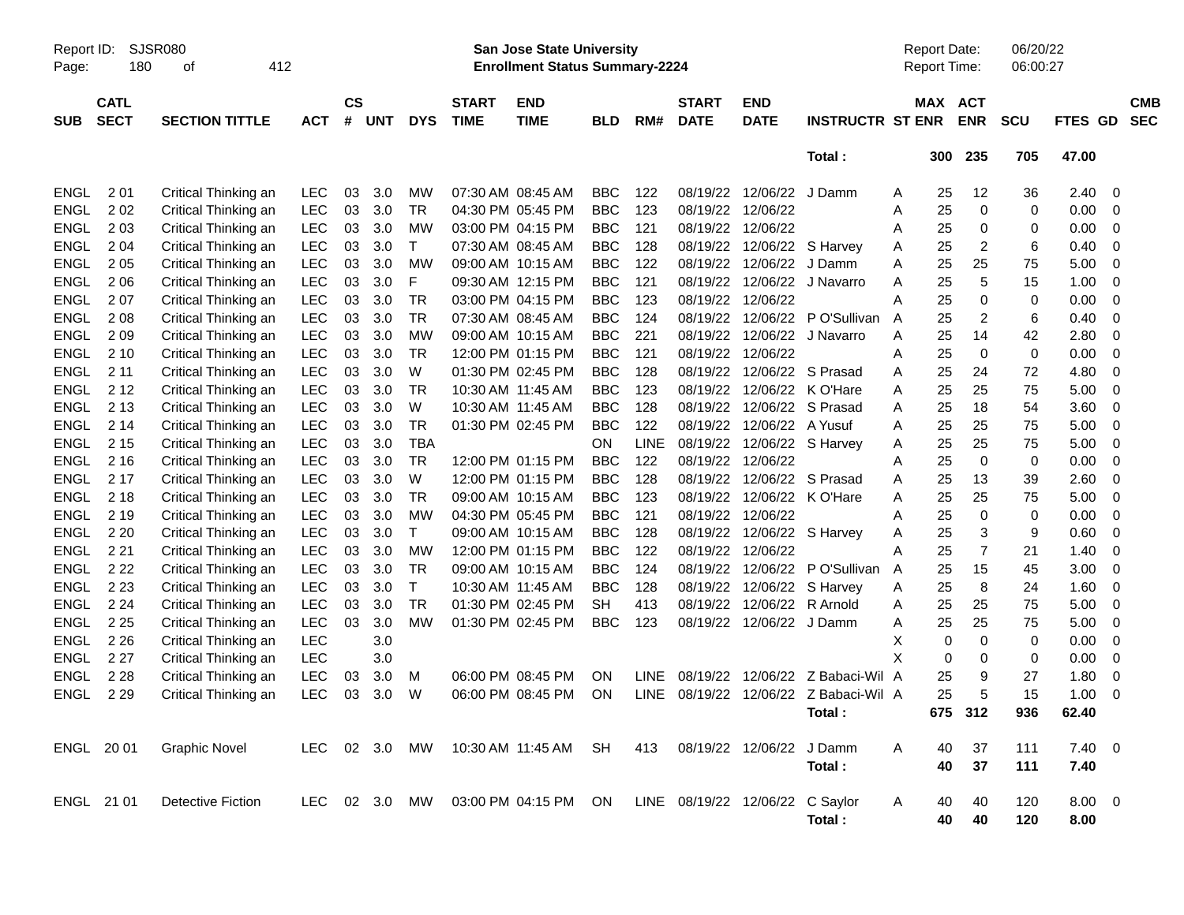Report ID: SJSR080 | San Jose State University | Report Date: 06/20/22
Page: 180 of 412 | Enrollment Status Summary-2224 | Report Time: 06:00:27

| SUB | CATL SECT | SECTION TITTLE | ACT | CS # | UNT | DYS | START TIME | END TIME | BLD | RM# | START DATE | END DATE | INSTRUCTR | ST | MAX ENR | ACT ENR | SCU | FTES | GD | CMB SEC |
|---|---|---|---|---|---|---|---|---|---|---|---|---|---|---|---|---|---|---|---|---|
| | | | | | | | | | | | | | Total : | | 300 | 235 | 705 | 47.00 | | |
| ENGL | 2 01 | Critical Thinking an | LEC | 03 | 3.0 | MW | 07:30 AM | 08:45 AM | BBC | 122 | 08/19/22 | 12/06/22 | J Damm | A | 25 | 12 | 36 | 2.40 | 0 | |
| ENGL | 2 02 | Critical Thinking an | LEC | 03 | 3.0 | TR | 04:30 PM | 05:45 PM | BBC | 123 | 08/19/22 | 12/06/22 | | A | 25 | 0 | 0 | 0.00 | 0 | |
| ENGL | 2 03 | Critical Thinking an | LEC | 03 | 3.0 | MW | 03:00 PM | 04:15 PM | BBC | 121 | 08/19/22 | 12/06/22 | | A | 25 | 0 | 0 | 0.00 | 0 | |
| ENGL | 2 04 | Critical Thinking an | LEC | 03 | 3.0 | T | 07:30 AM | 08:45 AM | BBC | 128 | 08/19/22 | 12/06/22 | S Harvey | A | 25 | 2 | 6 | 0.40 | 0 | |
| ENGL | 2 05 | Critical Thinking an | LEC | 03 | 3.0 | MW | 09:00 AM | 10:15 AM | BBC | 122 | 08/19/22 | 12/06/22 | J Damm | A | 25 | 25 | 75 | 5.00 | 0 | |
| ENGL | 2 06 | Critical Thinking an | LEC | 03 | 3.0 | F | 09:30 AM | 12:15 PM | BBC | 121 | 08/19/22 | 12/06/22 | J Navarro | A | 25 | 5 | 15 | 1.00 | 0 | |
| ENGL | 2 07 | Critical Thinking an | LEC | 03 | 3.0 | TR | 03:00 PM | 04:15 PM | BBC | 123 | 08/19/22 | 12/06/22 | | A | 25 | 0 | 0 | 0.00 | 0 | |
| ENGL | 2 08 | Critical Thinking an | LEC | 03 | 3.0 | TR | 07:30 AM | 08:45 AM | BBC | 124 | 08/19/22 | 12/06/22 | P O'Sullivan | A | 25 | 2 | 6 | 0.40 | 0 | |
| ENGL | 2 09 | Critical Thinking an | LEC | 03 | 3.0 | MW | 09:00 AM | 10:15 AM | BBC | 221 | 08/19/22 | 12/06/22 | J Navarro | A | 25 | 14 | 42 | 2.80 | 0 | |
| ENGL | 2 10 | Critical Thinking an | LEC | 03 | 3.0 | TR | 12:00 PM | 01:15 PM | BBC | 121 | 08/19/22 | 12/06/22 | | A | 25 | 0 | 0 | 0.00 | 0 | |
| ENGL | 2 11 | Critical Thinking an | LEC | 03 | 3.0 | W | 01:30 PM | 02:45 PM | BBC | 128 | 08/19/22 | 12/06/22 | S Prasad | A | 25 | 24 | 72 | 4.80 | 0 | |
| ENGL | 2 12 | Critical Thinking an | LEC | 03 | 3.0 | TR | 10:30 AM | 11:45 AM | BBC | 123 | 08/19/22 | 12/06/22 | K O'Hare | A | 25 | 25 | 75 | 5.00 | 0 | |
| ENGL | 2 13 | Critical Thinking an | LEC | 03 | 3.0 | W | 10:30 AM | 11:45 AM | BBC | 128 | 08/19/22 | 12/06/22 | S Prasad | A | 25 | 18 | 54 | 3.60 | 0 | |
| ENGL | 2 14 | Critical Thinking an | LEC | 03 | 3.0 | TR | 01:30 PM | 02:45 PM | BBC | 122 | 08/19/22 | 12/06/22 | A Yusuf | A | 25 | 25 | 75 | 5.00 | 0 | |
| ENGL | 2 15 | Critical Thinking an | LEC | 03 | 3.0 | TBA | | | ON | LINE | 08/19/22 | 12/06/22 | S Harvey | A | 25 | 25 | 75 | 5.00 | 0 | |
| ENGL | 2 16 | Critical Thinking an | LEC | 03 | 3.0 | TR | 12:00 PM | 01:15 PM | BBC | 122 | 08/19/22 | 12/06/22 | | A | 25 | 0 | 0 | 0.00 | 0 | |
| ENGL | 2 17 | Critical Thinking an | LEC | 03 | 3.0 | W | 12:00 PM | 01:15 PM | BBC | 128 | 08/19/22 | 12/06/22 | S Prasad | A | 25 | 13 | 39 | 2.60 | 0 | |
| ENGL | 2 18 | Critical Thinking an | LEC | 03 | 3.0 | TR | 09:00 AM | 10:15 AM | BBC | 123 | 08/19/22 | 12/06/22 | K O'Hare | A | 25 | 25 | 75 | 5.00 | 0 | |
| ENGL | 2 19 | Critical Thinking an | LEC | 03 | 3.0 | MW | 04:30 PM | 05:45 PM | BBC | 121 | 08/19/22 | 12/06/22 | | A | 25 | 0 | 0 | 0.00 | 0 | |
| ENGL | 2 20 | Critical Thinking an | LEC | 03 | 3.0 | T | 09:00 AM | 10:15 AM | BBC | 128 | 08/19/22 | 12/06/22 | S Harvey | A | 25 | 3 | 9 | 0.60 | 0 | |
| ENGL | 2 21 | Critical Thinking an | LEC | 03 | 3.0 | MW | 12:00 PM | 01:15 PM | BBC | 122 | 08/19/22 | 12/06/22 | | A | 25 | 7 | 21 | 1.40 | 0 | |
| ENGL | 2 22 | Critical Thinking an | LEC | 03 | 3.0 | TR | 09:00 AM | 10:15 AM | BBC | 124 | 08/19/22 | 12/06/22 | P O'Sullivan | A | 25 | 15 | 45 | 3.00 | 0 | |
| ENGL | 2 23 | Critical Thinking an | LEC | 03 | 3.0 | T | 10:30 AM | 11:45 AM | BBC | 128 | 08/19/22 | 12/06/22 | S Harvey | A | 25 | 8 | 24 | 1.60 | 0 | |
| ENGL | 2 24 | Critical Thinking an | LEC | 03 | 3.0 | TR | 01:30 PM | 02:45 PM | SH | 413 | 08/19/22 | 12/06/22 | R Arnold | A | 25 | 25 | 75 | 5.00 | 0 | |
| ENGL | 2 25 | Critical Thinking an | LEC | 03 | 3.0 | MW | 01:30 PM | 02:45 PM | BBC | 123 | 08/19/22 | 12/06/22 | J Damm | A | 25 | 25 | 75 | 5.00 | 0 | |
| ENGL | 2 26 | Critical Thinking an | LEC | | 3.0 | | | | | | | | | X | 0 | 0 | 0 | 0.00 | 0 | |
| ENGL | 2 27 | Critical Thinking an | LEC | | 3.0 | | | | | | | | | X | 0 | 0 | 0 | 0.00 | 0 | |
| ENGL | 2 28 | Critical Thinking an | LEC | 03 | 3.0 | M | 06:00 PM | 08:45 PM | ON | LINE | 08/19/22 | 12/06/22 | Z Babaci-Wil | A | 25 | 9 | 27 | 1.80 | 0 | |
| ENGL | 2 29 | Critical Thinking an | LEC | 03 | 3.0 | W | 06:00 PM | 08:45 PM | ON | LINE | 08/19/22 | 12/06/22 | Z Babaci-Wil | A | 25 | 5 | 15 | 1.00 | 0 | |
| | | | | | | | | | | | | | Total : | | 675 | 312 | 936 | 62.40 | | |
| ENGL | 20 01 | Graphic Novel | LEC | 02 | 3.0 | MW | 10:30 AM | 11:45 AM | SH | 413 | 08/19/22 | 12/06/22 | J Damm | A | 40 | 37 | 111 | 7.40 | 0 | |
| | | | | | | | | | | | | | Total : | | 40 | 37 | 111 | 7.40 | | |
| ENGL | 21 01 | Detective Fiction | LEC | 02 | 3.0 | MW | 03:00 PM | 04:15 PM | ON | LINE | 08/19/22 | 12/06/22 | C Saylor | A | 40 | 40 | 120 | 8.00 | 0 | |
| | | | | | | | | | | | | | Total : | | 40 | 40 | 120 | 8.00 | | |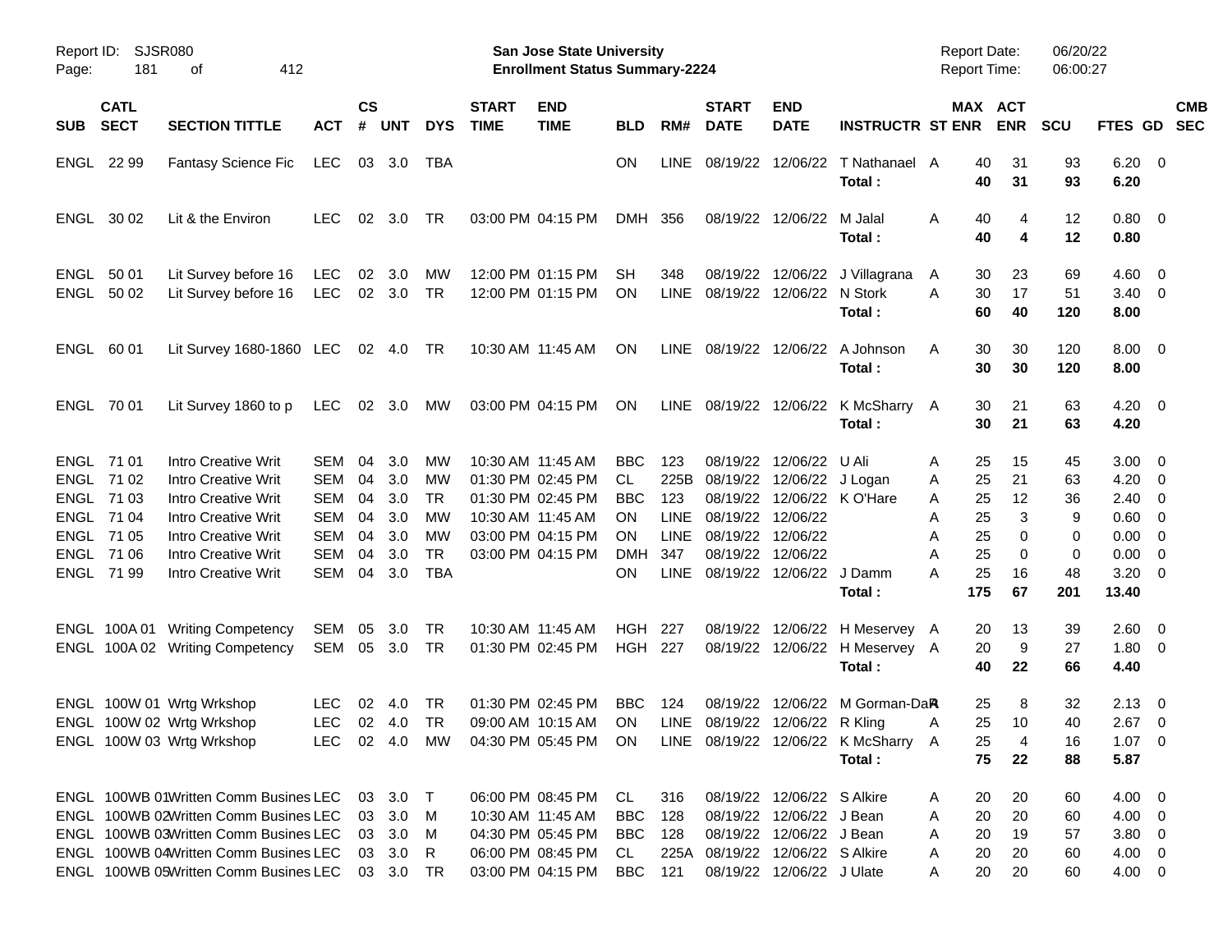Report ID: SJSR080
San Jose State University
Enrollment Status Summary-2224
Report Date: 06/20/22
Report Time: 06:00:27

| SUB | CATL SECT | SECTION TITTLE | ACT | CS # | UNT | DYS | START TIME | END TIME | BLD | RM# | START DATE | END DATE | INSTRUCTR | ST | MAX ENR | ACT ENR | SCU | FTES | GD | CMB SEC |
|---|---|---|---|---|---|---|---|---|---|---|---|---|---|---|---|---|---|---|---|---|
| ENGL | 22 99 | Fantasy Science Fic | LEC | 03 | 3.0 | TBA | | | ON | LINE | 08/19/22 | 12/06/22 | T Nathanael | A | 40 | 31 | 93 | 6.20 | 0 | |
| | | | | | | | | | | | | | **Total :** | | **40** | **31** | **93** | **6.20** | | |
| ENGL | 30 02 | Lit & the Environ | LEC | 02 | 3.0 | TR | 03:00 PM | 04:15 PM | DMH | 356 | 08/19/22 | 12/06/22 | M Jalal | A | 40 | 4 | 12 | 0.80 | 0 | |
| | | | | | | | | | | | | | **Total :** | | **40** | **4** | **12** | **0.80** | | |
| ENGL | 50 01 | Lit Survey before 16 | LEC | 02 | 3.0 | MW | 12:00 PM | 01:15 PM | SH | 348 | 08/19/22 | 12/06/22 | J Villagrana | A | 30 | 23 | 69 | 4.60 | 0 | |
| ENGL | 50 02 | Lit Survey before 16 | LEC | 02 | 3.0 | TR | 12:00 PM | 01:15 PM | ON | LINE | 08/19/22 | 12/06/22 | N Stork | A | 30 | 17 | 51 | 3.40 | 0 | |
| | | | | | | | | | | | | | **Total :** | | **60** | **40** | **120** | **8.00** | | |
| ENGL | 60 01 | Lit Survey 1680-1860 | LEC | 02 | 4.0 | TR | 10:30 AM | 11:45 AM | ON | LINE | 08/19/22 | 12/06/22 | A Johnson | A | 30 | 30 | 120 | 8.00 | 0 | |
| | | | | | | | | | | | | | **Total :** | | **30** | **30** | **120** | **8.00** | | |
| ENGL | 70 01 | Lit Survey 1860 to p | LEC | 02 | 3.0 | MW | 03:00 PM | 04:15 PM | ON | LINE | 08/19/22 | 12/06/22 | K McSharry | A | 30 | 21 | 63 | 4.20 | 0 | |
| | | | | | | | | | | | | | **Total :** | | **30** | **21** | **63** | **4.20** | | |
| ENGL | 71 01 | Intro Creative Writ | SEM | 04 | 3.0 | MW | 10:30 AM | 11:45 AM | BBC | 123 | 08/19/22 | 12/06/22 | U Ali | A | 25 | 15 | 45 | 3.00 | 0 | |
| ENGL | 71 02 | Intro Creative Writ | SEM | 04 | 3.0 | MW | 01:30 PM | 02:45 PM | CL | 225B | 08/19/22 | 12/06/22 | J Logan | A | 25 | 21 | 63 | 4.20 | 0 | |
| ENGL | 71 03 | Intro Creative Writ | SEM | 04 | 3.0 | TR | 01:30 PM | 02:45 PM | BBC | 123 | 08/19/22 | 12/06/22 | K O'Hare | A | 25 | 12 | 36 | 2.40 | 0 | |
| ENGL | 71 04 | Intro Creative Writ | SEM | 04 | 3.0 | MW | 10:30 AM | 11:45 AM | ON | LINE | 08/19/22 | 12/06/22 | | A | 25 | 3 | 9 | 0.60 | 0 | |
| ENGL | 71 05 | Intro Creative Writ | SEM | 04 | 3.0 | MW | 03:00 PM | 04:15 PM | ON | LINE | 08/19/22 | 12/06/22 | | A | 25 | 0 | 0 | 0.00 | 0 | |
| ENGL | 71 06 | Intro Creative Writ | SEM | 04 | 3.0 | TR | 03:00 PM | 04:15 PM | DMH | 347 | 08/19/22 | 12/06/22 | | A | 25 | 0 | 0 | 0.00 | 0 | |
| ENGL | 71 99 | Intro Creative Writ | SEM | 04 | 3.0 | TBA | | | ON | LINE | 08/19/22 | 12/06/22 | J Damm | A | 25 | 16 | 48 | 3.20 | 0 | |
| | | | | | | | | | | | | | **Total :** | | **175** | **67** | **201** | **13.40** | | |
| ENGL | 100A 01 | Writing Competency | SEM | 05 | 3.0 | TR | 10:30 AM | 11:45 AM | HGH | 227 | 08/19/22 | 12/06/22 | H Meservey | A | 20 | 13 | 39 | 2.60 | 0 | |
| ENGL | 100A 02 | Writing Competency | SEM | 05 | 3.0 | TR | 01:30 PM | 02:45 PM | HGH | 227 | 08/19/22 | 12/06/22 | H Meservey | A | 20 | 9 | 27 | 1.80 | 0 | |
| | | | | | | | | | | | | | **Total :** | | **40** | **22** | **66** | **4.40** | | |
| ENGL | 100W 01 | Wrtg Wrkshop | LEC | 02 | 4.0 | TR | 01:30 PM | 02:45 PM | BBC | 124 | 08/19/22 | 12/06/22 | M Gorman-Dav | A | 25 | 8 | 32 | 2.13 | 0 | |
| ENGL | 100W 02 | Wrtg Wrkshop | LEC | 02 | 4.0 | TR | 09:00 AM | 10:15 AM | ON | LINE | 08/19/22 | 12/06/22 | R Kling | A | 25 | 10 | 40 | 2.67 | 0 | |
| ENGL | 100W 03 | Wrtg Wrkshop | LEC | 02 | 4.0 | MW | 04:30 PM | 05:45 PM | ON | LINE | 08/19/22 | 12/06/22 | K McSharry | A | 25 | 4 | 16 | 1.07 | 0 | |
| | | | | | | | | | | | | | **Total :** | | **75** | **22** | **88** | **5.87** | | |
| ENGL | 100WB 01 | Written Comm Busines | LEC | 03 | 3.0 | T | 06:00 PM | 08:45 PM | CL | 316 | 08/19/22 | 12/06/22 | S Alkire | A | 20 | 20 | 60 | 4.00 | 0 | |
| ENGL | 100WB 02 | Written Comm Busines | LEC | 03 | 3.0 | M | 10:30 AM | 11:45 AM | BBC | 128 | 08/19/22 | 12/06/22 | J Bean | A | 20 | 20 | 60 | 4.00 | 0 | |
| ENGL | 100WB 03 | Written Comm Busines | LEC | 03 | 3.0 | M | 04:30 PM | 05:45 PM | BBC | 128 | 08/19/22 | 12/06/22 | J Bean | A | 20 | 19 | 57 | 3.80 | 0 | |
| ENGL | 100WB 04 | Written Comm Busines | LEC | 03 | 3.0 | R | 06:00 PM | 08:45 PM | CL | 225A | 08/19/22 | 12/06/22 | S Alkire | A | 20 | 20 | 60 | 4.00 | 0 | |
| ENGL | 100WB 05 | Written Comm Busines | LEC | 03 | 3.0 | TR | 03:00 PM | 04:15 PM | BBC | 121 | 08/19/22 | 12/06/22 | J Ulate | A | 20 | 20 | 60 | 4.00 | 0 | |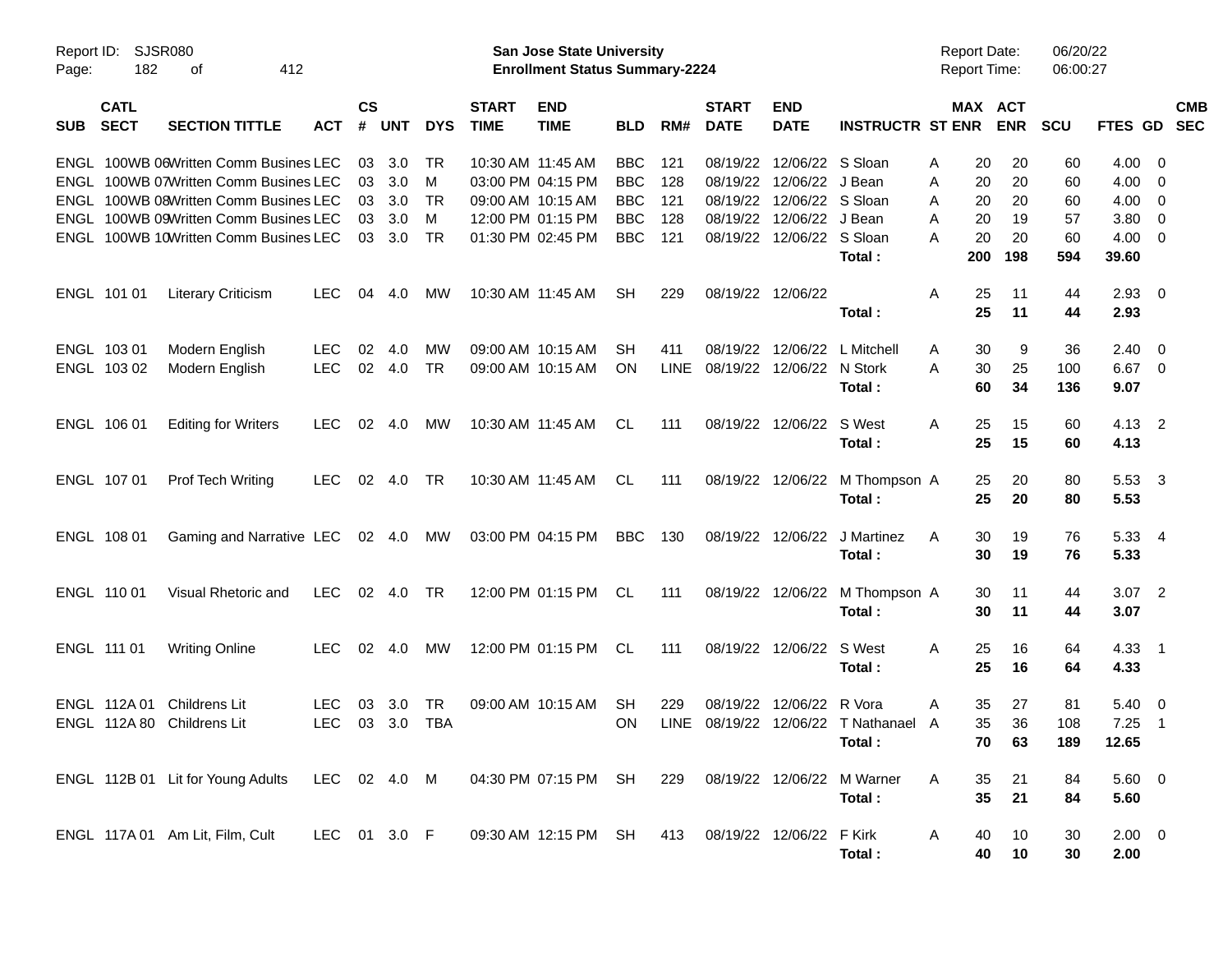San Jose State University
Enrollment Status Summary-2224

Report ID: SJSR080
Report Date: 06/20/22
Report Time: 06:00:27

| SUB | CATL SECT | SECTION TITTLE | ACT | CS # | UNT | DYS | START TIME | END TIME | BLD | RM# | START DATE | END DATE | INSTRUCTR | ST | MAX ENR | ACT ENR | SCU | FTES | GD | CMB SEC |
|---|---|---|---|---|---|---|---|---|---|---|---|---|---|---|---|---|---|---|---|---|
| ENGL | 100WB 06 | Written Comm Busines | LEC | 03 | 3.0 | TR | 10:30 AM | 11:45 AM | BBC | 121 | 08/19/22 | 12/06/22 | S Sloan | A | 20 | 20 | 60 | 4.00 | 0 | |
| ENGL | 100WB 07 | Written Comm Busines | LEC | 03 | 3.0 | M | 03:00 PM | 04:15 PM | BBC | 128 | 08/19/22 | 12/06/22 | J Bean | A | 20 | 20 | 60 | 4.00 | 0 | |
| ENGL | 100WB 08 | Written Comm Busines | LEC | 03 | 3.0 | TR | 09:00 AM | 10:15 AM | BBC | 121 | 08/19/22 | 12/06/22 | S Sloan | A | 20 | 20 | 60 | 4.00 | 0 | |
| ENGL | 100WB 09 | Written Comm Busines | LEC | 03 | 3.0 | M | 12:00 PM | 01:15 PM | BBC | 128 | 08/19/22 | 12/06/22 | J Bean | A | 20 | 19 | 57 | 3.80 | 0 | |
| ENGL | 100WB 10 | Written Comm Busines | LEC | 03 | 3.0 | TR | 01:30 PM | 02:45 PM | BBC | 121 | 08/19/22 | 12/06/22 | S Sloan | A | 20 | 20 | 60 | 4.00 | 0 | |
| | | | | | | | | | | | | | **Total :** | | **200** | **198** | **594** | **39.60** | | |
| ENGL | 101 01 | Literary Criticism | LEC | 04 | 4.0 | MW | 10:30 AM | 11:45 AM | SH | 229 | 08/19/22 | 12/06/22 | | A | 25 | 11 | 44 | 2.93 | 0 | |
| | | | | | | | | | | | | | **Total :** | | **25** | **11** | **44** | **2.93** | | |
| ENGL | 103 01 | Modern English | LEC | 02 | 4.0 | MW | 09:00 AM | 10:15 AM | SH | 411 | 08/19/22 | 12/06/22 | L Mitchell | A | 30 | 9 | 36 | 2.40 | 0 | |
| ENGL | 103 02 | Modern English | LEC | 02 | 4.0 | TR | 09:00 AM | 10:15 AM | ON | LINE | 08/19/22 | 12/06/22 | N Stork | A | 30 | 25 | 100 | 6.67 | 0 | |
| | | | | | | | | | | | | | **Total :** | | **60** | **34** | **136** | **9.07** | | |
| ENGL | 106 01 | Editing for Writers | LEC | 02 | 4.0 | MW | 10:30 AM | 11:45 AM | CL | 111 | 08/19/22 | 12/06/22 | S West | A | 25 | 15 | 60 | 4.13 | 2 | |
| | | | | | | | | | | | | | **Total :** | | **25** | **15** | **60** | **4.13** | | |
| ENGL | 107 01 | Prof Tech Writing | LEC | 02 | 4.0 | TR | 10:30 AM | 11:45 AM | CL | 111 | 08/19/22 | 12/06/22 | M Thompson | A | 25 | 20 | 80 | 5.53 | 3 | |
| | | | | | | | | | | | | | **Total :** | | **25** | **20** | **80** | **5.53** | | |
| ENGL | 108 01 | Gaming and Narrative | LEC | 02 | 4.0 | MW | 03:00 PM | 04:15 PM | BBC | 130 | 08/19/22 | 12/06/22 | J Martinez | A | 30 | 19 | 76 | 5.33 | 4 | |
| | | | | | | | | | | | | | **Total :** | | **30** | **19** | **76** | **5.33** | | |
| ENGL | 110 01 | Visual Rhetoric and | LEC | 02 | 4.0 | TR | 12:00 PM | 01:15 PM | CL | 111 | 08/19/22 | 12/06/22 | M Thompson | A | 30 | 11 | 44 | 3.07 | 2 | |
| | | | | | | | | | | | | | **Total :** | | **30** | **11** | **44** | **3.07** | | |
| ENGL | 111 01 | Writing Online | LEC | 02 | 4.0 | MW | 12:00 PM | 01:15 PM | CL | 111 | 08/19/22 | 12/06/22 | S West | A | 25 | 16 | 64 | 4.33 | 1 | |
| | | | | | | | | | | | | | **Total :** | | **25** | **16** | **64** | **4.33** | | |
| ENGL | 112A 01 | Childrens Lit | LEC | 03 | 3.0 | TR | 09:00 AM | 10:15 AM | SH | 229 | 08/19/22 | 12/06/22 | R Vora | A | 35 | 27 | 81 | 5.40 | 0 | |
| ENGL | 112A 80 | Childrens Lit | LEC | 03 | 3.0 | TBA | | | ON | LINE | 08/19/22 | 12/06/22 | T Nathanael | A | 35 | 36 | 108 | 7.25 | 1 | |
| | | | | | | | | | | | | | **Total :** | | **70** | **63** | **189** | **12.65** | | |
| ENGL | 112B 01 | Lit for Young Adults | LEC | 02 | 4.0 | M | 04:30 PM | 07:15 PM | SH | 229 | 08/19/22 | 12/06/22 | M Warner | A | 35 | 21 | 84 | 5.60 | 0 | |
| | | | | | | | | | | | | | **Total :** | | **35** | **21** | **84** | **5.60** | | |
| ENGL | 117A 01 | Am Lit, Film, Cult | LEC | 01 | 3.0 | F | 09:30 AM | 12:15 PM | SH | 413 | 08/19/22 | 12/06/22 | F Kirk | A | 40 | 10 | 30 | 2.00 | 0 | |
| | | | | | | | | | | | | | **Total :** | | **40** | **10** | **30** | **2.00** | | |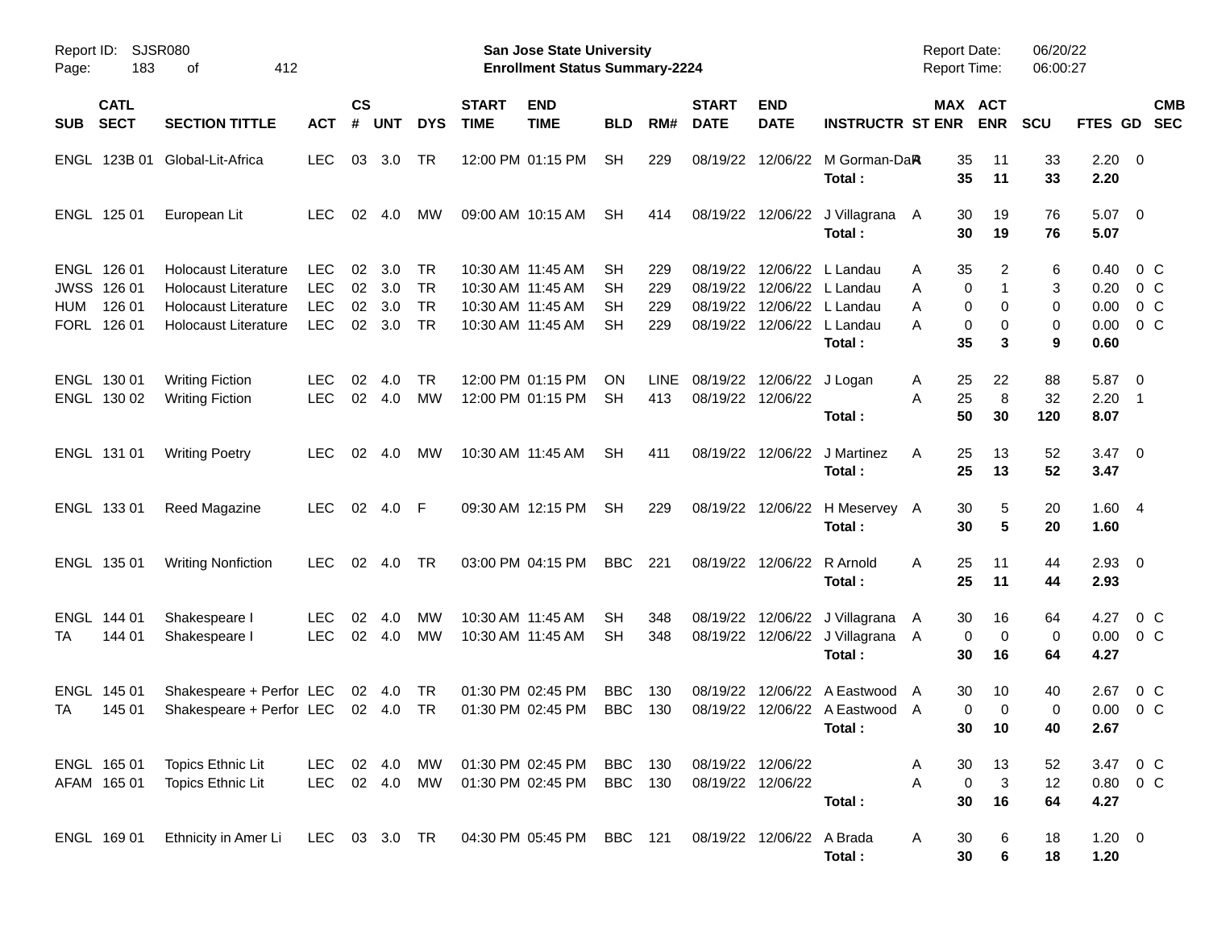| SUB | CATL SECT | SECTION TITTLE | ACT | CS # | UNT | DYS | START TIME | END TIME | BLD | RM# | START DATE | END DATE | INSTRUCTR | ST | MAX ENR | ACT ENR | SCU | FTES | GD | CMB SEC |
|---|---|---|---|---|---|---|---|---|---|---|---|---|---|---|---|---|---|---|---|---|
| ENGL | 123B 01 | Global-Lit-Africa | LEC | 03 | 3.0 | TR | 12:00 PM | 01:15 PM | SH | 229 | 08/19/22 | 12/06/22 | M Gorman-DaR | A | 35 | 11 | 33 | 2.20 | 0 | |
| | | | | | | | | | | | | | **Total :** | | **35** | **11** | **33** | **2.20** | | |
| ENGL | 125 01 | European Lit | LEC | 02 | 4.0 | MW | 09:00 AM | 10:15 AM | SH | 414 | 08/19/22 | 12/06/22 | J Villagrana | A | 30 | 19 | 76 | 5.07 | 0 | |
| | | | | | | | | | | | | | **Total :** | | **30** | **19** | **76** | **5.07** | | |
| ENGL | 126 01 | Holocaust Literature | LEC | 02 | 3.0 | TR | 10:30 AM | 11:45 AM | SH | 229 | 08/19/22 | 12/06/22 | L Landau | A | 35 | 2 | 6 | 0.40 | 0 | C |
| JWSS | 126 01 | Holocaust Literature | LEC | 02 | 3.0 | TR | 10:30 AM | 11:45 AM | SH | 229 | 08/19/22 | 12/06/22 | L Landau | A | 0 | 1 | 3 | 0.20 | 0 | C |
| HUM | 126 01 | Holocaust Literature | LEC | 02 | 3.0 | TR | 10:30 AM | 11:45 AM | SH | 229 | 08/19/22 | 12/06/22 | L Landau | A | 0 | 0 | 0 | 0.00 | 0 | C |
| FORL | 126 01 | Holocaust Literature | LEC | 02 | 3.0 | TR | 10:30 AM | 11:45 AM | SH | 229 | 08/19/22 | 12/06/22 | L Landau | A | 0 | 0 | 0 | 0.00 | 0 | C |
| | | | | | | | | | | | | | **Total :** | | **35** | **3** | **9** | **0.60** | | |
| ENGL | 130 01 | Writing Fiction | LEC | 02 | 4.0 | TR | 12:00 PM | 01:15 PM | ON | LINE | 08/19/22 | 12/06/22 | J Logan | A | 25 | 22 | 88 | 5.87 | 0 | |
| ENGL | 130 02 | Writing Fiction | LEC | 02 | 4.0 | MW | 12:00 PM | 01:15 PM | SH | 413 | 08/19/22 | 12/06/22 | | A | 25 | 8 | 32 | 2.20 | 1 | |
| | | | | | | | | | | | | | **Total :** | | **50** | **30** | **120** | **8.07** | | |
| ENGL | 131 01 | Writing Poetry | LEC | 02 | 4.0 | MW | 10:30 AM | 11:45 AM | SH | 411 | 08/19/22 | 12/06/22 | J Martinez | A | 25 | 13 | 52 | 3.47 | 0 | |
| | | | | | | | | | | | | | **Total :** | | **25** | **13** | **52** | **3.47** | | |
| ENGL | 133 01 | Reed Magazine | LEC | 02 | 4.0 | F | 09:30 AM | 12:15 PM | SH | 229 | 08/19/22 | 12/06/22 | H Meservey | A | 30 | 5 | 20 | 1.60 | 4 | |
| | | | | | | | | | | | | | **Total :** | | **30** | **5** | **20** | **1.60** | | |
| ENGL | 135 01 | Writing Nonfiction | LEC | 02 | 4.0 | TR | 03:00 PM | 04:15 PM | BBC | 221 | 08/19/22 | 12/06/22 | R Arnold | A | 25 | 11 | 44 | 2.93 | 0 | |
| | | | | | | | | | | | | | **Total :** | | **25** | **11** | **44** | **2.93** | | |
| ENGL | 144 01 | Shakespeare I | LEC | 02 | 4.0 | MW | 10:30 AM | 11:45 AM | SH | 348 | 08/19/22 | 12/06/22 | J Villagrana | A | 30 | 16 | 64 | 4.27 | 0 | C |
| TA | 144 01 | Shakespeare I | LEC | 02 | 4.0 | MW | 10:30 AM | 11:45 AM | SH | 348 | 08/19/22 | 12/06/22 | J Villagrana | A | 0 | 0 | 0 | 0.00 | 0 | C |
| | | | | | | | | | | | | | **Total :** | | **30** | **16** | **64** | **4.27** | | |
| ENGL | 145 01 | Shakespeare + Perfor | LEC | 02 | 4.0 | TR | 01:30 PM | 02:45 PM | BBC | 130 | 08/19/22 | 12/06/22 | A Eastwood | A | 30 | 10 | 40 | 2.67 | 0 | C |
| TA | 145 01 | Shakespeare + Perfor | LEC | 02 | 4.0 | TR | 01:30 PM | 02:45 PM | BBC | 130 | 08/19/22 | 12/06/22 | A Eastwood | A | 0 | 0 | 0 | 0.00 | 0 | C |
| | | | | | | | | | | | | | **Total :** | | **30** | **10** | **40** | **2.67** | | |
| ENGL | 165 01 | Topics Ethnic Lit | LEC | 02 | 4.0 | MW | 01:30 PM | 02:45 PM | BBC | 130 | 08/19/22 | 12/06/22 | | A | 30 | 13 | 52 | 3.47 | 0 | C |
| AFAM | 165 01 | Topics Ethnic Lit | LEC | 02 | 4.0 | MW | 01:30 PM | 02:45 PM | BBC | 130 | 08/19/22 | 12/06/22 | | A | 0 | 3 | 12 | 0.80 | 0 | C |
| | | | | | | | | | | | | | **Total :** | | **30** | **16** | **64** | **4.27** | | |
| ENGL | 169 01 | Ethnicity in Amer Li | LEC | 03 | 3.0 | TR | 04:30 PM | 05:45 PM | BBC | 121 | 08/19/22 | 12/06/22 | A Brada | A | 30 | 6 | 18 | 1.20 | 0 | |
| | | | | | | | | | | | | | **Total :** | | **30** | **6** | **18** | **1.20** | | |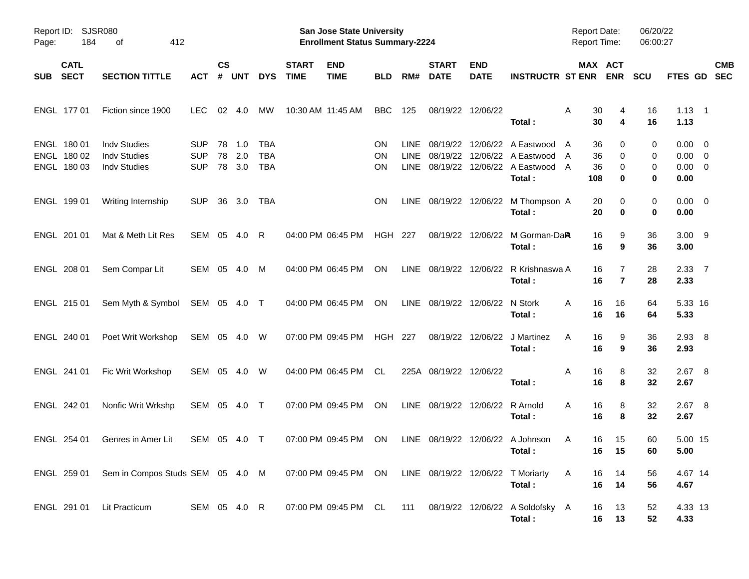Report ID: SJSR080
Page: 184 of 412

**San Jose State University**
**Enrollment Status Summary-2224**

Report Date: 06/20/22
Report Time: 06:00:27

| SUB | CATL SECT | SECTION TITTLE | ACT | CS # | UNT | DYS | START TIME | END TIME | BLD | RM# | START DATE | END DATE | INSTRUCTR | ST | MAX ENR | ACT ENR | SCU | FTES | GD | CMB SEC |
|---|---|---|---|---|---|---|---|---|---|---|---|---|---|---|---|---|---|---|---|---|
| ENGL | 177 01 | Fiction since 1900 | LEC | 02 | 4.0 | MW | 10:30 AM | 11:45 AM | BBC | 125 | 08/19/22 | 12/06/22 | | A | 30 | 4 | 16 | 1.13 | 1 | |
| | | | | | | | | | | | | | **Total :** | | **30** | **4** | **16** | **1.13** | | |
| ENGL | 180 01 | Indv Studies | SUP | 78 | 1.0 | TBA | | | ON | LINE | 08/19/22 | 12/06/22 | A Eastwood | A | 36 | 0 | 0 | 0.00 | 0 | |
| ENGL | 180 02 | Indv Studies | SUP | 78 | 2.0 | TBA | | | ON | LINE | 08/19/22 | 12/06/22 | A Eastwood | A | 36 | 0 | 0 | 0.00 | 0 | |
| ENGL | 180 03 | Indv Studies | SUP | 78 | 3.0 | TBA | | | ON | LINE | 08/19/22 | 12/06/22 | A Eastwood | A | 36 | 0 | 0 | 0.00 | 0 | |
| | | | | | | | | | | | | | **Total :** | | **108** | **0** | **0** | **0.00** | | |
| ENGL | 199 01 | Writing Internship | SUP | 36 | 3.0 | TBA | | | ON | LINE | 08/19/22 | 12/06/22 | M Thompson | A | 20 | 0 | 0 | 0.00 | 0 | |
| | | | | | | | | | | | | | **Total :** | | **20** | **0** | **0** | **0.00** | | |
| ENGL | 201 01 | Mat & Meth Lit Res | SEM | 05 | 4.0 | R | 04:00 PM | 06:45 PM | HGH | 227 | 08/19/22 | 12/06/22 | M Gorman-Da | A | 16 | 9 | 36 | 3.00 | 9 | |
| | | | | | | | | | | | | | **Total :** | | **16** | **9** | **36** | **3.00** | | |
| ENGL | 208 01 | Sem Compar Lit | SEM | 05 | 4.0 | M | 04:00 PM | 06:45 PM | ON | LINE | 08/19/22 | 12/06/22 | R Krishnaswa | A | 16 | 7 | 28 | 2.33 | 7 | |
| | | | | | | | | | | | | | **Total :** | | **16** | **7** | **28** | **2.33** | | |
| ENGL | 215 01 | Sem Myth & Symbol | SEM | 05 | 4.0 | T | 04:00 PM | 06:45 PM | ON | LINE | 08/19/22 | 12/06/22 | N Stork | A | 16 | 16 | 64 | 5.33 | 16 | |
| | | | | | | | | | | | | | **Total :** | | **16** | **16** | **64** | **5.33** | | |
| ENGL | 240 01 | Poet Writ Workshop | SEM | 05 | 4.0 | W | 07:00 PM | 09:45 PM | HGH | 227 | 08/19/22 | 12/06/22 | J Martinez | A | 16 | 9 | 36 | 2.93 | 8 | |
| | | | | | | | | | | | | | **Total :** | | **16** | **9** | **36** | **2.93** | | |
| ENGL | 241 01 | Fic Writ Workshop | SEM | 05 | 4.0 | W | 04:00 PM | 06:45 PM | CL | 225A | 08/19/22 | 12/06/22 | | A | 16 | 8 | 32 | 2.67 | 8 | |
| | | | | | | | | | | | | | **Total :** | | **16** | **8** | **32** | **2.67** | | |
| ENGL | 242 01 | Nonfic Writ Wrkshp | SEM | 05 | 4.0 | T | 07:00 PM | 09:45 PM | ON | LINE | 08/19/22 | 12/06/22 | R Arnold | A | 16 | 8 | 32 | 2.67 | 8 | |
| | | | | | | | | | | | | | **Total :** | | **16** | **8** | **32** | **2.67** | | |
| ENGL | 254 01 | Genres in Amer Lit | SEM | 05 | 4.0 | T | 07:00 PM | 09:45 PM | ON | LINE | 08/19/22 | 12/06/22 | A Johnson | A | 16 | 15 | 60 | 5.00 | 15 | |
| | | | | | | | | | | | | | **Total :** | | **16** | **15** | **60** | **5.00** | | |
| ENGL | 259 01 | Sem in Compos Studs | SEM | 05 | 4.0 | M | 07:00 PM | 09:45 PM | ON | LINE | 08/19/22 | 12/06/22 | T Moriarty | A | 16 | 14 | 56 | 4.67 | 14 | |
| | | | | | | | | | | | | | **Total :** | | **16** | **14** | **56** | **4.67** | | |
| ENGL | 291 01 | Lit Practicum | SEM | 05 | 4.0 | R | 07:00 PM | 09:45 PM | CL | 111 | 08/19/22 | 12/06/22 | A Soldofsky | A | 16 | 13 | 52 | 4.33 | 13 | |
| | | | | | | | | | | | | | **Total :** | | **16** | **13** | **52** | **4.33** | | |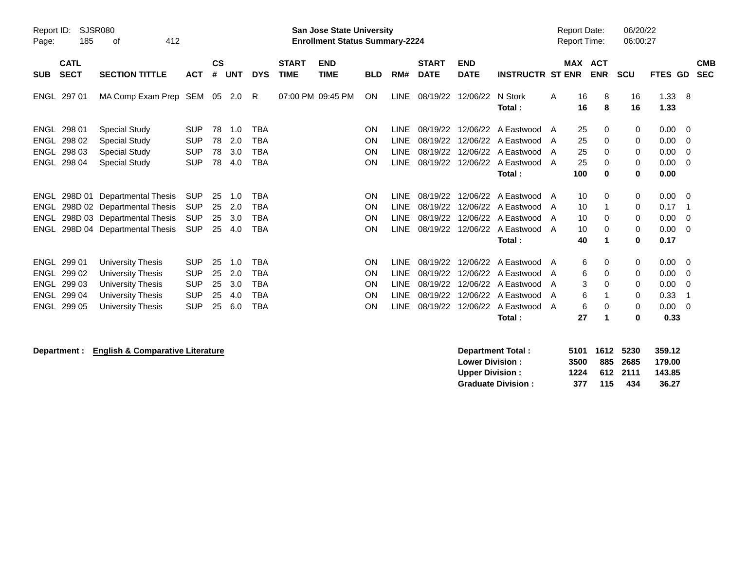Report ID: SJSR080

**San Jose State University**
**Enrollment Status Summary-2224**

Report Date: 06/20/22
Report Time: 06:00:27

| SUB | CATL SECT | SECTION TITTLE | ACT | CS # | UNT | DYS | START TIME | END TIME | BLD | RM# | START DATE | END DATE | INSTRUCTR | ST | MAX ENR | ACT ENR | SCU | FTES | GD | CMB SEC |
|---|---|---|---|---|---|---|---|---|---|---|---|---|---|---|---|---|---|---|---|---|
| ENGL | 297 01 | MA Comp Exam Prep | SEM | 05 | 2.0 | R | 07:00 PM | 09:45 PM | ON | LINE | 08/19/22 | 12/06/22 | N Stork | A | 16 | 8 | 16 | 1.33 | 8 | |
| | | | | | | | | | | | | | **Total :** | | **16** | **8** | **16** | **1.33** | | |
| ENGL | 298 01 | Special Study | SUP | 78 | 1.0 | TBA | | | ON | LINE | 08/19/22 | 12/06/22 | A Eastwood | A | 25 | 0 | 0 | 0.00 | 0 | |
| ENGL | 298 02 | Special Study | SUP | 78 | 2.0 | TBA | | | ON | LINE | 08/19/22 | 12/06/22 | A Eastwood | A | 25 | 0 | 0 | 0.00 | 0 | |
| ENGL | 298 03 | Special Study | SUP | 78 | 3.0 | TBA | | | ON | LINE | 08/19/22 | 12/06/22 | A Eastwood | A | 25 | 0 | 0 | 0.00 | 0 | |
| ENGL | 298 04 | Special Study | SUP | 78 | 4.0 | TBA | | | ON | LINE | 08/19/22 | 12/06/22 | A Eastwood | A | 25 | 0 | 0 | 0.00 | 0 | |
| | | | | | | | | | | | | | **Total :** | | **100** | **0** | **0** | **0.00** | | |
| ENGL | 298D 01 | Departmental Thesis | SUP | 25 | 1.0 | TBA | | | ON | LINE | 08/19/22 | 12/06/22 | A Eastwood | A | 10 | 0 | 0 | 0.00 | 0 | |
| ENGL | 298D 02 | Departmental Thesis | SUP | 25 | 2.0 | TBA | | | ON | LINE | 08/19/22 | 12/06/22 | A Eastwood | A | 10 | 1 | 0 | 0.17 | 1 | |
| ENGL | 298D 03 | Departmental Thesis | SUP | 25 | 3.0 | TBA | | | ON | LINE | 08/19/22 | 12/06/22 | A Eastwood | A | 10 | 0 | 0 | 0.00 | 0 | |
| ENGL | 298D 04 | Departmental Thesis | SUP | 25 | 4.0 | TBA | | | ON | LINE | 08/19/22 | 12/06/22 | A Eastwood | A | 10 | 0 | 0 | 0.00 | 0 | |
| | | | | | | | | | | | | | **Total :** | | **40** | **1** | **0** | **0.17** | | |
| ENGL | 299 01 | University Thesis | SUP | 25 | 1.0 | TBA | | | ON | LINE | 08/19/22 | 12/06/22 | A Eastwood | A | 6 | 0 | 0 | 0.00 | 0 | |
| ENGL | 299 02 | University Thesis | SUP | 25 | 2.0 | TBA | | | ON | LINE | 08/19/22 | 12/06/22 | A Eastwood | A | 6 | 0 | 0 | 0.00 | 0 | |
| ENGL | 299 03 | University Thesis | SUP | 25 | 3.0 | TBA | | | ON | LINE | 08/19/22 | 12/06/22 | A Eastwood | A | 3 | 0 | 0 | 0.00 | 0 | |
| ENGL | 299 04 | University Thesis | SUP | 25 | 4.0 | TBA | | | ON | LINE | 08/19/22 | 12/06/22 | A Eastwood | A | 6 | 1 | 0 | 0.33 | 1 | |
| ENGL | 299 05 | University Thesis | SUP | 25 | 6.0 | TBA | | | ON | LINE | 08/19/22 | 12/06/22 | A Eastwood | A | 6 | 0 | 0 | 0.00 | 0 | |
| | | | | | | | | | | | | | **Total :** | | **27** | **1** | **0** | **0.33** | | |

**Department : English & Comparative Literature**

| | MAX ENR | ACT ENR | SCU | FTES |
|---|---|---|---|---|
| **Department Total :** | **5101** | **1612** | **5230** | **359.12** |
| **Lower Division :** | **3500** | **885** | **2685** | **179.00** |
| **Upper Division :** | **1224** | **612** | **2111** | **143.85** |
| **Graduate Division :** | **377** | **115** | **434** | **36.27** |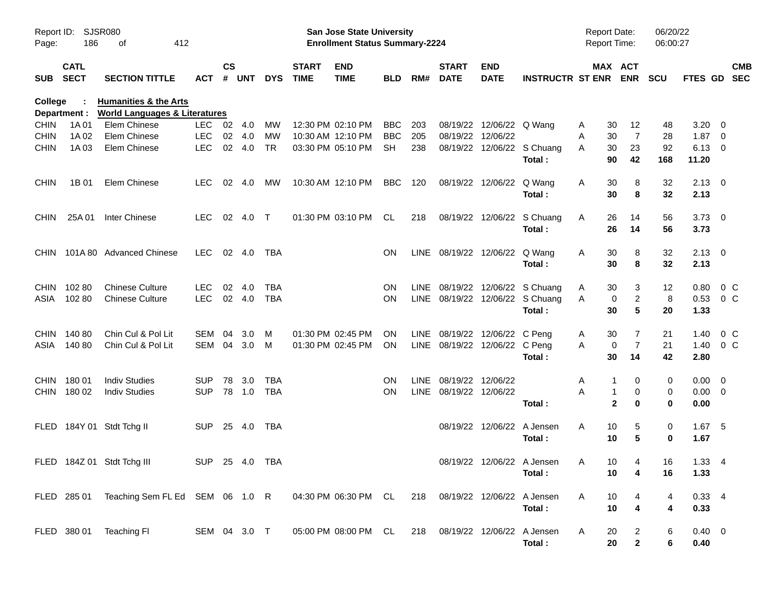Report ID: SJSR080
**San Jose State University**
**Enrollment Status Summary-2224**
Report Date: 06/20/22
Report Time: 06:00:27

**College : Humanities & the Arts**
**Department : World Languages & Literatures**

| SUB | CATL SECT | SECTION TITTLE | ACT | CS # | UNT | DYS | START TIME | END TIME | BLD | RM# | START DATE | END DATE | INSTRUCTR | ST | MAX ENR | ACT ENR | SCU | FTES | GD | CMB SEC |
|---|---|---|---|---|---|---|---|---|---|---|---|---|---|---|---|---|---|---|---|---|
| CHIN | 1A 01 | Elem Chinese | LEC | 02 | 4.0 | MW | 12:30 PM | 02:10 PM | BBC | 203 | 08/19/22 | 12/06/22 | Q Wang | A | 30 | 12 | 48 | 3.20 | 0 | |
| CHIN | 1A 02 | Elem Chinese | LEC | 02 | 4.0 | MW | 10:30 AM | 12:10 PM | BBC | 205 | 08/19/22 | 12/06/22 | | A | 30 | 7 | 28 | 1.87 | 0 | |
| CHIN | 1A 03 | Elem Chinese | LEC | 02 | 4.0 | TR | 03:30 PM | 05:10 PM | SH | 238 | 08/19/22 | 12/06/22 | S Chuang | A | 30 | 23 | 92 | 6.13 | 0 | |
| | | | | | | | | | | | | | **Total :** | | **90** | **42** | **168** | **11.20** | | |
| CHIN | 1B 01 | Elem Chinese | LEC | 02 | 4.0 | MW | 10:30 AM | 12:10 PM | BBC | 120 | 08/19/22 | 12/06/22 | Q Wang | A | 30 | 8 | 32 | 2.13 | 0 | |
| | | | | | | | | | | | | | **Total :** | | **30** | **8** | **32** | **2.13** | | |
| CHIN | 25A 01 | Inter Chinese | LEC | 02 | 4.0 | T | 01:30 PM | 03:10 PM | CL | 218 | 08/19/22 | 12/06/22 | S Chuang | A | 26 | 14 | 56 | 3.73 | 0 | |
| | | | | | | | | | | | | | **Total :** | | **26** | **14** | **56** | **3.73** | | |
| CHIN | 101A 80 | Advanced Chinese | LEC | 02 | 4.0 | TBA | | | ON | LINE | 08/19/22 | 12/06/22 | Q Wang | A | 30 | 8 | 32 | 2.13 | 0 | |
| | | | | | | | | | | | | | **Total :** | | **30** | **8** | **32** | **2.13** | | |
| CHIN | 102 80 | Chinese Culture | LEC | 02 | 4.0 | TBA | | | ON | LINE | 08/19/22 | 12/06/22 | S Chuang | A | 30 | 3 | 12 | 0.80 | 0 | C |
| ASIA | 102 80 | Chinese Culture | LEC | 02 | 4.0 | TBA | | | ON | LINE | 08/19/22 | 12/06/22 | S Chuang | A | 0 | 2 | 8 | 0.53 | 0 | C |
| | | | | | | | | | | | | | **Total :** | | **30** | **5** | **20** | **1.33** | | |
| CHIN | 140 80 | Chin Cul & Pol Lit | SEM | 04 | 3.0 | M | 01:30 PM | 02:45 PM | ON | LINE | 08/19/22 | 12/06/22 | C Peng | A | 30 | 7 | 21 | 1.40 | 0 | C |
| ASIA | 140 80 | Chin Cul & Pol Lit | SEM | 04 | 3.0 | M | 01:30 PM | 02:45 PM | ON | LINE | 08/19/22 | 12/06/22 | C Peng | A | 0 | 7 | 21 | 1.40 | 0 | C |
| | | | | | | | | | | | | | **Total :** | | **30** | **14** | **42** | **2.80** | | |
| CHIN | 180 01 | Indiv Studies | SUP | 78 | 3.0 | TBA | | | ON | LINE | 08/19/22 | 12/06/22 | | A | 1 | 0 | 0 | 0.00 | 0 | |
| CHIN | 180 02 | Indiv Studies | SUP | 78 | 1.0 | TBA | | | ON | LINE | 08/19/22 | 12/06/22 | | A | 1 | 0 | 0 | 0.00 | 0 | |
| | | | | | | | | | | | | | **Total :** | | **2** | **0** | **0** | **0.00** | | |
| FLED | 184Y 01 | Stdt Tchg II | SUP | 25 | 4.0 | TBA | | | | | 08/19/22 | 12/06/22 | A Jensen | A | 10 | 5 | 0 | 1.67 | 5 | |
| | | | | | | | | | | | | | **Total :** | | **10** | **5** | **0** | **1.67** | | |
| FLED | 184Z 01 | Stdt Tchg III | SUP | 25 | 4.0 | TBA | | | | | 08/19/22 | 12/06/22 | A Jensen | A | 10 | 4 | 16 | 1.33 | 4 | |
| | | | | | | | | | | | | | **Total :** | | **10** | **4** | **16** | **1.33** | | |
| FLED | 285 01 | Teaching Sem FL Ed | SEM | 06 | 1.0 | R | 04:30 PM | 06:30 PM | CL | 218 | 08/19/22 | 12/06/22 | A Jensen | A | 10 | 4 | 4 | 0.33 | 4 | |
| | | | | | | | | | | | | | **Total :** | | **10** | **4** | **4** | **0.33** | | |
| FLED | 380 01 | Teaching Fl | SEM | 04 | 3.0 | T | 05:00 PM | 08:00 PM | CL | 218 | 08/19/22 | 12/06/22 | A Jensen | A | 20 | 2 | 6 | 0.40 | 0 | |
| | | | | | | | | | | | | | **Total :** | | **20** | **2** | **6** | **0.40** | | |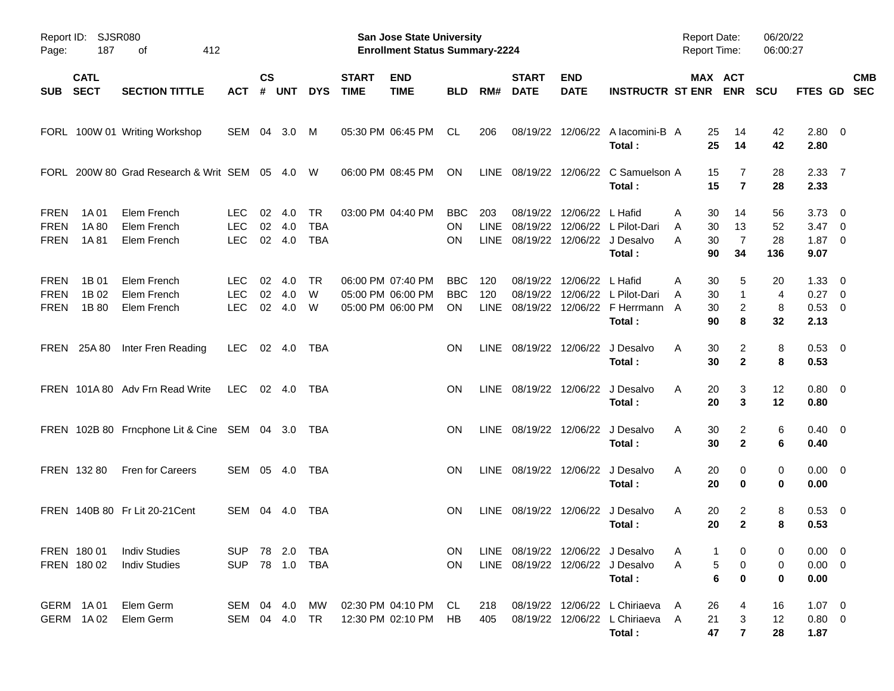Report ID: SJSR080
Page: 187 of 412

**San Jose State University**
**Enrollment Status Summary-2224**

Report Date: 06/20/22
Report Time: 06:00:27

| SUB | CATL SECT | SECTION TITTLE | ACT | CS # | UNT | DYS | START TIME | END TIME | BLD | RM# | START DATE | END DATE | INSTRUCTR | ST | MAX ENR | ACT ENR | SCU | FTES | GD | CMB SEC |
|---|---|---|---|---|---|---|---|---|---|---|---|---|---|---|---|---|---|---|---|---|
| FORL | 100W 01 | Writing Workshop | SEM | 04 | 3.0 | M | 05:30 PM | 06:45 PM | CL | 206 | 08/19/22 | 12/06/22 | A Iacomini-B | A | 25 | 14 | 42 | 2.80 | 0 | |
| | | | | | | | | | | | | | **Total :** | | **25** | **14** | **42** | **2.80** | | |
| FORL | 200W 80 | Grad Research & Writ | SEM | 05 | 4.0 | W | 06:00 PM | 08:45 PM | ON | LINE | 08/19/22 | 12/06/22 | C Samuelson | A | 15 | 7 | 28 | 2.33 | 7 | |
| | | | | | | | | | | | | | **Total :** | | **15** | **7** | **28** | **2.33** | | |
| FREN | 1A 01 | Elem French | LEC | 02 | 4.0 | TR | 03:00 PM | 04:40 PM | BBC | 203 | 08/19/22 | 12/06/22 | L Hafid | A | 30 | 14 | 56 | 3.73 | 0 | |
| FREN | 1A 80 | Elem French | LEC | 02 | 4.0 | TBA | | | ON | LINE | 08/19/22 | 12/06/22 | L Pilot-Dari | A | 30 | 13 | 52 | 3.47 | 0 | |
| FREN | 1A 81 | Elem French | LEC | 02 | 4.0 | TBA | | | ON | LINE | 08/19/22 | 12/06/22 | J Desalvo | A | 30 | 7 | 28 | 1.87 | 0 | |
| | | | | | | | | | | | | | **Total :** | | **90** | **34** | **136** | **9.07** | | |
| FREN | 1B 01 | Elem French | LEC | 02 | 4.0 | TR | 06:00 PM | 07:40 PM | BBC | 120 | 08/19/22 | 12/06/22 | L Hafid | A | 30 | 5 | 20 | 1.33 | 0 | |
| FREN | 1B 02 | Elem French | LEC | 02 | 4.0 | W | 05:00 PM | 06:00 PM | BBC | 120 | 08/19/22 | 12/06/22 | L Pilot-Dari | A | 30 | 1 | 4 | 0.27 | 0 | |
| FREN | 1B 80 | Elem French | LEC | 02 | 4.0 | W | 05:00 PM | 06:00 PM | ON | LINE | 08/19/22 | 12/06/22 | F Herrmann | A | 30 | 2 | 8 | 0.53 | 0 | |
| | | | | | | | | | | | | | **Total :** | | **90** | **8** | **32** | **2.13** | | |
| FREN | 25A 80 | Inter Fren Reading | LEC | 02 | 4.0 | TBA | | | ON | LINE | 08/19/22 | 12/06/22 | J Desalvo | A | 30 | 2 | 8 | 0.53 | 0 | |
| | | | | | | | | | | | | | **Total :** | | **30** | **2** | **8** | **0.53** | | |
| FREN | 101A 80 | Adv Frn Read Write | LEC | 02 | 4.0 | TBA | | | ON | LINE | 08/19/22 | 12/06/22 | J Desalvo | A | 20 | 3 | 12 | 0.80 | 0 | |
| | | | | | | | | | | | | | **Total :** | | **20** | **3** | **12** | **0.80** | | |
| FREN | 102B 80 | Frncphone Lit & Cine | SEM | 04 | 3.0 | TBA | | | ON | LINE | 08/19/22 | 12/06/22 | J Desalvo | A | 30 | 2 | 6 | 0.40 | 0 | |
| | | | | | | | | | | | | | **Total :** | | **30** | **2** | **6** | **0.40** | | |
| FREN | 132 80 | Fren for Careers | SEM | 05 | 4.0 | TBA | | | ON | LINE | 08/19/22 | 12/06/22 | J Desalvo | A | 20 | 0 | 0 | 0.00 | 0 | |
| | | | | | | | | | | | | | **Total :** | | **20** | **0** | **0** | **0.00** | | |
| FREN | 140B 80 | Fr Lit 20-21Cent | SEM | 04 | 4.0 | TBA | | | ON | LINE | 08/19/22 | 12/06/22 | J Desalvo | A | 20 | 2 | 8 | 0.53 | 0 | |
| | | | | | | | | | | | | | **Total :** | | **20** | **2** | **8** | **0.53** | | |
| FREN | 180 01 | Indiv Studies | SUP | 78 | 2.0 | TBA | | | ON | LINE | 08/19/22 | 12/06/22 | J Desalvo | A | 1 | 0 | 0 | 0.00 | 0 | |
| FREN | 180 02 | Indiv Studies | SUP | 78 | 1.0 | TBA | | | ON | LINE | 08/19/22 | 12/06/22 | J Desalvo | A | 5 | 0 | 0 | 0.00 | 0 | |
| | | | | | | | | | | | | | **Total :** | | **6** | **0** | **0** | **0.00** | | |
| GERM | 1A 01 | Elem Germ | SEM | 04 | 4.0 | MW | 02:30 PM | 04:10 PM | CL | 218 | 08/19/22 | 12/06/22 | L Chiriaeva | A | 26 | 4 | 16 | 1.07 | 0 | |
| GERM | 1A 02 | Elem Germ | SEM | 04 | 4.0 | TR | 12:30 PM | 02:10 PM | HB | 405 | 08/19/22 | 12/06/22 | L Chiriaeva | A | 21 | 3 | 12 | 0.80 | 0 | |
| | | | | | | | | | | | | | **Total :** | | **47** | **7** | **28** | **1.87** | | |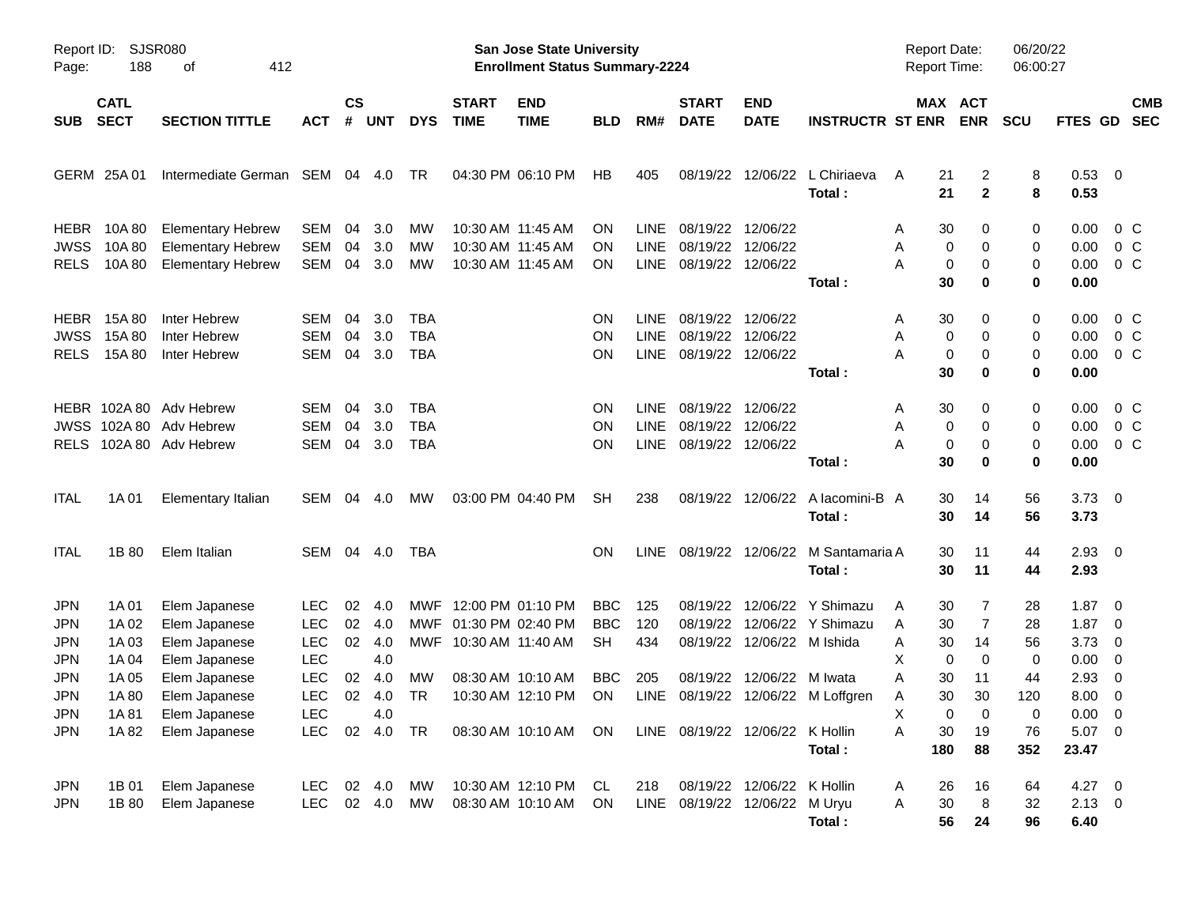Report ID: SJSR080
Page: 188 of 412

**San Jose State University**
**Enrollment Status Summary-2224**

Report Date: 06/20/22
Report Time: 06:00:27

| SUB | CATL SECT | SECTION TITTLE | ACT | CS # | UNT | DYS | START TIME | END TIME | BLD | RM# | START DATE | END DATE | INSTRUCTR | ST | MAX ENR | ACT ENR | SCU | FTES | GD | CMB SEC |
|---|---|---|---|---|---|---|---|---|---|---|---|---|---|---|---|---|---|---|---|---|
| GERM | 25A 01 | Intermediate German | SEM | 04 | 4.0 | TR | 04:30 PM | 06:10 PM | HB | 405 | 08/19/22 | 12/06/22 | L Chiriaeva | A | 21 | 2 | 8 | 0.53 | 0 | |
| | | | | | | | | | | | | | **Total :** | | **21** | **2** | **8** | **0.53** | | |
| HEBR | 10A 80 | Elementary Hebrew | SEM | 04 | 3.0 | MW | 10:30 AM | 11:45 AM | ON | LINE | 08/19/22 | 12/06/22 | | A | 30 | 0 | 0 | 0.00 | 0 | C |
| JWSS | 10A 80 | Elementary Hebrew | SEM | 04 | 3.0 | MW | 10:30 AM | 11:45 AM | ON | LINE | 08/19/22 | 12/06/22 | | A | 0 | 0 | 0 | 0.00 | 0 | C |
| RELS | 10A 80 | Elementary Hebrew | SEM | 04 | 3.0 | MW | 10:30 AM | 11:45 AM | ON | LINE | 08/19/22 | 12/06/22 | | A | 0 | 0 | 0 | 0.00 | 0 | C |
| | | | | | | | | | | | | | **Total :** | | **30** | **0** | **0** | **0.00** | | |
| HEBR | 15A 80 | Inter Hebrew | SEM | 04 | 3.0 | TBA | | | ON | LINE | 08/19/22 | 12/06/22 | | A | 30 | 0 | 0 | 0.00 | 0 | C |
| JWSS | 15A 80 | Inter Hebrew | SEM | 04 | 3.0 | TBA | | | ON | LINE | 08/19/22 | 12/06/22 | | A | 0 | 0 | 0 | 0.00 | 0 | C |
| RELS | 15A 80 | Inter Hebrew | SEM | 04 | 3.0 | TBA | | | ON | LINE | 08/19/22 | 12/06/22 | | A | 0 | 0 | 0 | 0.00 | 0 | C |
| | | | | | | | | | | | | | **Total :** | | **30** | **0** | **0** | **0.00** | | |
| HEBR | 102A 80 | Adv Hebrew | SEM | 04 | 3.0 | TBA | | | ON | LINE | 08/19/22 | 12/06/22 | | A | 30 | 0 | 0 | 0.00 | 0 | C |
| JWSS | 102A 80 | Adv Hebrew | SEM | 04 | 3.0 | TBA | | | ON | LINE | 08/19/22 | 12/06/22 | | A | 0 | 0 | 0 | 0.00 | 0 | C |
| RELS | 102A 80 | Adv Hebrew | SEM | 04 | 3.0 | TBA | | | ON | LINE | 08/19/22 | 12/06/22 | | A | 0 | 0 | 0 | 0.00 | 0 | C |
| | | | | | | | | | | | | | **Total :** | | **30** | **0** | **0** | **0.00** | | |
| ITAL | 1A 01 | Elementary Italian | SEM | 04 | 4.0 | MW | 03:00 PM | 04:40 PM | SH | 238 | 08/19/22 | 12/06/22 | A Iacomini-B | A | 30 | 14 | 56 | 3.73 | 0 | |
| | | | | | | | | | | | | | **Total :** | | **30** | **14** | **56** | **3.73** | | |
| ITAL | 1B 80 | Elem Italian | SEM | 04 | 4.0 | TBA | | | ON | LINE | 08/19/22 | 12/06/22 | M Santamaria | A | 30 | 11 | 44 | 2.93 | 0 | |
| | | | | | | | | | | | | | **Total :** | | **30** | **11** | **44** | **2.93** | | |
| JPN | 1A 01 | Elem Japanese | LEC | 02 | 4.0 | MWF | 12:00 PM | 01:10 PM | BBC | 125 | 08/19/22 | 12/06/22 | Y Shimazu | A | 30 | 7 | 28 | 1.87 | 0 | |
| JPN | 1A 02 | Elem Japanese | LEC | 02 | 4.0 | MWF | 01:30 PM | 02:40 PM | BBC | 120 | 08/19/22 | 12/06/22 | Y Shimazu | A | 30 | 7 | 28 | 1.87 | 0 | |
| JPN | 1A 03 | Elem Japanese | LEC | 02 | 4.0 | MWF | 10:30 AM | 11:40 AM | SH | 434 | 08/19/22 | 12/06/22 | M Ishida | A | 30 | 14 | 56 | 3.73 | 0 | |
| JPN | 1A 04 | Elem Japanese | LEC | | 4.0 | | | | | | | | | X | 0 | 0 | 0 | 0.00 | 0 | |
| JPN | 1A 05 | Elem Japanese | LEC | 02 | 4.0 | MW | 08:30 AM | 10:10 AM | BBC | 205 | 08/19/22 | 12/06/22 | M Iwata | A | 30 | 11 | 44 | 2.93 | 0 | |
| JPN | 1A 80 | Elem Japanese | LEC | 02 | 4.0 | TR | 10:30 AM | 12:10 PM | ON | LINE | 08/19/22 | 12/06/22 | M Loffgren | A | 30 | 30 | 120 | 8.00 | 0 | |
| JPN | 1A 81 | Elem Japanese | LEC | | 4.0 | | | | | | | | | X | 0 | 0 | 0 | 0.00 | 0 | |
| JPN | 1A 82 | Elem Japanese | LEC | 02 | 4.0 | TR | 08:30 AM | 10:10 AM | ON | LINE | 08/19/22 | 12/06/22 | K Hollin | A | 30 | 19 | 76 | 5.07 | 0 | |
| | | | | | | | | | | | | | **Total :** | | **180** | **88** | **352** | **23.47** | | |
| JPN | 1B 01 | Elem Japanese | LEC | 02 | 4.0 | MW | 10:30 AM | 12:10 PM | CL | 218 | 08/19/22 | 12/06/22 | K Hollin | A | 26 | 16 | 64 | 4.27 | 0 | |
| JPN | 1B 80 | Elem Japanese | LEC | 02 | 4.0 | MW | 08:30 AM | 10:10 AM | ON | LINE | 08/19/22 | 12/06/22 | M Uryu | A | 30 | 8 | 32 | 2.13 | 0 | |
| | | | | | | | | | | | | | **Total :** | | **56** | **24** | **96** | **6.40** | | |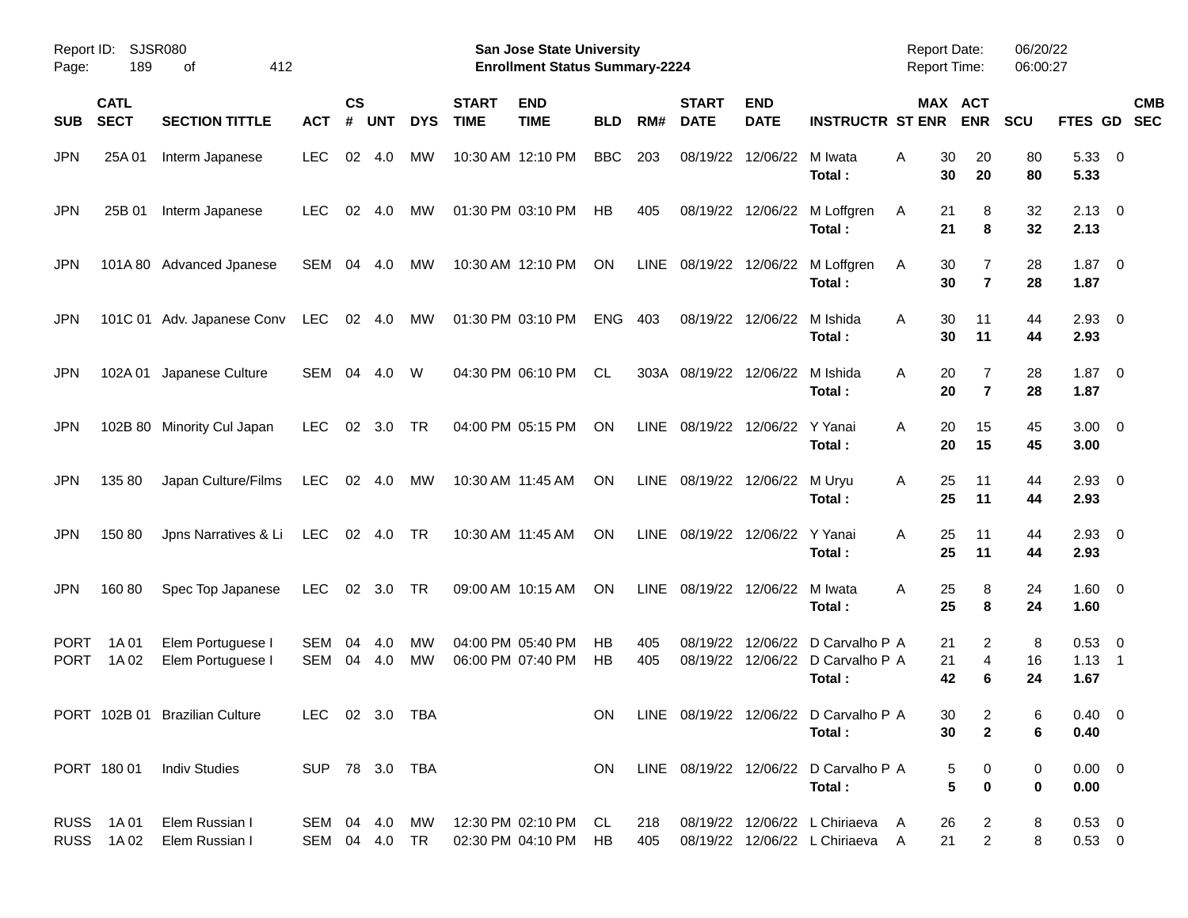| SUB | CATL SECT | SECTION TITTLE | ACT | CS # | UNT | DYS | START TIME | END TIME | BLD | RM# | START DATE | END DATE | INSTRUCTR | ST | MAX ENR | ACT ENR | SCU | FTES | GD | CMB SEC |
|---|---|---|---|---|---|---|---|---|---|---|---|---|---|---|---|---|---|---|---|---|
| JPN | 25A 01 | Interm Japanese | LEC | 02 | 4.0 | MW | 10:30 AM | 12:10 PM | BBC | 203 | 08/19/22 | 12/06/22 | M Iwata | A | 30 | 20 | 80 | 5.33 | 0 | |
| | | | | | | | | | | | | | **Total :** | | **30** | **20** | **80** | **5.33** | | |
| JPN | 25B 01 | Interm Japanese | LEC | 02 | 4.0 | MW | 01:30 PM | 03:10 PM | HB | 405 | 08/19/22 | 12/06/22 | M Loffgren | A | 21 | 8 | 32 | 2.13 | 0 | |
| | | | | | | | | | | | | | **Total :** | | **21** | **8** | **32** | **2.13** | | |
| JPN | 101A 80 | Advanced Jpanese | SEM | 04 | 4.0 | MW | 10:30 AM | 12:10 PM | ON | LINE | 08/19/22 | 12/06/22 | M Loffgren | A | 30 | 7 | 28 | 1.87 | 0 | |
| | | | | | | | | | | | | | **Total :** | | **30** | **7** | **28** | **1.87** | | |
| JPN | 101C 01 | Adv. Japanese Conv | LEC | 02 | 4.0 | MW | 01:30 PM | 03:10 PM | ENG | 403 | 08/19/22 | 12/06/22 | M Ishida | A | 30 | 11 | 44 | 2.93 | 0 | |
| | | | | | | | | | | | | | **Total :** | | **30** | **11** | **44** | **2.93** | | |
| JPN | 102A 01 | Japanese Culture | SEM | 04 | 4.0 | W | 04:30 PM | 06:10 PM | CL | 303A | 08/19/22 | 12/06/22 | M Ishida | A | 20 | 7 | 28 | 1.87 | 0 | |
| | | | | | | | | | | | | | **Total :** | | **20** | **7** | **28** | **1.87** | | |
| JPN | 102B 80 | Minority Cul Japan | LEC | 02 | 3.0 | TR | 04:00 PM | 05:15 PM | ON | LINE | 08/19/22 | 12/06/22 | Y Yanai | A | 20 | 15 | 45 | 3.00 | 0 | |
| | | | | | | | | | | | | | **Total :** | | **20** | **15** | **45** | **3.00** | | |
| JPN | 135 80 | Japan Culture/Films | LEC | 02 | 4.0 | MW | 10:30 AM | 11:45 AM | ON | LINE | 08/19/22 | 12/06/22 | M Uryu | A | 25 | 11 | 44 | 2.93 | 0 | |
| | | | | | | | | | | | | | **Total :** | | **25** | **11** | **44** | **2.93** | | |
| JPN | 150 80 | Jpns Narratives & Li | LEC | 02 | 4.0 | TR | 10:30 AM | 11:45 AM | ON | LINE | 08/19/22 | 12/06/22 | Y Yanai | A | 25 | 11 | 44 | 2.93 | 0 | |
| | | | | | | | | | | | | | **Total :** | | **25** | **11** | **44** | **2.93** | | |
| JPN | 160 80 | Spec Top Japanese | LEC | 02 | 3.0 | TR | 09:00 AM | 10:15 AM | ON | LINE | 08/19/22 | 12/06/22 | M Iwata | A | 25 | 8 | 24 | 1.60 | 0 | |
| | | | | | | | | | | | | | **Total :** | | **25** | **8** | **24** | **1.60** | | |
| PORT | 1A 01 | Elem Portuguese I | SEM | 04 | 4.0 | MW | 04:00 PM | 05:40 PM | HB | 405 | 08/19/22 | 12/06/22 | D Carvalho P | A | 21 | 2 | 8 | 0.53 | 0 | |
| PORT | 1A 02 | Elem Portuguese I | SEM | 04 | 4.0 | MW | 06:00 PM | 07:40 PM | HB | 405 | 08/19/22 | 12/06/22 | D Carvalho P | A | 21 | 4 | 16 | 1.13 | 1 | |
| | | | | | | | | | | | | | **Total :** | | **42** | **6** | **24** | **1.67** | | |
| PORT | 102B 01 | Brazilian Culture | LEC | 02 | 3.0 | TBA | | | ON | LINE | 08/19/22 | 12/06/22 | D Carvalho P | A | 30 | 2 | 6 | 0.40 | 0 | |
| | | | | | | | | | | | | | **Total :** | | **30** | **2** | **6** | **0.40** | | |
| PORT | 180 01 | Indiv Studies | SUP | 78 | 3.0 | TBA | | | ON | LINE | 08/19/22 | 12/06/22 | D Carvalho P | A | 5 | 0 | 0 | 0.00 | 0 | |
| | | | | | | | | | | | | | **Total :** | | **5** | **0** | **0** | **0.00** | | |
| RUSS | 1A 01 | Elem Russian I | SEM | 04 | 4.0 | MW | 12:30 PM | 02:10 PM | CL | 218 | 08/19/22 | 12/06/22 | L Chiriaeva | A | 26 | 2 | 8 | 0.53 | 0 | |
| RUSS | 1A 02 | Elem Russian I | SEM | 04 | 4.0 | TR | 02:30 PM | 04:10 PM | HB | 405 | 08/19/22 | 12/06/22 | L Chiriaeva | A | 21 | 2 | 8 | 0.53 | 0 | |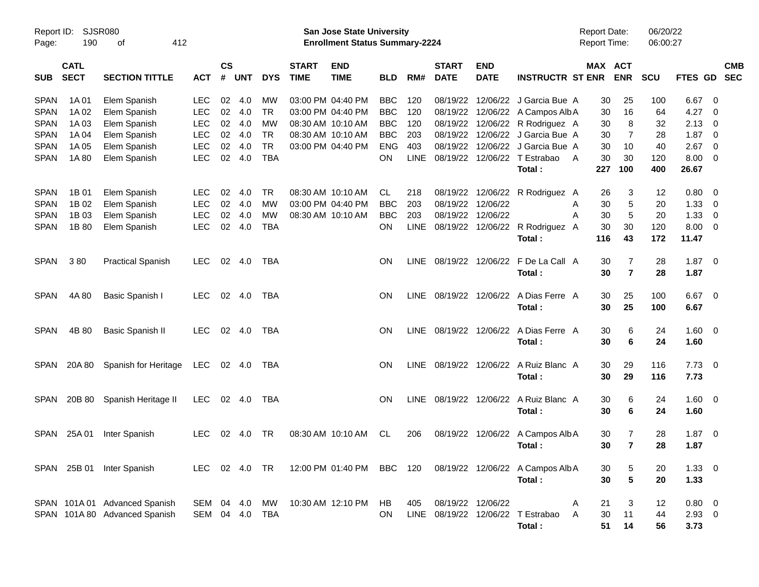Report ID: SJSR080
Page: 190 of 412

**San Jose State University**
**Enrollment Status Summary-2224**

Report Date: 06/20/22
Report Time: 06:00:27

| SUB | CATL SECT | SECTION TITTLE | ACT | CS # | UNT | DYS | START TIME | END TIME | BLD | RM# | START DATE | END DATE | INSTRUCTR | ST | MAX ENR | ACT ENR | SCU | FTES | GD | CMB SEC |
|---|---|---|---|---|---|---|---|---|---|---|---|---|---|---|---|---|---|---|---|---|
| SPAN | 1A 01 | Elem Spanish | LEC | 02 | 4.0 | MW | 03:00 PM | 04:40 PM | BBC | 120 | 08/19/22 | 12/06/22 | J Garcia Bue | A | 30 | 25 | 100 | 6.67 | 0 | |
| SPAN | 1A 02 | Elem Spanish | LEC | 02 | 4.0 | TR | 03:00 PM | 04:40 PM | BBC | 120 | 08/19/22 | 12/06/22 | A Campos Alb | A | 30 | 16 | 64 | 4.27 | 0 | |
| SPAN | 1A 03 | Elem Spanish | LEC | 02 | 4.0 | MW | 08:30 AM | 10:10 AM | BBC | 120 | 08/19/22 | 12/06/22 | R Rodriguez | A | 30 | 8 | 32 | 2.13 | 0 | |
| SPAN | 1A 04 | Elem Spanish | LEC | 02 | 4.0 | TR | 08:30 AM | 10:10 AM | BBC | 203 | 08/19/22 | 12/06/22 | J Garcia Bue | A | 30 | 7 | 28 | 1.87 | 0 | |
| SPAN | 1A 05 | Elem Spanish | LEC | 02 | 4.0 | TR | 03:00 PM | 04:40 PM | ENG | 403 | 08/19/22 | 12/06/22 | J Garcia Bue | A | 30 | 10 | 40 | 2.67 | 0 | |
| SPAN | 1A 80 | Elem Spanish | LEC | 02 | 4.0 | TBA | | | ON | LINE | 08/19/22 | 12/06/22 | T Estrabao | A | 30 | 30 | 120 | 8.00 | 0 | |
| | | | | | | | | | | | | | **Total :** | | **227** | **100** | **400** | **26.67** | | |
| SPAN | 1B 01 | Elem Spanish | LEC | 02 | 4.0 | TR | 08:30 AM | 10:10 AM | CL | 218 | 08/19/22 | 12/06/22 | R Rodriguez | A | 26 | 3 | 12 | 0.80 | 0 | |
| SPAN | 1B 02 | Elem Spanish | LEC | 02 | 4.0 | MW | 03:00 PM | 04:40 PM | BBC | 203 | 08/19/22 | 12/06/22 | | A | 30 | 5 | 20 | 1.33 | 0 | |
| SPAN | 1B 03 | Elem Spanish | LEC | 02 | 4.0 | MW | 08:30 AM | 10:10 AM | BBC | 203 | 08/19/22 | 12/06/22 | | A | 30 | 5 | 20 | 1.33 | 0 | |
| SPAN | 1B 80 | Elem Spanish | LEC | 02 | 4.0 | TBA | | | ON | LINE | 08/19/22 | 12/06/22 | R Rodriguez | A | 30 | 30 | 120 | 8.00 | 0 | |
| | | | | | | | | | | | | | **Total :** | | **116** | **43** | **172** | **11.47** | | |
| SPAN | 3 80 | Practical Spanish | LEC | 02 | 4.0 | TBA | | | ON | LINE | 08/19/22 | 12/06/22 | F De La Call | A | 30 | 7 | 28 | 1.87 | 0 | |
| | | | | | | | | | | | | | **Total :** | | **30** | **7** | **28** | **1.87** | | |
| SPAN | 4A 80 | Basic Spanish I | LEC | 02 | 4.0 | TBA | | | ON | LINE | 08/19/22 | 12/06/22 | A Dias Ferre | A | 30 | 25 | 100 | 6.67 | 0 | |
| | | | | | | | | | | | | | **Total :** | | **30** | **25** | **100** | **6.67** | | |
| SPAN | 4B 80 | Basic Spanish II | LEC | 02 | 4.0 | TBA | | | ON | LINE | 08/19/22 | 12/06/22 | A Dias Ferre | A | 30 | 6 | 24 | 1.60 | 0 | |
| | | | | | | | | | | | | | **Total :** | | **30** | **6** | **24** | **1.60** | | |
| SPAN | 20A 80 | Spanish for Heritage | LEC | 02 | 4.0 | TBA | | | ON | LINE | 08/19/22 | 12/06/22 | A Ruiz Blanc | A | 30 | 29 | 116 | 7.73 | 0 | |
| | | | | | | | | | | | | | **Total :** | | **30** | **29** | **116** | **7.73** | | |
| SPAN | 20B 80 | Spanish Heritage II | LEC | 02 | 4.0 | TBA | | | ON | LINE | 08/19/22 | 12/06/22 | A Ruiz Blanc | A | 30 | 6 | 24 | 1.60 | 0 | |
| | | | | | | | | | | | | | **Total :** | | **30** | **6** | **24** | **1.60** | | |
| SPAN | 25A 01 | Inter Spanish | LEC | 02 | 4.0 | TR | 08:30 AM | 10:10 AM | CL | 206 | 08/19/22 | 12/06/22 | A Campos Alb | A | 30 | 7 | 28 | 1.87 | 0 | |
| | | | | | | | | | | | | | **Total :** | | **30** | **7** | **28** | **1.87** | | |
| SPAN | 25B 01 | Inter Spanish | LEC | 02 | 4.0 | TR | 12:00 PM | 01:40 PM | BBC | 120 | 08/19/22 | 12/06/22 | A Campos Alb | A | 30 | 5 | 20 | 1.33 | 0 | |
| | | | | | | | | | | | | | **Total :** | | **30** | **5** | **20** | **1.33** | | |
| SPAN | 101A 01 | Advanced Spanish | SEM | 04 | 4.0 | MW | 10:30 AM | 12:10 PM | HB | 405 | 08/19/22 | 12/06/22 | | A | 21 | 3 | 12 | 0.80 | 0 | |
| SPAN | 101A 80 | Advanced Spanish | SEM | 04 | 4.0 | TBA | | | ON | LINE | 08/19/22 | 12/06/22 | T Estrabao | A | 30 | 11 | 44 | 2.93 | 0 | |
| | | | | | | | | | | | | | **Total :** | | **51** | **14** | **56** | **3.73** | | |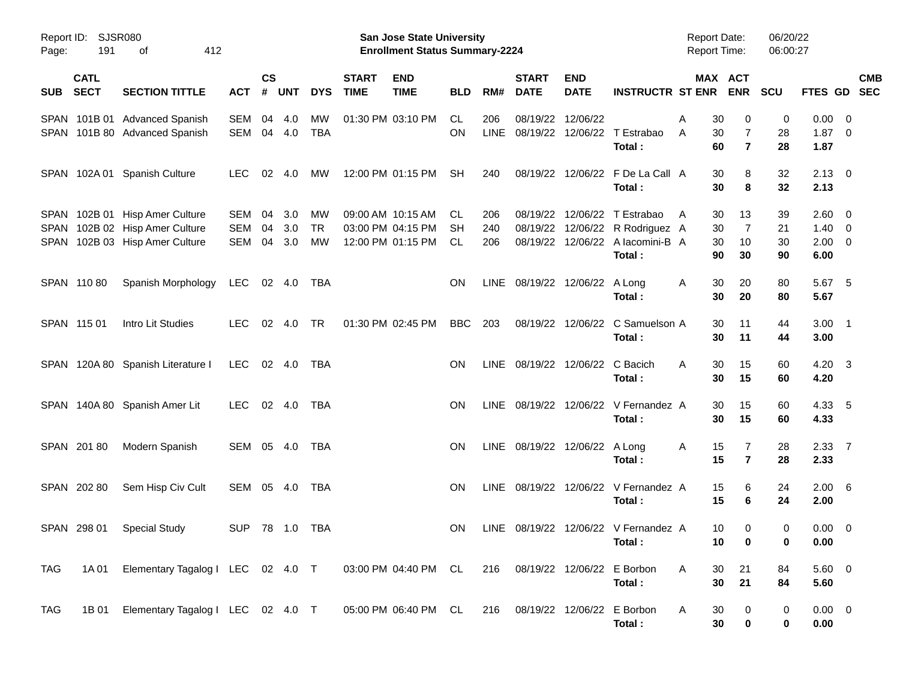Report ID: SJSR080
Page: 191 of 412

**San Jose State University**
**Enrollment Status Summary-2224**

Report Date: 06/20/22
Report Time: 06:00:27

| SUB | CATL SECT | SECTION TITTLE | ACT | CS # | UNT | DYS | START TIME | END TIME | BLD | RM# | START DATE | END DATE | INSTRUCTR | ST | MAX ENR | ACT ENR | SCU | FTES | GD | CMB SEC |
|---|---|---|---|---|---|---|---|---|---|---|---|---|---|---|---|---|---|---|---|---|
| SPAN | 101B 01 | Advanced Spanish | SEM | 04 | 4.0 | MW | 01:30 PM | 03:10 PM | CL | 206 | 08/19/22 | 12/06/22 | | A | 30 | 0 | 0 | 0.00 | 0 | |
| SPAN | 101B 80 | Advanced Spanish | SEM | 04 | 4.0 | TBA | | | ON | LINE | 08/19/22 | 12/06/22 | T Estrabao | A | 30 | 7 | 28 | 1.87 | 0 | |
| | | | | | | | | | | | | | **Total :** | | **60** | **7** | **28** | **1.87** | | |
| SPAN | 102A 01 | Spanish Culture | LEC | 02 | 4.0 | MW | 12:00 PM | 01:15 PM | SH | 240 | 08/19/22 | 12/06/22 | F De La Call | A | 30 | 8 | 32 | 2.13 | 0 | |
| | | | | | | | | | | | | | **Total :** | | **30** | **8** | **32** | **2.13** | | |
| SPAN | 102B 01 | Hisp Amer Culture | SEM | 04 | 3.0 | MW | 09:00 AM | 10:15 AM | CL | 206 | 08/19/22 | 12/06/22 | T Estrabao | A | 30 | 13 | 39 | 2.60 | 0 | |
| SPAN | 102B 02 | Hisp Amer Culture | SEM | 04 | 3.0 | TR | 03:00 PM | 04:15 PM | SH | 240 | 08/19/22 | 12/06/22 | R Rodriguez | A | 30 | 7 | 21 | 1.40 | 0 | |
| SPAN | 102B 03 | Hisp Amer Culture | SEM | 04 | 3.0 | MW | 12:00 PM | 01:15 PM | CL | 206 | 08/19/22 | 12/06/22 | A Iacomini-B | A | 30 | 10 | 30 | 2.00 | 0 | |
| | | | | | | | | | | | | | **Total :** | | **90** | **30** | **90** | **6.00** | | |
| SPAN | 110 80 | Spanish Morphology | LEC | 02 | 4.0 | TBA | | | ON | LINE | 08/19/22 | 12/06/22 | A Long | A | 30 | 20 | 80 | 5.67 | 5 | |
| | | | | | | | | | | | | | **Total :** | | **30** | **20** | **80** | **5.67** | | |
| SPAN | 115 01 | Intro Lit Studies | LEC | 02 | 4.0 | TR | 01:30 PM | 02:45 PM | BBC | 203 | 08/19/22 | 12/06/22 | C Samuelson | A | 30 | 11 | 44 | 3.00 | 1 | |
| | | | | | | | | | | | | | **Total :** | | **30** | **11** | **44** | **3.00** | | |
| SPAN | 120A 80 | Spanish Literature I | LEC | 02 | 4.0 | TBA | | | ON | LINE | 08/19/22 | 12/06/22 | C Bacich | A | 30 | 15 | 60 | 4.20 | 3 | |
| | | | | | | | | | | | | | **Total :** | | **30** | **15** | **60** | **4.20** | | |
| SPAN | 140A 80 | Spanish Amer Lit | LEC | 02 | 4.0 | TBA | | | ON | LINE | 08/19/22 | 12/06/22 | V Fernandez | A | 30 | 15 | 60 | 4.33 | 5 | |
| | | | | | | | | | | | | | **Total :** | | **30** | **15** | **60** | **4.33** | | |
| SPAN | 201 80 | Modern Spanish | SEM | 05 | 4.0 | TBA | | | ON | LINE | 08/19/22 | 12/06/22 | A Long | A | 15 | 7 | 28 | 2.33 | 7 | |
| | | | | | | | | | | | | | **Total :** | | **15** | **7** | **28** | **2.33** | | |
| SPAN | 202 80 | Sem Hisp Civ Cult | SEM | 05 | 4.0 | TBA | | | ON | LINE | 08/19/22 | 12/06/22 | V Fernandez | A | 15 | 6 | 24 | 2.00 | 6 | |
| | | | | | | | | | | | | | **Total :** | | **15** | **6** | **24** | **2.00** | | |
| SPAN | 298 01 | Special Study | SUP | 78 | 1.0 | TBA | | | ON | LINE | 08/19/22 | 12/06/22 | V Fernandez | A | 10 | 0 | 0 | 0.00 | 0 | |
| | | | | | | | | | | | | | **Total :** | | **10** | **0** | **0** | **0.00** | | |
| TAG | 1A 01 | Elementary Tagalog I | LEC | 02 | 4.0 | T | 03:00 PM | 04:40 PM | CL | 216 | 08/19/22 | 12/06/22 | E Borbon | A | 30 | 21 | 84 | 5.60 | 0 | |
| | | | | | | | | | | | | | **Total :** | | **30** | **21** | **84** | **5.60** | | |
| TAG | 1B 01 | Elementary Tagalog I | LEC | 02 | 4.0 | T | 05:00 PM | 06:40 PM | CL | 216 | 08/19/22 | 12/06/22 | E Borbon | A | 30 | 0 | 0 | 0.00 | 0 | |
| | | | | | | | | | | | | | **Total :** | | **30** | **0** | **0** | **0.00** | | |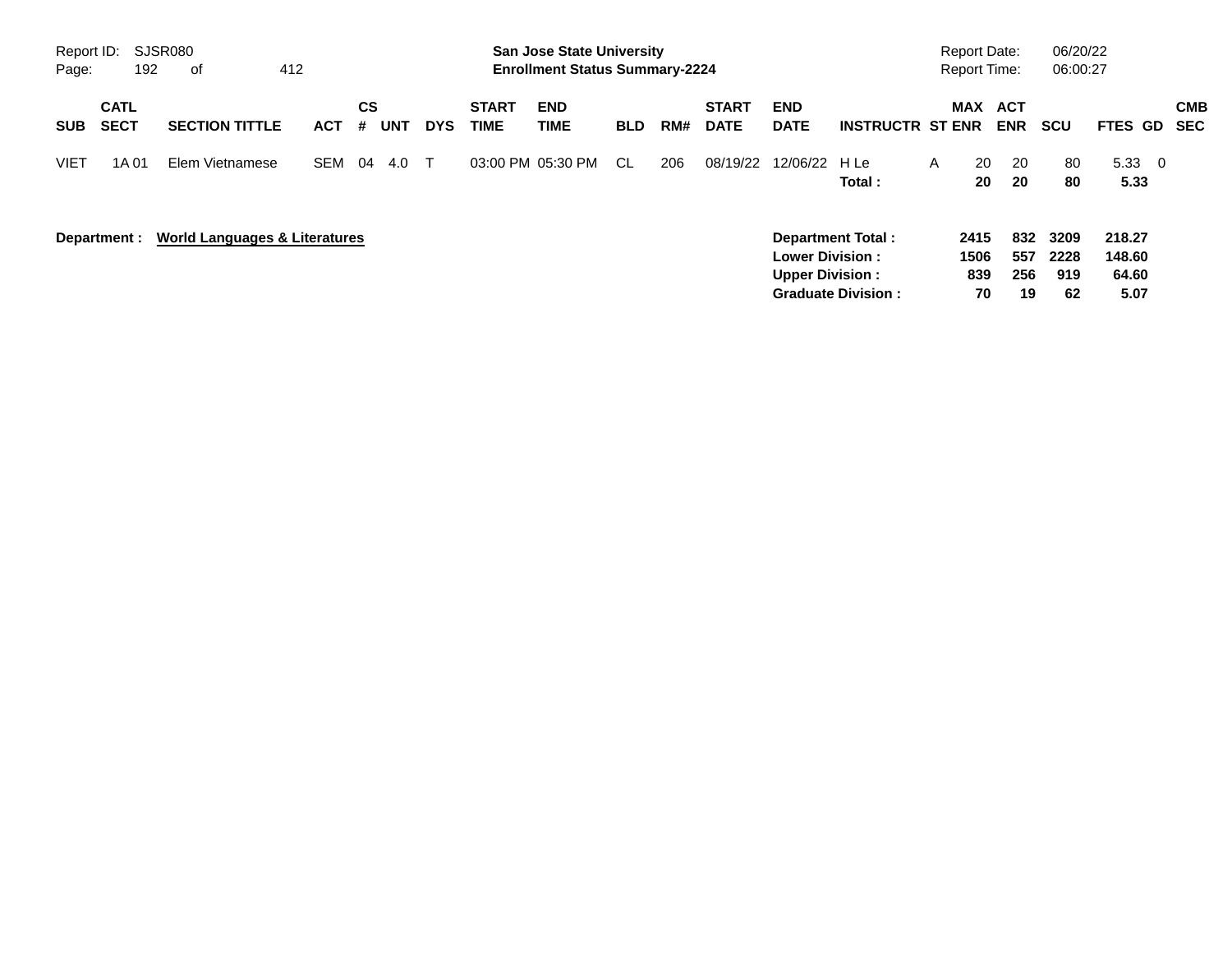| SUB | CATL SECT | SECTION TITTLE | ACT | CS # | UNT | DYS | START TIME | END TIME | BLD | RM# | START DATE | END DATE | INSTRUCTR | ST | MAX ENR | ACT ENR | SCU | FTES | GD | CMB SEC |
|---|---|---|---|---|---|---|---|---|---|---|---|---|---|---|---|---|---|---|---|---|
| VIET | 1A 01 | Elem Vietnamese | SEM | 04 | 4.0 | T | 03:00 PM | 05:30 PM | CL | 206 | 08/19/22 | 12/06/22 | H Le | A | 20 | 20 | 80 | 5.33 | 0 | |
| | | | | | | | | | | | | | **Total :** | | **20** | **20** | **80** | **5.33** | | |

**Department : World Languages & Literatures**

| | MAX ENR | ACT ENR | SCU | FTES |
|---|---|---|---|---|
| **Department Total :** | **2415** | **832** | **3209** | **218.27** |
| **Lower Division :** | **1506** | **557** | **2228** | **148.60** |
| **Upper Division :** | **839** | **256** | **919** | **64.60** |
| **Graduate Division :** | **70** | **19** | **62** | **5.07** |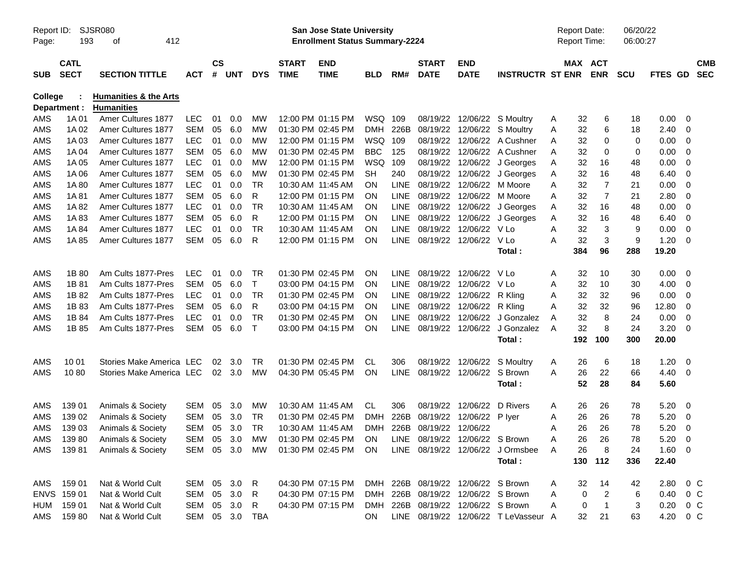Report ID: SJSR080
San Jose State University
Enrollment Status Summary-2224
Report Date: 06/20/22
Report Time: 06:00:27

**College : Humanities & the Arts**
**Department : Humanities**

| SUB | CATL SECT | SECTION TITTLE | ACT | CS # | UNT | DYS | START TIME | END TIME | BLD | RM# | START DATE | END DATE | INSTRUCTR | ST | MAX ENR | ACT ENR | SCU | FTES | GD | CMB SEC |
|---|---|---|---|---|---|---|---|---|---|---|---|---|---|---|---|---|---|---|---|---|
| AMS | 1A 01 | Amer Cultures 1877 | LEC | 01 | 0.0 | MW | 12:00 PM | 01:15 PM | WSQ | 109 | 08/19/22 | 12/06/22 | S Moultry | A | 32 | 6 | 18 | 0.00 | 0 | |
| AMS | 1A 02 | Amer Cultures 1877 | SEM | 05 | 6.0 | MW | 01:30 PM | 02:45 PM | DMH | 226B | 08/19/22 | 12/06/22 | S Moultry | A | 32 | 6 | 18 | 2.40 | 0 | |
| AMS | 1A 03 | Amer Cultures 1877 | LEC | 01 | 0.0 | MW | 12:00 PM | 01:15 PM | WSQ | 109 | 08/19/22 | 12/06/22 | A Cushner | A | 32 | 0 | 0 | 0.00 | 0 | |
| AMS | 1A 04 | Amer Cultures 1877 | SEM | 05 | 6.0 | MW | 01:30 PM | 02:45 PM | BBC | 125 | 08/19/22 | 12/06/22 | A Cushner | A | 32 | 0 | 0 | 0.00 | 0 | |
| AMS | 1A 05 | Amer Cultures 1877 | LEC | 01 | 0.0 | MW | 12:00 PM | 01:15 PM | WSQ | 109 | 08/19/22 | 12/06/22 | J Georges | A | 32 | 16 | 48 | 0.00 | 0 | |
| AMS | 1A 06 | Amer Cultures 1877 | SEM | 05 | 6.0 | MW | 01:30 PM | 02:45 PM | SH | 240 | 08/19/22 | 12/06/22 | J Georges | A | 32 | 16 | 48 | 6.40 | 0 | |
| AMS | 1A 80 | Amer Cultures 1877 | LEC | 01 | 0.0 | TR | 10:30 AM | 11:45 AM | ON | LINE | 08/19/22 | 12/06/22 | M Moore | A | 32 | 7 | 21 | 0.00 | 0 | |
| AMS | 1A 81 | Amer Cultures 1877 | SEM | 05 | 6.0 | R | 12:00 PM | 01:15 PM | ON | LINE | 08/19/22 | 12/06/22 | M Moore | A | 32 | 7 | 21 | 2.80 | 0 | |
| AMS | 1A 82 | Amer Cultures 1877 | LEC | 01 | 0.0 | TR | 10:30 AM | 11:45 AM | ON | LINE | 08/19/22 | 12/06/22 | J Georges | A | 32 | 16 | 48 | 0.00 | 0 | |
| AMS | 1A 83 | Amer Cultures 1877 | SEM | 05 | 6.0 | R | 12:00 PM | 01:15 PM | ON | LINE | 08/19/22 | 12/06/22 | J Georges | A | 32 | 16 | 48 | 6.40 | 0 | |
| AMS | 1A 84 | Amer Cultures 1877 | LEC | 01 | 0.0 | TR | 10:30 AM | 11:45 AM | ON | LINE | 08/19/22 | 12/06/22 | V Lo | A | 32 | 3 | 9 | 0.00 | 0 | |
| AMS | 1A 85 | Amer Cultures 1877 | SEM | 05 | 6.0 | R | 12:00 PM | 01:15 PM | ON | LINE | 08/19/22 | 12/06/22 | V Lo | A | 32 | 3 | 9 | 1.20 | 0 | |
| | | | | | | | | | | | | | **Total :** | | **384** | **96** | **288** | **19.20** | | |
| AMS | 1B 80 | Am Cults 1877-Pres | LEC | 01 | 0.0 | TR | 01:30 PM | 02:45 PM | ON | LINE | 08/19/22 | 12/06/22 | V Lo | A | 32 | 10 | 30 | 0.00 | 0 | |
| AMS | 1B 81 | Am Cults 1877-Pres | SEM | 05 | 6.0 | T | 03:00 PM | 04:15 PM | ON | LINE | 08/19/22 | 12/06/22 | V Lo | A | 32 | 10 | 30 | 4.00 | 0 | |
| AMS | 1B 82 | Am Cults 1877-Pres | LEC | 01 | 0.0 | TR | 01:30 PM | 02:45 PM | ON | LINE | 08/19/22 | 12/06/22 | R Kling | A | 32 | 32 | 96 | 0.00 | 0 | |
| AMS | 1B 83 | Am Cults 1877-Pres | SEM | 05 | 6.0 | R | 03:00 PM | 04:15 PM | ON | LINE | 08/19/22 | 12/06/22 | R Kling | A | 32 | 32 | 96 | 12.80 | 0 | |
| AMS | 1B 84 | Am Cults 1877-Pres | LEC | 01 | 0.0 | TR | 01:30 PM | 02:45 PM | ON | LINE | 08/19/22 | 12/06/22 | J Gonzalez | A | 32 | 8 | 24 | 0.00 | 0 | |
| AMS | 1B 85 | Am Cults 1877-Pres | SEM | 05 | 6.0 | T | 03:00 PM | 04:15 PM | ON | LINE | 08/19/22 | 12/06/22 | J Gonzalez | A | 32 | 8 | 24 | 3.20 | 0 | |
| | | | | | | | | | | | | | **Total :** | | **192** | **100** | **300** | **20.00** | | |
| AMS | 10 01 | Stories Make America | LEC | 02 | 3.0 | TR | 01:30 PM | 02:45 PM | CL | 306 | 08/19/22 | 12/06/22 | S Moultry | A | 26 | 6 | 18 | 1.20 | 0 | |
| AMS | 10 80 | Stories Make America | LEC | 02 | 3.0 | MW | 04:30 PM | 05:45 PM | ON | LINE | 08/19/22 | 12/06/22 | S Brown | A | 26 | 22 | 66 | 4.40 | 0 | |
| | | | | | | | | | | | | | **Total :** | | **52** | **28** | **84** | **5.60** | | |
| AMS | 139 01 | Animals & Society | SEM | 05 | 3.0 | MW | 10:30 AM | 11:45 AM | CL | 306 | 08/19/22 | 12/06/22 | D Rivers | A | 26 | 26 | 78 | 5.20 | 0 | |
| AMS | 139 02 | Animals & Society | SEM | 05 | 3.0 | TR | 01:30 PM | 02:45 PM | DMH | 226B | 08/19/22 | 12/06/22 | P Iyer | A | 26 | 26 | 78 | 5.20 | 0 | |
| AMS | 139 03 | Animals & Society | SEM | 05 | 3.0 | TR | 10:30 AM | 11:45 AM | DMH | 226B | 08/19/22 | 12/06/22 | | A | 26 | 26 | 78 | 5.20 | 0 | |
| AMS | 139 80 | Animals & Society | SEM | 05 | 3.0 | MW | 01:30 PM | 02:45 PM | ON | LINE | 08/19/22 | 12/06/22 | S Brown | A | 26 | 26 | 78 | 5.20 | 0 | |
| AMS | 139 81 | Animals & Society | SEM | 05 | 3.0 | MW | 01:30 PM | 02:45 PM | ON | LINE | 08/19/22 | 12/06/22 | J Ormsbee | A | 26 | 8 | 24 | 1.60 | 0 | |
| | | | | | | | | | | | | | **Total :** | | **130** | **112** | **336** | **22.40** | | |
| AMS | 159 01 | Nat & World Cult | SEM | 05 | 3.0 | R | 04:30 PM | 07:15 PM | DMH | 226B | 08/19/22 | 12/06/22 | S Brown | A | 32 | 14 | 42 | 2.80 | 0 | C |
| ENVS | 159 01 | Nat & World Cult | SEM | 05 | 3.0 | R | 04:30 PM | 07:15 PM | DMH | 226B | 08/19/22 | 12/06/22 | S Brown | A | 0 | 2 | 6 | 0.40 | 0 | C |
| HUM | 159 01 | Nat & World Cult | SEM | 05 | 3.0 | R | 04:30 PM | 07:15 PM | DMH | 226B | 08/19/22 | 12/06/22 | S Brown | A | 0 | 1 | 3 | 0.20 | 0 | C |
| AMS | 159 80 | Nat & World Cult | SEM | 05 | 3.0 | TBA | | | ON | LINE | 08/19/22 | 12/06/22 | T LeVasseur | A | 32 | 21 | 63 | 4.20 | 0 | C |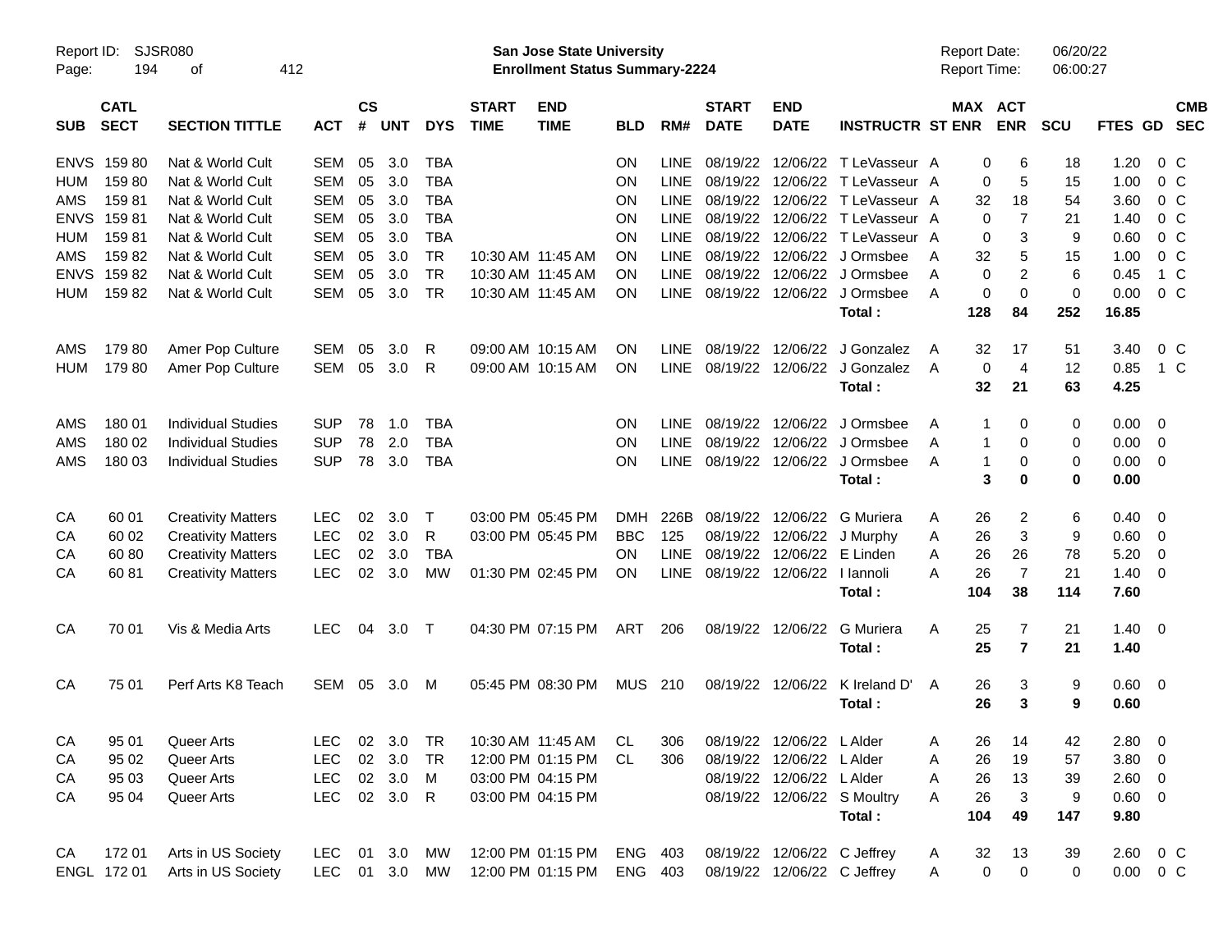Report ID: SJSR080
Page: 194 of 412

**San Jose State University**
**Enrollment Status Summary-2224**

Report Date: 06/20/22
Report Time: 06:00:27

| SUB | CATL SECT | SECTION TITTLE | ACT | CS # | UNT | DYS | START TIME | END TIME | BLD | RM# | START DATE | END DATE | INSTRUCTR | ST | MAX ENR | ACT ENR | SCU | FTES | GD | CMB SEC |
|---|---|---|---|---|---|---|---|---|---|---|---|---|---|---|---|---|---|---|---|---|
| ENVS | 159 80 | Nat & World Cult | SEM | 05 | 3.0 | TBA | | | ON | LINE | 08/19/22 | 12/06/22 | T LeVasseur | A | 0 | 6 | 18 | 1.20 | 0 | C |
| HUM | 159 80 | Nat & World Cult | SEM | 05 | 3.0 | TBA | | | ON | LINE | 08/19/22 | 12/06/22 | T LeVasseur | A | 0 | 5 | 15 | 1.00 | 0 | C |
| AMS | 159 81 | Nat & World Cult | SEM | 05 | 3.0 | TBA | | | ON | LINE | 08/19/22 | 12/06/22 | T LeVasseur | A | 32 | 18 | 54 | 3.60 | 0 | C |
| ENVS | 159 81 | Nat & World Cult | SEM | 05 | 3.0 | TBA | | | ON | LINE | 08/19/22 | 12/06/22 | T LeVasseur | A | 0 | 7 | 21 | 1.40 | 0 | C |
| HUM | 159 81 | Nat & World Cult | SEM | 05 | 3.0 | TBA | | | ON | LINE | 08/19/22 | 12/06/22 | T LeVasseur | A | 0 | 3 | 9 | 0.60 | 0 | C |
| AMS | 159 82 | Nat & World Cult | SEM | 05 | 3.0 | TR | 10:30 AM | 11:45 AM | ON | LINE | 08/19/22 | 12/06/22 | J Ormsbee | A | 32 | 5 | 15 | 1.00 | 0 | C |
| ENVS | 159 82 | Nat & World Cult | SEM | 05 | 3.0 | TR | 10:30 AM | 11:45 AM | ON | LINE | 08/19/22 | 12/06/22 | J Ormsbee | A | 0 | 2 | 6 | 0.45 | 1 | C |
| HUM | 159 82 | Nat & World Cult | SEM | 05 | 3.0 | TR | 10:30 AM | 11:45 AM | ON | LINE | 08/19/22 | 12/06/22 | J Ormsbee | A | 0 | 0 | 0 | 0.00 | 0 | C |
| | | | | | | | | | | | | | **Total :** | | **128** | **84** | **252** | **16.85** | | |
| AMS | 179 80 | Amer Pop Culture | SEM | 05 | 3.0 | R | 09:00 AM | 10:15 AM | ON | LINE | 08/19/22 | 12/06/22 | J Gonzalez | A | 32 | 17 | 51 | 3.40 | 0 | C |
| HUM | 179 80 | Amer Pop Culture | SEM | 05 | 3.0 | R | 09:00 AM | 10:15 AM | ON | LINE | 08/19/22 | 12/06/22 | J Gonzalez | A | 0 | 4 | 12 | 0.85 | 1 | C |
| | | | | | | | | | | | | | **Total :** | | **32** | **21** | **63** | **4.25** | | |
| AMS | 180 01 | Individual Studies | SUP | 78 | 1.0 | TBA | | | ON | LINE | 08/19/22 | 12/06/22 | J Ormsbee | A | 1 | 0 | 0 | 0.00 | 0 | |
| AMS | 180 02 | Individual Studies | SUP | 78 | 2.0 | TBA | | | ON | LINE | 08/19/22 | 12/06/22 | J Ormsbee | A | 1 | 0 | 0 | 0.00 | 0 | |
| AMS | 180 03 | Individual Studies | SUP | 78 | 3.0 | TBA | | | ON | LINE | 08/19/22 | 12/06/22 | J Ormsbee | A | 1 | 0 | 0 | 0.00 | 0 | |
| | | | | | | | | | | | | | **Total :** | | **3** | **0** | **0** | **0.00** | | |
| CA | 60 01 | Creativity Matters | LEC | 02 | 3.0 | T | 03:00 PM | 05:45 PM | DMH | 226B | 08/19/22 | 12/06/22 | G Muriera | A | 26 | 2 | 6 | 0.40 | 0 | |
| CA | 60 02 | Creativity Matters | LEC | 02 | 3.0 | R | 03:00 PM | 05:45 PM | BBC | 125 | 08/19/22 | 12/06/22 | J Murphy | A | 26 | 3 | 9 | 0.60 | 0 | |
| CA | 60 80 | Creativity Matters | LEC | 02 | 3.0 | TBA | | | ON | LINE | 08/19/22 | 12/06/22 | E Linden | A | 26 | 26 | 78 | 5.20 | 0 | |
| CA | 60 81 | Creativity Matters | LEC | 02 | 3.0 | MW | 01:30 PM | 02:45 PM | ON | LINE | 08/19/22 | 12/06/22 | I Iannoli | A | 26 | 7 | 21 | 1.40 | 0 | |
| | | | | | | | | | | | | | **Total :** | | **104** | **38** | **114** | **7.60** | | |
| CA | 70 01 | Vis & Media Arts | LEC | 04 | 3.0 | T | 04:30 PM | 07:15 PM | ART | 206 | 08/19/22 | 12/06/22 | G Muriera | A | 25 | 7 | 21 | 1.40 | 0 | |
| | | | | | | | | | | | | | **Total :** | | **25** | **7** | **21** | **1.40** | | |
| CA | 75 01 | Perf Arts K8 Teach | SEM | 05 | 3.0 | M | 05:45 PM | 08:30 PM | MUS | 210 | 08/19/22 | 12/06/22 | K Ireland D' | A | 26 | 3 | 9 | 0.60 | 0 | |
| | | | | | | | | | | | | | **Total :** | | **26** | **3** | **9** | **0.60** | | |
| CA | 95 01 | Queer Arts | LEC | 02 | 3.0 | TR | 10:30 AM | 11:45 AM | CL | 306 | 08/19/22 | 12/06/22 | L Alder | A | 26 | 14 | 42 | 2.80 | 0 | |
| CA | 95 02 | Queer Arts | LEC | 02 | 3.0 | TR | 12:00 PM | 01:15 PM | CL | 306 | 08/19/22 | 12/06/22 | L Alder | A | 26 | 19 | 57 | 3.80 | 0 | |
| CA | 95 03 | Queer Arts | LEC | 02 | 3.0 | M | 03:00 PM | 04:15 PM | | | 08/19/22 | 12/06/22 | L Alder | A | 26 | 13 | 39 | 2.60 | 0 | |
| CA | 95 04 | Queer Arts | LEC | 02 | 3.0 | R | 03:00 PM | 04:15 PM | | | 08/19/22 | 12/06/22 | S Moultry | A | 26 | 3 | 9 | 0.60 | 0 | |
| | | | | | | | | | | | | | **Total :** | | **104** | **49** | **147** | **9.80** | | |
| CA | 172 01 | Arts in US Society | LEC | 01 | 3.0 | MW | 12:00 PM | 01:15 PM | ENG | 403 | 08/19/22 | 12/06/22 | C Jeffrey | A | 32 | 13 | 39 | 2.60 | 0 | C |
| ENGL | 172 01 | Arts in US Society | LEC | 01 | 3.0 | MW | 12:00 PM | 01:15 PM | ENG | 403 | 08/19/22 | 12/06/22 | C Jeffrey | A | 0 | 0 | 0 | 0.00 | 0 | C |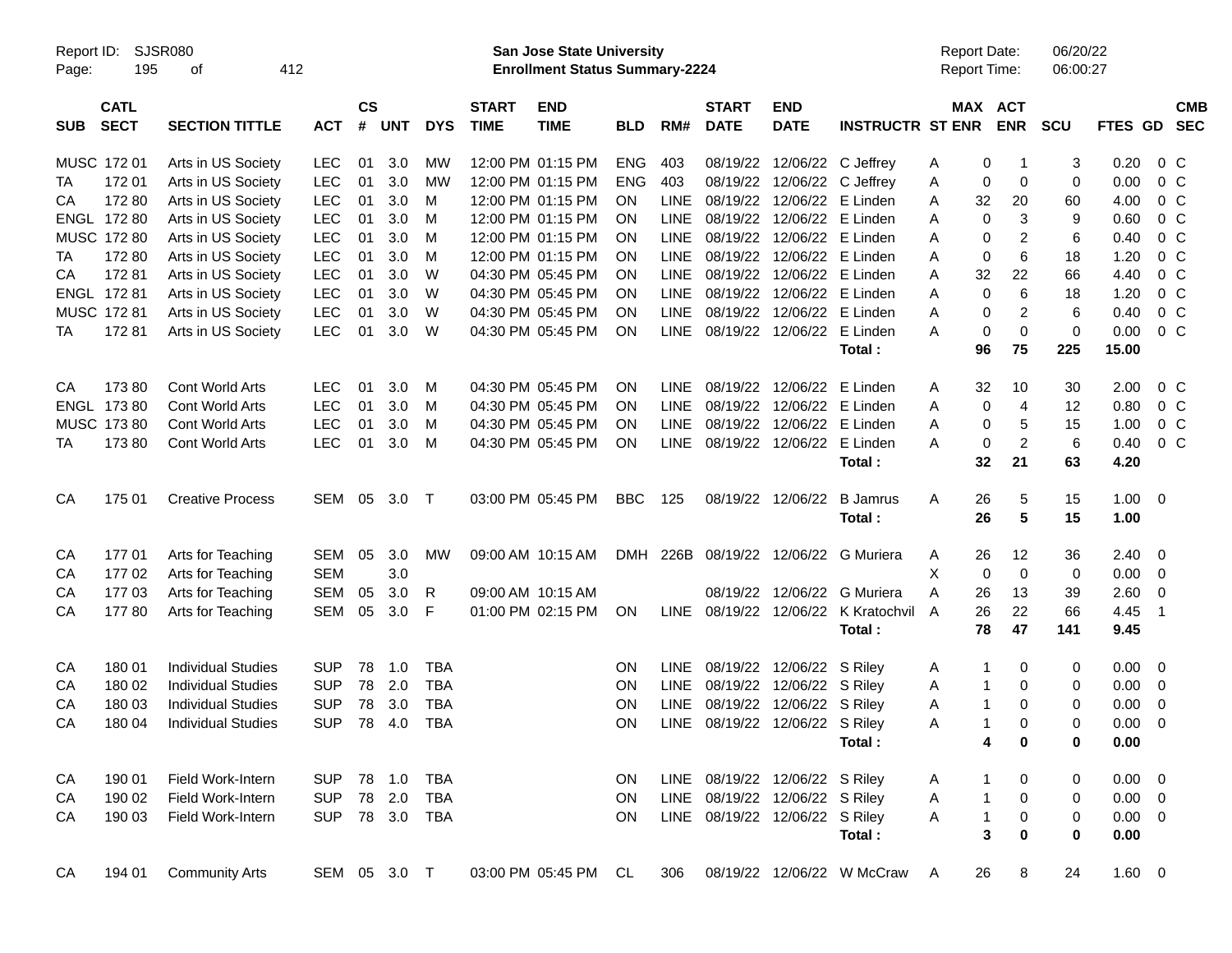| SUB | CATL SECT | SECTION TITTLE | ACT | CS # | UNT | DYS | START TIME | END TIME | BLD | RM# | START DATE | END DATE | INSTRUCTR | ST | MAX ENR | ACT ENR | SCU | FTES | GD | CMB SEC |
|---|---|---|---|---|---|---|---|---|---|---|---|---|---|---|---|---|---|---|---|---|
| MUSC | 172 01 | Arts in US Society | LEC | 01 | 3.0 | MW | 12:00 PM | 01:15 PM | ENG | 403 | 08/19/22 | 12/06/22 | C Jeffrey | A | 0 | 1 | 3 | 0.20 | 0 | C |
| TA | 172 01 | Arts in US Society | LEC | 01 | 3.0 | MW | 12:00 PM | 01:15 PM | ENG | 403 | 08/19/22 | 12/06/22 | C Jeffrey | A | 0 | 0 | 0 | 0.00 | 0 | C |
| CA | 172 80 | Arts in US Society | LEC | 01 | 3.0 | M | 12:00 PM | 01:15 PM | ON | LINE | 08/19/22 | 12/06/22 | E Linden | A | 32 | 20 | 60 | 4.00 | 0 | C |
| ENGL | 172 80 | Arts in US Society | LEC | 01 | 3.0 | M | 12:00 PM | 01:15 PM | ON | LINE | 08/19/22 | 12/06/22 | E Linden | A | 0 | 3 | 9 | 0.60 | 0 | C |
| MUSC | 172 80 | Arts in US Society | LEC | 01 | 3.0 | M | 12:00 PM | 01:15 PM | ON | LINE | 08/19/22 | 12/06/22 | E Linden | A | 0 | 2 | 6 | 0.40 | 0 | C |
| TA | 172 80 | Arts in US Society | LEC | 01 | 3.0 | M | 12:00 PM | 01:15 PM | ON | LINE | 08/19/22 | 12/06/22 | E Linden | A | 0 | 6 | 18 | 1.20 | 0 | C |
| CA | 172 81 | Arts in US Society | LEC | 01 | 3.0 | W | 04:30 PM | 05:45 PM | ON | LINE | 08/19/22 | 12/06/22 | E Linden | A | 32 | 22 | 66 | 4.40 | 0 | C |
| ENGL | 172 81 | Arts in US Society | LEC | 01 | 3.0 | W | 04:30 PM | 05:45 PM | ON | LINE | 08/19/22 | 12/06/22 | E Linden | A | 0 | 6 | 18 | 1.20 | 0 | C |
| MUSC | 172 81 | Arts in US Society | LEC | 01 | 3.0 | W | 04:30 PM | 05:45 PM | ON | LINE | 08/19/22 | 12/06/22 | E Linden | A | 0 | 2 | 6 | 0.40 | 0 | C |
| TA | 172 81 | Arts in US Society | LEC | 01 | 3.0 | W | 04:30 PM | 05:45 PM | ON | LINE | 08/19/22 | 12/06/22 | E Linden | A | 0 | 0 | 0 | 0.00 | 0 | C |
| | | | | | | | | | | | | | **Total :** | | **96** | **75** | **225** | **15.00** | | |
| CA | 173 80 | Cont World Arts | LEC | 01 | 3.0 | M | 04:30 PM | 05:45 PM | ON | LINE | 08/19/22 | 12/06/22 | E Linden | A | 32 | 10 | 30 | 2.00 | 0 | C |
| ENGL | 173 80 | Cont World Arts | LEC | 01 | 3.0 | M | 04:30 PM | 05:45 PM | ON | LINE | 08/19/22 | 12/06/22 | E Linden | A | 0 | 4 | 12 | 0.80 | 0 | C |
| MUSC | 173 80 | Cont World Arts | LEC | 01 | 3.0 | M | 04:30 PM | 05:45 PM | ON | LINE | 08/19/22 | 12/06/22 | E Linden | A | 0 | 5 | 15 | 1.00 | 0 | C |
| TA | 173 80 | Cont World Arts | LEC | 01 | 3.0 | M | 04:30 PM | 05:45 PM | ON | LINE | 08/19/22 | 12/06/22 | E Linden | A | 0 | 2 | 6 | 0.40 | 0 | C |
| | | | | | | | | | | | | | **Total :** | | **32** | **21** | **63** | **4.20** | | |
| CA | 175 01 | Creative Process | SEM | 05 | 3.0 | T | 03:00 PM | 05:45 PM | BBC | 125 | 08/19/22 | 12/06/22 | B Jamrus | A | 26 | 5 | 15 | 1.00 | 0 | |
| | | | | | | | | | | | | | **Total :** | | **26** | **5** | **15** | **1.00** | | |
| CA | 177 01 | Arts for Teaching | SEM | 05 | 3.0 | MW | 09:00 AM | 10:15 AM | DMH | 226B | 08/19/22 | 12/06/22 | G Muriera | A | 26 | 12 | 36 | 2.40 | 0 | |
| CA | 177 02 | Arts for Teaching | SEM | | 3.0 | | | | | | | | | X | 0 | 0 | 0 | 0.00 | 0 | |
| CA | 177 03 | Arts for Teaching | SEM | 05 | 3.0 | R | 09:00 AM | 10:15 AM | | | 08/19/22 | 12/06/22 | G Muriera | A | 26 | 13 | 39 | 2.60 | 0 | |
| CA | 177 80 | Arts for Teaching | SEM | 05 | 3.0 | F | 01:00 PM | 02:15 PM | ON | LINE | 08/19/22 | 12/06/22 | K Kratochvil | A | 26 | 22 | 66 | 4.45 | 1 | |
| | | | | | | | | | | | | | **Total :** | | **78** | **47** | **141** | **9.45** | | |
| CA | 180 01 | Individual Studies | SUP | 78 | 1.0 | TBA | | | ON | LINE | 08/19/22 | 12/06/22 | S Riley | A | 1 | 0 | 0 | 0.00 | 0 | |
| CA | 180 02 | Individual Studies | SUP | 78 | 2.0 | TBA | | | ON | LINE | 08/19/22 | 12/06/22 | S Riley | A | 1 | 0 | 0 | 0.00 | 0 | |
| CA | 180 03 | Individual Studies | SUP | 78 | 3.0 | TBA | | | ON | LINE | 08/19/22 | 12/06/22 | S Riley | A | 1 | 0 | 0 | 0.00 | 0 | |
| CA | 180 04 | Individual Studies | SUP | 78 | 4.0 | TBA | | | ON | LINE | 08/19/22 | 12/06/22 | S Riley | A | 1 | 0 | 0 | 0.00 | 0 | |
| | | | | | | | | | | | | | **Total :** | | **4** | **0** | **0** | **0.00** | | |
| CA | 190 01 | Field Work-Intern | SUP | 78 | 1.0 | TBA | | | ON | LINE | 08/19/22 | 12/06/22 | S Riley | A | 1 | 0 | 0 | 0.00 | 0 | |
| CA | 190 02 | Field Work-Intern | SUP | 78 | 2.0 | TBA | | | ON | LINE | 08/19/22 | 12/06/22 | S Riley | A | 1 | 0 | 0 | 0.00 | 0 | |
| CA | 190 03 | Field Work-Intern | SUP | 78 | 3.0 | TBA | | | ON | LINE | 08/19/22 | 12/06/22 | S Riley | A | 1 | 0 | 0 | 0.00 | 0 | |
| | | | | | | | | | | | | | **Total :** | | **3** | **0** | **0** | **0.00** | | |
| CA | 194 01 | Community Arts | SEM | 05 | 3.0 | T | 03:00 PM | 05:45 PM | CL | 306 | 08/19/22 | 12/06/22 | W McCraw | A | 26 | 8 | 24 | 1.60 | 0 | |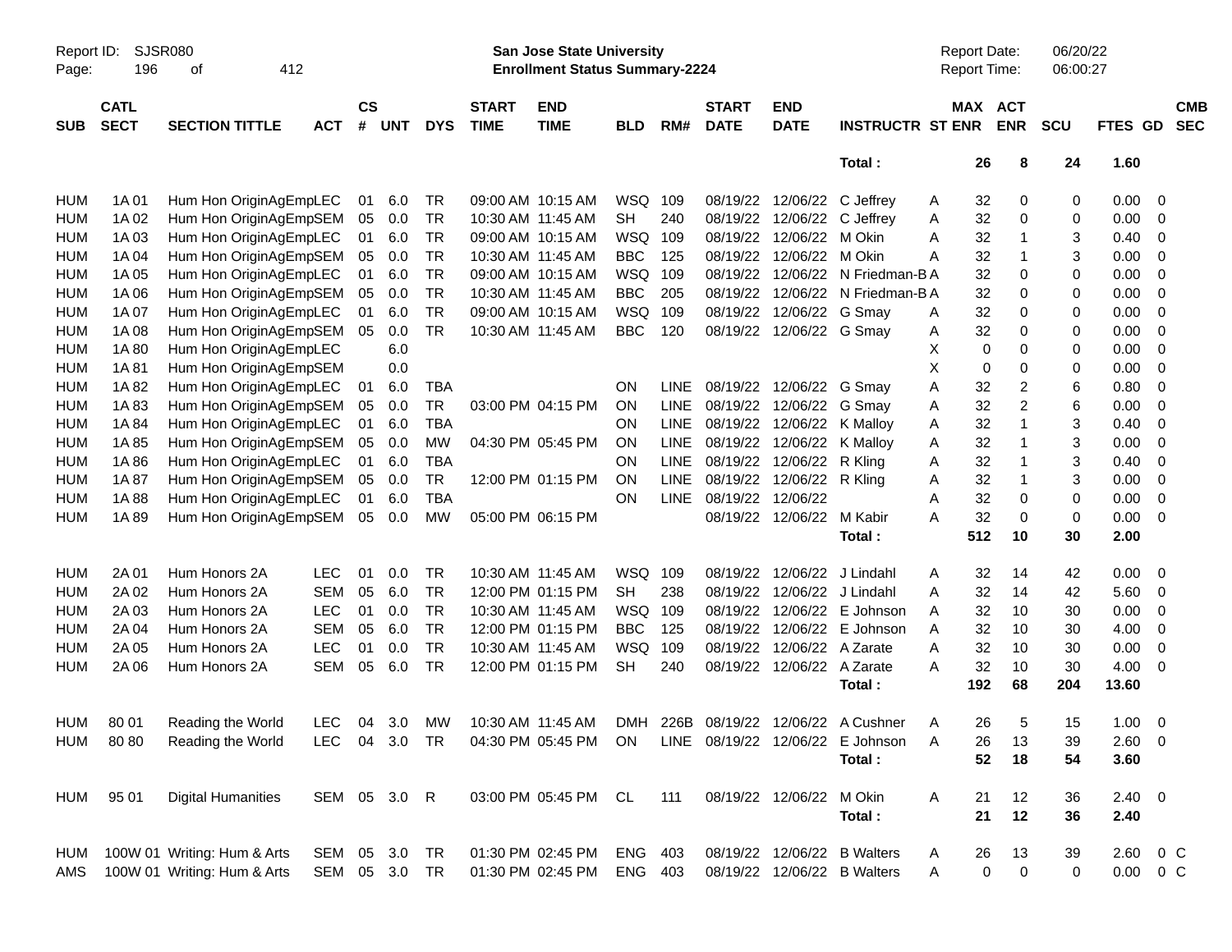Report ID: SJSR080

**San Jose State University**
**Enrollment Status Summary-2224**

Report Date: 06/20/22
Report Time: 06:00:27

| SUB | CATL SECT | SECTION TITTLE | ACT | CS # | UNT | DYS | START TIME | END TIME | BLD | RM# | START DATE | END DATE | INSTRUCTR | ST | MAX ENR | ACT ENR | SCU | FTES | GD | CMB SEC |
|---|---|---|---|---|---|---|---|---|---|---|---|---|---|---|---|---|---|---|---|---|
| | | | | | | | | | | | | | Total : | | 26 | 8 | 24 | 1.60 | | |
| HUM | 1A 01 | Hum Hon OriginAgEmp | LEC | 01 | 6.0 | TR | 09:00 AM | 10:15 AM | WSQ | 109 | 08/19/22 | 12/06/22 | C Jeffrey | A | 32 | 0 | 0 | 0.00 | 0 | |
| HUM | 1A 02 | Hum Hon OriginAgEmp | SEM | 05 | 0.0 | TR | 10:30 AM | 11:45 AM | SH | 240 | 08/19/22 | 12/06/22 | C Jeffrey | A | 32 | 0 | 0 | 0.00 | 0 | |
| HUM | 1A 03 | Hum Hon OriginAgEmp | LEC | 01 | 6.0 | TR | 09:00 AM | 10:15 AM | WSQ | 109 | 08/19/22 | 12/06/22 | M Okin | A | 32 | 1 | 3 | 0.40 | 0 | |
| HUM | 1A 04 | Hum Hon OriginAgEmp | SEM | 05 | 0.0 | TR | 10:30 AM | 11:45 AM | BBC | 125 | 08/19/22 | 12/06/22 | M Okin | A | 32 | 1 | 3 | 0.00 | 0 | |
| HUM | 1A 05 | Hum Hon OriginAgEmp | LEC | 01 | 6.0 | TR | 09:00 AM | 10:15 AM | WSQ | 109 | 08/19/22 | 12/06/22 | N Friedman-B | A | 32 | 0 | 0 | 0.00 | 0 | |
| HUM | 1A 06 | Hum Hon OriginAgEmp | SEM | 05 | 0.0 | TR | 10:30 AM | 11:45 AM | BBC | 205 | 08/19/22 | 12/06/22 | N Friedman-B | A | 32 | 0 | 0 | 0.00 | 0 | |
| HUM | 1A 07 | Hum Hon OriginAgEmp | LEC | 01 | 6.0 | TR | 09:00 AM | 10:15 AM | WSQ | 109 | 08/19/22 | 12/06/22 | G Smay | A | 32 | 0 | 0 | 0.00 | 0 | |
| HUM | 1A 08 | Hum Hon OriginAgEmp | SEM | 05 | 0.0 | TR | 10:30 AM | 11:45 AM | BBC | 120 | 08/19/22 | 12/06/22 | G Smay | A | 32 | 0 | 0 | 0.00 | 0 | |
| HUM | 1A 80 | Hum Hon OriginAgEmp | LEC | | 6.0 | | | | | | | | | X | 0 | 0 | 0 | 0.00 | 0 | |
| HUM | 1A 81 | Hum Hon OriginAgEmp | SEM | | 0.0 | | | | | | | | | X | 0 | 0 | 0 | 0.00 | 0 | |
| HUM | 1A 82 | Hum Hon OriginAgEmp | LEC | 01 | 6.0 | TBA | | | ON | LINE | 08/19/22 | 12/06/22 | G Smay | A | 32 | 2 | 6 | 0.80 | 0 | |
| HUM | 1A 83 | Hum Hon OriginAgEmp | SEM | 05 | 0.0 | TR | 03:00 PM | 04:15 PM | ON | LINE | 08/19/22 | 12/06/22 | G Smay | A | 32 | 2 | 6 | 0.00 | 0 | |
| HUM | 1A 84 | Hum Hon OriginAgEmp | LEC | 01 | 6.0 | TBA | | | ON | LINE | 08/19/22 | 12/06/22 | K Malloy | A | 32 | 1 | 3 | 0.40 | 0 | |
| HUM | 1A 85 | Hum Hon OriginAgEmp | SEM | 05 | 0.0 | MW | 04:30 PM | 05:45 PM | ON | LINE | 08/19/22 | 12/06/22 | K Malloy | A | 32 | 1 | 3 | 0.00 | 0 | |
| HUM | 1A 86 | Hum Hon OriginAgEmp | LEC | 01 | 6.0 | TBA | | | ON | LINE | 08/19/22 | 12/06/22 | R Kling | A | 32 | 1 | 3 | 0.40 | 0 | |
| HUM | 1A 87 | Hum Hon OriginAgEmp | SEM | 05 | 0.0 | TR | 12:00 PM | 01:15 PM | ON | LINE | 08/19/22 | 12/06/22 | R Kling | A | 32 | 1 | 3 | 0.00 | 0 | |
| HUM | 1A 88 | Hum Hon OriginAgEmp | LEC | 01 | 6.0 | TBA | | | ON | LINE | 08/19/22 | 12/06/22 | | A | 32 | 0 | 0 | 0.00 | 0 | |
| HUM | 1A 89 | Hum Hon OriginAgEmp | SEM | 05 | 0.0 | MW | 05:00 PM | 06:15 PM | | | 08/19/22 | 12/06/22 | M Kabir | A | 32 | 0 | 0 | 0.00 | 0 | |
| | | | | | | | | | | | | | Total : | | 512 | 10 | 30 | 2.00 | | |
| HUM | 2A 01 | Hum Honors 2A | LEC | 01 | 0.0 | TR | 10:30 AM | 11:45 AM | WSQ | 109 | 08/19/22 | 12/06/22 | J Lindahl | A | 32 | 14 | 42 | 0.00 | 0 | |
| HUM | 2A 02 | Hum Honors 2A | SEM | 05 | 6.0 | TR | 12:00 PM | 01:15 PM | SH | 238 | 08/19/22 | 12/06/22 | J Lindahl | A | 32 | 14 | 42 | 5.60 | 0 | |
| HUM | 2A 03 | Hum Honors 2A | LEC | 01 | 0.0 | TR | 10:30 AM | 11:45 AM | WSQ | 109 | 08/19/22 | 12/06/22 | E Johnson | A | 32 | 10 | 30 | 0.00 | 0 | |
| HUM | 2A 04 | Hum Honors 2A | SEM | 05 | 6.0 | TR | 12:00 PM | 01:15 PM | BBC | 125 | 08/19/22 | 12/06/22 | E Johnson | A | 32 | 10 | 30 | 4.00 | 0 | |
| HUM | 2A 05 | Hum Honors 2A | LEC | 01 | 0.0 | TR | 10:30 AM | 11:45 AM | WSQ | 109 | 08/19/22 | 12/06/22 | A Zarate | A | 32 | 10 | 30 | 0.00 | 0 | |
| HUM | 2A 06 | Hum Honors 2A | SEM | 05 | 6.0 | TR | 12:00 PM | 01:15 PM | SH | 240 | 08/19/22 | 12/06/22 | A Zarate | A | 32 | 10 | 30 | 4.00 | 0 | |
| | | | | | | | | | | | | | Total : | | 192 | 68 | 204 | 13.60 | | |
| HUM | 80 01 | Reading the World | LEC | 04 | 3.0 | MW | 10:30 AM | 11:45 AM | DMH | 226B | 08/19/22 | 12/06/22 | A Cushner | A | 26 | 5 | 15 | 1.00 | 0 | |
| HUM | 80 80 | Reading the World | LEC | 04 | 3.0 | TR | 04:30 PM | 05:45 PM | ON | LINE | 08/19/22 | 12/06/22 | E Johnson | A | 26 | 13 | 39 | 2.60 | 0 | |
| | | | | | | | | | | | | | Total : | | 52 | 18 | 54 | 3.60 | | |
| HUM | 95 01 | Digital Humanities | SEM | 05 | 3.0 | R | 03:00 PM | 05:45 PM | CL | 111 | 08/19/22 | 12/06/22 | M Okin | A | 21 | 12 | 36 | 2.40 | 0 | |
| | | | | | | | | | | | | | Total : | | 21 | 12 | 36 | 2.40 | | |
| HUM | 100W 01 | Writing: Hum & Arts | SEM | 05 | 3.0 | TR | 01:30 PM | 02:45 PM | ENG | 403 | 08/19/22 | 12/06/22 | B Walters | A | 26 | 13 | 39 | 2.60 | 0 | C |
| AMS | 100W 01 | Writing: Hum & Arts | SEM | 05 | 3.0 | TR | 01:30 PM | 02:45 PM | ENG | 403 | 08/19/22 | 12/06/22 | B Walters | A | 0 | 0 | 0 | 0.00 | 0 | C |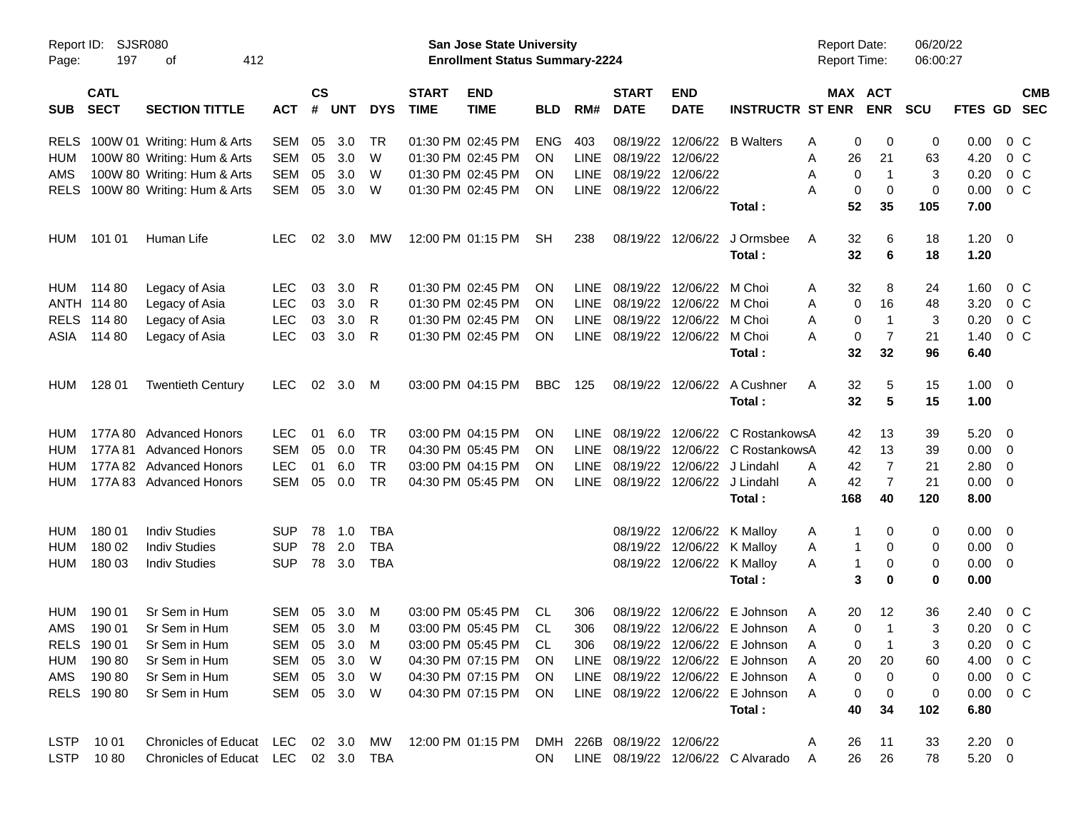Report ID: SJSR080
San Jose State University
Enrollment Status Summary-2224
Report Date: 06/20/22
Report Time: 06:00:27

| SUB | CATL SECT | SECTION TITTLE | ACT | CS # | UNT | DYS | START TIME | END TIME | BLD | RM# | START DATE | END DATE | INSTRUCTR | ST | MAX ENR | ACT ENR | SCU | FTES | GD | CMB SEC |
|---|---|---|---|---|---|---|---|---|---|---|---|---|---|---|---|---|---|---|---|---|
| RELS | 100W 01 | Writing: Hum & Arts | SEM | 05 | 3.0 | TR | 01:30 PM | 02:45 PM | ENG | 403 | 08/19/22 | 12/06/22 | B Walters | A | 0 | 0 | 0 | 0.00 | 0 | C |
| HUM | 100W 80 | Writing: Hum & Arts | SEM | 05 | 3.0 | W | 01:30 PM | 02:45 PM | ON | LINE | 08/19/22 | 12/06/22 | | A | 26 | 21 | 63 | 4.20 | 0 | C |
| AMS | 100W 80 | Writing: Hum & Arts | SEM | 05 | 3.0 | W | 01:30 PM | 02:45 PM | ON | LINE | 08/19/22 | 12/06/22 | | A | 0 | 1 | 3 | 0.20 | 0 | C |
| RELS | 100W 80 | Writing: Hum & Arts | SEM | 05 | 3.0 | W | 01:30 PM | 02:45 PM | ON | LINE | 08/19/22 | 12/06/22 | | A | 0 | 0 | 0 | 0.00 | 0 | C |
| | | | | | | | | | | | | | **Total :** | | **52** | **35** | **105** | **7.00** | | |
| HUM | 101 01 | Human Life | LEC | 02 | 3.0 | MW | 12:00 PM | 01:15 PM | SH | 238 | 08/19/22 | 12/06/22 | J Ormsbee | A | 32 | 6 | 18 | 1.20 | 0 | |
| | | | | | | | | | | | | | **Total :** | | **32** | **6** | **18** | **1.20** | | |
| HUM | 114 80 | Legacy of Asia | LEC | 03 | 3.0 | R | 01:30 PM | 02:45 PM | ON | LINE | 08/19/22 | 12/06/22 | M Choi | A | 32 | 8 | 24 | 1.60 | 0 | C |
| ANTH | 114 80 | Legacy of Asia | LEC | 03 | 3.0 | R | 01:30 PM | 02:45 PM | ON | LINE | 08/19/22 | 12/06/22 | M Choi | A | 0 | 16 | 48 | 3.20 | 0 | C |
| RELS | 114 80 | Legacy of Asia | LEC | 03 | 3.0 | R | 01:30 PM | 02:45 PM | ON | LINE | 08/19/22 | 12/06/22 | M Choi | A | 0 | 1 | 3 | 0.20 | 0 | C |
| ASIA | 114 80 | Legacy of Asia | LEC | 03 | 3.0 | R | 01:30 PM | 02:45 PM | ON | LINE | 08/19/22 | 12/06/22 | M Choi | A | 0 | 7 | 21 | 1.40 | 0 | C |
| | | | | | | | | | | | | | **Total :** | | **32** | **32** | **96** | **6.40** | | |
| HUM | 128 01 | Twentieth Century | LEC | 02 | 3.0 | M | 03:00 PM | 04:15 PM | BBC | 125 | 08/19/22 | 12/06/22 | A Cushner | A | 32 | 5 | 15 | 1.00 | 0 | |
| | | | | | | | | | | | | | **Total :** | | **32** | **5** | **15** | **1.00** | | |
| HUM | 177A 80 | Advanced Honors | LEC | 01 | 6.0 | TR | 03:00 PM | 04:15 PM | ON | LINE | 08/19/22 | 12/06/22 | C Rostankows | A | 42 | 13 | 39 | 5.20 | 0 | |
| HUM | 177A 81 | Advanced Honors | SEM | 05 | 0.0 | TR | 04:30 PM | 05:45 PM | ON | LINE | 08/19/22 | 12/06/22 | C Rostankows | A | 42 | 13 | 39 | 0.00 | 0 | |
| HUM | 177A 82 | Advanced Honors | LEC | 01 | 6.0 | TR | 03:00 PM | 04:15 PM | ON | LINE | 08/19/22 | 12/06/22 | J Lindahl | A | 42 | 7 | 21 | 2.80 | 0 | |
| HUM | 177A 83 | Advanced Honors | SEM | 05 | 0.0 | TR | 04:30 PM | 05:45 PM | ON | LINE | 08/19/22 | 12/06/22 | J Lindahl | A | 42 | 7 | 21 | 0.00 | 0 | |
| | | | | | | | | | | | | | **Total :** | | **168** | **40** | **120** | **8.00** | | |
| HUM | 180 01 | Indiv Studies | SUP | 78 | 1.0 | TBA | | | | | 08/19/22 | 12/06/22 | K Malloy | A | 1 | 0 | 0 | 0.00 | 0 | |
| HUM | 180 02 | Indiv Studies | SUP | 78 | 2.0 | TBA | | | | | 08/19/22 | 12/06/22 | K Malloy | A | 1 | 0 | 0 | 0.00 | 0 | |
| HUM | 180 03 | Indiv Studies | SUP | 78 | 3.0 | TBA | | | | | 08/19/22 | 12/06/22 | K Malloy | A | 1 | 0 | 0 | 0.00 | 0 | |
| | | | | | | | | | | | | | **Total :** | | **3** | **0** | **0** | **0.00** | | |
| HUM | 190 01 | Sr Sem in Hum | SEM | 05 | 3.0 | M | 03:00 PM | 05:45 PM | CL | 306 | 08/19/22 | 12/06/22 | E Johnson | A | 20 | 12 | 36 | 2.40 | 0 | C |
| AMS | 190 01 | Sr Sem in Hum | SEM | 05 | 3.0 | M | 03:00 PM | 05:45 PM | CL | 306 | 08/19/22 | 12/06/22 | E Johnson | A | 0 | 1 | 3 | 0.20 | 0 | C |
| RELS | 190 01 | Sr Sem in Hum | SEM | 05 | 3.0 | M | 03:00 PM | 05:45 PM | CL | 306 | 08/19/22 | 12/06/22 | E Johnson | A | 0 | 1 | 3 | 0.20 | 0 | C |
| HUM | 190 80 | Sr Sem in Hum | SEM | 05 | 3.0 | W | 04:30 PM | 07:15 PM | ON | LINE | 08/19/22 | 12/06/22 | E Johnson | A | 20 | 20 | 60 | 4.00 | 0 | C |
| AMS | 190 80 | Sr Sem in Hum | SEM | 05 | 3.0 | W | 04:30 PM | 07:15 PM | ON | LINE | 08/19/22 | 12/06/22 | E Johnson | A | 0 | 0 | 0 | 0.00 | 0 | C |
| RELS | 190 80 | Sr Sem in Hum | SEM | 05 | 3.0 | W | 04:30 PM | 07:15 PM | ON | LINE | 08/19/22 | 12/06/22 | E Johnson | A | 0 | 0 | 0 | 0.00 | 0 | C |
| | | | | | | | | | | | | | **Total :** | | **40** | **34** | **102** | **6.80** | | |
| LSTP | 10 01 | Chronicles of Educat | LEC | 02 | 3.0 | MW | 12:00 PM | 01:15 PM | DMH | 226B | 08/19/22 | 12/06/22 | | A | 26 | 11 | 33 | 2.20 | 0 | |
| LSTP | 10 80 | Chronicles of Educat | LEC | 02 | 3.0 | TBA | | | ON | LINE | 08/19/22 | 12/06/22 | C Alvarado | A | 26 | 26 | 78 | 5.20 | 0 | |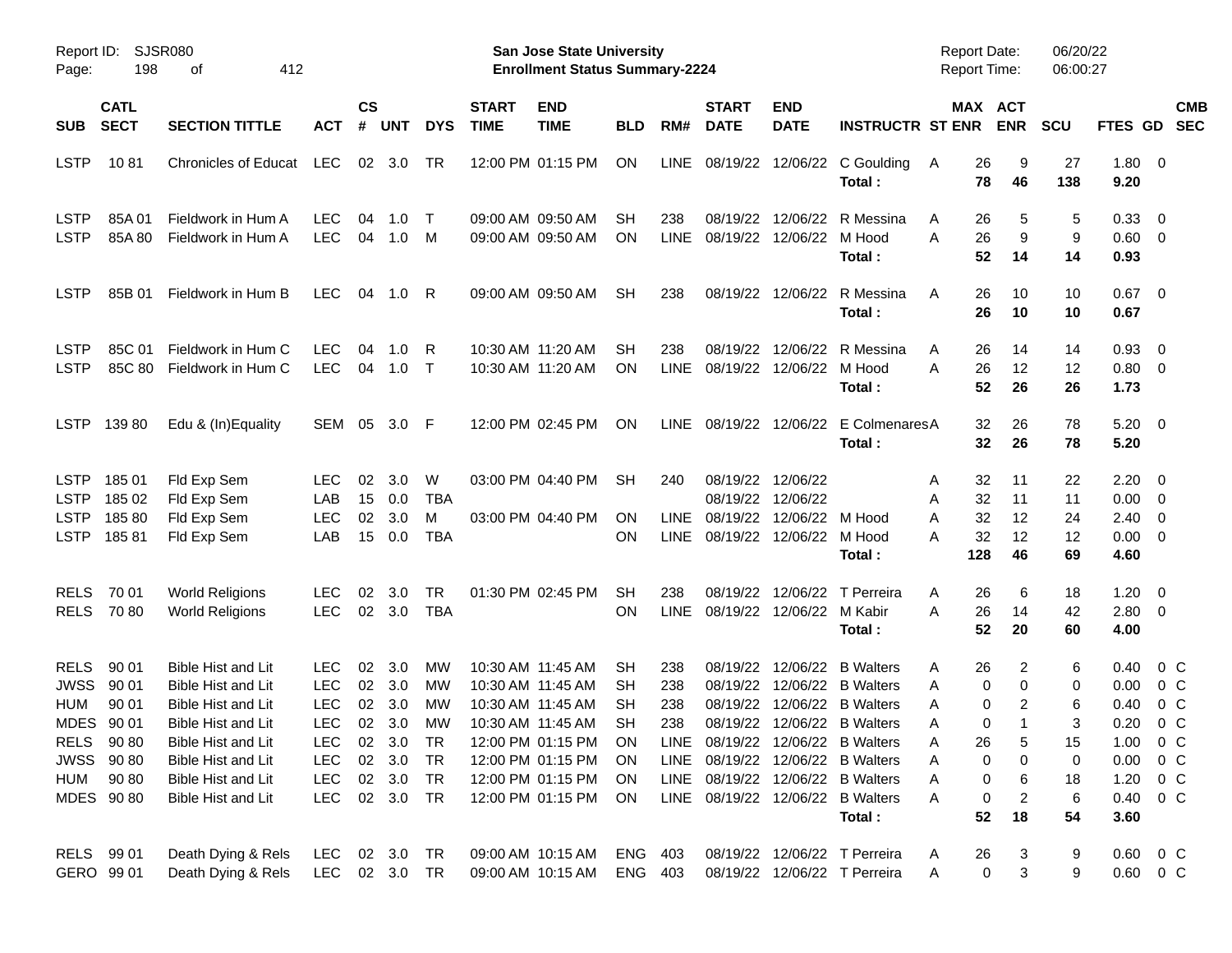Report ID: SJSR080 **San Jose State University** Report Date: 06/20/22
**Enrollment Status Summary-2224** Report Time: 06:00:27

| SUB | CATL SECT | SECTION TITTLE | ACT | CS # | UNT | DYS | START TIME | END TIME | BLD | RM# | START DATE | END DATE | INSTRUCTR | ST | MAX ENR | ACT ENR | SCU | FTES | GD | CMB SEC |
|---|---|---|---|---|---|---|---|---|---|---|---|---|---|---|---|---|---|---|---|---|
| LSTP | 10 81 | Chronicles of Educat | LEC | 02 | 3.0 | TR | 12:00 PM | 01:15 PM | ON | LINE | 08/19/22 | 12/06/22 | C Goulding | A | 26 | 9 | 27 | 1.80 | 0 | |
| | | | | | | | | | | | | | **Total :** | | **78** | **46** | **138** | **9.20** | | |
| LSTP | 85A 01 | Fieldwork in Hum A | LEC | 04 | 1.0 | T | 09:00 AM | 09:50 AM | SH | 238 | 08/19/22 | 12/06/22 | R Messina | A | 26 | 5 | 5 | 0.33 | 0 | |
| LSTP | 85A 80 | Fieldwork in Hum A | LEC | 04 | 1.0 | M | 09:00 AM | 09:50 AM | ON | LINE | 08/19/22 | 12/06/22 | M Hood | A | 26 | 9 | 9 | 0.60 | 0 | |
| | | | | | | | | | | | | | **Total :** | | **52** | **14** | **14** | **0.93** | | |
| LSTP | 85B 01 | Fieldwork in Hum B | LEC | 04 | 1.0 | R | 09:00 AM | 09:50 AM | SH | 238 | 08/19/22 | 12/06/22 | R Messina | A | 26 | 10 | 10 | 0.67 | 0 | |
| | | | | | | | | | | | | | **Total :** | | **26** | **10** | **10** | **0.67** | | |
| LSTP | 85C 01 | Fieldwork in Hum C | LEC | 04 | 1.0 | R | 10:30 AM | 11:20 AM | SH | 238 | 08/19/22 | 12/06/22 | R Messina | A | 26 | 14 | 14 | 0.93 | 0 | |
| LSTP | 85C 80 | Fieldwork in Hum C | LEC | 04 | 1.0 | T | 10:30 AM | 11:20 AM | ON | LINE | 08/19/22 | 12/06/22 | M Hood | A | 26 | 12 | 12 | 0.80 | 0 | |
| | | | | | | | | | | | | | **Total :** | | **52** | **26** | **26** | **1.73** | | |
| LSTP | 139 80 | Edu & (In)Equality | SEM | 05 | 3.0 | F | 12:00 PM | 02:45 PM | ON | LINE | 08/19/22 | 12/06/22 | E Colmenares | A | 32 | 26 | 78 | 5.20 | 0 | |
| | | | | | | | | | | | | | **Total :** | | **32** | **26** | **78** | **5.20** | | |
| LSTP | 185 01 | Fld Exp Sem | LEC | 02 | 3.0 | W | 03:00 PM | 04:40 PM | SH | 240 | 08/19/22 | 12/06/22 | | A | 32 | 11 | 22 | 2.20 | 0 | |
| LSTP | 185 02 | Fld Exp Sem | LAB | 15 | 0.0 | TBA | | | | | 08/19/22 | 12/06/22 | | A | 32 | 11 | 11 | 0.00 | 0 | |
| LSTP | 185 80 | Fld Exp Sem | LEC | 02 | 3.0 | M | 03:00 PM | 04:40 PM | ON | LINE | 08/19/22 | 12/06/22 | M Hood | A | 32 | 12 | 24 | 2.40 | 0 | |
| LSTP | 185 81 | Fld Exp Sem | LAB | 15 | 0.0 | TBA | | | ON | LINE | 08/19/22 | 12/06/22 | M Hood | A | 32 | 12 | 12 | 0.00 | 0 | |
| | | | | | | | | | | | | | **Total :** | | **128** | **46** | **69** | **4.60** | | |
| RELS | 70 01 | World Religions | LEC | 02 | 3.0 | TR | 01:30 PM | 02:45 PM | SH | 238 | 08/19/22 | 12/06/22 | T Perreira | A | 26 | 6 | 18 | 1.20 | 0 | |
| RELS | 70 80 | World Religions | LEC | 02 | 3.0 | TBA | | | ON | LINE | 08/19/22 | 12/06/22 | M Kabir | A | 26 | 14 | 42 | 2.80 | 0 | |
| | | | | | | | | | | | | | **Total :** | | **52** | **20** | **60** | **4.00** | | |
| RELS | 90 01 | Bible Hist and Lit | LEC | 02 | 3.0 | MW | 10:30 AM | 11:45 AM | SH | 238 | 08/19/22 | 12/06/22 | B Walters | A | 26 | 2 | 6 | 0.40 | 0 | C |
| JWSS | 90 01 | Bible Hist and Lit | LEC | 02 | 3.0 | MW | 10:30 AM | 11:45 AM | SH | 238 | 08/19/22 | 12/06/22 | B Walters | A | 0 | 0 | 0 | 0.00 | 0 | C |
| HUM | 90 01 | Bible Hist and Lit | LEC | 02 | 3.0 | MW | 10:30 AM | 11:45 AM | SH | 238 | 08/19/22 | 12/06/22 | B Walters | A | 0 | 2 | 6 | 0.40 | 0 | C |
| MDES | 90 01 | Bible Hist and Lit | LEC | 02 | 3.0 | MW | 10:30 AM | 11:45 AM | SH | 238 | 08/19/22 | 12/06/22 | B Walters | A | 0 | 1 | 3 | 0.20 | 0 | C |
| RELS | 90 80 | Bible Hist and Lit | LEC | 02 | 3.0 | TR | 12:00 PM | 01:15 PM | ON | LINE | 08/19/22 | 12/06/22 | B Walters | A | 26 | 5 | 15 | 1.00 | 0 | C |
| JWSS | 90 80 | Bible Hist and Lit | LEC | 02 | 3.0 | TR | 12:00 PM | 01:15 PM | ON | LINE | 08/19/22 | 12/06/22 | B Walters | A | 0 | 0 | 0 | 0.00 | 0 | C |
| HUM | 90 80 | Bible Hist and Lit | LEC | 02 | 3.0 | TR | 12:00 PM | 01:15 PM | ON | LINE | 08/19/22 | 12/06/22 | B Walters | A | 0 | 6 | 18 | 1.20 | 0 | C |
| MDES | 90 80 | Bible Hist and Lit | LEC | 02 | 3.0 | TR | 12:00 PM | 01:15 PM | ON | LINE | 08/19/22 | 12/06/22 | B Walters | A | 0 | 2 | 6 | 0.40 | 0 | C |
| | | | | | | | | | | | | | **Total :** | | **52** | **18** | **54** | **3.60** | | |
| RELS | 99 01 | Death Dying & Rels | LEC | 02 | 3.0 | TR | 09:00 AM | 10:15 AM | ENG | 403 | 08/19/22 | 12/06/22 | T Perreira | A | 26 | 3 | 9 | 0.60 | 0 | C |
| GERO | 99 01 | Death Dying & Rels | LEC | 02 | 3.0 | TR | 09:00 AM | 10:15 AM | ENG | 403 | 08/19/22 | 12/06/22 | T Perreira | A | 0 | 3 | 9 | 0.60 | 0 | C |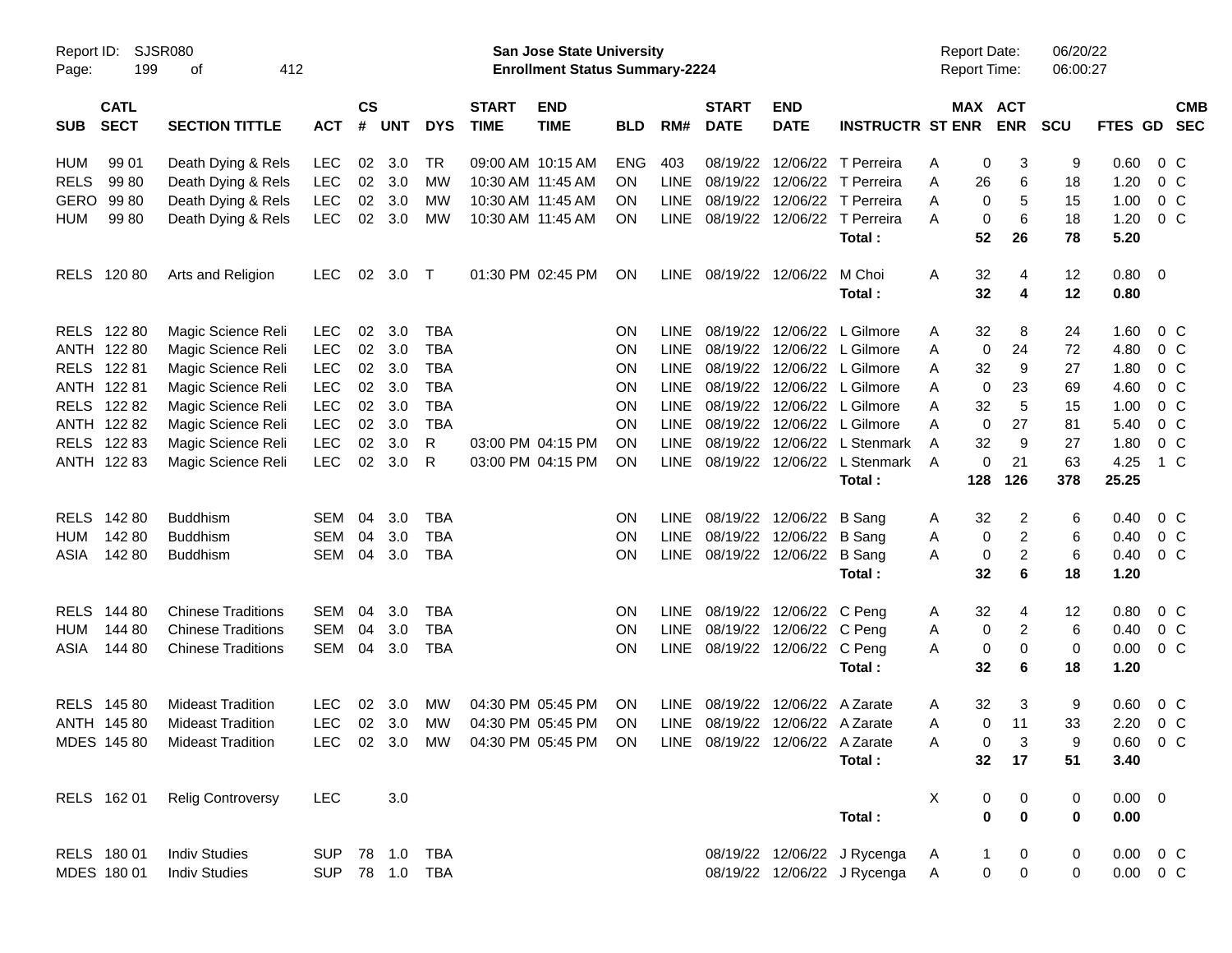Report ID: SJSR080
Page: 199 of 412

**San Jose State University**
**Enrollment Status Summary-2224**

Report Date: 06/20/22
Report Time: 06:00:27

| SUB | CATL SECT | SECTION TITTLE | ACT | CS # | UNT | DYS | START TIME | END TIME | BLD | RM# | START DATE | END DATE | INSTRUCTR | ST | MAX ENR | ACT ENR | SCU | FTES | GD | CMB SEC |
|---|---|---|---|---|---|---|---|---|---|---|---|---|---|---|---|---|---|---|---|---|
| HUM | 99 01 | Death Dying & Rels | LEC | 02 | 3.0 | TR | 09:00 AM | 10:15 AM | ENG | 403 | 08/19/22 | 12/06/22 | T Perreira | A | 0 | 3 | 9 | 0.60 | 0 | C |
| RELS | 99 80 | Death Dying & Rels | LEC | 02 | 3.0 | MW | 10:30 AM | 11:45 AM | ON | LINE | 08/19/22 | 12/06/22 | T Perreira | A | 26 | 6 | 18 | 1.20 | 0 | C |
| GERO | 99 80 | Death Dying & Rels | LEC | 02 | 3.0 | MW | 10:30 AM | 11:45 AM | ON | LINE | 08/19/22 | 12/06/22 | T Perreira | A | 0 | 5 | 15 | 1.00 | 0 | C |
| HUM | 99 80 | Death Dying & Rels | LEC | 02 | 3.0 | MW | 10:30 AM | 11:45 AM | ON | LINE | 08/19/22 | 12/06/22 | T Perreira | A | 0 | 6 | 18 | 1.20 | 0 | C |
| | | | | | | | | | | | | | **Total :** | | **52** | **26** | **78** | **5.20** | | |
| RELS | 120 80 | Arts and Religion | LEC | 02 | 3.0 | T | 01:30 PM | 02:45 PM | ON | LINE | 08/19/22 | 12/06/22 | M Choi | A | 32 | 4 | 12 | 0.80 | 0 | |
| | | | | | | | | | | | | | **Total :** | | **32** | **4** | **12** | **0.80** | | |
| RELS | 122 80 | Magic Science Reli | LEC | 02 | 3.0 | TBA | | | ON | LINE | 08/19/22 | 12/06/22 | L Gilmore | A | 32 | 8 | 24 | 1.60 | 0 | C |
| ANTH | 122 80 | Magic Science Reli | LEC | 02 | 3.0 | TBA | | | ON | LINE | 08/19/22 | 12/06/22 | L Gilmore | A | 0 | 24 | 72 | 4.80 | 0 | C |
| RELS | 122 81 | Magic Science Reli | LEC | 02 | 3.0 | TBA | | | ON | LINE | 08/19/22 | 12/06/22 | L Gilmore | A | 32 | 9 | 27 | 1.80 | 0 | C |
| ANTH | 122 81 | Magic Science Reli | LEC | 02 | 3.0 | TBA | | | ON | LINE | 08/19/22 | 12/06/22 | L Gilmore | A | 0 | 23 | 69 | 4.60 | 0 | C |
| RELS | 122 82 | Magic Science Reli | LEC | 02 | 3.0 | TBA | | | ON | LINE | 08/19/22 | 12/06/22 | L Gilmore | A | 32 | 5 | 15 | 1.00 | 0 | C |
| ANTH | 122 82 | Magic Science Reli | LEC | 02 | 3.0 | TBA | | | ON | LINE | 08/19/22 | 12/06/22 | L Gilmore | A | 0 | 27 | 81 | 5.40 | 0 | C |
| RELS | 122 83 | Magic Science Reli | LEC | 02 | 3.0 | R | 03:00 PM | 04:15 PM | ON | LINE | 08/19/22 | 12/06/22 | L Stenmark | A | 32 | 9 | 27 | 1.80 | 0 | C |
| ANTH | 122 83 | Magic Science Reli | LEC | 02 | 3.0 | R | 03:00 PM | 04:15 PM | ON | LINE | 08/19/22 | 12/06/22 | L Stenmark | A | 0 | 21 | 63 | 4.25 | 1 | C |
| | | | | | | | | | | | | | **Total :** | | **128** | **126** | **378** | **25.25** | | |
| RELS | 142 80 | Buddhism | SEM | 04 | 3.0 | TBA | | | ON | LINE | 08/19/22 | 12/06/22 | B Sang | A | 32 | 2 | 6 | 0.40 | 0 | C |
| HUM | 142 80 | Buddhism | SEM | 04 | 3.0 | TBA | | | ON | LINE | 08/19/22 | 12/06/22 | B Sang | A | 0 | 2 | 6 | 0.40 | 0 | C |
| ASIA | 142 80 | Buddhism | SEM | 04 | 3.0 | TBA | | | ON | LINE | 08/19/22 | 12/06/22 | B Sang | A | 0 | 2 | 6 | 0.40 | 0 | C |
| | | | | | | | | | | | | | **Total :** | | **32** | **6** | **18** | **1.20** | | |
| RELS | 144 80 | Chinese Traditions | SEM | 04 | 3.0 | TBA | | | ON | LINE | 08/19/22 | 12/06/22 | C Peng | A | 32 | 4 | 12 | 0.80 | 0 | C |
| HUM | 144 80 | Chinese Traditions | SEM | 04 | 3.0 | TBA | | | ON | LINE | 08/19/22 | 12/06/22 | C Peng | A | 0 | 2 | 6 | 0.40 | 0 | C |
| ASIA | 144 80 | Chinese Traditions | SEM | 04 | 3.0 | TBA | | | ON | LINE | 08/19/22 | 12/06/22 | C Peng | A | 0 | 0 | 0 | 0.00 | 0 | C |
| | | | | | | | | | | | | | **Total :** | | **32** | **6** | **18** | **1.20** | | |
| RELS | 145 80 | Mideast Tradition | LEC | 02 | 3.0 | MW | 04:30 PM | 05:45 PM | ON | LINE | 08/19/22 | 12/06/22 | A Zarate | A | 32 | 3 | 9 | 0.60 | 0 | C |
| ANTH | 145 80 | Mideast Tradition | LEC | 02 | 3.0 | MW | 04:30 PM | 05:45 PM | ON | LINE | 08/19/22 | 12/06/22 | A Zarate | A | 0 | 11 | 33 | 2.20 | 0 | C |
| MDES | 145 80 | Mideast Tradition | LEC | 02 | 3.0 | MW | 04:30 PM | 05:45 PM | ON | LINE | 08/19/22 | 12/06/22 | A Zarate | A | 0 | 3 | 9 | 0.60 | 0 | C |
| | | | | | | | | | | | | | **Total :** | | **32** | **17** | **51** | **3.40** | | |
| RELS | 162 01 | Relig Controversy | LEC | | 3.0 | | | | | | | | | X | 0 | 0 | 0 | 0.00 | 0 | |
| | | | | | | | | | | | | | **Total :** | | **0** | **0** | **0** | **0.00** | | |
| RELS | 180 01 | Indiv Studies | SUP | 78 | 1.0 | TBA | | | | | 08/19/22 | 12/06/22 | J Rycenga | A | 1 | 0 | 0 | 0.00 | 0 | C |
| MDES | 180 01 | Indiv Studies | SUP | 78 | 1.0 | TBA | | | | | 08/19/22 | 12/06/22 | J Rycenga | A | 0 | 0 | 0 | 0.00 | 0 | C |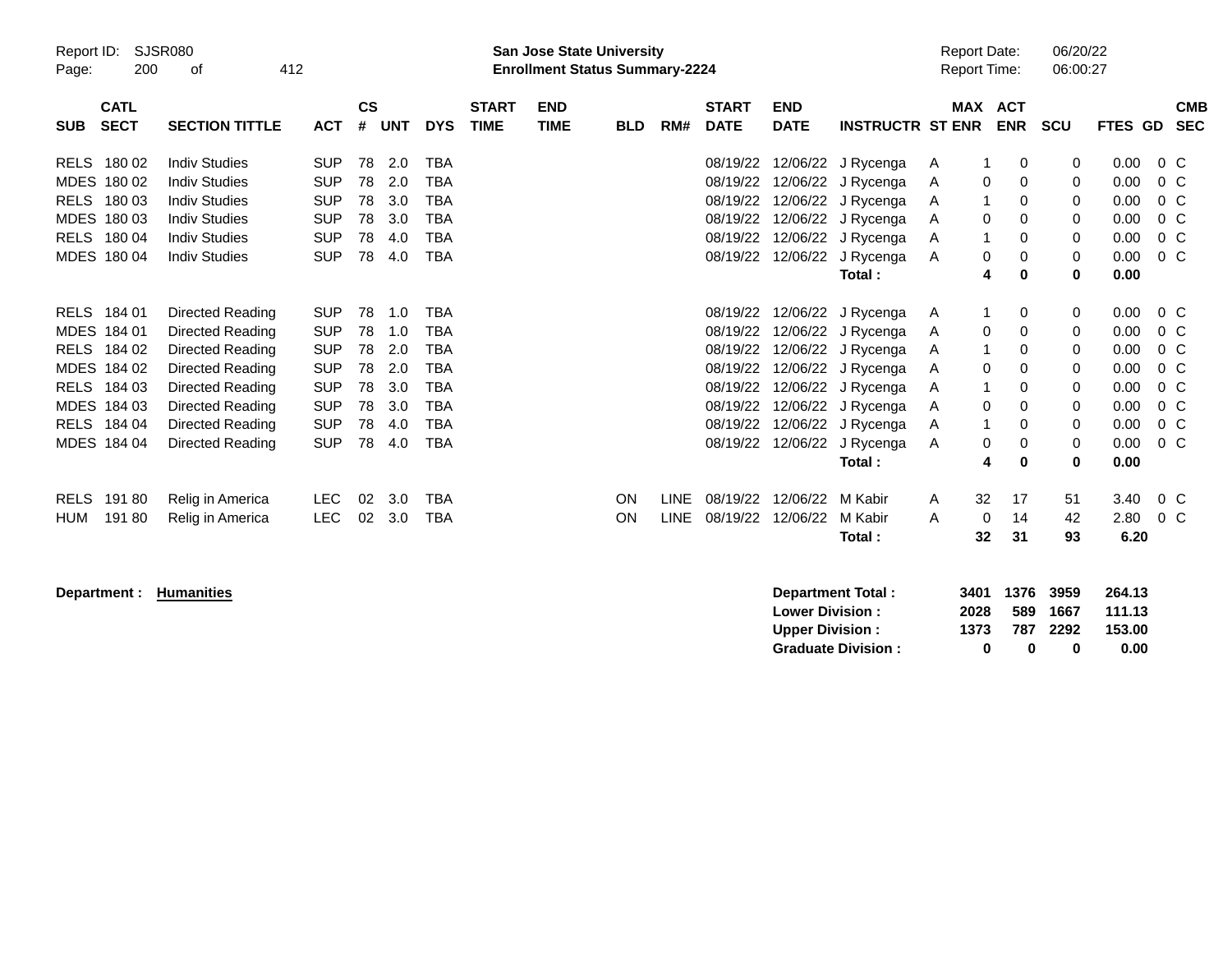Report ID: SJSR080
San Jose State University
Enrollment Status Summary-2224
Report Date: 06/20/22
Report Time: 06:00:27

| SUB | CATL SECT | SECTION TITTLE | ACT | CS # | UNT | DYS | START TIME | END TIME | BLD | RM# | START DATE | END DATE | INSTRUCTR | ST | MAX ENR | ACT ENR | SCU | FTES | GD | CMB SEC |
|---|---|---|---|---|---|---|---|---|---|---|---|---|---|---|---|---|---|---|---|---|
| RELS | 180 02 | Indiv Studies | SUP | 78 | 2.0 | TBA | | | | | 08/19/22 | 12/06/22 | J Rycenga | A | 1 | 0 | 0 | 0.00 | 0 | C |
| MDES | 180 02 | Indiv Studies | SUP | 78 | 2.0 | TBA | | | | | 08/19/22 | 12/06/22 | J Rycenga | A | 0 | 0 | 0 | 0.00 | 0 | C |
| RELS | 180 03 | Indiv Studies | SUP | 78 | 3.0 | TBA | | | | | 08/19/22 | 12/06/22 | J Rycenga | A | 1 | 0 | 0 | 0.00 | 0 | C |
| MDES | 180 03 | Indiv Studies | SUP | 78 | 3.0 | TBA | | | | | 08/19/22 | 12/06/22 | J Rycenga | A | 0 | 0 | 0 | 0.00 | 0 | C |
| RELS | 180 04 | Indiv Studies | SUP | 78 | 4.0 | TBA | | | | | 08/19/22 | 12/06/22 | J Rycenga | A | 1 | 0 | 0 | 0.00 | 0 | C |
| MDES | 180 04 | Indiv Studies | SUP | 78 | 4.0 | TBA | | | | | 08/19/22 | 12/06/22 | J Rycenga | A | 0 | 0 | 0 | 0.00 | 0 | C |
| | | | | | | | | | | | | | **Total :** | | **4** | **0** | **0** | **0.00** | | |
| RELS | 184 01 | Directed Reading | SUP | 78 | 1.0 | TBA | | | | | 08/19/22 | 12/06/22 | J Rycenga | A | 1 | 0 | 0 | 0.00 | 0 | C |
| MDES | 184 01 | Directed Reading | SUP | 78 | 1.0 | TBA | | | | | 08/19/22 | 12/06/22 | J Rycenga | A | 0 | 0 | 0 | 0.00 | 0 | C |
| RELS | 184 02 | Directed Reading | SUP | 78 | 2.0 | TBA | | | | | 08/19/22 | 12/06/22 | J Rycenga | A | 1 | 0 | 0 | 0.00 | 0 | C |
| MDES | 184 02 | Directed Reading | SUP | 78 | 2.0 | TBA | | | | | 08/19/22 | 12/06/22 | J Rycenga | A | 0 | 0 | 0 | 0.00 | 0 | C |
| RELS | 184 03 | Directed Reading | SUP | 78 | 3.0 | TBA | | | | | 08/19/22 | 12/06/22 | J Rycenga | A | 1 | 0 | 0 | 0.00 | 0 | C |
| MDES | 184 03 | Directed Reading | SUP | 78 | 3.0 | TBA | | | | | 08/19/22 | 12/06/22 | J Rycenga | A | 0 | 0 | 0 | 0.00 | 0 | C |
| RELS | 184 04 | Directed Reading | SUP | 78 | 4.0 | TBA | | | | | 08/19/22 | 12/06/22 | J Rycenga | A | 1 | 0 | 0 | 0.00 | 0 | C |
| MDES | 184 04 | Directed Reading | SUP | 78 | 4.0 | TBA | | | | | 08/19/22 | 12/06/22 | J Rycenga | A | 0 | 0 | 0 | 0.00 | 0 | C |
| | | | | | | | | | | | | | **Total :** | | **4** | **0** | **0** | **0.00** | | |
| RELS | 191 80 | Relig in America | LEC | 02 | 3.0 | TBA | | | ON | LINE | 08/19/22 | 12/06/22 | M Kabir | A | 32 | 17 | 51 | 3.40 | 0 | C |
| HUM | 191 80 | Relig in America | LEC | 02 | 3.0 | TBA | | | ON | LINE | 08/19/22 | 12/06/22 | M Kabir | A | 0 | 14 | 42 | 2.80 | 0 | C |
| | | | | | | | | | | | | | **Total :** | | **32** | **31** | **93** | **6.20** | | |

**Department :** **Humanities**

| | MAX ENR | ACT ENR | SCU | FTES |
|---|---|---|---|---|
| **Department Total :** | **3401** | **1376** | **3959** | **264.13** |
| **Lower Division :** | **2028** | **589** | **1667** | **111.13** |
| **Upper Division :** | **1373** | **787** | **2292** | **153.00** |
| **Graduate Division :** | **0** | **0** | **0** | **0.00** |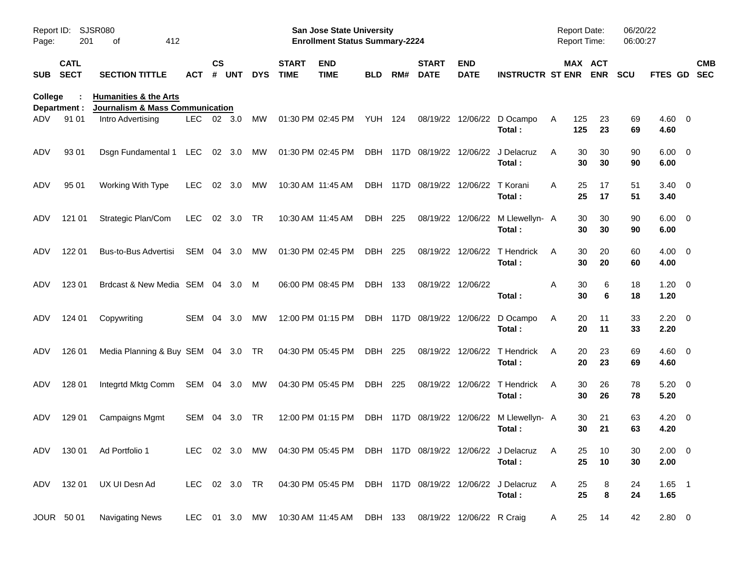Report ID: SJSR080
San Jose State University
Enrollment Status Summary-2224
Report Date: 06/20/22
Report Time: 06:00:27

| SUB | CATL SECT | SECTION TITTLE | ACT | CS # | UNT | DYS | START TIME | END TIME | BLD | RM# | START DATE | END DATE | INSTRUCTR | ST | MAX ENR | ACT ENR | SCU | FTES | GD | CMB SEC |
|---|---|---|---|---|---|---|---|---|---|---|---|---|---|---|---|---|---|---|---|---|
| **College :** | | **Humanities & the Arts** | | | | | | | | | | | | | | | | | | |
| **Department :** | | **Journalism & Mass Communication** | | | | | | | | | | | | | | | | | | |
| ADV | 91 01 | Intro Advertising | LEC | 02 | 3.0 | MW | 01:30 PM | 02:45 PM | YUH | 124 | 08/19/22 | 12/06/22 | D Ocampo | A | 125 | 23 | 69 | 4.60 | 0 | |
| | | | | | | | | | | | | | **Total :** | | **125** | **23** | **69** | **4.60** | | |
| ADV | 93 01 | Dsgn Fundamental 1 | LEC | 02 | 3.0 | MW | 01:30 PM | 02:45 PM | DBH | 117D | 08/19/22 | 12/06/22 | J Delacruz | A | 30 | 30 | 90 | 6.00 | 0 | |
| | | | | | | | | | | | | | **Total :** | | **30** | **30** | **90** | **6.00** | | |
| ADV | 95 01 | Working With Type | LEC | 02 | 3.0 | MW | 10:30 AM | 11:45 AM | DBH | 117D | 08/19/22 | 12/06/22 | T Korani | A | 25 | 17 | 51 | 3.40 | 0 | |
| | | | | | | | | | | | | | **Total :** | | **25** | **17** | **51** | **3.40** | | |
| ADV | 121 01 | Strategic Plan/Com | LEC | 02 | 3.0 | TR | 10:30 AM | 11:45 AM | DBH | 225 | 08/19/22 | 12/06/22 | M Llewellyn- | A | 30 | 30 | 90 | 6.00 | 0 | |
| | | | | | | | | | | | | | **Total :** | | **30** | **30** | **90** | **6.00** | | |
| ADV | 122 01 | Bus-to-Bus Advertisi | SEM | 04 | 3.0 | MW | 01:30 PM | 02:45 PM | DBH | 225 | 08/19/22 | 12/06/22 | T Hendrick | A | 30 | 20 | 60 | 4.00 | 0 | |
| | | | | | | | | | | | | | **Total :** | | **30** | **20** | **60** | **4.00** | | |
| ADV | 123 01 | Brdcast & New Media | SEM | 04 | 3.0 | M | 06:00 PM | 08:45 PM | DBH | 133 | 08/19/22 | 12/06/22 | | A | 30 | 6 | 18 | 1.20 | 0 | |
| | | | | | | | | | | | | | **Total :** | | **30** | **6** | **18** | **1.20** | | |
| ADV | 124 01 | Copywriting | SEM | 04 | 3.0 | MW | 12:00 PM | 01:15 PM | DBH | 117D | 08/19/22 | 12/06/22 | D Ocampo | A | 20 | 11 | 33 | 2.20 | 0 | |
| | | | | | | | | | | | | | **Total :** | | **20** | **11** | **33** | **2.20** | | |
| ADV | 126 01 | Media Planning & Buy | SEM | 04 | 3.0 | TR | 04:30 PM | 05:45 PM | DBH | 225 | 08/19/22 | 12/06/22 | T Hendrick | A | 20 | 23 | 69 | 4.60 | 0 | |
| | | | | | | | | | | | | | **Total :** | | **20** | **23** | **69** | **4.60** | | |
| ADV | 128 01 | Integrtd Mktg Comm | SEM | 04 | 3.0 | MW | 04:30 PM | 05:45 PM | DBH | 225 | 08/19/22 | 12/06/22 | T Hendrick | A | 30 | 26 | 78 | 5.20 | 0 | |
| | | | | | | | | | | | | | **Total :** | | **30** | **26** | **78** | **5.20** | | |
| ADV | 129 01 | Campaigns Mgmt | SEM | 04 | 3.0 | TR | 12:00 PM | 01:15 PM | DBH | 117D | 08/19/22 | 12/06/22 | M Llewellyn- | A | 30 | 21 | 63 | 4.20 | 0 | |
| | | | | | | | | | | | | | **Total :** | | **30** | **21** | **63** | **4.20** | | |
| ADV | 130 01 | Ad Portfolio 1 | LEC | 02 | 3.0 | MW | 04:30 PM | 05:45 PM | DBH | 117D | 08/19/22 | 12/06/22 | J Delacruz | A | 25 | 10 | 30 | 2.00 | 0 | |
| | | | | | | | | | | | | | **Total :** | | **25** | **10** | **30** | **2.00** | | |
| ADV | 132 01 | UX UI Desn Ad | LEC | 02 | 3.0 | TR | 04:30 PM | 05:45 PM | DBH | 117D | 08/19/22 | 12/06/22 | J Delacruz | A | 25 | 8 | 24 | 1.65 | 1 | |
| | | | | | | | | | | | | | **Total :** | | **25** | **8** | **24** | **1.65** | | |
| JOUR | 50 01 | Navigating News | LEC | 01 | 3.0 | MW | 10:30 AM | 11:45 AM | DBH | 133 | 08/19/22 | 12/06/22 | R Craig | A | 25 | 14 | 42 | 2.80 | 0 | |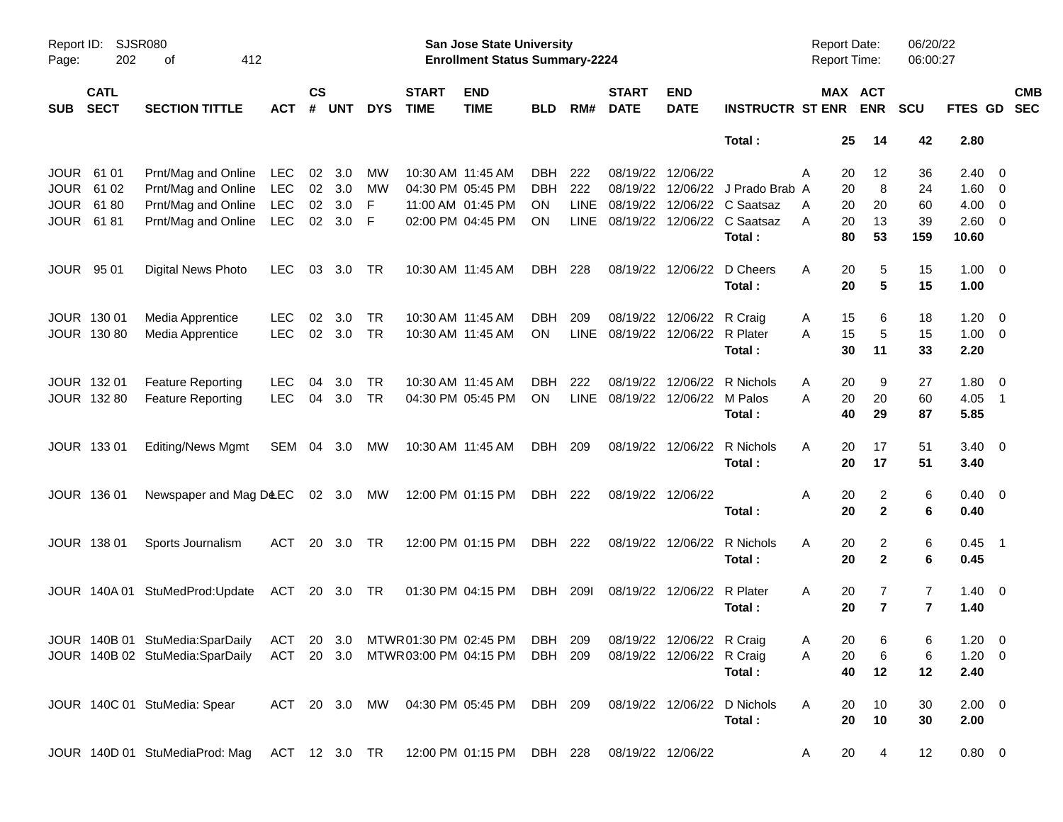Report ID: SJSR080 | San Jose State University | Report Date: 06/20/22
Page: 202 of 412 | Enrollment Status Summary-2224 | Report Time: 06:00:27

| SUB | CATL SECT | SECTION TITTLE | ACT | CS # | UNT | DYS | START TIME | END TIME | BLD | RM# | START DATE | END DATE | INSTRUCTR | ST | MAX ENR | ACT ENR | SCU | FTES | GD | CMB SEC |
|---|---|---|---|---|---|---|---|---|---|---|---|---|---|---|---|---|---|---|---|---|
| | | | | | | | | | | | | | Total : | | 25 | 14 | 42 | 2.80 | | |
| JOUR | 61 01 | Prnt/Mag and Online | LEC | 02 | 3.0 | MW | 10:30 AM | 11:45 AM | DBH | 222 | 08/19/22 | 12/06/22 | | A | 20 | 12 | 36 | 2.40 | 0 | |
| JOUR | 61 02 | Prnt/Mag and Online | LEC | 02 | 3.0 | MW | 04:30 PM | 05:45 PM | DBH | 222 | 08/19/22 | 12/06/22 | J Prado Brab | A | 20 | 8 | 24 | 1.60 | 0 | |
| JOUR | 61 80 | Prnt/Mag and Online | LEC | 02 | 3.0 | F | 11:00 AM | 01:45 PM | ON | LINE | 08/19/22 | 12/06/22 | C Saatsaz | A | 20 | 20 | 60 | 4.00 | 0 | |
| JOUR | 61 81 | Prnt/Mag and Online | LEC | 02 | 3.0 | F | 02:00 PM | 04:45 PM | ON | LINE | 08/19/22 | 12/06/22 | C Saatsaz | A | 20 | 13 | 39 | 2.60 | 0 | |
| | | | | | | | | | | | | | Total : | | 80 | 53 | 159 | 10.60 | | |
| JOUR | 95 01 | Digital News Photo | LEC | 03 | 3.0 | TR | 10:30 AM | 11:45 AM | DBH | 228 | 08/19/22 | 12/06/22 | D Cheers | A | 20 | 5 | 15 | 1.00 | 0 | |
| | | | | | | | | | | | | | Total : | | 20 | 5 | 15 | 1.00 | | |
| JOUR | 130 01 | Media Apprentice | LEC | 02 | 3.0 | TR | 10:30 AM | 11:45 AM | DBH | 209 | 08/19/22 | 12/06/22 | R Craig | A | 15 | 6 | 18 | 1.20 | 0 | |
| JOUR | 130 80 | Media Apprentice | LEC | 02 | 3.0 | TR | 10:30 AM | 11:45 AM | ON | LINE | 08/19/22 | 12/06/22 | R Plater | A | 15 | 5 | 15 | 1.00 | 0 | |
| | | | | | | | | | | | | | Total : | | 30 | 11 | 33 | 2.20 | | |
| JOUR | 132 01 | Feature Reporting | LEC | 04 | 3.0 | TR | 10:30 AM | 11:45 AM | DBH | 222 | 08/19/22 | 12/06/22 | R Nichols | A | 20 | 9 | 27 | 1.80 | 0 | |
| JOUR | 132 80 | Feature Reporting | LEC | 04 | 3.0 | TR | 04:30 PM | 05:45 PM | ON | LINE | 08/19/22 | 12/06/22 | M Palos | A | 20 | 20 | 60 | 4.05 | 1 | |
| | | | | | | | | | | | | | Total : | | 40 | 29 | 87 | 5.85 | | |
| JOUR | 133 01 | Editing/News Mgmt | SEM | 04 | 3.0 | MW | 10:30 AM | 11:45 AM | DBH | 209 | 08/19/22 | 12/06/22 | R Nichols | A | 20 | 17 | 51 | 3.40 | 0 | |
| | | | | | | | | | | | | | Total : | | 20 | 17 | 51 | 3.40 | | |
| JOUR | 136 01 | Newspaper and Mag De | LEC | 02 | 3.0 | MW | 12:00 PM | 01:15 PM | DBH | 222 | 08/19/22 | 12/06/22 | | A | 20 | 2 | 6 | 0.40 | 0 | |
| | | | | | | | | | | | | | Total : | | 20 | 2 | 6 | 0.40 | | |
| JOUR | 138 01 | Sports Journalism | ACT | 20 | 3.0 | TR | 12:00 PM | 01:15 PM | DBH | 222 | 08/19/22 | 12/06/22 | R Nichols | A | 20 | 2 | 6 | 0.45 | 1 | |
| | | | | | | | | | | | | | Total : | | 20 | 2 | 6 | 0.45 | | |
| JOUR | 140A 01 | StuMedProd:Update | ACT | 20 | 3.0 | TR | 01:30 PM | 04:15 PM | DBH | 209I | 08/19/22 | 12/06/22 | R Plater | A | 20 | 7 | 7 | 1.40 | 0 | |
| | | | | | | | | | | | | | Total : | | 20 | 7 | 7 | 1.40 | | |
| JOUR | 140B 01 | StuMedia:SparDaily | ACT | 20 | 3.0 | MTWR | 01:30 PM | 02:45 PM | DBH | 209 | 08/19/22 | 12/06/22 | R Craig | A | 20 | 6 | 6 | 1.20 | 0 | |
| JOUR | 140B 02 | StuMedia:SparDaily | ACT | 20 | 3.0 | MTWR | 03:00 PM | 04:15 PM | DBH | 209 | 08/19/22 | 12/06/22 | R Craig | A | 20 | 6 | 6 | 1.20 | 0 | |
| | | | | | | | | | | | | | Total : | | 40 | 12 | 12 | 2.40 | | |
| JOUR | 140C 01 | StuMedia: Spear | ACT | 20 | 3.0 | MW | 04:30 PM | 05:45 PM | DBH | 209 | 08/19/22 | 12/06/22 | D Nichols | A | 20 | 10 | 30 | 2.00 | 0 | |
| | | | | | | | | | | | | | Total : | | 20 | 10 | 30 | 2.00 | | |
| JOUR | 140D 01 | StuMediaProd: Mag | ACT | 12 | 3.0 | TR | 12:00 PM | 01:15 PM | DBH | 228 | 08/19/22 | 12/06/22 | | A | 20 | 4 | 12 | 0.80 | 0 | |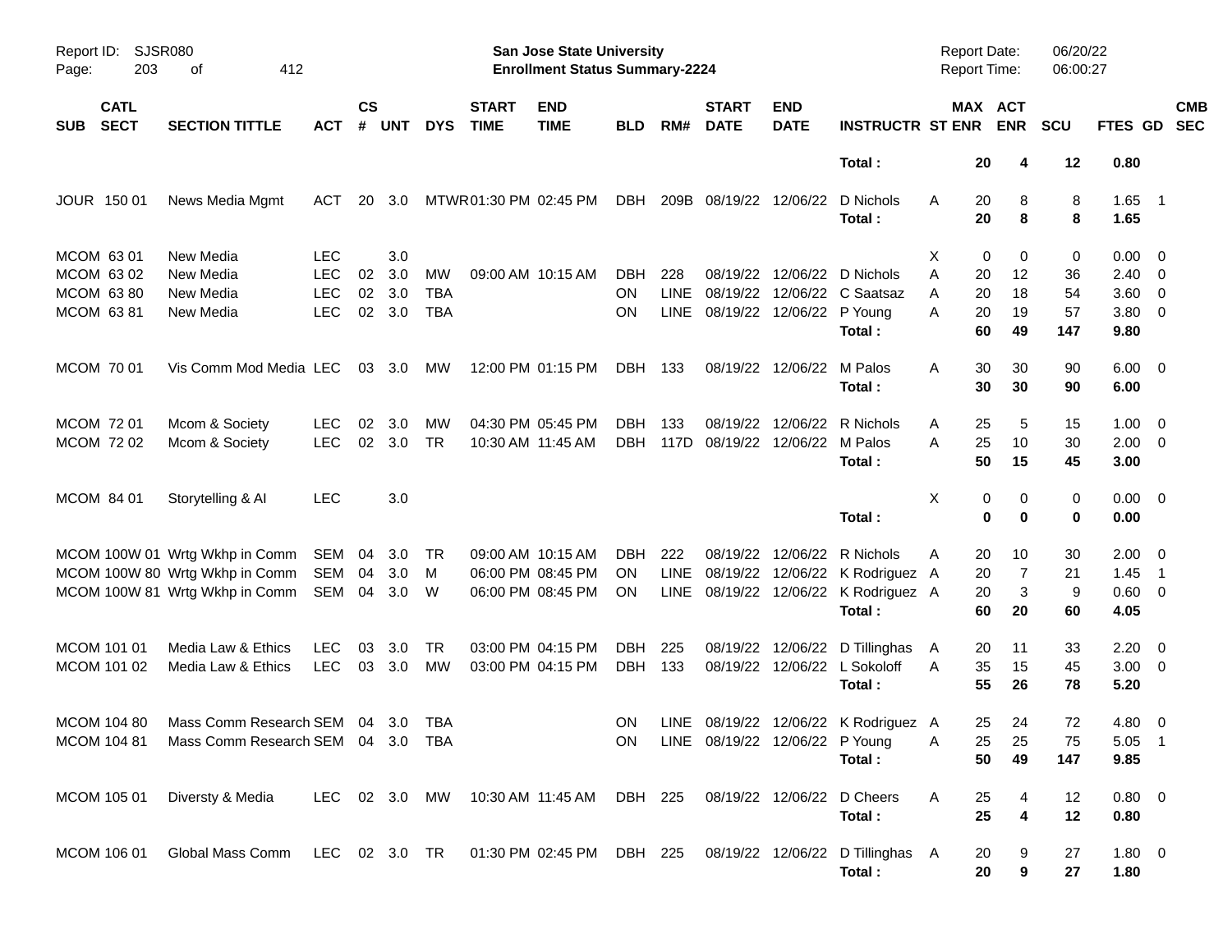Report ID: SJSR080
Page: 203 of 412

**San Jose State University**
**Enrollment Status Summary-2224**

Report Date: 06/20/22
Report Time: 06:00:27

| SUB | CATL SECT | SECTION TITTLE | ACT | CS # | UNT | DYS | START TIME | END TIME | BLD | RM# | START DATE | END DATE | INSTRUCTR | ST | MAX ENR | ACT ENR | SCU | FTES | GD | CMB SEC |
|---|---|---|---|---|---|---|---|---|---|---|---|---|---|---|---|---|---|---|---|---|
| | | | | | | | | | | | | | **Total :** | | **20** | **4** | **12** | **0.80** | | |
| JOUR | 150 01 | News Media Mgmt | ACT | 20 | 3.0 | MTWR | 01:30 PM | 02:45 PM | DBH | 209B | 08/19/22 | 12/06/22 | D Nichols | A | 20 | 8 | 8 | 1.65 | 1 | |
| | | | | | | | | | | | | | **Total :** | | **20** | **8** | **8** | **1.65** | | |
| MCOM | 63 01 | New Media | LEC | | 3.0 | | | | | | | | | X | 0 | 0 | 0 | 0.00 | 0 | |
| MCOM | 63 02 | New Media | LEC | 02 | 3.0 | MW | 09:00 AM | 10:15 AM | DBH | 228 | 08/19/22 | 12/06/22 | D Nichols | A | 20 | 12 | 36 | 2.40 | 0 | |
| MCOM | 63 80 | New Media | LEC | 02 | 3.0 | TBA | | | ON | LINE | 08/19/22 | 12/06/22 | C Saatsaz | A | 20 | 18 | 54 | 3.60 | 0 | |
| MCOM | 63 81 | New Media | LEC | 02 | 3.0 | TBA | | | ON | LINE | 08/19/22 | 12/06/22 | P Young | A | 20 | 19 | 57 | 3.80 | 0 | |
| | | | | | | | | | | | | | **Total :** | | **60** | **49** | **147** | **9.80** | | |
| MCOM | 70 01 | Vis Comm Mod Media | LEC | 03 | 3.0 | MW | 12:00 PM | 01:15 PM | DBH | 133 | 08/19/22 | 12/06/22 | M Palos | A | 30 | 30 | 90 | 6.00 | 0 | |
| | | | | | | | | | | | | | **Total :** | | **30** | **30** | **90** | **6.00** | | |
| MCOM | 72 01 | Mcom & Society | LEC | 02 | 3.0 | MW | 04:30 PM | 05:45 PM | DBH | 133 | 08/19/22 | 12/06/22 | R Nichols | A | 25 | 5 | 15 | 1.00 | 0 | |
| MCOM | 72 02 | Mcom & Society | LEC | 02 | 3.0 | TR | 10:30 AM | 11:45 AM | DBH | 117D | 08/19/22 | 12/06/22 | M Palos | A | 25 | 10 | 30 | 2.00 | 0 | |
| | | | | | | | | | | | | | **Total :** | | **50** | **15** | **45** | **3.00** | | |
| MCOM | 84 01 | Storytelling & AI | LEC | | 3.0 | | | | | | | | | X | 0 | 0 | 0 | 0.00 | 0 | |
| | | | | | | | | | | | | | **Total :** | | **0** | **0** | **0** | **0.00** | | |
| MCOM | 100W 01 | Wrtg Wkhp in Comm | SEM | 04 | 3.0 | TR | 09:00 AM | 10:15 AM | DBH | 222 | 08/19/22 | 12/06/22 | R Nichols | A | 20 | 10 | 30 | 2.00 | 0 | |
| MCOM | 100W 80 | Wrtg Wkhp in Comm | SEM | 04 | 3.0 | M | 06:00 PM | 08:45 PM | ON | LINE | 08/19/22 | 12/06/22 | K Rodriguez | A | 20 | 7 | 21 | 1.45 | 1 | |
| MCOM | 100W 81 | Wrtg Wkhp in Comm | SEM | 04 | 3.0 | W | 06:00 PM | 08:45 PM | ON | LINE | 08/19/22 | 12/06/22 | K Rodriguez | A | 20 | 3 | 9 | 0.60 | 0 | |
| | | | | | | | | | | | | | **Total :** | | **60** | **20** | **60** | **4.05** | | |
| MCOM | 101 01 | Media Law & Ethics | LEC | 03 | 3.0 | TR | 03:00 PM | 04:15 PM | DBH | 225 | 08/19/22 | 12/06/22 | D Tillinghas | A | 20 | 11 | 33 | 2.20 | 0 | |
| MCOM | 101 02 | Media Law & Ethics | LEC | 03 | 3.0 | MW | 03:00 PM | 04:15 PM | DBH | 133 | 08/19/22 | 12/06/22 | L Sokoloff | A | 35 | 15 | 45 | 3.00 | 0 | |
| | | | | | | | | | | | | | **Total :** | | **55** | **26** | **78** | **5.20** | | |
| MCOM | 104 80 | Mass Comm Research | SEM | 04 | 3.0 | TBA | | | ON | LINE | 08/19/22 | 12/06/22 | K Rodriguez | A | 25 | 24 | 72 | 4.80 | 0 | |
| MCOM | 104 81 | Mass Comm Research | SEM | 04 | 3.0 | TBA | | | ON | LINE | 08/19/22 | 12/06/22 | P Young | A | 25 | 25 | 75 | 5.05 | 1 | |
| | | | | | | | | | | | | | **Total :** | | **50** | **49** | **147** | **9.85** | | |
| MCOM | 105 01 | Diversty & Media | LEC | 02 | 3.0 | MW | 10:30 AM | 11:45 AM | DBH | 225 | 08/19/22 | 12/06/22 | D Cheers | A | 25 | 4 | 12 | 0.80 | 0 | |
| | | | | | | | | | | | | | **Total :** | | **25** | **4** | **12** | **0.80** | | |
| MCOM | 106 01 | Global Mass Comm | LEC | 02 | 3.0 | TR | 01:30 PM | 02:45 PM | DBH | 225 | 08/19/22 | 12/06/22 | D Tillinghas | A | 20 | 9 | 27 | 1.80 | 0 | |
| | | | | | | | | | | | | | **Total :** | | **20** | **9** | **27** | **1.80** | | |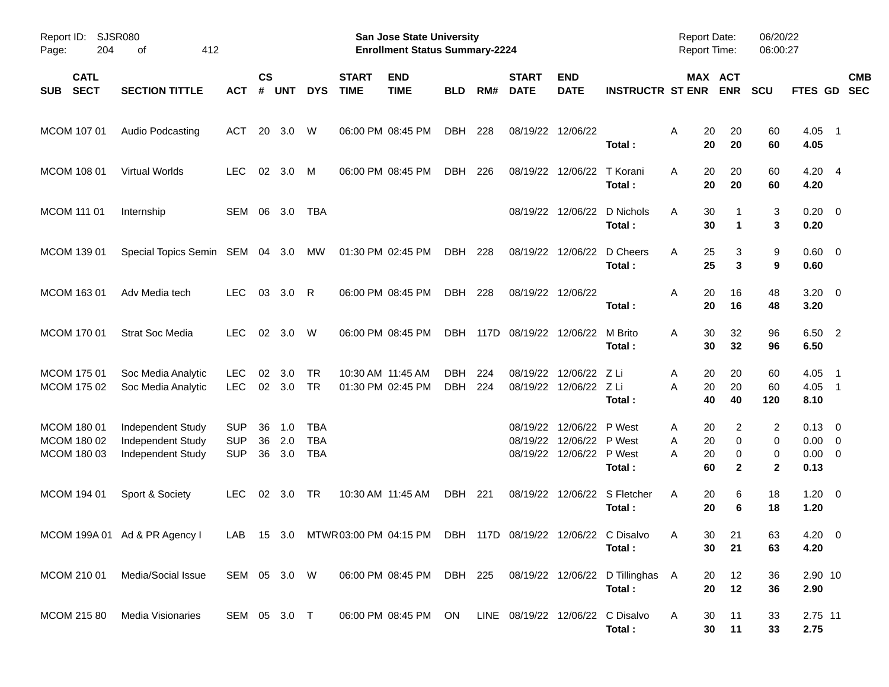Report ID: SJSR080

**San Jose State University**
**Enrollment Status Summary-2224**

Report Date: 06/20/22
Report Time: 06:00:27

| SUB | CATL SECT | SECTION TITTLE | ACT | CS # | UNT | DYS | START TIME | END TIME | BLD | RM# | START DATE | END DATE | INSTRUCTR | ST | MAX ENR | ACT ENR | SCU | FTES | GD | CMB SEC |
|---|---|---|---|---|---|---|---|---|---|---|---|---|---|---|---|---|---|---|---|---|
| MCOM | 107 01 | Audio Podcasting | ACT | 20 | 3.0 | W | 06:00 PM | 08:45 PM | DBH | 228 | 08/19/22 | 12/06/22 | | A | 20 | 20 | 60 | 4.05 | 1 | |
| | | | | | | | | | | | | | **Total :** | | **20** | **20** | **60** | **4.05** | | |
| MCOM | 108 01 | Virtual Worlds | LEC | 02 | 3.0 | M | 06:00 PM | 08:45 PM | DBH | 226 | 08/19/22 | 12/06/22 | T Korani | A | 20 | 20 | 60 | 4.20 | 4 | |
| | | | | | | | | | | | | | **Total :** | | **20** | **20** | **60** | **4.20** | | |
| MCOM | 111 01 | Internship | SEM | 06 | 3.0 | TBA | | | | | 08/19/22 | 12/06/22 | D Nichols | A | 30 | 1 | 3 | 0.20 | 0 | |
| | | | | | | | | | | | | | **Total :** | | **30** | **1** | **3** | **0.20** | | |
| MCOM | 139 01 | Special Topics Semin | SEM | 04 | 3.0 | MW | 01:30 PM | 02:45 PM | DBH | 228 | 08/19/22 | 12/06/22 | D Cheers | A | 25 | 3 | 9 | 0.60 | 0 | |
| | | | | | | | | | | | | | **Total :** | | **25** | **3** | **9** | **0.60** | | |
| MCOM | 163 01 | Adv Media tech | LEC | 03 | 3.0 | R | 06:00 PM | 08:45 PM | DBH | 228 | 08/19/22 | 12/06/22 | | A | 20 | 16 | 48 | 3.20 | 0 | |
| | | | | | | | | | | | | | **Total :** | | **20** | **16** | **48** | **3.20** | | |
| MCOM | 170 01 | Strat Soc Media | LEC | 02 | 3.0 | W | 06:00 PM | 08:45 PM | DBH | 117D | 08/19/22 | 12/06/22 | M Brito | A | 30 | 32 | 96 | 6.50 | 2 | |
| | | | | | | | | | | | | | **Total :** | | **30** | **32** | **96** | **6.50** | | |
| MCOM | 175 01 | Soc Media Analytic | LEC | 02 | 3.0 | TR | 10:30 AM | 11:45 AM | DBH | 224 | 08/19/22 | 12/06/22 | Z Li | A | 20 | 20 | 60 | 4.05 | 1 | |
| MCOM | 175 02 | Soc Media Analytic | LEC | 02 | 3.0 | TR | 01:30 PM | 02:45 PM | DBH | 224 | 08/19/22 | 12/06/22 | Z Li | A | 20 | 20 | 60 | 4.05 | 1 | |
| | | | | | | | | | | | | | **Total :** | | **40** | **40** | **120** | **8.10** | | |
| MCOM | 180 01 | Independent Study | SUP | 36 | 1.0 | TBA | | | | | 08/19/22 | 12/06/22 | P West | A | 20 | 2 | 2 | 0.13 | 0 | |
| MCOM | 180 02 | Independent Study | SUP | 36 | 2.0 | TBA | | | | | 08/19/22 | 12/06/22 | P West | A | 20 | 0 | 0 | 0.00 | 0 | |
| MCOM | 180 03 | Independent Study | SUP | 36 | 3.0 | TBA | | | | | 08/19/22 | 12/06/22 | P West | A | 20 | 0 | 0 | 0.00 | 0 | |
| | | | | | | | | | | | | | **Total :** | | **60** | **2** | **2** | **0.13** | | |
| MCOM | 194 01 | Sport & Society | LEC | 02 | 3.0 | TR | 10:30 AM | 11:45 AM | DBH | 221 | 08/19/22 | 12/06/22 | S Fletcher | A | 20 | 6 | 18 | 1.20 | 0 | |
| | | | | | | | | | | | | | **Total :** | | **20** | **6** | **18** | **1.20** | | |
| MCOM | 199A 01 | Ad & PR Agency I | LAB | 15 | 3.0 | MTWR | 03:00 PM | 04:15 PM | DBH | 117D | 08/19/22 | 12/06/22 | C Disalvo | A | 30 | 21 | 63 | 4.20 | 0 | |
| | | | | | | | | | | | | | **Total :** | | **30** | **21** | **63** | **4.20** | | |
| MCOM | 210 01 | Media/Social Issue | SEM | 05 | 3.0 | W | 06:00 PM | 08:45 PM | DBH | 225 | 08/19/22 | 12/06/22 | D Tillinghas | A | 20 | 12 | 36 | 2.90 | 10 | |
| | | | | | | | | | | | | | **Total :** | | **20** | **12** | **36** | **2.90** | | |
| MCOM | 215 80 | Media Visionaries | SEM | 05 | 3.0 | T | 06:00 PM | 08:45 PM | ON | LINE | 08/19/22 | 12/06/22 | C Disalvo | A | 30 | 11 | 33 | 2.75 | 11 | |
| | | | | | | | | | | | | | **Total :** | | **30** | **11** | **33** | **2.75** | | |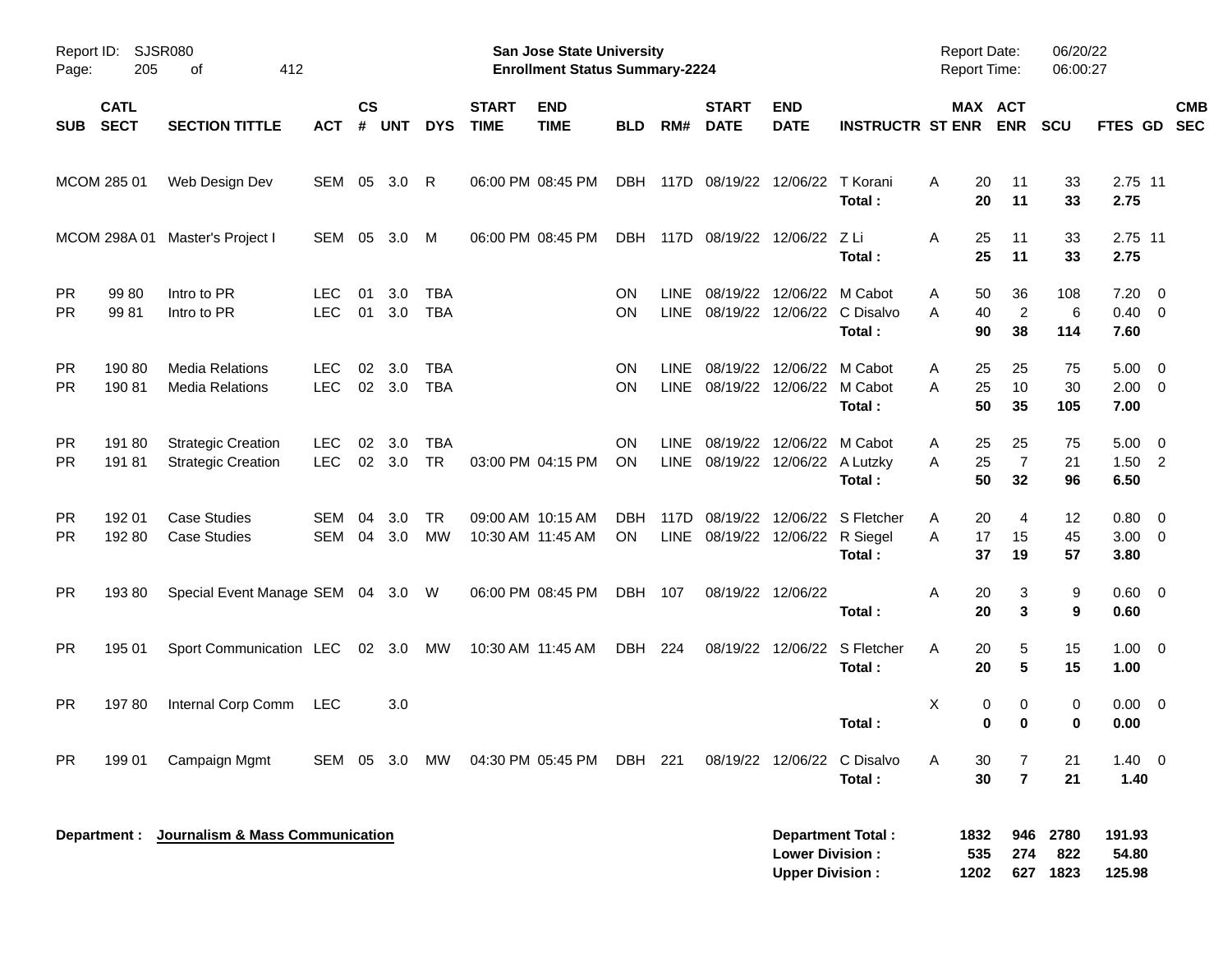Report ID: SJSR080
Page: 205 of 412

**San Jose State University**
**Enrollment Status Summary-2224**

Report Date: 06/20/22
Report Time: 06:00:27

| SUB | CATL SECT | SECTION TITTLE | ACT | CS # | UNT | DYS | START TIME | END TIME | BLD | RM# | START DATE | END DATE | INSTRUCTR | ST | MAX ENR | ACT ENR | SCU | FTES | GD | CMB SEC |
|---|---|---|---|---|---|---|---|---|---|---|---|---|---|---|---|---|---|---|---|---|
| MCOM | 285 01 | Web Design Dev | SEM | 05 | 3.0 | R | 06:00 PM | 08:45 PM | DBH | 117D | 08/19/22 | 12/06/22 | T Korani | A | 20 | 11 | 33 | 2.75 | 11 | |
| | | | | | | | | | | | | | **Total :** | | **20** | **11** | **33** | **2.75** | | |
| MCOM | 298A 01 | Master's Project I | SEM | 05 | 3.0 | M | 06:00 PM | 08:45 PM | DBH | 117D | 08/19/22 | 12/06/22 | Z Li | A | 25 | 11 | 33 | 2.75 | 11 | |
| | | | | | | | | | | | | | **Total :** | | **25** | **11** | **33** | **2.75** | | |
| PR | 99 80 | Intro to PR | LEC | 01 | 3.0 | TBA | | | ON | LINE | 08/19/22 | 12/06/22 | M Cabot | A | 50 | 36 | 108 | 7.20 | 0 | |
| PR | 99 81 | Intro to PR | LEC | 01 | 3.0 | TBA | | | ON | LINE | 08/19/22 | 12/06/22 | C Disalvo | A | 40 | 2 | 6 | 0.40 | 0 | |
| | | | | | | | | | | | | | **Total :** | | **90** | **38** | **114** | **7.60** | | |
| PR | 190 80 | Media Relations | LEC | 02 | 3.0 | TBA | | | ON | LINE | 08/19/22 | 12/06/22 | M Cabot | A | 25 | 25 | 75 | 5.00 | 0 | |
| PR | 190 81 | Media Relations | LEC | 02 | 3.0 | TBA | | | ON | LINE | 08/19/22 | 12/06/22 | M Cabot | A | 25 | 10 | 30 | 2.00 | 0 | |
| | | | | | | | | | | | | | **Total :** | | **50** | **35** | **105** | **7.00** | | |
| PR | 191 80 | Strategic Creation | LEC | 02 | 3.0 | TBA | | | ON | LINE | 08/19/22 | 12/06/22 | M Cabot | A | 25 | 25 | 75 | 5.00 | 0 | |
| PR | 191 81 | Strategic Creation | LEC | 02 | 3.0 | TR | 03:00 PM | 04:15 PM | ON | LINE | 08/19/22 | 12/06/22 | A Lutzky | A | 25 | 7 | 21 | 1.50 | 2 | |
| | | | | | | | | | | | | | **Total :** | | **50** | **32** | **96** | **6.50** | | |
| PR | 192 01 | Case Studies | SEM | 04 | 3.0 | TR | 09:00 AM | 10:15 AM | DBH | 117D | 08/19/22 | 12/06/22 | S Fletcher | A | 20 | 4 | 12 | 0.80 | 0 | |
| PR | 192 80 | Case Studies | SEM | 04 | 3.0 | MW | 10:30 AM | 11:45 AM | ON | LINE | 08/19/22 | 12/06/22 | R Siegel | A | 17 | 15 | 45 | 3.00 | 0 | |
| | | | | | | | | | | | | | **Total :** | | **37** | **19** | **57** | **3.80** | | |
| PR | 193 80 | Special Event Manage | SEM | 04 | 3.0 | W | 06:00 PM | 08:45 PM | DBH | 107 | 08/19/22 | 12/06/22 | | A | 20 | 3 | 9 | 0.60 | 0 | |
| | | | | | | | | | | | | | **Total :** | | **20** | **3** | **9** | **0.60** | | |
| PR | 195 01 | Sport Communication | LEC | 02 | 3.0 | MW | 10:30 AM | 11:45 AM | DBH | 224 | 08/19/22 | 12/06/22 | S Fletcher | A | 20 | 5 | 15 | 1.00 | 0 | |
| | | | | | | | | | | | | | **Total :** | | **20** | **5** | **15** | **1.00** | | |
| PR | 197 80 | Internal Corp Comm | LEC | | 3.0 | | | | | | | | | X | 0 | 0 | 0 | 0.00 | 0 | |
| | | | | | | | | | | | | | **Total :** | | **0** | **0** | **0** | **0.00** | | |
| PR | 199 01 | Campaign Mgmt | SEM | 05 | 3.0 | MW | 04:30 PM | 05:45 PM | DBH | 221 | 08/19/22 | 12/06/22 | C Disalvo | A | 30 | 7 | 21 | 1.40 | 0 | |
| | | | | | | | | | | | | | **Total :** | | **30** | **7** | **21** | **1.40** | | |

**Department : Journalism & Mass Communication**

| | MAX ENR | ACT ENR | SCU | FTES |
|---|---|---|---|---|
| **Department Total :** | **1832** | **946** | **2780** | **191.93** |
| **Lower Division :** | **535** | **274** | **822** | **54.80** |
| **Upper Division :** | **1202** | **627** | **1823** | **125.98** |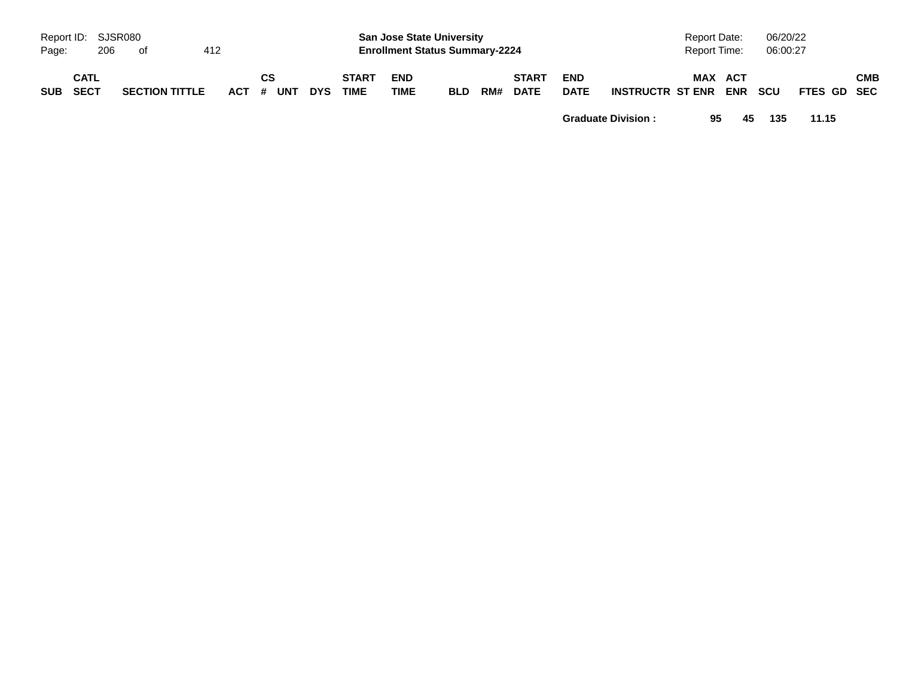| SUB | CATL SECT | SECTION TITTLE | ACT | CS # | UNT | DYS | START TIME | END TIME | BLD | RM# | START DATE | END DATE | INSTRUCTR | ST | MAX ENR | ACT ENR | SCU | FTES | GD | CMB SEC |
|---|---|---|---|---|---|---|---|---|---|---|---|---|---|---|---|---|---|---|---|---|
| | | | | | | | | | | | | **Graduate Division :** | | | **95** | **45** | **135** | **11.15** | | |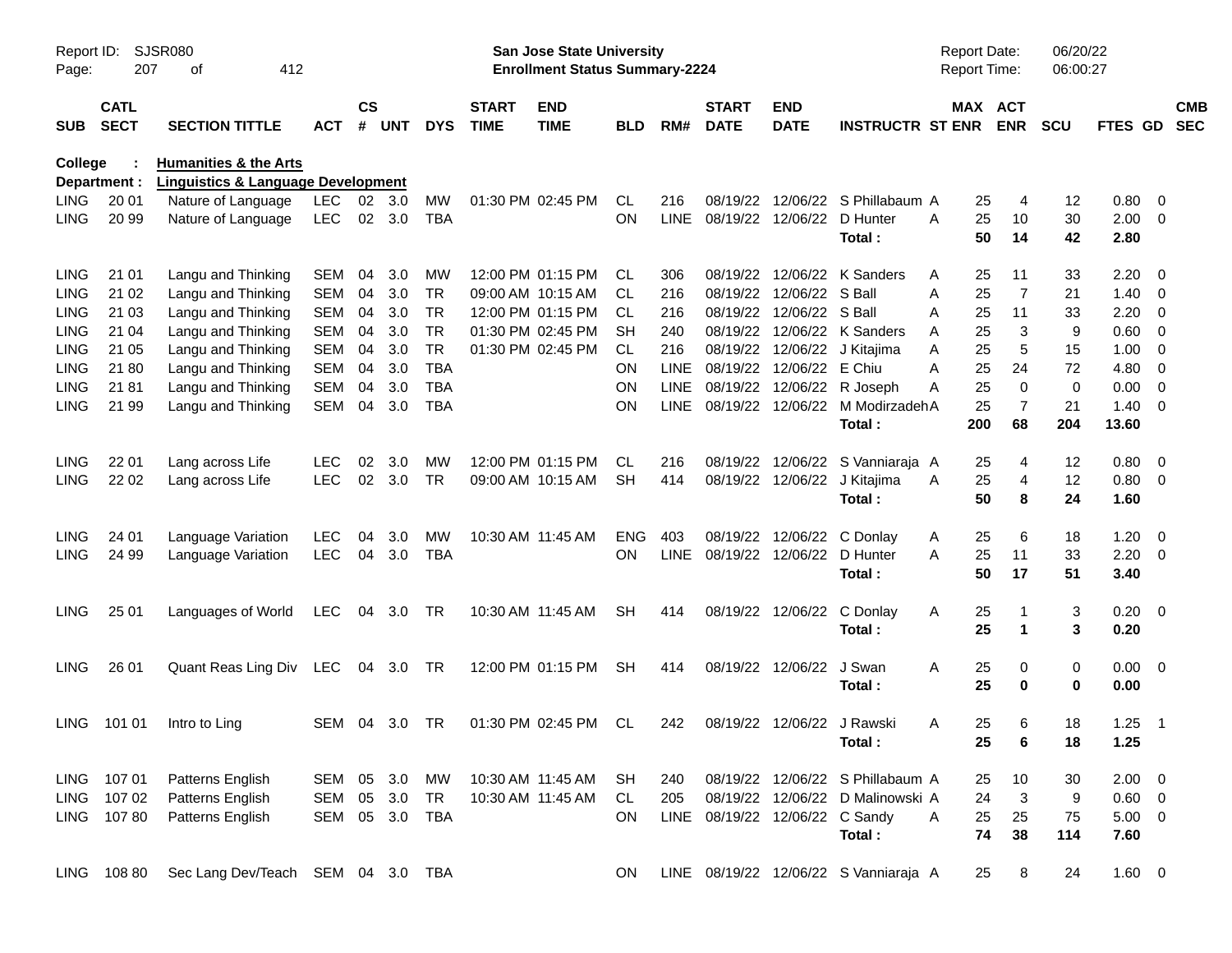Report ID: SJSR080
San Jose State University
Enrollment Status Summary-2224
Report Date: 06/20/22
Report Time: 06:00:27

| SUB | CATL SECT | SECTION TITTLE | ACT | CS # | UNT | DYS | START TIME | END TIME | BLD | RM# | START DATE | END DATE | INSTRUCTR | ST | MAX ENR | ACT ENR | SCU | FTES | GD | CMB SEC |
|---|---|---|---|---|---|---|---|---|---|---|---|---|---|---|---|---|---|---|---|---|
| **College :** | | **Humanities & the Arts** | | | | | | | | | | | | | | | | | | |
| **Department :** | | **Linguistics & Language Development** | | | | | | | | | | | | | | | | | | |
| LING | 20 01 | Nature of Language | LEC | 02 | 3.0 | MW | 01:30 PM | 02:45 PM | CL | 216 | 08/19/22 | 12/06/22 | S Phillabaum | A | 25 | 4 | 12 | 0.80 | 0 | |
| LING | 20 99 | Nature of Language | LEC | 02 | 3.0 | TBA | | | ON | LINE | 08/19/22 | 12/06/22 | D Hunter | A | 25 | 10 | 30 | 2.00 | 0 | |
| | | | | | | | | | | | | | **Total :** | | **50** | **14** | **42** | **2.80** | | |
| LING | 21 01 | Langu and Thinking | SEM | 04 | 3.0 | MW | 12:00 PM | 01:15 PM | CL | 306 | 08/19/22 | 12/06/22 | K Sanders | A | 25 | 11 | 33 | 2.20 | 0 | |
| LING | 21 02 | Langu and Thinking | SEM | 04 | 3.0 | TR | 09:00 AM | 10:15 AM | CL | 216 | 08/19/22 | 12/06/22 | S Ball | A | 25 | 7 | 21 | 1.40 | 0 | |
| LING | 21 03 | Langu and Thinking | SEM | 04 | 3.0 | TR | 12:00 PM | 01:15 PM | CL | 216 | 08/19/22 | 12/06/22 | S Ball | A | 25 | 11 | 33 | 2.20 | 0 | |
| LING | 21 04 | Langu and Thinking | SEM | 04 | 3.0 | TR | 01:30 PM | 02:45 PM | SH | 240 | 08/19/22 | 12/06/22 | K Sanders | A | 25 | 3 | 9 | 0.60 | 0 | |
| LING | 21 05 | Langu and Thinking | SEM | 04 | 3.0 | TR | 01:30 PM | 02:45 PM | CL | 216 | 08/19/22 | 12/06/22 | J Kitajima | A | 25 | 5 | 15 | 1.00 | 0 | |
| LING | 21 80 | Langu and Thinking | SEM | 04 | 3.0 | TBA | | | ON | LINE | 08/19/22 | 12/06/22 | E Chiu | A | 25 | 24 | 72 | 4.80 | 0 | |
| LING | 21 81 | Langu and Thinking | SEM | 04 | 3.0 | TBA | | | ON | LINE | 08/19/22 | 12/06/22 | R Joseph | A | 25 | 0 | 0 | 0.00 | 0 | |
| LING | 21 99 | Langu and Thinking | SEM | 04 | 3.0 | TBA | | | ON | LINE | 08/19/22 | 12/06/22 | M Modirzadeh | A | 25 | 7 | 21 | 1.40 | 0 | |
| | | | | | | | | | | | | | **Total :** | | **200** | **68** | **204** | **13.60** | | |
| LING | 22 01 | Lang across Life | LEC | 02 | 3.0 | MW | 12:00 PM | 01:15 PM | CL | 216 | 08/19/22 | 12/06/22 | S Vanniaraja | A | 25 | 4 | 12 | 0.80 | 0 | |
| LING | 22 02 | Lang across Life | LEC | 02 | 3.0 | TR | 09:00 AM | 10:15 AM | SH | 414 | 08/19/22 | 12/06/22 | J Kitajima | A | 25 | 4 | 12 | 0.80 | 0 | |
| | | | | | | | | | | | | | **Total :** | | **50** | **8** | **24** | **1.60** | | |
| LING | 24 01 | Language Variation | LEC | 04 | 3.0 | MW | 10:30 AM | 11:45 AM | ENG | 403 | 08/19/22 | 12/06/22 | C Donlay | A | 25 | 6 | 18 | 1.20 | 0 | |
| LING | 24 99 | Language Variation | LEC | 04 | 3.0 | TBA | | | ON | LINE | 08/19/22 | 12/06/22 | D Hunter | A | 25 | 11 | 33 | 2.20 | 0 | |
| | | | | | | | | | | | | | **Total :** | | **50** | **17** | **51** | **3.40** | | |
| LING | 25 01 | Languages of World | LEC | 04 | 3.0 | TR | 10:30 AM | 11:45 AM | SH | 414 | 08/19/22 | 12/06/22 | C Donlay | A | 25 | 1 | 3 | 0.20 | 0 | |
| | | | | | | | | | | | | | **Total :** | | **25** | **1** | **3** | **0.20** | | |
| LING | 26 01 | Quant Reas Ling Div | LEC | 04 | 3.0 | TR | 12:00 PM | 01:15 PM | SH | 414 | 08/19/22 | 12/06/22 | J Swan | A | 25 | 0 | 0 | 0.00 | 0 | |
| | | | | | | | | | | | | | **Total :** | | **25** | **0** | **0** | **0.00** | | |
| LING | 101 01 | Intro to Ling | SEM | 04 | 3.0 | TR | 01:30 PM | 02:45 PM | CL | 242 | 08/19/22 | 12/06/22 | J Rawski | A | 25 | 6 | 18 | 1.25 | 1 | |
| | | | | | | | | | | | | | **Total :** | | **25** | **6** | **18** | **1.25** | | |
| LING | 107 01 | Patterns English | SEM | 05 | 3.0 | MW | 10:30 AM | 11:45 AM | SH | 240 | 08/19/22 | 12/06/22 | S Phillabaum | A | 25 | 10 | 30 | 2.00 | 0 | |
| LING | 107 02 | Patterns English | SEM | 05 | 3.0 | TR | 10:30 AM | 11:45 AM | CL | 205 | 08/19/22 | 12/06/22 | D Malinowski | A | 24 | 3 | 9 | 0.60 | 0 | |
| LING | 107 80 | Patterns English | SEM | 05 | 3.0 | TBA | | | ON | LINE | 08/19/22 | 12/06/22 | C Sandy | A | 25 | 25 | 75 | 5.00 | 0 | |
| | | | | | | | | | | | | | **Total :** | | **74** | **38** | **114** | **7.60** | | |
| LING | 108 80 | Sec Lang Dev/Teach | SEM | 04 | 3.0 | TBA | | | ON | LINE | 08/19/22 | 12/06/22 | S Vanniaraja | A | 25 | 8 | 24 | 1.60 | 0 | |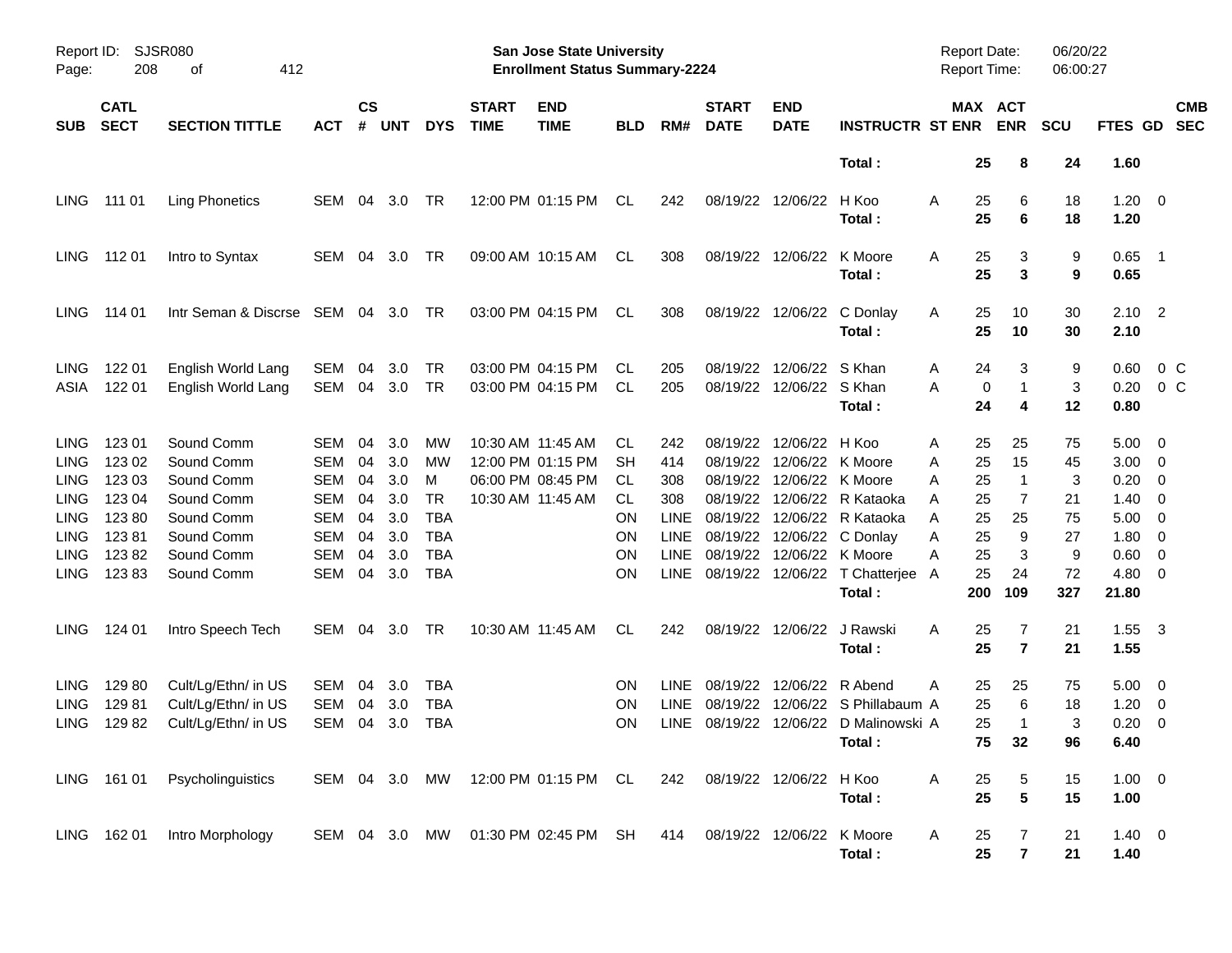Report ID: SJSR080
San Jose State University
Enrollment Status Summary-2224
Report Date: 06/20/22
Report Time: 06:00:27

| SUB | CATL SECT | SECTION TITTLE | ACT | CS # | UNT | DYS | START TIME | END TIME | BLD | RM# | START DATE | END DATE | INSTRUCTR | ST | MAX ENR | ACT ENR | SCU | FTES | GD | CMB SEC |
|---|---|---|---|---|---|---|---|---|---|---|---|---|---|---|---|---|---|---|---|---|
| | | | | | | | | | | | | | **Total :** | | **25** | **8** | **24** | **1.60** | | |
| LING | 111 01 | Ling Phonetics | SEM | 04 | 3.0 | TR | 12:00 PM | 01:15 PM | CL | 242 | 08/19/22 | 12/06/22 | H Koo | A | 25 | 6 | 18 | 1.20 | 0 | |
| | | | | | | | | | | | | | **Total :** | | **25** | **6** | **18** | **1.20** | | |
| LING | 112 01 | Intro to Syntax | SEM | 04 | 3.0 | TR | 09:00 AM | 10:15 AM | CL | 308 | 08/19/22 | 12/06/22 | K Moore | A | 25 | 3 | 9 | 0.65 | 1 | |
| | | | | | | | | | | | | | **Total :** | | **25** | **3** | **9** | **0.65** | | |
| LING | 114 01 | Intr Seman & Discrse | SEM | 04 | 3.0 | TR | 03:00 PM | 04:15 PM | CL | 308 | 08/19/22 | 12/06/22 | C Donlay | A | 25 | 10 | 30 | 2.10 | 2 | |
| | | | | | | | | | | | | | **Total :** | | **25** | **10** | **30** | **2.10** | | |
| LING | 122 01 | English World Lang | SEM | 04 | 3.0 | TR | 03:00 PM | 04:15 PM | CL | 205 | 08/19/22 | 12/06/22 | S Khan | A | 24 | 3 | 9 | 0.60 | 0 | C |
| ASIA | 122 01 | English World Lang | SEM | 04 | 3.0 | TR | 03:00 PM | 04:15 PM | CL | 205 | 08/19/22 | 12/06/22 | S Khan | A | 0 | 1 | 3 | 0.20 | 0 | C |
| | | | | | | | | | | | | | **Total :** | | **24** | **4** | **12** | **0.80** | | |
| LING | 123 01 | Sound Comm | SEM | 04 | 3.0 | MW | 10:30 AM | 11:45 AM | CL | 242 | 08/19/22 | 12/06/22 | H Koo | A | 25 | 25 | 75 | 5.00 | 0 | |
| LING | 123 02 | Sound Comm | SEM | 04 | 3.0 | MW | 12:00 PM | 01:15 PM | SH | 414 | 08/19/22 | 12/06/22 | K Moore | A | 25 | 15 | 45 | 3.00 | 0 | |
| LING | 123 03 | Sound Comm | SEM | 04 | 3.0 | M | 06:00 PM | 08:45 PM | CL | 308 | 08/19/22 | 12/06/22 | K Moore | A | 25 | 1 | 3 | 0.20 | 0 | |
| LING | 123 04 | Sound Comm | SEM | 04 | 3.0 | TR | 10:30 AM | 11:45 AM | CL | 308 | 08/19/22 | 12/06/22 | R Kataoka | A | 25 | 7 | 21 | 1.40 | 0 | |
| LING | 123 80 | Sound Comm | SEM | 04 | 3.0 | TBA | | | ON | LINE | 08/19/22 | 12/06/22 | R Kataoka | A | 25 | 25 | 75 | 5.00 | 0 | |
| LING | 123 81 | Sound Comm | SEM | 04 | 3.0 | TBA | | | ON | LINE | 08/19/22 | 12/06/22 | C Donlay | A | 25 | 9 | 27 | 1.80 | 0 | |
| LING | 123 82 | Sound Comm | SEM | 04 | 3.0 | TBA | | | ON | LINE | 08/19/22 | 12/06/22 | K Moore | A | 25 | 3 | 9 | 0.60 | 0 | |
| LING | 123 83 | Sound Comm | SEM | 04 | 3.0 | TBA | | | ON | LINE | 08/19/22 | 12/06/22 | T Chatterjee | A | 25 | 24 | 72 | 4.80 | 0 | |
| | | | | | | | | | | | | | **Total :** | | **200** | **109** | **327** | **21.80** | | |
| LING | 124 01 | Intro Speech Tech | SEM | 04 | 3.0 | TR | 10:30 AM | 11:45 AM | CL | 242 | 08/19/22 | 12/06/22 | J Rawski | A | 25 | 7 | 21 | 1.55 | 3 | |
| | | | | | | | | | | | | | **Total :** | | **25** | **7** | **21** | **1.55** | | |
| LING | 129 80 | Cult/Lg/Ethn/ in US | SEM | 04 | 3.0 | TBA | | | ON | LINE | 08/19/22 | 12/06/22 | R Abend | A | 25 | 25 | 75 | 5.00 | 0 | |
| LING | 129 81 | Cult/Lg/Ethn/ in US | SEM | 04 | 3.0 | TBA | | | ON | LINE | 08/19/22 | 12/06/22 | S Phillabaum | A | 25 | 6 | 18 | 1.20 | 0 | |
| LING | 129 82 | Cult/Lg/Ethn/ in US | SEM | 04 | 3.0 | TBA | | | ON | LINE | 08/19/22 | 12/06/22 | D Malinowski | A | 25 | 1 | 3 | 0.20 | 0 | |
| | | | | | | | | | | | | | **Total :** | | **75** | **32** | **96** | **6.40** | | |
| LING | 161 01 | Psycholinguistics | SEM | 04 | 3.0 | MW | 12:00 PM | 01:15 PM | CL | 242 | 08/19/22 | 12/06/22 | H Koo | A | 25 | 5 | 15 | 1.00 | 0 | |
| | | | | | | | | | | | | | **Total :** | | **25** | **5** | **15** | **1.00** | | |
| LING | 162 01 | Intro Morphology | SEM | 04 | 3.0 | MW | 01:30 PM | 02:45 PM | SH | 414 | 08/19/22 | 12/06/22 | K Moore | A | 25 | 7 | 21 | 1.40 | 0 | |
| | | | | | | | | | | | | | **Total :** | | **25** | **7** | **21** | **1.40** | | |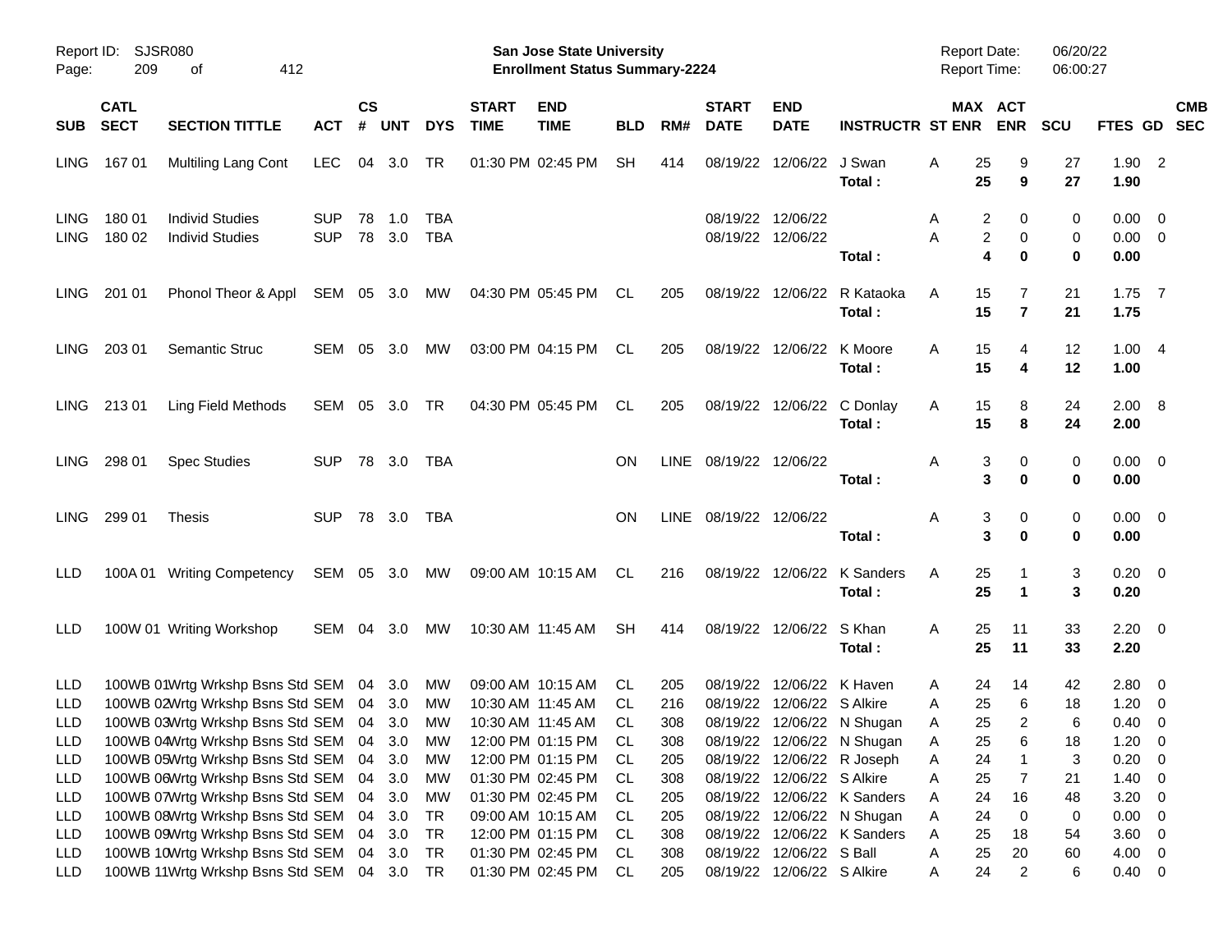Report ID: SJSR080
Page: 209 of 412

**San Jose State University**
**Enrollment Status Summary-2224**

Report Date: 06/20/22
Report Time: 06:00:27

| SUB | CATL SECT | SECTION TITTLE | ACT | CS # | UNT | DYS | START TIME | END TIME | BLD | RM# | START DATE | END DATE | INSTRUCTR | ST | MAX ENR | ACT ENR | SCU | FTES | GD | CMB SEC |
|---|---|---|---|---|---|---|---|---|---|---|---|---|---|---|---|---|---|---|---|---|
| LING | 167 01 | Multiling Lang Cont | LEC | 04 | 3.0 | TR | 01:30 PM | 02:45 PM | SH | 414 | 08/19/22 | 12/06/22 | J Swan | A | 25 | 9 | 27 | 1.90 | 2 | |
| | | | | | | | | | | | | | **Total :** | | **25** | **9** | **27** | **1.90** | | |
| LING | 180 01 | Individ Studies | SUP | 78 | 1.0 | TBA | | | | | 08/19/22 | 12/06/22 | | A | 2 | 0 | 0 | 0.00 | 0 | |
| LING | 180 02 | Individ Studies | SUP | 78 | 3.0 | TBA | | | | | 08/19/22 | 12/06/22 | | A | 2 | 0 | 0 | 0.00 | 0 | |
| | | | | | | | | | | | | | **Total :** | | **4** | **0** | **0** | **0.00** | | |
| LING | 201 01 | Phonol Theor & Appl | SEM | 05 | 3.0 | MW | 04:30 PM | 05:45 PM | CL | 205 | 08/19/22 | 12/06/22 | R Kataoka | A | 15 | 7 | 21 | 1.75 | 7 | |
| | | | | | | | | | | | | | **Total :** | | **15** | **7** | **21** | **1.75** | | |
| LING | 203 01 | Semantic Struc | SEM | 05 | 3.0 | MW | 03:00 PM | 04:15 PM | CL | 205 | 08/19/22 | 12/06/22 | K Moore | A | 15 | 4 | 12 | 1.00 | 4 | |
| | | | | | | | | | | | | | **Total :** | | **15** | **4** | **12** | **1.00** | | |
| LING | 213 01 | Ling Field Methods | SEM | 05 | 3.0 | TR | 04:30 PM | 05:45 PM | CL | 205 | 08/19/22 | 12/06/22 | C Donlay | A | 15 | 8 | 24 | 2.00 | 8 | |
| | | | | | | | | | | | | | **Total :** | | **15** | **8** | **24** | **2.00** | | |
| LING | 298 01 | Spec Studies | SUP | 78 | 3.0 | TBA | | | ON | LINE | 08/19/22 | 12/06/22 | | A | 3 | 0 | 0 | 0.00 | 0 | |
| | | | | | | | | | | | | | **Total :** | | **3** | **0** | **0** | **0.00** | | |
| LING | 299 01 | Thesis | SUP | 78 | 3.0 | TBA | | | ON | LINE | 08/19/22 | 12/06/22 | | A | 3 | 0 | 0 | 0.00 | 0 | |
| | | | | | | | | | | | | | **Total :** | | **3** | **0** | **0** | **0.00** | | |
| LLD | 100A 01 | Writing Competency | SEM | 05 | 3.0 | MW | 09:00 AM | 10:15 AM | CL | 216 | 08/19/22 | 12/06/22 | K Sanders | A | 25 | 1 | 3 | 0.20 | 0 | |
| | | | | | | | | | | | | | **Total :** | | **25** | **1** | **3** | **0.20** | | |
| LLD | 100W 01 | Writing Workshop | SEM | 04 | 3.0 | MW | 10:30 AM | 11:45 AM | SH | 414 | 08/19/22 | 12/06/22 | S Khan | A | 25 | 11 | 33 | 2.20 | 0 | |
| | | | | | | | | | | | | | **Total :** | | **25** | **11** | **33** | **2.20** | | |
| LLD | 100WB 01 | Wrtg Wrkshp Bsns Std | SEM | 04 | 3.0 | MW | 09:00 AM | 10:15 AM | CL | 205 | 08/19/22 | 12/06/22 | K Haven | A | 24 | 14 | 42 | 2.80 | 0 | |
| LLD | 100WB 02 | Wrtg Wrkshp Bsns Std | SEM | 04 | 3.0 | MW | 10:30 AM | 11:45 AM | CL | 216 | 08/19/22 | 12/06/22 | S Alkire | A | 25 | 6 | 18 | 1.20 | 0 | |
| LLD | 100WB 03 | Wrtg Wrkshp Bsns Std | SEM | 04 | 3.0 | MW | 10:30 AM | 11:45 AM | CL | 308 | 08/19/22 | 12/06/22 | N Shugan | A | 25 | 2 | 6 | 0.40 | 0 | |
| LLD | 100WB 04 | Wrtg Wrkshp Bsns Std | SEM | 04 | 3.0 | MW | 12:00 PM | 01:15 PM | CL | 308 | 08/19/22 | 12/06/22 | N Shugan | A | 25 | 6 | 18 | 1.20 | 0 | |
| LLD | 100WB 05 | Wrtg Wrkshp Bsns Std | SEM | 04 | 3.0 | MW | 12:00 PM | 01:15 PM | CL | 205 | 08/19/22 | 12/06/22 | R Joseph | A | 24 | 1 | 3 | 0.20 | 0 | |
| LLD | 100WB 06 | Wrtg Wrkshp Bsns Std | SEM | 04 | 3.0 | MW | 01:30 PM | 02:45 PM | CL | 308 | 08/19/22 | 12/06/22 | S Alkire | A | 25 | 7 | 21 | 1.40 | 0 | |
| LLD | 100WB 07 | Wrtg Wrkshp Bsns Std | SEM | 04 | 3.0 | MW | 01:30 PM | 02:45 PM | CL | 205 | 08/19/22 | 12/06/22 | K Sanders | A | 24 | 16 | 48 | 3.20 | 0 | |
| LLD | 100WB 08 | Wrtg Wrkshp Bsns Std | SEM | 04 | 3.0 | TR | 09:00 AM | 10:15 AM | CL | 205 | 08/19/22 | 12/06/22 | N Shugan | A | 24 | 0 | 0 | 0.00 | 0 | |
| LLD | 100WB 09 | Wrtg Wrkshp Bsns Std | SEM | 04 | 3.0 | TR | 12:00 PM | 01:15 PM | CL | 308 | 08/19/22 | 12/06/22 | K Sanders | A | 25 | 18 | 54 | 3.60 | 0 | |
| LLD | 100WB 10 | Wrtg Wrkshp Bsns Std | SEM | 04 | 3.0 | TR | 01:30 PM | 02:45 PM | CL | 308 | 08/19/22 | 12/06/22 | S Ball | A | 25 | 20 | 60 | 4.00 | 0 | |
| LLD | 100WB 11 | Wrtg Wrkshp Bsns Std | SEM | 04 | 3.0 | TR | 01:30 PM | 02:45 PM | CL | 205 | 08/19/22 | 12/06/22 | S Alkire | A | 24 | 2 | 6 | 0.40 | 0 | |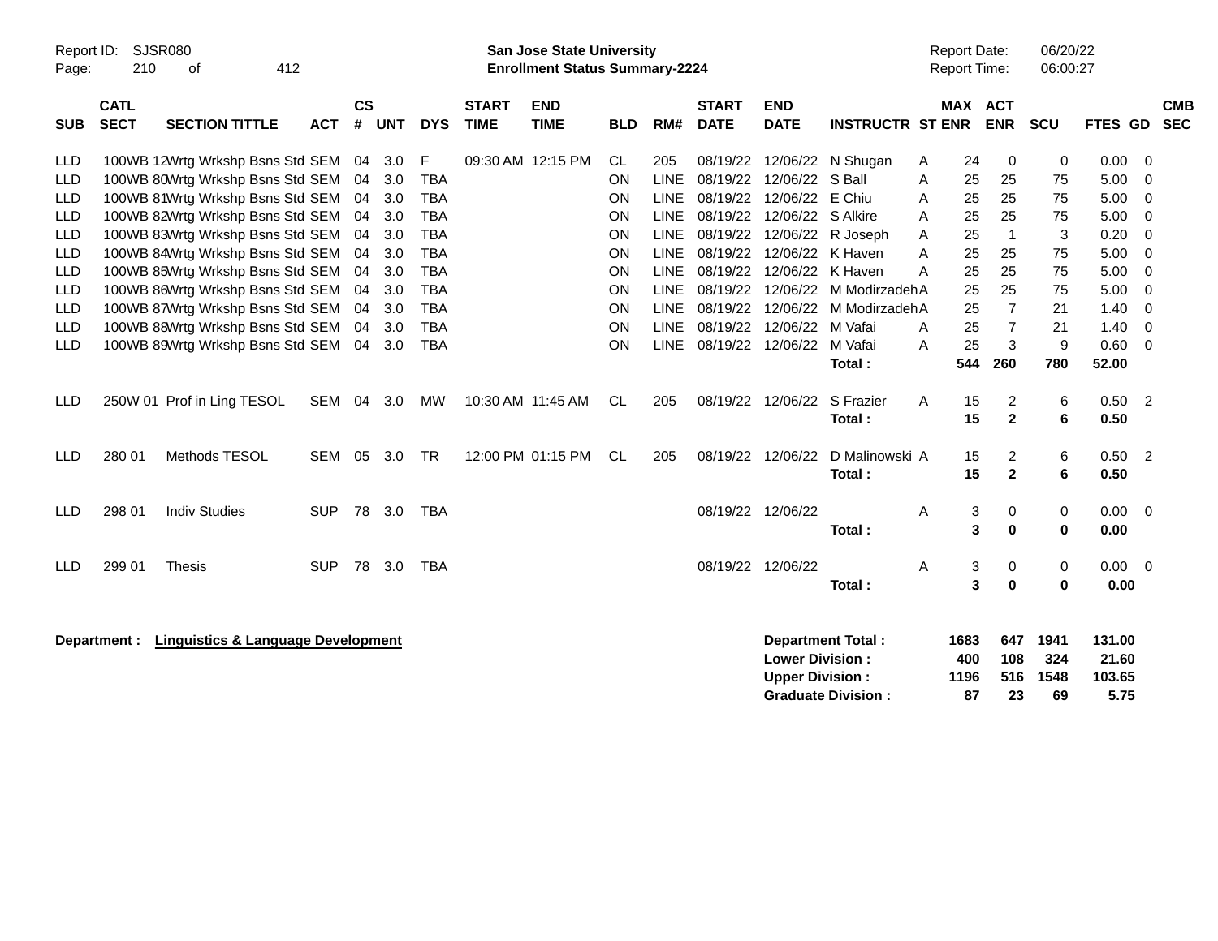Report ID: SJSR080
Page: 210 of 412

**San Jose State University**
**Enrollment Status Summary-2224**

Report Date: 06/20/22
Report Time: 06:00:27

| SUB | CATL SECT | SECTION TITTLE | ACT | CS # | UNT | DYS | START TIME | END TIME | BLD | RM# | START DATE | END DATE | INSTRUCTR | ST | MAX ENR | ACT ENR | SCU | FTES | GD | CMB SEC |
|---|---|---|---|---|---|---|---|---|---|---|---|---|---|---|---|---|---|---|---|---|
| LLD | 100WB 12 | Wrtg Wrkshp Bsns Std | SEM | 04 | 3.0 | F | 09:30 AM | 12:15 PM | CL | 205 | 08/19/22 | 12/06/22 | N Shugan | A | 24 | 0 | 0 | 0.00 | 0 | |
| LLD | 100WB 80 | Wrtg Wrkshp Bsns Std | SEM | 04 | 3.0 | TBA | | | ON | LINE | 08/19/22 | 12/06/22 | S Ball | A | 25 | 25 | 75 | 5.00 | 0 | |
| LLD | 100WB 81 | Wrtg Wrkshp Bsns Std | SEM | 04 | 3.0 | TBA | | | ON | LINE | 08/19/22 | 12/06/22 | E Chiu | A | 25 | 25 | 75 | 5.00 | 0 | |
| LLD | 100WB 82 | Wrtg Wrkshp Bsns Std | SEM | 04 | 3.0 | TBA | | | ON | LINE | 08/19/22 | 12/06/22 | S Alkire | A | 25 | 25 | 75 | 5.00 | 0 | |
| LLD | 100WB 83 | Wrtg Wrkshp Bsns Std | SEM | 04 | 3.0 | TBA | | | ON | LINE | 08/19/22 | 12/06/22 | R Joseph | A | 25 | 1 | 3 | 0.20 | 0 | |
| LLD | 100WB 84 | Wrtg Wrkshp Bsns Std | SEM | 04 | 3.0 | TBA | | | ON | LINE | 08/19/22 | 12/06/22 | K Haven | A | 25 | 25 | 75 | 5.00 | 0 | |
| LLD | 100WB 85 | Wrtg Wrkshp Bsns Std | SEM | 04 | 3.0 | TBA | | | ON | LINE | 08/19/22 | 12/06/22 | K Haven | A | 25 | 25 | 75 | 5.00 | 0 | |
| LLD | 100WB 86 | Wrtg Wrkshp Bsns Std | SEM | 04 | 3.0 | TBA | | | ON | LINE | 08/19/22 | 12/06/22 | M Modirzadeh | A | 25 | 25 | 75 | 5.00 | 0 | |
| LLD | 100WB 87 | Wrtg Wrkshp Bsns Std | SEM | 04 | 3.0 | TBA | | | ON | LINE | 08/19/22 | 12/06/22 | M Modirzadeh | A | 25 | 7 | 21 | 1.40 | 0 | |
| LLD | 100WB 88 | Wrtg Wrkshp Bsns Std | SEM | 04 | 3.0 | TBA | | | ON | LINE | 08/19/22 | 12/06/22 | M Vafai | A | 25 | 7 | 21 | 1.40 | 0 | |
| LLD | 100WB 89 | Wrtg Wrkshp Bsns Std | SEM | 04 | 3.0 | TBA | | | ON | LINE | 08/19/22 | 12/06/22 | M Vafai | A | 25 | 3 | 9 | 0.60 | 0 | |
| | | | | | | | | | | | | | **Total :** | | **544** | **260** | **780** | **52.00** | | |
| LLD | 250W 01 | Prof in Ling TESOL | SEM | 04 | 3.0 | MW | 10:30 AM | 11:45 AM | CL | 205 | 08/19/22 | 12/06/22 | S Frazier | A | 15 | 2 | 6 | 0.50 | 2 | |
| | | | | | | | | | | | | | **Total :** | | **15** | **2** | **6** | **0.50** | | |
| LLD | 280 01 | Methods TESOL | SEM | 05 | 3.0 | TR | 12:00 PM | 01:15 PM | CL | 205 | 08/19/22 | 12/06/22 | D Malinowski | A | 15 | 2 | 6 | 0.50 | 2 | |
| | | | | | | | | | | | | | **Total :** | | **15** | **2** | **6** | **0.50** | | |
| LLD | 298 01 | Indiv Studies | SUP | 78 | 3.0 | TBA | | | | | 08/19/22 | 12/06/22 | | A | 3 | 0 | 0 | 0.00 | 0 | |
| | | | | | | | | | | | | | **Total :** | | **3** | **0** | **0** | **0.00** | | |
| LLD | 299 01 | Thesis | SUP | 78 | 3.0 | TBA | | | | | 08/19/22 | 12/06/22 | | A | 3 | 0 | 0 | 0.00 | 0 | |
| | | | | | | | | | | | | | **Total :** | | **3** | **0** | **0** | **0.00** | | |

**Department : Linguistics & Language Development**

| | MAX ENR | ACT ENR | SCU | FTES |
|---|---|---|---|---|
| **Department Total :** | **1683** | **647** | **1941** | **131.00** |
| **Lower Division :** | **400** | **108** | **324** | **21.60** |
| **Upper Division :** | **1196** | **516** | **1548** | **103.65** |
| **Graduate Division :** | **87** | **23** | **69** | **5.75** |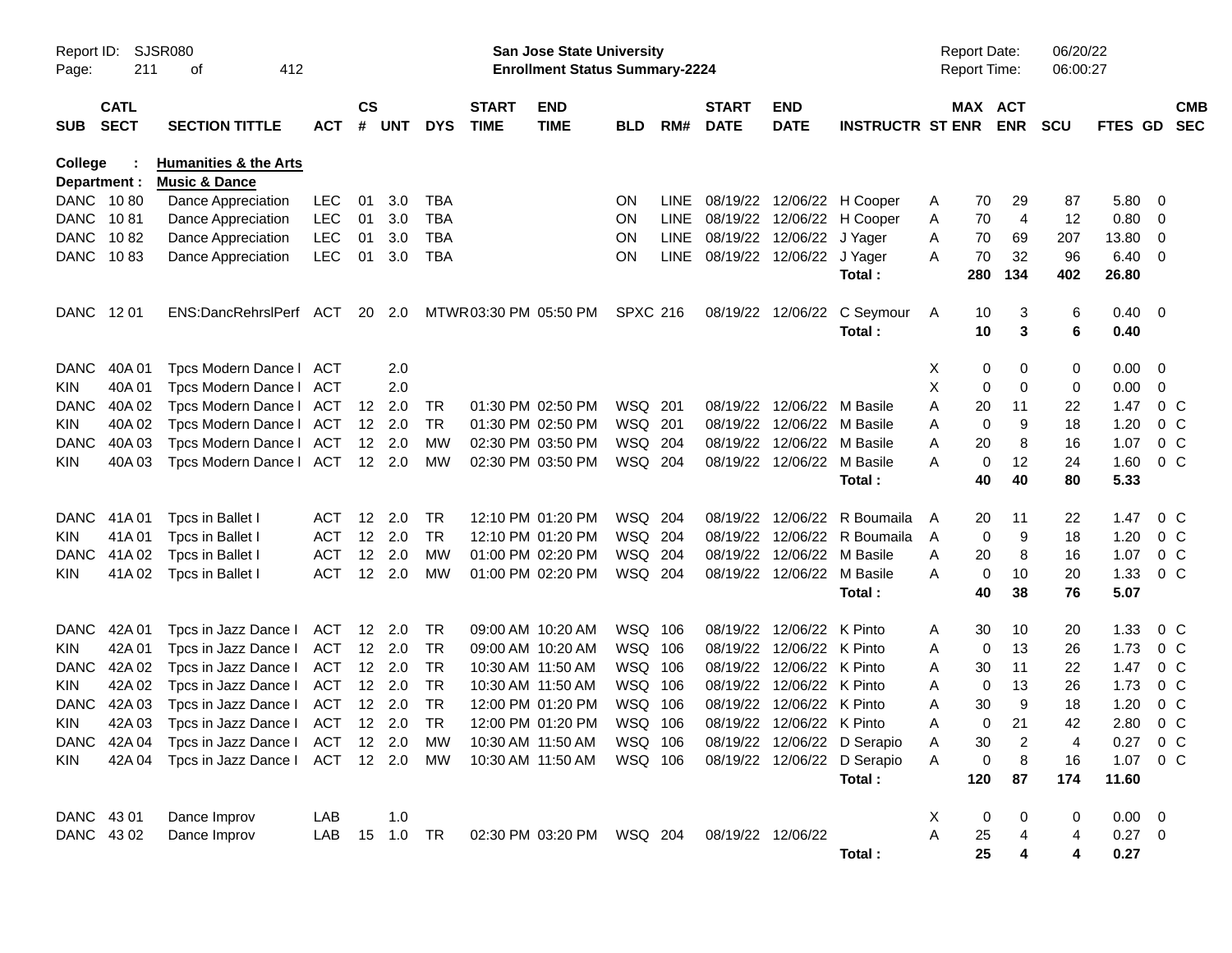**College : Humanities & the Arts**
**Department : Music & Dance**

| SUB | CATL SECT | SECTION TITTLE | ACT | CS # | UNT | DYS | START TIME | END TIME | BLD | RM# | START DATE | END DATE | INSTRUCTR | ST | MAX ENR | ACT ENR | SCU | FTES | GD | CMB SEC |
|---|---|---|---|---|---|---|---|---|---|---|---|---|---|---|---|---|---|---|---|---|
| DANC | 10 80 | Dance Appreciation | LEC | 01 | 3.0 | TBA | | | ON | LINE | 08/19/22 | 12/06/22 | H Cooper | A | 70 | 29 | 87 | 5.80 | 0 | |
| DANC | 10 81 | Dance Appreciation | LEC | 01 | 3.0 | TBA | | | ON | LINE | 08/19/22 | 12/06/22 | H Cooper | A | 70 | 4 | 12 | 0.80 | 0 | |
| DANC | 10 82 | Dance Appreciation | LEC | 01 | 3.0 | TBA | | | ON | LINE | 08/19/22 | 12/06/22 | J Yager | A | 70 | 69 | 207 | 13.80 | 0 | |
| DANC | 10 83 | Dance Appreciation | LEC | 01 | 3.0 | TBA | | | ON | LINE | 08/19/22 | 12/06/22 | J Yager | A | 70 | 32 | 96 | 6.40 | 0 | |
| | | | | | | | | | | | | | **Total :** | | **280** | **134** | **402** | **26.80** | | |
| DANC | 12 01 | ENS:DancRehrslPerf | ACT | 20 | 2.0 | MTWR | 03:30 PM | 05:50 PM | SPXC | 216 | 08/19/22 | 12/06/22 | C Seymour | A | 10 | 3 | 6 | 0.40 | 0 | |
| | | | | | | | | | | | | | **Total :** | | **10** | **3** | **6** | **0.40** | | |
| DANC | 40A 01 | Tpcs Modern Dance I | ACT | | 2.0 | | | | | | | | | X | 0 | 0 | 0 | 0.00 | 0 | |
| KIN | 40A 01 | Tpcs Modern Dance I | ACT | | 2.0 | | | | | | | | | X | 0 | 0 | 0 | 0.00 | 0 | |
| DANC | 40A 02 | Tpcs Modern Dance I | ACT | 12 | 2.0 | TR | 01:30 PM | 02:50 PM | WSQ | 201 | 08/19/22 | 12/06/22 | M Basile | A | 20 | 11 | 22 | 1.47 | 0 | C |
| KIN | 40A 02 | Tpcs Modern Dance I | ACT | 12 | 2.0 | TR | 01:30 PM | 02:50 PM | WSQ | 201 | 08/19/22 | 12/06/22 | M Basile | A | 0 | 9 | 18 | 1.20 | 0 | C |
| DANC | 40A 03 | Tpcs Modern Dance I | ACT | 12 | 2.0 | MW | 02:30 PM | 03:50 PM | WSQ | 204 | 08/19/22 | 12/06/22 | M Basile | A | 20 | 8 | 16 | 1.07 | 0 | C |
| KIN | 40A 03 | Tpcs Modern Dance I | ACT | 12 | 2.0 | MW | 02:30 PM | 03:50 PM | WSQ | 204 | 08/19/22 | 12/06/22 | M Basile | A | 0 | 12 | 24 | 1.60 | 0 | C |
| | | | | | | | | | | | | | **Total :** | | **40** | **40** | **80** | **5.33** | | |
| DANC | 41A 01 | Tpcs in Ballet I | ACT | 12 | 2.0 | TR | 12:10 PM | 01:20 PM | WSQ | 204 | 08/19/22 | 12/06/22 | R Boumaila | A | 20 | 11 | 22 | 1.47 | 0 | C |
| KIN | 41A 01 | Tpcs in Ballet I | ACT | 12 | 2.0 | TR | 12:10 PM | 01:20 PM | WSQ | 204 | 08/19/22 | 12/06/22 | R Boumaila | A | 0 | 9 | 18 | 1.20 | 0 | C |
| DANC | 41A 02 | Tpcs in Ballet I | ACT | 12 | 2.0 | MW | 01:00 PM | 02:20 PM | WSQ | 204 | 08/19/22 | 12/06/22 | M Basile | A | 20 | 8 | 16 | 1.07 | 0 | C |
| KIN | 41A 02 | Tpcs in Ballet I | ACT | 12 | 2.0 | MW | 01:00 PM | 02:20 PM | WSQ | 204 | 08/19/22 | 12/06/22 | M Basile | A | 0 | 10 | 20 | 1.33 | 0 | C |
| | | | | | | | | | | | | | **Total :** | | **40** | **38** | **76** | **5.07** | | |
| DANC | 42A 01 | Tpcs in Jazz Dance I | ACT | 12 | 2.0 | TR | 09:00 AM | 10:20 AM | WSQ | 106 | 08/19/22 | 12/06/22 | K Pinto | A | 30 | 10 | 20 | 1.33 | 0 | C |
| KIN | 42A 01 | Tpcs in Jazz Dance I | ACT | 12 | 2.0 | TR | 09:00 AM | 10:20 AM | WSQ | 106 | 08/19/22 | 12/06/22 | K Pinto | A | 0 | 13 | 26 | 1.73 | 0 | C |
| DANC | 42A 02 | Tpcs in Jazz Dance I | ACT | 12 | 2.0 | TR | 10:30 AM | 11:50 AM | WSQ | 106 | 08/19/22 | 12/06/22 | K Pinto | A | 30 | 11 | 22 | 1.47 | 0 | C |
| KIN | 42A 02 | Tpcs in Jazz Dance I | ACT | 12 | 2.0 | TR | 10:30 AM | 11:50 AM | WSQ | 106 | 08/19/22 | 12/06/22 | K Pinto | A | 0 | 13 | 26 | 1.73 | 0 | C |
| DANC | 42A 03 | Tpcs in Jazz Dance I | ACT | 12 | 2.0 | TR | 12:00 PM | 01:20 PM | WSQ | 106 | 08/19/22 | 12/06/22 | K Pinto | A | 30 | 9 | 18 | 1.20 | 0 | C |
| KIN | 42A 03 | Tpcs in Jazz Dance I | ACT | 12 | 2.0 | TR | 12:00 PM | 01:20 PM | WSQ | 106 | 08/19/22 | 12/06/22 | K Pinto | A | 0 | 21 | 42 | 2.80 | 0 | C |
| DANC | 42A 04 | Tpcs in Jazz Dance I | ACT | 12 | 2.0 | MW | 10:30 AM | 11:50 AM | WSQ | 106 | 08/19/22 | 12/06/22 | D Serapio | A | 30 | 2 | 4 | 0.27 | 0 | C |
| KIN | 42A 04 | Tpcs in Jazz Dance I | ACT | 12 | 2.0 | MW | 10:30 AM | 11:50 AM | WSQ | 106 | 08/19/22 | 12/06/22 | D Serapio | A | 0 | 8 | 16 | 1.07 | 0 | C |
| | | | | | | | | | | | | | **Total :** | | **120** | **87** | **174** | **11.60** | | |
| DANC | 43 01 | Dance Improv | LAB | | 1.0 | | | | | | | | | X | 0 | 0 | 0 | 0.00 | 0 | |
| DANC | 43 02 | Dance Improv | LAB | 15 | 1.0 | TR | 02:30 PM | 03:20 PM | WSQ | 204 | 08/19/22 | 12/06/22 | | A | 25 | 4 | 4 | 0.27 | 0 | |
| | | | | | | | | | | | | | **Total :** | | **25** | **4** | **4** | **0.27** | | |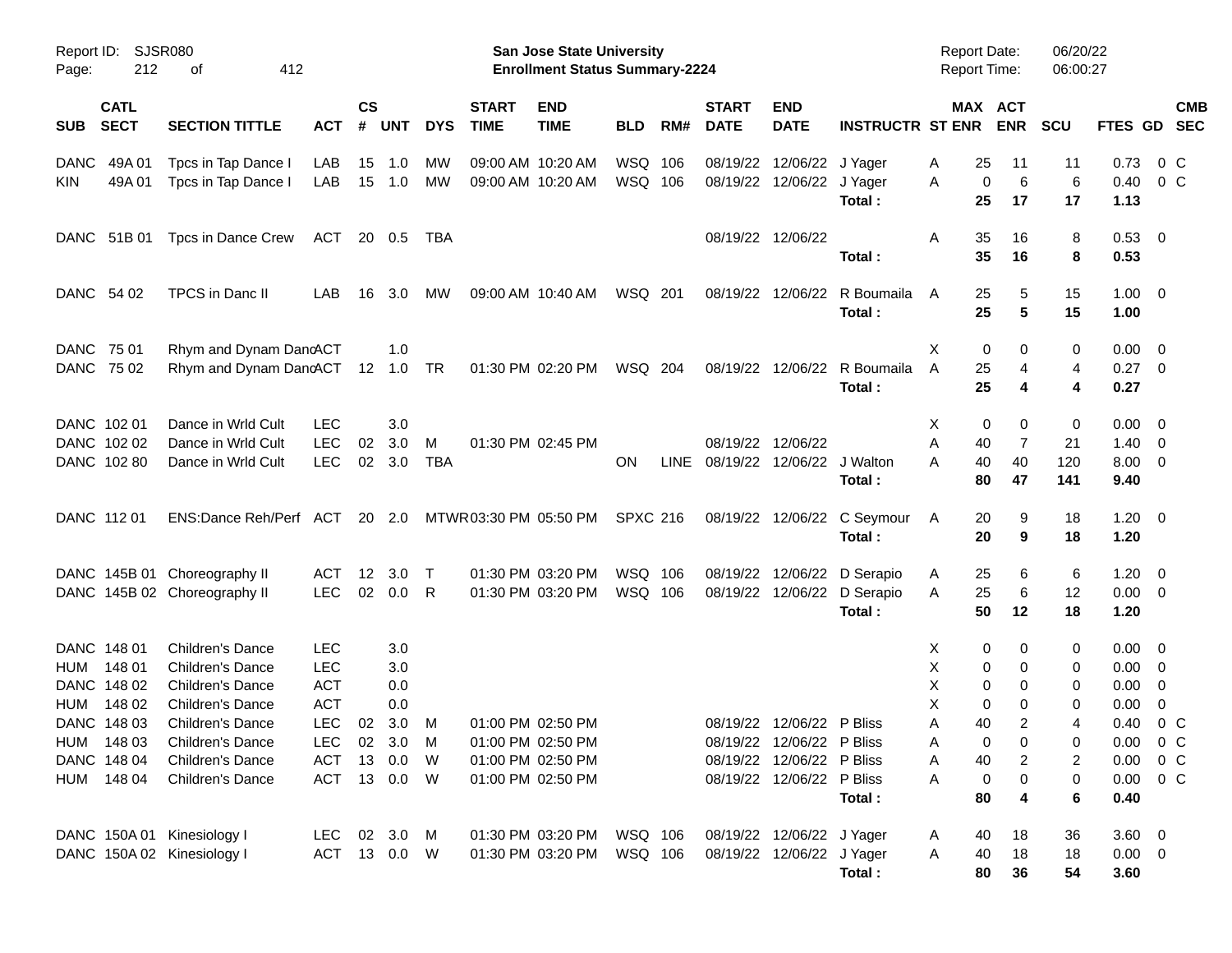Report ID: SJSR080
Page: 212 of 412

**San Jose State University**
**Enrollment Status Summary-2224**

Report Date: 06/20/22
Report Time: 06:00:27

| SUB | CATL SECT | SECTION TITTLE | ACT | CS # | UNT | DYS | START TIME | END TIME | BLD | RM# | START DATE | END DATE | INSTRUCTR | ST | MAX ENR | ACT ENR | SCU | FTES | GD | CMB SEC |
|---|---|---|---|---|---|---|---|---|---|---|---|---|---|---|---|---|---|---|---|---|
| DANC | 49A 01 | Tpcs in Tap Dance I | LAB | 15 | 1.0 | MW | 09:00 AM | 10:20 AM | WSQ | 106 | 08/19/22 | 12/06/22 | J Yager | A | 25 | 11 | 11 | 0.73 | 0 | C |
| KIN | 49A 01 | Tpcs in Tap Dance I | LAB | 15 | 1.0 | MW | 09:00 AM | 10:20 AM | WSQ | 106 | 08/19/22 | 12/06/22 | J Yager | A | 0 | 6 | 6 | 0.40 | 0 | C |
| | | | | | | | | | | | | | **Total :** | | **25** | **17** | **17** | **1.13** | | |
| DANC | 51B 01 | Tpcs in Dance Crew | ACT | 20 | 0.5 | TBA | | | | | 08/19/22 | 12/06/22 | | A | 35 | 16 | 8 | 0.53 | 0 | |
| | | | | | | | | | | | | | **Total :** | | **35** | **16** | **8** | **0.53** | | |
| DANC | 54 02 | TPCS in Danc II | LAB | 16 | 3.0 | MW | 09:00 AM | 10:40 AM | WSQ | 201 | 08/19/22 | 12/06/22 | R Boumaila | A | 25 | 5 | 15 | 1.00 | 0 | |
| | | | | | | | | | | | | | **Total :** | | **25** | **5** | **15** | **1.00** | | |
| DANC | 75 01 | Rhym and Dynam Danc | ACT | | 1.0 | | | | | | | | | X | 0 | 0 | 0 | 0.00 | 0 | |
| DANC | 75 02 | Rhym and Dynam Danc | ACT | 12 | 1.0 | TR | 01:30 PM | 02:20 PM | WSQ | 204 | 08/19/22 | 12/06/22 | R Boumaila | A | 25 | 4 | 4 | 0.27 | 0 | |
| | | | | | | | | | | | | | **Total :** | | **25** | **4** | **4** | **0.27** | | |
| DANC | 102 01 | Dance in Wrld Cult | LEC | | 3.0 | | | | | | | | | X | 0 | 0 | 0 | 0.00 | 0 | |
| DANC | 102 02 | Dance in Wrld Cult | LEC | 02 | 3.0 | M | 01:30 PM | 02:45 PM | | | 08/19/22 | 12/06/22 | | A | 40 | 7 | 21 | 1.40 | 0 | |
| DANC | 102 80 | Dance in Wrld Cult | LEC | 02 | 3.0 | TBA | | | ON | LINE | 08/19/22 | 12/06/22 | J Walton | A | 40 | 40 | 120 | 8.00 | 0 | |
| | | | | | | | | | | | | | **Total :** | | **80** | **47** | **141** | **9.40** | | |
| DANC | 112 01 | ENS:Dance Reh/Perf | ACT | 20 | 2.0 | MTWR | 03:30 PM | 05:50 PM | SPXC | 216 | 08/19/22 | 12/06/22 | C Seymour | A | 20 | 9 | 18 | 1.20 | 0 | |
| | | | | | | | | | | | | | **Total :** | | **20** | **9** | **18** | **1.20** | | |
| DANC | 145B 01 | Choreography II | ACT | 12 | 3.0 | T | 01:30 PM | 03:20 PM | WSQ | 106 | 08/19/22 | 12/06/22 | D Serapio | A | 25 | 6 | 6 | 1.20 | 0 | |
| DANC | 145B 02 | Choreography II | LEC | 02 | 0.0 | R | 01:30 PM | 03:20 PM | WSQ | 106 | 08/19/22 | 12/06/22 | D Serapio | A | 25 | 6 | 12 | 0.00 | 0 | |
| | | | | | | | | | | | | | **Total :** | | **50** | **12** | **18** | **1.20** | | |
| DANC | 148 01 | Children's Dance | LEC | | 3.0 | | | | | | | | | X | 0 | 0 | 0 | 0.00 | 0 | |
| HUM | 148 01 | Children's Dance | LEC | | 3.0 | | | | | | | | | X | 0 | 0 | 0 | 0.00 | 0 | |
| DANC | 148 02 | Children's Dance | ACT | | 0.0 | | | | | | | | | X | 0 | 0 | 0 | 0.00 | 0 | |
| HUM | 148 02 | Children's Dance | ACT | | 0.0 | | | | | | | | | X | 0 | 0 | 0 | 0.00 | 0 | |
| DANC | 148 03 | Children's Dance | LEC | 02 | 3.0 | M | 01:00 PM | 02:50 PM | | | 08/19/22 | 12/06/22 | P Bliss | A | 40 | 2 | 4 | 0.40 | 0 | C |
| HUM | 148 03 | Children's Dance | LEC | 02 | 3.0 | M | 01:00 PM | 02:50 PM | | | 08/19/22 | 12/06/22 | P Bliss | A | 0 | 0 | 0 | 0.00 | 0 | C |
| DANC | 148 04 | Children's Dance | ACT | 13 | 0.0 | W | 01:00 PM | 02:50 PM | | | 08/19/22 | 12/06/22 | P Bliss | A | 40 | 2 | 2 | 0.00 | 0 | C |
| HUM | 148 04 | Children's Dance | ACT | 13 | 0.0 | W | 01:00 PM | 02:50 PM | | | 08/19/22 | 12/06/22 | P Bliss | A | 0 | 0 | 0 | 0.00 | 0 | C |
| | | | | | | | | | | | | | **Total :** | | **80** | **4** | **6** | **0.40** | | |
| DANC | 150A 01 | Kinesiology I | LEC | 02 | 3.0 | M | 01:30 PM | 03:20 PM | WSQ | 106 | 08/19/22 | 12/06/22 | J Yager | A | 40 | 18 | 36 | 3.60 | 0 | |
| DANC | 150A 02 | Kinesiology I | ACT | 13 | 0.0 | W | 01:30 PM | 03:20 PM | WSQ | 106 | 08/19/22 | 12/06/22 | J Yager | A | 40 | 18 | 18 | 0.00 | 0 | |
| | | | | | | | | | | | | | **Total :** | | **80** | **36** | **54** | **3.60** | | |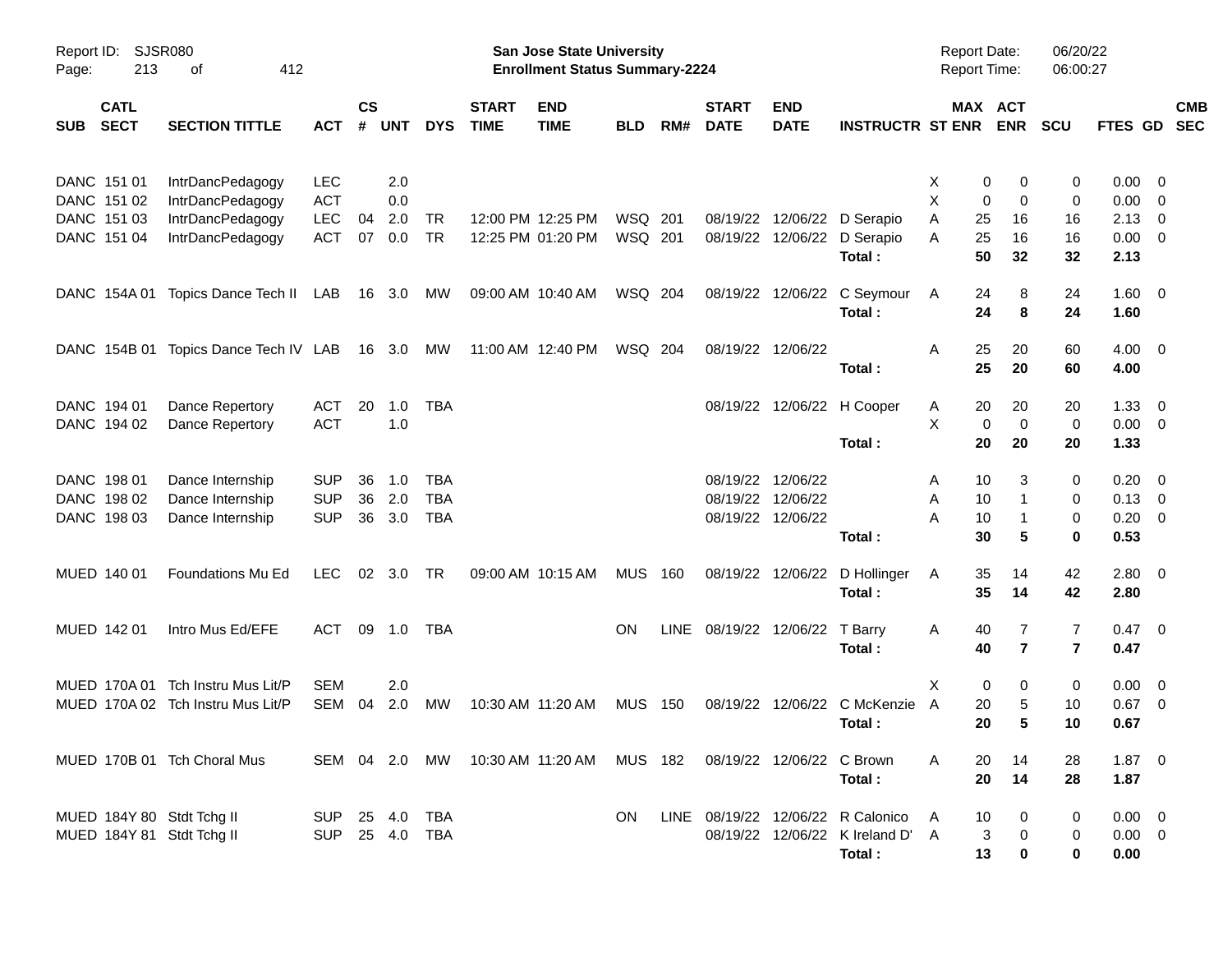Report ID: SJSR080

**San Jose State University**
**Enrollment Status Summary-2224**

Report Date: 06/20/22
Report Time: 06:00:27

| SUB | CATL SECT | SECTION TITTLE | ACT | CS # | UNT | DYS | START TIME | END TIME | BLD | RM# | START DATE | END DATE | INSTRUCTR | ST | MAX ENR | ACT ENR | SCU | FTES | GD | CMB SEC |
|---|---|---|---|---|---|---|---|---|---|---|---|---|---|---|---|---|---|---|---|---|
| DANC | 151 01 | IntrDancPedagogy | LEC | | 2.0 | | | | | | | | | X | 0 | 0 | 0 | 0.00 | 0 | |
| DANC | 151 02 | IntrDancPedagogy | ACT | | 0.0 | | | | | | | | | X | 0 | 0 | 0 | 0.00 | 0 | |
| DANC | 151 03 | IntrDancPedagogy | LEC | 04 | 2.0 | TR | 12:00 PM | 12:25 PM | WSQ | 201 | 08/19/22 | 12/06/22 | D Serapio | A | 25 | 16 | 16 | 2.13 | 0 | |
| DANC | 151 04 | IntrDancPedagogy | ACT | 07 | 0.0 | TR | 12:25 PM | 01:20 PM | WSQ | 201 | 08/19/22 | 12/06/22 | D Serapio | A | 25 | 16 | 16 | 0.00 | 0 | |
| | | | | | | | | | | | | | **Total :** | | **50** | **32** | **32** | **2.13** | | |
| DANC | 154A 01 | Topics Dance Tech II | LAB | 16 | 3.0 | MW | 09:00 AM | 10:40 AM | WSQ | 204 | 08/19/22 | 12/06/22 | C Seymour | A | 24 | 8 | 24 | 1.60 | 0 | |
| | | | | | | | | | | | | | **Total :** | | **24** | **8** | **24** | **1.60** | | |
| DANC | 154B 01 | Topics Dance Tech IV | LAB | 16 | 3.0 | MW | 11:00 AM | 12:40 PM | WSQ | 204 | 08/19/22 | 12/06/22 | | A | 25 | 20 | 60 | 4.00 | 0 | |
| | | | | | | | | | | | | | **Total :** | | **25** | **20** | **60** | **4.00** | | |
| DANC | 194 01 | Dance Repertory | ACT | 20 | 1.0 | TBA | | | | | 08/19/22 | 12/06/22 | H Cooper | A | 20 | 20 | 20 | 1.33 | 0 | |
| DANC | 194 02 | Dance Repertory | ACT | | 1.0 | | | | | | | | | X | 0 | 0 | 0 | 0.00 | 0 | |
| | | | | | | | | | | | | | **Total :** | | **20** | **20** | **20** | **1.33** | | |
| DANC | 198 01 | Dance Internship | SUP | 36 | 1.0 | TBA | | | | | 08/19/22 | 12/06/22 | | A | 10 | 3 | 0 | 0.20 | 0 | |
| DANC | 198 02 | Dance Internship | SUP | 36 | 2.0 | TBA | | | | | 08/19/22 | 12/06/22 | | A | 10 | 1 | 0 | 0.13 | 0 | |
| DANC | 198 03 | Dance Internship | SUP | 36 | 3.0 | TBA | | | | | 08/19/22 | 12/06/22 | | A | 10 | 1 | 0 | 0.20 | 0 | |
| | | | | | | | | | | | | | **Total :** | | **30** | **5** | **0** | **0.53** | | |
| MUED | 140 01 | Foundations Mu Ed | LEC | 02 | 3.0 | TR | 09:00 AM | 10:15 AM | MUS | 160 | 08/19/22 | 12/06/22 | D Hollinger | A | 35 | 14 | 42 | 2.80 | 0 | |
| | | | | | | | | | | | | | **Total :** | | **35** | **14** | **42** | **2.80** | | |
| MUED | 142 01 | Intro Mus Ed/EFE | ACT | 09 | 1.0 | TBA | | | ON | LINE | 08/19/22 | 12/06/22 | T Barry | A | 40 | 7 | 7 | 0.47 | 0 | |
| | | | | | | | | | | | | | **Total :** | | **40** | **7** | **7** | **0.47** | | |
| MUED | 170A 01 | Tch Instru Mus Lit/P | SEM | | 2.0 | | | | | | | | | X | 0 | 0 | 0 | 0.00 | 0 | |
| MUED | 170A 02 | Tch Instru Mus Lit/P | SEM | 04 | 2.0 | MW | 10:30 AM | 11:20 AM | MUS | 150 | 08/19/22 | 12/06/22 | C McKenzie | A | 20 | 5 | 10 | 0.67 | 0 | |
| | | | | | | | | | | | | | **Total :** | | **20** | **5** | **10** | **0.67** | | |
| MUED | 170B 01 | Tch Choral Mus | SEM | 04 | 2.0 | MW | 10:30 AM | 11:20 AM | MUS | 182 | 08/19/22 | 12/06/22 | C Brown | A | 20 | 14 | 28 | 1.87 | 0 | |
| | | | | | | | | | | | | | **Total :** | | **20** | **14** | **28** | **1.87** | | |
| MUED | 184Y 80 | Stdt Tchg II | SUP | 25 | 4.0 | TBA | | | ON | LINE | 08/19/22 | 12/06/22 | R Calonico | A | 10 | 0 | 0 | 0.00 | 0 | |
| MUED | 184Y 81 | Stdt Tchg II | SUP | 25 | 4.0 | TBA | | | | | 08/19/22 | 12/06/22 | K Ireland D' | A | 3 | 0 | 0 | 0.00 | 0 | |
| | | | | | | | | | | | | | **Total :** | | **13** | **0** | **0** | **0.00** | | |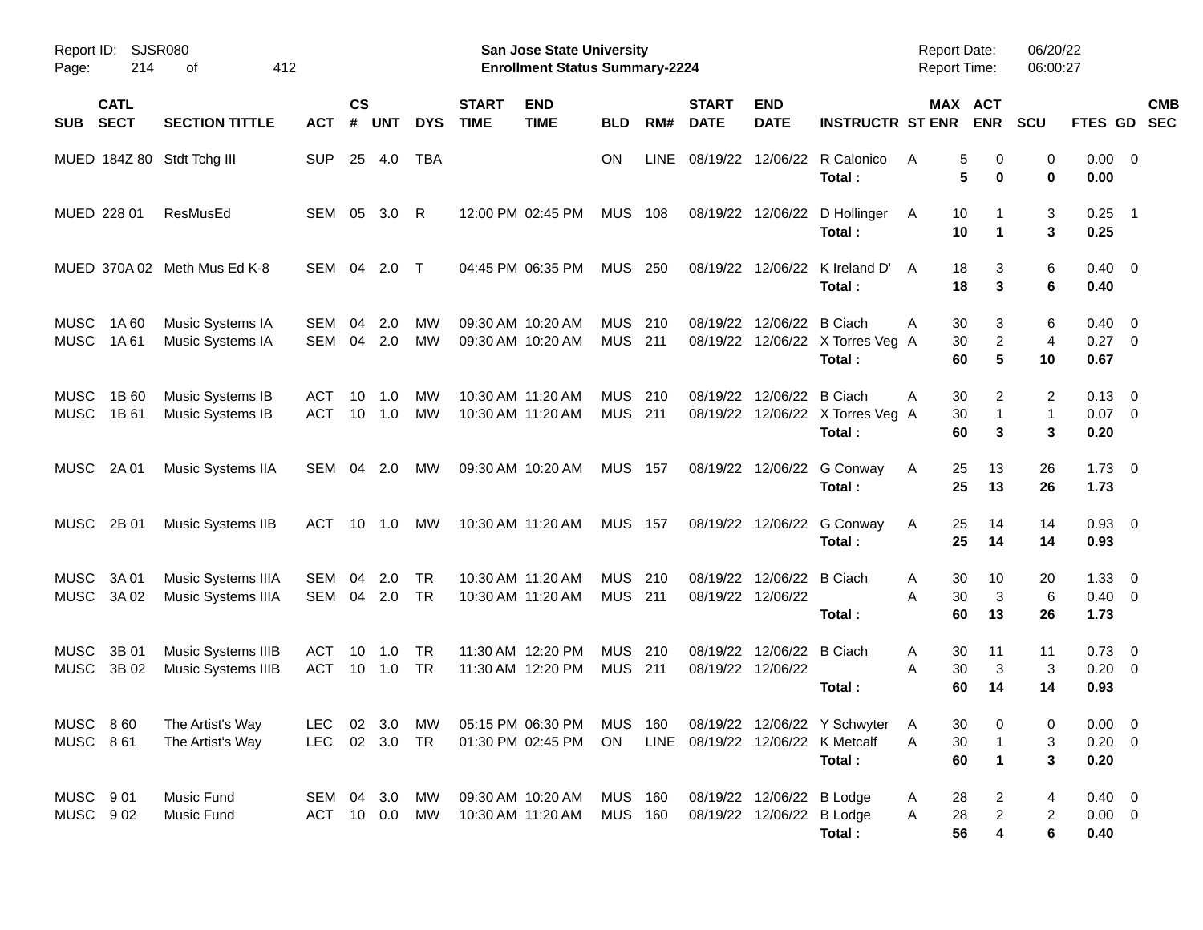Report ID: SJSR080
Page: 214 of 412

**San Jose State University**
**Enrollment Status Summary-2224**

Report Date: 06/20/22
Report Time: 06:00:27

| SUB | CATL SECT | SECTION TITTLE | ACT | CS # | UNT | DYS | START TIME | END TIME | BLD | RM# | START DATE | END DATE | INSTRUCTR | ST | MAX ENR | ACT ENR | SCU | FTES | GD | CMB SEC |
|---|---|---|---|---|---|---|---|---|---|---|---|---|---|---|---|---|---|---|---|---|
| MUED | 184Z 80 | Stdt Tchg III | SUP | 25 | 4.0 | TBA | | | ON | LINE | 08/19/22 | 12/06/22 | R Calonico | A | 5 | 0 | 0 | 0.00 | 0 | |
| | | | | | | | | | | | | | **Total :** | | **5** | **0** | **0** | **0.00** | | |
| MUED | 228 01 | ResMusEd | SEM | 05 | 3.0 | R | 12:00 PM | 02:45 PM | MUS | 108 | 08/19/22 | 12/06/22 | D Hollinger | A | 10 | 1 | 3 | 0.25 | 1 | |
| | | | | | | | | | | | | | **Total :** | | **10** | **1** | **3** | **0.25** | | |
| MUED | 370A 02 | Meth Mus Ed K-8 | SEM | 04 | 2.0 | T | 04:45 PM | 06:35 PM | MUS | 250 | 08/19/22 | 12/06/22 | K Ireland D' | A | 18 | 3 | 6 | 0.40 | 0 | |
| | | | | | | | | | | | | | **Total :** | | **18** | **3** | **6** | **0.40** | | |
| MUSC | 1A 60 | Music Systems IA | SEM | 04 | 2.0 | MW | 09:30 AM | 10:20 AM | MUS | 210 | 08/19/22 | 12/06/22 | B Ciach | A | 30 | 3 | 6 | 0.40 | 0 | |
| MUSC | 1A 61 | Music Systems IA | SEM | 04 | 2.0 | MW | 09:30 AM | 10:20 AM | MUS | 211 | 08/19/22 | 12/06/22 | X Torres Veg | A | 30 | 2 | 4 | 0.27 | 0 | |
| | | | | | | | | | | | | | **Total :** | | **60** | **5** | **10** | **0.67** | | |
| MUSC | 1B 60 | Music Systems IB | ACT | 10 | 1.0 | MW | 10:30 AM | 11:20 AM | MUS | 210 | 08/19/22 | 12/06/22 | B Ciach | A | 30 | 2 | 2 | 0.13 | 0 | |
| MUSC | 1B 61 | Music Systems IB | ACT | 10 | 1.0 | MW | 10:30 AM | 11:20 AM | MUS | 211 | 08/19/22 | 12/06/22 | X Torres Veg | A | 30 | 1 | 1 | 0.07 | 0 | |
| | | | | | | | | | | | | | **Total :** | | **60** | **3** | **3** | **0.20** | | |
| MUSC | 2A 01 | Music Systems IIA | SEM | 04 | 2.0 | MW | 09:30 AM | 10:20 AM | MUS | 157 | 08/19/22 | 12/06/22 | G Conway | A | 25 | 13 | 26 | 1.73 | 0 | |
| | | | | | | | | | | | | | **Total :** | | **25** | **13** | **26** | **1.73** | | |
| MUSC | 2B 01 | Music Systems IIB | ACT | 10 | 1.0 | MW | 10:30 AM | 11:20 AM | MUS | 157 | 08/19/22 | 12/06/22 | G Conway | A | 25 | 14 | 14 | 0.93 | 0 | |
| | | | | | | | | | | | | | **Total :** | | **25** | **14** | **14** | **0.93** | | |
| MUSC | 3A 01 | Music Systems IIIA | SEM | 04 | 2.0 | TR | 10:30 AM | 11:20 AM | MUS | 210 | 08/19/22 | 12/06/22 | B Ciach | A | 30 | 10 | 20 | 1.33 | 0 | |
| MUSC | 3A 02 | Music Systems IIIA | SEM | 04 | 2.0 | TR | 10:30 AM | 11:20 AM | MUS | 211 | 08/19/22 | 12/06/22 | | A | 30 | 3 | 6 | 0.40 | 0 | |
| | | | | | | | | | | | | | **Total :** | | **60** | **13** | **26** | **1.73** | | |
| MUSC | 3B 01 | Music Systems IIIB | ACT | 10 | 1.0 | TR | 11:30 AM | 12:20 PM | MUS | 210 | 08/19/22 | 12/06/22 | B Ciach | A | 30 | 11 | 11 | 0.73 | 0 | |
| MUSC | 3B 02 | Music Systems IIIB | ACT | 10 | 1.0 | TR | 11:30 AM | 12:20 PM | MUS | 211 | 08/19/22 | 12/06/22 | | A | 30 | 3 | 3 | 0.20 | 0 | |
| | | | | | | | | | | | | | **Total :** | | **60** | **14** | **14** | **0.93** | | |
| MUSC | 8 60 | The Artist's Way | LEC | 02 | 3.0 | MW | 05:15 PM | 06:30 PM | MUS | 160 | 08/19/22 | 12/06/22 | Y Schwyter | A | 30 | 0 | 0 | 0.00 | 0 | |
| MUSC | 8 61 | The Artist's Way | LEC | 02 | 3.0 | TR | 01:30 PM | 02:45 PM | ON | LINE | 08/19/22 | 12/06/22 | K Metcalf | A | 30 | 1 | 3 | 0.20 | 0 | |
| | | | | | | | | | | | | | **Total :** | | **60** | **1** | **3** | **0.20** | | |
| MUSC | 9 01 | Music Fund | SEM | 04 | 3.0 | MW | 09:30 AM | 10:20 AM | MUS | 160 | 08/19/22 | 12/06/22 | B Lodge | A | 28 | 2 | 4 | 0.40 | 0 | |
| MUSC | 9 02 | Music Fund | ACT | 10 | 0.0 | MW | 10:30 AM | 11:20 AM | MUS | 160 | 08/19/22 | 12/06/22 | B Lodge | A | 28 | 2 | 2 | 0.00 | 0 | |
| | | | | | | | | | | | | | **Total :** | | **56** | **4** | **6** | **0.40** | | |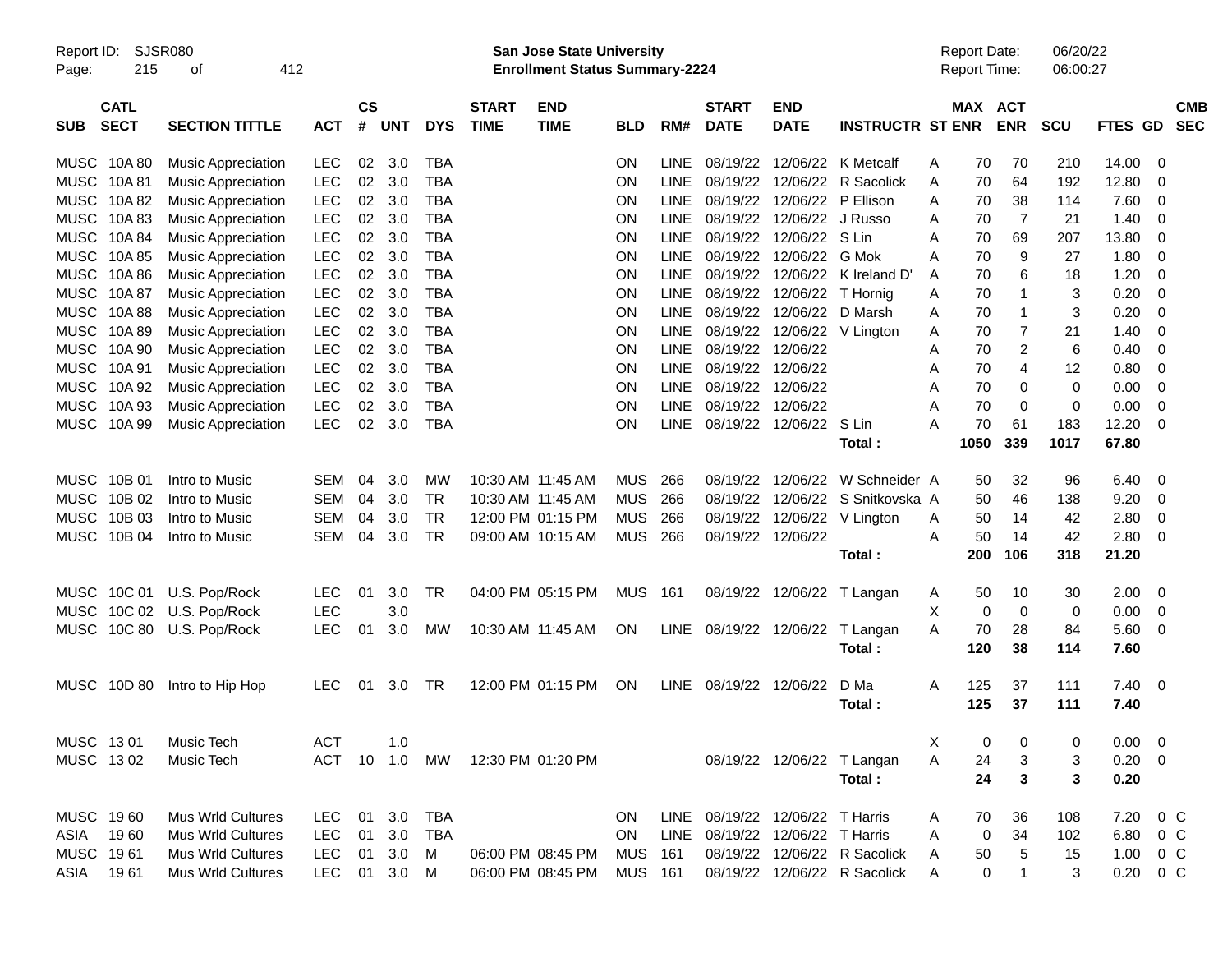Report ID: SJSR080 — San Jose State University — Report Date: 06/20/22

**Enrollment Status Summary-2224** — Report Time: 06:00:27

| SUB | CATL SECT | SECTION TITTLE | ACT | CS # | UNT | DYS | START TIME | END TIME | BLD | RM# | START DATE | END DATE | INSTRUCTR | ST | MAX ENR | ACT ENR | SCU | FTES | GD | CMB SEC |
|---|---|---|---|---|---|---|---|---|---|---|---|---|---|---|---|---|---|---|---|---|
| MUSC | 10A 80 | Music Appreciation | LEC | 02 | 3.0 | TBA | | | ON | LINE | 08/19/22 | 12/06/22 | K Metcalf | A | 70 | 70 | 210 | 14.00 | 0 | |
| MUSC | 10A 81 | Music Appreciation | LEC | 02 | 3.0 | TBA | | | ON | LINE | 08/19/22 | 12/06/22 | R Sacolick | A | 70 | 64 | 192 | 12.80 | 0 | |
| MUSC | 10A 82 | Music Appreciation | LEC | 02 | 3.0 | TBA | | | ON | LINE | 08/19/22 | 12/06/22 | P Ellison | A | 70 | 38 | 114 | 7.60 | 0 | |
| MUSC | 10A 83 | Music Appreciation | LEC | 02 | 3.0 | TBA | | | ON | LINE | 08/19/22 | 12/06/22 | J Russo | A | 70 | 7 | 21 | 1.40 | 0 | |
| MUSC | 10A 84 | Music Appreciation | LEC | 02 | 3.0 | TBA | | | ON | LINE | 08/19/22 | 12/06/22 | S Lin | A | 70 | 69 | 207 | 13.80 | 0 | |
| MUSC | 10A 85 | Music Appreciation | LEC | 02 | 3.0 | TBA | | | ON | LINE | 08/19/22 | 12/06/22 | G Mok | A | 70 | 9 | 27 | 1.80 | 0 | |
| MUSC | 10A 86 | Music Appreciation | LEC | 02 | 3.0 | TBA | | | ON | LINE | 08/19/22 | 12/06/22 | K Ireland D' | A | 70 | 6 | 18 | 1.20 | 0 | |
| MUSC | 10A 87 | Music Appreciation | LEC | 02 | 3.0 | TBA | | | ON | LINE | 08/19/22 | 12/06/22 | T Hornig | A | 70 | 1 | 3 | 0.20 | 0 | |
| MUSC | 10A 88 | Music Appreciation | LEC | 02 | 3.0 | TBA | | | ON | LINE | 08/19/22 | 12/06/22 | D Marsh | A | 70 | 1 | 3 | 0.20 | 0 | |
| MUSC | 10A 89 | Music Appreciation | LEC | 02 | 3.0 | TBA | | | ON | LINE | 08/19/22 | 12/06/22 | V Lington | A | 70 | 7 | 21 | 1.40 | 0 | |
| MUSC | 10A 90 | Music Appreciation | LEC | 02 | 3.0 | TBA | | | ON | LINE | 08/19/22 | 12/06/22 | | A | 70 | 2 | 6 | 0.40 | 0 | |
| MUSC | 10A 91 | Music Appreciation | LEC | 02 | 3.0 | TBA | | | ON | LINE | 08/19/22 | 12/06/22 | | A | 70 | 4 | 12 | 0.80 | 0 | |
| MUSC | 10A 92 | Music Appreciation | LEC | 02 | 3.0 | TBA | | | ON | LINE | 08/19/22 | 12/06/22 | | A | 70 | 0 | 0 | 0.00 | 0 | |
| MUSC | 10A 93 | Music Appreciation | LEC | 02 | 3.0 | TBA | | | ON | LINE | 08/19/22 | 12/06/22 | | A | 70 | 0 | 0 | 0.00 | 0 | |
| MUSC | 10A 99 | Music Appreciation | LEC | 02 | 3.0 | TBA | | | ON | LINE | 08/19/22 | 12/06/22 | S Lin | A | 70 | 61 | 183 | 12.20 | 0 | |
| | | | | | | | | | | | | | **Total :** | | **1050** | **339** | **1017** | **67.80** | | |
| MUSC | 10B 01 | Intro to Music | SEM | 04 | 3.0 | MW | 10:30 AM | 11:45 AM | MUS | 266 | 08/19/22 | 12/06/22 | W Schneider | A | 50 | 32 | 96 | 6.40 | 0 | |
| MUSC | 10B 02 | Intro to Music | SEM | 04 | 3.0 | TR | 10:30 AM | 11:45 AM | MUS | 266 | 08/19/22 | 12/06/22 | S Snitkovska | A | 50 | 46 | 138 | 9.20 | 0 | |
| MUSC | 10B 03 | Intro to Music | SEM | 04 | 3.0 | TR | 12:00 PM | 01:15 PM | MUS | 266 | 08/19/22 | 12/06/22 | V Lington | A | 50 | 14 | 42 | 2.80 | 0 | |
| MUSC | 10B 04 | Intro to Music | SEM | 04 | 3.0 | TR | 09:00 AM | 10:15 AM | MUS | 266 | 08/19/22 | 12/06/22 | | A | 50 | 14 | 42 | 2.80 | 0 | |
| | | | | | | | | | | | | | **Total :** | | **200** | **106** | **318** | **21.20** | | |
| MUSC | 10C 01 | U.S. Pop/Rock | LEC | 01 | 3.0 | TR | 04:00 PM | 05:15 PM | MUS | 161 | 08/19/22 | 12/06/22 | T Langan | A | 50 | 10 | 30 | 2.00 | 0 | |
| MUSC | 10C 02 | U.S. Pop/Rock | LEC | | 3.0 | | | | | | | | | X | 0 | 0 | 0 | 0.00 | 0 | |
| MUSC | 10C 80 | U.S. Pop/Rock | LEC | 01 | 3.0 | MW | 10:30 AM | 11:45 AM | ON | LINE | 08/19/22 | 12/06/22 | T Langan | A | 70 | 28 | 84 | 5.60 | 0 | |
| | | | | | | | | | | | | | **Total :** | | **120** | **38** | **114** | **7.60** | | |
| MUSC | 10D 80 | Intro to Hip Hop | LEC | 01 | 3.0 | TR | 12:00 PM | 01:15 PM | ON | LINE | 08/19/22 | 12/06/22 | D Ma | A | 125 | 37 | 111 | 7.40 | 0 | |
| | | | | | | | | | | | | | **Total :** | | **125** | **37** | **111** | **7.40** | | |
| MUSC | 13 01 | Music Tech | ACT | | 1.0 | | | | | | | | | X | 0 | 0 | 0 | 0.00 | 0 | |
| MUSC | 13 02 | Music Tech | ACT | 10 | 1.0 | MW | 12:30 PM | 01:20 PM | | | 08/19/22 | 12/06/22 | T Langan | A | 24 | 3 | 3 | 0.20 | 0 | |
| | | | | | | | | | | | | | **Total :** | | **24** | **3** | **3** | **0.20** | | |
| MUSC | 19 60 | Mus Wrld Cultures | LEC | 01 | 3.0 | TBA | | | ON | LINE | 08/19/22 | 12/06/22 | T Harris | A | 70 | 36 | 108 | 7.20 | 0 | C |
| ASIA | 19 60 | Mus Wrld Cultures | LEC | 01 | 3.0 | TBA | | | ON | LINE | 08/19/22 | 12/06/22 | T Harris | A | 0 | 34 | 102 | 6.80 | 0 | C |
| MUSC | 19 61 | Mus Wrld Cultures | LEC | 01 | 3.0 | M | 06:00 PM | 08:45 PM | MUS | 161 | 08/19/22 | 12/06/22 | R Sacolick | A | 50 | 5 | 15 | 1.00 | 0 | C |
| ASIA | 19 61 | Mus Wrld Cultures | LEC | 01 | 3.0 | M | 06:00 PM | 08:45 PM | MUS | 161 | 08/19/22 | 12/06/22 | R Sacolick | A | 0 | 1 | 3 | 0.20 | 0 | C |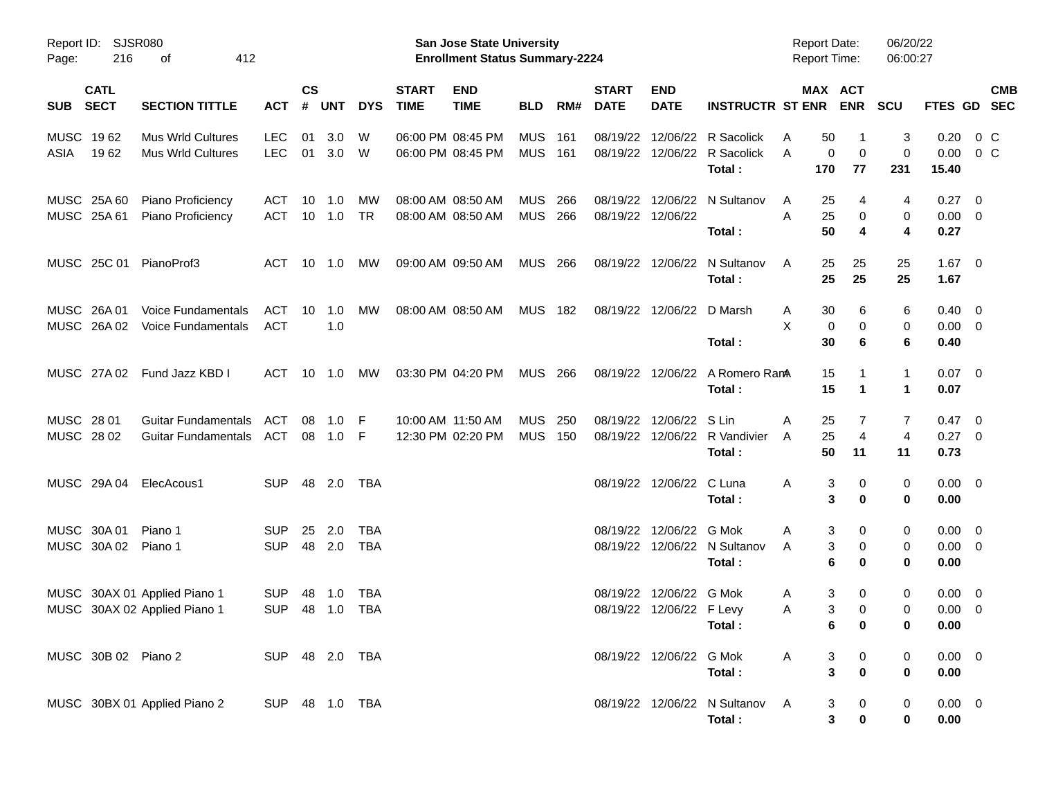Report ID: SJSR080
Page: 216 of 412

**San Jose State University**
**Enrollment Status Summary-2224**

Report Date: 06/20/22
Report Time: 06:00:27

| SUB | CATL SECT | SECTION TITTLE | ACT | CS # | UNT | DYS | START TIME | END TIME | BLD | RM# | START DATE | END DATE | INSTRUCTR | ST | MAX ENR | ACT ENR | SCU | FTES | GD | CMB SEC |
|---|---|---|---|---|---|---|---|---|---|---|---|---|---|---|---|---|---|---|---|---|
| MUSC | 19 62 | Mus Wrld Cultures | LEC | 01 | 3.0 | W | 06:00 PM | 08:45 PM | MUS | 161 | 08/19/22 | 12/06/22 | R Sacolick | A | 50 | 1 | 3 | 0.20 | 0 | C |
| ASIA | 19 62 | Mus Wrld Cultures | LEC | 01 | 3.0 | W | 06:00 PM | 08:45 PM | MUS | 161 | 08/19/22 | 12/06/22 | R Sacolick | A | 0 | 0 | 0 | 0.00 | 0 | C |
| | | | | | | | | | | | | | **Total :** | | **170** | **77** | **231** | **15.40** | | |
| MUSC | 25A 60 | Piano Proficiency | ACT | 10 | 1.0 | MW | 08:00 AM | 08:50 AM | MUS | 266 | 08/19/22 | 12/06/22 | N Sultanov | A | 25 | 4 | 4 | 0.27 | 0 | |
| MUSC | 25A 61 | Piano Proficiency | ACT | 10 | 1.0 | TR | 08:00 AM | 08:50 AM | MUS | 266 | 08/19/22 | 12/06/22 | | A | 25 | 0 | 0 | 0.00 | 0 | |
| | | | | | | | | | | | | | **Total :** | | **50** | **4** | **4** | **0.27** | | |
| MUSC | 25C 01 | PianoProf3 | ACT | 10 | 1.0 | MW | 09:00 AM | 09:50 AM | MUS | 266 | 08/19/22 | 12/06/22 | N Sultanov | A | 25 | 25 | 25 | 1.67 | 0 | |
| | | | | | | | | | | | | | **Total :** | | **25** | **25** | **25** | **1.67** | | |
| MUSC | 26A 01 | Voice Fundamentals | ACT | 10 | 1.0 | MW | 08:00 AM | 08:50 AM | MUS | 182 | 08/19/22 | 12/06/22 | D Marsh | A | 30 | 6 | 6 | 0.40 | 0 | |
| MUSC | 26A 02 | Voice Fundamentals | ACT | | 1.0 | | | | | | | | | X | 0 | 0 | 0 | 0.00 | 0 | |
| | | | | | | | | | | | | | **Total :** | | **30** | **6** | **6** | **0.40** | | |
| MUSC | 27A 02 | Fund Jazz KBD I | ACT | 10 | 1.0 | MW | 03:30 PM | 04:20 PM | MUS | 266 | 08/19/22 | 12/06/22 | A Romero Ram | A | 15 | 1 | 1 | 0.07 | 0 | |
| | | | | | | | | | | | | | **Total :** | | **15** | **1** | **1** | **0.07** | | |
| MUSC | 28 01 | Guitar Fundamentals | ACT | 08 | 1.0 | F | 10:00 AM | 11:50 AM | MUS | 250 | 08/19/22 | 12/06/22 | S Lin | A | 25 | 7 | 7 | 0.47 | 0 | |
| MUSC | 28 02 | Guitar Fundamentals | ACT | 08 | 1.0 | F | 12:30 PM | 02:20 PM | MUS | 150 | 08/19/22 | 12/06/22 | R Vandivier | A | 25 | 4 | 4 | 0.27 | 0 | |
| | | | | | | | | | | | | | **Total :** | | **50** | **11** | **11** | **0.73** | | |
| MUSC | 29A 04 | ElecAcous1 | SUP | 48 | 2.0 | TBA | | | | | 08/19/22 | 12/06/22 | C Luna | A | 3 | 0 | 0 | 0.00 | 0 | |
| | | | | | | | | | | | | | **Total :** | | **3** | **0** | **0** | **0.00** | | |
| MUSC | 30A 01 | Piano 1 | SUP | 25 | 2.0 | TBA | | | | | 08/19/22 | 12/06/22 | G Mok | A | 3 | 0 | 0 | 0.00 | 0 | |
| MUSC | 30A 02 | Piano 1 | SUP | 48 | 2.0 | TBA | | | | | 08/19/22 | 12/06/22 | N Sultanov | A | 3 | 0 | 0 | 0.00 | 0 | |
| | | | | | | | | | | | | | **Total :** | | **6** | **0** | **0** | **0.00** | | |
| MUSC | 30AX 01 | Applied Piano 1 | SUP | 48 | 1.0 | TBA | | | | | 08/19/22 | 12/06/22 | G Mok | A | 3 | 0 | 0 | 0.00 | 0 | |
| MUSC | 30AX 02 | Applied Piano 1 | SUP | 48 | 1.0 | TBA | | | | | 08/19/22 | 12/06/22 | F Levy | A | 3 | 0 | 0 | 0.00 | 0 | |
| | | | | | | | | | | | | | **Total :** | | **6** | **0** | **0** | **0.00** | | |
| MUSC | 30B 02 | Piano 2 | SUP | 48 | 2.0 | TBA | | | | | 08/19/22 | 12/06/22 | G Mok | A | 3 | 0 | 0 | 0.00 | 0 | |
| | | | | | | | | | | | | | **Total :** | | **3** | **0** | **0** | **0.00** | | |
| MUSC | 30BX 01 | Applied Piano 2 | SUP | 48 | 1.0 | TBA | | | | | 08/19/22 | 12/06/22 | N Sultanov | A | 3 | 0 | 0 | 0.00 | 0 | |
| | | | | | | | | | | | | | **Total :** | | **3** | **0** | **0** | **0.00** | | |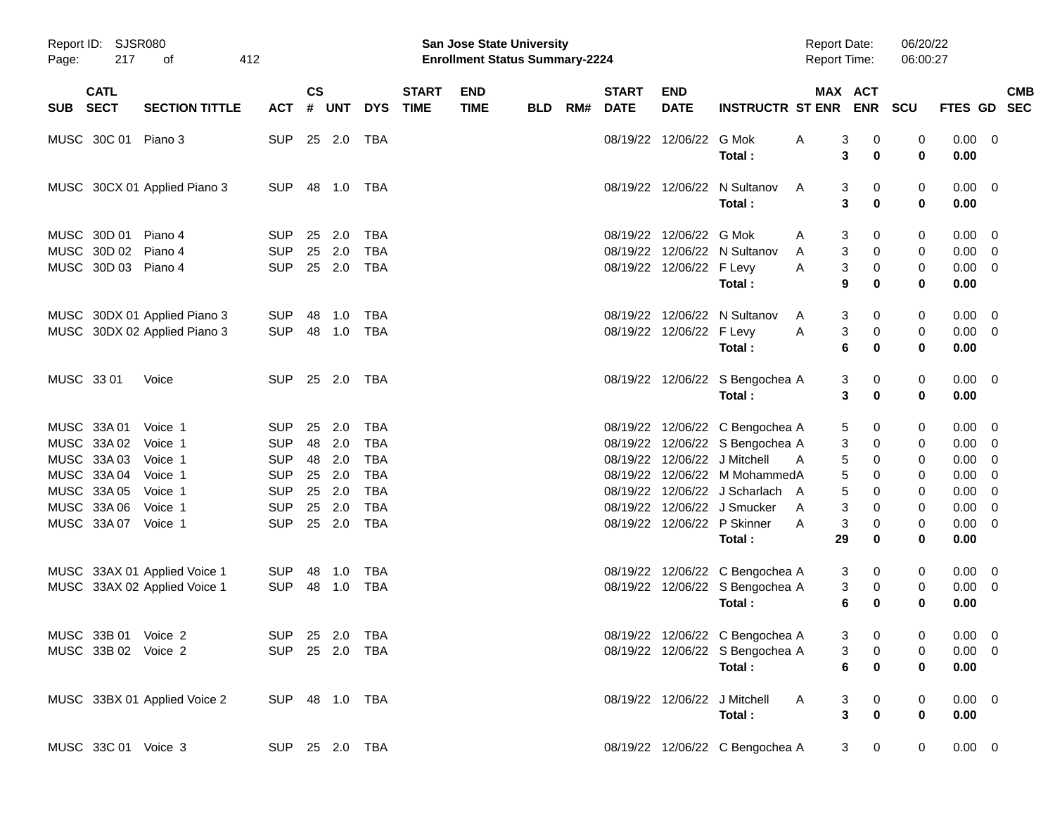| SUB | CATL SECT | SECTION TITTLE | ACT | CS # | UNT | DYS | START TIME | END TIME | BLD | RM# | START DATE | END DATE | INSTRUCTR | ST | MAX ENR | ACT ENR | SCU | FTES | GD | CMB SEC |
|---|---|---|---|---|---|---|---|---|---|---|---|---|---|---|---|---|---|---|---|---|
| MUSC | 30C 01 | Piano 3 | SUP | 25 | 2.0 | TBA | | | | | 08/19/22 | 12/06/22 | G Mok | A | 3 | 0 | 0 | 0.00 | 0 | |
| | | | | | | | | | | | | | **Total :** | | **3** | **0** | **0** | **0.00** | | |
| MUSC | 30CX 01 | Applied Piano 3 | SUP | 48 | 1.0 | TBA | | | | | 08/19/22 | 12/06/22 | N Sultanov | A | 3 | 0 | 0 | 0.00 | 0 | |
| | | | | | | | | | | | | | **Total :** | | **3** | **0** | **0** | **0.00** | | |
| MUSC | 30D 01 | Piano 4 | SUP | 25 | 2.0 | TBA | | | | | 08/19/22 | 12/06/22 | G Mok | A | 3 | 0 | 0 | 0.00 | 0 | |
| MUSC | 30D 02 | Piano 4 | SUP | 25 | 2.0 | TBA | | | | | 08/19/22 | 12/06/22 | N Sultanov | A | 3 | 0 | 0 | 0.00 | 0 | |
| MUSC | 30D 03 | Piano 4 | SUP | 25 | 2.0 | TBA | | | | | 08/19/22 | 12/06/22 | F Levy | A | 3 | 0 | 0 | 0.00 | 0 | |
| | | | | | | | | | | | | | **Total :** | | **9** | **0** | **0** | **0.00** | | |
| MUSC | 30DX 01 | Applied Piano 3 | SUP | 48 | 1.0 | TBA | | | | | 08/19/22 | 12/06/22 | N Sultanov | A | 3 | 0 | 0 | 0.00 | 0 | |
| MUSC | 30DX 02 | Applied Piano 3 | SUP | 48 | 1.0 | TBA | | | | | 08/19/22 | 12/06/22 | F Levy | A | 3 | 0 | 0 | 0.00 | 0 | |
| | | | | | | | | | | | | | **Total :** | | **6** | **0** | **0** | **0.00** | | |
| MUSC | 33 01 | Voice | SUP | 25 | 2.0 | TBA | | | | | 08/19/22 | 12/06/22 | S Bengochea | A | 3 | 0 | 0 | 0.00 | 0 | |
| | | | | | | | | | | | | | **Total :** | | **3** | **0** | **0** | **0.00** | | |
| MUSC | 33A 01 | Voice 1 | SUP | 25 | 2.0 | TBA | | | | | 08/19/22 | 12/06/22 | C Bengochea | A | 5 | 0 | 0 | 0.00 | 0 | |
| MUSC | 33A 02 | Voice 1 | SUP | 48 | 2.0 | TBA | | | | | 08/19/22 | 12/06/22 | S Bengochea | A | 3 | 0 | 0 | 0.00 | 0 | |
| MUSC | 33A 03 | Voice 1 | SUP | 48 | 2.0 | TBA | | | | | 08/19/22 | 12/06/22 | J Mitchell | A | 5 | 0 | 0 | 0.00 | 0 | |
| MUSC | 33A 04 | Voice 1 | SUP | 25 | 2.0 | TBA | | | | | 08/19/22 | 12/06/22 | M Mohammed | A | 5 | 0 | 0 | 0.00 | 0 | |
| MUSC | 33A 05 | Voice 1 | SUP | 25 | 2.0 | TBA | | | | | 08/19/22 | 12/06/22 | J Scharlach | A | 5 | 0 | 0 | 0.00 | 0 | |
| MUSC | 33A 06 | Voice 1 | SUP | 25 | 2.0 | TBA | | | | | 08/19/22 | 12/06/22 | J Smucker | A | 3 | 0 | 0 | 0.00 | 0 | |
| MUSC | 33A 07 | Voice 1 | SUP | 25 | 2.0 | TBA | | | | | 08/19/22 | 12/06/22 | P Skinner | A | 3 | 0 | 0 | 0.00 | 0 | |
| | | | | | | | | | | | | | **Total :** | | **29** | **0** | **0** | **0.00** | | |
| MUSC | 33AX 01 | Applied Voice 1 | SUP | 48 | 1.0 | TBA | | | | | 08/19/22 | 12/06/22 | C Bengochea | A | 3 | 0 | 0 | 0.00 | 0 | |
| MUSC | 33AX 02 | Applied Voice 1 | SUP | 48 | 1.0 | TBA | | | | | 08/19/22 | 12/06/22 | S Bengochea | A | 3 | 0 | 0 | 0.00 | 0 | |
| | | | | | | | | | | | | | **Total :** | | **6** | **0** | **0** | **0.00** | | |
| MUSC | 33B 01 | Voice 2 | SUP | 25 | 2.0 | TBA | | | | | 08/19/22 | 12/06/22 | C Bengochea | A | 3 | 0 | 0 | 0.00 | 0 | |
| MUSC | 33B 02 | Voice 2 | SUP | 25 | 2.0 | TBA | | | | | 08/19/22 | 12/06/22 | S Bengochea | A | 3 | 0 | 0 | 0.00 | 0 | |
| | | | | | | | | | | | | | **Total :** | | **6** | **0** | **0** | **0.00** | | |
| MUSC | 33BX 01 | Applied Voice 2 | SUP | 48 | 1.0 | TBA | | | | | 08/19/22 | 12/06/22 | J Mitchell | A | 3 | 0 | 0 | 0.00 | 0 | |
| | | | | | | | | | | | | | **Total :** | | **3** | **0** | **0** | **0.00** | | |
| MUSC | 33C 01 | Voice 3 | SUP | 25 | 2.0 | TBA | | | | | 08/19/22 | 12/06/22 | C Bengochea | A | 3 | 0 | 0 | 0.00 | 0 | |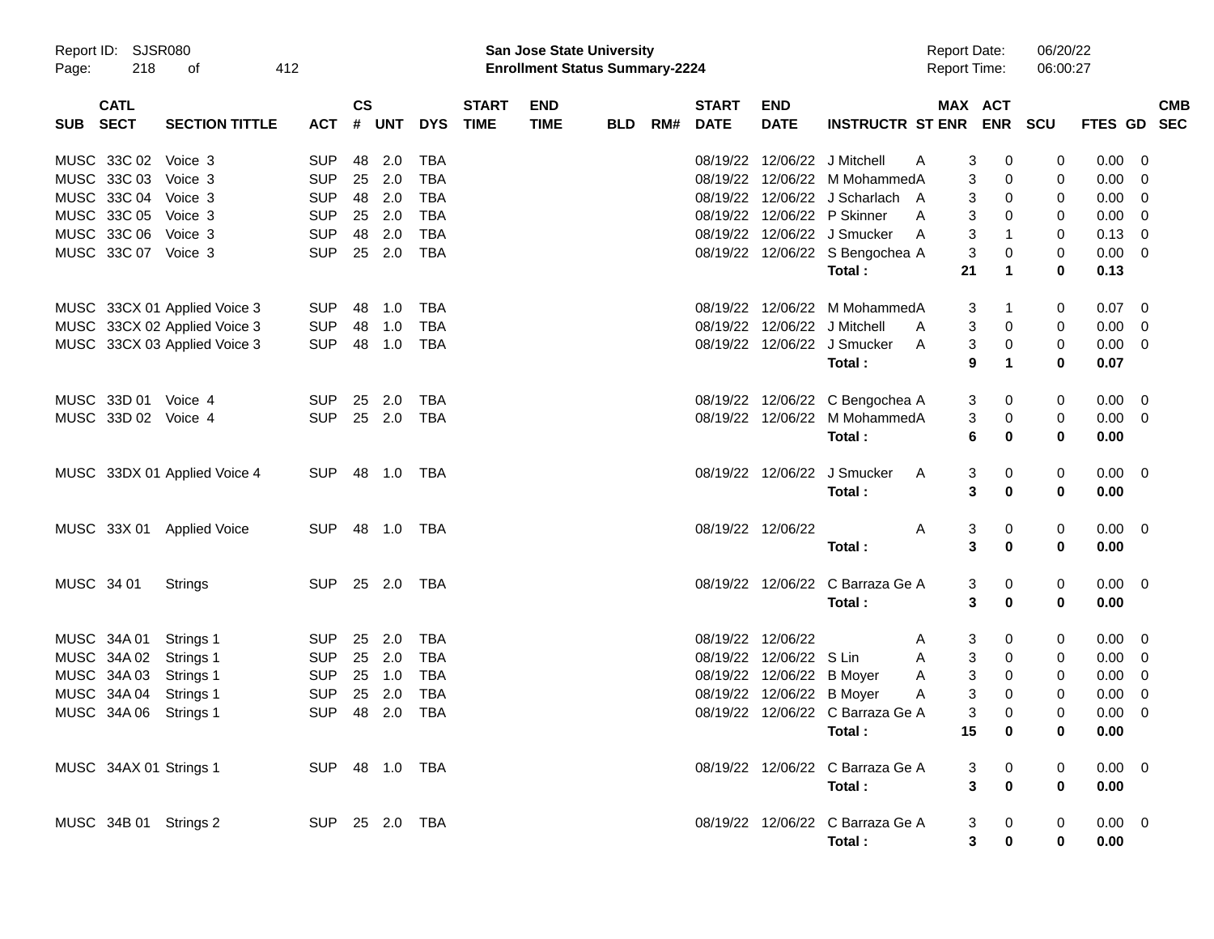| SUB | CATL SECT | SECTION TITTLE | ACT | CS # | UNT | DYS | START TIME | END TIME | BLD | RM# | START DATE | END DATE | INSTRUCTR | ST | MAX ENR | ACT ENR | SCU | FTES | GD | CMB SEC |
|---|---|---|---|---|---|---|---|---|---|---|---|---|---|---|---|---|---|---|---|---|
| MUSC | 33C 02 | Voice 3 | SUP | 48 | 2.0 | TBA | | | | | 08/19/22 | 12/06/22 | J Mitchell | A | 3 | 0 | 0 | 0.00 | 0 | |
| MUSC | 33C 03 | Voice 3 | SUP | 25 | 2.0 | TBA | | | | | 08/19/22 | 12/06/22 | M Mohammed | A | 3 | 0 | 0 | 0.00 | 0 | |
| MUSC | 33C 04 | Voice 3 | SUP | 48 | 2.0 | TBA | | | | | 08/19/22 | 12/06/22 | J Scharlach | A | 3 | 0 | 0 | 0.00 | 0 | |
| MUSC | 33C 05 | Voice 3 | SUP | 25 | 2.0 | TBA | | | | | 08/19/22 | 12/06/22 | P Skinner | A | 3 | 0 | 0 | 0.00 | 0 | |
| MUSC | 33C 06 | Voice 3 | SUP | 48 | 2.0 | TBA | | | | | 08/19/22 | 12/06/22 | J Smucker | A | 3 | 1 | 0 | 0.13 | 0 | |
| MUSC | 33C 07 | Voice 3 | SUP | 25 | 2.0 | TBA | | | | | 08/19/22 | 12/06/22 | S Bengochea | A | 3 | 0 | 0 | 0.00 | 0 | |
| | | | | | | | | | | | | | **Total :** | | **21** | **1** | **0** | **0.13** | | |
| MUSC | 33CX 01 | Applied Voice 3 | SUP | 48 | 1.0 | TBA | | | | | 08/19/22 | 12/06/22 | M Mohammed | A | 3 | 1 | 0 | 0.07 | 0 | |
| MUSC | 33CX 02 | Applied Voice 3 | SUP | 48 | 1.0 | TBA | | | | | 08/19/22 | 12/06/22 | J Mitchell | A | 3 | 0 | 0 | 0.00 | 0 | |
| MUSC | 33CX 03 | Applied Voice 3 | SUP | 48 | 1.0 | TBA | | | | | 08/19/22 | 12/06/22 | J Smucker | A | 3 | 0 | 0 | 0.00 | 0 | |
| | | | | | | | | | | | | | **Total :** | | **9** | **1** | **0** | **0.07** | | |
| MUSC | 33D 01 | Voice 4 | SUP | 25 | 2.0 | TBA | | | | | 08/19/22 | 12/06/22 | C Bengochea | A | 3 | 0 | 0 | 0.00 | 0 | |
| MUSC | 33D 02 | Voice 4 | SUP | 25 | 2.0 | TBA | | | | | 08/19/22 | 12/06/22 | M Mohammed | A | 3 | 0 | 0 | 0.00 | 0 | |
| | | | | | | | | | | | | | **Total :** | | **6** | **0** | **0** | **0.00** | | |
| MUSC | 33DX 01 | Applied Voice 4 | SUP | 48 | 1.0 | TBA | | | | | 08/19/22 | 12/06/22 | J Smucker | A | 3 | 0 | 0 | 0.00 | 0 | |
| | | | | | | | | | | | | | **Total :** | | **3** | **0** | **0** | **0.00** | | |
| MUSC | 33X 01 | Applied Voice | SUP | 48 | 1.0 | TBA | | | | | 08/19/22 | 12/06/22 | | A | 3 | 0 | 0 | 0.00 | 0 | |
| | | | | | | | | | | | | | **Total :** | | **3** | **0** | **0** | **0.00** | | |
| MUSC | 34 01 | Strings | SUP | 25 | 2.0 | TBA | | | | | 08/19/22 | 12/06/22 | C Barraza Ge | A | 3 | 0 | 0 | 0.00 | 0 | |
| | | | | | | | | | | | | | **Total :** | | **3** | **0** | **0** | **0.00** | | |
| MUSC | 34A 01 | Strings 1 | SUP | 25 | 2.0 | TBA | | | | | 08/19/22 | 12/06/22 | | A | 3 | 0 | 0 | 0.00 | 0 | |
| MUSC | 34A 02 | Strings 1 | SUP | 25 | 2.0 | TBA | | | | | 08/19/22 | 12/06/22 | S Lin | A | 3 | 0 | 0 | 0.00 | 0 | |
| MUSC | 34A 03 | Strings 1 | SUP | 25 | 1.0 | TBA | | | | | 08/19/22 | 12/06/22 | B Moyer | A | 3 | 0 | 0 | 0.00 | 0 | |
| MUSC | 34A 04 | Strings 1 | SUP | 25 | 2.0 | TBA | | | | | 08/19/22 | 12/06/22 | B Moyer | A | 3 | 0 | 0 | 0.00 | 0 | |
| MUSC | 34A 06 | Strings 1 | SUP | 48 | 2.0 | TBA | | | | | 08/19/22 | 12/06/22 | C Barraza Ge | A | 3 | 0 | 0 | 0.00 | 0 | |
| | | | | | | | | | | | | | **Total :** | | **15** | **0** | **0** | **0.00** | | |
| MUSC | 34AX 01 | Strings 1 | SUP | 48 | 1.0 | TBA | | | | | 08/19/22 | 12/06/22 | C Barraza Ge | A | 3 | 0 | 0 | 0.00 | 0 | |
| | | | | | | | | | | | | | **Total :** | | **3** | **0** | **0** | **0.00** | | |
| MUSC | 34B 01 | Strings 2 | SUP | 25 | 2.0 | TBA | | | | | 08/19/22 | 12/06/22 | C Barraza Ge | A | 3 | 0 | 0 | 0.00 | 0 | |
| | | | | | | | | | | | | | **Total :** | | **3** | **0** | **0** | **0.00** | | |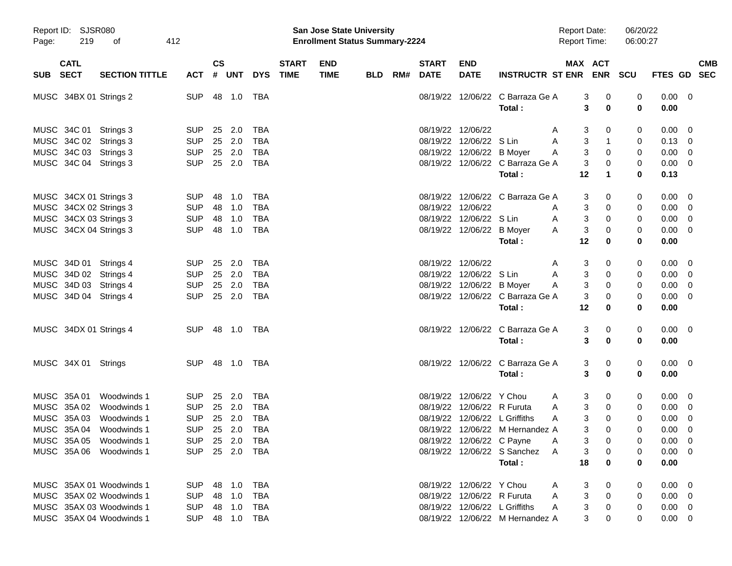Report ID: SJSR080 San Jose State University Report Date: 06/20/22
Page: 219 of 412 Enrollment Status Summary-2224 Report Time: 06:00:27

| SUB | CATL SECT | SECTION TITTLE | ACT | CS # | UNT | DYS | START TIME | END TIME | BLD | RM# | START DATE | END DATE | INSTRUCTR | ST | MAX ENR | ACT ENR | SCU | FTES | GD | CMB SEC |
|---|---|---|---|---|---|---|---|---|---|---|---|---|---|---|---|---|---|---|---|---|
| MUSC | 34BX 01 | Strings 2 | SUP | 48 | 1.0 | TBA | | | | | 08/19/22 | 12/06/22 | C Barraza Ge | A | 3 | 0 | 0 | 0.00 | 0 | |
| | | | | | | | | | | | | | Total : | | 3 | 0 | 0 | 0.00 | | |
| MUSC | 34C 01 | Strings 3 | SUP | 25 | 2.0 | TBA | | | | | 08/19/22 | 12/06/22 | | A | 3 | 0 | 0 | 0.00 | 0 | |
| MUSC | 34C 02 | Strings 3 | SUP | 25 | 2.0 | TBA | | | | | 08/19/22 | 12/06/22 | S Lin | A | 3 | 1 | 0 | 0.13 | 0 | |
| MUSC | 34C 03 | Strings 3 | SUP | 25 | 2.0 | TBA | | | | | 08/19/22 | 12/06/22 | B Moyer | A | 3 | 0 | 0 | 0.00 | 0 | |
| MUSC | 34C 04 | Strings 3 | SUP | 25 | 2.0 | TBA | | | | | 08/19/22 | 12/06/22 | C Barraza Ge | A | 3 | 0 | 0 | 0.00 | 0 | |
| | | | | | | | | | | | | | Total : | | 12 | 1 | 0 | 0.13 | | |
| MUSC | 34CX 01 | Strings 3 | SUP | 48 | 1.0 | TBA | | | | | 08/19/22 | 12/06/22 | C Barraza Ge | A | 3 | 0 | 0 | 0.00 | 0 | |
| MUSC | 34CX 02 | Strings 3 | SUP | 48 | 1.0 | TBA | | | | | 08/19/22 | 12/06/22 | | A | 3 | 0 | 0 | 0.00 | 0 | |
| MUSC | 34CX 03 | Strings 3 | SUP | 48 | 1.0 | TBA | | | | | 08/19/22 | 12/06/22 | S Lin | A | 3 | 0 | 0 | 0.00 | 0 | |
| MUSC | 34CX 04 | Strings 3 | SUP | 48 | 1.0 | TBA | | | | | 08/19/22 | 12/06/22 | B Moyer | A | 3 | 0 | 0 | 0.00 | 0 | |
| | | | | | | | | | | | | | Total : | | 12 | 0 | 0 | 0.00 | | |
| MUSC | 34D 01 | Strings 4 | SUP | 25 | 2.0 | TBA | | | | | 08/19/22 | 12/06/22 | | A | 3 | 0 | 0 | 0.00 | 0 | |
| MUSC | 34D 02 | Strings 4 | SUP | 25 | 2.0 | TBA | | | | | 08/19/22 | 12/06/22 | S Lin | A | 3 | 0 | 0 | 0.00 | 0 | |
| MUSC | 34D 03 | Strings 4 | SUP | 25 | 2.0 | TBA | | | | | 08/19/22 | 12/06/22 | B Moyer | A | 3 | 0 | 0 | 0.00 | 0 | |
| MUSC | 34D 04 | Strings 4 | SUP | 25 | 2.0 | TBA | | | | | 08/19/22 | 12/06/22 | C Barraza Ge | A | 3 | 0 | 0 | 0.00 | 0 | |
| | | | | | | | | | | | | | Total : | | 12 | 0 | 0 | 0.00 | | |
| MUSC | 34DX 01 | Strings 4 | SUP | 48 | 1.0 | TBA | | | | | 08/19/22 | 12/06/22 | C Barraza Ge | A | 3 | 0 | 0 | 0.00 | 0 | |
| | | | | | | | | | | | | | Total : | | 3 | 0 | 0 | 0.00 | | |
| MUSC | 34X 01 | Strings | SUP | 48 | 1.0 | TBA | | | | | 08/19/22 | 12/06/22 | C Barraza Ge | A | 3 | 0 | 0 | 0.00 | 0 | |
| | | | | | | | | | | | | | Total : | | 3 | 0 | 0 | 0.00 | | |
| MUSC | 35A 01 | Woodwinds 1 | SUP | 25 | 2.0 | TBA | | | | | 08/19/22 | 12/06/22 | Y Chou | A | 3 | 0 | 0 | 0.00 | 0 | |
| MUSC | 35A 02 | Woodwinds 1 | SUP | 25 | 2.0 | TBA | | | | | 08/19/22 | 12/06/22 | R Furuta | A | 3 | 0 | 0 | 0.00 | 0 | |
| MUSC | 35A 03 | Woodwinds 1 | SUP | 25 | 2.0 | TBA | | | | | 08/19/22 | 12/06/22 | L Griffiths | A | 3 | 0 | 0 | 0.00 | 0 | |
| MUSC | 35A 04 | Woodwinds 1 | SUP | 25 | 2.0 | TBA | | | | | 08/19/22 | 12/06/22 | M Hernandez | A | 3 | 0 | 0 | 0.00 | 0 | |
| MUSC | 35A 05 | Woodwinds 1 | SUP | 25 | 2.0 | TBA | | | | | 08/19/22 | 12/06/22 | C Payne | A | 3 | 0 | 0 | 0.00 | 0 | |
| MUSC | 35A 06 | Woodwinds 1 | SUP | 25 | 2.0 | TBA | | | | | 08/19/22 | 12/06/22 | S Sanchez | A | 3 | 0 | 0 | 0.00 | 0 | |
| | | | | | | | | | | | | | Total : | | 18 | 0 | 0 | 0.00 | | |
| MUSC | 35AX 01 | Woodwinds 1 | SUP | 48 | 1.0 | TBA | | | | | 08/19/22 | 12/06/22 | Y Chou | A | 3 | 0 | 0 | 0.00 | 0 | |
| MUSC | 35AX 02 | Woodwinds 1 | SUP | 48 | 1.0 | TBA | | | | | 08/19/22 | 12/06/22 | R Furuta | A | 3 | 0 | 0 | 0.00 | 0 | |
| MUSC | 35AX 03 | Woodwinds 1 | SUP | 48 | 1.0 | TBA | | | | | 08/19/22 | 12/06/22 | L Griffiths | A | 3 | 0 | 0 | 0.00 | 0 | |
| MUSC | 35AX 04 | Woodwinds 1 | SUP | 48 | 1.0 | TBA | | | | | 08/19/22 | 12/06/22 | M Hernandez | A | 3 | 0 | 0 | 0.00 | 0 | |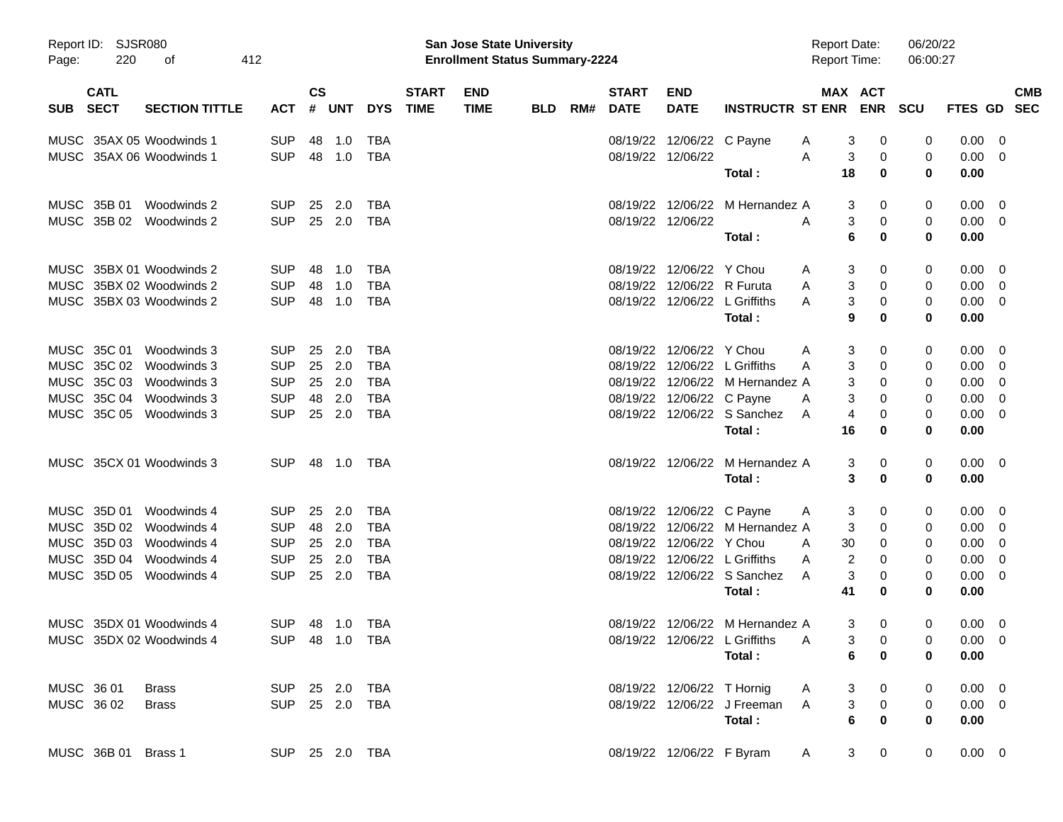| SUB | CATL SECT | SECTION TITTLE | ACT | CS # | UNT | DYS | START TIME | END TIME | BLD | RM# | START DATE | END DATE | INSTRUCTR | ST | MAX ENR | ACT ENR | SCU | FTES | GD | CMB SEC |
|---|---|---|---|---|---|---|---|---|---|---|---|---|---|---|---|---|---|---|---|---|
| MUSC | 35AX 05 | Woodwinds 1 | SUP | 48 | 1.0 | TBA | | | | | 08/19/22 | 12/06/22 | C Payne | A | 3 | 0 | 0 | 0.00 | 0 | |
| MUSC | 35AX 06 | Woodwinds 1 | SUP | 48 | 1.0 | TBA | | | | | 08/19/22 | 12/06/22 | | A | 3 | 0 | 0 | 0.00 | 0 | |
| | | | | | | | | | | | | | **Total :** | | **18** | **0** | **0** | **0.00** | | |
| MUSC | 35B 01 | Woodwinds 2 | SUP | 25 | 2.0 | TBA | | | | | 08/19/22 | 12/06/22 | M Hernandez | A | 3 | 0 | 0 | 0.00 | 0 | |
| MUSC | 35B 02 | Woodwinds 2 | SUP | 25 | 2.0 | TBA | | | | | 08/19/22 | 12/06/22 | | A | 3 | 0 | 0 | 0.00 | 0 | |
| | | | | | | | | | | | | | **Total :** | | **6** | **0** | **0** | **0.00** | | |
| MUSC | 35BX 01 | Woodwinds 2 | SUP | 48 | 1.0 | TBA | | | | | 08/19/22 | 12/06/22 | Y Chou | A | 3 | 0 | 0 | 0.00 | 0 | |
| MUSC | 35BX 02 | Woodwinds 2 | SUP | 48 | 1.0 | TBA | | | | | 08/19/22 | 12/06/22 | R Furuta | A | 3 | 0 | 0 | 0.00 | 0 | |
| MUSC | 35BX 03 | Woodwinds 2 | SUP | 48 | 1.0 | TBA | | | | | 08/19/22 | 12/06/22 | L Griffiths | A | 3 | 0 | 0 | 0.00 | 0 | |
| | | | | | | | | | | | | | **Total :** | | **9** | **0** | **0** | **0.00** | | |
| MUSC | 35C 01 | Woodwinds 3 | SUP | 25 | 2.0 | TBA | | | | | 08/19/22 | 12/06/22 | Y Chou | A | 3 | 0 | 0 | 0.00 | 0 | |
| MUSC | 35C 02 | Woodwinds 3 | SUP | 25 | 2.0 | TBA | | | | | 08/19/22 | 12/06/22 | L Griffiths | A | 3 | 0 | 0 | 0.00 | 0 | |
| MUSC | 35C 03 | Woodwinds 3 | SUP | 25 | 2.0 | TBA | | | | | 08/19/22 | 12/06/22 | M Hernandez | A | 3 | 0 | 0 | 0.00 | 0 | |
| MUSC | 35C 04 | Woodwinds 3 | SUP | 48 | 2.0 | TBA | | | | | 08/19/22 | 12/06/22 | C Payne | A | 3 | 0 | 0 | 0.00 | 0 | |
| MUSC | 35C 05 | Woodwinds 3 | SUP | 25 | 2.0 | TBA | | | | | 08/19/22 | 12/06/22 | S Sanchez | A | 4 | 0 | 0 | 0.00 | 0 | |
| | | | | | | | | | | | | | **Total :** | | **16** | **0** | **0** | **0.00** | | |
| MUSC | 35CX 01 | Woodwinds 3 | SUP | 48 | 1.0 | TBA | | | | | 08/19/22 | 12/06/22 | M Hernandez | A | 3 | 0 | 0 | 0.00 | 0 | |
| | | | | | | | | | | | | | **Total :** | | **3** | **0** | **0** | **0.00** | | |
| MUSC | 35D 01 | Woodwinds 4 | SUP | 25 | 2.0 | TBA | | | | | 08/19/22 | 12/06/22 | C Payne | A | 3 | 0 | 0 | 0.00 | 0 | |
| MUSC | 35D 02 | Woodwinds 4 | SUP | 48 | 2.0 | TBA | | | | | 08/19/22 | 12/06/22 | M Hernandez | A | 3 | 0 | 0 | 0.00 | 0 | |
| MUSC | 35D 03 | Woodwinds 4 | SUP | 25 | 2.0 | TBA | | | | | 08/19/22 | 12/06/22 | Y Chou | A | 30 | 0 | 0 | 0.00 | 0 | |
| MUSC | 35D 04 | Woodwinds 4 | SUP | 25 | 2.0 | TBA | | | | | 08/19/22 | 12/06/22 | L Griffiths | A | 2 | 0 | 0 | 0.00 | 0 | |
| MUSC | 35D 05 | Woodwinds 4 | SUP | 25 | 2.0 | TBA | | | | | 08/19/22 | 12/06/22 | S Sanchez | A | 3 | 0 | 0 | 0.00 | 0 | |
| | | | | | | | | | | | | | **Total :** | | **41** | **0** | **0** | **0.00** | | |
| MUSC | 35DX 01 | Woodwinds 4 | SUP | 48 | 1.0 | TBA | | | | | 08/19/22 | 12/06/22 | M Hernandez | A | 3 | 0 | 0 | 0.00 | 0 | |
| MUSC | 35DX 02 | Woodwinds 4 | SUP | 48 | 1.0 | TBA | | | | | 08/19/22 | 12/06/22 | L Griffiths | A | 3 | 0 | 0 | 0.00 | 0 | |
| | | | | | | | | | | | | | **Total :** | | **6** | **0** | **0** | **0.00** | | |
| MUSC | 36 01 | Brass | SUP | 25 | 2.0 | TBA | | | | | 08/19/22 | 12/06/22 | T Hornig | A | 3 | 0 | 0 | 0.00 | 0 | |
| MUSC | 36 02 | Brass | SUP | 25 | 2.0 | TBA | | | | | 08/19/22 | 12/06/22 | J Freeman | A | 3 | 0 | 0 | 0.00 | 0 | |
| | | | | | | | | | | | | | **Total :** | | **6** | **0** | **0** | **0.00** | | |
| MUSC | 36B 01 | Brass 1 | SUP | 25 | 2.0 | TBA | | | | | 08/19/22 | 12/06/22 | F Byram | A | 3 | 0 | 0 | 0.00 | 0 | |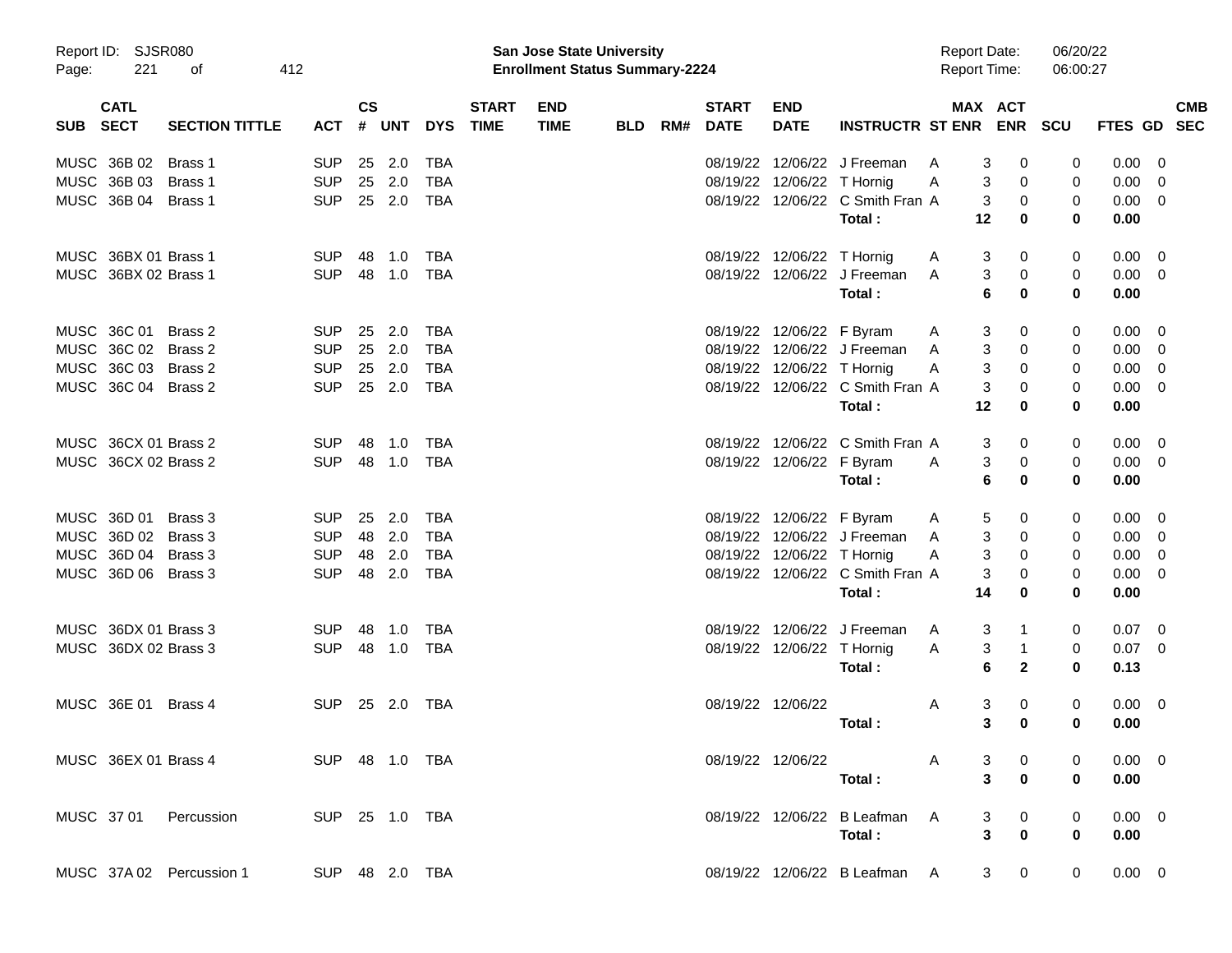Report ID: SJSR080
Page: 221 of 412

**San Jose State University**
**Enrollment Status Summary-2224**

Report Date: 06/20/22
Report Time: 06:00:27

| SUB | CATL SECT | SECTION TITTLE | ACT | CS # | UNT | DYS | START TIME | END TIME | BLD | RM# | START DATE | END DATE | INSTRUCTR | ST | MAX ENR | ACT ENR | SCU | FTES | GD | CMB SEC |
|---|---|---|---|---|---|---|---|---|---|---|---|---|---|---|---|---|---|---|---|---|
| MUSC | 36B 02 | Brass 1 | SUP | 25 | 2.0 | TBA | | | | | 08/19/22 | 12/06/22 | J Freeman | A | 3 | 0 | 0 | 0.00 | 0 | |
| MUSC | 36B 03 | Brass 1 | SUP | 25 | 2.0 | TBA | | | | | 08/19/22 | 12/06/22 | T Hornig | A | 3 | 0 | 0 | 0.00 | 0 | |
| MUSC | 36B 04 | Brass 1 | SUP | 25 | 2.0 | TBA | | | | | 08/19/22 | 12/06/22 | C Smith Fran | A | 3 | 0 | 0 | 0.00 | 0 | |
| | | | | | | | | | | | | | **Total :** | | **12** | **0** | **0** | **0.00** | | |
| MUSC | 36BX 01 | Brass 1 | SUP | 48 | 1.0 | TBA | | | | | 08/19/22 | 12/06/22 | T Hornig | A | 3 | 0 | 0 | 0.00 | 0 | |
| MUSC | 36BX 02 | Brass 1 | SUP | 48 | 1.0 | TBA | | | | | 08/19/22 | 12/06/22 | J Freeman | A | 3 | 0 | 0 | 0.00 | 0 | |
| | | | | | | | | | | | | | **Total :** | | **6** | **0** | **0** | **0.00** | | |
| MUSC | 36C 01 | Brass 2 | SUP | 25 | 2.0 | TBA | | | | | 08/19/22 | 12/06/22 | F Byram | A | 3 | 0 | 0 | 0.00 | 0 | |
| MUSC | 36C 02 | Brass 2 | SUP | 25 | 2.0 | TBA | | | | | 08/19/22 | 12/06/22 | J Freeman | A | 3 | 0 | 0 | 0.00 | 0 | |
| MUSC | 36C 03 | Brass 2 | SUP | 25 | 2.0 | TBA | | | | | 08/19/22 | 12/06/22 | T Hornig | A | 3 | 0 | 0 | 0.00 | 0 | |
| MUSC | 36C 04 | Brass 2 | SUP | 25 | 2.0 | TBA | | | | | 08/19/22 | 12/06/22 | C Smith Fran | A | 3 | 0 | 0 | 0.00 | 0 | |
| | | | | | | | | | | | | | **Total :** | | **12** | **0** | **0** | **0.00** | | |
| MUSC | 36CX 01 | Brass 2 | SUP | 48 | 1.0 | TBA | | | | | 08/19/22 | 12/06/22 | C Smith Fran | A | 3 | 0 | 0 | 0.00 | 0 | |
| MUSC | 36CX 02 | Brass 2 | SUP | 48 | 1.0 | TBA | | | | | 08/19/22 | 12/06/22 | F Byram | A | 3 | 0 | 0 | 0.00 | 0 | |
| | | | | | | | | | | | | | **Total :** | | **6** | **0** | **0** | **0.00** | | |
| MUSC | 36D 01 | Brass 3 | SUP | 25 | 2.0 | TBA | | | | | 08/19/22 | 12/06/22 | F Byram | A | 5 | 0 | 0 | 0.00 | 0 | |
| MUSC | 36D 02 | Brass 3 | SUP | 48 | 2.0 | TBA | | | | | 08/19/22 | 12/06/22 | J Freeman | A | 3 | 0 | 0 | 0.00 | 0 | |
| MUSC | 36D 04 | Brass 3 | SUP | 48 | 2.0 | TBA | | | | | 08/19/22 | 12/06/22 | T Hornig | A | 3 | 0 | 0 | 0.00 | 0 | |
| MUSC | 36D 06 | Brass 3 | SUP | 48 | 2.0 | TBA | | | | | 08/19/22 | 12/06/22 | C Smith Fran | A | 3 | 0 | 0 | 0.00 | 0 | |
| | | | | | | | | | | | | | **Total :** | | **14** | **0** | **0** | **0.00** | | |
| MUSC | 36DX 01 | Brass 3 | SUP | 48 | 1.0 | TBA | | | | | 08/19/22 | 12/06/22 | J Freeman | A | 3 | 1 | 0 | 0.07 | 0 | |
| MUSC | 36DX 02 | Brass 3 | SUP | 48 | 1.0 | TBA | | | | | 08/19/22 | 12/06/22 | T Hornig | A | 3 | 1 | 0 | 0.07 | 0 | |
| | | | | | | | | | | | | | **Total :** | | **6** | **2** | **0** | **0.13** | | |
| MUSC | 36E 01 | Brass 4 | SUP | 25 | 2.0 | TBA | | | | | 08/19/22 | 12/06/22 | | A | 3 | 0 | 0 | 0.00 | 0 | |
| | | | | | | | | | | | | | **Total :** | | **3** | **0** | **0** | **0.00** | | |
| MUSC | 36EX 01 | Brass 4 | SUP | 48 | 1.0 | TBA | | | | | 08/19/22 | 12/06/22 | | A | 3 | 0 | 0 | 0.00 | 0 | |
| | | | | | | | | | | | | | **Total :** | | **3** | **0** | **0** | **0.00** | | |
| MUSC | 37 01 | Percussion | SUP | 25 | 1.0 | TBA | | | | | 08/19/22 | 12/06/22 | B Leafman | A | 3 | 0 | 0 | 0.00 | 0 | |
| | | | | | | | | | | | | | **Total :** | | **3** | **0** | **0** | **0.00** | | |
| MUSC | 37A 02 | Percussion 1 | SUP | 48 | 2.0 | TBA | | | | | 08/19/22 | 12/06/22 | B Leafman | A | 3 | 0 | 0 | 0.00 | 0 | |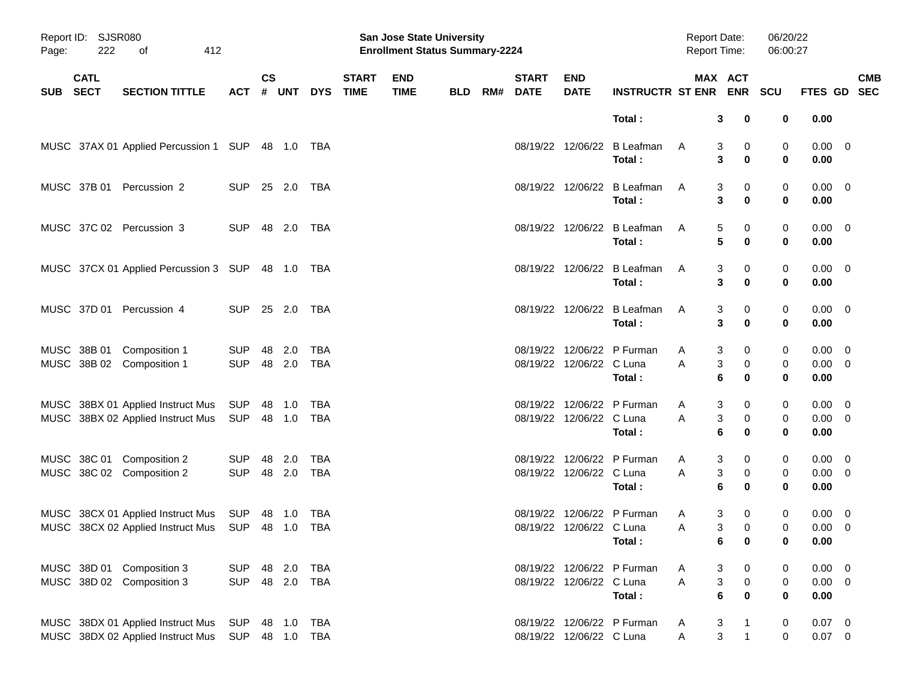| SUB | CATL SECT | SECTION TITTLE | ACT | CS # | UNT | DYS | START TIME | END TIME | BLD | RM# | START DATE | END DATE | INSTRUCTR | ST | MAX ENR | ACT ENR | SCU | FTES | GD | CMB SEC |
|---|---|---|---|---|---|---|---|---|---|---|---|---|---|---|---|---|---|---|---|---|
| | | | | | | | | | | | | | **Total :** | | **3** | **0** | **0** | **0.00** | | |
| MUSC | 37AX 01 | Applied Percussion 1 | SUP | 48 | 1.0 | TBA | | | | | 08/19/22 | 12/06/22 | B Leafman | A | 3 | 0 | 0 | 0.00 | 0 | |
| | | | | | | | | | | | | | **Total :** | | **3** | **0** | **0** | **0.00** | | |
| MUSC | 37B 01 | Percussion 2 | SUP | 25 | 2.0 | TBA | | | | | 08/19/22 | 12/06/22 | B Leafman | A | 3 | 0 | 0 | 0.00 | 0 | |
| | | | | | | | | | | | | | **Total :** | | **3** | **0** | **0** | **0.00** | | |
| MUSC | 37C 02 | Percussion 3 | SUP | 48 | 2.0 | TBA | | | | | 08/19/22 | 12/06/22 | B Leafman | A | 5 | 0 | 0 | 0.00 | 0 | |
| | | | | | | | | | | | | | **Total :** | | **5** | **0** | **0** | **0.00** | | |
| MUSC | 37CX 01 | Applied Percussion 3 | SUP | 48 | 1.0 | TBA | | | | | 08/19/22 | 12/06/22 | B Leafman | A | 3 | 0 | 0 | 0.00 | 0 | |
| | | | | | | | | | | | | | **Total :** | | **3** | **0** | **0** | **0.00** | | |
| MUSC | 37D 01 | Percussion 4 | SUP | 25 | 2.0 | TBA | | | | | 08/19/22 | 12/06/22 | B Leafman | A | 3 | 0 | 0 | 0.00 | 0 | |
| | | | | | | | | | | | | | **Total :** | | **3** | **0** | **0** | **0.00** | | |
| MUSC | 38B 01 | Composition 1 | SUP | 48 | 2.0 | TBA | | | | | 08/19/22 | 12/06/22 | P Furman | A | 3 | 0 | 0 | 0.00 | 0 | |
| MUSC | 38B 02 | Composition 1 | SUP | 48 | 2.0 | TBA | | | | | 08/19/22 | 12/06/22 | C Luna | A | 3 | 0 | 0 | 0.00 | 0 | |
| | | | | | | | | | | | | | **Total :** | | **6** | **0** | **0** | **0.00** | | |
| MUSC | 38BX 01 | Applied Instruct Mus | SUP | 48 | 1.0 | TBA | | | | | 08/19/22 | 12/06/22 | P Furman | A | 3 | 0 | 0 | 0.00 | 0 | |
| MUSC | 38BX 02 | Applied Instruct Mus | SUP | 48 | 1.0 | TBA | | | | | 08/19/22 | 12/06/22 | C Luna | A | 3 | 0 | 0 | 0.00 | 0 | |
| | | | | | | | | | | | | | **Total :** | | **6** | **0** | **0** | **0.00** | | |
| MUSC | 38C 01 | Composition 2 | SUP | 48 | 2.0 | TBA | | | | | 08/19/22 | 12/06/22 | P Furman | A | 3 | 0 | 0 | 0.00 | 0 | |
| MUSC | 38C 02 | Composition 2 | SUP | 48 | 2.0 | TBA | | | | | 08/19/22 | 12/06/22 | C Luna | A | 3 | 0 | 0 | 0.00 | 0 | |
| | | | | | | | | | | | | | **Total :** | | **6** | **0** | **0** | **0.00** | | |
| MUSC | 38CX 01 | Applied Instruct Mus | SUP | 48 | 1.0 | TBA | | | | | 08/19/22 | 12/06/22 | P Furman | A | 3 | 0 | 0 | 0.00 | 0 | |
| MUSC | 38CX 02 | Applied Instruct Mus | SUP | 48 | 1.0 | TBA | | | | | 08/19/22 | 12/06/22 | C Luna | A | 3 | 0 | 0 | 0.00 | 0 | |
| | | | | | | | | | | | | | **Total :** | | **6** | **0** | **0** | **0.00** | | |
| MUSC | 38D 01 | Composition 3 | SUP | 48 | 2.0 | TBA | | | | | 08/19/22 | 12/06/22 | P Furman | A | 3 | 0 | 0 | 0.00 | 0 | |
| MUSC | 38D 02 | Composition 3 | SUP | 48 | 2.0 | TBA | | | | | 08/19/22 | 12/06/22 | C Luna | A | 3 | 0 | 0 | 0.00 | 0 | |
| | | | | | | | | | | | | | **Total :** | | **6** | **0** | **0** | **0.00** | | |
| MUSC | 38DX 01 | Applied Instruct Mus | SUP | 48 | 1.0 | TBA | | | | | 08/19/22 | 12/06/22 | P Furman | A | 3 | 1 | 0 | 0.07 | 0 | |
| MUSC | 38DX 02 | Applied Instruct Mus | SUP | 48 | 1.0 | TBA | | | | | 08/19/22 | 12/06/22 | C Luna | A | 3 | 1 | 0 | 0.07 | 0 | |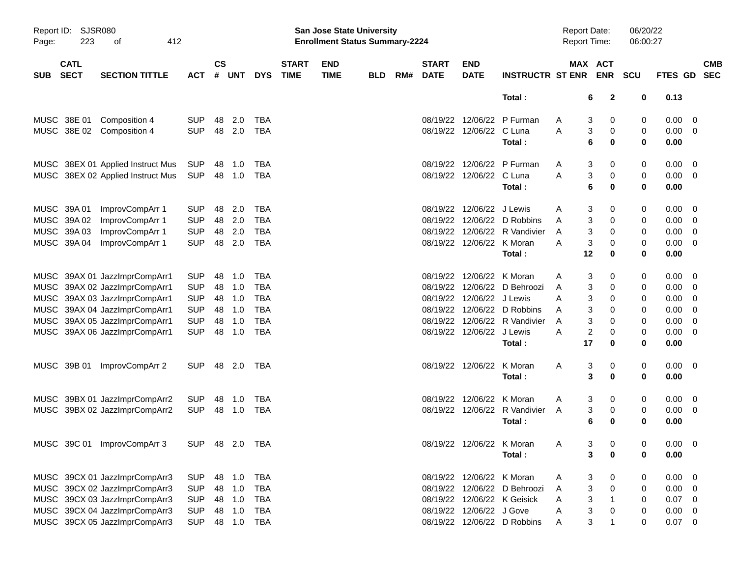| SUB | CATL SECT | SECTION TITTLE | ACT | CS # | UNT | DYS | START TIME | END TIME | BLD | RM# | START DATE | END DATE | INSTRUCTR | ST | MAX ENR | ACT ENR | SCU | FTES | GD | CMB SEC |
|---|---|---|---|---|---|---|---|---|---|---|---|---|---|---|---|---|---|---|---|---|
| | | | | | | | | | | | | | **Total :** | | **6** | **2** | **0** | **0.13** | | |
| MUSC | 38E 01 | Composition 4 | SUP | 48 | 2.0 | TBA | | | | | 08/19/22 | 12/06/22 | P Furman | A | 3 | 0 | 0 | 0.00 | 0 | |
| MUSC | 38E 02 | Composition 4 | SUP | 48 | 2.0 | TBA | | | | | 08/19/22 | 12/06/22 | C Luna | A | 3 | 0 | 0 | 0.00 | 0 | |
| | | | | | | | | | | | | | **Total :** | | **6** | **0** | **0** | **0.00** | | |
| MUSC | 38EX 01 | Applied Instruct Mus | SUP | 48 | 1.0 | TBA | | | | | 08/19/22 | 12/06/22 | P Furman | A | 3 | 0 | 0 | 0.00 | 0 | |
| MUSC | 38EX 02 | Applied Instruct Mus | SUP | 48 | 1.0 | TBA | | | | | 08/19/22 | 12/06/22 | C Luna | A | 3 | 0 | 0 | 0.00 | 0 | |
| | | | | | | | | | | | | | **Total :** | | **6** | **0** | **0** | **0.00** | | |
| MUSC | 39A 01 | ImprovCompArr 1 | SUP | 48 | 2.0 | TBA | | | | | 08/19/22 | 12/06/22 | J Lewis | A | 3 | 0 | 0 | 0.00 | 0 | |
| MUSC | 39A 02 | ImprovCompArr 1 | SUP | 48 | 2.0 | TBA | | | | | 08/19/22 | 12/06/22 | D Robbins | A | 3 | 0 | 0 | 0.00 | 0 | |
| MUSC | 39A 03 | ImprovCompArr 1 | SUP | 48 | 2.0 | TBA | | | | | 08/19/22 | 12/06/22 | R Vandivier | A | 3 | 0 | 0 | 0.00 | 0 | |
| MUSC | 39A 04 | ImprovCompArr 1 | SUP | 48 | 2.0 | TBA | | | | | 08/19/22 | 12/06/22 | K Moran | A | 3 | 0 | 0 | 0.00 | 0 | |
| | | | | | | | | | | | | | **Total :** | | **12** | **0** | **0** | **0.00** | | |
| MUSC | 39AX 01 | JazzImprCompArr1 | SUP | 48 | 1.0 | TBA | | | | | 08/19/22 | 12/06/22 | K Moran | A | 3 | 0 | 0 | 0.00 | 0 | |
| MUSC | 39AX 02 | JazzImprCompArr1 | SUP | 48 | 1.0 | TBA | | | | | 08/19/22 | 12/06/22 | D Behroozi | A | 3 | 0 | 0 | 0.00 | 0 | |
| MUSC | 39AX 03 | JazzImprCompArr1 | SUP | 48 | 1.0 | TBA | | | | | 08/19/22 | 12/06/22 | J Lewis | A | 3 | 0 | 0 | 0.00 | 0 | |
| MUSC | 39AX 04 | JazzImprCompArr1 | SUP | 48 | 1.0 | TBA | | | | | 08/19/22 | 12/06/22 | D Robbins | A | 3 | 0 | 0 | 0.00 | 0 | |
| MUSC | 39AX 05 | JazzImprCompArr1 | SUP | 48 | 1.0 | TBA | | | | | 08/19/22 | 12/06/22 | R Vandivier | A | 3 | 0 | 0 | 0.00 | 0 | |
| MUSC | 39AX 06 | JazzImprCompArr1 | SUP | 48 | 1.0 | TBA | | | | | 08/19/22 | 12/06/22 | J Lewis | A | 2 | 0 | 0 | 0.00 | 0 | |
| | | | | | | | | | | | | | **Total :** | | **17** | **0** | **0** | **0.00** | | |
| MUSC | 39B 01 | ImprovCompArr 2 | SUP | 48 | 2.0 | TBA | | | | | 08/19/22 | 12/06/22 | K Moran | A | 3 | 0 | 0 | 0.00 | 0 | |
| | | | | | | | | | | | | | **Total :** | | **3** | **0** | **0** | **0.00** | | |
| MUSC | 39BX 01 | JazzImprCompArr2 | SUP | 48 | 1.0 | TBA | | | | | 08/19/22 | 12/06/22 | K Moran | A | 3 | 0 | 0 | 0.00 | 0 | |
| MUSC | 39BX 02 | JazzImprCompArr2 | SUP | 48 | 1.0 | TBA | | | | | 08/19/22 | 12/06/22 | R Vandivier | A | 3 | 0 | 0 | 0.00 | 0 | |
| | | | | | | | | | | | | | **Total :** | | **6** | **0** | **0** | **0.00** | | |
| MUSC | 39C 01 | ImprovCompArr 3 | SUP | 48 | 2.0 | TBA | | | | | 08/19/22 | 12/06/22 | K Moran | A | 3 | 0 | 0 | 0.00 | 0 | |
| | | | | | | | | | | | | | **Total :** | | **3** | **0** | **0** | **0.00** | | |
| MUSC | 39CX 01 | JazzImprCompArr3 | SUP | 48 | 1.0 | TBA | | | | | 08/19/22 | 12/06/22 | K Moran | A | 3 | 0 | 0 | 0.00 | 0 | |
| MUSC | 39CX 02 | JazzImprCompArr3 | SUP | 48 | 1.0 | TBA | | | | | 08/19/22 | 12/06/22 | D Behroozi | A | 3 | 0 | 0 | 0.00 | 0 | |
| MUSC | 39CX 03 | JazzImprCompArr3 | SUP | 48 | 1.0 | TBA | | | | | 08/19/22 | 12/06/22 | K Geisick | A | 3 | 1 | 0 | 0.07 | 0 | |
| MUSC | 39CX 04 | JazzImprCompArr3 | SUP | 48 | 1.0 | TBA | | | | | 08/19/22 | 12/06/22 | J Gove | A | 3 | 0 | 0 | 0.00 | 0 | |
| MUSC | 39CX 05 | JazzImprCompArr3 | SUP | 48 | 1.0 | TBA | | | | | 08/19/22 | 12/06/22 | D Robbins | A | 3 | 1 | 0 | 0.07 | 0 | |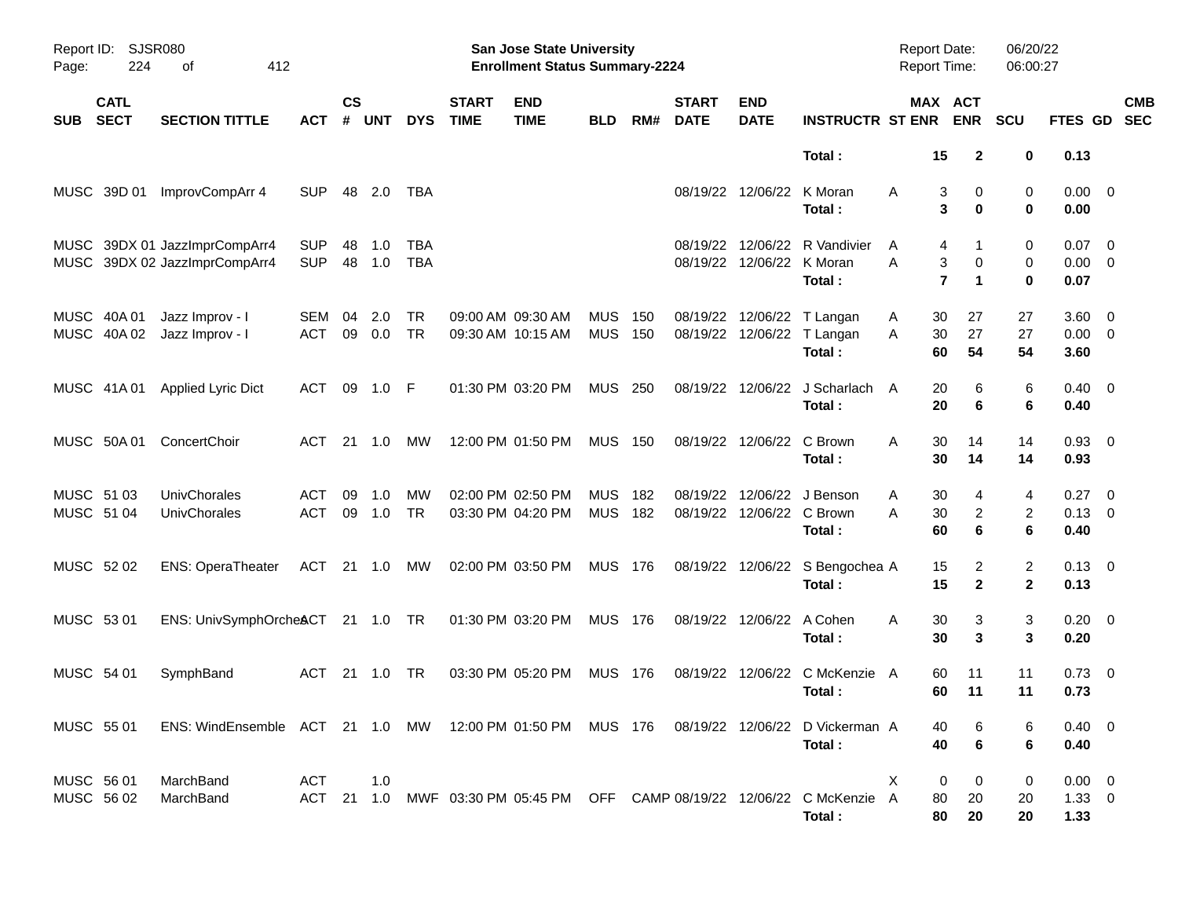| SUB | CATL SECT | SECTION TITTLE | ACT | CS # | UNT | DYS | START TIME | END TIME | BLD | RM# | START DATE | END DATE | INSTRUCTR | ST | MAX ENR | ACT ENR | SCU | FTES | GD | CMB SEC |
|---|---|---|---|---|---|---|---|---|---|---|---|---|---|---|---|---|---|---|---|---|
| | | | | | | | | | | | | | Total : | | 15 | 2 | 0 | 0.13 | | |
| MUSC | 39D 01 | ImprovCompArr 4 | SUP | 48 | 2.0 | TBA | | | | | 08/19/22 | 12/06/22 | K Moran | A | 3 | 0 | 0 | 0.00 | 0 | |
| | | | | | | | | | | | | | Total : | | 3 | 0 | 0 | 0.00 | | |
| MUSC | 39DX 01 | JazzImprCompArr4 | SUP | 48 | 1.0 | TBA | | | | | 08/19/22 | 12/06/22 | R Vandivier | A | 4 | 1 | 0 | 0.07 | 0 | |
| MUSC | 39DX 02 | JazzImprCompArr4 | SUP | 48 | 1.0 | TBA | | | | | 08/19/22 | 12/06/22 | K Moran | A | 3 | 0 | 0 | 0.00 | 0 | |
| | | | | | | | | | | | | | Total : | | 7 | 1 | 0 | 0.07 | | |
| MUSC | 40A 01 | Jazz Improv - I | SEM | 04 | 2.0 | TR | 09:00 AM | 09:30 AM | MUS | 150 | 08/19/22 | 12/06/22 | T Langan | A | 30 | 27 | 27 | 3.60 | 0 | |
| MUSC | 40A 02 | Jazz Improv - I | ACT | 09 | 0.0 | TR | 09:30 AM | 10:15 AM | MUS | 150 | 08/19/22 | 12/06/22 | T Langan | A | 30 | 27 | 27 | 0.00 | 0 | |
| | | | | | | | | | | | | | Total : | | 60 | 54 | 54 | 3.60 | | |
| MUSC | 41A 01 | Applied Lyric Dict | ACT | 09 | 1.0 | F | 01:30 PM | 03:20 PM | MUS | 250 | 08/19/22 | 12/06/22 | J Scharlach | A | 20 | 6 | 6 | 0.40 | 0 | |
| | | | | | | | | | | | | | Total : | | 20 | 6 | 6 | 0.40 | | |
| MUSC | 50A 01 | ConcertChoir | ACT | 21 | 1.0 | MW | 12:00 PM | 01:50 PM | MUS | 150 | 08/19/22 | 12/06/22 | C Brown | A | 30 | 14 | 14 | 0.93 | 0 | |
| | | | | | | | | | | | | | Total : | | 30 | 14 | 14 | 0.93 | | |
| MUSC | 51 03 | UnivChorales | ACT | 09 | 1.0 | MW | 02:00 PM | 02:50 PM | MUS | 182 | 08/19/22 | 12/06/22 | J Benson | A | 30 | 4 | 4 | 0.27 | 0 | |
| MUSC | 51 04 | UnivChorales | ACT | 09 | 1.0 | TR | 03:30 PM | 04:20 PM | MUS | 182 | 08/19/22 | 12/06/22 | C Brown | A | 30 | 2 | 2 | 0.13 | 0 | |
| | | | | | | | | | | | | | Total : | | 60 | 6 | 6 | 0.40 | | |
| MUSC | 52 02 | ENS: OperaTheater | ACT | 21 | 1.0 | MW | 02:00 PM | 03:50 PM | MUS | 176 | 08/19/22 | 12/06/22 | S Bengochea | A | 15 | 2 | 2 | 0.13 | 0 | |
| | | | | | | | | | | | | | Total : | | 15 | 2 | 2 | 0.13 | | |
| MUSC | 53 01 | ENS: UnivSymphOrches | ACT | 21 | 1.0 | TR | 01:30 PM | 03:20 PM | MUS | 176 | 08/19/22 | 12/06/22 | A Cohen | A | 30 | 3 | 3 | 0.20 | 0 | |
| | | | | | | | | | | | | | Total : | | 30 | 3 | 3 | 0.20 | | |
| MUSC | 54 01 | SymphBand | ACT | 21 | 1.0 | TR | 03:30 PM | 05:20 PM | MUS | 176 | 08/19/22 | 12/06/22 | C McKenzie | A | 60 | 11 | 11 | 0.73 | 0 | |
| | | | | | | | | | | | | | Total : | | 60 | 11 | 11 | 0.73 | | |
| MUSC | 55 01 | ENS: WindEnsemble | ACT | 21 | 1.0 | MW | 12:00 PM | 01:50 PM | MUS | 176 | 08/19/22 | 12/06/22 | D Vickerman | A | 40 | 6 | 6 | 0.40 | 0 | |
| | | | | | | | | | | | | | Total : | | 40 | 6 | 6 | 0.40 | | |
| MUSC | 56 01 | MarchBand | ACT | | 1.0 | | | | | | | | | X | 0 | 0 | 0 | 0.00 | 0 | |
| MUSC | 56 02 | MarchBand | ACT | 21 | 1.0 | MWF | 03:30 PM | 05:45 PM | OFF | CAMP | 08/19/22 | 12/06/22 | C McKenzie | A | 80 | 20 | 20 | 1.33 | 0 | |
| | | | | | | | | | | | | | Total : | | 80 | 20 | 20 | 1.33 | | |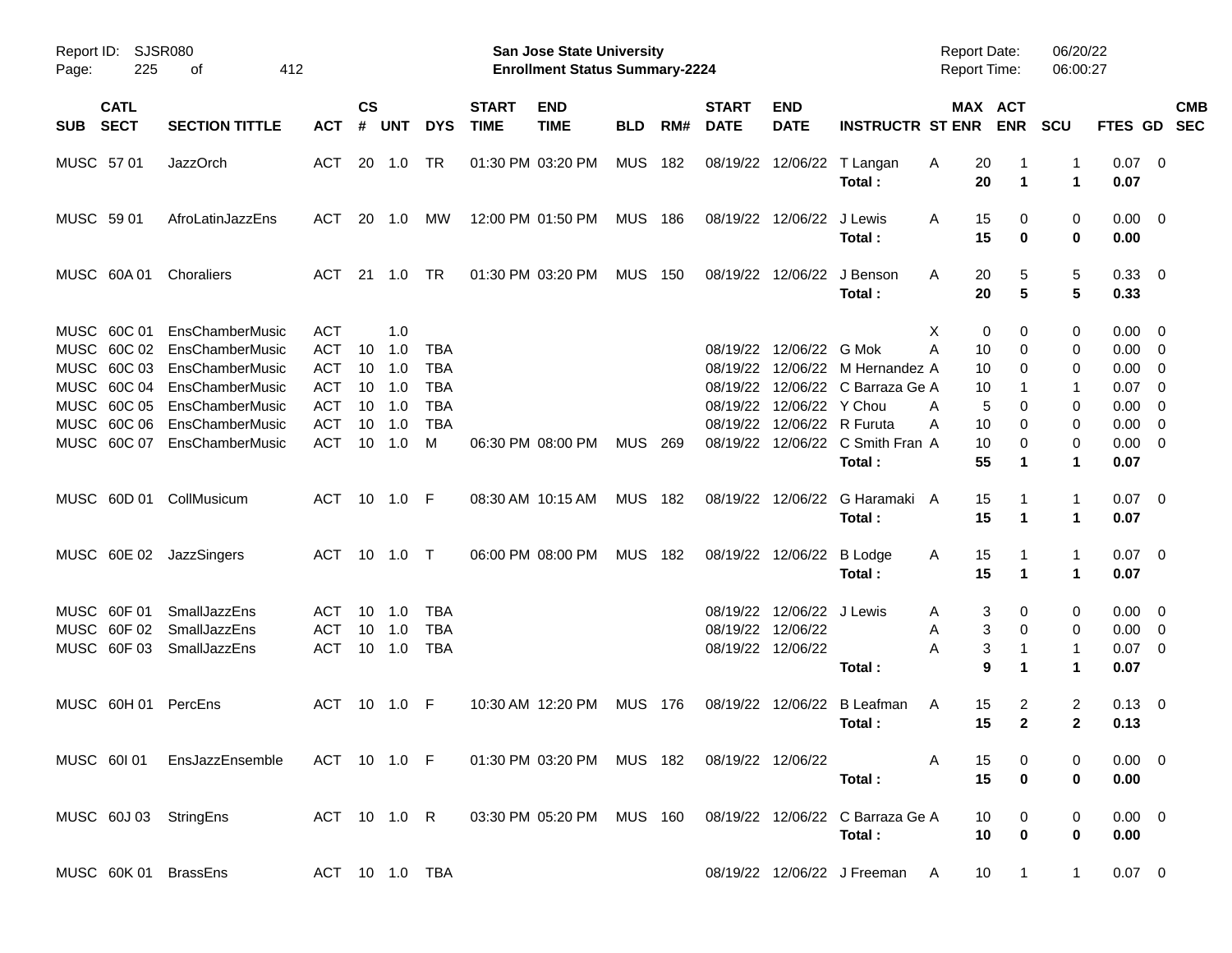Report ID: SJSR080

**San Jose State University**
**Enrollment Status Summary-2224**

Report Date: 06/20/22
Report Time: 06:00:27

| SUB | CATL SECT | SECTION TITTLE | ACT | CS # | UNT | DYS | START TIME | END TIME | BLD | RM# | START DATE | END DATE | INSTRUCTR | ST | MAX ENR | ACT ENR | SCU | FTES | GD | CMB SEC |
|---|---|---|---|---|---|---|---|---|---|---|---|---|---|---|---|---|---|---|---|---|
| MUSC | 57 01 | JazzOrch | ACT | 20 | 1.0 | TR | 01:30 PM | 03:20 PM | MUS | 182 | 08/19/22 | 12/06/22 | T Langan | A | 20 | 1 | 1 | 0.07 | 0 | |
| | | | | | | | | | | | | | **Total :** | | **20** | **1** | **1** | **0.07** | | |
| MUSC | 59 01 | AfroLatinJazzEns | ACT | 20 | 1.0 | MW | 12:00 PM | 01:50 PM | MUS | 186 | 08/19/22 | 12/06/22 | J Lewis | A | 15 | 0 | 0 | 0.00 | 0 | |
| | | | | | | | | | | | | | **Total :** | | **15** | **0** | **0** | **0.00** | | |
| MUSC | 60A 01 | Choraliers | ACT | 21 | 1.0 | TR | 01:30 PM | 03:20 PM | MUS | 150 | 08/19/22 | 12/06/22 | J Benson | A | 20 | 5 | 5 | 0.33 | 0 | |
| | | | | | | | | | | | | | **Total :** | | **20** | **5** | **5** | **0.33** | | |
| MUSC | 60C 01 | EnsChamberMusic | ACT | | 1.0 | | | | | | | | | X | 0 | 0 | 0 | 0.00 | 0 | |
| MUSC | 60C 02 | EnsChamberMusic | ACT | 10 | 1.0 | TBA | | | | | 08/19/22 | 12/06/22 | G Mok | A | 10 | 0 | 0 | 0.00 | 0 | |
| MUSC | 60C 03 | EnsChamberMusic | ACT | 10 | 1.0 | TBA | | | | | 08/19/22 | 12/06/22 | M Hernandez | A | 10 | 0 | 0 | 0.00 | 0 | |
| MUSC | 60C 04 | EnsChamberMusic | ACT | 10 | 1.0 | TBA | | | | | 08/19/22 | 12/06/22 | C Barraza Ge | A | 10 | 1 | 1 | 0.07 | 0 | |
| MUSC | 60C 05 | EnsChamberMusic | ACT | 10 | 1.0 | TBA | | | | | 08/19/22 | 12/06/22 | Y Chou | A | 5 | 0 | 0 | 0.00 | 0 | |
| MUSC | 60C 06 | EnsChamberMusic | ACT | 10 | 1.0 | TBA | | | | | 08/19/22 | 12/06/22 | R Furuta | A | 10 | 0 | 0 | 0.00 | 0 | |
| MUSC | 60C 07 | EnsChamberMusic | ACT | 10 | 1.0 | M | 06:30 PM | 08:00 PM | MUS | 269 | 08/19/22 | 12/06/22 | C Smith Fran | A | 10 | 0 | 0 | 0.00 | 0 | |
| | | | | | | | | | | | | | **Total :** | | **55** | **1** | **1** | **0.07** | | |
| MUSC | 60D 01 | CollMusicum | ACT | 10 | 1.0 | F | 08:30 AM | 10:15 AM | MUS | 182 | 08/19/22 | 12/06/22 | G Haramaki | A | 15 | 1 | 1 | 0.07 | 0 | |
| | | | | | | | | | | | | | **Total :** | | **15** | **1** | **1** | **0.07** | | |
| MUSC | 60E 02 | JazzSingers | ACT | 10 | 1.0 | T | 06:00 PM | 08:00 PM | MUS | 182 | 08/19/22 | 12/06/22 | B Lodge | A | 15 | 1 | 1 | 0.07 | 0 | |
| | | | | | | | | | | | | | **Total :** | | **15** | **1** | **1** | **0.07** | | |
| MUSC | 60F 01 | SmallJazzEns | ACT | 10 | 1.0 | TBA | | | | | 08/19/22 | 12/06/22 | J Lewis | A | 3 | 0 | 0 | 0.00 | 0 | |
| MUSC | 60F 02 | SmallJazzEns | ACT | 10 | 1.0 | TBA | | | | | 08/19/22 | 12/06/22 | | A | 3 | 0 | 0 | 0.00 | 0 | |
| MUSC | 60F 03 | SmallJazzEns | ACT | 10 | 1.0 | TBA | | | | | 08/19/22 | 12/06/22 | | A | 3 | 1 | 1 | 0.07 | 0 | |
| | | | | | | | | | | | | | **Total :** | | **9** | **1** | **1** | **0.07** | | |
| MUSC | 60H 01 | PercEns | ACT | 10 | 1.0 | F | 10:30 AM | 12:20 PM | MUS | 176 | 08/19/22 | 12/06/22 | B Leafman | A | 15 | 2 | 2 | 0.13 | 0 | |
| | | | | | | | | | | | | | **Total :** | | **15** | **2** | **2** | **0.13** | | |
| MUSC | 60I 01 | EnsJazzEnsemble | ACT | 10 | 1.0 | F | 01:30 PM | 03:20 PM | MUS | 182 | 08/19/22 | 12/06/22 | | A | 15 | 0 | 0 | 0.00 | 0 | |
| | | | | | | | | | | | | | **Total :** | | **15** | **0** | **0** | **0.00** | | |
| MUSC | 60J 03 | StringEns | ACT | 10 | 1.0 | R | 03:30 PM | 05:20 PM | MUS | 160 | 08/19/22 | 12/06/22 | C Barraza Ge | A | 10 | 0 | 0 | 0.00 | 0 | |
| | | | | | | | | | | | | | **Total :** | | **10** | **0** | **0** | **0.00** | | |
| MUSC | 60K 01 | BrassEns | ACT | 10 | 1.0 | TBA | | | | | 08/19/22 | 12/06/22 | J Freeman | A | 10 | 1 | 1 | 0.07 | 0 | |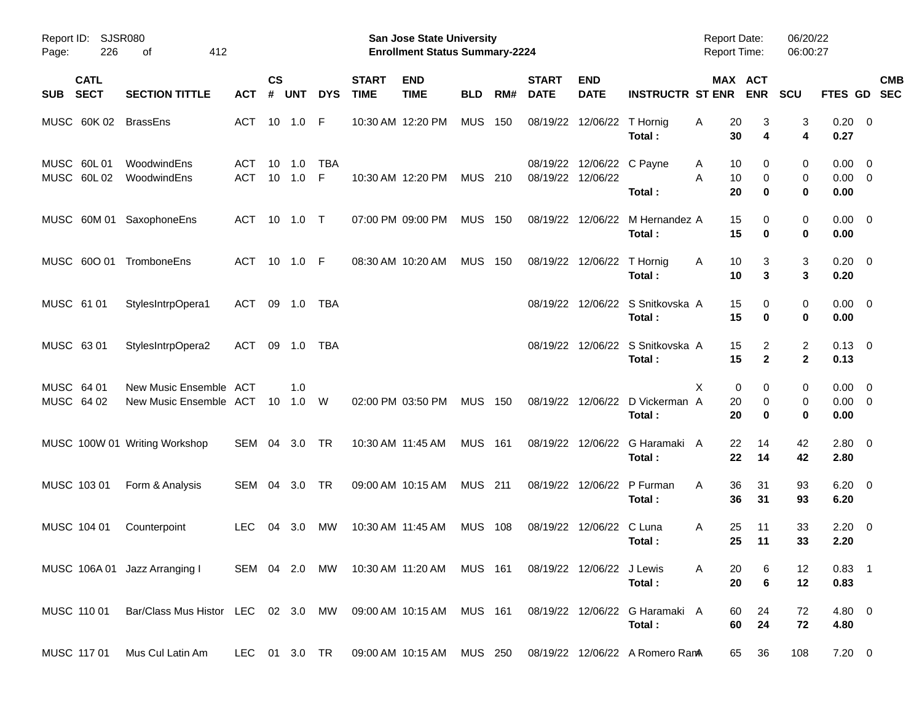Report ID: SJSR080
Page: 226 of 412

**San Jose State University**
**Enrollment Status Summary-2224**

Report Date: 06/20/22
Report Time: 06:00:27

| SUB | CATL SECT | SECTION TITTLE | ACT | CS # | UNT | DYS | START TIME | END TIME | BLD | RM# | START DATE | END DATE | INSTRUCTR | ST | MAX ENR | ACT ENR | SCU | FTES | GD | CMB SEC |
|---|---|---|---|---|---|---|---|---|---|---|---|---|---|---|---|---|---|---|---|---|
| MUSC | 60K 02 | BrassEns | ACT | 10 | 1.0 | F | 10:30 AM | 12:20 PM | MUS | 150 | 08/19/22 | 12/06/22 | T Hornig | A | 20 | 3 | 3 | 0.20 | 0 | |
| | | | | | | | | | | | | | **Total :** | | **30** | **4** | **4** | **0.27** | | |
| MUSC | 60L 01 | WoodwindEns | ACT | 10 | 1.0 | TBA | | | | | 08/19/22 | 12/06/22 | C Payne | A | 10 | 0 | 0 | 0.00 | 0 | |
| MUSC | 60L 02 | WoodwindEns | ACT | 10 | 1.0 | F | 10:30 AM | 12:20 PM | MUS | 210 | 08/19/22 | 12/06/22 | | A | 10 | 0 | 0 | 0.00 | 0 | |
| | | | | | | | | | | | | | **Total :** | | **20** | **0** | **0** | **0.00** | | |
| MUSC | 60M 01 | SaxophoneEns | ACT | 10 | 1.0 | T | 07:00 PM | 09:00 PM | MUS | 150 | 08/19/22 | 12/06/22 | M Hernandez | A | 15 | 0 | 0 | 0.00 | 0 | |
| | | | | | | | | | | | | | **Total :** | | **15** | **0** | **0** | **0.00** | | |
| MUSC | 60O 01 | TromboneEns | ACT | 10 | 1.0 | F | 08:30 AM | 10:20 AM | MUS | 150 | 08/19/22 | 12/06/22 | T Hornig | A | 10 | 3 | 3 | 0.20 | 0 | |
| | | | | | | | | | | | | | **Total :** | | **10** | **3** | **3** | **0.20** | | |
| MUSC | 61 01 | StylesIntrpOpera1 | ACT | 09 | 1.0 | TBA | | | | | 08/19/22 | 12/06/22 | S Snitkovska | A | 15 | 0 | 0 | 0.00 | 0 | |
| | | | | | | | | | | | | | **Total :** | | **15** | **0** | **0** | **0.00** | | |
| MUSC | 63 01 | StylesIntrpOpera2 | ACT | 09 | 1.0 | TBA | | | | | 08/19/22 | 12/06/22 | S Snitkovska | A | 15 | 2 | 2 | 0.13 | 0 | |
| | | | | | | | | | | | | | **Total :** | | **15** | **2** | **2** | **0.13** | | |
| MUSC | 64 01 | New Music Ensemble | ACT | | 1.0 | | | | | | | | | X | 0 | 0 | 0 | 0.00 | 0 | |
| MUSC | 64 02 | New Music Ensemble | ACT | 10 | 1.0 | W | 02:00 PM | 03:50 PM | MUS | 150 | 08/19/22 | 12/06/22 | D Vickerman | A | 20 | 0 | 0 | 0.00 | 0 | |
| | | | | | | | | | | | | | **Total :** | | **20** | **0** | **0** | **0.00** | | |
| MUSC | 100W 01 | Writing Workshop | SEM | 04 | 3.0 | TR | 10:30 AM | 11:45 AM | MUS | 161 | 08/19/22 | 12/06/22 | G Haramaki | A | 22 | 14 | 42 | 2.80 | 0 | |
| | | | | | | | | | | | | | **Total :** | | **22** | **14** | **42** | **2.80** | | |
| MUSC | 103 01 | Form & Analysis | SEM | 04 | 3.0 | TR | 09:00 AM | 10:15 AM | MUS | 211 | 08/19/22 | 12/06/22 | P Furman | A | 36 | 31 | 93 | 6.20 | 0 | |
| | | | | | | | | | | | | | **Total :** | | **36** | **31** | **93** | **6.20** | | |
| MUSC | 104 01 | Counterpoint | LEC | 04 | 3.0 | MW | 10:30 AM | 11:45 AM | MUS | 108 | 08/19/22 | 12/06/22 | C Luna | A | 25 | 11 | 33 | 2.20 | 0 | |
| | | | | | | | | | | | | | **Total :** | | **25** | **11** | **33** | **2.20** | | |
| MUSC | 106A 01 | Jazz Arranging I | SEM | 04 | 2.0 | MW | 10:30 AM | 11:20 AM | MUS | 161 | 08/19/22 | 12/06/22 | J Lewis | A | 20 | 6 | 12 | 0.83 | 1 | |
| | | | | | | | | | | | | | **Total :** | | **20** | **6** | **12** | **0.83** | | |
| MUSC | 110 01 | Bar/Class Mus Histor | LEC | 02 | 3.0 | MW | 09:00 AM | 10:15 AM | MUS | 161 | 08/19/22 | 12/06/22 | G Haramaki | A | 60 | 24 | 72 | 4.80 | 0 | |
| | | | | | | | | | | | | | **Total :** | | **60** | **24** | **72** | **4.80** | | |
| MUSC | 117 01 | Mus Cul Latin Am | LEC | 01 | 3.0 | TR | 09:00 AM | 10:15 AM | MUS | 250 | 08/19/22 | 12/06/22 | A Romero Ram | A | 65 | 36 | 108 | 7.20 | 0 | |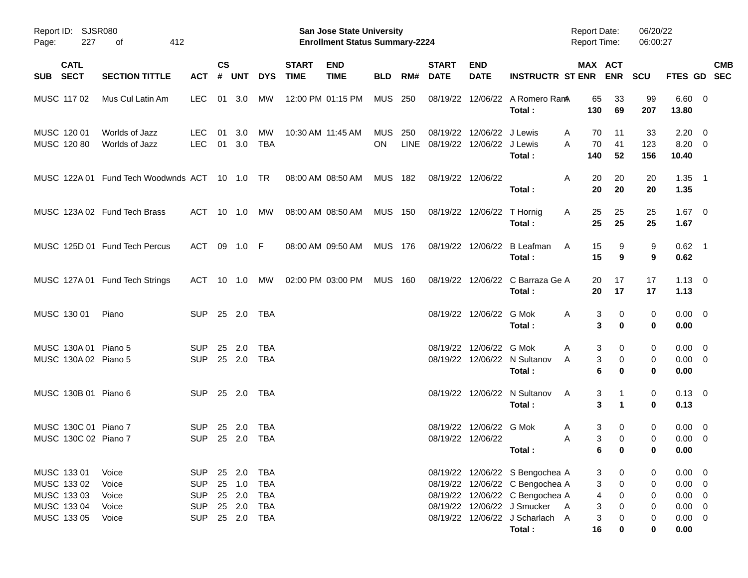Report ID: SJSR080

**San Jose State University**
**Enrollment Status Summary-2224**

Report Date: 06/20/22
Report Time: 06:00:27

| SUB | CATL SECT | SECTION TITTLE | ACT | CS # | UNT | DYS | START TIME | END TIME | BLD | RM# | START DATE | END DATE | INSTRUCTR | ST | MAX ENR | ACT ENR | SCU | FTES | GD | CMB SEC |
|---|---|---|---|---|---|---|---|---|---|---|---|---|---|---|---|---|---|---|---|---|
| MUSC | 117 02 | Mus Cul Latin Am | LEC | 01 | 3.0 | MW | 12:00 PM | 01:15 PM | MUS | 250 | 08/19/22 | 12/06/22 | A Romero Ram | A | 65 | 33 | 99 | 6.60 | 0 | |
| | | | | | | | | | | | | | **Total :** | | **130** | **69** | **207** | **13.80** | | |
| MUSC | 120 01 | Worlds of Jazz | LEC | 01 | 3.0 | MW | 10:30 AM | 11:45 AM | MUS | 250 | 08/19/22 | 12/06/22 | J Lewis | A | 70 | 11 | 33 | 2.20 | 0 | |
| MUSC | 120 80 | Worlds of Jazz | LEC | 01 | 3.0 | TBA | | | ON | LINE | 08/19/22 | 12/06/22 | J Lewis | A | 70 | 41 | 123 | 8.20 | 0 | |
| | | | | | | | | | | | | | **Total :** | | **140** | **52** | **156** | **10.40** | | |
| MUSC | 122A 01 | Fund Tech Woodwnds | ACT | 10 | 1.0 | TR | 08:00 AM | 08:50 AM | MUS | 182 | 08/19/22 | 12/06/22 | | A | 20 | 20 | 20 | 1.35 | 1 | |
| | | | | | | | | | | | | | **Total :** | | **20** | **20** | **20** | **1.35** | | |
| MUSC | 123A 02 | Fund Tech Brass | ACT | 10 | 1.0 | MW | 08:00 AM | 08:50 AM | MUS | 150 | 08/19/22 | 12/06/22 | T Hornig | A | 25 | 25 | 25 | 1.67 | 0 | |
| | | | | | | | | | | | | | **Total :** | | **25** | **25** | **25** | **1.67** | | |
| MUSC | 125D 01 | Fund Tech Percus | ACT | 09 | 1.0 | F | 08:00 AM | 09:50 AM | MUS | 176 | 08/19/22 | 12/06/22 | B Leafman | A | 15 | 9 | 9 | 0.62 | 1 | |
| | | | | | | | | | | | | | **Total :** | | **15** | **9** | **9** | **0.62** | | |
| MUSC | 127A 01 | Fund Tech Strings | ACT | 10 | 1.0 | MW | 02:00 PM | 03:00 PM | MUS | 160 | 08/19/22 | 12/06/22 | C Barraza Ge | A | 20 | 17 | 17 | 1.13 | 0 | |
| | | | | | | | | | | | | | **Total :** | | **20** | **17** | **17** | **1.13** | | |
| MUSC | 130 01 | Piano | SUP | 25 | 2.0 | TBA | | | | | 08/19/22 | 12/06/22 | G Mok | A | 3 | 0 | 0 | 0.00 | 0 | |
| | | | | | | | | | | | | | **Total :** | | **3** | **0** | **0** | **0.00** | | |
| MUSC | 130A 01 | Piano 5 | SUP | 25 | 2.0 | TBA | | | | | 08/19/22 | 12/06/22 | G Mok | A | 3 | 0 | 0 | 0.00 | 0 | |
| MUSC | 130A 02 | Piano 5 | SUP | 25 | 2.0 | TBA | | | | | 08/19/22 | 12/06/22 | N Sultanov | A | 3 | 0 | 0 | 0.00 | 0 | |
| | | | | | | | | | | | | | **Total :** | | **6** | **0** | **0** | **0.00** | | |
| MUSC | 130B 01 | Piano 6 | SUP | 25 | 2.0 | TBA | | | | | 08/19/22 | 12/06/22 | N Sultanov | A | 3 | 1 | 0 | 0.13 | 0 | |
| | | | | | | | | | | | | | **Total :** | | **3** | **1** | **0** | **0.13** | | |
| MUSC | 130C 01 | Piano 7 | SUP | 25 | 2.0 | TBA | | | | | 08/19/22 | 12/06/22 | G Mok | A | 3 | 0 | 0 | 0.00 | 0 | |
| MUSC | 130C 02 | Piano 7 | SUP | 25 | 2.0 | TBA | | | | | 08/19/22 | 12/06/22 | | A | 3 | 0 | 0 | 0.00 | 0 | |
| | | | | | | | | | | | | | **Total :** | | **6** | **0** | **0** | **0.00** | | |
| MUSC | 133 01 | Voice | SUP | 25 | 2.0 | TBA | | | | | 08/19/22 | 12/06/22 | S Bengochea | A | 3 | 0 | 0 | 0.00 | 0 | |
| MUSC | 133 02 | Voice | SUP | 25 | 1.0 | TBA | | | | | 08/19/22 | 12/06/22 | C Bengochea | A | 3 | 0 | 0 | 0.00 | 0 | |
| MUSC | 133 03 | Voice | SUP | 25 | 2.0 | TBA | | | | | 08/19/22 | 12/06/22 | C Bengochea | A | 4 | 0 | 0 | 0.00 | 0 | |
| MUSC | 133 04 | Voice | SUP | 25 | 2.0 | TBA | | | | | 08/19/22 | 12/06/22 | J Smucker | A | 3 | 0 | 0 | 0.00 | 0 | |
| MUSC | 133 05 | Voice | SUP | 25 | 2.0 | TBA | | | | | 08/19/22 | 12/06/22 | J Scharlach | A | 3 | 0 | 0 | 0.00 | 0 | |
| | | | | | | | | | | | | | **Total :** | | **16** | **0** | **0** | **0.00** | | |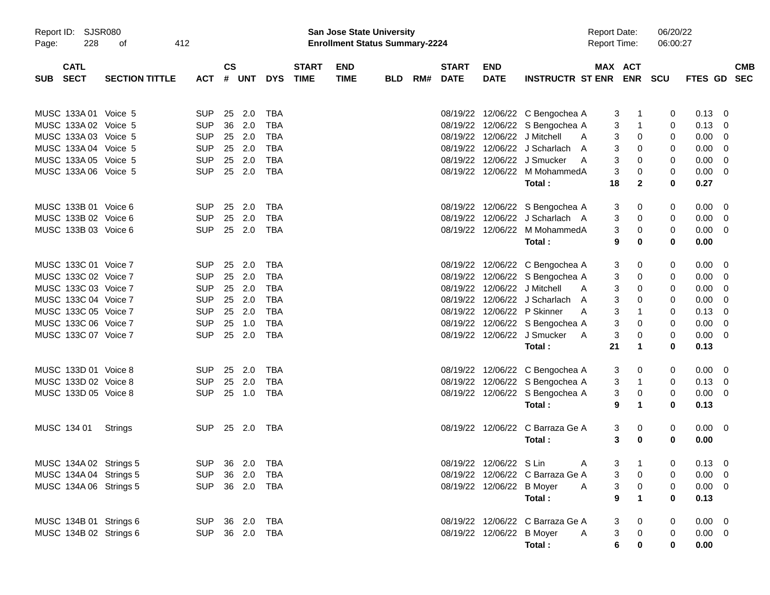| SUB | CATL SECT | SECTION TITTLE | ACT | CS # | UNT | DYS | START TIME | END TIME | BLD | RM# | START DATE | END DATE | INSTRUCTR | ST | MAX ENR | ACT ENR | SCU | FTES | GD | CMB SEC |
|---|---|---|---|---|---|---|---|---|---|---|---|---|---|---|---|---|---|---|---|---|
| MUSC | 133A 01 | Voice 5 | SUP | 25 | 2.0 | TBA | | | | | 08/19/22 | 12/06/22 | C Bengochea | A | 3 | 1 | 0 | 0.13 | 0 | |
| MUSC | 133A 02 | Voice 5 | SUP | 36 | 2.0 | TBA | | | | | 08/19/22 | 12/06/22 | S Bengochea | A | 3 | 1 | 0 | 0.13 | 0 | |
| MUSC | 133A 03 | Voice 5 | SUP | 25 | 2.0 | TBA | | | | | 08/19/22 | 12/06/22 | J Mitchell | A | 3 | 0 | 0 | 0.00 | 0 | |
| MUSC | 133A 04 | Voice 5 | SUP | 25 | 2.0 | TBA | | | | | 08/19/22 | 12/06/22 | J Scharlach | A | 3 | 0 | 0 | 0.00 | 0 | |
| MUSC | 133A 05 | Voice 5 | SUP | 25 | 2.0 | TBA | | | | | 08/19/22 | 12/06/22 | J Smucker | A | 3 | 0 | 0 | 0.00 | 0 | |
| MUSC | 133A 06 | Voice 5 | SUP | 25 | 2.0 | TBA | | | | | 08/19/22 | 12/06/22 | M Mohammed | A | 3 | 0 | 0 | 0.00 | 0 | |
| | | | | | | | | | | | | | **Total :** | | **18** | **2** | **0** | **0.27** | | |
| MUSC | 133B 01 | Voice 6 | SUP | 25 | 2.0 | TBA | | | | | 08/19/22 | 12/06/22 | S Bengochea | A | 3 | 0 | 0 | 0.00 | 0 | |
| MUSC | 133B 02 | Voice 6 | SUP | 25 | 2.0 | TBA | | | | | 08/19/22 | 12/06/22 | J Scharlach | A | 3 | 0 | 0 | 0.00 | 0 | |
| MUSC | 133B 03 | Voice 6 | SUP | 25 | 2.0 | TBA | | | | | 08/19/22 | 12/06/22 | M Mohammed | A | 3 | 0 | 0 | 0.00 | 0 | |
| | | | | | | | | | | | | | **Total :** | | **9** | **0** | **0** | **0.00** | | |
| MUSC | 133C 01 | Voice 7 | SUP | 25 | 2.0 | TBA | | | | | 08/19/22 | 12/06/22 | C Bengochea | A | 3 | 0 | 0 | 0.00 | 0 | |
| MUSC | 133C 02 | Voice 7 | SUP | 25 | 2.0 | TBA | | | | | 08/19/22 | 12/06/22 | S Bengochea | A | 3 | 0 | 0 | 0.00 | 0 | |
| MUSC | 133C 03 | Voice 7 | SUP | 25 | 2.0 | TBA | | | | | 08/19/22 | 12/06/22 | J Mitchell | A | 3 | 0 | 0 | 0.00 | 0 | |
| MUSC | 133C 04 | Voice 7 | SUP | 25 | 2.0 | TBA | | | | | 08/19/22 | 12/06/22 | J Scharlach | A | 3 | 0 | 0 | 0.00 | 0 | |
| MUSC | 133C 05 | Voice 7 | SUP | 25 | 2.0 | TBA | | | | | 08/19/22 | 12/06/22 | P Skinner | A | 3 | 1 | 0 | 0.13 | 0 | |
| MUSC | 133C 06 | Voice 7 | SUP | 25 | 1.0 | TBA | | | | | 08/19/22 | 12/06/22 | S Bengochea | A | 3 | 0 | 0 | 0.00 | 0 | |
| MUSC | 133C 07 | Voice 7 | SUP | 25 | 2.0 | TBA | | | | | 08/19/22 | 12/06/22 | J Smucker | A | 3 | 0 | 0 | 0.00 | 0 | |
| | | | | | | | | | | | | | **Total :** | | **21** | **1** | **0** | **0.13** | | |
| MUSC | 133D 01 | Voice 8 | SUP | 25 | 2.0 | TBA | | | | | 08/19/22 | 12/06/22 | C Bengochea | A | 3 | 0 | 0 | 0.00 | 0 | |
| MUSC | 133D 02 | Voice 8 | SUP | 25 | 2.0 | TBA | | | | | 08/19/22 | 12/06/22 | S Bengochea | A | 3 | 1 | 0 | 0.13 | 0 | |
| MUSC | 133D 05 | Voice 8 | SUP | 25 | 1.0 | TBA | | | | | 08/19/22 | 12/06/22 | S Bengochea | A | 3 | 0 | 0 | 0.00 | 0 | |
| | | | | | | | | | | | | | **Total :** | | **9** | **1** | **0** | **0.13** | | |
| MUSC | 134 01 | Strings | SUP | 25 | 2.0 | TBA | | | | | 08/19/22 | 12/06/22 | C Barraza Ge | A | 3 | 0 | 0 | 0.00 | 0 | |
| | | | | | | | | | | | | | **Total :** | | **3** | **0** | **0** | **0.00** | | |
| MUSC | 134A 02 | Strings 5 | SUP | 36 | 2.0 | TBA | | | | | 08/19/22 | 12/06/22 | S Lin | A | 3 | 1 | 0 | 0.13 | 0 | |
| MUSC | 134A 04 | Strings 5 | SUP | 36 | 2.0 | TBA | | | | | 08/19/22 | 12/06/22 | C Barraza Ge | A | 3 | 0 | 0 | 0.00 | 0 | |
| MUSC | 134A 06 | Strings 5 | SUP | 36 | 2.0 | TBA | | | | | 08/19/22 | 12/06/22 | B Moyer | A | 3 | 0 | 0 | 0.00 | 0 | |
| | | | | | | | | | | | | | **Total :** | | **9** | **1** | **0** | **0.13** | | |
| MUSC | 134B 01 | Strings 6 | SUP | 36 | 2.0 | TBA | | | | | 08/19/22 | 12/06/22 | C Barraza Ge | A | 3 | 0 | 0 | 0.00 | 0 | |
| MUSC | 134B 02 | Strings 6 | SUP | 36 | 2.0 | TBA | | | | | 08/19/22 | 12/06/22 | B Moyer | A | 3 | 0 | 0 | 0.00 | 0 | |
| | | | | | | | | | | | | | **Total :** | | **6** | **0** | **0** | **0.00** | | |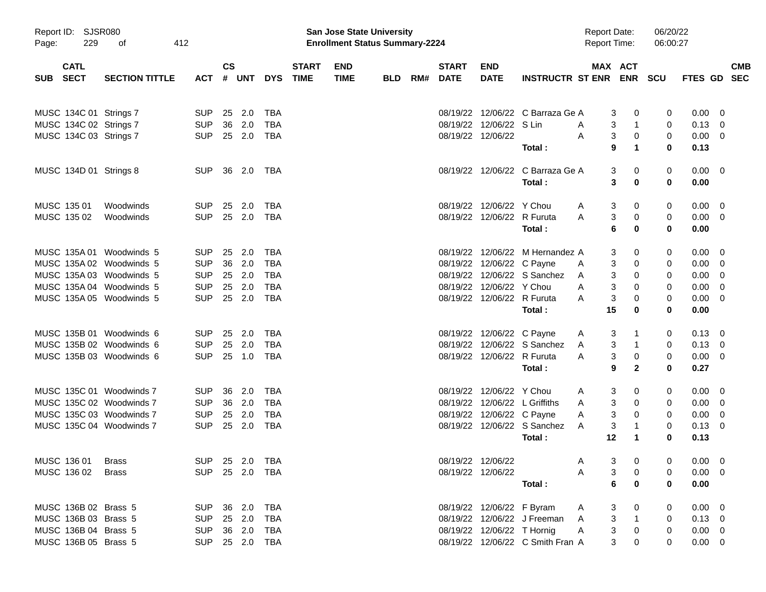| SUB | CATL SECT | SECTION TITTLE | ACT | CS # | UNT | DYS | START TIME | END TIME | BLD | RM# | START DATE | END DATE | INSTRUCTR | ST | MAX ENR | ACT ENR | SCU | FTES | GD | CMB SEC |
|---|---|---|---|---|---|---|---|---|---|---|---|---|---|---|---|---|---|---|---|---|
| MUSC | 134C 01 | Strings 7 | SUP | 25 | 2.0 | TBA | | | | | 08/19/22 | 12/06/22 | C Barraza Ge | A | 3 | 0 | 0 | 0.00 | 0 | |
| MUSC | 134C 02 | Strings 7 | SUP | 36 | 2.0 | TBA | | | | | 08/19/22 | 12/06/22 | S Lin | A | 3 | 1 | 0 | 0.13 | 0 | |
| MUSC | 134C 03 | Strings 7 | SUP | 25 | 2.0 | TBA | | | | | 08/19/22 | 12/06/22 | | A | 3 | 0 | 0 | 0.00 | 0 | |
| | | | | | | | | | | | | | **Total :** | | **9** | **1** | **0** | **0.13** | | |
| MUSC | 134D 01 | Strings 8 | SUP | 36 | 2.0 | TBA | | | | | 08/19/22 | 12/06/22 | C Barraza Ge | A | 3 | 0 | 0 | 0.00 | 0 | |
| | | | | | | | | | | | | | **Total :** | | **3** | **0** | **0** | **0.00** | | |
| MUSC | 135 01 | Woodwinds | SUP | 25 | 2.0 | TBA | | | | | 08/19/22 | 12/06/22 | Y Chou | A | 3 | 0 | 0 | 0.00 | 0 | |
| MUSC | 135 02 | Woodwinds | SUP | 25 | 2.0 | TBA | | | | | 08/19/22 | 12/06/22 | R Furuta | A | 3 | 0 | 0 | 0.00 | 0 | |
| | | | | | | | | | | | | | **Total :** | | **6** | **0** | **0** | **0.00** | | |
| MUSC | 135A 01 | Woodwinds 5 | SUP | 25 | 2.0 | TBA | | | | | 08/19/22 | 12/06/22 | M Hernandez | A | 3 | 0 | 0 | 0.00 | 0 | |
| MUSC | 135A 02 | Woodwinds 5 | SUP | 36 | 2.0 | TBA | | | | | 08/19/22 | 12/06/22 | C Payne | A | 3 | 0 | 0 | 0.00 | 0 | |
| MUSC | 135A 03 | Woodwinds 5 | SUP | 25 | 2.0 | TBA | | | | | 08/19/22 | 12/06/22 | S Sanchez | A | 3 | 0 | 0 | 0.00 | 0 | |
| MUSC | 135A 04 | Woodwinds 5 | SUP | 25 | 2.0 | TBA | | | | | 08/19/22 | 12/06/22 | Y Chou | A | 3 | 0 | 0 | 0.00 | 0 | |
| MUSC | 135A 05 | Woodwinds 5 | SUP | 25 | 2.0 | TBA | | | | | 08/19/22 | 12/06/22 | R Furuta | A | 3 | 0 | 0 | 0.00 | 0 | |
| | | | | | | | | | | | | | **Total :** | | **15** | **0** | **0** | **0.00** | | |
| MUSC | 135B 01 | Woodwinds 6 | SUP | 25 | 2.0 | TBA | | | | | 08/19/22 | 12/06/22 | C Payne | A | 3 | 1 | 0 | 0.13 | 0 | |
| MUSC | 135B 02 | Woodwinds 6 | SUP | 25 | 2.0 | TBA | | | | | 08/19/22 | 12/06/22 | S Sanchez | A | 3 | 1 | 0 | 0.13 | 0 | |
| MUSC | 135B 03 | Woodwinds 6 | SUP | 25 | 1.0 | TBA | | | | | 08/19/22 | 12/06/22 | R Furuta | A | 3 | 0 | 0 | 0.00 | 0 | |
| | | | | | | | | | | | | | **Total :** | | **9** | **2** | **0** | **0.27** | | |
| MUSC | 135C 01 | Woodwinds 7 | SUP | 36 | 2.0 | TBA | | | | | 08/19/22 | 12/06/22 | Y Chou | A | 3 | 0 | 0 | 0.00 | 0 | |
| MUSC | 135C 02 | Woodwinds 7 | SUP | 36 | 2.0 | TBA | | | | | 08/19/22 | 12/06/22 | L Griffiths | A | 3 | 0 | 0 | 0.00 | 0 | |
| MUSC | 135C 03 | Woodwinds 7 | SUP | 25 | 2.0 | TBA | | | | | 08/19/22 | 12/06/22 | C Payne | A | 3 | 0 | 0 | 0.00 | 0 | |
| MUSC | 135C 04 | Woodwinds 7 | SUP | 25 | 2.0 | TBA | | | | | 08/19/22 | 12/06/22 | S Sanchez | A | 3 | 1 | 0 | 0.13 | 0 | |
| | | | | | | | | | | | | | **Total :** | | **12** | **1** | **0** | **0.13** | | |
| MUSC | 136 01 | Brass | SUP | 25 | 2.0 | TBA | | | | | 08/19/22 | 12/06/22 | | A | 3 | 0 | 0 | 0.00 | 0 | |
| MUSC | 136 02 | Brass | SUP | 25 | 2.0 | TBA | | | | | 08/19/22 | 12/06/22 | | A | 3 | 0 | 0 | 0.00 | 0 | |
| | | | | | | | | | | | | | **Total :** | | **6** | **0** | **0** | **0.00** | | |
| MUSC | 136B 02 | Brass 5 | SUP | 36 | 2.0 | TBA | | | | | 08/19/22 | 12/06/22 | F Byram | A | 3 | 0 | 0 | 0.00 | 0 | |
| MUSC | 136B 03 | Brass 5 | SUP | 25 | 2.0 | TBA | | | | | 08/19/22 | 12/06/22 | J Freeman | A | 3 | 1 | 0 | 0.13 | 0 | |
| MUSC | 136B 04 | Brass 5 | SUP | 36 | 2.0 | TBA | | | | | 08/19/22 | 12/06/22 | T Hornig | A | 3 | 0 | 0 | 0.00 | 0 | |
| MUSC | 136B 05 | Brass 5 | SUP | 25 | 2.0 | TBA | | | | | 08/19/22 | 12/06/22 | C Smith Fran | A | 3 | 0 | 0 | 0.00 | 0 | |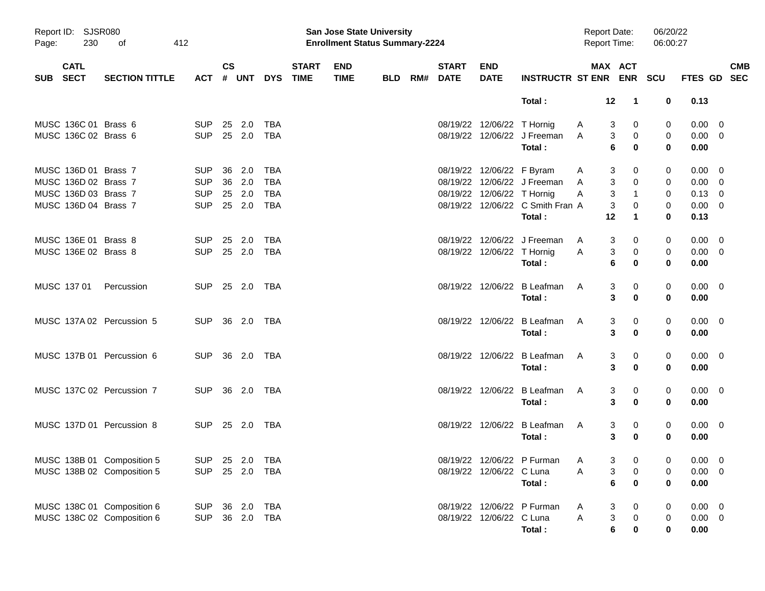| SUB | CATL SECT | SECTION TITTLE | ACT | CS # | UNT | DYS | START TIME | END TIME | BLD | RM# | START DATE | END DATE | INSTRUCTR | ST | MAX ENR | ACT ENR | SCU | FTES | GD | CMB SEC |
|---|---|---|---|---|---|---|---|---|---|---|---|---|---|---|---|---|---|---|---|---|
| | | | | | | | | | | | | | **Total :** | | **12** | **1** | **0** | **0.13** | | |
| MUSC | 136C 01 | Brass 6 | SUP | 25 | 2.0 | TBA | | | | | 08/19/22 | 12/06/22 | T Hornig | A | 3 | 0 | 0 | 0.00 | 0 | |
| MUSC | 136C 02 | Brass 6 | SUP | 25 | 2.0 | TBA | | | | | 08/19/22 | 12/06/22 | J Freeman | A | 3 | 0 | 0 | 0.00 | 0 | |
| | | | | | | | | | | | | | **Total :** | | **6** | **0** | **0** | **0.00** | | |
| MUSC | 136D 01 | Brass 7 | SUP | 36 | 2.0 | TBA | | | | | 08/19/22 | 12/06/22 | F Byram | A | 3 | 0 | 0 | 0.00 | 0 | |
| MUSC | 136D 02 | Brass 7 | SUP | 36 | 2.0 | TBA | | | | | 08/19/22 | 12/06/22 | J Freeman | A | 3 | 0 | 0 | 0.00 | 0 | |
| MUSC | 136D 03 | Brass 7 | SUP | 25 | 2.0 | TBA | | | | | 08/19/22 | 12/06/22 | T Hornig | A | 3 | 1 | 0 | 0.13 | 0 | |
| MUSC | 136D 04 | Brass 7 | SUP | 25 | 2.0 | TBA | | | | | 08/19/22 | 12/06/22 | C Smith Fran | A | 3 | 0 | 0 | 0.00 | 0 | |
| | | | | | | | | | | | | | **Total :** | | **12** | **1** | **0** | **0.13** | | |
| MUSC | 136E 01 | Brass 8 | SUP | 25 | 2.0 | TBA | | | | | 08/19/22 | 12/06/22 | J Freeman | A | 3 | 0 | 0 | 0.00 | 0 | |
| MUSC | 136E 02 | Brass 8 | SUP | 25 | 2.0 | TBA | | | | | 08/19/22 | 12/06/22 | T Hornig | A | 3 | 0 | 0 | 0.00 | 0 | |
| | | | | | | | | | | | | | **Total :** | | **6** | **0** | **0** | **0.00** | | |
| MUSC | 137 01 | Percussion | SUP | 25 | 2.0 | TBA | | | | | 08/19/22 | 12/06/22 | B Leafman | A | 3 | 0 | 0 | 0.00 | 0 | |
| | | | | | | | | | | | | | **Total :** | | **3** | **0** | **0** | **0.00** | | |
| MUSC | 137A 02 | Percussion 5 | SUP | 36 | 2.0 | TBA | | | | | 08/19/22 | 12/06/22 | B Leafman | A | 3 | 0 | 0 | 0.00 | 0 | |
| | | | | | | | | | | | | | **Total :** | | **3** | **0** | **0** | **0.00** | | |
| MUSC | 137B 01 | Percussion 6 | SUP | 36 | 2.0 | TBA | | | | | 08/19/22 | 12/06/22 | B Leafman | A | 3 | 0 | 0 | 0.00 | 0 | |
| | | | | | | | | | | | | | **Total :** | | **3** | **0** | **0** | **0.00** | | |
| MUSC | 137C 02 | Percussion 7 | SUP | 36 | 2.0 | TBA | | | | | 08/19/22 | 12/06/22 | B Leafman | A | 3 | 0 | 0 | 0.00 | 0 | |
| | | | | | | | | | | | | | **Total :** | | **3** | **0** | **0** | **0.00** | | |
| MUSC | 137D 01 | Percussion 8 | SUP | 25 | 2.0 | TBA | | | | | 08/19/22 | 12/06/22 | B Leafman | A | 3 | 0 | 0 | 0.00 | 0 | |
| | | | | | | | | | | | | | **Total :** | | **3** | **0** | **0** | **0.00** | | |
| MUSC | 138B 01 | Composition 5 | SUP | 25 | 2.0 | TBA | | | | | 08/19/22 | 12/06/22 | P Furman | A | 3 | 0 | 0 | 0.00 | 0 | |
| MUSC | 138B 02 | Composition 5 | SUP | 25 | 2.0 | TBA | | | | | 08/19/22 | 12/06/22 | C Luna | A | 3 | 0 | 0 | 0.00 | 0 | |
| | | | | | | | | | | | | | **Total :** | | **6** | **0** | **0** | **0.00** | | |
| MUSC | 138C 01 | Composition 6 | SUP | 36 | 2.0 | TBA | | | | | 08/19/22 | 12/06/22 | P Furman | A | 3 | 0 | 0 | 0.00 | 0 | |
| MUSC | 138C 02 | Composition 6 | SUP | 36 | 2.0 | TBA | | | | | 08/19/22 | 12/06/22 | C Luna | A | 3 | 0 | 0 | 0.00 | 0 | |
| | | | | | | | | | | | | | **Total :** | | **6** | **0** | **0** | **0.00** | | |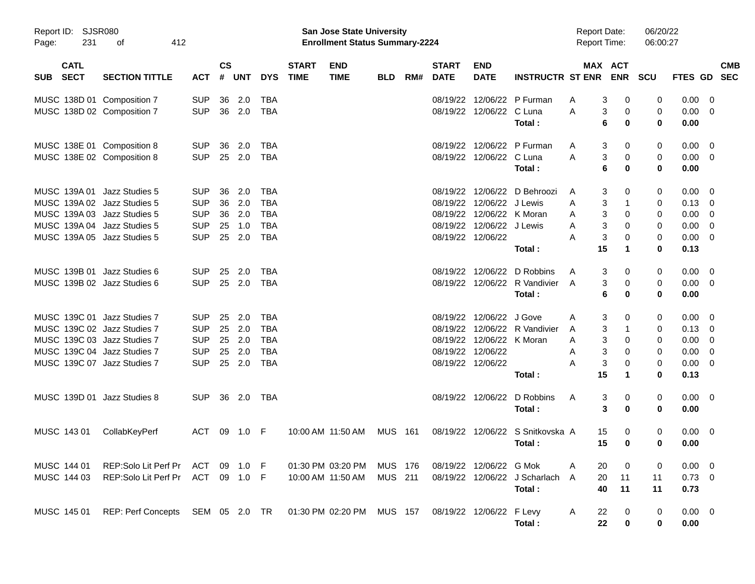Report ID: SJSR080 | San Jose State University | Report Date: 06/20/22

Enrollment Status Summary-2224 | Report Time: 06:00:27

| SUB | CATL SECT | SECTION TITTLE | ACT | CS # | UNT | DYS | START TIME | END TIME | BLD | RM# | START DATE | END DATE | INSTRUCTR | ST | MAX ENR | ACT ENR | SCU | FTES | GD | CMB SEC |
|---|---|---|---|---|---|---|---|---|---|---|---|---|---|---|---|---|---|---|---|---|
| MUSC | 138D 01 | Composition 7 | SUP | 36 | 2.0 | TBA | | | | | 08/19/22 | 12/06/22 | P Furman | A | 3 | 0 | 0 | 0.00 | 0 | |
| MUSC | 138D 02 | Composition 7 | SUP | 36 | 2.0 | TBA | | | | | 08/19/22 | 12/06/22 | C Luna | A | 3 | 0 | 0 | 0.00 | 0 | |
| | | | | | | | | | | | | | **Total :** | | **6** | **0** | **0** | **0.00** | | |
| MUSC | 138E 01 | Composition 8 | SUP | 36 | 2.0 | TBA | | | | | 08/19/22 | 12/06/22 | P Furman | A | 3 | 0 | 0 | 0.00 | 0 | |
| MUSC | 138E 02 | Composition 8 | SUP | 25 | 2.0 | TBA | | | | | 08/19/22 | 12/06/22 | C Luna | A | 3 | 0 | 0 | 0.00 | 0 | |
| | | | | | | | | | | | | | **Total :** | | **6** | **0** | **0** | **0.00** | | |
| MUSC | 139A 01 | Jazz Studies 5 | SUP | 36 | 2.0 | TBA | | | | | 08/19/22 | 12/06/22 | D Behroozi | A | 3 | 0 | 0 | 0.00 | 0 | |
| MUSC | 139A 02 | Jazz Studies 5 | SUP | 36 | 2.0 | TBA | | | | | 08/19/22 | 12/06/22 | J Lewis | A | 3 | 1 | 0 | 0.13 | 0 | |
| MUSC | 139A 03 | Jazz Studies 5 | SUP | 36 | 2.0 | TBA | | | | | 08/19/22 | 12/06/22 | K Moran | A | 3 | 0 | 0 | 0.00 | 0 | |
| MUSC | 139A 04 | Jazz Studies 5 | SUP | 25 | 1.0 | TBA | | | | | 08/19/22 | 12/06/22 | J Lewis | A | 3 | 0 | 0 | 0.00 | 0 | |
| MUSC | 139A 05 | Jazz Studies 5 | SUP | 25 | 2.0 | TBA | | | | | 08/19/22 | 12/06/22 | | A | 3 | 0 | 0 | 0.00 | 0 | |
| | | | | | | | | | | | | | **Total :** | | **15** | **1** | **0** | **0.13** | | |
| MUSC | 139B 01 | Jazz Studies 6 | SUP | 25 | 2.0 | TBA | | | | | 08/19/22 | 12/06/22 | D Robbins | A | 3 | 0 | 0 | 0.00 | 0 | |
| MUSC | 139B 02 | Jazz Studies 6 | SUP | 25 | 2.0 | TBA | | | | | 08/19/22 | 12/06/22 | R Vandivier | A | 3 | 0 | 0 | 0.00 | 0 | |
| | | | | | | | | | | | | | **Total :** | | **6** | **0** | **0** | **0.00** | | |
| MUSC | 139C 01 | Jazz Studies 7 | SUP | 25 | 2.0 | TBA | | | | | 08/19/22 | 12/06/22 | J Gove | A | 3 | 0 | 0 | 0.00 | 0 | |
| MUSC | 139C 02 | Jazz Studies 7 | SUP | 25 | 2.0 | TBA | | | | | 08/19/22 | 12/06/22 | R Vandivier | A | 3 | 1 | 0 | 0.13 | 0 | |
| MUSC | 139C 03 | Jazz Studies 7 | SUP | 25 | 2.0 | TBA | | | | | 08/19/22 | 12/06/22 | K Moran | A | 3 | 0 | 0 | 0.00 | 0 | |
| MUSC | 139C 04 | Jazz Studies 7 | SUP | 25 | 2.0 | TBA | | | | | 08/19/22 | 12/06/22 | | A | 3 | 0 | 0 | 0.00 | 0 | |
| MUSC | 139C 07 | Jazz Studies 7 | SUP | 25 | 2.0 | TBA | | | | | 08/19/22 | 12/06/22 | | A | 3 | 0 | 0 | 0.00 | 0 | |
| | | | | | | | | | | | | | **Total :** | | **15** | **1** | **0** | **0.13** | | |
| MUSC | 139D 01 | Jazz Studies 8 | SUP | 36 | 2.0 | TBA | | | | | 08/19/22 | 12/06/22 | D Robbins | A | 3 | 0 | 0 | 0.00 | 0 | |
| | | | | | | | | | | | | | **Total :** | | **3** | **0** | **0** | **0.00** | | |
| MUSC | 143 01 | CollabKeyPerf | ACT | 09 | 1.0 | F | 10:00 AM | 11:50 AM | MUS | 161 | 08/19/22 | 12/06/22 | S Snitkovska | A | 15 | 0 | 0 | 0.00 | 0 | |
| | | | | | | | | | | | | | **Total :** | | **15** | **0** | **0** | **0.00** | | |
| MUSC | 144 01 | REP:Solo Lit Perf Pr | ACT | 09 | 1.0 | F | 01:30 PM | 03:20 PM | MUS | 176 | 08/19/22 | 12/06/22 | G Mok | A | 20 | 0 | 0 | 0.00 | 0 | |
| MUSC | 144 03 | REP:Solo Lit Perf Pr | ACT | 09 | 1.0 | F | 10:00 AM | 11:50 AM | MUS | 211 | 08/19/22 | 12/06/22 | J Scharlach | A | 20 | 11 | 11 | 0.73 | 0 | |
| | | | | | | | | | | | | | **Total :** | | **40** | **11** | **11** | **0.73** | | |
| MUSC | 145 01 | REP: Perf Concepts | SEM | 05 | 2.0 | TR | 01:30 PM | 02:20 PM | MUS | 157 | 08/19/22 | 12/06/22 | F Levy | A | 22 | 0 | 0 | 0.00 | 0 | |
| | | | | | | | | | | | | | **Total :** | | **22** | **0** | **0** | **0.00** | | |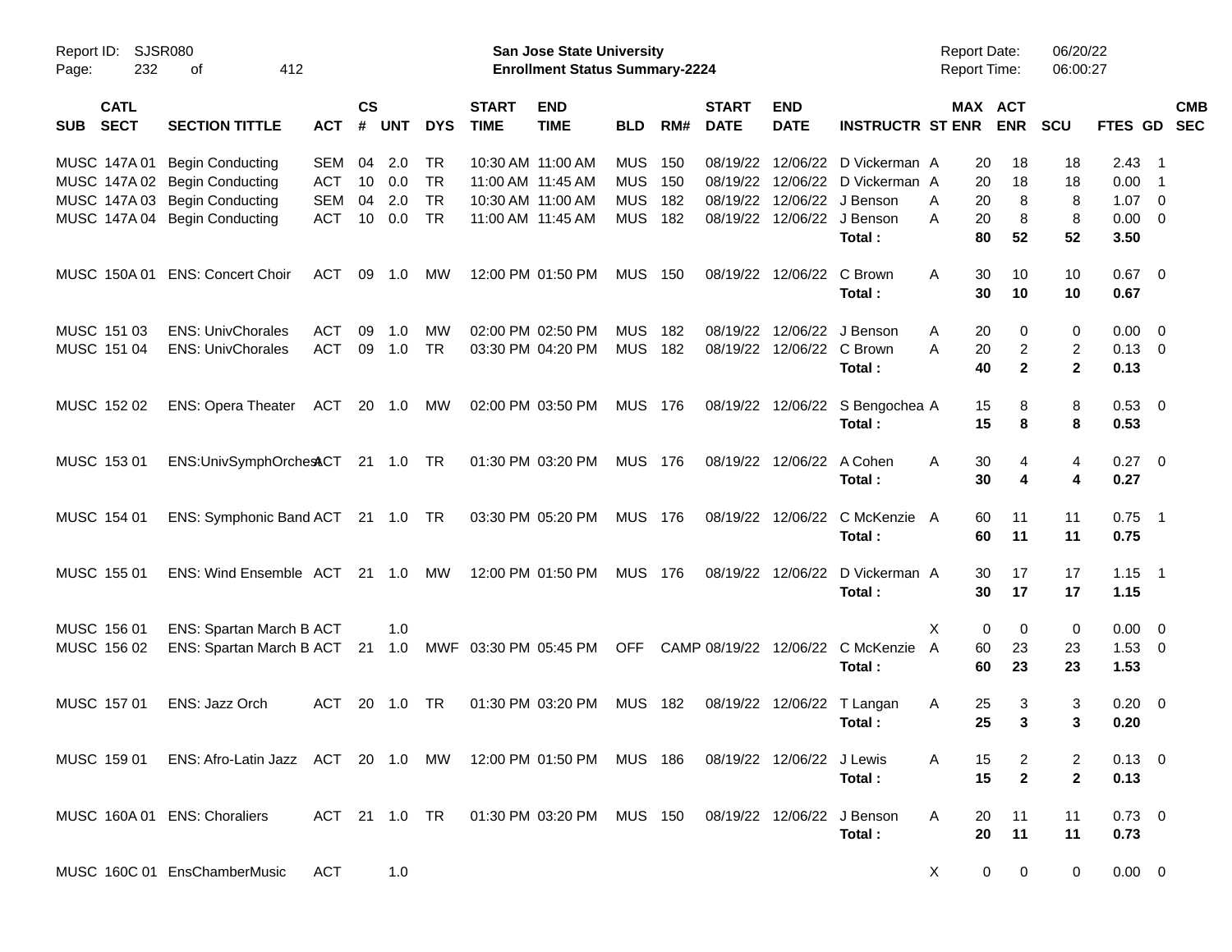Report ID: SJSR080
Page: 232 of 412

**San Jose State University**
**Enrollment Status Summary-2224**

Report Date: 06/20/22
Report Time: 06:00:27

| SUB | CATL SECT | SECTION TITTLE | ACT | CS # | UNT | DYS | START TIME | END TIME | BLD | RM# | START DATE | END DATE | INSTRUCTR | ST | MAX ENR | ACT ENR | SCU | FTES | GD | CMB SEC |
|---|---|---|---|---|---|---|---|---|---|---|---|---|---|---|---|---|---|---|---|---|
| MUSC | 147A 01 | Begin Conducting | SEM | 04 | 2.0 | TR | 10:30 AM | 11:00 AM | MUS | 150 | 08/19/22 | 12/06/22 | D Vickerman | A | 20 | 18 | 18 | 2.43 | 1 | |
| MUSC | 147A 02 | Begin Conducting | ACT | 10 | 0.0 | TR | 11:00 AM | 11:45 AM | MUS | 150 | 08/19/22 | 12/06/22 | D Vickerman | A | 20 | 18 | 18 | 0.00 | 1 | |
| MUSC | 147A 03 | Begin Conducting | SEM | 04 | 2.0 | TR | 10:30 AM | 11:00 AM | MUS | 182 | 08/19/22 | 12/06/22 | J Benson | A | 20 | 8 | 8 | 1.07 | 0 | |
| MUSC | 147A 04 | Begin Conducting | ACT | 10 | 0.0 | TR | 11:00 AM | 11:45 AM | MUS | 182 | 08/19/22 | 12/06/22 | J Benson | A | 20 | 8 | 8 | 0.00 | 0 | |
| | | | | | | | | | | | | | **Total :** | | **80** | **52** | **52** | **3.50** | | |
| MUSC | 150A 01 | ENS: Concert Choir | ACT | 09 | 1.0 | MW | 12:00 PM | 01:50 PM | MUS | 150 | 08/19/22 | 12/06/22 | C Brown | A | 30 | 10 | 10 | 0.67 | 0 | |
| | | | | | | | | | | | | | **Total :** | | **30** | **10** | **10** | **0.67** | | |
| MUSC | 151 03 | ENS: UnivChorales | ACT | 09 | 1.0 | MW | 02:00 PM | 02:50 PM | MUS | 182 | 08/19/22 | 12/06/22 | J Benson | A | 20 | 0 | 0 | 0.00 | 0 | |
| MUSC | 151 04 | ENS: UnivChorales | ACT | 09 | 1.0 | TR | 03:30 PM | 04:20 PM | MUS | 182 | 08/19/22 | 12/06/22 | C Brown | A | 20 | 2 | 2 | 0.13 | 0 | |
| | | | | | | | | | | | | | **Total :** | | **40** | **2** | **2** | **0.13** | | |
| MUSC | 152 02 | ENS: Opera Theater | ACT | 20 | 1.0 | MW | 02:00 PM | 03:50 PM | MUS | 176 | 08/19/22 | 12/06/22 | S Bengochea | A | 15 | 8 | 8 | 0.53 | 0 | |
| | | | | | | | | | | | | | **Total :** | | **15** | **8** | **8** | **0.53** | | |
| MUSC | 153 01 | ENS:UnivSymphOrchest | ACT | 21 | 1.0 | TR | 01:30 PM | 03:20 PM | MUS | 176 | 08/19/22 | 12/06/22 | A Cohen | A | 30 | 4 | 4 | 0.27 | 0 | |
| | | | | | | | | | | | | | **Total :** | | **30** | **4** | **4** | **0.27** | | |
| MUSC | 154 01 | ENS: Symphonic Band | ACT | 21 | 1.0 | TR | 03:30 PM | 05:20 PM | MUS | 176 | 08/19/22 | 12/06/22 | C McKenzie | A | 60 | 11 | 11 | 0.75 | 1 | |
| | | | | | | | | | | | | | **Total :** | | **60** | **11** | **11** | **0.75** | | |
| MUSC | 155 01 | ENS: Wind Ensemble | ACT | 21 | 1.0 | MW | 12:00 PM | 01:50 PM | MUS | 176 | 08/19/22 | 12/06/22 | D Vickerman | A | 30 | 17 | 17 | 1.15 | 1 | |
| | | | | | | | | | | | | | **Total :** | | **30** | **17** | **17** | **1.15** | | |
| MUSC | 156 01 | ENS: Spartan March B | ACT | | 1.0 | | | | | | | | | X | 0 | 0 | 0 | 0.00 | 0 | |
| MUSC | 156 02 | ENS: Spartan March B | ACT | 21 | 1.0 | MWF | 03:30 PM | 05:45 PM | OFF | CAMP | 08/19/22 | 12/06/22 | C McKenzie | A | 60 | 23 | 23 | 1.53 | 0 | |
| | | | | | | | | | | | | | **Total :** | | **60** | **23** | **23** | **1.53** | | |
| MUSC | 157 01 | ENS: Jazz Orch | ACT | 20 | 1.0 | TR | 01:30 PM | 03:20 PM | MUS | 182 | 08/19/22 | 12/06/22 | T Langan | A | 25 | 3 | 3 | 0.20 | 0 | |
| | | | | | | | | | | | | | **Total :** | | **25** | **3** | **3** | **0.20** | | |
| MUSC | 159 01 | ENS: Afro-Latin Jazz | ACT | 20 | 1.0 | MW | 12:00 PM | 01:50 PM | MUS | 186 | 08/19/22 | 12/06/22 | J Lewis | A | 15 | 2 | 2 | 0.13 | 0 | |
| | | | | | | | | | | | | | **Total :** | | **15** | **2** | **2** | **0.13** | | |
| MUSC | 160A 01 | ENS: Choraliers | ACT | 21 | 1.0 | TR | 01:30 PM | 03:20 PM | MUS | 150 | 08/19/22 | 12/06/22 | J Benson | A | 20 | 11 | 11 | 0.73 | 0 | |
| | | | | | | | | | | | | | **Total :** | | **20** | **11** | **11** | **0.73** | | |
| MUSC | 160C 01 | EnsChamberMusic | ACT | | 1.0 | | | | | | | | | X | 0 | 0 | 0 | 0.00 | 0 | |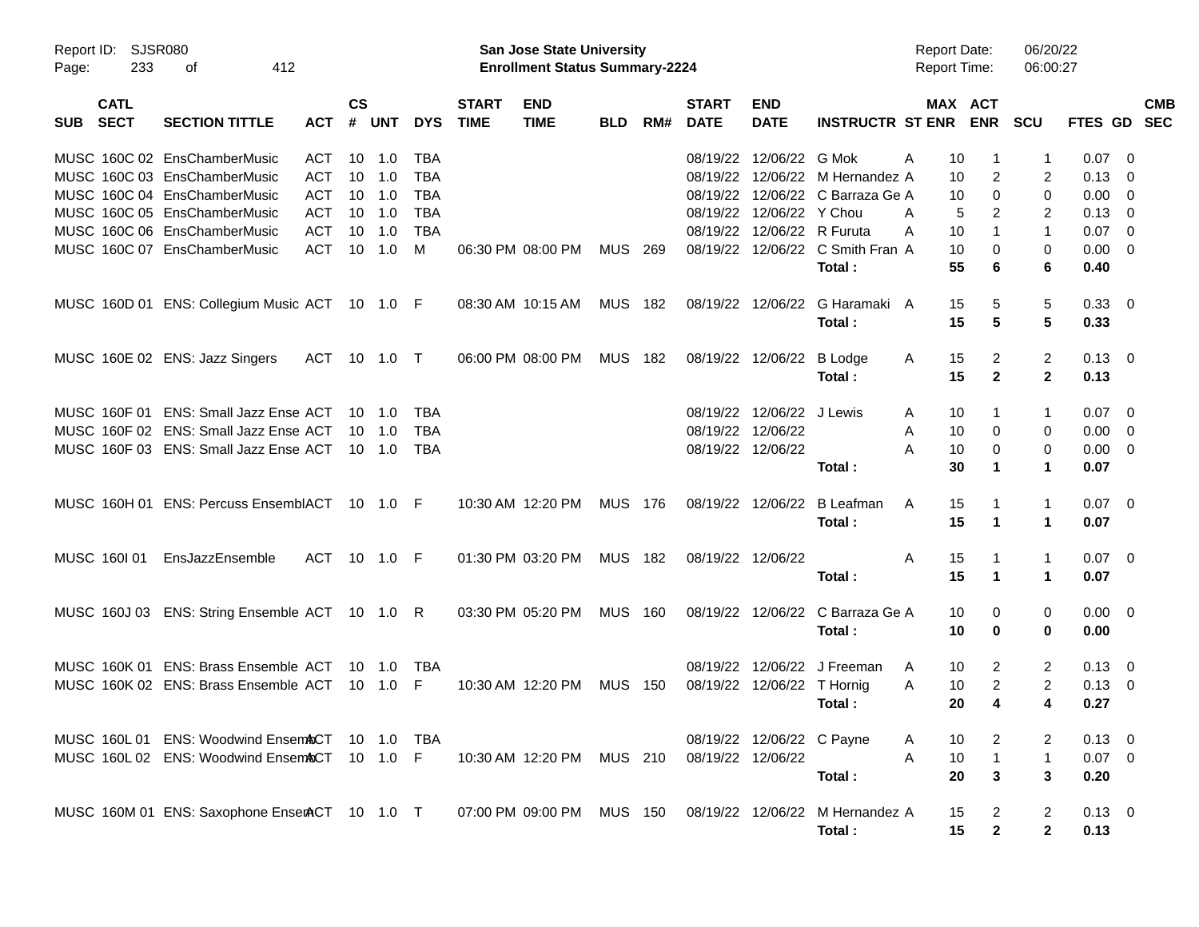| SUB | CATL SECT | SECTION TITTLE | ACT | CS # | UNT | DYS | START TIME | END TIME | BLD | RM# | START DATE | END DATE | INSTRUCTR | ST | MAX ENR | ACT ENR | SCU | FTES | GD | CMB SEC |
|---|---|---|---|---|---|---|---|---|---|---|---|---|---|---|---|---|---|---|---|---|
| MUSC | 160C 02 | EnsChamberMusic | ACT | 10 | 1.0 | TBA | | | | | 08/19/22 | 12/06/22 | G Mok | A | 10 | 1 | 1 | 0.07 | 0 | |
| MUSC | 160C 03 | EnsChamberMusic | ACT | 10 | 1.0 | TBA | | | | | 08/19/22 | 12/06/22 | M Hernandez | A | 10 | 2 | 2 | 0.13 | 0 | |
| MUSC | 160C 04 | EnsChamberMusic | ACT | 10 | 1.0 | TBA | | | | | 08/19/22 | 12/06/22 | C Barraza Ge | A | 10 | 0 | 0 | 0.00 | 0 | |
| MUSC | 160C 05 | EnsChamberMusic | ACT | 10 | 1.0 | TBA | | | | | 08/19/22 | 12/06/22 | Y Chou | A | 5 | 2 | 2 | 0.13 | 0 | |
| MUSC | 160C 06 | EnsChamberMusic | ACT | 10 | 1.0 | TBA | | | | | 08/19/22 | 12/06/22 | R Furuta | A | 10 | 1 | 1 | 0.07 | 0 | |
| MUSC | 160C 07 | EnsChamberMusic | ACT | 10 | 1.0 | M | 06:30 PM | 08:00 PM | MUS | 269 | 08/19/22 | 12/06/22 | C Smith Fran | A | 10 | 0 | 0 | 0.00 | 0 | |
| | | | | | | | | | | | | | **Total :** | | **55** | **6** | **6** | **0.40** | | |
| MUSC | 160D 01 | ENS: Collegium Music | ACT | 10 | 1.0 | F | 08:30 AM | 10:15 AM | MUS | 182 | 08/19/22 | 12/06/22 | G Haramaki | A | 15 | 5 | 5 | 0.33 | 0 | |
| | | | | | | | | | | | | | **Total :** | | **15** | **5** | **5** | **0.33** | | |
| MUSC | 160E 02 | ENS: Jazz Singers | ACT | 10 | 1.0 | T | 06:00 PM | 08:00 PM | MUS | 182 | 08/19/22 | 12/06/22 | B Lodge | A | 15 | 2 | 2 | 0.13 | 0 | |
| | | | | | | | | | | | | | **Total :** | | **15** | **2** | **2** | **0.13** | | |
| MUSC | 160F 01 | ENS: Small Jazz Ense | ACT | 10 | 1.0 | TBA | | | | | 08/19/22 | 12/06/22 | J Lewis | A | 10 | 1 | 1 | 0.07 | 0 | |
| MUSC | 160F 02 | ENS: Small Jazz Ense | ACT | 10 | 1.0 | TBA | | | | | 08/19/22 | 12/06/22 | | A | 10 | 0 | 0 | 0.00 | 0 | |
| MUSC | 160F 03 | ENS: Small Jazz Ense | ACT | 10 | 1.0 | TBA | | | | | 08/19/22 | 12/06/22 | | A | 10 | 0 | 0 | 0.00 | 0 | |
| | | | | | | | | | | | | | **Total :** | | **30** | **1** | **1** | **0.07** | | |
| MUSC | 160H 01 | ENS: Percuss Ensembl | ACT | 10 | 1.0 | F | 10:30 AM | 12:20 PM | MUS | 176 | 08/19/22 | 12/06/22 | B Leafman | A | 15 | 1 | 1 | 0.07 | 0 | |
| | | | | | | | | | | | | | **Total :** | | **15** | **1** | **1** | **0.07** | | |
| MUSC | 160I 01 | EnsJazzEnsemble | ACT | 10 | 1.0 | F | 01:30 PM | 03:20 PM | MUS | 182 | 08/19/22 | 12/06/22 | | A | 15 | 1 | 1 | 0.07 | 0 | |
| | | | | | | | | | | | | | **Total :** | | **15** | **1** | **1** | **0.07** | | |
| MUSC | 160J 03 | ENS: String Ensemble | ACT | 10 | 1.0 | R | 03:30 PM | 05:20 PM | MUS | 160 | 08/19/22 | 12/06/22 | C Barraza Ge | A | 10 | 0 | 0 | 0.00 | 0 | |
| | | | | | | | | | | | | | **Total :** | | **10** | **0** | **0** | **0.00** | | |
| MUSC | 160K 01 | ENS: Brass Ensemble | ACT | 10 | 1.0 | TBA | | | | | 08/19/22 | 12/06/22 | J Freeman | A | 10 | 2 | 2 | 0.13 | 0 | |
| MUSC | 160K 02 | ENS: Brass Ensemble | ACT | 10 | 1.0 | F | 10:30 AM | 12:20 PM | MUS | 150 | 08/19/22 | 12/06/22 | T Hornig | A | 10 | 2 | 2 | 0.13 | 0 | |
| | | | | | | | | | | | | | **Total :** | | **20** | **4** | **4** | **0.27** | | |
| MUSC | 160L 01 | ENS: Woodwind Ensem | ACT | 10 | 1.0 | TBA | | | | | 08/19/22 | 12/06/22 | C Payne | A | 10 | 2 | 2 | 0.13 | 0 | |
| MUSC | 160L 02 | ENS: Woodwind Ensem | ACT | 10 | 1.0 | F | 10:30 AM | 12:20 PM | MUS | 210 | 08/19/22 | 12/06/22 | | A | 10 | 1 | 1 | 0.07 | 0 | |
| | | | | | | | | | | | | | **Total :** | | **20** | **3** | **3** | **0.20** | | |
| MUSC | 160M 01 | ENS: Saxophone Ensem | ACT | 10 | 1.0 | T | 07:00 PM | 09:00 PM | MUS | 150 | 08/19/22 | 12/06/22 | M Hernandez | A | 15 | 2 | 2 | 0.13 | 0 | |
| | | | | | | | | | | | | | **Total :** | | **15** | **2** | **2** | **0.13** | | |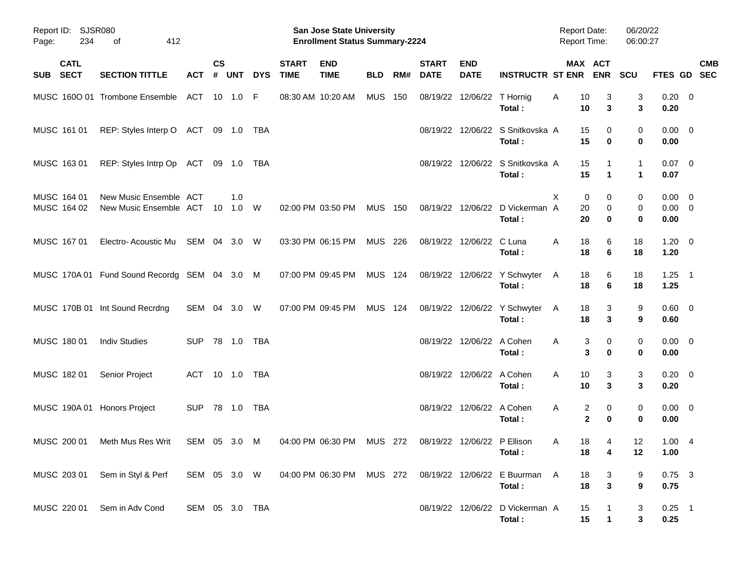| SUB | CATL SECT | SECTION TITTLE | ACT | CS # | UNT | DYS | START TIME | END TIME | BLD | RM# | START DATE | END DATE | INSTRUCTR | ST | MAX ENR | ACT ENR | SCU | FTES | GD | CMB SEC |
|---|---|---|---|---|---|---|---|---|---|---|---|---|---|---|---|---|---|---|---|---|
| MUSC | 160O 01 | Trombone Ensemble | ACT | 10 | 1.0 | F | 08:30 AM | 10:20 AM | MUS | 150 | 08/19/22 | 12/06/22 | T Hornig | A | 10 | 3 | 3 | 0.20 | 0 | |
| | | | | | | | | | | | | | **Total :** | | **10** | **3** | **3** | **0.20** | | |
| MUSC | 161 01 | REP: Styles Interp O | ACT | 09 | 1.0 | TBA | | | | | 08/19/22 | 12/06/22 | S Snitkovska | A | 15 | 0 | 0 | 0.00 | 0 | |
| | | | | | | | | | | | | | **Total :** | | **15** | **0** | **0** | **0.00** | | |
| MUSC | 163 01 | REP: Styles Intrp Op | ACT | 09 | 1.0 | TBA | | | | | 08/19/22 | 12/06/22 | S Snitkovska | A | 15 | 1 | 1 | 0.07 | 0 | |
| | | | | | | | | | | | | | **Total :** | | **15** | **1** | **1** | **0.07** | | |
| MUSC | 164 01 | New Music Ensemble | ACT | | 1.0 | | | | | | | | | X | 0 | 0 | 0 | 0.00 | 0 | |
| MUSC | 164 02 | New Music Ensemble | ACT | 10 | 1.0 | W | 02:00 PM | 03:50 PM | MUS | 150 | 08/19/22 | 12/06/22 | D Vickerman | A | 20 | 0 | 0 | 0.00 | 0 | |
| | | | | | | | | | | | | | **Total :** | | **20** | **0** | **0** | **0.00** | | |
| MUSC | 167 01 | Electro- Acoustic Mu | SEM | 04 | 3.0 | W | 03:30 PM | 06:15 PM | MUS | 226 | 08/19/22 | 12/06/22 | C Luna | A | 18 | 6 | 18 | 1.20 | 0 | |
| | | | | | | | | | | | | | **Total :** | | **18** | **6** | **18** | **1.20** | | |
| MUSC | 170A 01 | Fund Sound Recordg | SEM | 04 | 3.0 | M | 07:00 PM | 09:45 PM | MUS | 124 | 08/19/22 | 12/06/22 | Y Schwyter | A | 18 | 6 | 18 | 1.25 | 1 | |
| | | | | | | | | | | | | | **Total :** | | **18** | **6** | **18** | **1.25** | | |
| MUSC | 170B 01 | Int Sound Recrdng | SEM | 04 | 3.0 | W | 07:00 PM | 09:45 PM | MUS | 124 | 08/19/22 | 12/06/22 | Y Schwyter | A | 18 | 3 | 9 | 0.60 | 0 | |
| | | | | | | | | | | | | | **Total :** | | **18** | **3** | **9** | **0.60** | | |
| MUSC | 180 01 | Indiv Studies | SUP | 78 | 1.0 | TBA | | | | | 08/19/22 | 12/06/22 | A Cohen | A | 3 | 0 | 0 | 0.00 | 0 | |
| | | | | | | | | | | | | | **Total :** | | **3** | **0** | **0** | **0.00** | | |
| MUSC | 182 01 | Senior Project | ACT | 10 | 1.0 | TBA | | | | | 08/19/22 | 12/06/22 | A Cohen | A | 10 | 3 | 3 | 0.20 | 0 | |
| | | | | | | | | | | | | | **Total :** | | **10** | **3** | **3** | **0.20** | | |
| MUSC | 190A 01 | Honors Project | SUP | 78 | 1.0 | TBA | | | | | 08/19/22 | 12/06/22 | A Cohen | A | 2 | 0 | 0 | 0.00 | 0 | |
| | | | | | | | | | | | | | **Total :** | | **2** | **0** | **0** | **0.00** | | |
| MUSC | 200 01 | Meth Mus Res Writ | SEM | 05 | 3.0 | M | 04:00 PM | 06:30 PM | MUS | 272 | 08/19/22 | 12/06/22 | P Ellison | A | 18 | 4 | 12 | 1.00 | 4 | |
| | | | | | | | | | | | | | **Total :** | | **18** | **4** | **12** | **1.00** | | |
| MUSC | 203 01 | Sem in Styl & Perf | SEM | 05 | 3.0 | W | 04:00 PM | 06:30 PM | MUS | 272 | 08/19/22 | 12/06/22 | E Buurman | A | 18 | 3 | 9 | 0.75 | 3 | |
| | | | | | | | | | | | | | **Total :** | | **18** | **3** | **9** | **0.75** | | |
| MUSC | 220 01 | Sem in Adv Cond | SEM | 05 | 3.0 | TBA | | | | | 08/19/22 | 12/06/22 | D Vickerman | A | 15 | 1 | 3 | 0.25 | 1 | |
| | | | | | | | | | | | | | **Total :** | | **15** | **1** | **3** | **0.25** | | |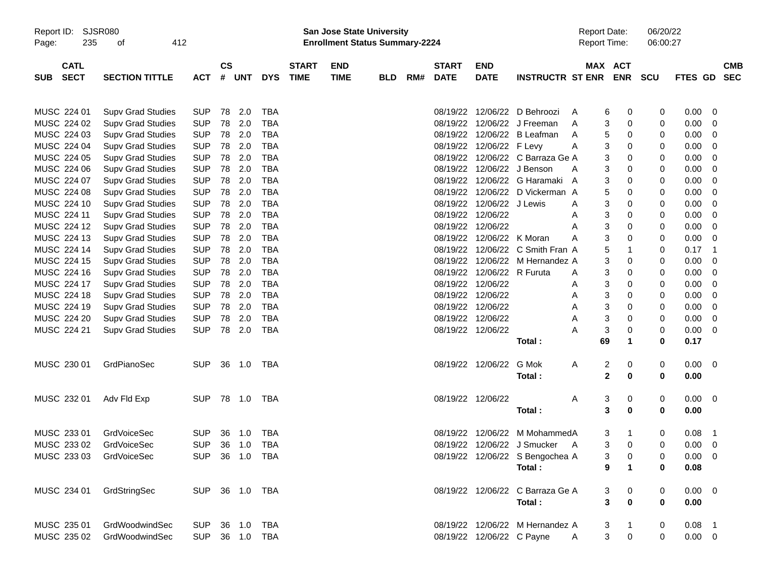| SUB | CATL SECT | SECTION TITTLE | ACT | CS # | UNT | DYS | START TIME | END TIME | BLD | RM# | START DATE | END DATE | INSTRUCTR | ST | MAX ENR | ACT ENR | SCU | FTES | GD | CMB SEC |
|---|---|---|---|---|---|---|---|---|---|---|---|---|---|---|---|---|---|---|---|---|
| MUSC | 224 01 | Supv Grad Studies | SUP | 78 | 2.0 | TBA | | | | | 08/19/22 | 12/06/22 | D Behroozi | A | 6 | 0 | 0 | 0.00 | 0 | |
| MUSC | 224 02 | Supv Grad Studies | SUP | 78 | 2.0 | TBA | | | | | 08/19/22 | 12/06/22 | J Freeman | A | 3 | 0 | 0 | 0.00 | 0 | |
| MUSC | 224 03 | Supv Grad Studies | SUP | 78 | 2.0 | TBA | | | | | 08/19/22 | 12/06/22 | B Leafman | A | 5 | 0 | 0 | 0.00 | 0 | |
| MUSC | 224 04 | Supv Grad Studies | SUP | 78 | 2.0 | TBA | | | | | 08/19/22 | 12/06/22 | F Levy | A | 3 | 0 | 0 | 0.00 | 0 | |
| MUSC | 224 05 | Supv Grad Studies | SUP | 78 | 2.0 | TBA | | | | | 08/19/22 | 12/06/22 | C Barraza Ge | A | 3 | 0 | 0 | 0.00 | 0 | |
| MUSC | 224 06 | Supv Grad Studies | SUP | 78 | 2.0 | TBA | | | | | 08/19/22 | 12/06/22 | J Benson | A | 3 | 0 | 0 | 0.00 | 0 | |
| MUSC | 224 07 | Supv Grad Studies | SUP | 78 | 2.0 | TBA | | | | | 08/19/22 | 12/06/22 | G Haramaki | A | 3 | 0 | 0 | 0.00 | 0 | |
| MUSC | 224 08 | Supv Grad Studies | SUP | 78 | 2.0 | TBA | | | | | 08/19/22 | 12/06/22 | D Vickerman | A | 5 | 0 | 0 | 0.00 | 0 | |
| MUSC | 224 10 | Supv Grad Studies | SUP | 78 | 2.0 | TBA | | | | | 08/19/22 | 12/06/22 | J Lewis | A | 3 | 0 | 0 | 0.00 | 0 | |
| MUSC | 224 11 | Supv Grad Studies | SUP | 78 | 2.0 | TBA | | | | | 08/19/22 | 12/06/22 | | A | 3 | 0 | 0 | 0.00 | 0 | |
| MUSC | 224 12 | Supv Grad Studies | SUP | 78 | 2.0 | TBA | | | | | 08/19/22 | 12/06/22 | | A | 3 | 0 | 0 | 0.00 | 0 | |
| MUSC | 224 13 | Supv Grad Studies | SUP | 78 | 2.0 | TBA | | | | | 08/19/22 | 12/06/22 | K Moran | A | 3 | 0 | 0 | 0.00 | 0 | |
| MUSC | 224 14 | Supv Grad Studies | SUP | 78 | 2.0 | TBA | | | | | 08/19/22 | 12/06/22 | C Smith Fran | A | 5 | 1 | 0 | 0.17 | 1 | |
| MUSC | 224 15 | Supv Grad Studies | SUP | 78 | 2.0 | TBA | | | | | 08/19/22 | 12/06/22 | M Hernandez | A | 3 | 0 | 0 | 0.00 | 0 | |
| MUSC | 224 16 | Supv Grad Studies | SUP | 78 | 2.0 | TBA | | | | | 08/19/22 | 12/06/22 | R Furuta | A | 3 | 0 | 0 | 0.00 | 0 | |
| MUSC | 224 17 | Supv Grad Studies | SUP | 78 | 2.0 | TBA | | | | | 08/19/22 | 12/06/22 | | A | 3 | 0 | 0 | 0.00 | 0 | |
| MUSC | 224 18 | Supv Grad Studies | SUP | 78 | 2.0 | TBA | | | | | 08/19/22 | 12/06/22 | | A | 3 | 0 | 0 | 0.00 | 0 | |
| MUSC | 224 19 | Supv Grad Studies | SUP | 78 | 2.0 | TBA | | | | | 08/19/22 | 12/06/22 | | A | 3 | 0 | 0 | 0.00 | 0 | |
| MUSC | 224 20 | Supv Grad Studies | SUP | 78 | 2.0 | TBA | | | | | 08/19/22 | 12/06/22 | | A | 3 | 0 | 0 | 0.00 | 0 | |
| MUSC | 224 21 | Supv Grad Studies | SUP | 78 | 2.0 | TBA | | | | | 08/19/22 | 12/06/22 | | A | 3 | 0 | 0 | 0.00 | 0 | |
| | | | | | | | | | | | | | **Total :** | | **69** | **1** | **0** | **0.17** | | |
| MUSC | 230 01 | GrdPianoSec | SUP | 36 | 1.0 | TBA | | | | | 08/19/22 | 12/06/22 | G Mok | A | 2 | 0 | 0 | 0.00 | 0 | |
| | | | | | | | | | | | | | **Total :** | | **2** | **0** | **0** | **0.00** | | |
| MUSC | 232 01 | Adv Fld Exp | SUP | 78 | 1.0 | TBA | | | | | 08/19/22 | 12/06/22 | | A | 3 | 0 | 0 | 0.00 | 0 | |
| | | | | | | | | | | | | | **Total :** | | **3** | **0** | **0** | **0.00** | | |
| MUSC | 233 01 | GrdVoiceSec | SUP | 36 | 1.0 | TBA | | | | | 08/19/22 | 12/06/22 | M Mohammed | A | 3 | 1 | 0 | 0.08 | 1 | |
| MUSC | 233 02 | GrdVoiceSec | SUP | 36 | 1.0 | TBA | | | | | 08/19/22 | 12/06/22 | J Smucker | A | 3 | 0 | 0 | 0.00 | 0 | |
| MUSC | 233 03 | GrdVoiceSec | SUP | 36 | 1.0 | TBA | | | | | 08/19/22 | 12/06/22 | S Bengochea | A | 3 | 0 | 0 | 0.00 | 0 | |
| | | | | | | | | | | | | | **Total :** | | **9** | **1** | **0** | **0.08** | | |
| MUSC | 234 01 | GrdStringSec | SUP | 36 | 1.0 | TBA | | | | | 08/19/22 | 12/06/22 | C Barraza Ge | A | 3 | 0 | 0 | 0.00 | 0 | |
| | | | | | | | | | | | | | **Total :** | | **3** | **0** | **0** | **0.00** | | |
| MUSC | 235 01 | GrdWoodwindSec | SUP | 36 | 1.0 | TBA | | | | | 08/19/22 | 12/06/22 | M Hernandez | A | 3 | 1 | 0 | 0.08 | 1 | |
| MUSC | 235 02 | GrdWoodwindSec | SUP | 36 | 1.0 | TBA | | | | | 08/19/22 | 12/06/22 | C Payne | A | 3 | 0 | 0 | 0.00 | 0 | |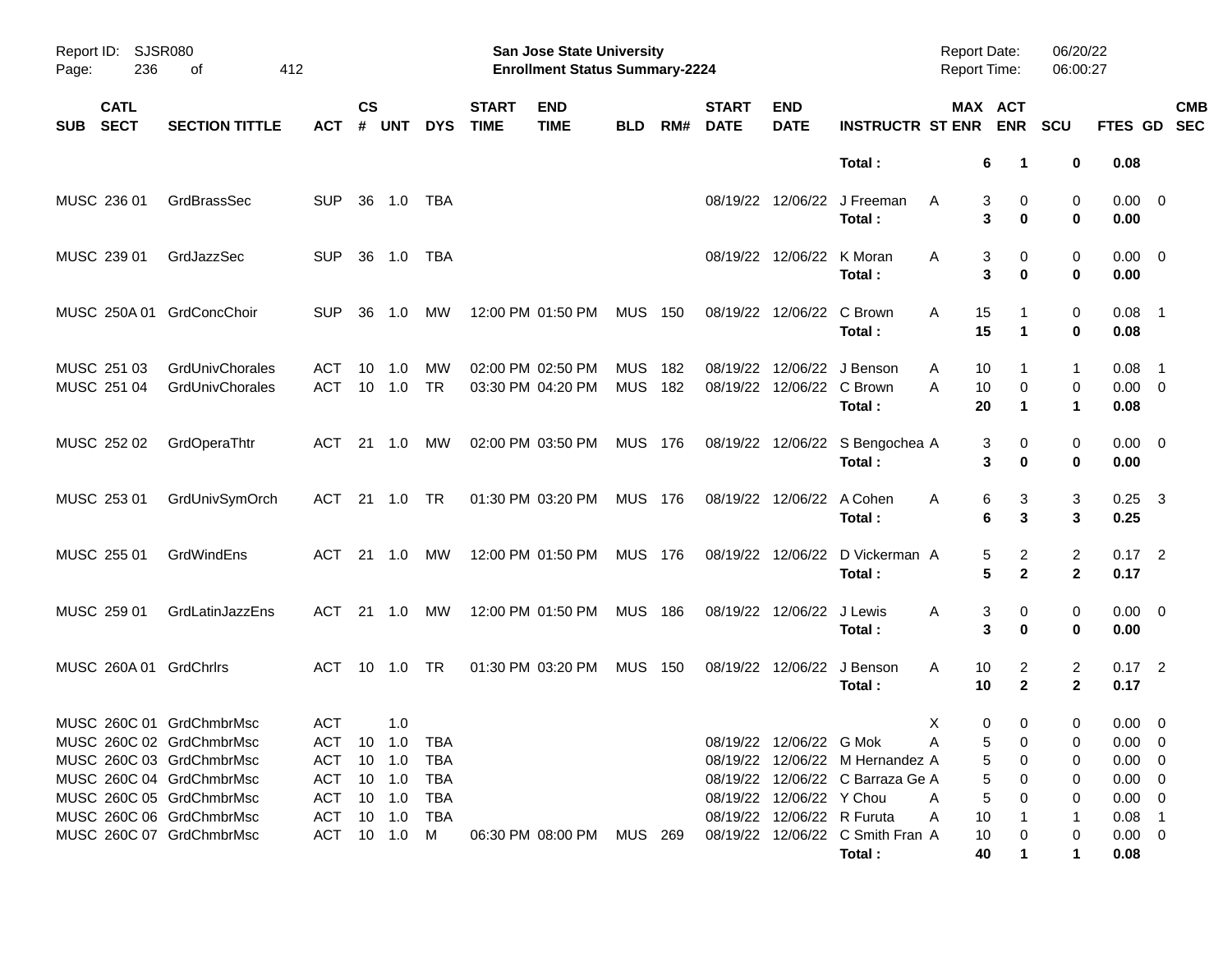| SUB | CATL SECT | SECTION TITTLE | ACT | CS # | UNT | DYS | START TIME | END TIME | BLD | RM# | START DATE | END DATE | INSTRUCTR | ST | MAX ENR | ACT ENR | SCU | FTES | GD | CMB SEC |
|---|---|---|---|---|---|---|---|---|---|---|---|---|---|---|---|---|---|---|---|---|
| | | | | | | | | | | | | | **Total :** | | **6** | **1** | **0** | **0.08** | | |
| MUSC | 236 01 | GrdBrassSec | SUP | 36 | 1.0 | TBA | | | | | 08/19/22 | 12/06/22 | J Freeman | A | 3 | 0 | 0 | 0.00 | 0 | |
| | | | | | | | | | | | | | **Total :** | | **3** | **0** | **0** | **0.00** | | |
| MUSC | 239 01 | GrdJazzSec | SUP | 36 | 1.0 | TBA | | | | | 08/19/22 | 12/06/22 | K Moran | A | 3 | 0 | 0 | 0.00 | 0 | |
| | | | | | | | | | | | | | **Total :** | | **3** | **0** | **0** | **0.00** | | |
| MUSC | 250A 01 | GrdConcChoir | SUP | 36 | 1.0 | MW | 12:00 PM | 01:50 PM | MUS | 150 | 08/19/22 | 12/06/22 | C Brown | A | 15 | 1 | 0 | 0.08 | 1 | |
| | | | | | | | | | | | | | **Total :** | | **15** | **1** | **0** | **0.08** | | |
| MUSC | 251 03 | GrdUnivChorales | ACT | 10 | 1.0 | MW | 02:00 PM | 02:50 PM | MUS | 182 | 08/19/22 | 12/06/22 | J Benson | A | 10 | 1 | 1 | 0.08 | 1 | |
| MUSC | 251 04 | GrdUnivChorales | ACT | 10 | 1.0 | TR | 03:30 PM | 04:20 PM | MUS | 182 | 08/19/22 | 12/06/22 | C Brown | A | 10 | 0 | 0 | 0.00 | 0 | |
| | | | | | | | | | | | | | **Total :** | | **20** | **1** | **1** | **0.08** | | |
| MUSC | 252 02 | GrdOperaThtr | ACT | 21 | 1.0 | MW | 02:00 PM | 03:50 PM | MUS | 176 | 08/19/22 | 12/06/22 | S Bengochea | A | 3 | 0 | 0 | 0.00 | 0 | |
| | | | | | | | | | | | | | **Total :** | | **3** | **0** | **0** | **0.00** | | |
| MUSC | 253 01 | GrdUnivSymOrch | ACT | 21 | 1.0 | TR | 01:30 PM | 03:20 PM | MUS | 176 | 08/19/22 | 12/06/22 | A Cohen | A | 6 | 3 | 3 | 0.25 | 3 | |
| | | | | | | | | | | | | | **Total :** | | **6** | **3** | **3** | **0.25** | | |
| MUSC | 255 01 | GrdWindEns | ACT | 21 | 1.0 | MW | 12:00 PM | 01:50 PM | MUS | 176 | 08/19/22 | 12/06/22 | D Vickerman | A | 5 | 2 | 2 | 0.17 | 2 | |
| | | | | | | | | | | | | | **Total :** | | **5** | **2** | **2** | **0.17** | | |
| MUSC | 259 01 | GrdLatinJazzEns | ACT | 21 | 1.0 | MW | 12:00 PM | 01:50 PM | MUS | 186 | 08/19/22 | 12/06/22 | J Lewis | A | 3 | 0 | 0 | 0.00 | 0 | |
| | | | | | | | | | | | | | **Total :** | | **3** | **0** | **0** | **0.00** | | |
| MUSC | 260A 01 | GrdChrlrs | ACT | 10 | 1.0 | TR | 01:30 PM | 03:20 PM | MUS | 150 | 08/19/22 | 12/06/22 | J Benson | A | 10 | 2 | 2 | 0.17 | 2 | |
| | | | | | | | | | | | | | **Total :** | | **10** | **2** | **2** | **0.17** | | |
| MUSC | 260C 01 | GrdChmbrMsc | ACT | | 1.0 | | | | | | | | | X | 0 | 0 | 0 | 0.00 | 0 | |
| MUSC | 260C 02 | GrdChmbrMsc | ACT | 10 | 1.0 | TBA | | | | | 08/19/22 | 12/06/22 | G Mok | A | 5 | 0 | 0 | 0.00 | 0 | |
| MUSC | 260C 03 | GrdChmbrMsc | ACT | 10 | 1.0 | TBA | | | | | 08/19/22 | 12/06/22 | M Hernandez | A | 5 | 0 | 0 | 0.00 | 0 | |
| MUSC | 260C 04 | GrdChmbrMsc | ACT | 10 | 1.0 | TBA | | | | | 08/19/22 | 12/06/22 | C Barraza Ge | A | 5 | 0 | 0 | 0.00 | 0 | |
| MUSC | 260C 05 | GrdChmbrMsc | ACT | 10 | 1.0 | TBA | | | | | 08/19/22 | 12/06/22 | Y Chou | A | 5 | 0 | 0 | 0.00 | 0 | |
| MUSC | 260C 06 | GrdChmbrMsc | ACT | 10 | 1.0 | TBA | | | | | 08/19/22 | 12/06/22 | R Furuta | A | 10 | 1 | 1 | 0.08 | 1 | |
| MUSC | 260C 07 | GrdChmbrMsc | ACT | 10 | 1.0 | M | 06:30 PM | 08:00 PM | MUS | 269 | 08/19/22 | 12/06/22 | C Smith Fran | A | 10 | 0 | 0 | 0.00 | 0 | |
| | | | | | | | | | | | | | **Total :** | | **40** | **1** | **1** | **0.08** | | |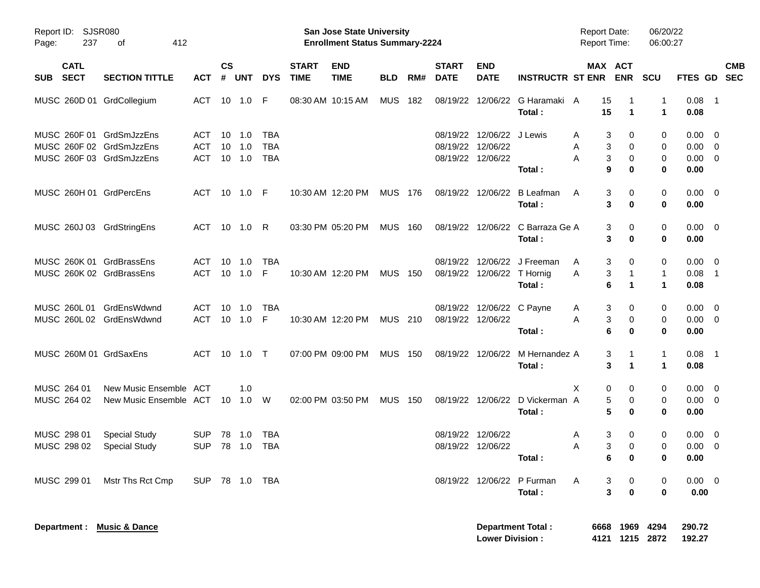Report ID: SJSR080
Page: 237 of 412

**San Jose State University**
**Enrollment Status Summary-2224**

Report Date: 06/20/22
Report Time: 06:00:27

| SUB | CATL SECT | SECTION TITTLE | ACT | CS # | UNT | DYS | START TIME | END TIME | BLD | RM# | START DATE | END DATE | INSTRUCTR | ST | MAX ENR | ACT ENR | SCU | FTES | GD | CMB SEC |
|---|---|---|---|---|---|---|---|---|---|---|---|---|---|---|---|---|---|---|---|---|
| MUSC | 260D 01 | GrdCollegium | ACT | 10 | 1.0 | F | 08:30 AM | 10:15 AM | MUS | 182 | 08/19/22 | 12/06/22 | G Haramaki | A | 15 | 1 | 1 | 0.08 | 1 | |
| | | | | | | | | | | | | | **Total :** | | **15** | **1** | **1** | **0.08** | | |
| MUSC | 260F 01 | GrdSmJzzEns | ACT | 10 | 1.0 | TBA | | | | | 08/19/22 | 12/06/22 | J Lewis | A | 3 | 0 | 0 | 0.00 | 0 | |
| MUSC | 260F 02 | GrdSmJzzEns | ACT | 10 | 1.0 | TBA | | | | | 08/19/22 | 12/06/22 | | A | 3 | 0 | 0 | 0.00 | 0 | |
| MUSC | 260F 03 | GrdSmJzzEns | ACT | 10 | 1.0 | TBA | | | | | 08/19/22 | 12/06/22 | | A | 3 | 0 | 0 | 0.00 | 0 | |
| | | | | | | | | | | | | | **Total :** | | **9** | **0** | **0** | **0.00** | | |
| MUSC | 260H 01 | GrdPercEns | ACT | 10 | 1.0 | F | 10:30 AM | 12:20 PM | MUS | 176 | 08/19/22 | 12/06/22 | B Leafman | A | 3 | 0 | 0 | 0.00 | 0 | |
| | | | | | | | | | | | | | **Total :** | | **3** | **0** | **0** | **0.00** | | |
| MUSC | 260J 03 | GrdStringEns | ACT | 10 | 1.0 | R | 03:30 PM | 05:20 PM | MUS | 160 | 08/19/22 | 12/06/22 | C Barraza Ge | A | 3 | 0 | 0 | 0.00 | 0 | |
| | | | | | | | | | | | | | **Total :** | | **3** | **0** | **0** | **0.00** | | |
| MUSC | 260K 01 | GrdBrassEns | ACT | 10 | 1.0 | TBA | | | | | 08/19/22 | 12/06/22 | J Freeman | A | 3 | 0 | 0 | 0.00 | 0 | |
| MUSC | 260K 02 | GrdBrassEns | ACT | 10 | 1.0 | F | 10:30 AM | 12:20 PM | MUS | 150 | 08/19/22 | 12/06/22 | T Hornig | A | 3 | 1 | 1 | 0.08 | 1 | |
| | | | | | | | | | | | | | **Total :** | | **6** | **1** | **1** | **0.08** | | |
| MUSC | 260L 01 | GrdEnsWdwnd | ACT | 10 | 1.0 | TBA | | | | | 08/19/22 | 12/06/22 | C Payne | A | 3 | 0 | 0 | 0.00 | 0 | |
| MUSC | 260L 02 | GrdEnsWdwnd | ACT | 10 | 1.0 | F | 10:30 AM | 12:20 PM | MUS | 210 | 08/19/22 | 12/06/22 | | A | 3 | 0 | 0 | 0.00 | 0 | |
| | | | | | | | | | | | | | **Total :** | | **6** | **0** | **0** | **0.00** | | |
| MUSC | 260M 01 | GrdSaxEns | ACT | 10 | 1.0 | T | 07:00 PM | 09:00 PM | MUS | 150 | 08/19/22 | 12/06/22 | M Hernandez | A | 3 | 1 | 1 | 0.08 | 1 | |
| | | | | | | | | | | | | | **Total :** | | **3** | **1** | **1** | **0.08** | | |
| MUSC | 264 01 | New Music Ensemble | ACT | | 1.0 | | | | | | | | | X | 0 | 0 | 0 | 0.00 | 0 | |
| MUSC | 264 02 | New Music Ensemble | ACT | 10 | 1.0 | W | 02:00 PM | 03:50 PM | MUS | 150 | 08/19/22 | 12/06/22 | D Vickerman | A | 5 | 0 | 0 | 0.00 | 0 | |
| | | | | | | | | | | | | | **Total :** | | **5** | **0** | **0** | **0.00** | | |
| MUSC | 298 01 | Special Study | SUP | 78 | 1.0 | TBA | | | | | 08/19/22 | 12/06/22 | | A | 3 | 0 | 0 | 0.00 | 0 | |
| MUSC | 298 02 | Special Study | SUP | 78 | 1.0 | TBA | | | | | 08/19/22 | 12/06/22 | | A | 3 | 0 | 0 | 0.00 | 0 | |
| | | | | | | | | | | | | | **Total :** | | **6** | **0** | **0** | **0.00** | | |
| MUSC | 299 01 | Mstr Ths Rct Cmp | SUP | 78 | 1.0 | TBA | | | | | 08/19/22 | 12/06/22 | P Furman | A | 3 | 0 | 0 | 0.00 | 0 | |
| | | | | | | | | | | | | | **Total :** | | **3** | **0** | **0** | **0.00** | | |

**Department : Music & Dance**

| | MAX ENR | ACT ENR | SCU | FTES |
|---|---|---|---|---|
| **Department Total :** | **6668** | **1969** | **4294** | **290.72** |
| **Lower Division :** | **4121** | **1215** | **2872** | **192.27** |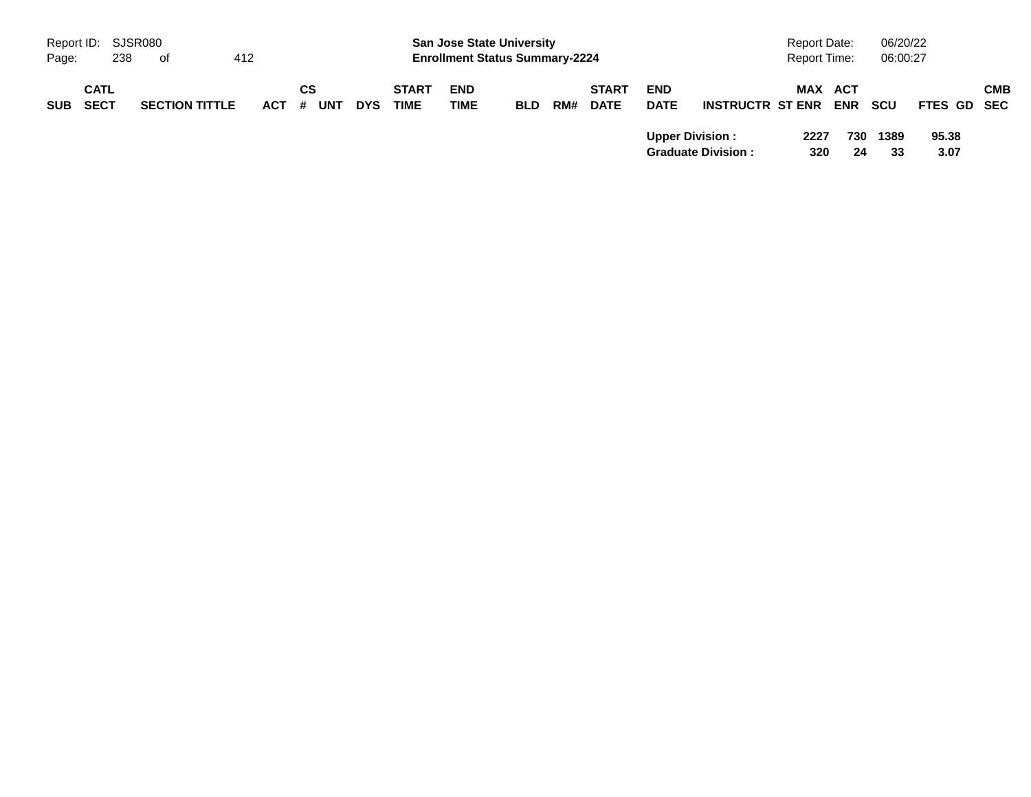| SUB | CATL SECT | SECTION TITTLE | ACT | CS # | UNT | DYS | START TIME | END TIME | BLD | RM# | START DATE | END DATE | INSTRUCTR | ST | MAX ENR | ACT ENR | SCU | FTES | GD | CMB SEC |
|---|---|---|---|---|---|---|---|---|---|---|---|---|---|---|---|---|---|---|---|---|
| | | | | | | | | | | | | **Upper Division :** | | | **2227** | **730** | **1389** | **95.38** | | |
| | | | | | | | | | | | | **Graduate Division :** | | | **320** | **24** | **33** | **3.07** | | |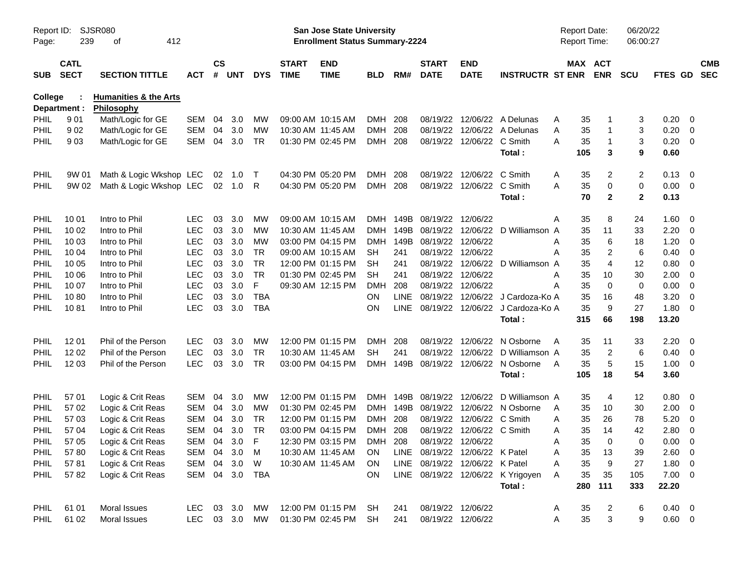Report ID: SJSR080
San Jose State University
Enrollment Status Summary-2224
Report Date: 06/20/22
Report Time: 06:00:27

**College : Humanities & the Arts**
**Department : Philosophy**

| SUB | CATL SECT | SECTION TITTLE | ACT | CS # | UNT | DYS | START TIME | END TIME | BLD | RM# | START DATE | END DATE | INSTRUCTR | ST | MAX ENR | ACT ENR | SCU | FTES | GD | CMB SEC |
|---|---|---|---|---|---|---|---|---|---|---|---|---|---|---|---|---|---|---|---|---|
| PHIL | 9 01 | Math/Logic for GE | SEM | 04 | 3.0 | MW | 09:00 AM | 10:15 AM | DMH | 208 | 08/19/22 | 12/06/22 | A Delunas | A | 35 | 1 | 3 | 0.20 | 0 | |
| PHIL | 9 02 | Math/Logic for GE | SEM | 04 | 3.0 | MW | 10:30 AM | 11:45 AM | DMH | 208 | 08/19/22 | 12/06/22 | A Delunas | A | 35 | 1 | 3 | 0.20 | 0 | |
| PHIL | 9 03 | Math/Logic for GE | SEM | 04 | 3.0 | TR | 01:30 PM | 02:45 PM | DMH | 208 | 08/19/22 | 12/06/22 | C Smith | A | 35 | 1 | 3 | 0.20 | 0 | |
| | | | | | | | | | | | | | **Total :** | | **105** | **3** | **9** | **0.60** | | |
| PHIL | 9W 01 | Math & Logic Wkshop | LEC | 02 | 1.0 | T | 04:30 PM | 05:20 PM | DMH | 208 | 08/19/22 | 12/06/22 | C Smith | A | 35 | 2 | 2 | 0.13 | 0 | |
| PHIL | 9W 02 | Math & Logic Wkshop | LEC | 02 | 1.0 | R | 04:30 PM | 05:20 PM | DMH | 208 | 08/19/22 | 12/06/22 | C Smith | A | 35 | 0 | 0 | 0.00 | 0 | |
| | | | | | | | | | | | | | **Total :** | | **70** | **2** | **2** | **0.13** | | |
| PHIL | 10 01 | Intro to Phil | LEC | 03 | 3.0 | MW | 09:00 AM | 10:15 AM | DMH | 149B | 08/19/22 | 12/06/22 | | A | 35 | 8 | 24 | 1.60 | 0 | |
| PHIL | 10 02 | Intro to Phil | LEC | 03 | 3.0 | MW | 10:30 AM | 11:45 AM | DMH | 149B | 08/19/22 | 12/06/22 | D Williamson | A | 35 | 11 | 33 | 2.20 | 0 | |
| PHIL | 10 03 | Intro to Phil | LEC | 03 | 3.0 | MW | 03:00 PM | 04:15 PM | DMH | 149B | 08/19/22 | 12/06/22 | | A | 35 | 6 | 18 | 1.20 | 0 | |
| PHIL | 10 04 | Intro to Phil | LEC | 03 | 3.0 | TR | 09:00 AM | 10:15 AM | SH | 241 | 08/19/22 | 12/06/22 | | A | 35 | 2 | 6 | 0.40 | 0 | |
| PHIL | 10 05 | Intro to Phil | LEC | 03 | 3.0 | TR | 12:00 PM | 01:15 PM | SH | 241 | 08/19/22 | 12/06/22 | D Williamson | A | 35 | 4 | 12 | 0.80 | 0 | |
| PHIL | 10 06 | Intro to Phil | LEC | 03 | 3.0 | TR | 01:30 PM | 02:45 PM | SH | 241 | 08/19/22 | 12/06/22 | | A | 35 | 10 | 30 | 2.00 | 0 | |
| PHIL | 10 07 | Intro to Phil | LEC | 03 | 3.0 | F | 09:30 AM | 12:15 PM | DMH | 208 | 08/19/22 | 12/06/22 | | A | 35 | 0 | 0 | 0.00 | 0 | |
| PHIL | 10 80 | Intro to Phil | LEC | 03 | 3.0 | TBA | | | ON | LINE | 08/19/22 | 12/06/22 | J Cardoza-Ko | A | 35 | 16 | 48 | 3.20 | 0 | |
| PHIL | 10 81 | Intro to Phil | LEC | 03 | 3.0 | TBA | | | ON | LINE | 08/19/22 | 12/06/22 | J Cardoza-Ko | A | 35 | 9 | 27 | 1.80 | 0 | |
| | | | | | | | | | | | | | **Total :** | | **315** | **66** | **198** | **13.20** | | |
| PHIL | 12 01 | Phil of the Person | LEC | 03 | 3.0 | MW | 12:00 PM | 01:15 PM | DMH | 208 | 08/19/22 | 12/06/22 | N Osborne | A | 35 | 11 | 33 | 2.20 | 0 | |
| PHIL | 12 02 | Phil of the Person | LEC | 03 | 3.0 | TR | 10:30 AM | 11:45 AM | SH | 241 | 08/19/22 | 12/06/22 | D Williamson | A | 35 | 2 | 6 | 0.40 | 0 | |
| PHIL | 12 03 | Phil of the Person | LEC | 03 | 3.0 | TR | 03:00 PM | 04:15 PM | DMH | 149B | 08/19/22 | 12/06/22 | N Osborne | A | 35 | 5 | 15 | 1.00 | 0 | |
| | | | | | | | | | | | | | **Total :** | | **105** | **18** | **54** | **3.60** | | |
| PHIL | 57 01 | Logic & Crit Reas | SEM | 04 | 3.0 | MW | 12:00 PM | 01:15 PM | DMH | 149B | 08/19/22 | 12/06/22 | D Williamson | A | 35 | 4 | 12 | 0.80 | 0 | |
| PHIL | 57 02 | Logic & Crit Reas | SEM | 04 | 3.0 | MW | 01:30 PM | 02:45 PM | DMH | 149B | 08/19/22 | 12/06/22 | N Osborne | A | 35 | 10 | 30 | 2.00 | 0 | |
| PHIL | 57 03 | Logic & Crit Reas | SEM | 04 | 3.0 | TR | 12:00 PM | 01:15 PM | DMH | 208 | 08/19/22 | 12/06/22 | C Smith | A | 35 | 26 | 78 | 5.20 | 0 | |
| PHIL | 57 04 | Logic & Crit Reas | SEM | 04 | 3.0 | TR | 03:00 PM | 04:15 PM | DMH | 208 | 08/19/22 | 12/06/22 | C Smith | A | 35 | 14 | 42 | 2.80 | 0 | |
| PHIL | 57 05 | Logic & Crit Reas | SEM | 04 | 3.0 | F | 12:30 PM | 03:15 PM | DMH | 208 | 08/19/22 | 12/06/22 | | A | 35 | 0 | 0 | 0.00 | 0 | |
| PHIL | 57 80 | Logic & Crit Reas | SEM | 04 | 3.0 | M | 10:30 AM | 11:45 AM | ON | LINE | 08/19/22 | 12/06/22 | K Patel | A | 35 | 13 | 39 | 2.60 | 0 | |
| PHIL | 57 81 | Logic & Crit Reas | SEM | 04 | 3.0 | W | 10:30 AM | 11:45 AM | ON | LINE | 08/19/22 | 12/06/22 | K Patel | A | 35 | 9 | 27 | 1.80 | 0 | |
| PHIL | 57 82 | Logic & Crit Reas | SEM | 04 | 3.0 | TBA | | | ON | LINE | 08/19/22 | 12/06/22 | K Yrigoyen | A | 35 | 35 | 105 | 7.00 | 0 | |
| | | | | | | | | | | | | | **Total :** | | **280** | **111** | **333** | **22.20** | | |
| PHIL | 61 01 | Moral Issues | LEC | 03 | 3.0 | MW | 12:00 PM | 01:15 PM | SH | 241 | 08/19/22 | 12/06/22 | | A | 35 | 2 | 6 | 0.40 | 0 | |
| PHIL | 61 02 | Moral Issues | LEC | 03 | 3.0 | MW | 01:30 PM | 02:45 PM | SH | 241 | 08/19/22 | 12/06/22 | | A | 35 | 3 | 9 | 0.60 | 0 | |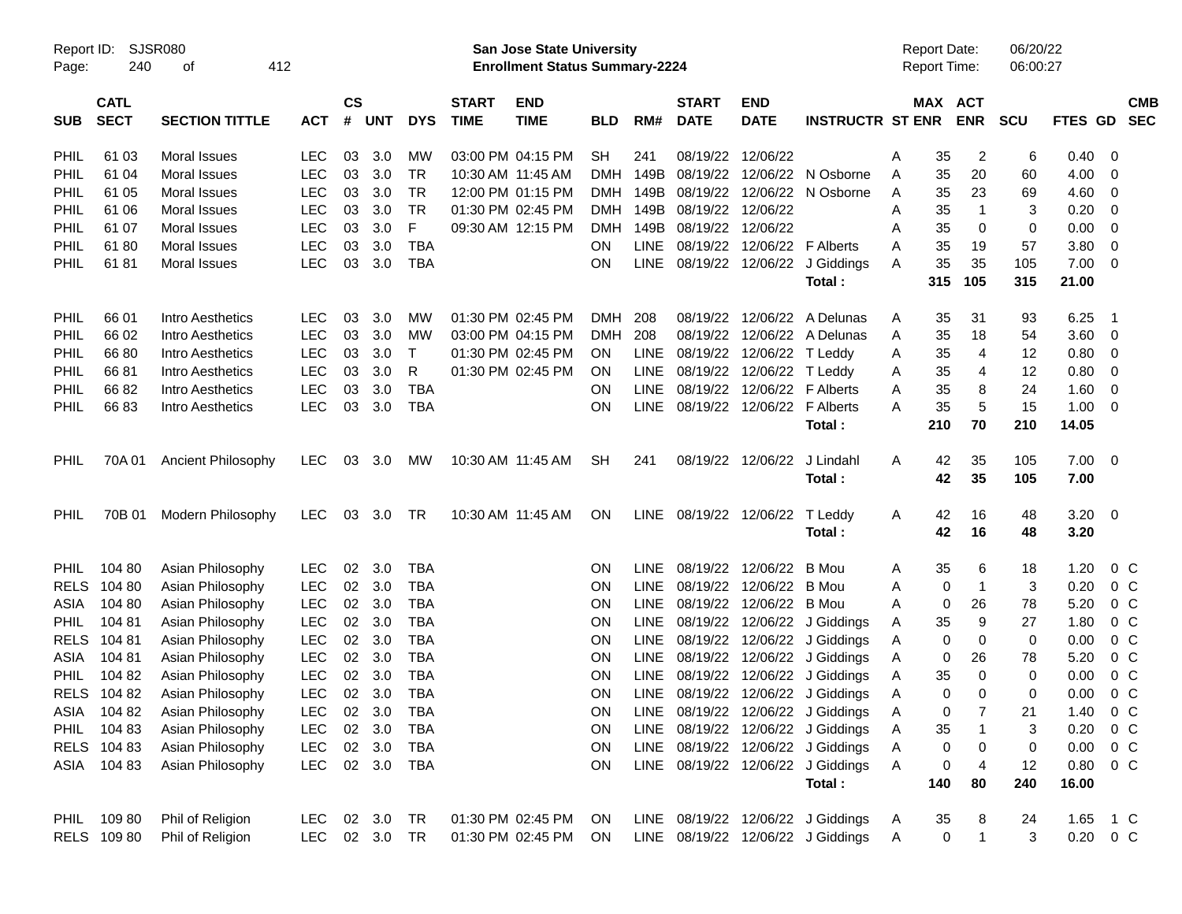Report ID: SJSR080
San Jose State University
Enrollment Status Summary-2224
Report Date: 06/20/22
Report Time: 06:00:27

| SUB | CATL SECT | SECTION TITTLE | ACT | CS # | UNT | DYS | START TIME | END TIME | BLD | RM# | START DATE | END DATE | INSTRUCTR | ST | MAX ENR | ACT ENR | SCU | FTES | GD | CMB SEC |
|---|---|---|---|---|---|---|---|---|---|---|---|---|---|---|---|---|---|---|---|---|
| PHIL | 61 03 | Moral Issues | LEC | 03 | 3.0 | MW | 03:00 PM | 04:15 PM | SH | 241 | 08/19/22 | 12/06/22 | | A | 35 | 2 | 6 | 0.40 | 0 | |
| PHIL | 61 04 | Moral Issues | LEC | 03 | 3.0 | TR | 10:30 AM | 11:45 AM | DMH | 149B | 08/19/22 | 12/06/22 | N Osborne | A | 35 | 20 | 60 | 4.00 | 0 | |
| PHIL | 61 05 | Moral Issues | LEC | 03 | 3.0 | TR | 12:00 PM | 01:15 PM | DMH | 149B | 08/19/22 | 12/06/22 | N Osborne | A | 35 | 23 | 69 | 4.60 | 0 | |
| PHIL | 61 06 | Moral Issues | LEC | 03 | 3.0 | TR | 01:30 PM | 02:45 PM | DMH | 149B | 08/19/22 | 12/06/22 | | A | 35 | 1 | 3 | 0.20 | 0 | |
| PHIL | 61 07 | Moral Issues | LEC | 03 | 3.0 | F | 09:30 AM | 12:15 PM | DMH | 149B | 08/19/22 | 12/06/22 | | A | 35 | 0 | 0 | 0.00 | 0 | |
| PHIL | 61 80 | Moral Issues | LEC | 03 | 3.0 | TBA | | | ON | LINE | 08/19/22 | 12/06/22 | F Alberts | A | 35 | 19 | 57 | 3.80 | 0 | |
| PHIL | 61 81 | Moral Issues | LEC | 03 | 3.0 | TBA | | | ON | LINE | 08/19/22 | 12/06/22 | J Giddings | A | 35 | 35 | 105 | 7.00 | 0 | |
| | | | | | | | | | | | | | **Total :** | | **315** | **105** | **315** | **21.00** | | |
| PHIL | 66 01 | Intro Aesthetics | LEC | 03 | 3.0 | MW | 01:30 PM | 02:45 PM | DMH | 208 | 08/19/22 | 12/06/22 | A Delunas | A | 35 | 31 | 93 | 6.25 | 1 | |
| PHIL | 66 02 | Intro Aesthetics | LEC | 03 | 3.0 | MW | 03:00 PM | 04:15 PM | DMH | 208 | 08/19/22 | 12/06/22 | A Delunas | A | 35 | 18 | 54 | 3.60 | 0 | |
| PHIL | 66 80 | Intro Aesthetics | LEC | 03 | 3.0 | T | 01:30 PM | 02:45 PM | ON | LINE | 08/19/22 | 12/06/22 | T Leddy | A | 35 | 4 | 12 | 0.80 | 0 | |
| PHIL | 66 81 | Intro Aesthetics | LEC | 03 | 3.0 | R | 01:30 PM | 02:45 PM | ON | LINE | 08/19/22 | 12/06/22 | T Leddy | A | 35 | 4 | 12 | 0.80 | 0 | |
| PHIL | 66 82 | Intro Aesthetics | LEC | 03 | 3.0 | TBA | | | ON | LINE | 08/19/22 | 12/06/22 | F Alberts | A | 35 | 8 | 24 | 1.60 | 0 | |
| PHIL | 66 83 | Intro Aesthetics | LEC | 03 | 3.0 | TBA | | | ON | LINE | 08/19/22 | 12/06/22 | F Alberts | A | 35 | 5 | 15 | 1.00 | 0 | |
| | | | | | | | | | | | | | **Total :** | | **210** | **70** | **210** | **14.05** | | |
| PHIL | 70A 01 | Ancient Philosophy | LEC | 03 | 3.0 | MW | 10:30 AM | 11:45 AM | SH | 241 | 08/19/22 | 12/06/22 | J Lindahl | A | 42 | 35 | 105 | 7.00 | 0 | |
| | | | | | | | | | | | | | **Total :** | | **42** | **35** | **105** | **7.00** | | |
| PHIL | 70B 01 | Modern Philosophy | LEC | 03 | 3.0 | TR | 10:30 AM | 11:45 AM | ON | LINE | 08/19/22 | 12/06/22 | T Leddy | A | 42 | 16 | 48 | 3.20 | 0 | |
| | | | | | | | | | | | | | **Total :** | | **42** | **16** | **48** | **3.20** | | |
| PHIL | 104 80 | Asian Philosophy | LEC | 02 | 3.0 | TBA | | | ON | LINE | 08/19/22 | 12/06/22 | B Mou | A | 35 | 6 | 18 | 1.20 | 0 | C |
| RELS | 104 80 | Asian Philosophy | LEC | 02 | 3.0 | TBA | | | ON | LINE | 08/19/22 | 12/06/22 | B Mou | A | 0 | 1 | 3 | 0.20 | 0 | C |
| ASIA | 104 80 | Asian Philosophy | LEC | 02 | 3.0 | TBA | | | ON | LINE | 08/19/22 | 12/06/22 | B Mou | A | 0 | 26 | 78 | 5.20 | 0 | C |
| PHIL | 104 81 | Asian Philosophy | LEC | 02 | 3.0 | TBA | | | ON | LINE | 08/19/22 | 12/06/22 | J Giddings | A | 35 | 9 | 27 | 1.80 | 0 | C |
| RELS | 104 81 | Asian Philosophy | LEC | 02 | 3.0 | TBA | | | ON | LINE | 08/19/22 | 12/06/22 | J Giddings | A | 0 | 0 | 0 | 0.00 | 0 | C |
| ASIA | 104 81 | Asian Philosophy | LEC | 02 | 3.0 | TBA | | | ON | LINE | 08/19/22 | 12/06/22 | J Giddings | A | 0 | 26 | 78 | 5.20 | 0 | C |
| PHIL | 104 82 | Asian Philosophy | LEC | 02 | 3.0 | TBA | | | ON | LINE | 08/19/22 | 12/06/22 | J Giddings | A | 35 | 0 | 0 | 0.00 | 0 | C |
| RELS | 104 82 | Asian Philosophy | LEC | 02 | 3.0 | TBA | | | ON | LINE | 08/19/22 | 12/06/22 | J Giddings | A | 0 | 0 | 0 | 0.00 | 0 | C |
| ASIA | 104 82 | Asian Philosophy | LEC | 02 | 3.0 | TBA | | | ON | LINE | 08/19/22 | 12/06/22 | J Giddings | A | 0 | 7 | 21 | 1.40 | 0 | C |
| PHIL | 104 83 | Asian Philosophy | LEC | 02 | 3.0 | TBA | | | ON | LINE | 08/19/22 | 12/06/22 | J Giddings | A | 35 | 1 | 3 | 0.20 | 0 | C |
| RELS | 104 83 | Asian Philosophy | LEC | 02 | 3.0 | TBA | | | ON | LINE | 08/19/22 | 12/06/22 | J Giddings | A | 0 | 0 | 0 | 0.00 | 0 | C |
| ASIA | 104 83 | Asian Philosophy | LEC | 02 | 3.0 | TBA | | | ON | LINE | 08/19/22 | 12/06/22 | J Giddings | A | 0 | 4 | 12 | 0.80 | 0 | C |
| | | | | | | | | | | | | | **Total :** | | **140** | **80** | **240** | **16.00** | | |
| PHIL | 109 80 | Phil of Religion | LEC | 02 | 3.0 | TR | 01:30 PM | 02:45 PM | ON | LINE | 08/19/22 | 12/06/22 | J Giddings | A | 35 | 8 | 24 | 1.65 | 1 | C |
| RELS | 109 80 | Phil of Religion | LEC | 02 | 3.0 | TR | 01:30 PM | 02:45 PM | ON | LINE | 08/19/22 | 12/06/22 | J Giddings | A | 0 | 1 | 3 | 0.20 | 0 | C |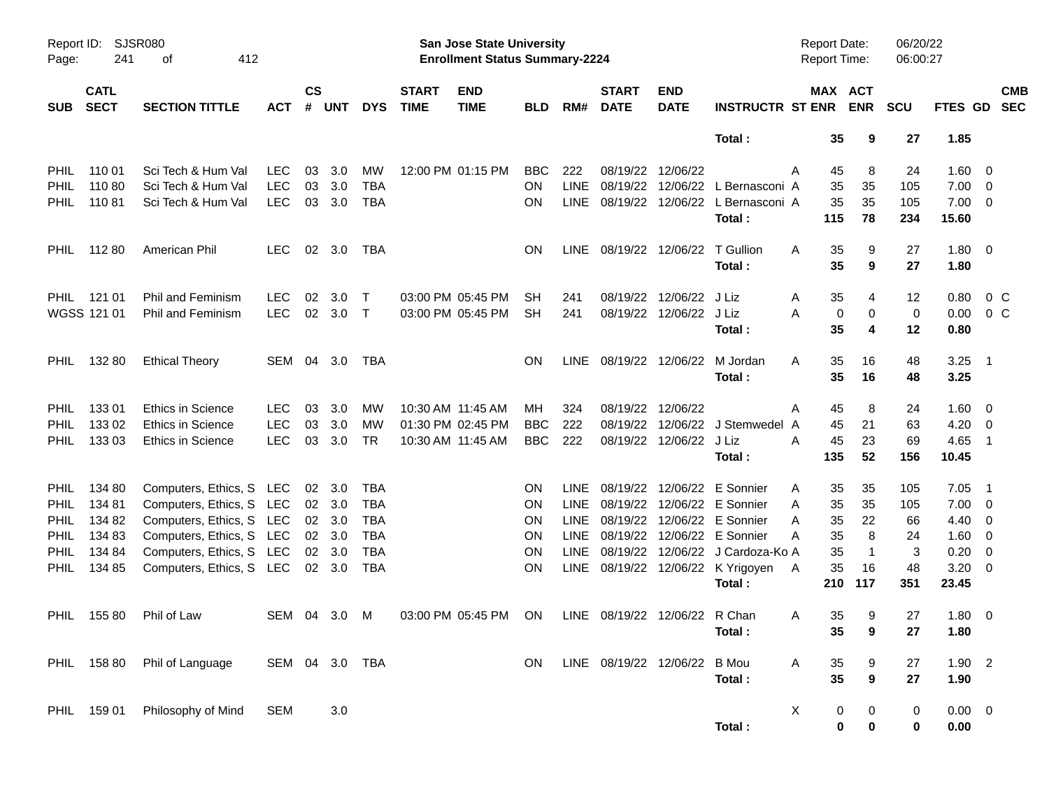| SUB | CATL SECT | SECTION TITTLE | ACT | CS # | UNT | DYS | START TIME | END TIME | BLD | RM# | START DATE | END DATE | INSTRUCTR | ST | MAX ENR | ACT ENR | SCU | FTES | GD | CMB SEC |
|---|---|---|---|---|---|---|---|---|---|---|---|---|---|---|---|---|---|---|---|---|
| | | | | | | | | | | | | | **Total :** | | **35** | **9** | **27** | **1.85** | | |
| PHIL | 110 01 | Sci Tech & Hum Val | LEC | 03 | 3.0 | MW | 12:00 PM | 01:15 PM | BBC | 222 | 08/19/22 | 12/06/22 | | A | 45 | 8 | 24 | 1.60 | 0 | |
| PHIL | 110 80 | Sci Tech & Hum Val | LEC | 03 | 3.0 | TBA | | | ON | LINE | 08/19/22 | 12/06/22 | L Bernasconi | A | 35 | 35 | 105 | 7.00 | 0 | |
| PHIL | 110 81 | Sci Tech & Hum Val | LEC | 03 | 3.0 | TBA | | | ON | LINE | 08/19/22 | 12/06/22 | L Bernasconi | A | 35 | 35 | 105 | 7.00 | 0 | |
| | | | | | | | | | | | | | **Total :** | | **115** | **78** | **234** | **15.60** | | |
| PHIL | 112 80 | American Phil | LEC | 02 | 3.0 | TBA | | | ON | LINE | 08/19/22 | 12/06/22 | T Gullion | A | 35 | 9 | 27 | 1.80 | 0 | |
| | | | | | | | | | | | | | **Total :** | | **35** | **9** | **27** | **1.80** | | |
| PHIL | 121 01 | Phil and Feminism | LEC | 02 | 3.0 | T | 03:00 PM | 05:45 PM | SH | 241 | 08/19/22 | 12/06/22 | J Liz | A | 35 | 4 | 12 | 0.80 | 0 | C |
| WGSS | 121 01 | Phil and Feminism | LEC | 02 | 3.0 | T | 03:00 PM | 05:45 PM | SH | 241 | 08/19/22 | 12/06/22 | J Liz | A | 0 | 0 | 0 | 0.00 | 0 | C |
| | | | | | | | | | | | | | **Total :** | | **35** | **4** | **12** | **0.80** | | |
| PHIL | 132 80 | Ethical Theory | SEM | 04 | 3.0 | TBA | | | ON | LINE | 08/19/22 | 12/06/22 | M Jordan | A | 35 | 16 | 48 | 3.25 | 1 | |
| | | | | | | | | | | | | | **Total :** | | **35** | **16** | **48** | **3.25** | | |
| PHIL | 133 01 | Ethics in Science | LEC | 03 | 3.0 | MW | 10:30 AM | 11:45 AM | MH | 324 | 08/19/22 | 12/06/22 | | A | 45 | 8 | 24 | 1.60 | 0 | |
| PHIL | 133 02 | Ethics in Science | LEC | 03 | 3.0 | MW | 01:30 PM | 02:45 PM | BBC | 222 | 08/19/22 | 12/06/22 | J Stemwedel | A | 45 | 21 | 63 | 4.20 | 0 | |
| PHIL | 133 03 | Ethics in Science | LEC | 03 | 3.0 | TR | 10:30 AM | 11:45 AM | BBC | 222 | 08/19/22 | 12/06/22 | J Liz | A | 45 | 23 | 69 | 4.65 | 1 | |
| | | | | | | | | | | | | | **Total :** | | **135** | **52** | **156** | **10.45** | | |
| PHIL | 134 80 | Computers, Ethics, S | LEC | 02 | 3.0 | TBA | | | ON | LINE | 08/19/22 | 12/06/22 | E Sonnier | A | 35 | 35 | 105 | 7.05 | 1 | |
| PHIL | 134 81 | Computers, Ethics, S | LEC | 02 | 3.0 | TBA | | | ON | LINE | 08/19/22 | 12/06/22 | E Sonnier | A | 35 | 35 | 105 | 7.00 | 0 | |
| PHIL | 134 82 | Computers, Ethics, S | LEC | 02 | 3.0 | TBA | | | ON | LINE | 08/19/22 | 12/06/22 | E Sonnier | A | 35 | 22 | 66 | 4.40 | 0 | |
| PHIL | 134 83 | Computers, Ethics, S | LEC | 02 | 3.0 | TBA | | | ON | LINE | 08/19/22 | 12/06/22 | E Sonnier | A | 35 | 8 | 24 | 1.60 | 0 | |
| PHIL | 134 84 | Computers, Ethics, S | LEC | 02 | 3.0 | TBA | | | ON | LINE | 08/19/22 | 12/06/22 | J Cardoza-Ko | A | 35 | 1 | 3 | 0.20 | 0 | |
| PHIL | 134 85 | Computers, Ethics, S | LEC | 02 | 3.0 | TBA | | | ON | LINE | 08/19/22 | 12/06/22 | K Yrigoyen | A | 35 | 16 | 48 | 3.20 | 0 | |
| | | | | | | | | | | | | | **Total :** | | **210** | **117** | **351** | **23.45** | | |
| PHIL | 155 80 | Phil of Law | SEM | 04 | 3.0 | M | 03:00 PM | 05:45 PM | ON | LINE | 08/19/22 | 12/06/22 | R Chan | A | 35 | 9 | 27 | 1.80 | 0 | |
| | | | | | | | | | | | | | **Total :** | | **35** | **9** | **27** | **1.80** | | |
| PHIL | 158 80 | Phil of Language | SEM | 04 | 3.0 | TBA | | | ON | LINE | 08/19/22 | 12/06/22 | B Mou | A | 35 | 9 | 27 | 1.90 | 2 | |
| | | | | | | | | | | | | | **Total :** | | **35** | **9** | **27** | **1.90** | | |
| PHIL | 159 01 | Philosophy of Mind | SEM | | 3.0 | | | | | | | | | X | 0 | 0 | 0 | 0.00 | 0 | |
| | | | | | | | | | | | | | **Total :** | | **0** | **0** | **0** | **0.00** | | |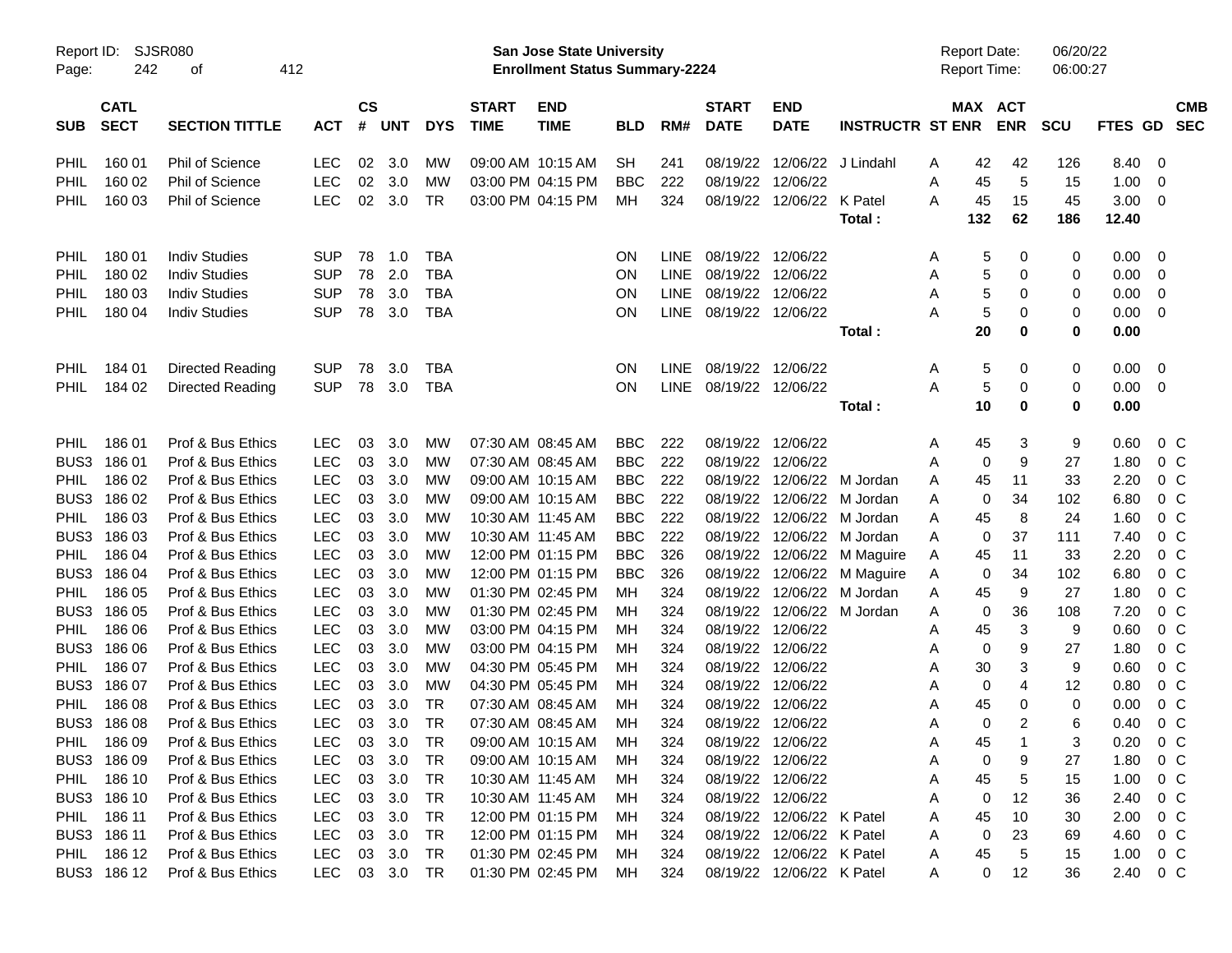Report ID: SJSR080

**San Jose State University**
**Enrollment Status Summary-2224**

Report Date: 06/20/22
Report Time: 06:00:27

| SUB | CATL SECT | SECTION TITTLE | ACT | CS # | UNT | DYS | START TIME | END TIME | BLD | RM# | START DATE | END DATE | INSTRUCTR | ST | MAX ENR | ACT ENR | SCU | FTES | GD | CMB SEC |
|---|---|---|---|---|---|---|---|---|---|---|---|---|---|---|---|---|---|---|---|---|
| PHIL | 160 01 | Phil of Science | LEC | 02 | 3.0 | MW | 09:00 AM | 10:15 AM | SH | 241 | 08/19/22 | 12/06/22 | J Lindahl | A | 42 | 42 | 126 | 8.40 | 0 | |
| PHIL | 160 02 | Phil of Science | LEC | 02 | 3.0 | MW | 03:00 PM | 04:15 PM | BBC | 222 | 08/19/22 | 12/06/22 | | A | 45 | 5 | 15 | 1.00 | 0 | |
| PHIL | 160 03 | Phil of Science | LEC | 02 | 3.0 | TR | 03:00 PM | 04:15 PM | MH | 324 | 08/19/22 | 12/06/22 | K Patel | A | 45 | 15 | 45 | 3.00 | 0 | |
| | | | | | | | | | | | | | **Total :** | | **132** | **62** | **186** | **12.40** | | |
| PHIL | 180 01 | Indiv Studies | SUP | 78 | 1.0 | TBA | | | ON | LINE | 08/19/22 | 12/06/22 | | A | 5 | 0 | 0 | 0.00 | 0 | |
| PHIL | 180 02 | Indiv Studies | SUP | 78 | 2.0 | TBA | | | ON | LINE | 08/19/22 | 12/06/22 | | A | 5 | 0 | 0 | 0.00 | 0 | |
| PHIL | 180 03 | Indiv Studies | SUP | 78 | 3.0 | TBA | | | ON | LINE | 08/19/22 | 12/06/22 | | A | 5 | 0 | 0 | 0.00 | 0 | |
| PHIL | 180 04 | Indiv Studies | SUP | 78 | 3.0 | TBA | | | ON | LINE | 08/19/22 | 12/06/22 | | A | 5 | 0 | 0 | 0.00 | 0 | |
| | | | | | | | | | | | | | **Total :** | | **20** | **0** | **0** | **0.00** | | |
| PHIL | 184 01 | Directed Reading | SUP | 78 | 3.0 | TBA | | | ON | LINE | 08/19/22 | 12/06/22 | | A | 5 | 0 | 0 | 0.00 | 0 | |
| PHIL | 184 02 | Directed Reading | SUP | 78 | 3.0 | TBA | | | ON | LINE | 08/19/22 | 12/06/22 | | A | 5 | 0 | 0 | 0.00 | 0 | |
| | | | | | | | | | | | | | **Total :** | | **10** | **0** | **0** | **0.00** | | |
| PHIL | 186 01 | Prof & Bus Ethics | LEC | 03 | 3.0 | MW | 07:30 AM | 08:45 AM | BBC | 222 | 08/19/22 | 12/06/22 | | A | 45 | 3 | 9 | 0.60 | 0 | C |
| BUS3 | 186 01 | Prof & Bus Ethics | LEC | 03 | 3.0 | MW | 07:30 AM | 08:45 AM | BBC | 222 | 08/19/22 | 12/06/22 | | A | 0 | 9 | 27 | 1.80 | 0 | C |
| PHIL | 186 02 | Prof & Bus Ethics | LEC | 03 | 3.0 | MW | 09:00 AM | 10:15 AM | BBC | 222 | 08/19/22 | 12/06/22 | M Jordan | A | 45 | 11 | 33 | 2.20 | 0 | C |
| BUS3 | 186 02 | Prof & Bus Ethics | LEC | 03 | 3.0 | MW | 09:00 AM | 10:15 AM | BBC | 222 | 08/19/22 | 12/06/22 | M Jordan | A | 0 | 34 | 102 | 6.80 | 0 | C |
| PHIL | 186 03 | Prof & Bus Ethics | LEC | 03 | 3.0 | MW | 10:30 AM | 11:45 AM | BBC | 222 | 08/19/22 | 12/06/22 | M Jordan | A | 45 | 8 | 24 | 1.60 | 0 | C |
| BUS3 | 186 03 | Prof & Bus Ethics | LEC | 03 | 3.0 | MW | 10:30 AM | 11:45 AM | BBC | 222 | 08/19/22 | 12/06/22 | M Jordan | A | 0 | 37 | 111 | 7.40 | 0 | C |
| PHIL | 186 04 | Prof & Bus Ethics | LEC | 03 | 3.0 | MW | 12:00 PM | 01:15 PM | BBC | 326 | 08/19/22 | 12/06/22 | M Maguire | A | 45 | 11 | 33 | 2.20 | 0 | C |
| BUS3 | 186 04 | Prof & Bus Ethics | LEC | 03 | 3.0 | MW | 12:00 PM | 01:15 PM | BBC | 326 | 08/19/22 | 12/06/22 | M Maguire | A | 0 | 34 | 102 | 6.80 | 0 | C |
| PHIL | 186 05 | Prof & Bus Ethics | LEC | 03 | 3.0 | MW | 01:30 PM | 02:45 PM | MH | 324 | 08/19/22 | 12/06/22 | M Jordan | A | 45 | 9 | 27 | 1.80 | 0 | C |
| BUS3 | 186 05 | Prof & Bus Ethics | LEC | 03 | 3.0 | MW | 01:30 PM | 02:45 PM | MH | 324 | 08/19/22 | 12/06/22 | M Jordan | A | 0 | 36 | 108 | 7.20 | 0 | C |
| PHIL | 186 06 | Prof & Bus Ethics | LEC | 03 | 3.0 | MW | 03:00 PM | 04:15 PM | MH | 324 | 08/19/22 | 12/06/22 | | A | 45 | 3 | 9 | 0.60 | 0 | C |
| BUS3 | 186 06 | Prof & Bus Ethics | LEC | 03 | 3.0 | MW | 03:00 PM | 04:15 PM | MH | 324 | 08/19/22 | 12/06/22 | | A | 0 | 9 | 27 | 1.80 | 0 | C |
| PHIL | 186 07 | Prof & Bus Ethics | LEC | 03 | 3.0 | MW | 04:30 PM | 05:45 PM | MH | 324 | 08/19/22 | 12/06/22 | | A | 30 | 3 | 9 | 0.60 | 0 | C |
| BUS3 | 186 07 | Prof & Bus Ethics | LEC | 03 | 3.0 | MW | 04:30 PM | 05:45 PM | MH | 324 | 08/19/22 | 12/06/22 | | A | 0 | 4 | 12 | 0.80 | 0 | C |
| PHIL | 186 08 | Prof & Bus Ethics | LEC | 03 | 3.0 | TR | 07:30 AM | 08:45 AM | MH | 324 | 08/19/22 | 12/06/22 | | A | 45 | 0 | 0 | 0.00 | 0 | C |
| BUS3 | 186 08 | Prof & Bus Ethics | LEC | 03 | 3.0 | TR | 07:30 AM | 08:45 AM | MH | 324 | 08/19/22 | 12/06/22 | | A | 0 | 2 | 6 | 0.40 | 0 | C |
| PHIL | 186 09 | Prof & Bus Ethics | LEC | 03 | 3.0 | TR | 09:00 AM | 10:15 AM | MH | 324 | 08/19/22 | 12/06/22 | | A | 45 | 1 | 3 | 0.20 | 0 | C |
| BUS3 | 186 09 | Prof & Bus Ethics | LEC | 03 | 3.0 | TR | 09:00 AM | 10:15 AM | MH | 324 | 08/19/22 | 12/06/22 | | A | 0 | 9 | 27 | 1.80 | 0 | C |
| PHIL | 186 10 | Prof & Bus Ethics | LEC | 03 | 3.0 | TR | 10:30 AM | 11:45 AM | MH | 324 | 08/19/22 | 12/06/22 | | A | 45 | 5 | 15 | 1.00 | 0 | C |
| BUS3 | 186 10 | Prof & Bus Ethics | LEC | 03 | 3.0 | TR | 10:30 AM | 11:45 AM | MH | 324 | 08/19/22 | 12/06/22 | | A | 0 | 12 | 36 | 2.40 | 0 | C |
| PHIL | 186 11 | Prof & Bus Ethics | LEC | 03 | 3.0 | TR | 12:00 PM | 01:15 PM | MH | 324 | 08/19/22 | 12/06/22 | K Patel | A | 45 | 10 | 30 | 2.00 | 0 | C |
| BUS3 | 186 11 | Prof & Bus Ethics | LEC | 03 | 3.0 | TR | 12:00 PM | 01:15 PM | MH | 324 | 08/19/22 | 12/06/22 | K Patel | A | 0 | 23 | 69 | 4.60 | 0 | C |
| PHIL | 186 12 | Prof & Bus Ethics | LEC | 03 | 3.0 | TR | 01:30 PM | 02:45 PM | MH | 324 | 08/19/22 | 12/06/22 | K Patel | A | 45 | 5 | 15 | 1.00 | 0 | C |
| BUS3 | 186 12 | Prof & Bus Ethics | LEC | 03 | 3.0 | TR | 01:30 PM | 02:45 PM | MH | 324 | 08/19/22 | 12/06/22 | K Patel | A | 0 | 12 | 36 | 2.40 | 0 | C |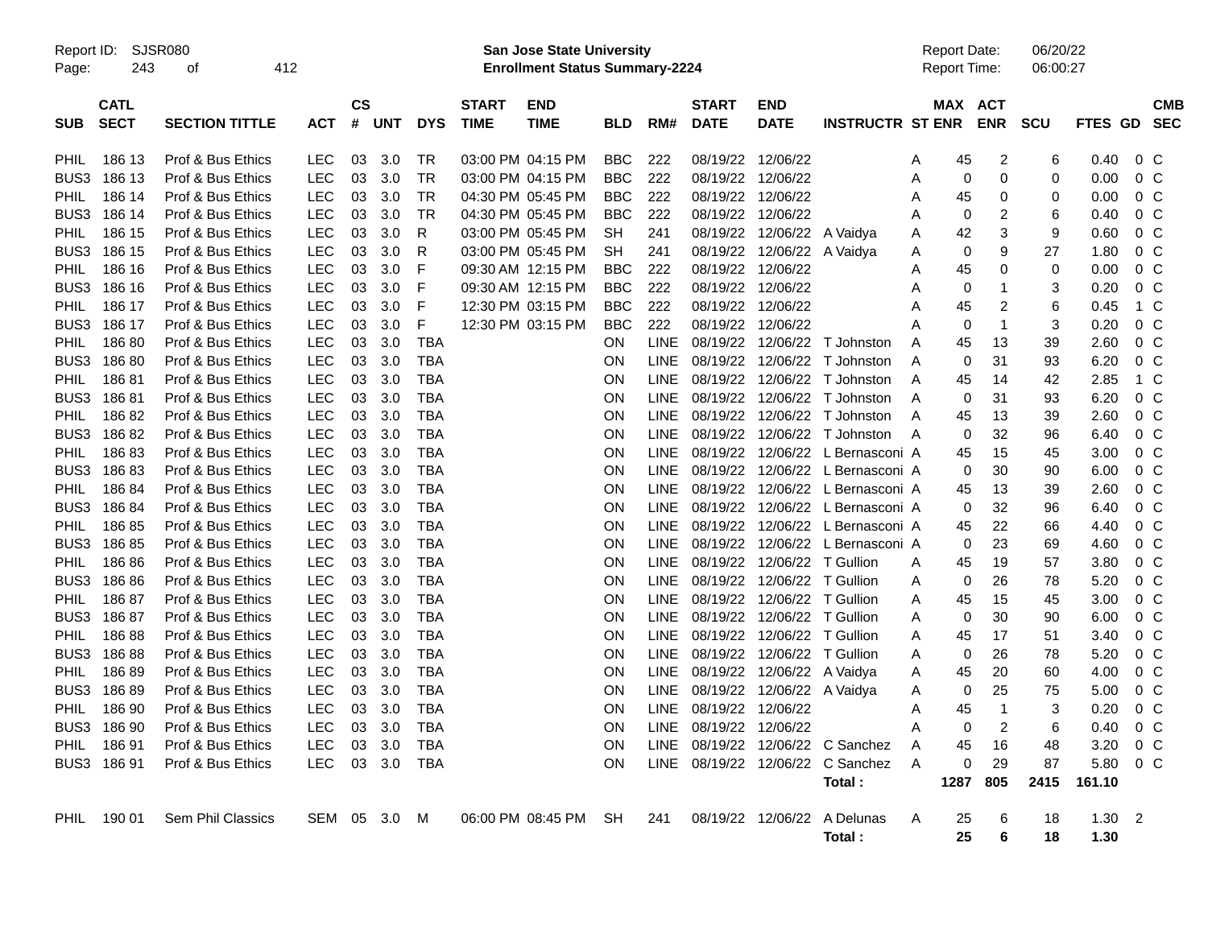Report ID: SJSR080 **San Jose State University** Report Date: 06/20/22
**Enrollment Status Summary-2224** Report Time: 06:00:27

| SUB | CATL SECT | SECTION TITTLE | ACT | CS # | UNT | DYS | START TIME | END TIME | BLD | RM# | START DATE | END DATE | INSTRUCTR | ST | MAX ENR | ACT ENR | SCU | FTES | GD | CMB SEC |
|---|---|---|---|---|---|---|---|---|---|---|---|---|---|---|---|---|---|---|---|---|
| PHIL | 186 13 | Prof & Bus Ethics | LEC | 03 | 3.0 | TR | 03:00 PM | 04:15 PM | BBC | 222 | 08/19/22 | 12/06/22 | | A | 45 | 2 | 6 | 0.40 | 0 | C |
| BUS3 | 186 13 | Prof & Bus Ethics | LEC | 03 | 3.0 | TR | 03:00 PM | 04:15 PM | BBC | 222 | 08/19/22 | 12/06/22 | | A | 0 | 0 | 0 | 0.00 | 0 | C |
| PHIL | 186 14 | Prof & Bus Ethics | LEC | 03 | 3.0 | TR | 04:30 PM | 05:45 PM | BBC | 222 | 08/19/22 | 12/06/22 | | A | 45 | 0 | 0 | 0.00 | 0 | C |
| BUS3 | 186 14 | Prof & Bus Ethics | LEC | 03 | 3.0 | TR | 04:30 PM | 05:45 PM | BBC | 222 | 08/19/22 | 12/06/22 | | A | 0 | 2 | 6 | 0.40 | 0 | C |
| PHIL | 186 15 | Prof & Bus Ethics | LEC | 03 | 3.0 | R | 03:00 PM | 05:45 PM | SH | 241 | 08/19/22 | 12/06/22 | A Vaidya | A | 42 | 3 | 9 | 0.60 | 0 | C |
| BUS3 | 186 15 | Prof & Bus Ethics | LEC | 03 | 3.0 | R | 03:00 PM | 05:45 PM | SH | 241 | 08/19/22 | 12/06/22 | A Vaidya | A | 0 | 9 | 27 | 1.80 | 0 | C |
| PHIL | 186 16 | Prof & Bus Ethics | LEC | 03 | 3.0 | F | 09:30 AM | 12:15 PM | BBC | 222 | 08/19/22 | 12/06/22 | | A | 45 | 0 | 0 | 0.00 | 0 | C |
| BUS3 | 186 16 | Prof & Bus Ethics | LEC | 03 | 3.0 | F | 09:30 AM | 12:15 PM | BBC | 222 | 08/19/22 | 12/06/22 | | A | 0 | 1 | 3 | 0.20 | 0 | C |
| PHIL | 186 17 | Prof & Bus Ethics | LEC | 03 | 3.0 | F | 12:30 PM | 03:15 PM | BBC | 222 | 08/19/22 | 12/06/22 | | A | 45 | 2 | 6 | 0.45 | 1 | C |
| BUS3 | 186 17 | Prof & Bus Ethics | LEC | 03 | 3.0 | F | 12:30 PM | 03:15 PM | BBC | 222 | 08/19/22 | 12/06/22 | | A | 0 | 1 | 3 | 0.20 | 0 | C |
| PHIL | 186 80 | Prof & Bus Ethics | LEC | 03 | 3.0 | TBA | | | ON | LINE | 08/19/22 | 12/06/22 | T Johnston | A | 45 | 13 | 39 | 2.60 | 0 | C |
| BUS3 | 186 80 | Prof & Bus Ethics | LEC | 03 | 3.0 | TBA | | | ON | LINE | 08/19/22 | 12/06/22 | T Johnston | A | 0 | 31 | 93 | 6.20 | 0 | C |
| PHIL | 186 81 | Prof & Bus Ethics | LEC | 03 | 3.0 | TBA | | | ON | LINE | 08/19/22 | 12/06/22 | T Johnston | A | 45 | 14 | 42 | 2.85 | 1 | C |
| BUS3 | 186 81 | Prof & Bus Ethics | LEC | 03 | 3.0 | TBA | | | ON | LINE | 08/19/22 | 12/06/22 | T Johnston | A | 0 | 31 | 93 | 6.20 | 0 | C |
| PHIL | 186 82 | Prof & Bus Ethics | LEC | 03 | 3.0 | TBA | | | ON | LINE | 08/19/22 | 12/06/22 | T Johnston | A | 45 | 13 | 39 | 2.60 | 0 | C |
| BUS3 | 186 82 | Prof & Bus Ethics | LEC | 03 | 3.0 | TBA | | | ON | LINE | 08/19/22 | 12/06/22 | T Johnston | A | 0 | 32 | 96 | 6.40 | 0 | C |
| PHIL | 186 83 | Prof & Bus Ethics | LEC | 03 | 3.0 | TBA | | | ON | LINE | 08/19/22 | 12/06/22 | L Bernasconi | A | 45 | 15 | 45 | 3.00 | 0 | C |
| BUS3 | 186 83 | Prof & Bus Ethics | LEC | 03 | 3.0 | TBA | | | ON | LINE | 08/19/22 | 12/06/22 | L Bernasconi | A | 0 | 30 | 90 | 6.00 | 0 | C |
| PHIL | 186 84 | Prof & Bus Ethics | LEC | 03 | 3.0 | TBA | | | ON | LINE | 08/19/22 | 12/06/22 | L Bernasconi | A | 45 | 13 | 39 | 2.60 | 0 | C |
| BUS3 | 186 84 | Prof & Bus Ethics | LEC | 03 | 3.0 | TBA | | | ON | LINE | 08/19/22 | 12/06/22 | L Bernasconi | A | 0 | 32 | 96 | 6.40 | 0 | C |
| PHIL | 186 85 | Prof & Bus Ethics | LEC | 03 | 3.0 | TBA | | | ON | LINE | 08/19/22 | 12/06/22 | L Bernasconi | A | 45 | 22 | 66 | 4.40 | 0 | C |
| BUS3 | 186 85 | Prof & Bus Ethics | LEC | 03 | 3.0 | TBA | | | ON | LINE | 08/19/22 | 12/06/22 | L Bernasconi | A | 0 | 23 | 69 | 4.60 | 0 | C |
| PHIL | 186 86 | Prof & Bus Ethics | LEC | 03 | 3.0 | TBA | | | ON | LINE | 08/19/22 | 12/06/22 | T Gullion | A | 45 | 19 | 57 | 3.80 | 0 | C |
| BUS3 | 186 86 | Prof & Bus Ethics | LEC | 03 | 3.0 | TBA | | | ON | LINE | 08/19/22 | 12/06/22 | T Gullion | A | 0 | 26 | 78 | 5.20 | 0 | C |
| PHIL | 186 87 | Prof & Bus Ethics | LEC | 03 | 3.0 | TBA | | | ON | LINE | 08/19/22 | 12/06/22 | T Gullion | A | 45 | 15 | 45 | 3.00 | 0 | C |
| BUS3 | 186 87 | Prof & Bus Ethics | LEC | 03 | 3.0 | TBA | | | ON | LINE | 08/19/22 | 12/06/22 | T Gullion | A | 0 | 30 | 90 | 6.00 | 0 | C |
| PHIL | 186 88 | Prof & Bus Ethics | LEC | 03 | 3.0 | TBA | | | ON | LINE | 08/19/22 | 12/06/22 | T Gullion | A | 45 | 17 | 51 | 3.40 | 0 | C |
| BUS3 | 186 88 | Prof & Bus Ethics | LEC | 03 | 3.0 | TBA | | | ON | LINE | 08/19/22 | 12/06/22 | T Gullion | A | 0 | 26 | 78 | 5.20 | 0 | C |
| PHIL | 186 89 | Prof & Bus Ethics | LEC | 03 | 3.0 | TBA | | | ON | LINE | 08/19/22 | 12/06/22 | A Vaidya | A | 45 | 20 | 60 | 4.00 | 0 | C |
| BUS3 | 186 89 | Prof & Bus Ethics | LEC | 03 | 3.0 | TBA | | | ON | LINE | 08/19/22 | 12/06/22 | A Vaidya | A | 0 | 25 | 75 | 5.00 | 0 | C |
| PHIL | 186 90 | Prof & Bus Ethics | LEC | 03 | 3.0 | TBA | | | ON | LINE | 08/19/22 | 12/06/22 | | A | 45 | 1 | 3 | 0.20 | 0 | C |
| BUS3 | 186 90 | Prof & Bus Ethics | LEC | 03 | 3.0 | TBA | | | ON | LINE | 08/19/22 | 12/06/22 | | A | 0 | 2 | 6 | 0.40 | 0 | C |
| PHIL | 186 91 | Prof & Bus Ethics | LEC | 03 | 3.0 | TBA | | | ON | LINE | 08/19/22 | 12/06/22 | C Sanchez | A | 45 | 16 | 48 | 3.20 | 0 | C |
| BUS3 | 186 91 | Prof & Bus Ethics | LEC | 03 | 3.0 | TBA | | | ON | LINE | 08/19/22 | 12/06/22 | C Sanchez | A | 0 | 29 | 87 | 5.80 | 0 | C |
| | | | | | | | | | | | | | **Total :** | | **1287** | **805** | **2415** | **161.10** | | |
| PHIL | 190 01 | Sem Phil Classics | SEM | 05 | 3.0 | M | 06:00 PM | 08:45 PM | SH | 241 | 08/19/22 | 12/06/22 | A Delunas | A | 25 | 6 | 18 | 1.30 | 2 | |
| | | | | | | | | | | | | | **Total :** | | **25** | **6** | **18** | **1.30** | | |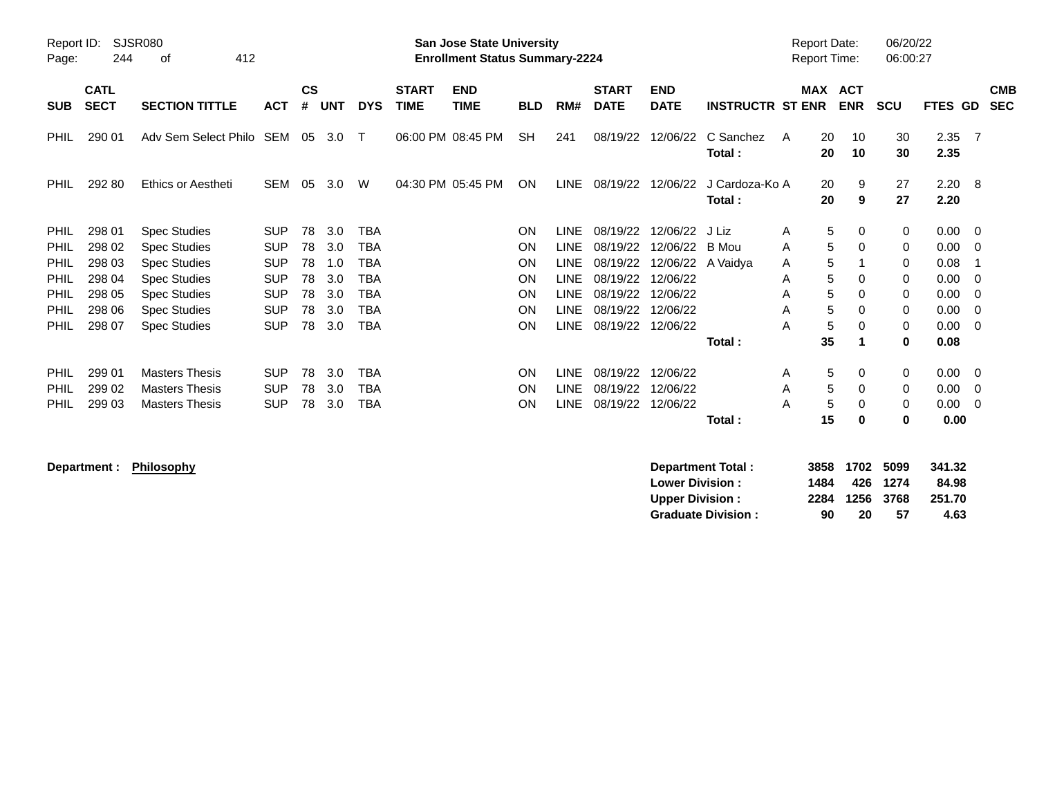Report ID: SJSR080

**San Jose State University**
**Enrollment Status Summary-2224**

Report Date: 06/20/22
Report Time: 06:00:27

| SUB | CATL SECT | SECTION TITTLE | ACT | CS # | UNT | DYS | START TIME | END TIME | BLD | RM# | START DATE | END DATE | INSTRUCTR | ST | MAX ENR | ACT ENR | SCU | FTES | GD | CMB SEC |
|---|---|---|---|---|---|---|---|---|---|---|---|---|---|---|---|---|---|---|---|---|
| PHIL | 290 01 | Adv Sem Select Philo | SEM | 05 | 3.0 | T | 06:00 PM | 08:45 PM | SH | 241 | 08/19/22 | 12/06/22 | C Sanchez | A | 20 | 10 | 30 | 2.35 | 7 | |
| | | | | | | | | | | | | | **Total :** | | **20** | **10** | **30** | **2.35** | | |
| PHIL | 292 80 | Ethics or Aestheti | SEM | 05 | 3.0 | W | 04:30 PM | 05:45 PM | ON | LINE | 08/19/22 | 12/06/22 | J Cardoza-Ko | A | 20 | 9 | 27 | 2.20 | 8 | |
| | | | | | | | | | | | | | **Total :** | | **20** | **9** | **27** | **2.20** | | |
| PHIL | 298 01 | Spec Studies | SUP | 78 | 3.0 | TBA | | | ON | LINE | 08/19/22 | 12/06/22 | J Liz | A | 5 | 0 | 0 | 0.00 | 0 | |
| PHIL | 298 02 | Spec Studies | SUP | 78 | 3.0 | TBA | | | ON | LINE | 08/19/22 | 12/06/22 | B Mou | A | 5 | 0 | 0 | 0.00 | 0 | |
| PHIL | 298 03 | Spec Studies | SUP | 78 | 1.0 | TBA | | | ON | LINE | 08/19/22 | 12/06/22 | A Vaidya | A | 5 | 1 | 0 | 0.08 | 1 | |
| PHIL | 298 04 | Spec Studies | SUP | 78 | 3.0 | TBA | | | ON | LINE | 08/19/22 | 12/06/22 | | A | 5 | 0 | 0 | 0.00 | 0 | |
| PHIL | 298 05 | Spec Studies | SUP | 78 | 3.0 | TBA | | | ON | LINE | 08/19/22 | 12/06/22 | | A | 5 | 0 | 0 | 0.00 | 0 | |
| PHIL | 298 06 | Spec Studies | SUP | 78 | 3.0 | TBA | | | ON | LINE | 08/19/22 | 12/06/22 | | A | 5 | 0 | 0 | 0.00 | 0 | |
| PHIL | 298 07 | Spec Studies | SUP | 78 | 3.0 | TBA | | | ON | LINE | 08/19/22 | 12/06/22 | | A | 5 | 0 | 0 | 0.00 | 0 | |
| | | | | | | | | | | | | | **Total :** | | **35** | **1** | **0** | **0.08** | | |
| PHIL | 299 01 | Masters Thesis | SUP | 78 | 3.0 | TBA | | | ON | LINE | 08/19/22 | 12/06/22 | | A | 5 | 0 | 0 | 0.00 | 0 | |
| PHIL | 299 02 | Masters Thesis | SUP | 78 | 3.0 | TBA | | | ON | LINE | 08/19/22 | 12/06/22 | | A | 5 | 0 | 0 | 0.00 | 0 | |
| PHIL | 299 03 | Masters Thesis | SUP | 78 | 3.0 | TBA | | | ON | LINE | 08/19/22 | 12/06/22 | | A | 5 | 0 | 0 | 0.00 | 0 | |
| | | | | | | | | | | | | | **Total :** | | **15** | **0** | **0** | **0.00** | | |

**Department : Philosophy**

| | MAX ENR | ACT ENR | SCU | FTES |
|---|---|---|---|---|
| **Department Total :** | **3858** | **1702** | **5099** | **341.32** |
| **Lower Division :** | **1484** | **426** | **1274** | **84.98** |
| **Upper Division :** | **2284** | **1256** | **3768** | **251.70** |
| **Graduate Division :** | **90** | **20** | **57** | **4.63** |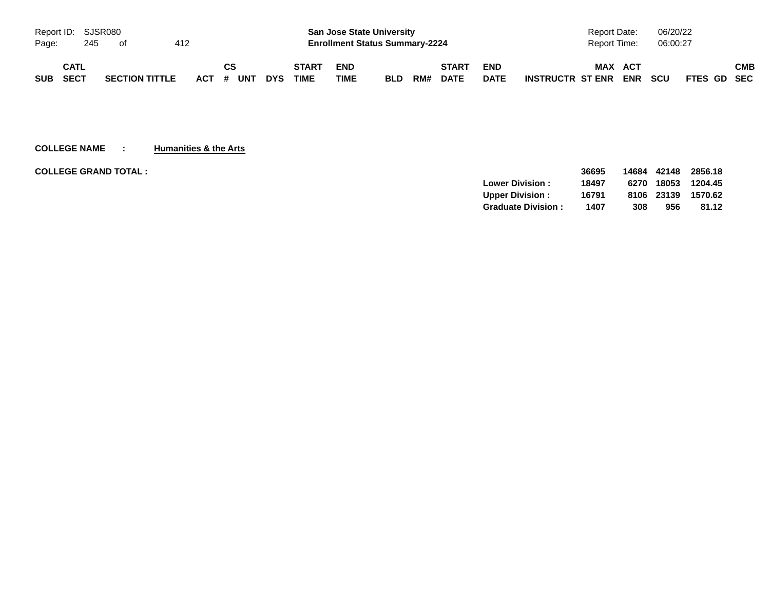**COLLEGE NAME : Humanities & the Arts**

**COLLEGE GRAND TOTAL :**

| | MAX ST ENR | ACT ENR | SCU | FTES |
|---|---|---|---|---|
| **COLLEGE GRAND TOTAL :** | **36695** | **14684** | **42148** | **2856.18** |
| **Lower Division :** | **18497** | **6270** | **18053** | **1204.45** |
| **Upper Division :** | **16791** | **8106** | **23139** | **1570.62** |
| **Graduate Division :** | **1407** | **308** | **956** | **81.12** |